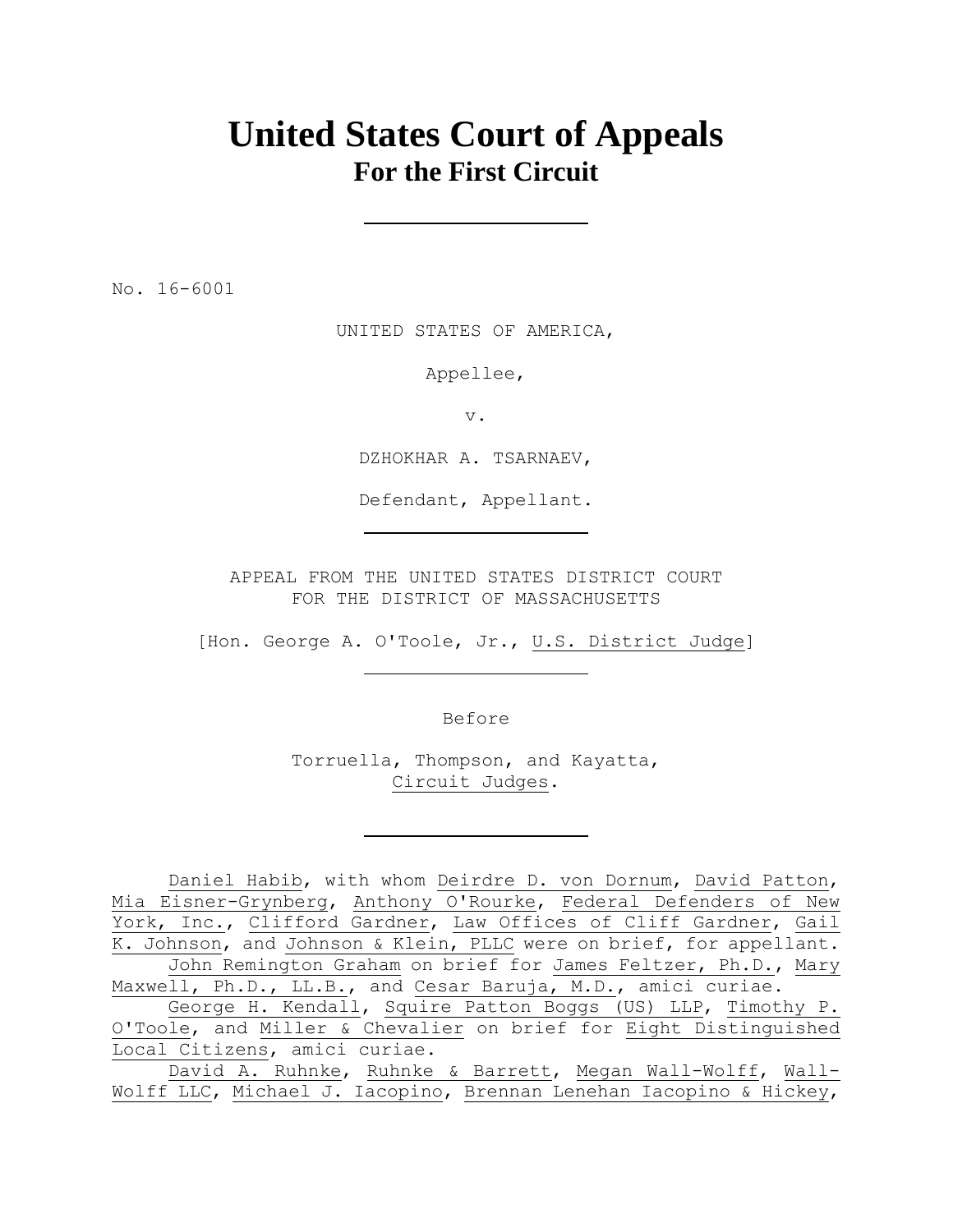# United States Court of Appeals
## For the First Circuit

---

No. 16-6001

UNITED STATES OF AMERICA,

Appellee,

v.

DZHOKHAR A. TSARNAEV,

Defendant, Appellant.

---

APPEAL FROM THE UNITED STATES DISTRICT COURT
FOR THE DISTRICT OF MASSACHUSETTS

[Hon. George A. O'Toole, Jr., U.S. District Judge]

---

Before

Torruella, Thompson, and Kayatta,
Circuit Judges.

---

Daniel Habib, with whom Deirdre D. von Dornum, David Patton, Mia Eisner-Grynberg, Anthony O'Rourke, Federal Defenders of New York, Inc., Clifford Gardner, Law Offices of Cliff Gardner, Gail K. Johnson, and Johnson & Klein, PLLC were on brief, for appellant.

John Remington Graham on brief for James Feltzer, Ph.D., Mary Maxwell, Ph.D., LL.B., and Cesar Baruja, M.D., amici curiae.

George H. Kendall, Squire Patton Boggs (US) LLP, Timothy P. O'Toole, and Miller & Chevalier on brief for Eight Distinguished Local Citizens, amici curiae.

David A. Ruhnke, Ruhnke & Barrett, Megan Wall-Wolff, Wall-Wolff LLC, Michael J. Iacopino, Brennan Lenehan Iacopino & Hickey,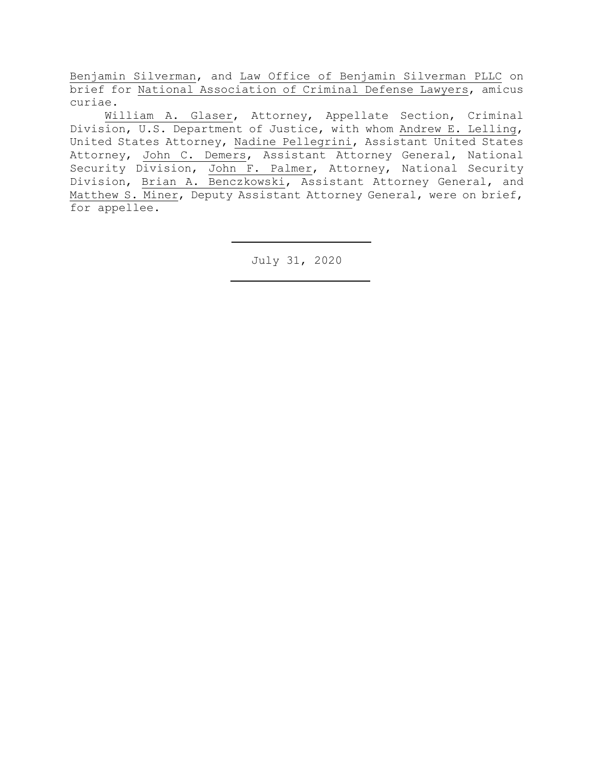Benjamin Silverman, and Law Office of Benjamin Silverman PLLC on brief for National Association of Criminal Defense Lawyers, amicus curiae.

William A. Glaser, Attorney, Appellate Section, Criminal Division, U.S. Department of Justice, with whom Andrew E. Lelling, United States Attorney, Nadine Pellegrini, Assistant United States Attorney, John C. Demers, Assistant Attorney General, National Security Division, John F. Palmer, Attorney, National Security Division, Brian A. Benczkowski, Assistant Attorney General, and Matthew S. Miner, Deputy Assistant Attorney General, were on brief, for appellee.

---

July 31, 2020

---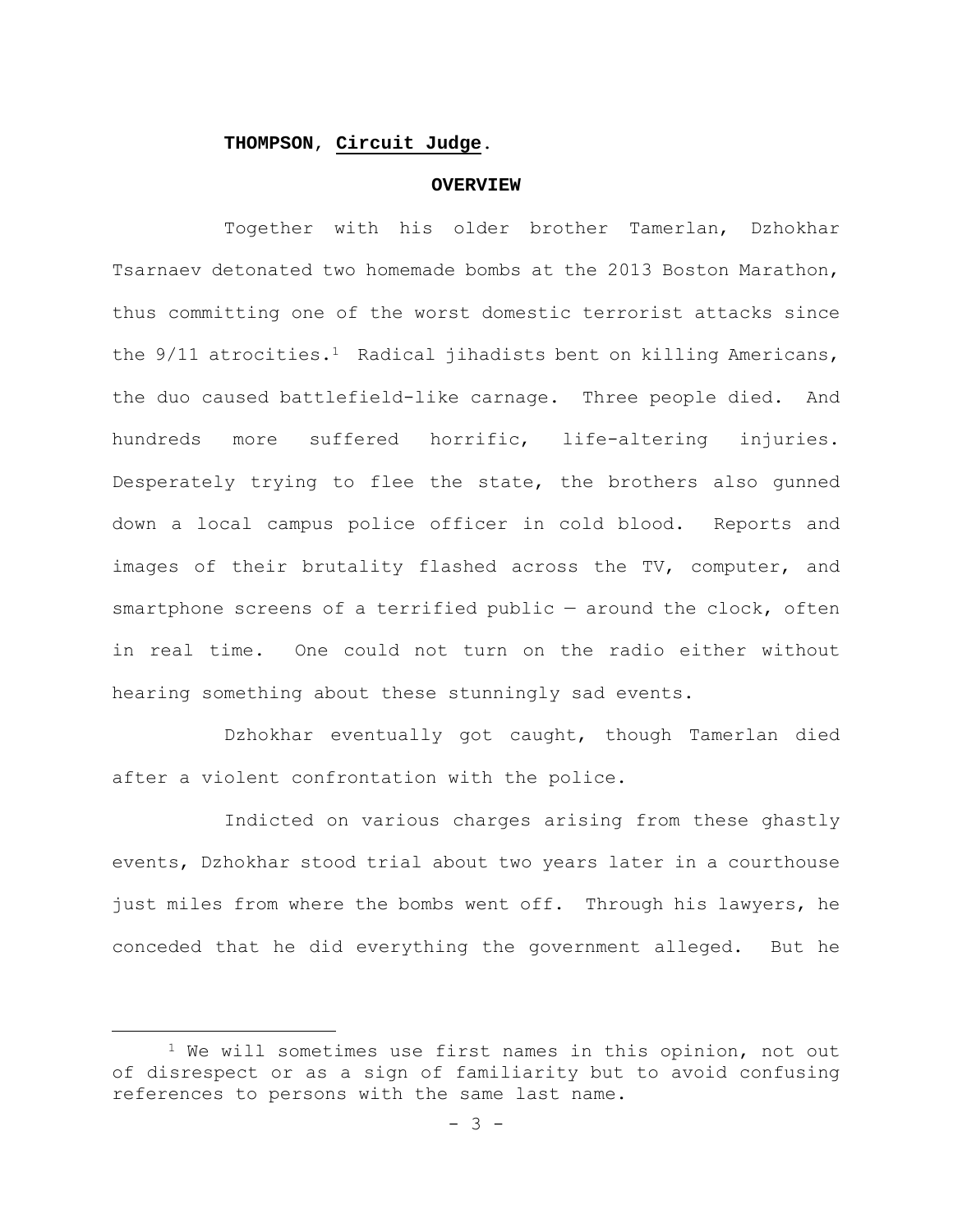**THOMPSON**, **Circuit Judge**.

## OVERVIEW

Together with his older brother Tamerlan, Dzhokhar Tsarnaev detonated two homemade bombs at the 2013 Boston Marathon, thus committing one of the worst domestic terrorist attacks since the 9/11 atrocities.[1] Radical jihadists bent on killing Americans, the duo caused battlefield-like carnage. Three people died. And hundreds more suffered horrific, life-altering injuries. Desperately trying to flee the state, the brothers also gunned down a local campus police officer in cold blood. Reports and images of their brutality flashed across the TV, computer, and smartphone screens of a terrified public — around the clock, often in real time. One could not turn on the radio either without hearing something about these stunningly sad events.

Dzhokhar eventually got caught, though Tamerlan died after a violent confrontation with the police.

Indicted on various charges arising from these ghastly events, Dzhokhar stood trial about two years later in a courthouse just miles from where the bombs went off. Through his lawyers, he conceded that he did everything the government alleged. But he

---

[1] We will sometimes use first names in this opinion, not out of disrespect or as a sign of familiarity but to avoid confusing references to persons with the same last name.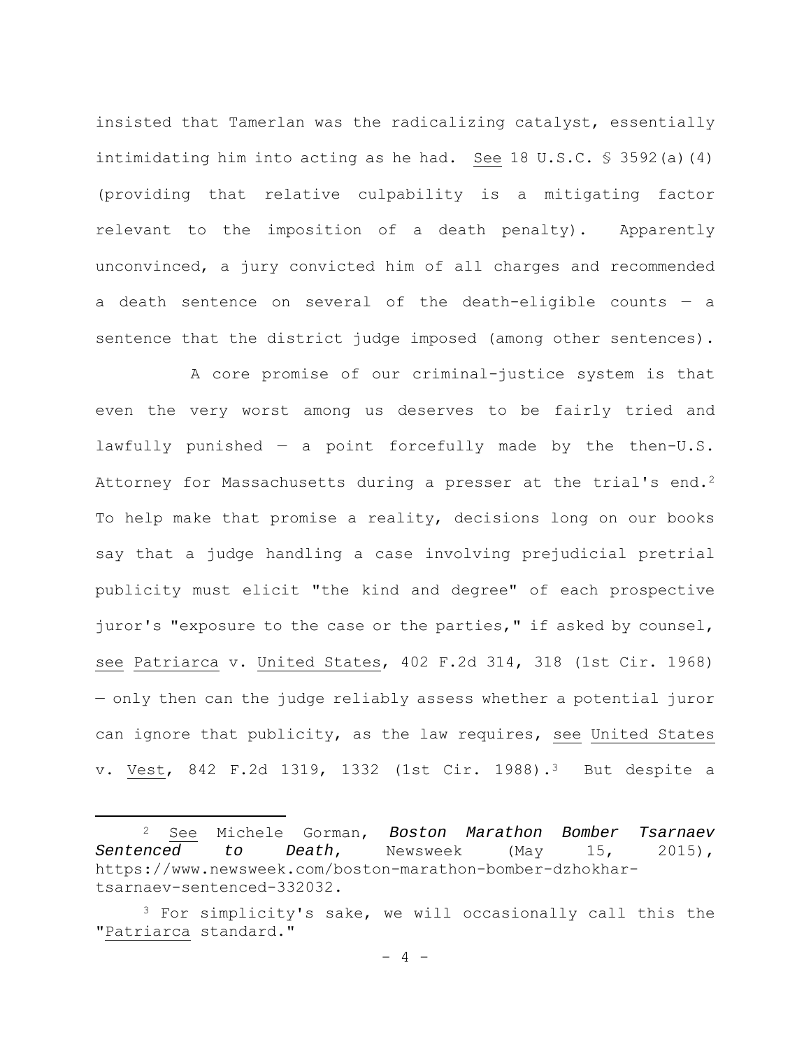insisted that Tamerlan was the radicalizing catalyst, essentially intimidating him into acting as he had. See 18 U.S.C. § 3592(a)(4) (providing that relative culpability is a mitigating factor relevant to the imposition of a death penalty). Apparently unconvinced, a jury convicted him of all charges and recommended a death sentence on several of the death-eligible counts — a sentence that the district judge imposed (among other sentences).

A core promise of our criminal-justice system is that even the very worst among us deserves to be fairly tried and lawfully punished — a point forcefully made by the then-U.S. Attorney for Massachusetts during a presser at the trial's end.[2] To help make that promise a reality, decisions long on our books say that a judge handling a case involving prejudicial pretrial publicity must elicit "the kind and degree" of each prospective juror's "exposure to the case or the parties," if asked by counsel, see Patriarca v. United States, 402 F.2d 314, 318 (1st Cir. 1968) — only then can the judge reliably assess whether a potential juror can ignore that publicity, as the law requires, see United States v. Vest, 842 F.2d 1319, 1332 (1st Cir. 1988).[3] But despite a

---

[2] See Michele Gorman, *Boston Marathon Bomber Tsarnaev Sentenced to Death*, Newsweek (May 15, 2015), https://www.newsweek.com/boston-marathon-bomber-dzhokhar-tsarnaev-sentenced-332032.

[3] For simplicity's sake, we will occasionally call this the "Patriarca standard."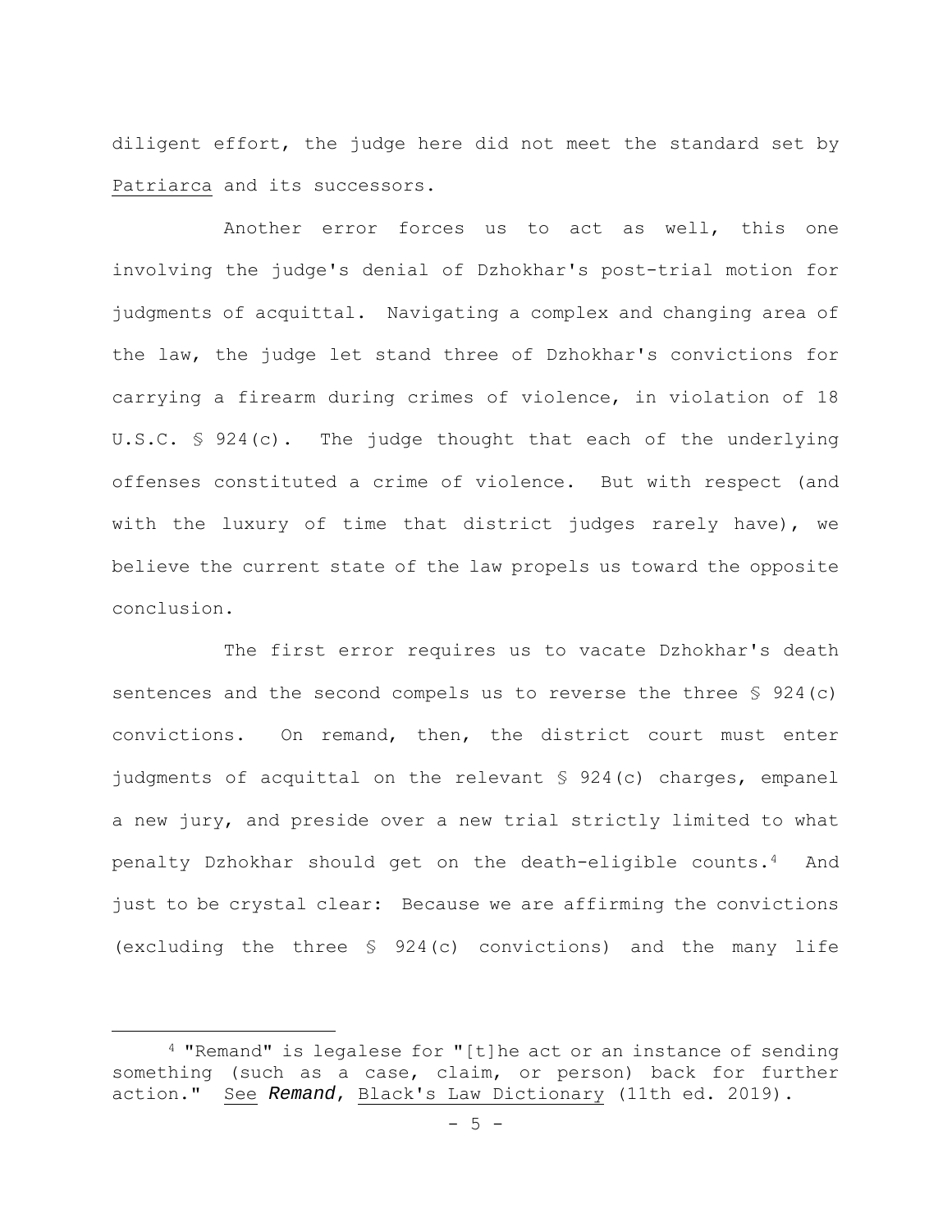diligent effort, the judge here did not meet the standard set by Patriarca and its successors.

Another error forces us to act as well, this one involving the judge's denial of Dzhokhar's post-trial motion for judgments of acquittal. Navigating a complex and changing area of the law, the judge let stand three of Dzhokhar's convictions for carrying a firearm during crimes of violence, in violation of 18 U.S.C. § 924(c). The judge thought that each of the underlying offenses constituted a crime of violence. But with respect (and with the luxury of time that district judges rarely have), we believe the current state of the law propels us toward the opposite conclusion.

The first error requires us to vacate Dzhokhar's death sentences and the second compels us to reverse the three § 924(c) convictions. On remand, then, the district court must enter judgments of acquittal on the relevant § 924(c) charges, empanel a new jury, and preside over a new trial strictly limited to what penalty Dzhokhar should get on the death-eligible counts.[4] And just to be crystal clear: Because we are affirming the convictions (excluding the three § 924(c) convictions) and the many life

---

[4] "Remand" is legalese for "[t]he act or an instance of sending something (such as a case, claim, or person) back for further action." See *Remand*, Black's Law Dictionary (11th ed. 2019).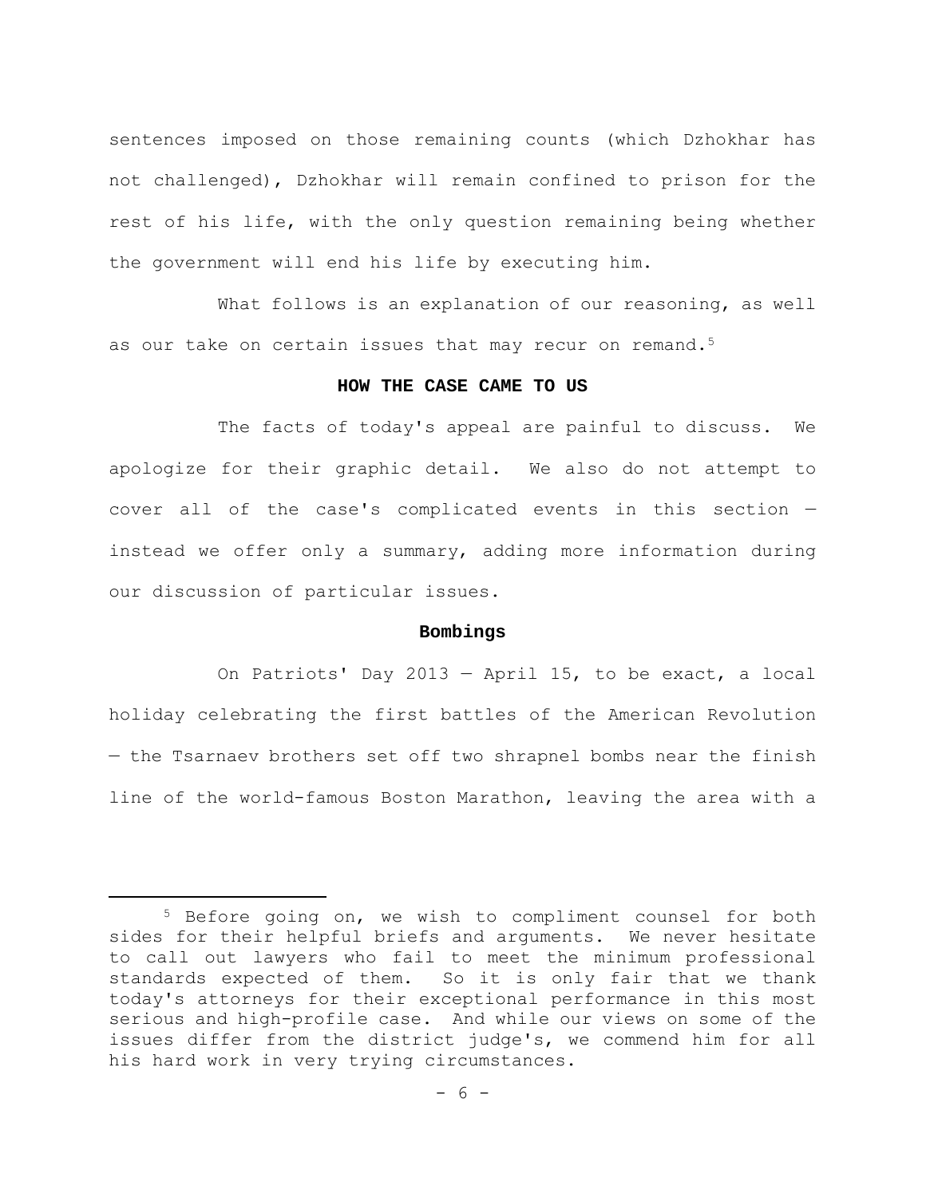sentences imposed on those remaining counts (which Dzhokhar has not challenged), Dzhokhar will remain confined to prison for the rest of his life, with the only question remaining being whether the government will end his life by executing him.

What follows is an explanation of our reasoning, as well as our take on certain issues that may recur on remand.[5]

## HOW THE CASE CAME TO US

The facts of today's appeal are painful to discuss. We apologize for their graphic detail. We also do not attempt to cover all of the case's complicated events in this section — instead we offer only a summary, adding more information during our discussion of particular issues.

### Bombings

On Patriots' Day 2013 — April 15, to be exact, a local holiday celebrating the first battles of the American Revolution — the Tsarnaev brothers set off two shrapnel bombs near the finish line of the world-famous Boston Marathon, leaving the area with a

[5] Before going on, we wish to compliment counsel for both sides for their helpful briefs and arguments. We never hesitate to call out lawyers who fail to meet the minimum professional standards expected of them. So it is only fair that we thank today's attorneys for their exceptional performance in this most serious and high-profile case. And while our views on some of the issues differ from the district judge's, we commend him for all his hard work in very trying circumstances.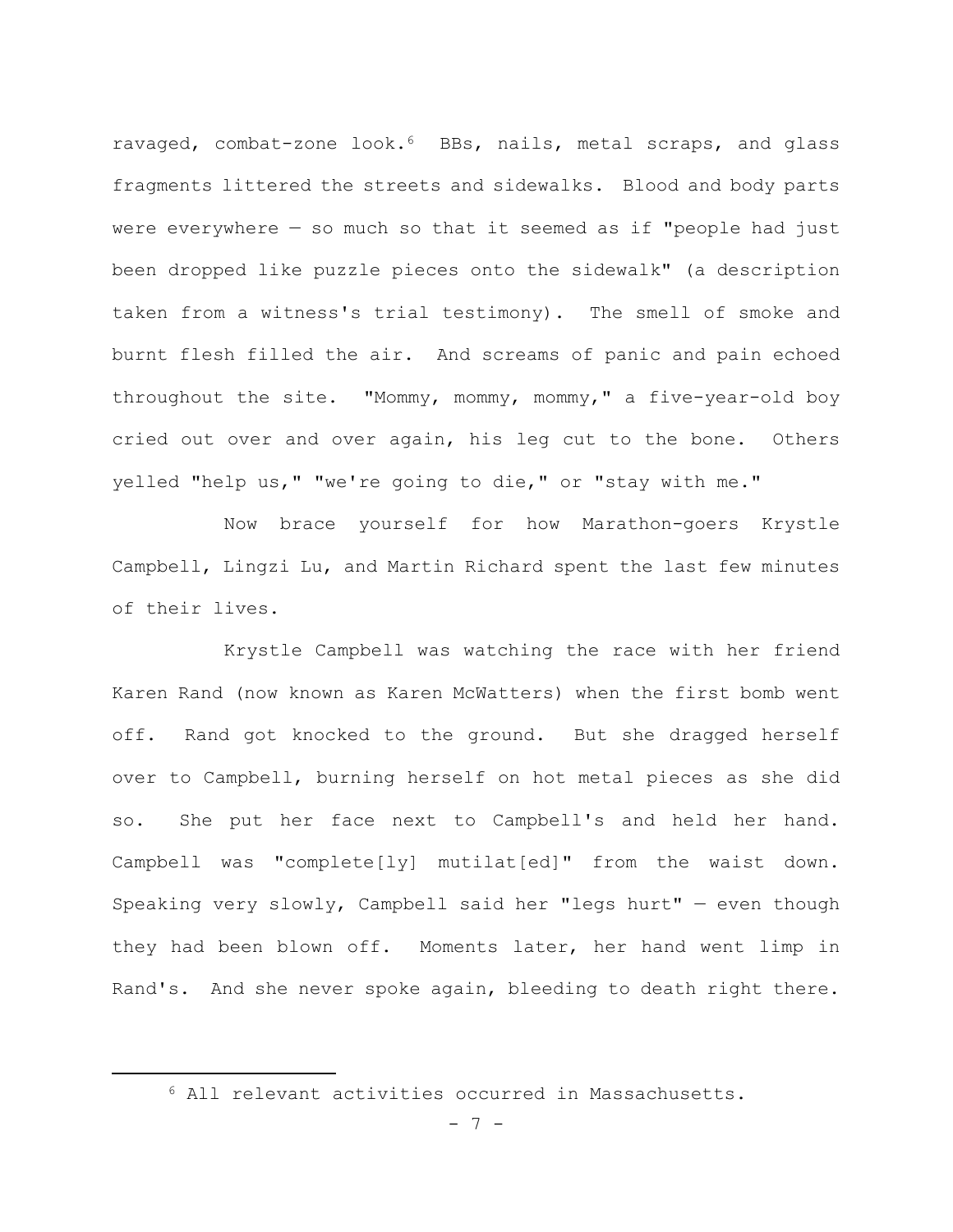ravaged, combat-zone look.[6] BBs, nails, metal scraps, and glass fragments littered the streets and sidewalks. Blood and body parts were everywhere — so much so that it seemed as if "people had just been dropped like puzzle pieces onto the sidewalk" (a description taken from a witness's trial testimony). The smell of smoke and burnt flesh filled the air. And screams of panic and pain echoed throughout the site. "Mommy, mommy, mommy," a five-year-old boy cried out over and over again, his leg cut to the bone. Others yelled "help us," "we're going to die," or "stay with me."

Now brace yourself for how Marathon-goers Krystle Campbell, Lingzi Lu, and Martin Richard spent the last few minutes of their lives.

Krystle Campbell was watching the race with her friend Karen Rand (now known as Karen McWatters) when the first bomb went off. Rand got knocked to the ground. But she dragged herself over to Campbell, burning herself on hot metal pieces as she did so. She put her face next to Campbell's and held her hand. Campbell was "complete[ly] mutilat[ed]" from the waist down. Speaking very slowly, Campbell said her "legs hurt" — even though they had been blown off. Moments later, her hand went limp in Rand's. And she never spoke again, bleeding to death right there.

---

[6] All relevant activities occurred in Massachusetts.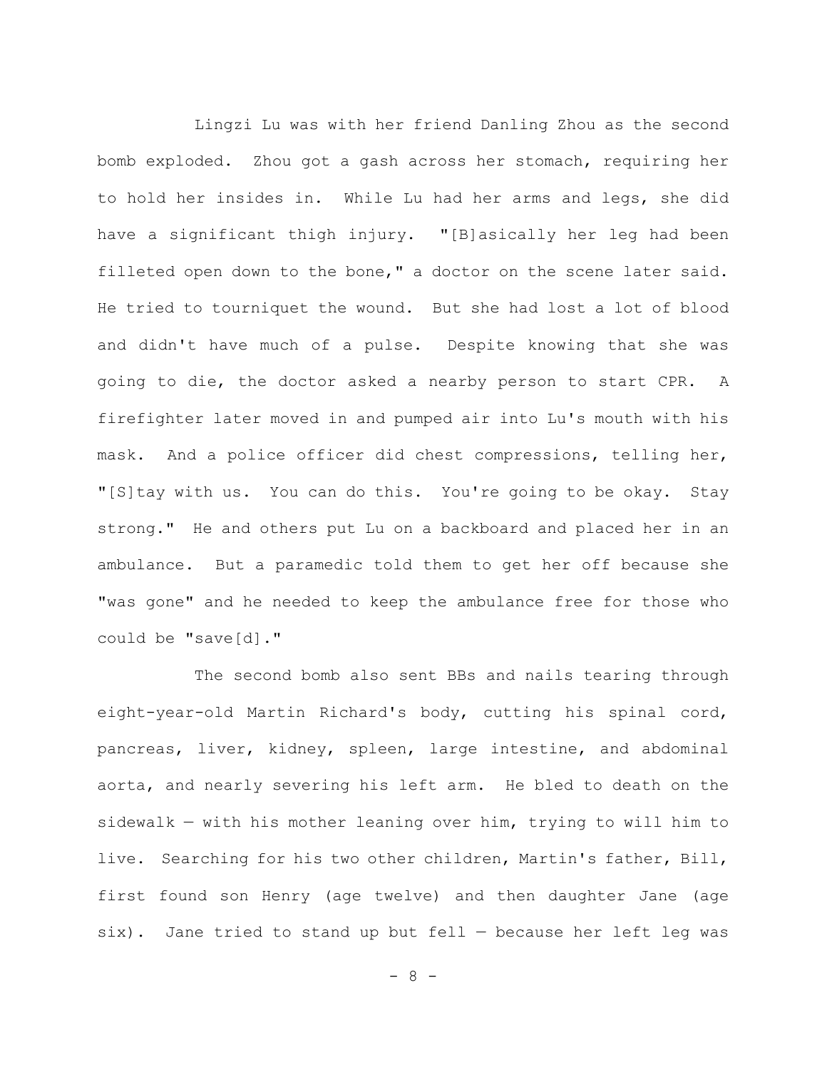Lingzi Lu was with her friend Danling Zhou as the second bomb exploded. Zhou got a gash across her stomach, requiring her to hold her insides in. While Lu had her arms and legs, she did have a significant thigh injury. "[B]asically her leg had been filleted open down to the bone," a doctor on the scene later said. He tried to tourniquet the wound. But she had lost a lot of blood and didn't have much of a pulse. Despite knowing that she was going to die, the doctor asked a nearby person to start CPR. A firefighter later moved in and pumped air into Lu's mouth with his mask. And a police officer did chest compressions, telling her, "[S]tay with us. You can do this. You're going to be okay. Stay strong." He and others put Lu on a backboard and placed her in an ambulance. But a paramedic told them to get her off because she "was gone" and he needed to keep the ambulance free for those who could be "save[d]."

The second bomb also sent BBs and nails tearing through eight-year-old Martin Richard's body, cutting his spinal cord, pancreas, liver, kidney, spleen, large intestine, and abdominal aorta, and nearly severing his left arm. He bled to death on the sidewalk — with his mother leaning over him, trying to will him to live. Searching for his two other children, Martin's father, Bill, first found son Henry (age twelve) and then daughter Jane (age six). Jane tried to stand up but fell — because her left leg was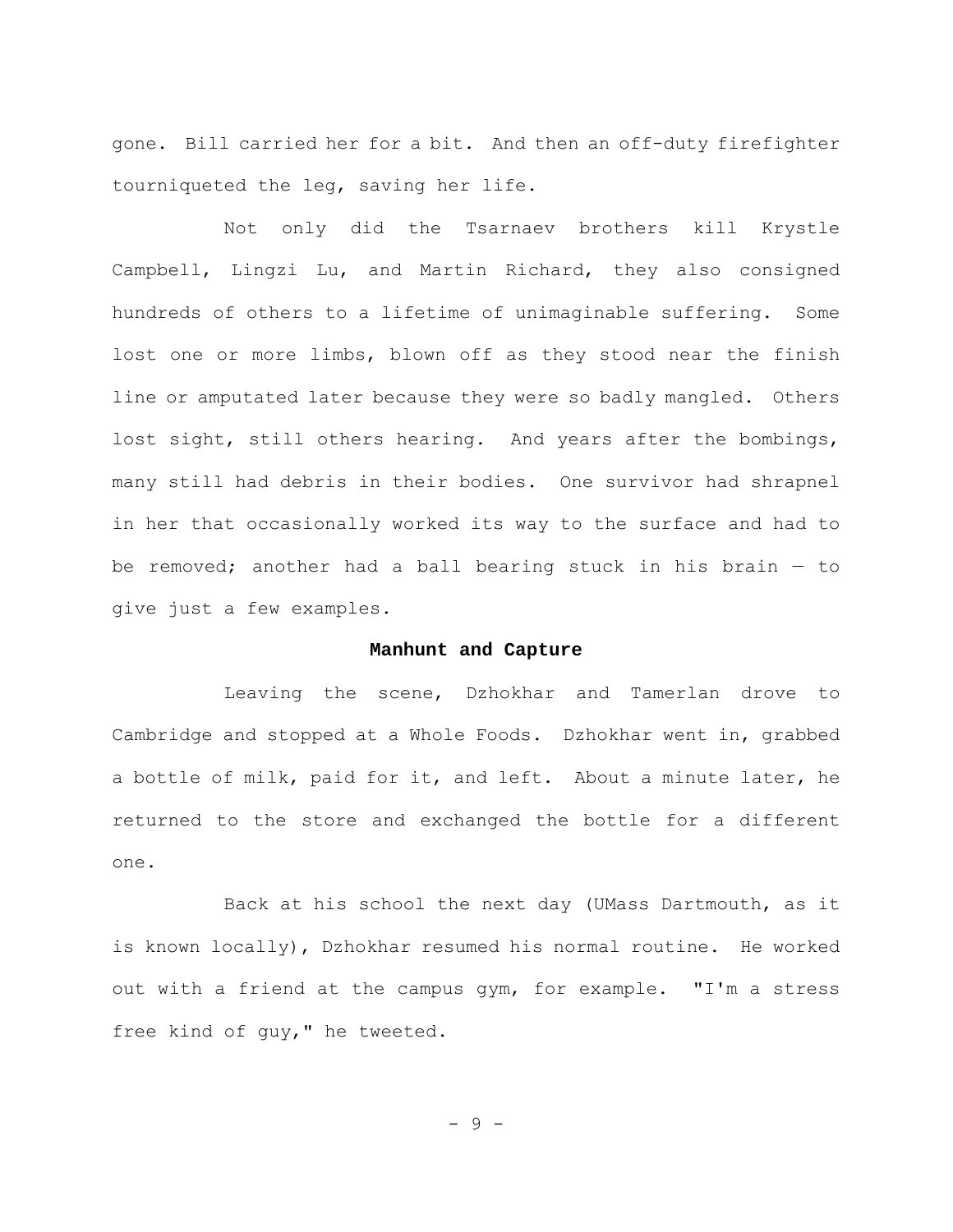gone. Bill carried her for a bit. And then an off-duty firefighter tourniqueted the leg, saving her life.

Not only did the Tsarnaev brothers kill Krystle Campbell, Lingzi Lu, and Martin Richard, they also consigned hundreds of others to a lifetime of unimaginable suffering. Some lost one or more limbs, blown off as they stood near the finish line or amputated later because they were so badly mangled. Others lost sight, still others hearing. And years after the bombings, many still had debris in their bodies. One survivor had shrapnel in her that occasionally worked its way to the surface and had to be removed; another had a ball bearing stuck in his brain — to give just a few examples.

**Manhunt and Capture**

Leaving the scene, Dzhokhar and Tamerlan drove to Cambridge and stopped at a Whole Foods. Dzhokhar went in, grabbed a bottle of milk, paid for it, and left. About a minute later, he returned to the store and exchanged the bottle for a different one.

Back at his school the next day (UMass Dartmouth, as it is known locally), Dzhokhar resumed his normal routine. He worked out with a friend at the campus gym, for example. "I'm a stress free kind of guy," he tweeted.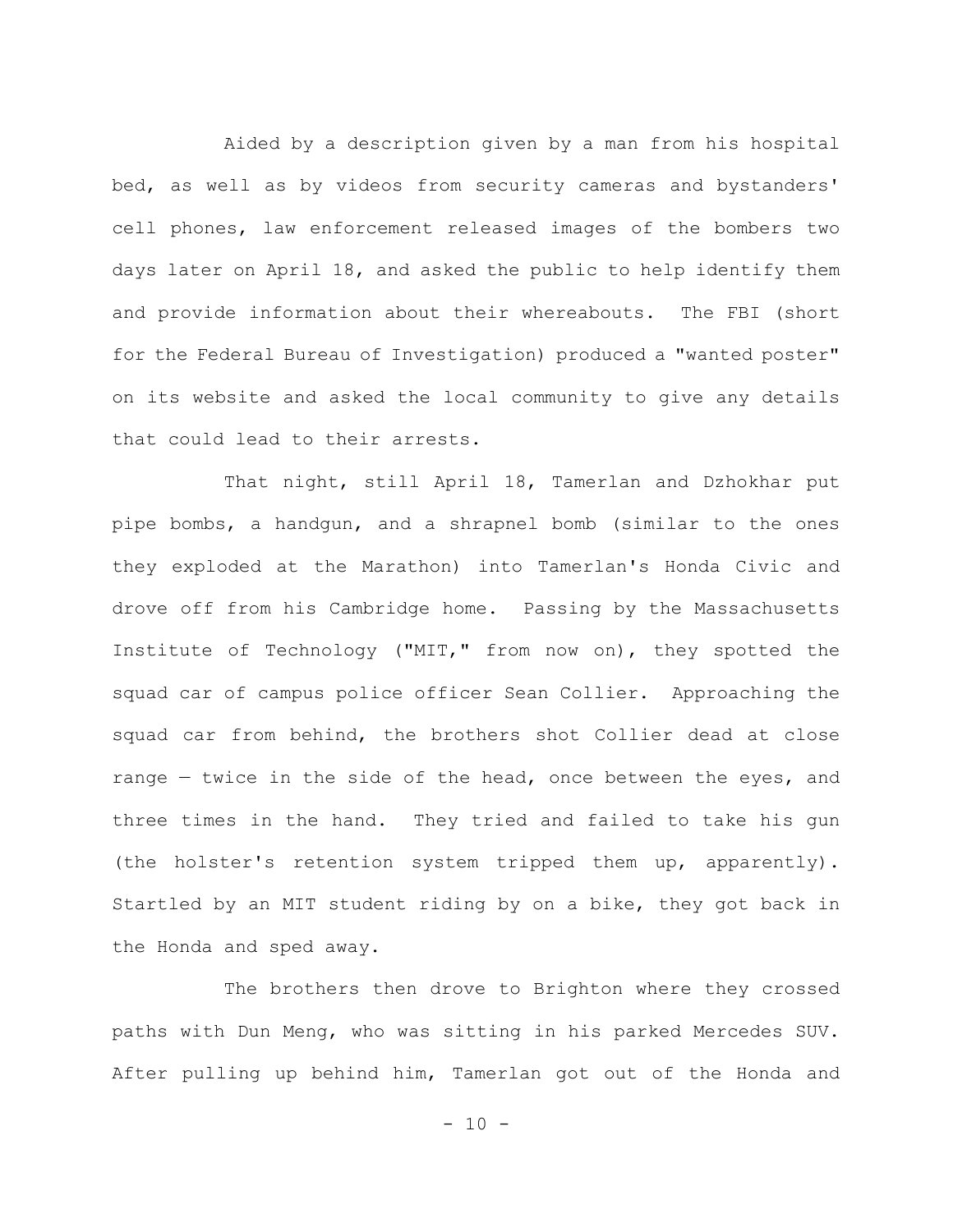Aided by a description given by a man from his hospital bed, as well as by videos from security cameras and bystanders' cell phones, law enforcement released images of the bombers two days later on April 18, and asked the public to help identify them and provide information about their whereabouts. The FBI (short for the Federal Bureau of Investigation) produced a "wanted poster" on its website and asked the local community to give any details that could lead to their arrests.

That night, still April 18, Tamerlan and Dzhokhar put pipe bombs, a handgun, and a shrapnel bomb (similar to the ones they exploded at the Marathon) into Tamerlan's Honda Civic and drove off from his Cambridge home. Passing by the Massachusetts Institute of Technology ("MIT," from now on), they spotted the squad car of campus police officer Sean Collier. Approaching the squad car from behind, the brothers shot Collier dead at close range — twice in the side of the head, once between the eyes, and three times in the hand. They tried and failed to take his gun (the holster's retention system tripped them up, apparently). Startled by an MIT student riding by on a bike, they got back in the Honda and sped away.

The brothers then drove to Brighton where they crossed paths with Dun Meng, who was sitting in his parked Mercedes SUV. After pulling up behind him, Tamerlan got out of the Honda and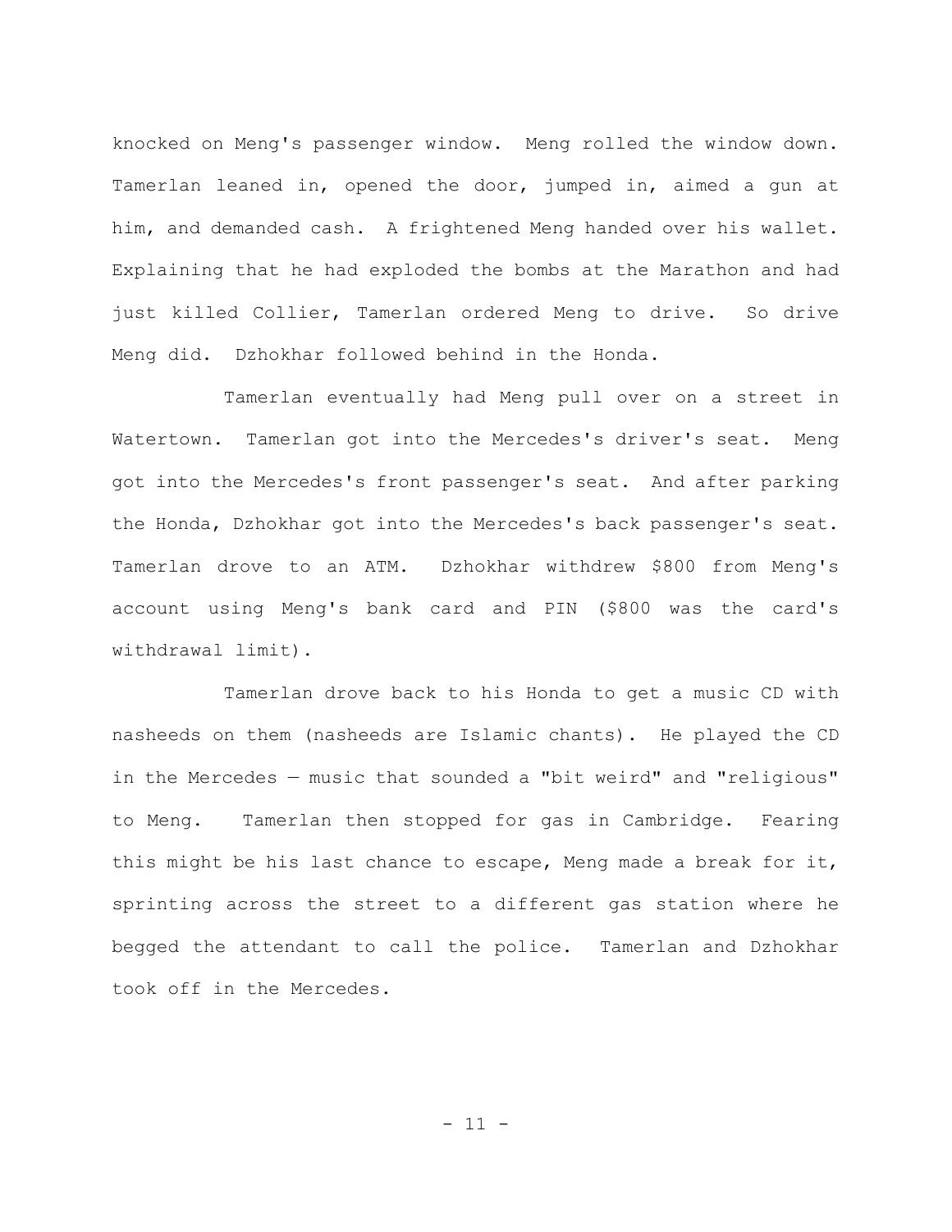knocked on Meng's passenger window. Meng rolled the window down. Tamerlan leaned in, opened the door, jumped in, aimed a gun at him, and demanded cash. A frightened Meng handed over his wallet. Explaining that he had exploded the bombs at the Marathon and had just killed Collier, Tamerlan ordered Meng to drive. So drive Meng did. Dzhokhar followed behind in the Honda.

Tamerlan eventually had Meng pull over on a street in Watertown. Tamerlan got into the Mercedes's driver's seat. Meng got into the Mercedes's front passenger's seat. And after parking the Honda, Dzhokhar got into the Mercedes's back passenger's seat. Tamerlan drove to an ATM. Dzhokhar withdrew \$800 from Meng's account using Meng's bank card and PIN (\$800 was the card's withdrawal limit).

Tamerlan drove back to his Honda to get a music CD with nasheeds on them (nasheeds are Islamic chants). He played the CD in the Mercedes — music that sounded a "bit weird" and "religious" to Meng. Tamerlan then stopped for gas in Cambridge. Fearing this might be his last chance to escape, Meng made a break for it, sprinting across the street to a different gas station where he begged the attendant to call the police. Tamerlan and Dzhokhar took off in the Mercedes.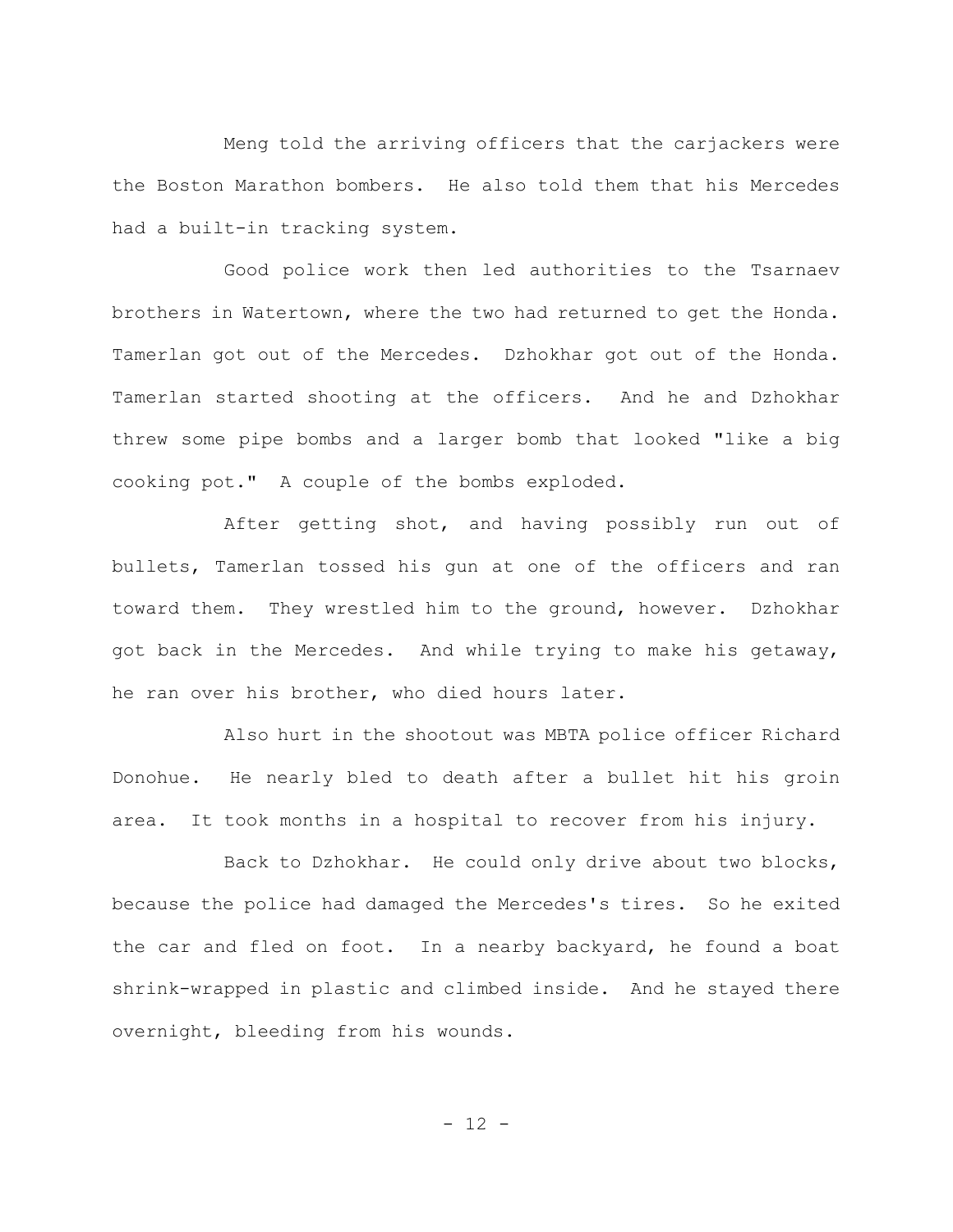Meng told the arriving officers that the carjackers were the Boston Marathon bombers. He also told them that his Mercedes had a built-in tracking system.

Good police work then led authorities to the Tsarnaev brothers in Watertown, where the two had returned to get the Honda. Tamerlan got out of the Mercedes. Dzhokhar got out of the Honda. Tamerlan started shooting at the officers. And he and Dzhokhar threw some pipe bombs and a larger bomb that looked "like a big cooking pot." A couple of the bombs exploded.

After getting shot, and having possibly run out of bullets, Tamerlan tossed his gun at one of the officers and ran toward them. They wrestled him to the ground, however. Dzhokhar got back in the Mercedes. And while trying to make his getaway, he ran over his brother, who died hours later.

Also hurt in the shootout was MBTA police officer Richard Donohue. He nearly bled to death after a bullet hit his groin area. It took months in a hospital to recover from his injury.

Back to Dzhokhar. He could only drive about two blocks, because the police had damaged the Mercedes's tires. So he exited the car and fled on foot. In a nearby backyard, he found a boat shrink-wrapped in plastic and climbed inside. And he stayed there overnight, bleeding from his wounds.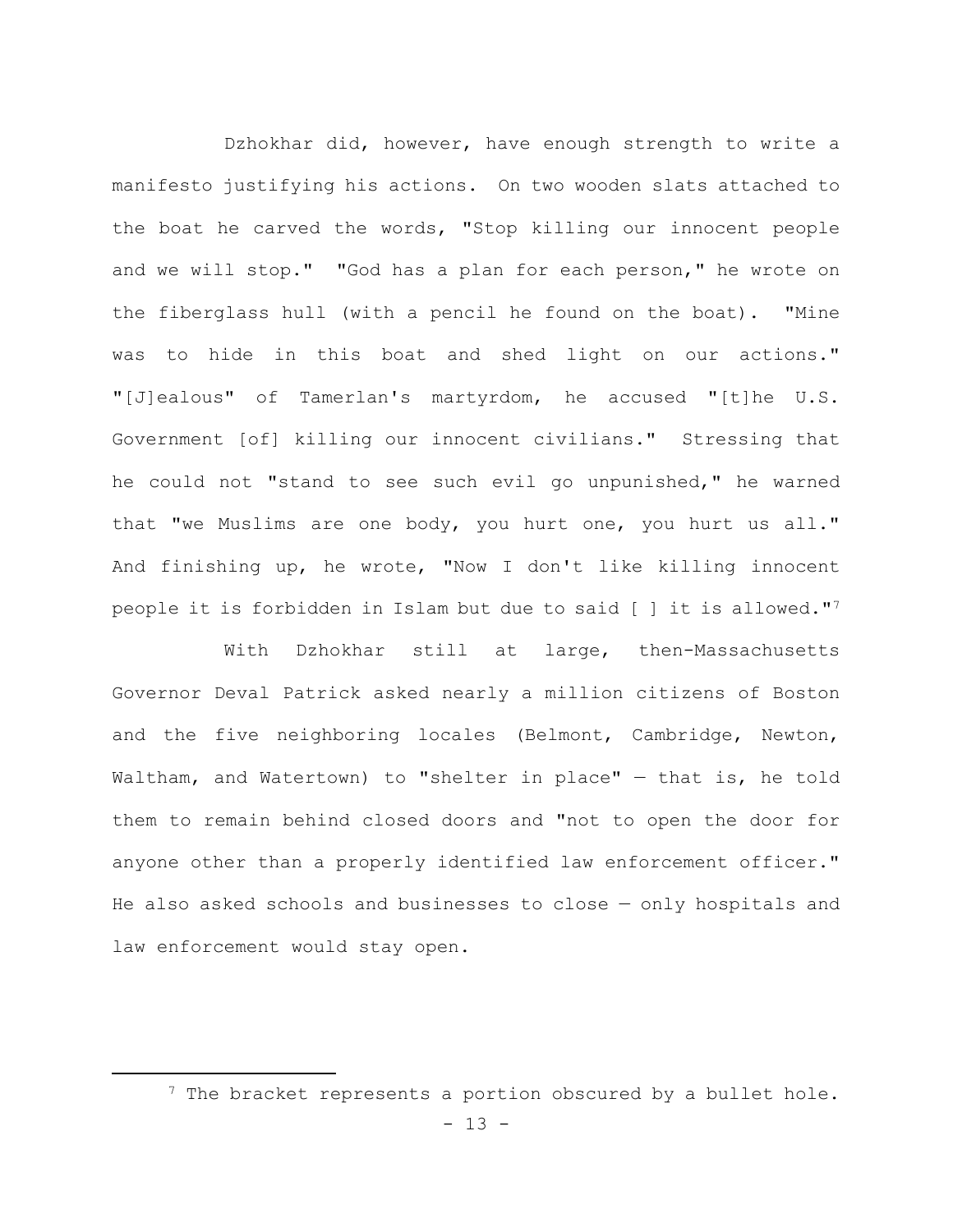Dzhokhar did, however, have enough strength to write a manifesto justifying his actions. On two wooden slats attached to the boat he carved the words, "Stop killing our innocent people and we will stop." "God has a plan for each person," he wrote on the fiberglass hull (with a pencil he found on the boat). "Mine was to hide in this boat and shed light on our actions." "[J]ealous" of Tamerlan's martyrdom, he accused "[t]he U.S. Government [of] killing our innocent civilians." Stressing that he could not "stand to see such evil go unpunished," he warned that "we Muslims are one body, you hurt one, you hurt us all." And finishing up, he wrote, "Now I don't like killing innocent people it is forbidden in Islam but due to said [ ] it is allowed."[7]

With Dzhokhar still at large, then-Massachusetts Governor Deval Patrick asked nearly a million citizens of Boston and the five neighboring locales (Belmont, Cambridge, Newton, Waltham, and Watertown) to "shelter in place" — that is, he told them to remain behind closed doors and "not to open the door for anyone other than a properly identified law enforcement officer." He also asked schools and businesses to close — only hospitals and law enforcement would stay open.

[7] The bracket represents a portion obscured by a bullet hole.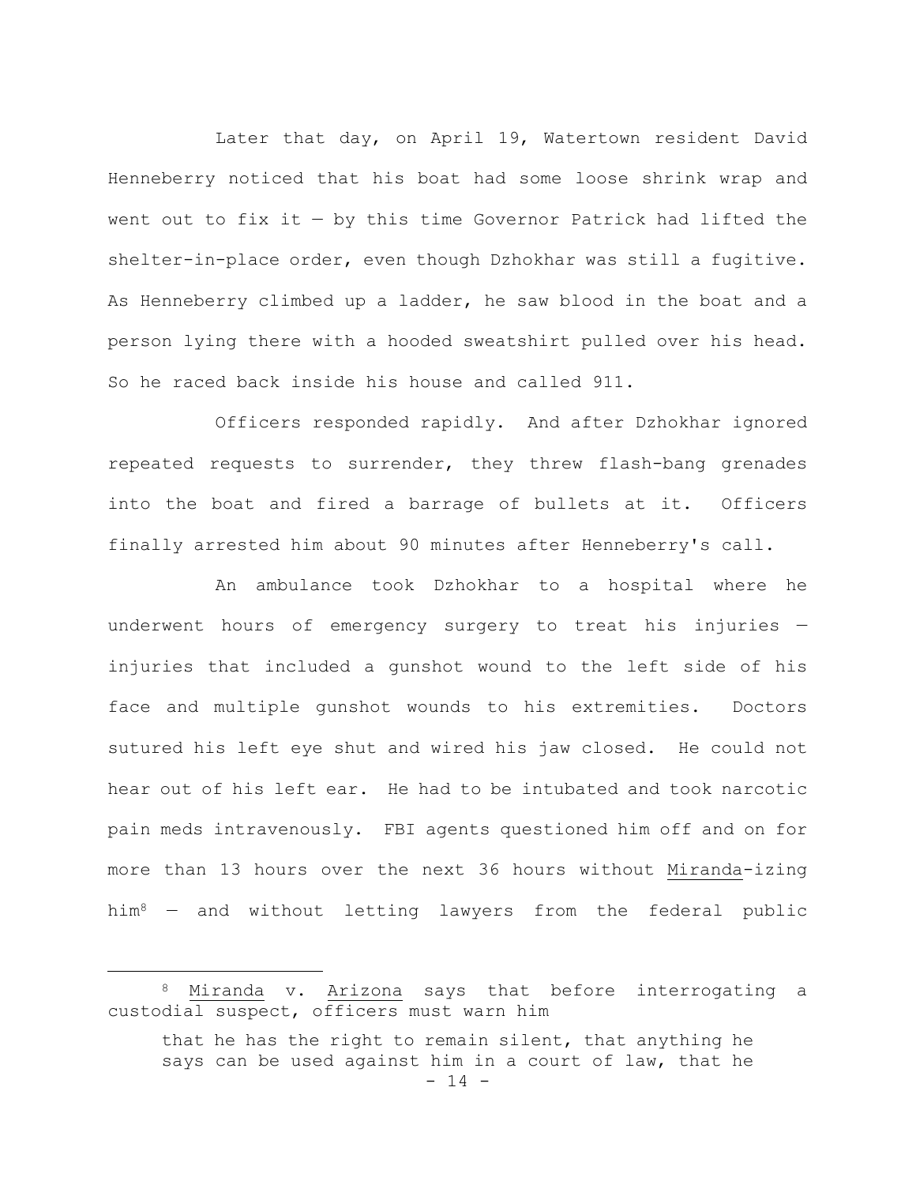Later that day, on April 19, Watertown resident David Henneberry noticed that his boat had some loose shrink wrap and went out to fix it — by this time Governor Patrick had lifted the shelter-in-place order, even though Dzhokhar was still a fugitive. As Henneberry climbed up a ladder, he saw blood in the boat and a person lying there with a hooded sweatshirt pulled over his head. So he raced back inside his house and called 911.

Officers responded rapidly. And after Dzhokhar ignored repeated requests to surrender, they threw flash-bang grenades into the boat and fired a barrage of bullets at it. Officers finally arrested him about 90 minutes after Henneberry's call.

An ambulance took Dzhokhar to a hospital where he underwent hours of emergency surgery to treat his injuries — injuries that included a gunshot wound to the left side of his face and multiple gunshot wounds to his extremities. Doctors sutured his left eye shut and wired his jaw closed. He could not hear out of his left ear. He had to be intubated and took narcotic pain meds intravenously. FBI agents questioned him off and on for more than 13 hours over the next 36 hours without Miranda-izing him[8] — and without letting lawyers from the federal public

---

[8] Miranda v. Arizona says that before interrogating a custodial suspect, officers must warn him

> that he has the right to remain silent, that anything he says can be used against him in a court of law, that he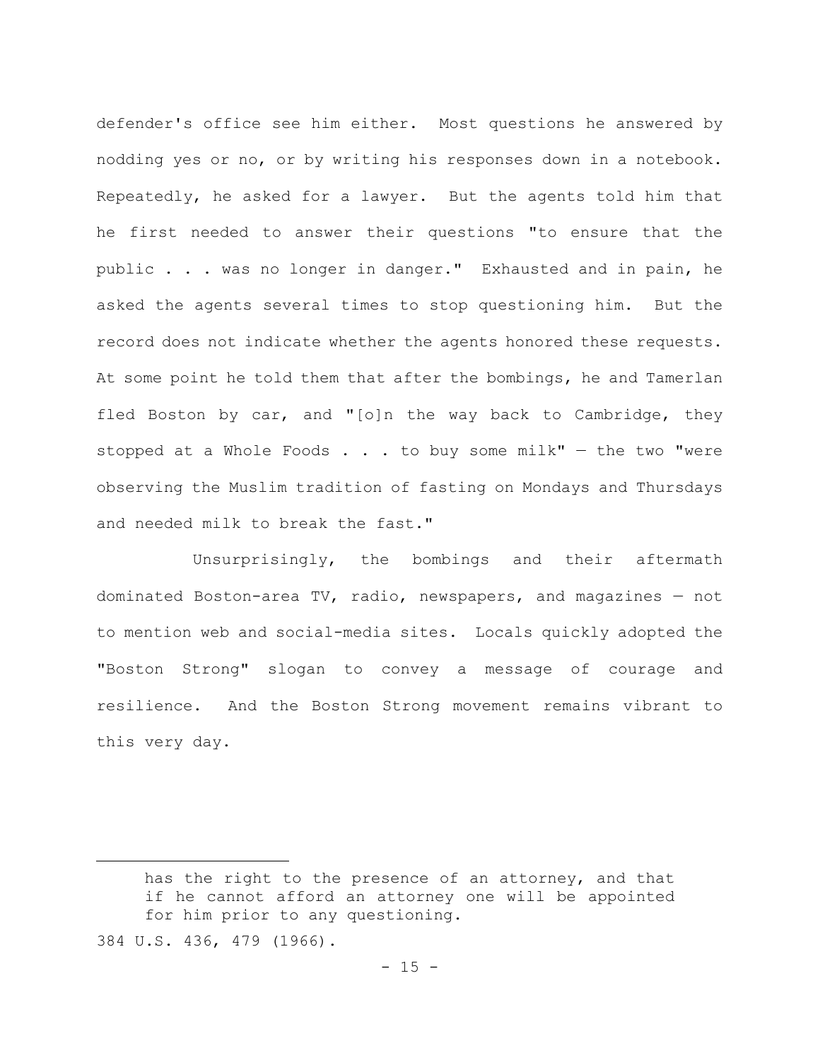defender's office see him either. Most questions he answered by nodding yes or no, or by writing his responses down in a notebook. Repeatedly, he asked for a lawyer. But the agents told him that he first needed to answer their questions "to ensure that the public . . . was no longer in danger." Exhausted and in pain, he asked the agents several times to stop questioning him. But the record does not indicate whether the agents honored these requests. At some point he told them that after the bombings, he and Tamerlan fled Boston by car, and "[o]n the way back to Cambridge, they stopped at a Whole Foods . . . to buy some milk" — the two "were observing the Muslim tradition of fasting on Mondays and Thursdays and needed milk to break the fast."

Unsurprisingly, the bombings and their aftermath dominated Boston-area TV, radio, newspapers, and magazines — not to mention web and social-media sites. Locals quickly adopted the "Boston Strong" slogan to convey a message of courage and resilience. And the Boston Strong movement remains vibrant to this very day.

---

> has the right to the presence of an attorney, and that if he cannot afford an attorney one will be appointed for him prior to any questioning.

384 U.S. 436, 479 (1966).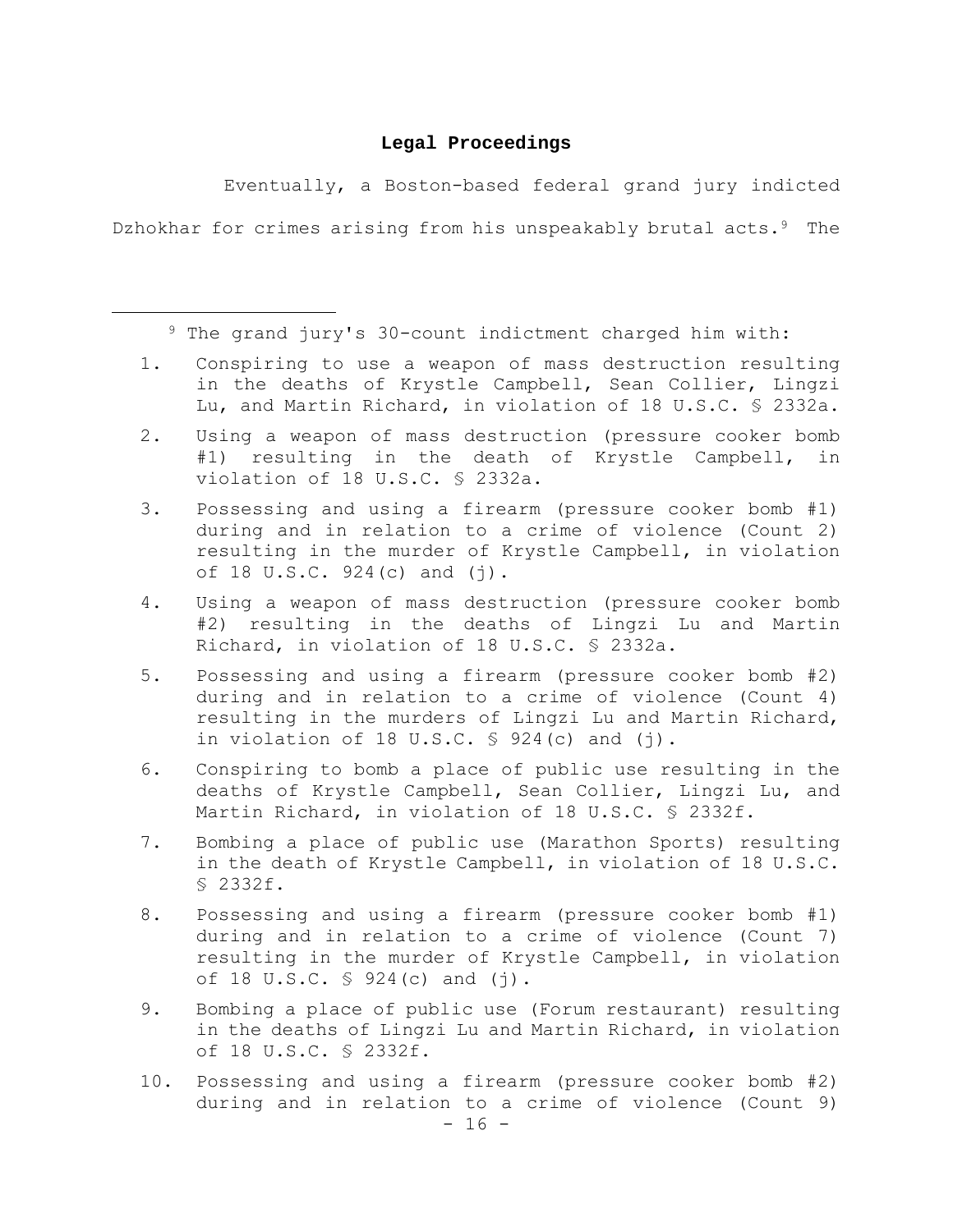**Legal Proceedings**

Eventually, a Boston-based federal grand jury indicted Dzhokhar for crimes arising from his unspeakably brutal acts.[9] The

---

[9] The grand jury's 30-count indictment charged him with:

1. Conspiring to use a weapon of mass destruction resulting in the deaths of Krystle Campbell, Sean Collier, Lingzi Lu, and Martin Richard, in violation of 18 U.S.C. § 2332a.
2. Using a weapon of mass destruction (pressure cooker bomb #1) resulting in the death of Krystle Campbell, in violation of 18 U.S.C. § 2332a.
3. Possessing and using a firearm (pressure cooker bomb #1) during and in relation to a crime of violence (Count 2) resulting in the murder of Krystle Campbell, in violation of 18 U.S.C. 924(c) and (j).
4. Using a weapon of mass destruction (pressure cooker bomb #2) resulting in the deaths of Lingzi Lu and Martin Richard, in violation of 18 U.S.C. § 2332a.
5. Possessing and using a firearm (pressure cooker bomb #2) during and in relation to a crime of violence (Count 4) resulting in the murders of Lingzi Lu and Martin Richard, in violation of 18 U.S.C. § 924(c) and (j).
6. Conspiring to bomb a place of public use resulting in the deaths of Krystle Campbell, Sean Collier, Lingzi Lu, and Martin Richard, in violation of 18 U.S.C. § 2332f.
7. Bombing a place of public use (Marathon Sports) resulting in the death of Krystle Campbell, in violation of 18 U.S.C. § 2332f.
8. Possessing and using a firearm (pressure cooker bomb #1) during and in relation to a crime of violence (Count 7) resulting in the murder of Krystle Campbell, in violation of 18 U.S.C. § 924(c) and (j).
9. Bombing a place of public use (Forum restaurant) resulting in the deaths of Lingzi Lu and Martin Richard, in violation of 18 U.S.C. § 2332f.
10. Possessing and using a firearm (pressure cooker bomb #2) during and in relation to a crime of violence (Count 9)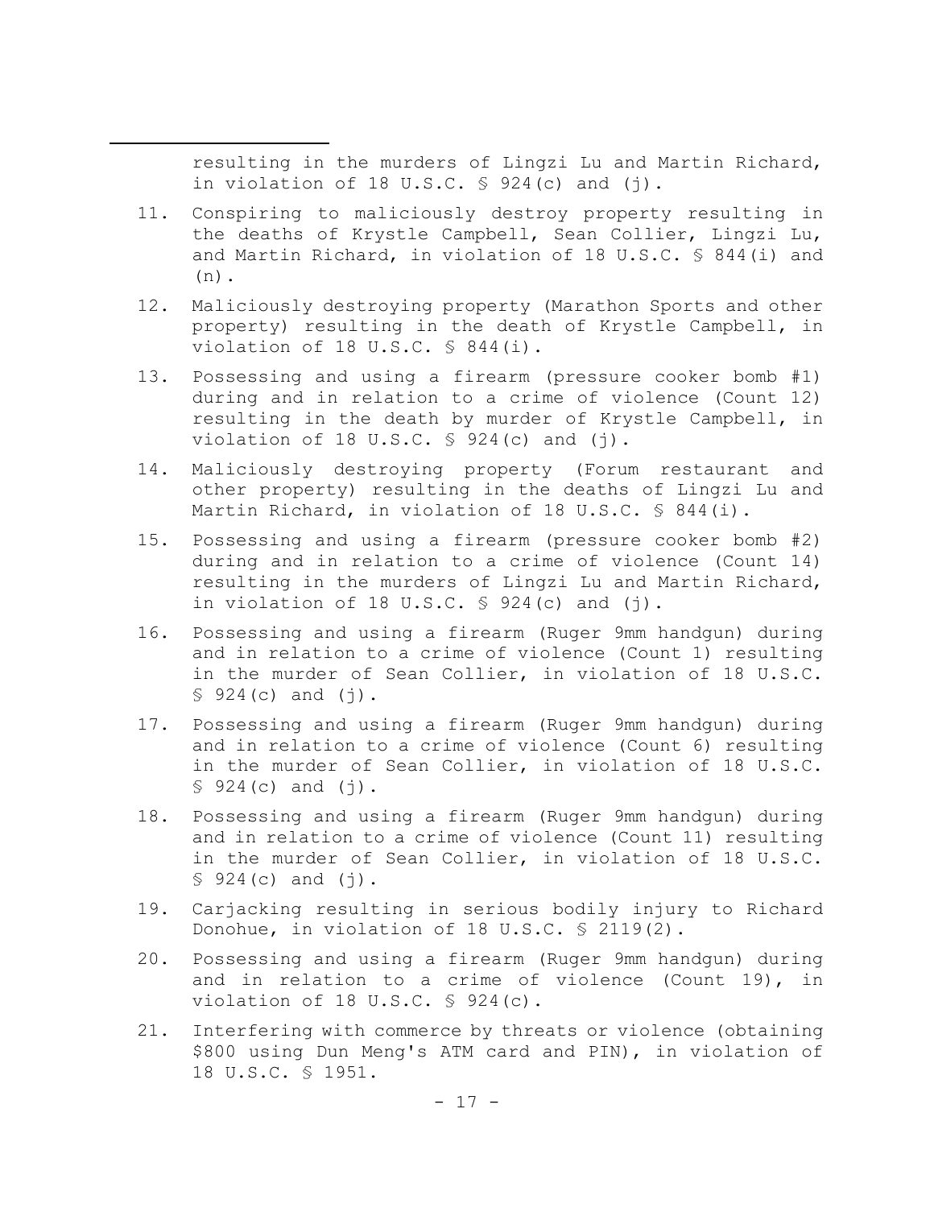resulting in the murders of Lingzi Lu and Martin Richard, in violation of 18 U.S.C. § 924(c) and (j).

11. Conspiring to maliciously destroy property resulting in the deaths of Krystle Campbell, Sean Collier, Lingzi Lu, and Martin Richard, in violation of 18 U.S.C. § 844(i) and (n).

12. Maliciously destroying property (Marathon Sports and other property) resulting in the death of Krystle Campbell, in violation of 18 U.S.C. § 844(i).

13. Possessing and using a firearm (pressure cooker bomb #1) during and in relation to a crime of violence (Count 12) resulting in the death by murder of Krystle Campbell, in violation of 18 U.S.C. § 924(c) and (j).

14. Maliciously destroying property (Forum restaurant and other property) resulting in the deaths of Lingzi Lu and Martin Richard, in violation of 18 U.S.C. § 844(i).

15. Possessing and using a firearm (pressure cooker bomb #2) during and in relation to a crime of violence (Count 14) resulting in the murders of Lingzi Lu and Martin Richard, in violation of 18 U.S.C. § 924(c) and (j).

16. Possessing and using a firearm (Ruger 9mm handgun) during and in relation to a crime of violence (Count 1) resulting in the murder of Sean Collier, in violation of 18 U.S.C. § 924(c) and (j).

17. Possessing and using a firearm (Ruger 9mm handgun) during and in relation to a crime of violence (Count 6) resulting in the murder of Sean Collier, in violation of 18 U.S.C. § 924(c) and (j).

18. Possessing and using a firearm (Ruger 9mm handgun) during and in relation to a crime of violence (Count 11) resulting in the murder of Sean Collier, in violation of 18 U.S.C. § 924(c) and (j).

19. Carjacking resulting in serious bodily injury to Richard Donohue, in violation of 18 U.S.C. § 2119(2).

20. Possessing and using a firearm (Ruger 9mm handgun) during and in relation to a crime of violence (Count 19), in violation of 18 U.S.C. § 924(c).

21. Interfering with commerce by threats or violence (obtaining $800 using Dun Meng's ATM card and PIN), in violation of 18 U.S.C. § 1951.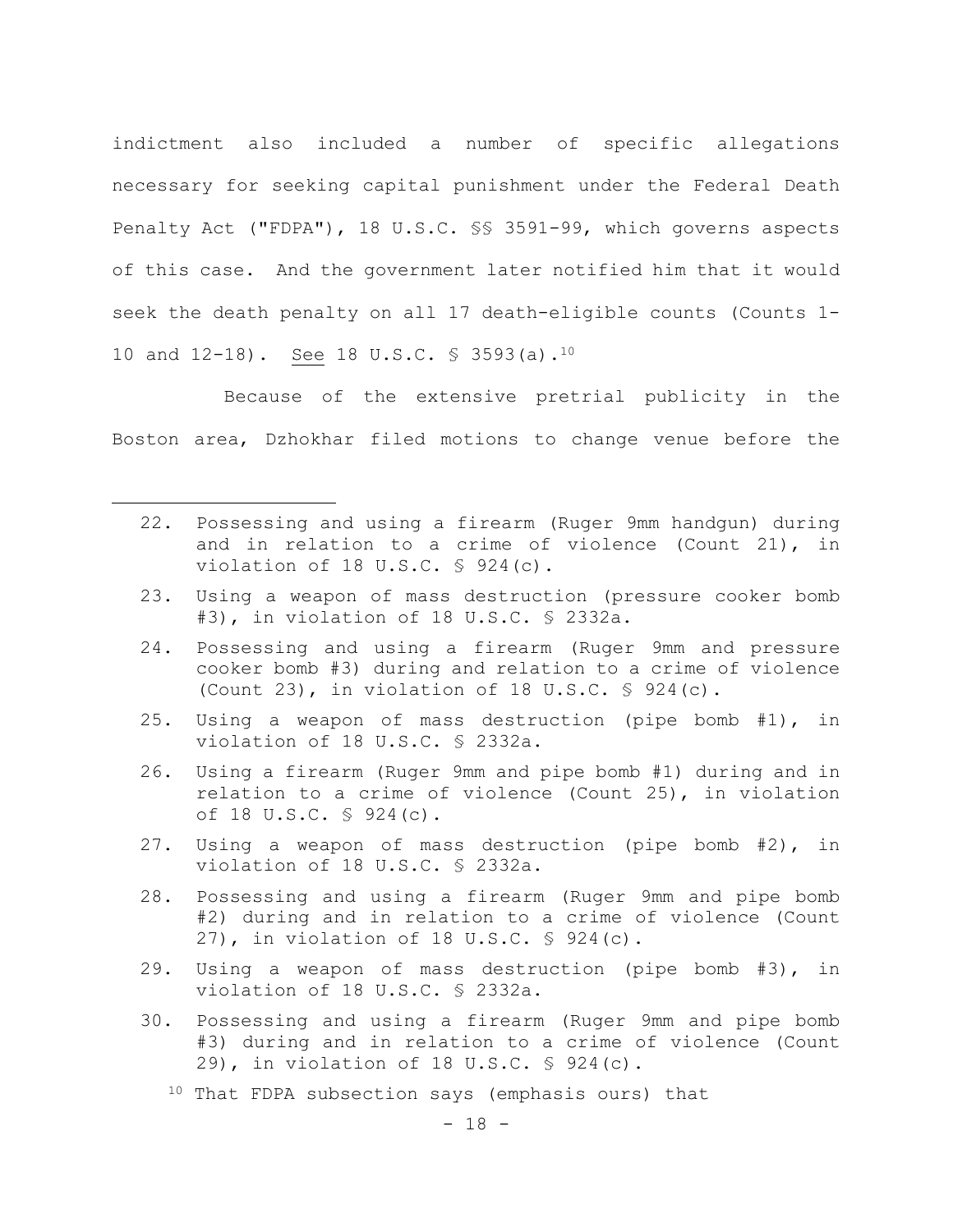indictment also included a number of specific allegations necessary for seeking capital punishment under the Federal Death Penalty Act ("FDPA"), 18 U.S.C. §§ 3591-99, which governs aspects of this case. And the government later notified him that it would seek the death penalty on all 17 death-eligible counts (Counts 1-10 and 12-18). See 18 U.S.C. § 3593(a).[10]

Because of the extensive pretrial publicity in the Boston area, Dzhokhar filed motions to change venue before the

---

22. Possessing and using a firearm (Ruger 9mm handgun) during and in relation to a crime of violence (Count 21), in violation of 18 U.S.C. § 924(c).
23. Using a weapon of mass destruction (pressure cooker bomb #3), in violation of 18 U.S.C. § 2332a.
24. Possessing and using a firearm (Ruger 9mm and pressure cooker bomb #3) during and relation to a crime of violence (Count 23), in violation of 18 U.S.C. § 924(c).
25. Using a weapon of mass destruction (pipe bomb #1), in violation of 18 U.S.C. § 2332a.
26. Using a firearm (Ruger 9mm and pipe bomb #1) during and in relation to a crime of violence (Count 25), in violation of 18 U.S.C. § 924(c).
27. Using a weapon of mass destruction (pipe bomb #2), in violation of 18 U.S.C. § 2332a.
28. Possessing and using a firearm (Ruger 9mm and pipe bomb #2) during and in relation to a crime of violence (Count 27), in violation of 18 U.S.C. § 924(c).
29. Using a weapon of mass destruction (pipe bomb #3), in violation of 18 U.S.C. § 2332a.
30. Possessing and using a firearm (Ruger 9mm and pipe bomb #3) during and in relation to a crime of violence (Count 29), in violation of 18 U.S.C. § 924(c).

[10] That FDPA subsection says (emphasis ours) that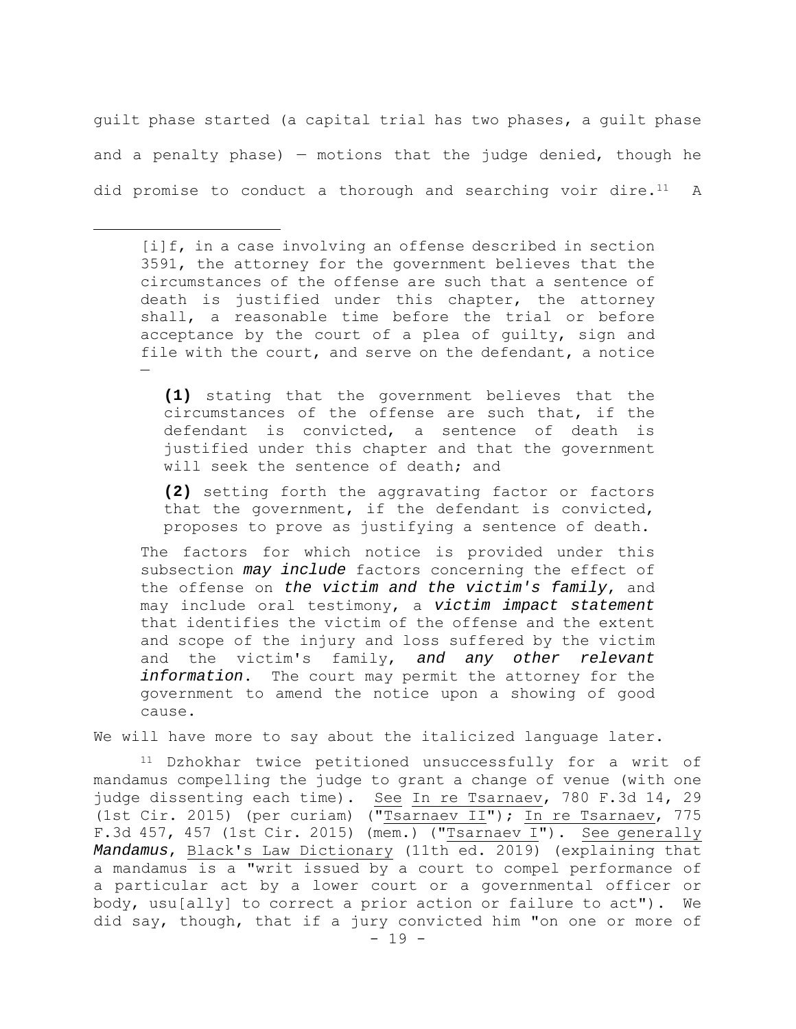guilt phase started (a capital trial has two phases, a guilt phase and a penalty phase) — motions that the judge denied, though he did promise to conduct a thorough and searching voir dire.[11] A

---

> [i]f, in a case involving an offense described in section 3591, the attorney for the government believes that the circumstances of the offense are such that a sentence of death is justified under this chapter, the attorney shall, a reasonable time before the trial or before acceptance by the court of a plea of guilty, sign and file with the court, and serve on the defendant, a notice —
>
> > **(1)** stating that the government believes that the circumstances of the offense are such that, if the defendant is convicted, a sentence of death is justified under this chapter and that the government will seek the sentence of death; and
> >
> > **(2)** setting forth the aggravating factor or factors that the government, if the defendant is convicted, proposes to prove as justifying a sentence of death.
>
> The factors for which notice is provided under this subsection ***may include*** factors concerning the effect of the offense on ***the victim and the victim's family***, and may include oral testimony, a ***victim impact statement*** that identifies the victim of the offense and the extent and scope of the injury and loss suffered by the victim and the victim's family, ***and any other relevant information***. The court may permit the attorney for the government to amend the notice upon a showing of good cause.

We will have more to say about the italicized language later.

[11] Dzhokhar twice petitioned unsuccessfully for a writ of mandamus compelling the judge to grant a change of venue (with one judge dissenting each time). See In re Tsarnaev, 780 F.3d 14, 29 (1st Cir. 2015) (per curiam) ("Tsarnaev II"); In re Tsarnaev, 775 F.3d 457, 457 (1st Cir. 2015) (mem.) ("Tsarnaev I"). See generally *Mandamus*, Black's Law Dictionary (11th ed. 2019) (explaining that a mandamus is a "writ issued by a court to compel performance of a particular act by a lower court or a governmental officer or body, usu[ally] to correct a prior action or failure to act"). We did say, though, that if a jury convicted him "on one or more of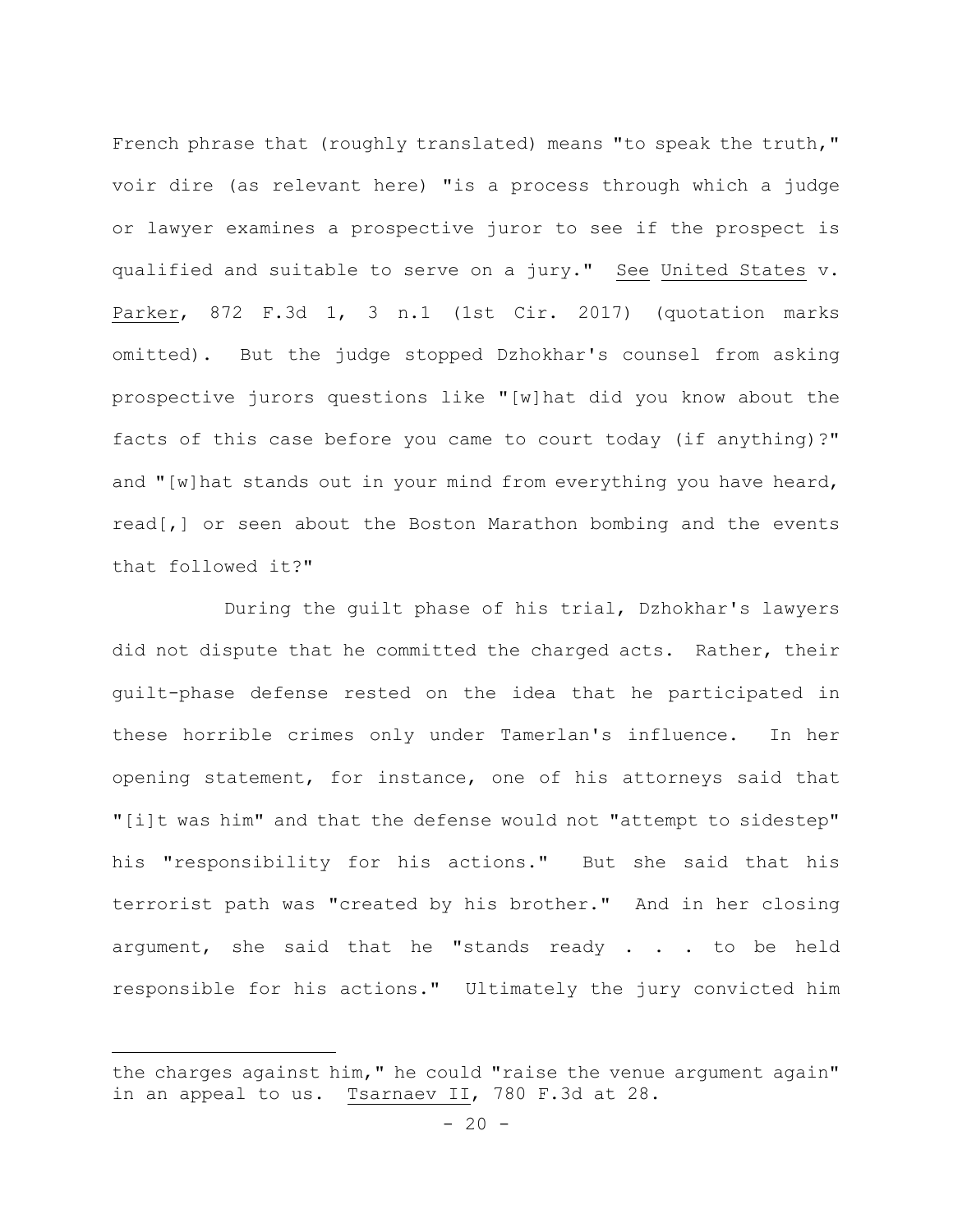French phrase that (roughly translated) means "to speak the truth," voir dire (as relevant here) "is a process through which a judge or lawyer examines a prospective juror to see if the prospect is qualified and suitable to serve on a jury." See United States v. Parker, 872 F.3d 1, 3 n.1 (1st Cir. 2017) (quotation marks omitted). But the judge stopped Dzhokhar's counsel from asking prospective jurors questions like "[w]hat did you know about the facts of this case before you came to court today (if anything)?" and "[w]hat stands out in your mind from everything you have heard, read[,] or seen about the Boston Marathon bombing and the events that followed it?"

During the guilt phase of his trial, Dzhokhar's lawyers did not dispute that he committed the charged acts. Rather, their guilt-phase defense rested on the idea that he participated in these horrible crimes only under Tamerlan's influence. In her opening statement, for instance, one of his attorneys said that "[i]t was him" and that the defense would not "attempt to sidestep" his "responsibility for his actions." But she said that his terrorist path was "created by his brother." And in her closing argument, she said that he "stands ready . . . to be held responsible for his actions." Ultimately the jury convicted him

---

the charges against him," he could "raise the venue argument again" in an appeal to us. Tsarnaev II, 780 F.3d at 28.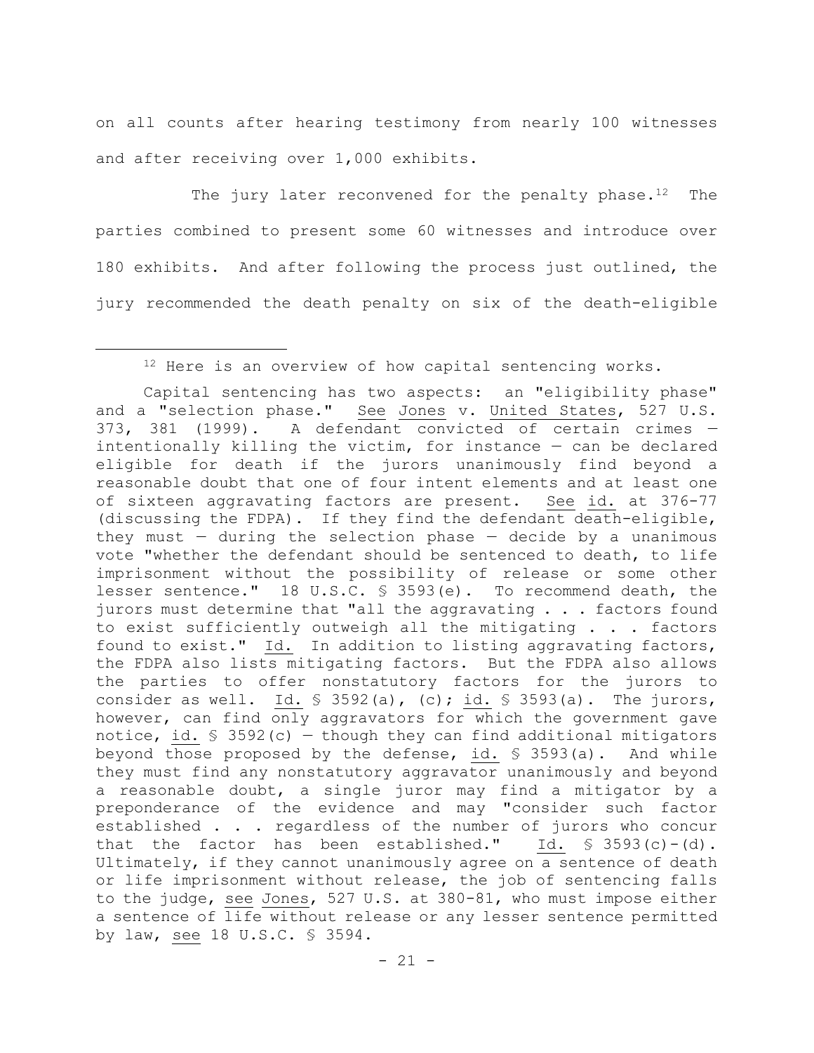on all counts after hearing testimony from nearly 100 witnesses and after receiving over 1,000 exhibits.

The jury later reconvened for the penalty phase.[12] The parties combined to present some 60 witnesses and introduce over 180 exhibits. And after following the process just outlined, the jury recommended the death penalty on six of the death-eligible

---

[12] Here is an overview of how capital sentencing works.

Capital sentencing has two aspects: an "eligibility phase" and a "selection phase." See Jones v. United States, 527 U.S. 373, 381 (1999). A defendant convicted of certain crimes — intentionally killing the victim, for instance — can be declared eligible for death if the jurors unanimously find beyond a reasonable doubt that one of four intent elements and at least one of sixteen aggravating factors are present. See id. at 376-77 (discussing the FDPA). If they find the defendant death-eligible, they must — during the selection phase — decide by a unanimous vote "whether the defendant should be sentenced to death, to life imprisonment without the possibility of release or some other lesser sentence." 18 U.S.C. § 3593(e). To recommend death, the jurors must determine that "all the aggravating . . . factors found to exist sufficiently outweigh all the mitigating . . . factors found to exist." Id. In addition to listing aggravating factors, the FDPA also lists mitigating factors. But the FDPA also allows the parties to offer nonstatutory factors for the jurors to consider as well. Id. § 3592(a), (c); id. § 3593(a). The jurors, however, can find only aggravators for which the government gave notice, id. § 3592(c) — though they can find additional mitigators beyond those proposed by the defense, id. § 3593(a). And while they must find any nonstatutory aggravator unanimously and beyond a reasonable doubt, a single juror may find a mitigator by a preponderance of the evidence and may "consider such factor established . . . regardless of the number of jurors who concur that the factor has been established." Id. § 3593(c)-(d). Ultimately, if they cannot unanimously agree on a sentence of death or life imprisonment without release, the job of sentencing falls to the judge, see Jones, 527 U.S. at 380-81, who must impose either a sentence of life without release or any lesser sentence permitted by law, see 18 U.S.C. § 3594.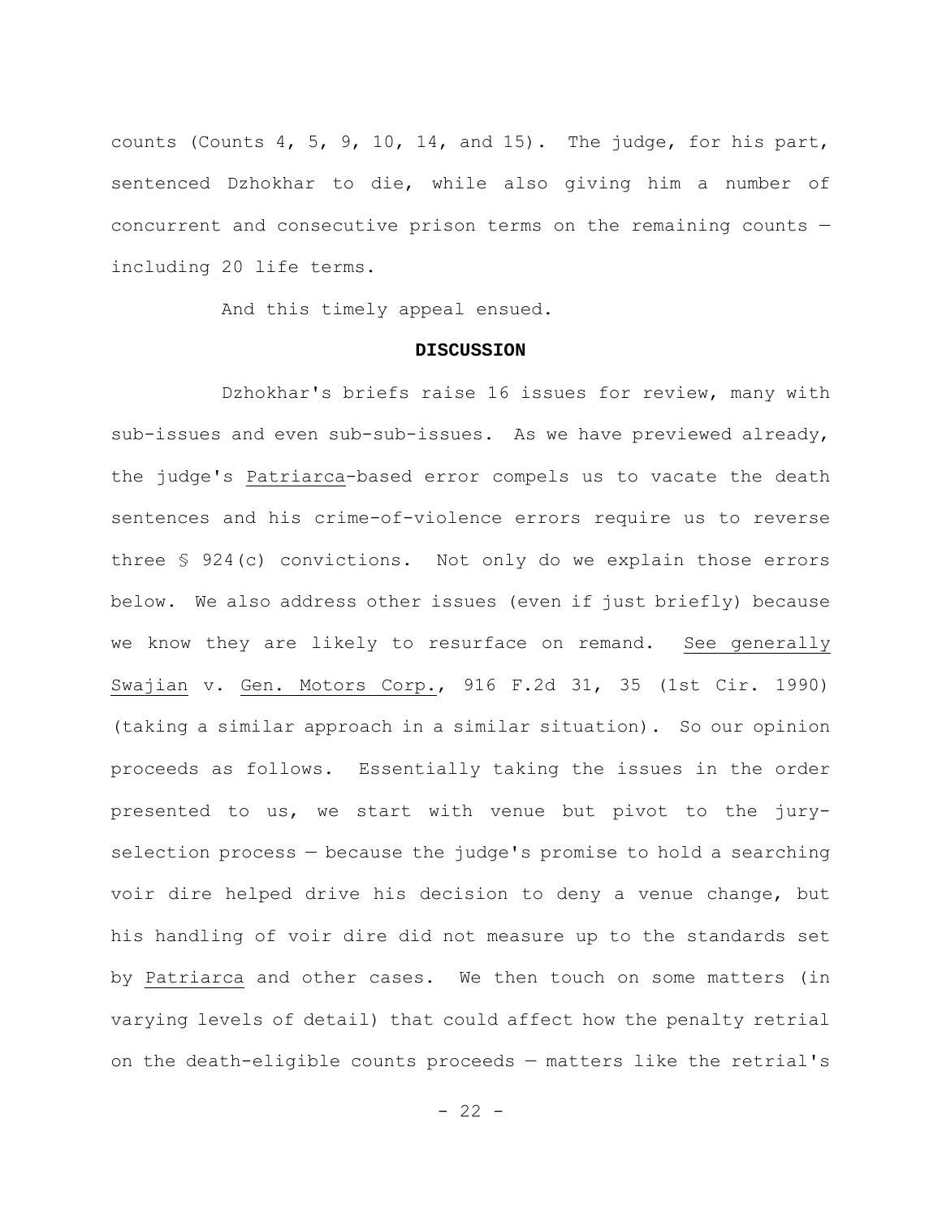counts (Counts 4, 5, 9, 10, 14, and 15). The judge, for his part, sentenced Dzhokhar to die, while also giving him a number of concurrent and consecutive prison terms on the remaining counts — including 20 life terms.

And this timely appeal ensued.

## DISCUSSION

Dzhokhar's briefs raise 16 issues for review, many with sub-issues and even sub-sub-issues. As we have previewed already, the judge's *Patriarca*-based error compels us to vacate the death sentences and his crime-of-violence errors require us to reverse three § 924(c) convictions. Not only do we explain those errors below. We also address other issues (even if just briefly) because we know they are likely to resurface on remand. *See generally* *Swajian* v. *Gen. Motors Corp.*, 916 F.2d 31, 35 (1st Cir. 1990) (taking a similar approach in a similar situation). So our opinion proceeds as follows. Essentially taking the issues in the order presented to us, we start with venue but pivot to the jury-selection process — because the judge's promise to hold a searching voir dire helped drive his decision to deny a venue change, but his handling of voir dire did not measure up to the standards set by *Patriarca* and other cases. We then touch on some matters (in varying levels of detail) that could affect how the penalty retrial on the death-eligible counts proceeds — matters like the retrial's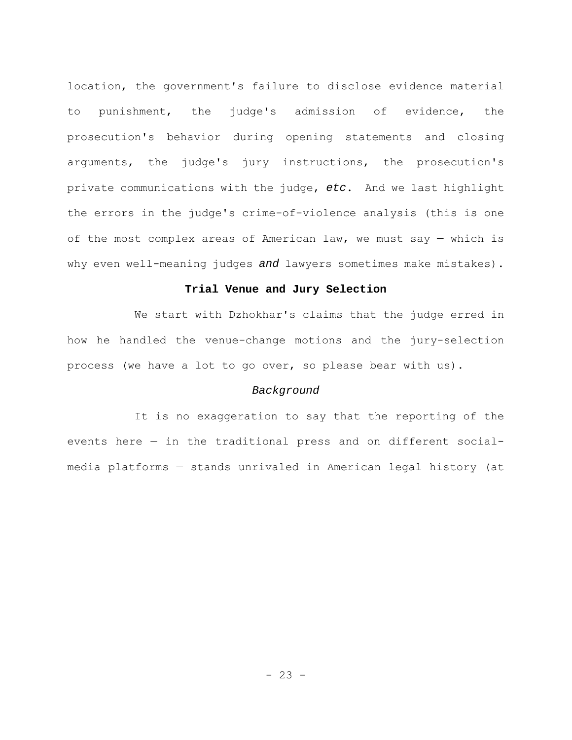location, the government's failure to disclose evidence material to punishment, the judge's admission of evidence, the prosecution's behavior during opening statements and closing arguments, the judge's jury instructions, the prosecution's private communications with the judge, *etc*. And we last highlight the errors in the judge's crime-of-violence analysis (this is one of the most complex areas of American law, we must say — which is why even well-meaning judges *and* lawyers sometimes make mistakes).

### Trial Venue and Jury Selection

We start with Dzhokhar's claims that the judge erred in how he handled the venue-change motions and the jury-selection process (we have a lot to go over, so please bear with us).

#### *Background*

It is no exaggeration to say that the reporting of the events here — in the traditional press and on different social-media platforms — stands unrivaled in American legal history (at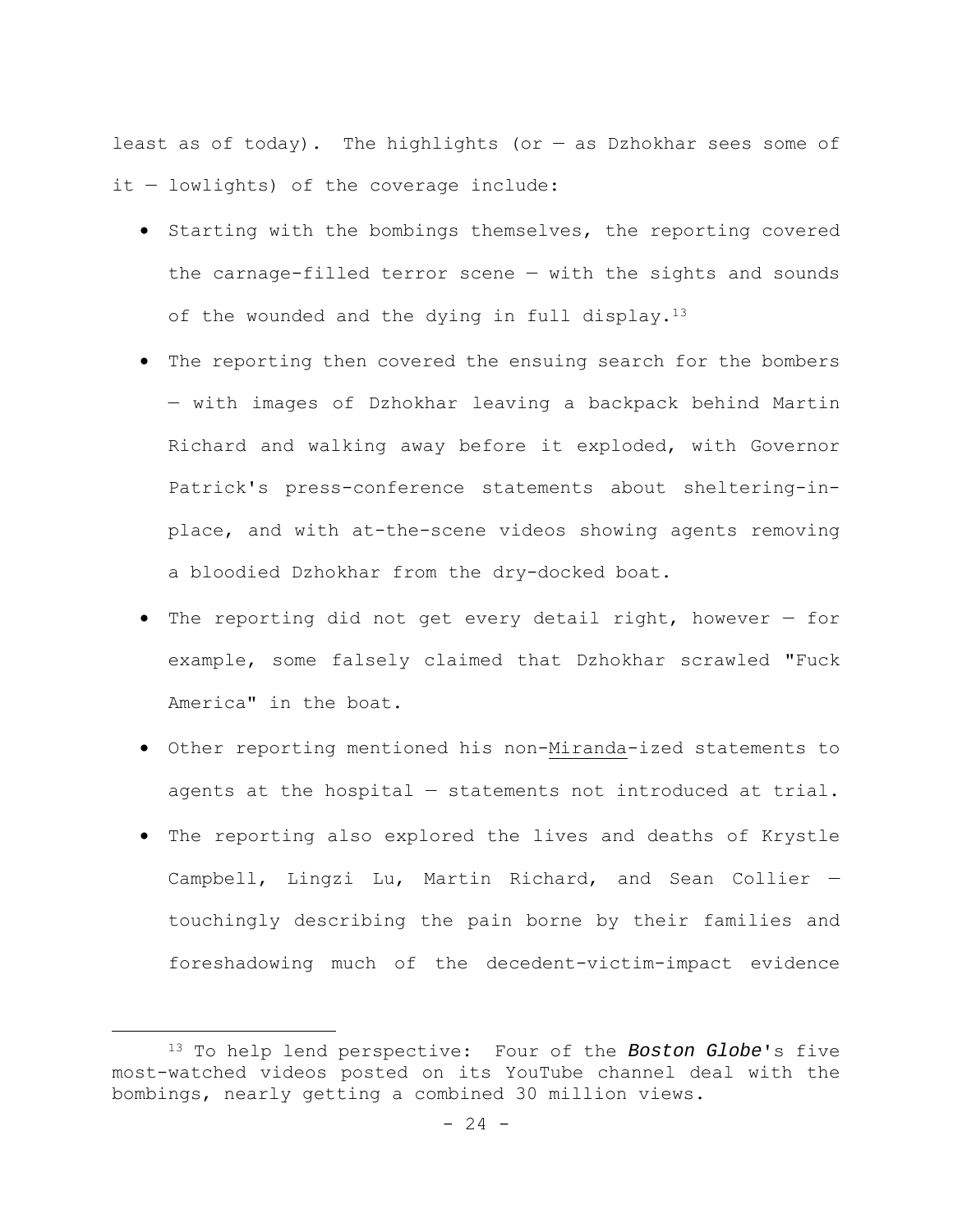least as of today). The highlights (or — as Dzhokhar sees some of it — lowlights) of the coverage include:

- Starting with the bombings themselves, the reporting covered the carnage-filled terror scene — with the sights and sounds of the wounded and the dying in full display.[13]
- The reporting then covered the ensuing search for the bombers — with images of Dzhokhar leaving a backpack behind Martin Richard and walking away before it exploded, with Governor Patrick's press-conference statements about sheltering-in-place, and with at-the-scene videos showing agents removing a bloodied Dzhokhar from the dry-docked boat.
- The reporting did not get every detail right, however — for example, some falsely claimed that Dzhokhar scrawled "Fuck America" in the boat.
- Other reporting mentioned his non-Miranda-ized statements to agents at the hospital — statements not introduced at trial.
- The reporting also explored the lives and deaths of Krystle Campbell, Lingzi Lu, Martin Richard, and Sean Collier — touchingly describing the pain borne by their families and foreshadowing much of the decedent-victim-impact evidence

[13] To help lend perspective: Four of the *Boston Globe*'s five most-watched videos posted on its YouTube channel deal with the bombings, nearly getting a combined 30 million views.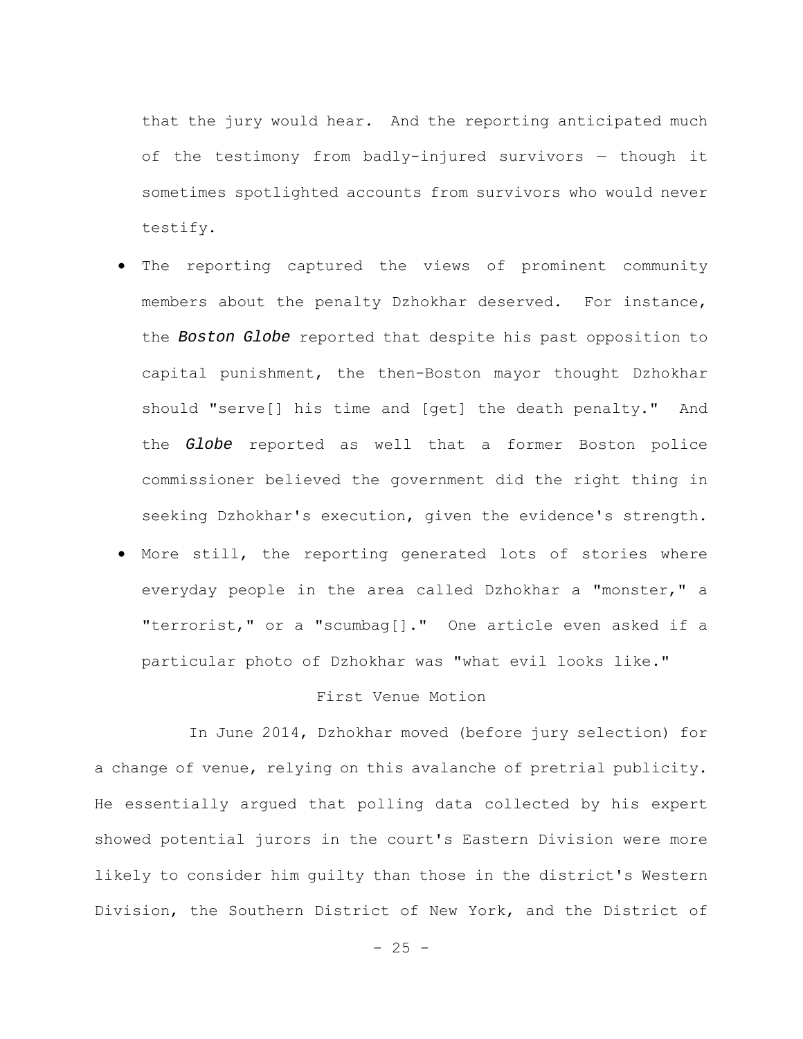that the jury would hear. And the reporting anticipated much of the testimony from badly-injured survivors — though it sometimes spotlighted accounts from survivors who would never testify.

- The reporting captured the views of prominent community members about the penalty Dzhokhar deserved. For instance, the ***Boston Globe*** reported that despite his past opposition to capital punishment, the then-Boston mayor thought Dzhokhar should "serve[] his time and [get] the death penalty." And the ***Globe*** reported as well that a former Boston police commissioner believed the government did the right thing in seeking Dzhokhar's execution, given the evidence's strength.
- More still, the reporting generated lots of stories where everyday people in the area called Dzhokhar a "monster," a "terrorist," or a "scumbag[]." One article even asked if a particular photo of Dzhokhar was "what evil looks like."

First Venue Motion

In June 2014, Dzhokhar moved (before jury selection) for a change of venue, relying on this avalanche of pretrial publicity. He essentially argued that polling data collected by his expert showed potential jurors in the court's Eastern Division were more likely to consider him guilty than those in the district's Western Division, the Southern District of New York, and the District of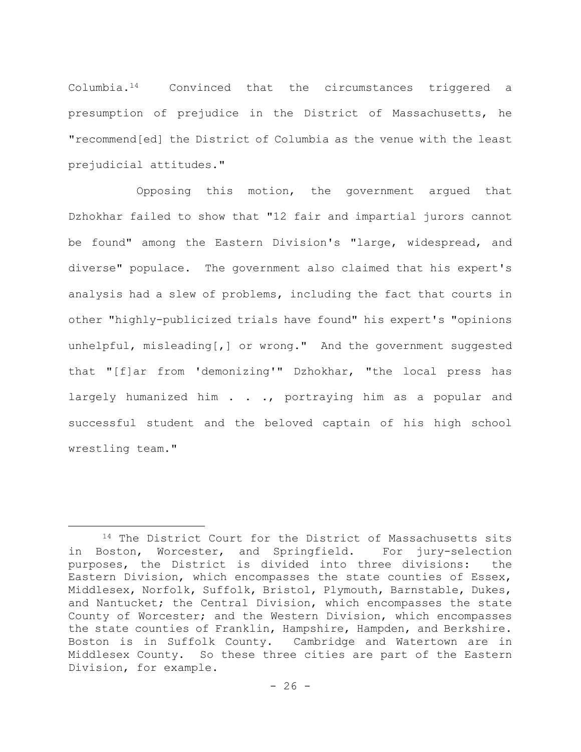Columbia.[14] Convinced that the circumstances triggered a presumption of prejudice in the District of Massachusetts, he "recommend[ed] the District of Columbia as the venue with the least prejudicial attitudes."

Opposing this motion, the government argued that Dzhokhar failed to show that "12 fair and impartial jurors cannot be found" among the Eastern Division's "large, widespread, and diverse" populace. The government also claimed that his expert's analysis had a slew of problems, including the fact that courts in other "highly-publicized trials have found" his expert's "opinions unhelpful, misleading[,] or wrong." And the government suggested that "[f]ar from 'demonizing'" Dzhokhar, "the local press has largely humanized him . . ., portraying him as a popular and successful student and the beloved captain of his high school wrestling team."

---

[14] The District Court for the District of Massachusetts sits in Boston, Worcester, and Springfield. For jury-selection purposes, the District is divided into three divisions: the Eastern Division, which encompasses the state counties of Essex, Middlesex, Norfolk, Suffolk, Bristol, Plymouth, Barnstable, Dukes, and Nantucket; the Central Division, which encompasses the state County of Worcester; and the Western Division, which encompasses the state counties of Franklin, Hampshire, Hampden, and Berkshire. Boston is in Suffolk County. Cambridge and Watertown are in Middlesex County. So these three cities are part of the Eastern Division, for example.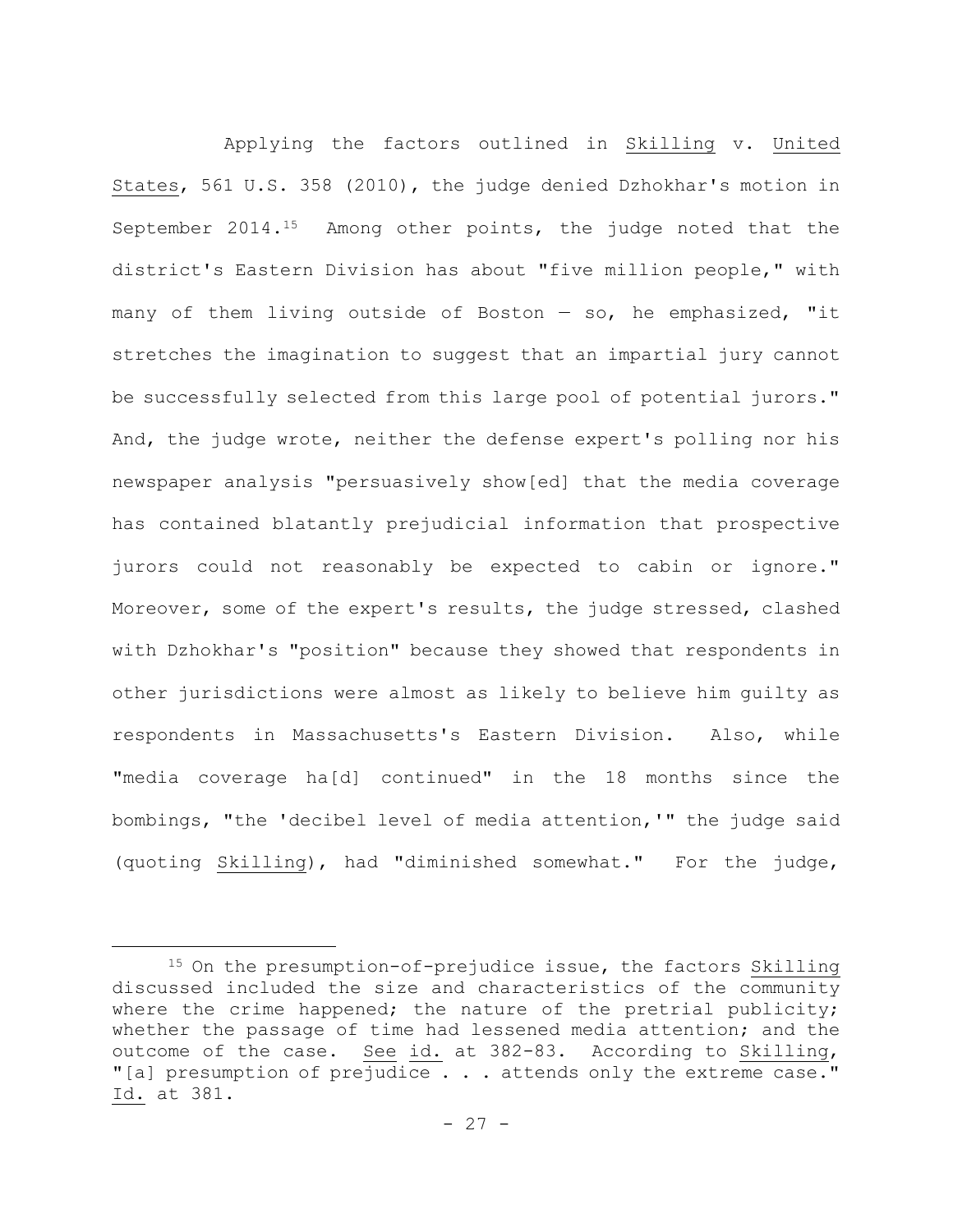Applying the factors outlined in Skilling v. United States, 561 U.S. 358 (2010), the judge denied Dzhokhar's motion in September 2014.[15] Among other points, the judge noted that the district's Eastern Division has about "five million people," with many of them living outside of Boston — so, he emphasized, "it stretches the imagination to suggest that an impartial jury cannot be successfully selected from this large pool of potential jurors." And, the judge wrote, neither the defense expert's polling nor his newspaper analysis "persuasively show[ed] that the media coverage has contained blatantly prejudicial information that prospective jurors could not reasonably be expected to cabin or ignore." Moreover, some of the expert's results, the judge stressed, clashed with Dzhokhar's "position" because they showed that respondents in other jurisdictions were almost as likely to believe him guilty as respondents in Massachusetts's Eastern Division. Also, while "media coverage ha[d] continued" in the 18 months since the bombings, "the 'decibel level of media attention,'" the judge said (quoting Skilling), had "diminished somewhat." For the judge,

---

[15] On the presumption-of-prejudice issue, the factors Skilling discussed included the size and characteristics of the community where the crime happened; the nature of the pretrial publicity; whether the passage of time had lessened media attention; and the outcome of the case. See id. at 382-83. According to Skilling, "[a] presumption of prejudice . . . attends only the extreme case." Id. at 381.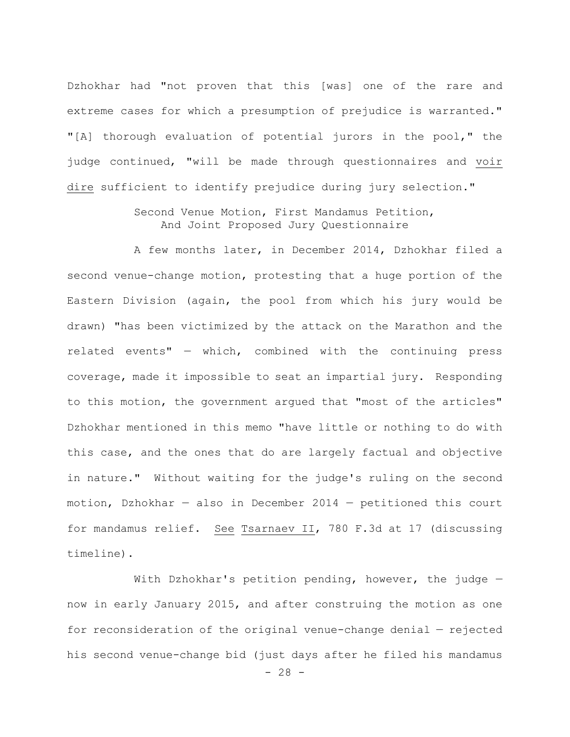Dzhokhar had "not proven that this [was] one of the rare and extreme cases for which a presumption of prejudice is warranted." "[A] thorough evaluation of potential jurors in the pool," the judge continued, "will be made through questionnaires and voir dire sufficient to identify prejudice during jury selection."

### Second Venue Motion, First Mandamus Petition, And Joint Proposed Jury Questionnaire

A few months later, in December 2014, Dzhokhar filed a second venue-change motion, protesting that a huge portion of the Eastern Division (again, the pool from which his jury would be drawn) "has been victimized by the attack on the Marathon and the related events" — which, combined with the continuing press coverage, made it impossible to seat an impartial jury. Responding to this motion, the government argued that "most of the articles" Dzhokhar mentioned in this memo "have little or nothing to do with this case, and the ones that do are largely factual and objective in nature." Without waiting for the judge's ruling on the second motion, Dzhokhar — also in December 2014 — petitioned this court for mandamus relief. See Tsarnaev II, 780 F.3d at 17 (discussing timeline).

With Dzhokhar's petition pending, however, the judge — now in early January 2015, and after construing the motion as one for reconsideration of the original venue-change denial — rejected his second venue-change bid (just days after he filed his mandamus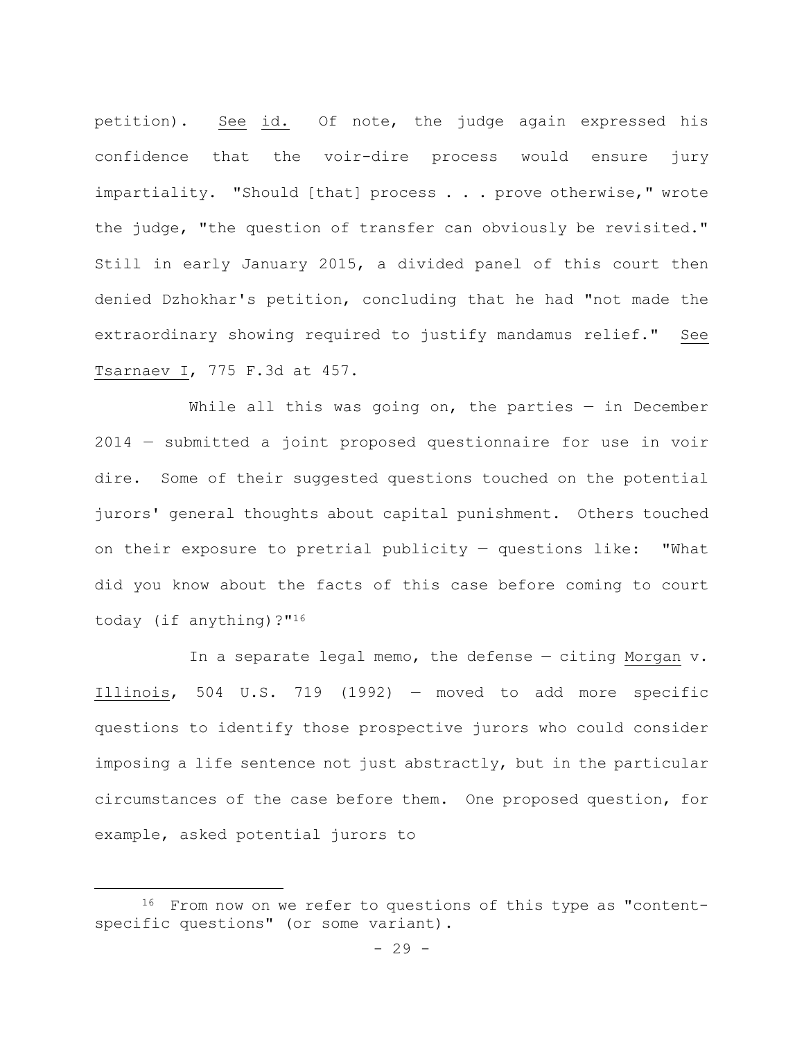petition). See id. Of note, the judge again expressed his confidence that the voir-dire process would ensure jury impartiality. "Should [that] process . . . prove otherwise," wrote the judge, "the question of transfer can obviously be revisited." Still in early January 2015, a divided panel of this court then denied Dzhokhar's petition, concluding that he had "not made the extraordinary showing required to justify mandamus relief." See Tsarnaev I, 775 F.3d at 457.

While all this was going on, the parties — in December 2014 — submitted a joint proposed questionnaire for use in voir dire. Some of their suggested questions touched on the potential jurors' general thoughts about capital punishment. Others touched on their exposure to pretrial publicity — questions like: "What did you know about the facts of this case before coming to court today (if anything)?"[16]

In a separate legal memo, the defense — citing Morgan v. Illinois, 504 U.S. 719 (1992) — moved to add more specific questions to identify those prospective jurors who could consider imposing a life sentence not just abstractly, but in the particular circumstances of the case before them. One proposed question, for example, asked potential jurors to

[16] From now on we refer to questions of this type as "content-specific questions" (or some variant).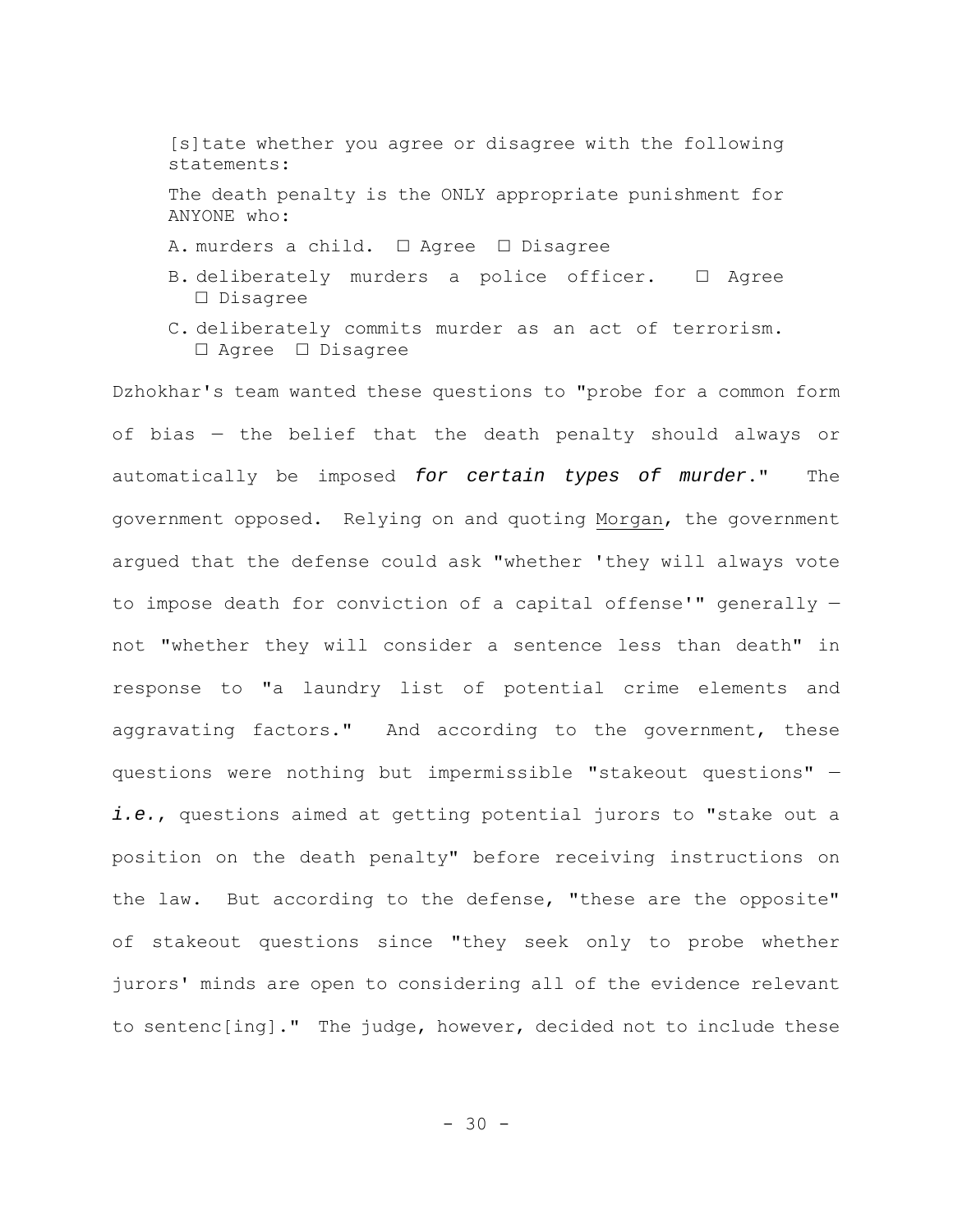> [s]tate whether you agree or disagree with the following statements:
>
> The death penalty is the ONLY appropriate punishment for ANYONE who:
>
> A. murders a child. ☐ Agree ☐ Disagree
>
> B. deliberately murders a police officer. ☐ Agree ☐ Disagree
>
> C. deliberately commits murder as an act of terrorism. ☐ Agree ☐ Disagree

Dzhokhar's team wanted these questions to "probe for a common form of bias — the belief that the death penalty should always or automatically be imposed *for certain types of murder*." The government opposed. Relying on and quoting Morgan, the government argued that the defense could ask "whether 'they will always vote to impose death for conviction of a capital offense'" generally — not "whether they will consider a sentence less than death" in response to "a laundry list of potential crime elements and aggravating factors." And according to the government, these questions were nothing but impermissible "stakeout questions" — *i.e.*, questions aimed at getting potential jurors to "stake out a position on the death penalty" before receiving instructions on the law. But according to the defense, "these are the opposite" of stakeout questions since "they seek only to probe whether jurors' minds are open to considering all of the evidence relevant to sentenc[ing]." The judge, however, decided not to include these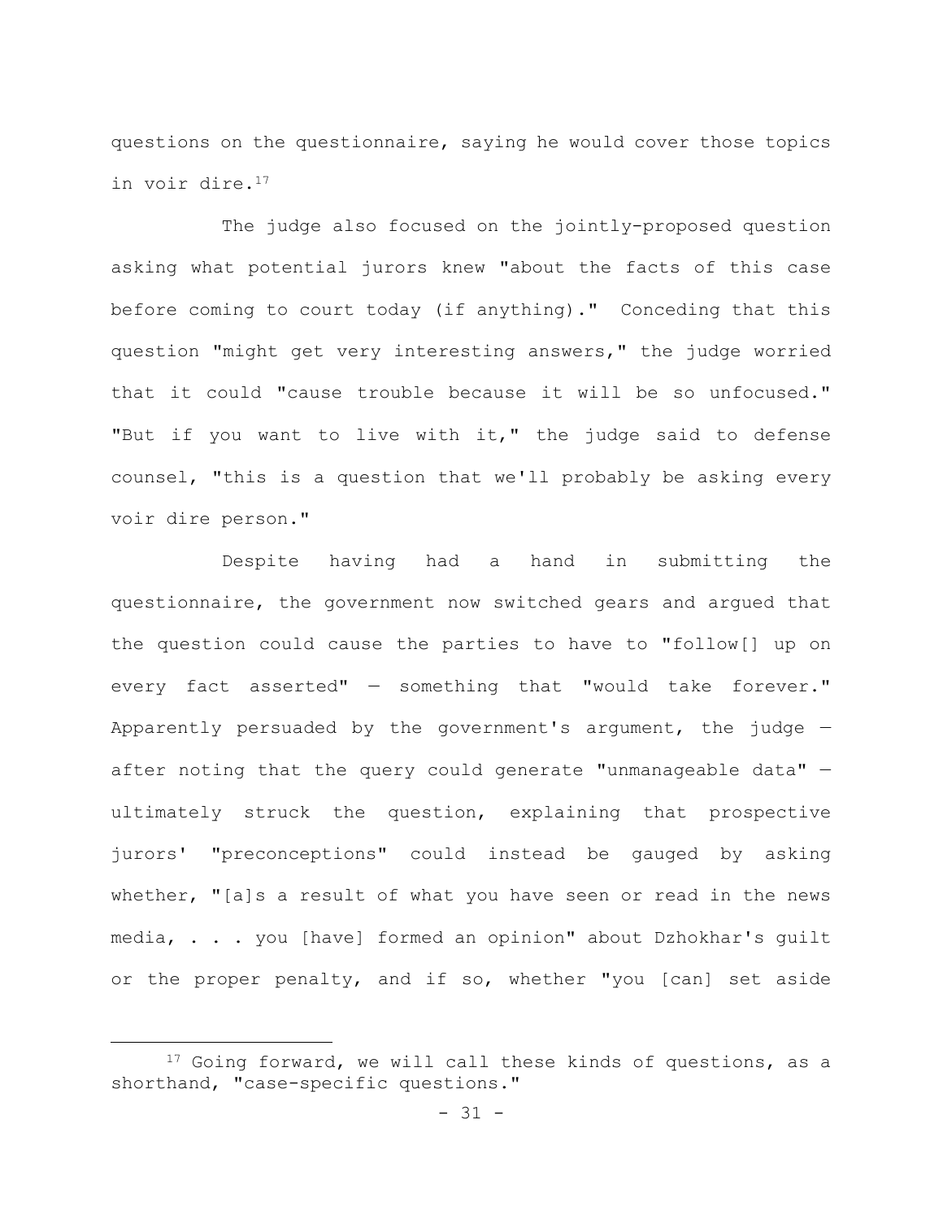questions on the questionnaire, saying he would cover those topics in voir dire.[17]

The judge also focused on the jointly-proposed question asking what potential jurors knew "about the facts of this case before coming to court today (if anything)." Conceding that this question "might get very interesting answers," the judge worried that it could "cause trouble because it will be so unfocused." "But if you want to live with it," the judge said to defense counsel, "this is a question that we'll probably be asking every voir dire person."

Despite having had a hand in submitting the questionnaire, the government now switched gears and argued that the question could cause the parties to have to "follow[] up on every fact asserted" — something that "would take forever." Apparently persuaded by the government's argument, the judge — after noting that the query could generate "unmanageable data" — ultimately struck the question, explaining that prospective jurors' "preconceptions" could instead be gauged by asking whether, "[a]s a result of what you have seen or read in the news media, . . . you [have] formed an opinion" about Dzhokhar's guilt or the proper penalty, and if so, whether "you [can] set aside

[17] Going forward, we will call these kinds of questions, as a shorthand, "case-specific questions."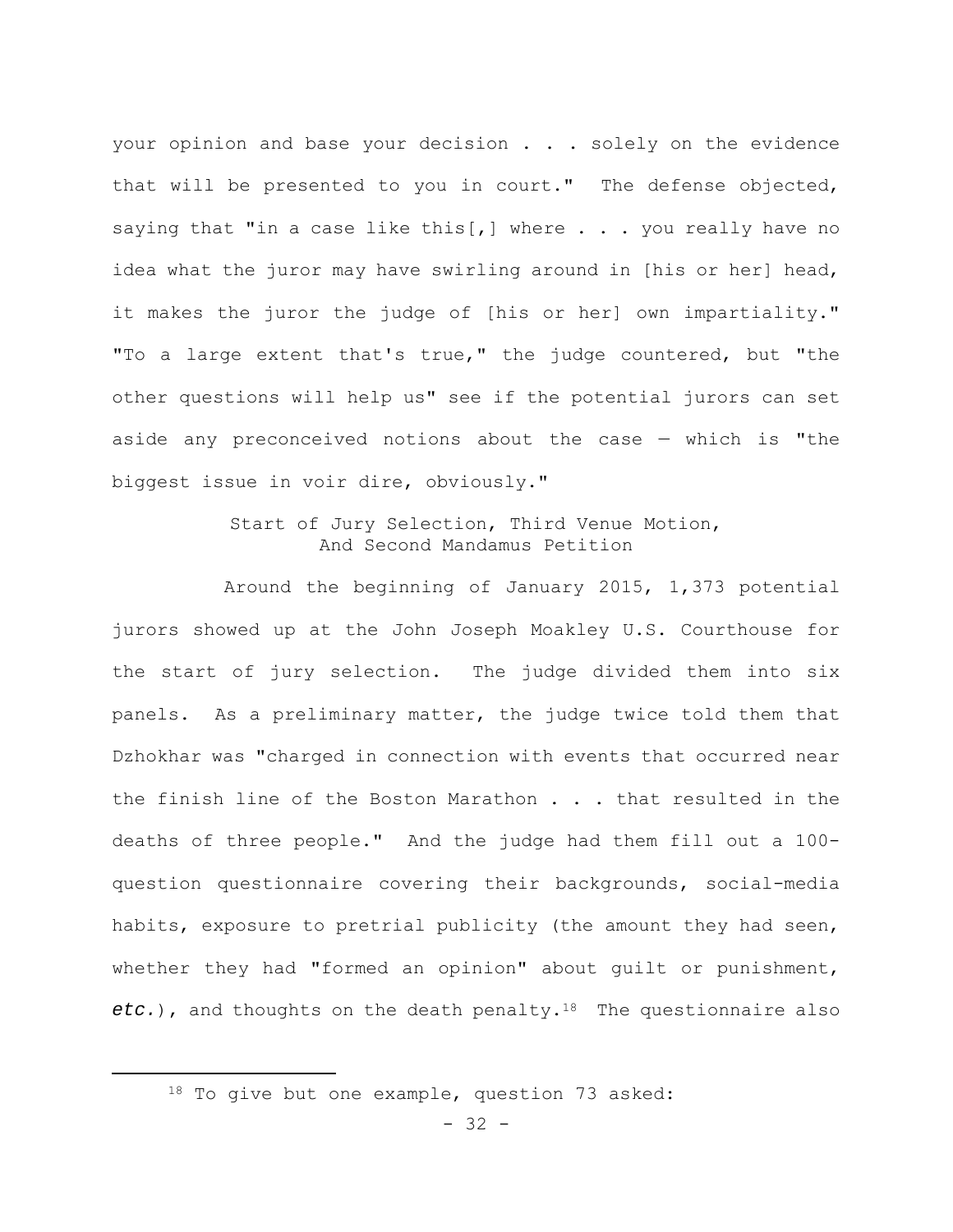your opinion and base your decision . . . solely on the evidence that will be presented to you in court." The defense objected, saying that "in a case like this[,] where . . . you really have no idea what the juror may have swirling around in [his or her] head, it makes the juror the judge of [his or her] own impartiality." "To a large extent that's true," the judge countered, but "the other questions will help us" see if the potential jurors can set aside any preconceived notions about the case — which is "the biggest issue in voir dire, obviously."

### Start of Jury Selection, Third Venue Motion, And Second Mandamus Petition

Around the beginning of January 2015, 1,373 potential jurors showed up at the John Joseph Moakley U.S. Courthouse for the start of jury selection. The judge divided them into six panels. As a preliminary matter, the judge twice told them that Dzhokhar was "charged in connection with events that occurred near the finish line of the Boston Marathon . . . that resulted in the deaths of three people." And the judge had them fill out a 100-question questionnaire covering their backgrounds, social-media habits, exposure to pretrial publicity (the amount they had seen, whether they had "formed an opinion" about guilt or punishment, ***etc.***), and thoughts on the death penalty.[18] The questionnaire also

---

[18] To give but one example, question 73 asked: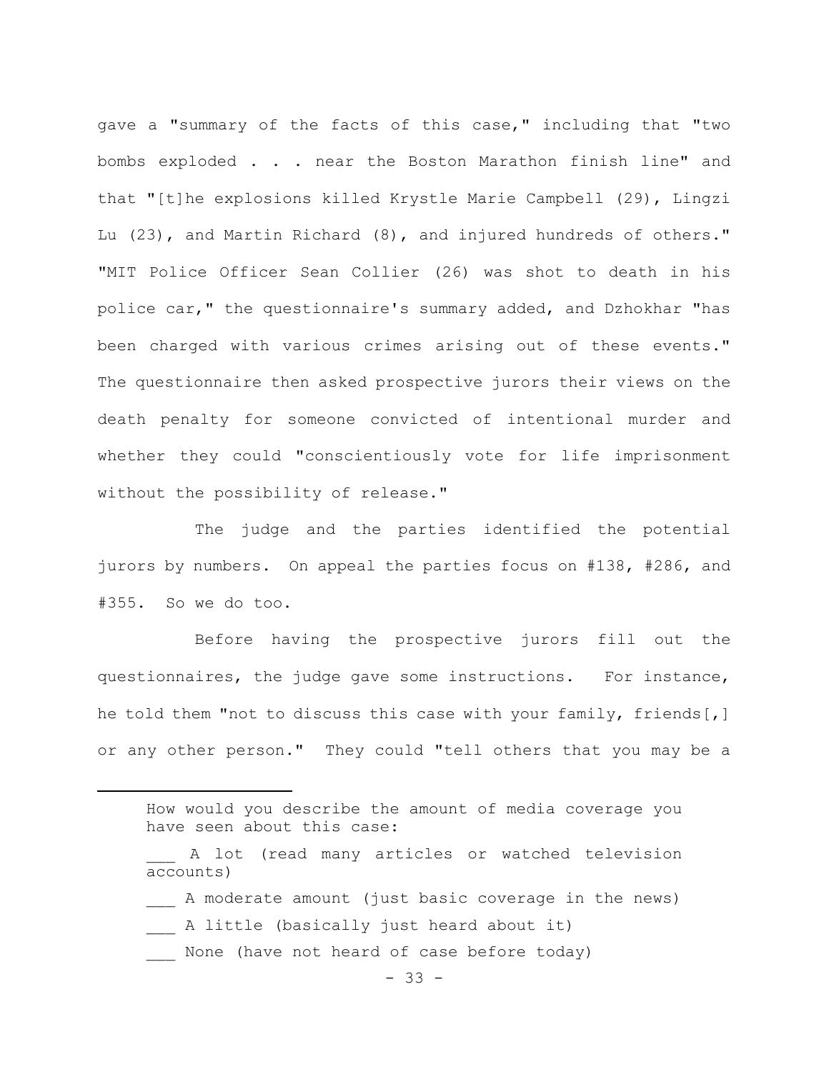gave a "summary of the facts of this case," including that "two bombs exploded . . . near the Boston Marathon finish line" and that "[t]he explosions killed Krystle Marie Campbell (29), Lingzi Lu (23), and Martin Richard (8), and injured hundreds of others." "MIT Police Officer Sean Collier (26) was shot to death in his police car," the questionnaire's summary added, and Dzhokhar "has been charged with various crimes arising out of these events." The questionnaire then asked prospective jurors their views on the death penalty for someone convicted of intentional murder and whether they could "conscientiously vote for life imprisonment without the possibility of release."

The judge and the parties identified the potential jurors by numbers. On appeal the parties focus on #138, #286, and #355. So we do too.

Before having the prospective jurors fill out the questionnaires, the judge gave some instructions. For instance, he told them "not to discuss this case with your family, friends[,] or any other person." They could "tell others that you may be a

---

> How would you describe the amount of media coverage you have seen about this case:
>
> ___ A lot (read many articles or watched television accounts)
>
> ___ A moderate amount (just basic coverage in the news)
>
> ___ A little (basically just heard about it)
>
> ___ None (have not heard of case before today)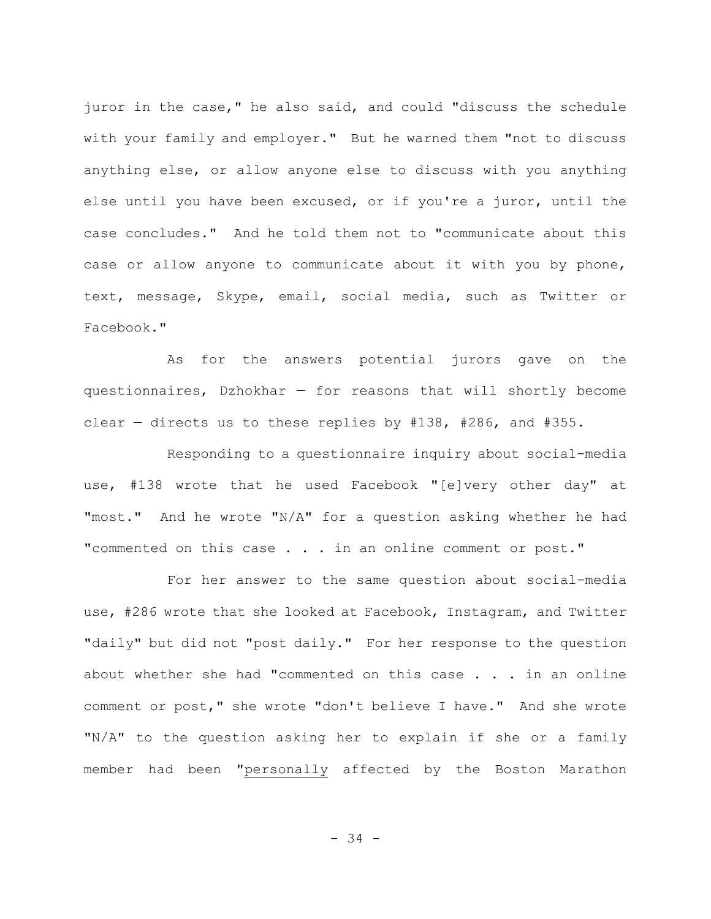juror in the case," he also said, and could "discuss the schedule with your family and employer." But he warned them "not to discuss anything else, or allow anyone else to discuss with you anything else until you have been excused, or if you're a juror, until the case concludes." And he told them not to "communicate about this case or allow anyone to communicate about it with you by phone, text, message, Skype, email, social media, such as Twitter or Facebook."

As for the answers potential jurors gave on the questionnaires, Dzhokhar — for reasons that will shortly become clear — directs us to these replies by #138, #286, and #355.

Responding to a questionnaire inquiry about social-media use, #138 wrote that he used Facebook "[e]very other day" at "most." And he wrote "N/A" for a question asking whether he had "commented on this case . . . in an online comment or post."

For her answer to the same question about social-media use, #286 wrote that she looked at Facebook, Instagram, and Twitter "daily" but did not "post daily." For her response to the question about whether she had "commented on this case . . . in an online comment or post," she wrote "don't believe I have." And she wrote "N/A" to the question asking her to explain if she or a family member had been "<u>personally</u> affected by the Boston Marathon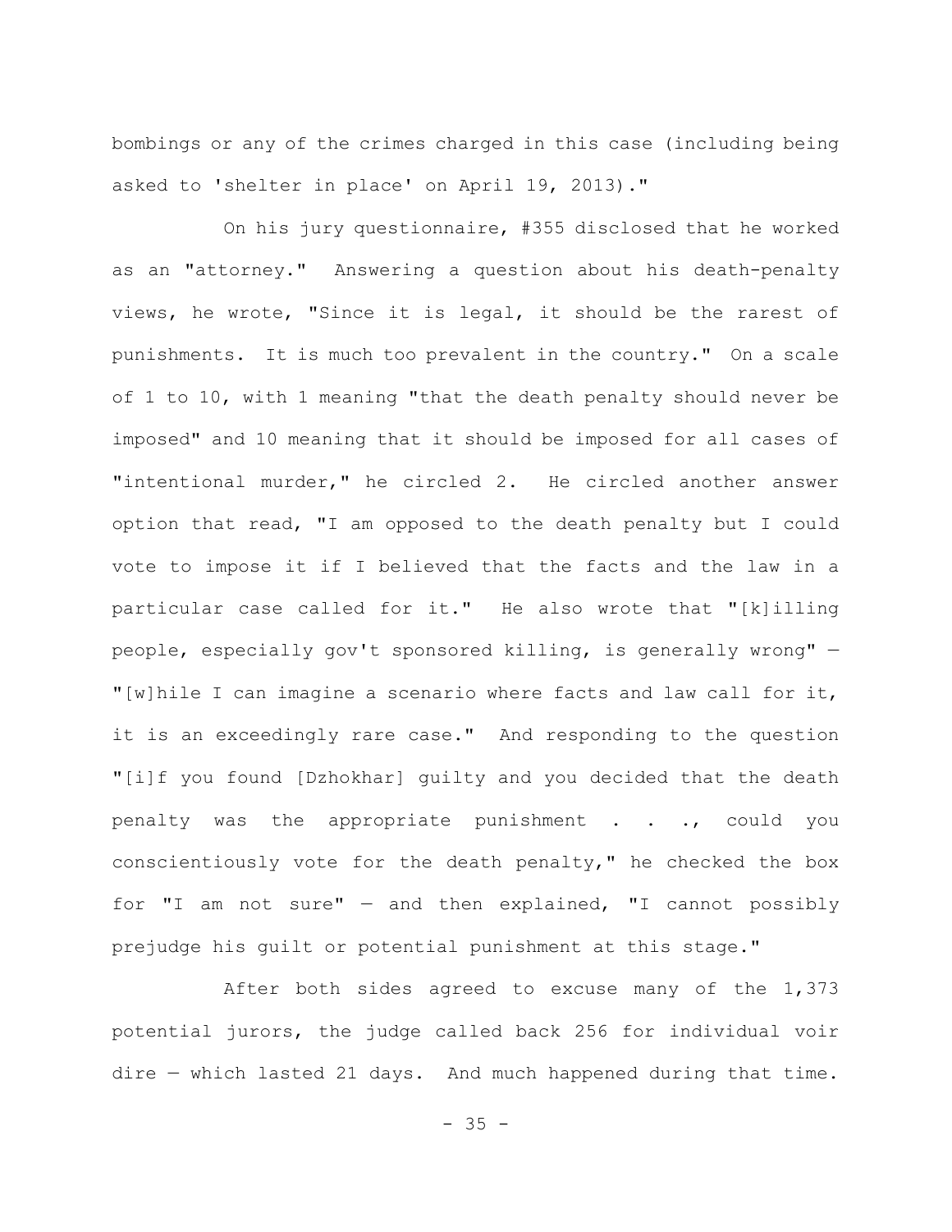bombings or any of the crimes charged in this case (including being asked to 'shelter in place' on April 19, 2013)."

On his jury questionnaire, #355 disclosed that he worked as an "attorney." Answering a question about his death-penalty views, he wrote, "Since it is legal, it should be the rarest of punishments. It is much too prevalent in the country." On a scale of 1 to 10, with 1 meaning "that the death penalty should never be imposed" and 10 meaning that it should be imposed for all cases of "intentional murder," he circled 2. He circled another answer option that read, "I am opposed to the death penalty but I could vote to impose it if I believed that the facts and the law in a particular case called for it." He also wrote that "[k]illing people, especially gov't sponsored killing, is generally wrong" — "[w]hile I can imagine a scenario where facts and law call for it, it is an exceedingly rare case." And responding to the question "[i]f you found [Dzhokhar] guilty and you decided that the death penalty was the appropriate punishment . . ., could you conscientiously vote for the death penalty," he checked the box for "I am not sure" — and then explained, "I cannot possibly prejudge his guilt or potential punishment at this stage."

After both sides agreed to excuse many of the 1,373 potential jurors, the judge called back 256 for individual voir dire — which lasted 21 days. And much happened during that time.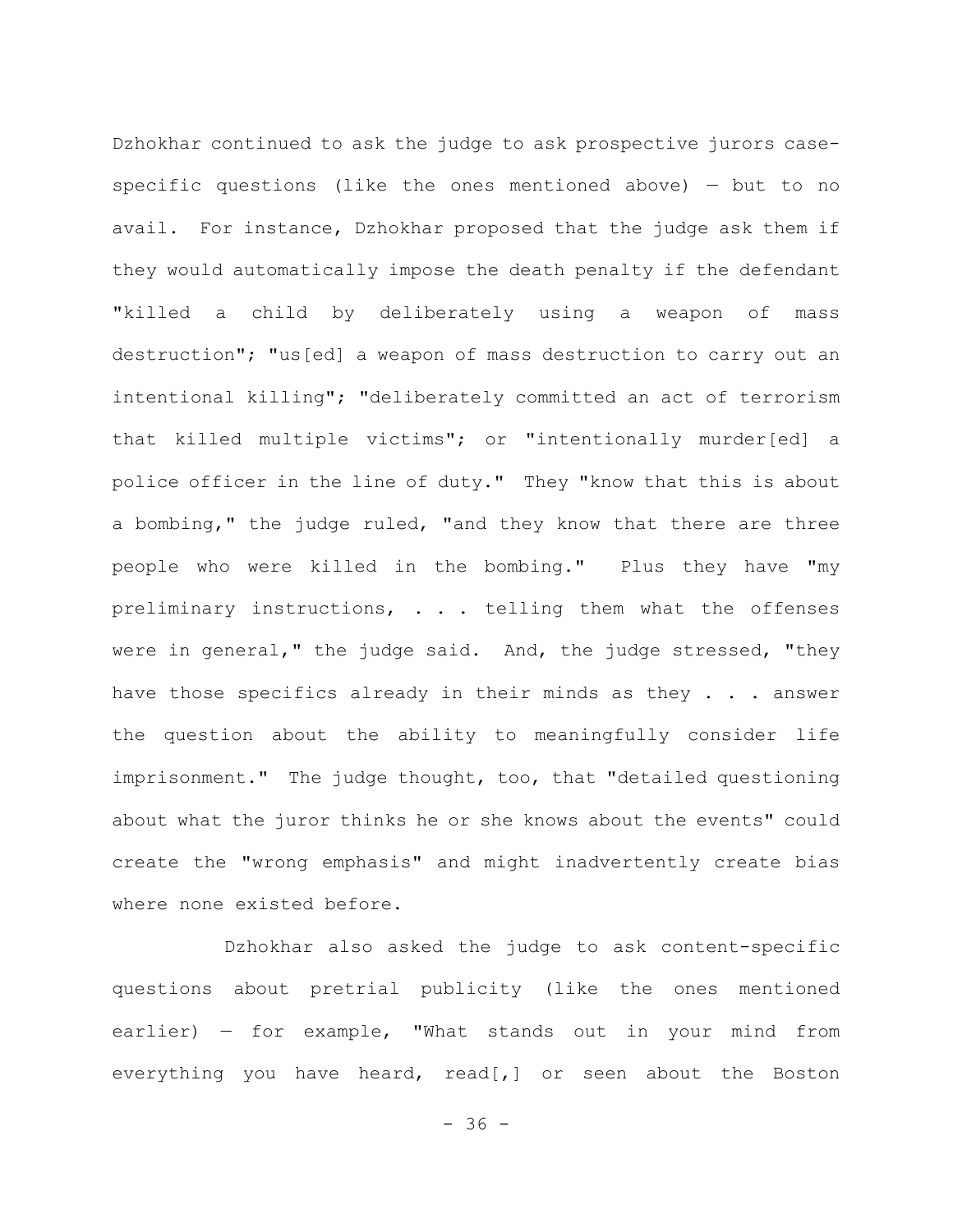Dzhokhar continued to ask the judge to ask prospective jurors case-specific questions (like the ones mentioned above) — but to no avail. For instance, Dzhokhar proposed that the judge ask them if they would automatically impose the death penalty if the defendant "killed a child by deliberately using a weapon of mass destruction"; "us[ed] a weapon of mass destruction to carry out an intentional killing"; "deliberately committed an act of terrorism that killed multiple victims"; or "intentionally murder[ed] a police officer in the line of duty." They "know that this is about a bombing," the judge ruled, "and they know that there are three people who were killed in the bombing." Plus they have "my preliminary instructions, . . . telling them what the offenses were in general," the judge said. And, the judge stressed, "they have those specifics already in their minds as they . . . answer the question about the ability to meaningfully consider life imprisonment." The judge thought, too, that "detailed questioning about what the juror thinks he or she knows about the events" could create the "wrong emphasis" and might inadvertently create bias where none existed before.

Dzhokhar also asked the judge to ask content-specific questions about pretrial publicity (like the ones mentioned earlier) — for example, "What stands out in your mind from everything you have heard, read[,] or seen about the Boston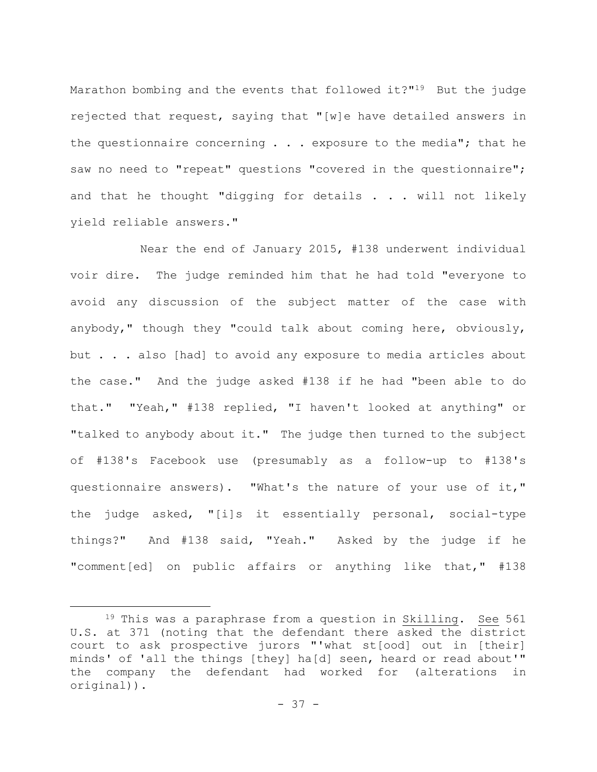Marathon bombing and the events that followed it?"[19] But the judge rejected that request, saying that "[w]e have detailed answers in the questionnaire concerning . . . exposure to the media"; that he saw no need to "repeat" questions "covered in the questionnaire"; and that he thought "digging for details . . . will not likely yield reliable answers."

Near the end of January 2015, #138 underwent individual voir dire. The judge reminded him that he had told "everyone to avoid any discussion of the subject matter of the case with anybody," though they "could talk about coming here, obviously, but . . . also [had] to avoid any exposure to media articles about the case." And the judge asked #138 if he had "been able to do that." "Yeah," #138 replied, "I haven't looked at anything" or "talked to anybody about it." The judge then turned to the subject of #138's Facebook use (presumably as a follow-up to #138's questionnaire answers). "What's the nature of your use of it," the judge asked, "[i]s it essentially personal, social-type things?" And #138 said, "Yeah." Asked by the judge if he "comment[ed] on public affairs or anything like that," #138

---

[19] This was a paraphrase from a question in Skilling. See 561 U.S. at 371 (noting that the defendant there asked the district court to ask prospective jurors "'what st[ood] out in [their] minds' of 'all the things [they] ha[d] seen, heard or read about'" the company the defendant had worked for (alterations in original)).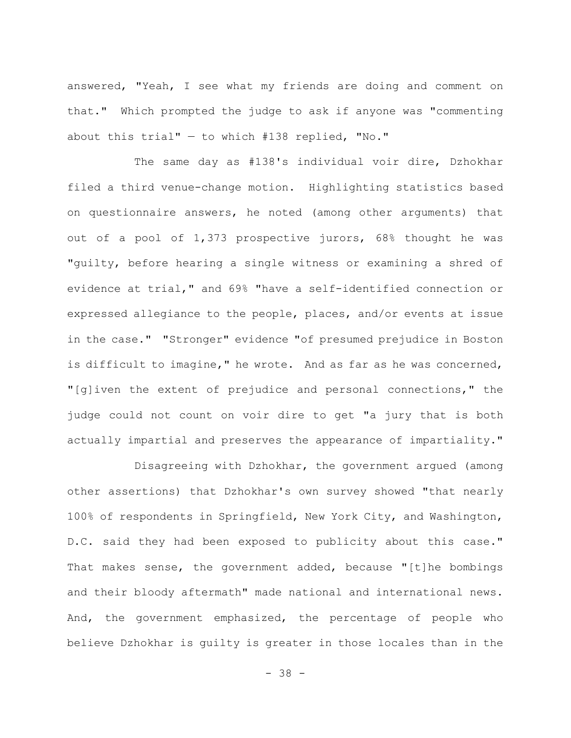answered, "Yeah, I see what my friends are doing and comment on that." Which prompted the judge to ask if anyone was "commenting about this trial" — to which #138 replied, "No."

The same day as #138's individual voir dire, Dzhokhar filed a third venue-change motion. Highlighting statistics based on questionnaire answers, he noted (among other arguments) that out of a pool of 1,373 prospective jurors, 68% thought he was "guilty, before hearing a single witness or examining a shred of evidence at trial," and 69% "have a self-identified connection or expressed allegiance to the people, places, and/or events at issue in the case." "Stronger" evidence "of presumed prejudice in Boston is difficult to imagine," he wrote. And as far as he was concerned, "[g]iven the extent of prejudice and personal connections," the judge could not count on voir dire to get "a jury that is both actually impartial and preserves the appearance of impartiality."

Disagreeing with Dzhokhar, the government argued (among other assertions) that Dzhokhar's own survey showed "that nearly 100% of respondents in Springfield, New York City, and Washington, D.C. said they had been exposed to publicity about this case." That makes sense, the government added, because "[t]he bombings and their bloody aftermath" made national and international news. And, the government emphasized, the percentage of people who believe Dzhokhar is guilty is greater in those locales than in the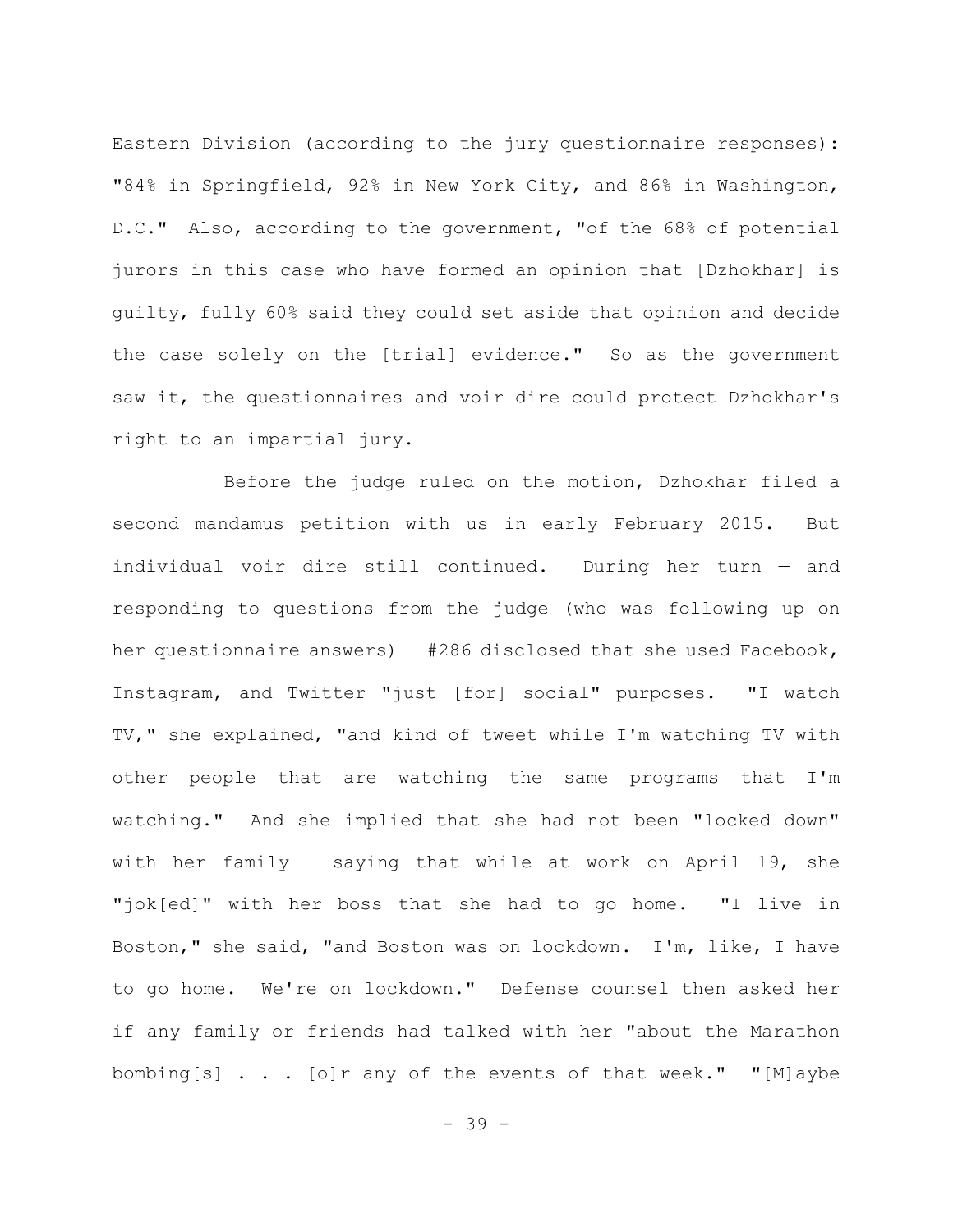Eastern Division (according to the jury questionnaire responses): "84% in Springfield, 92% in New York City, and 86% in Washington, D.C." Also, according to the government, "of the 68% of potential jurors in this case who have formed an opinion that [Dzhokhar] is guilty, fully 60% said they could set aside that opinion and decide the case solely on the [trial] evidence." So as the government saw it, the questionnaires and voir dire could protect Dzhokhar's right to an impartial jury.

Before the judge ruled on the motion, Dzhokhar filed a second mandamus petition with us in early February 2015. But individual voir dire still continued. During her turn — and responding to questions from the judge (who was following up on her questionnaire answers) — #286 disclosed that she used Facebook, Instagram, and Twitter "just [for] social" purposes. "I watch TV," she explained, "and kind of tweet while I'm watching TV with other people that are watching the same programs that I'm watching." And she implied that she had not been "locked down" with her family — saying that while at work on April 19, she "jok[ed]" with her boss that she had to go home. "I live in Boston," she said, "and Boston was on lockdown. I'm, like, I have to go home. We're on lockdown." Defense counsel then asked her if any family or friends had talked with her "about the Marathon bombing[s] . . . [o]r any of the events of that week." "[M]aybe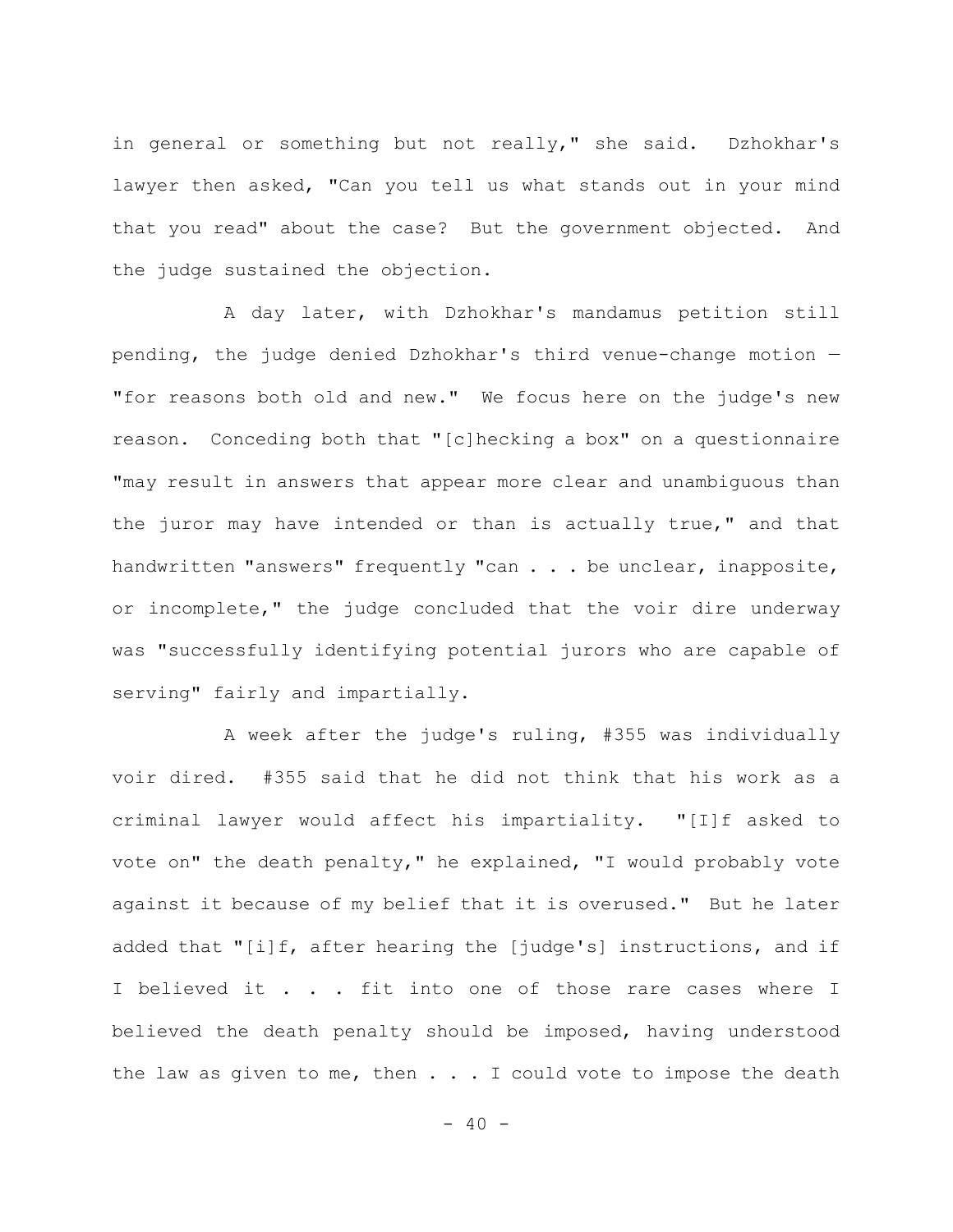in general or something but not really," she said. Dzhokhar's lawyer then asked, "Can you tell us what stands out in your mind that you read" about the case? But the government objected. And the judge sustained the objection.

A day later, with Dzhokhar's mandamus petition still pending, the judge denied Dzhokhar's third venue-change motion — "for reasons both old and new." We focus here on the judge's new reason. Conceding both that "[c]hecking a box" on a questionnaire "may result in answers that appear more clear and unambiguous than the juror may have intended or than is actually true," and that handwritten "answers" frequently "can . . . be unclear, inapposite, or incomplete," the judge concluded that the voir dire underway was "successfully identifying potential jurors who are capable of serving" fairly and impartially.

A week after the judge's ruling, #355 was individually voir dired. #355 said that he did not think that his work as a criminal lawyer would affect his impartiality. "[I]f asked to vote on" the death penalty," he explained, "I would probably vote against it because of my belief that it is overused." But he later added that "[i]f, after hearing the [judge's] instructions, and if I believed it . . . fit into one of those rare cases where I believed the death penalty should be imposed, having understood the law as given to me, then . . . I could vote to impose the death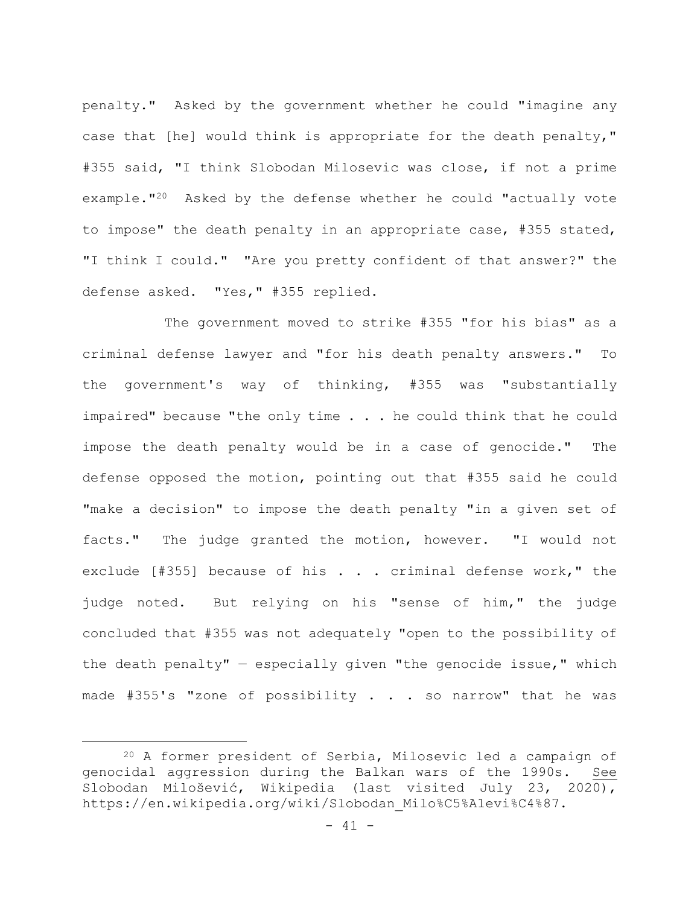penalty." Asked by the government whether he could "imagine any case that [he] would think is appropriate for the death penalty," #355 said, "I think Slobodan Milosevic was close, if not a prime example."[20] Asked by the defense whether he could "actually vote to impose" the death penalty in an appropriate case, #355 stated, "I think I could." "Are you pretty confident of that answer?" the defense asked. "Yes," #355 replied.

The government moved to strike #355 "for his bias" as a criminal defense lawyer and "for his death penalty answers." To the government's way of thinking, #355 was "substantially impaired" because "the only time . . . he could think that he could impose the death penalty would be in a case of genocide." The defense opposed the motion, pointing out that #355 said he could "make a decision" to impose the death penalty "in a given set of facts." The judge granted the motion, however. "I would not exclude [#355] because of his . . . criminal defense work," the judge noted. But relying on his "sense of him," the judge concluded that #355 was not adequately "open to the possibility of the death penalty" — especially given "the genocide issue," which made #355's "zone of possibility . . . so narrow" that he was

---

[20] A former president of Serbia, Milosevic led a campaign of genocidal aggression during the Balkan wars of the 1990s. See Slobodan Milošević, Wikipedia (last visited July 23, 2020), https://en.wikipedia.org/wiki/Slobodan_Milo%C5%A1evi%C4%87.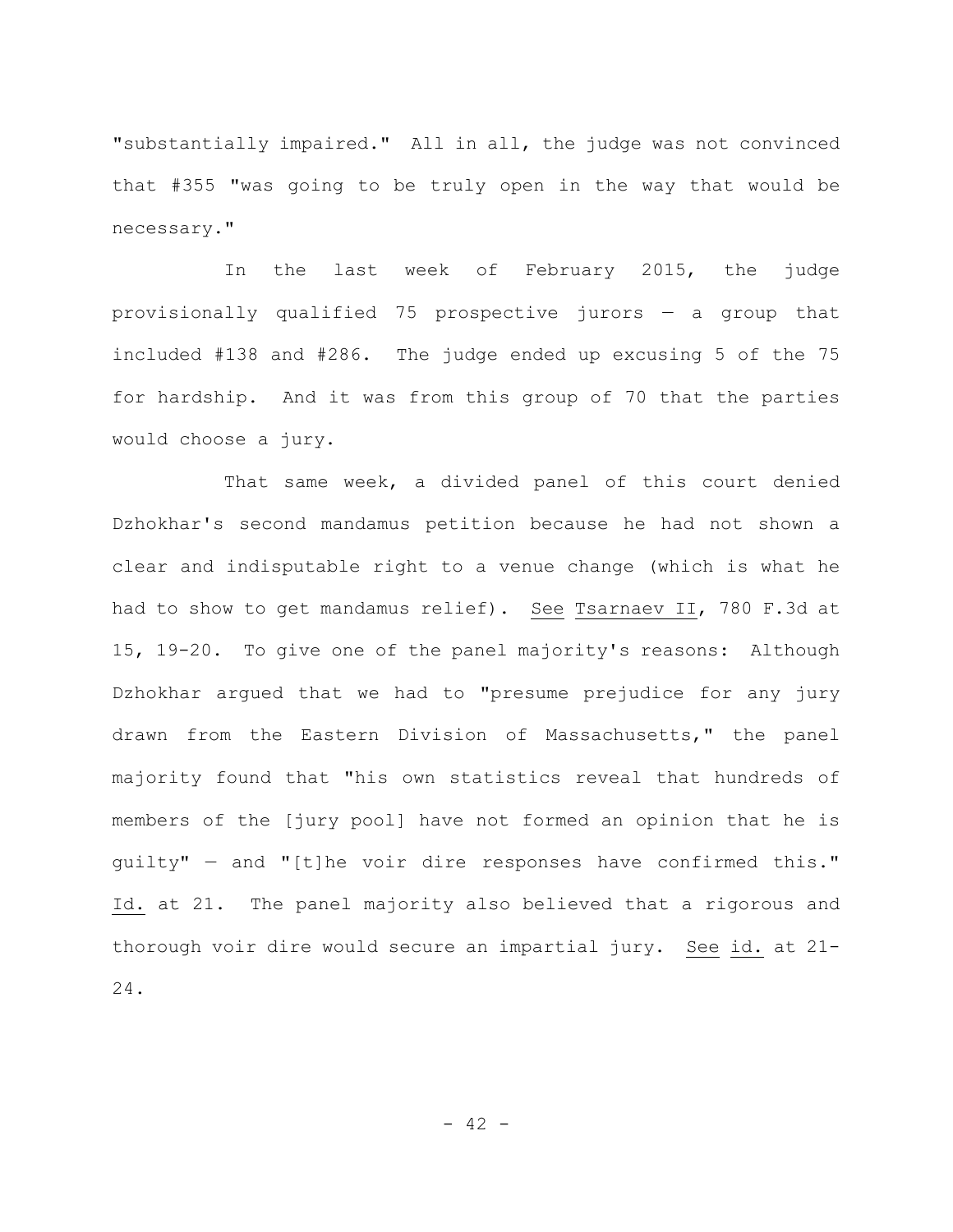"substantially impaired." All in all, the judge was not convinced that #355 "was going to be truly open in the way that would be necessary."

In the last week of February 2015, the judge provisionally qualified 75 prospective jurors — a group that included #138 and #286. The judge ended up excusing 5 of the 75 for hardship. And it was from this group of 70 that the parties would choose a jury.

That same week, a divided panel of this court denied Dzhokhar's second mandamus petition because he had not shown a clear and indisputable right to a venue change (which is what he had to show to get mandamus relief). See Tsarnaev II, 780 F.3d at 15, 19-20. To give one of the panel majority's reasons: Although Dzhokhar argued that we had to "presume prejudice for any jury drawn from the Eastern Division of Massachusetts," the panel majority found that "his own statistics reveal that hundreds of members of the [jury pool] have not formed an opinion that he is guilty" — and "[t]he voir dire responses have confirmed this." Id. at 21. The panel majority also believed that a rigorous and thorough voir dire would secure an impartial jury. See id. at 21-24.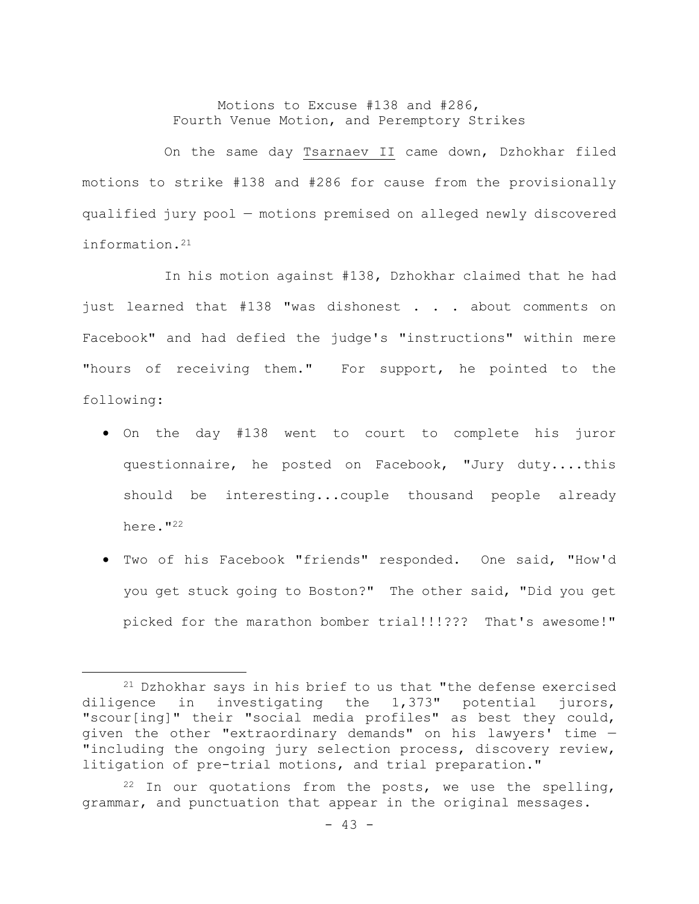## Motions to Excuse #138 and #286, Fourth Venue Motion, and Peremptory Strikes

On the same day Tsarnaev II came down, Dzhokhar filed motions to strike #138 and #286 for cause from the provisionally qualified jury pool — motions premised on alleged newly discovered information.[21]

In his motion against #138, Dzhokhar claimed that he had just learned that #138 "was dishonest . . . about comments on Facebook" and had defied the judge's "instructions" within mere "hours of receiving them." For support, he pointed to the following:

- On the day #138 went to court to complete his juror questionnaire, he posted on Facebook, "Jury duty....this should be interesting...couple thousand people already here."[22]
- Two of his Facebook "friends" responded. One said, "How'd you get stuck going to Boston?" The other said, "Did you get picked for the marathon bomber trial!!!??? That's awesome!"

---

[21] Dzhokhar says in his brief to us that "the defense exercised diligence in investigating the 1,373" potential jurors, "scour[ing]" their "social media profiles" as best they could, given the other "extraordinary demands" on his lawyers' time — "including the ongoing jury selection process, discovery review, litigation of pre-trial motions, and trial preparation."

[22] In our quotations from the posts, we use the spelling, grammar, and punctuation that appear in the original messages.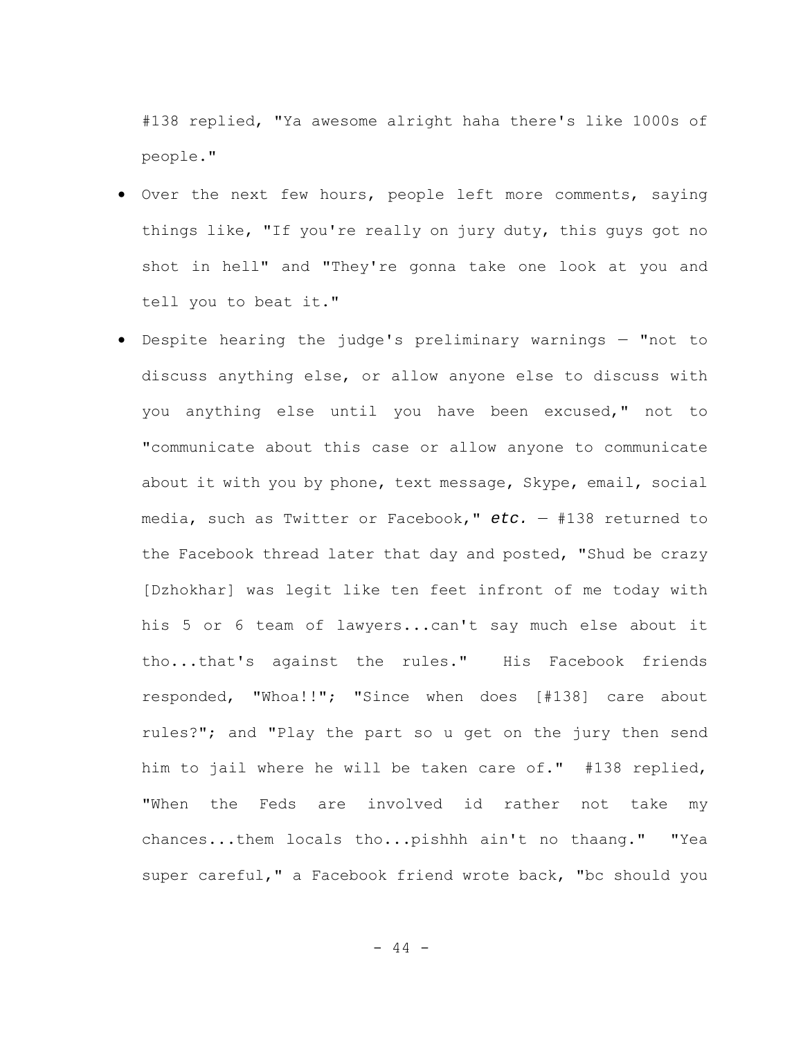#138 replied, "Ya awesome alright haha there's like 1000s of people."

- Over the next few hours, people left more comments, saying things like, "If you're really on jury duty, this guys got no shot in hell" and "They're gonna take one look at you and tell you to beat it."
- Despite hearing the judge's preliminary warnings — "not to discuss anything else, or allow anyone else to discuss with you anything else until you have been excused," not to "communicate about this case or allow anyone to communicate about it with you by phone, text message, Skype, email, social media, such as Twitter or Facebook," *etc.* — #138 returned to the Facebook thread later that day and posted, "Shud be crazy [Dzhokhar] was legit like ten feet infront of me today with his 5 or 6 team of lawyers...can't say much else about it tho...that's against the rules." His Facebook friends responded, "Whoa!!"; "Since when does [#138] care about rules?"; and "Play the part so u get on the jury then send him to jail where he will be taken care of." #138 replied, "When the Feds are involved id rather not take my chances...them locals tho...pishhh ain't no thaang." "Yea super careful," a Facebook friend wrote back, "bc should you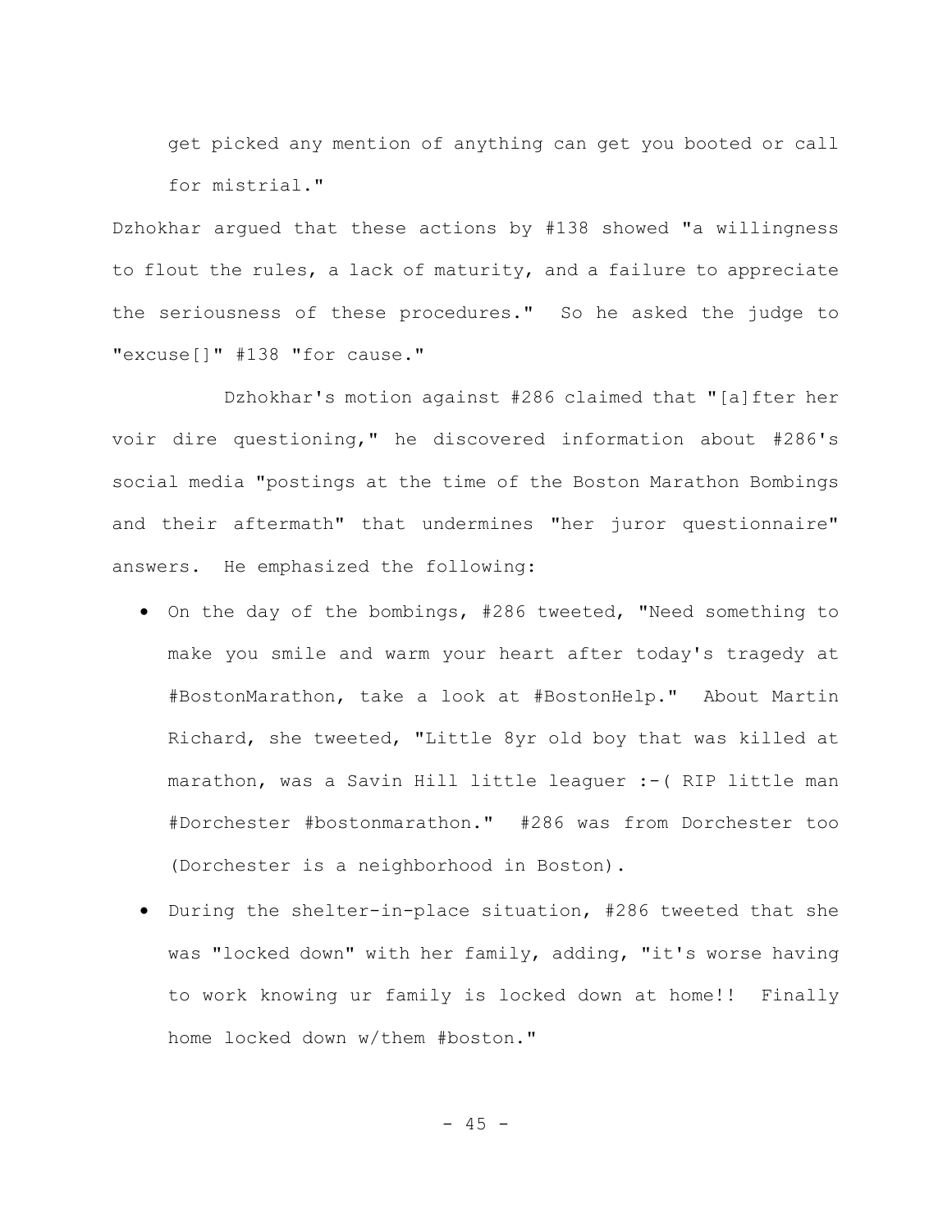get picked any mention of anything can get you booted or call for mistrial."

Dzhokhar argued that these actions by #138 showed "a willingness to flout the rules, a lack of maturity, and a failure to appreciate the seriousness of these procedures." So he asked the judge to "excuse[]" #138 "for cause."

Dzhokhar's motion against #286 claimed that "[a]fter her voir dire questioning," he discovered information about #286's social media "postings at the time of the Boston Marathon Bombings and their aftermath" that undermines "her juror questionnaire" answers. He emphasized the following:

- On the day of the bombings, #286 tweeted, "Need something to make you smile and warm your heart after today's tragedy at #BostonMarathon, take a look at #BostonHelp." About Martin Richard, she tweeted, "Little 8yr old boy that was killed at marathon, was a Savin Hill little leaguer :-( RIP little man #Dorchester #bostonmarathon." #286 was from Dorchester too (Dorchester is a neighborhood in Boston).
- During the shelter-in-place situation, #286 tweeted that she was "locked down" with her family, adding, "it's worse having to work knowing ur family is locked down at home!! Finally home locked down w/them #boston."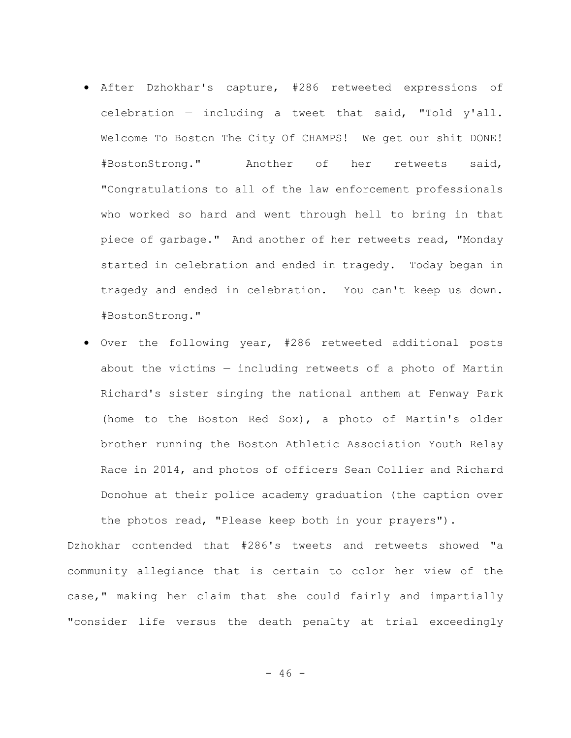- After Dzhokhar's capture, #286 retweeted expressions of celebration — including a tweet that said, "Told y'all. Welcome To Boston The City Of CHAMPS! We get our shit DONE! #BostonStrong." Another of her retweets said, "Congratulations to all of the law enforcement professionals who worked so hard and went through hell to bring in that piece of garbage." And another of her retweets read, "Monday started in celebration and ended in tragedy. Today began in tragedy and ended in celebration. You can't keep us down. #BostonStrong."
- Over the following year, #286 retweeted additional posts about the victims — including retweets of a photo of Martin Richard's sister singing the national anthem at Fenway Park (home to the Boston Red Sox), a photo of Martin's older brother running the Boston Athletic Association Youth Relay Race in 2014, and photos of officers Sean Collier and Richard Donohue at their police academy graduation (the caption over the photos read, "Please keep both in your prayers").

Dzhokhar contended that #286's tweets and retweets showed "a community allegiance that is certain to color her view of the case," making her claim that she could fairly and impartially "consider life versus the death penalty at trial exceedingly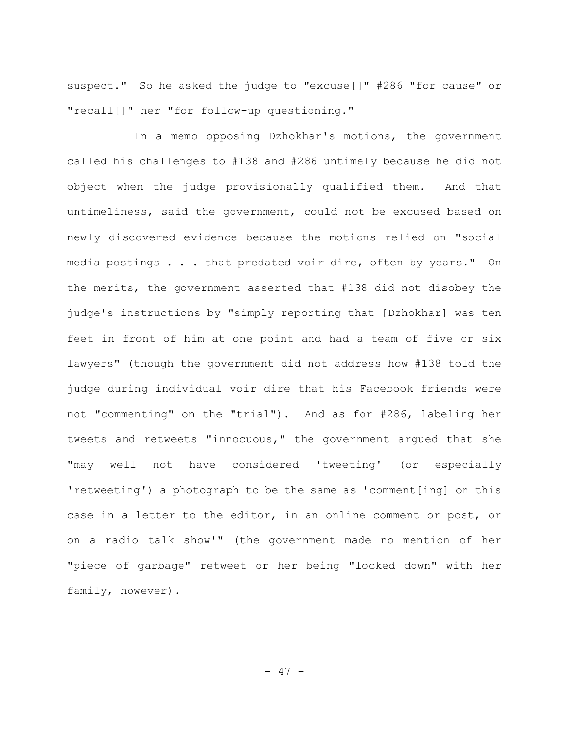suspect." So he asked the judge to "excuse[]" #286 "for cause" or "recall[]" her "for follow-up questioning."

In a memo opposing Dzhokhar's motions, the government called his challenges to #138 and #286 untimely because he did not object when the judge provisionally qualified them. And that untimeliness, said the government, could not be excused based on newly discovered evidence because the motions relied on "social media postings . . . that predated voir dire, often by years." On the merits, the government asserted that #138 did not disobey the judge's instructions by "simply reporting that [Dzhokhar] was ten feet in front of him at one point and had a team of five or six lawyers" (though the government did not address how #138 told the judge during individual voir dire that his Facebook friends were not "commenting" on the "trial"). And as for #286, labeling her tweets and retweets "innocuous," the government argued that she "may well not have considered 'tweeting' (or especially 'retweeting') a photograph to be the same as 'comment[ing] on this case in a letter to the editor, in an online comment or post, or on a radio talk show'" (the government made no mention of her "piece of garbage" retweet or her being "locked down" with her family, however).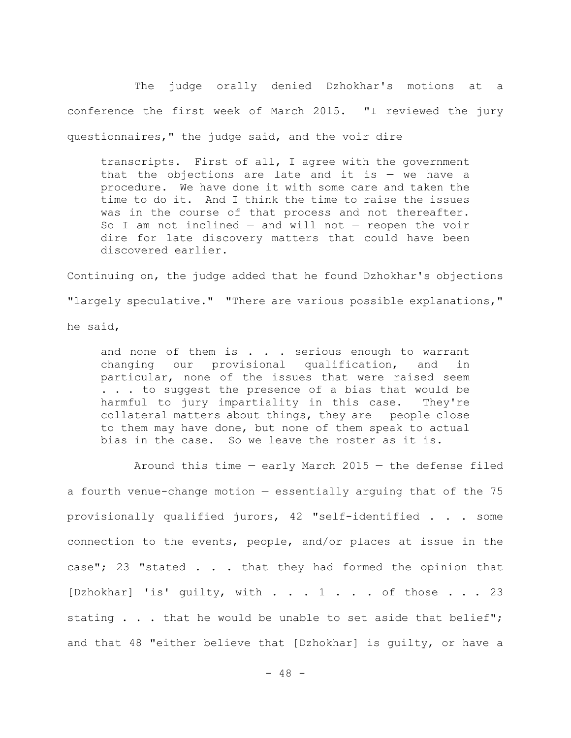The judge orally denied Dzhokhar's motions at a conference the first week of March 2015. "I reviewed the jury questionnaires," the judge said, and the voir dire

> transcripts. First of all, I agree with the government that the objections are late and it is — we have a procedure. We have done it with some care and taken the time to do it. And I think the time to raise the issues was in the course of that process and not thereafter. So I am not inclined — and will not — reopen the voir dire for late discovery matters that could have been discovered earlier.

Continuing on, the judge added that he found Dzhokhar's objections "largely speculative." "There are various possible explanations," he said,

> and none of them is . . . serious enough to warrant changing our provisional qualification, and in particular, none of the issues that were raised seem . . . to suggest the presence of a bias that would be harmful to jury impartiality in this case. They're collateral matters about things, they are — people close to them may have done, but none of them speak to actual bias in the case. So we leave the roster as it is.

Around this time — early March 2015 — the defense filed a fourth venue-change motion — essentially arguing that of the 75 provisionally qualified jurors, 42 "self-identified . . . some connection to the events, people, and/or places at issue in the case"; 23 "stated . . . that they had formed the opinion that [Dzhokhar] 'is' guilty, with . . . 1 . . . of those . . . 23 stating . . . that he would be unable to set aside that belief"; and that 48 "either believe that [Dzhokhar] is guilty, or have a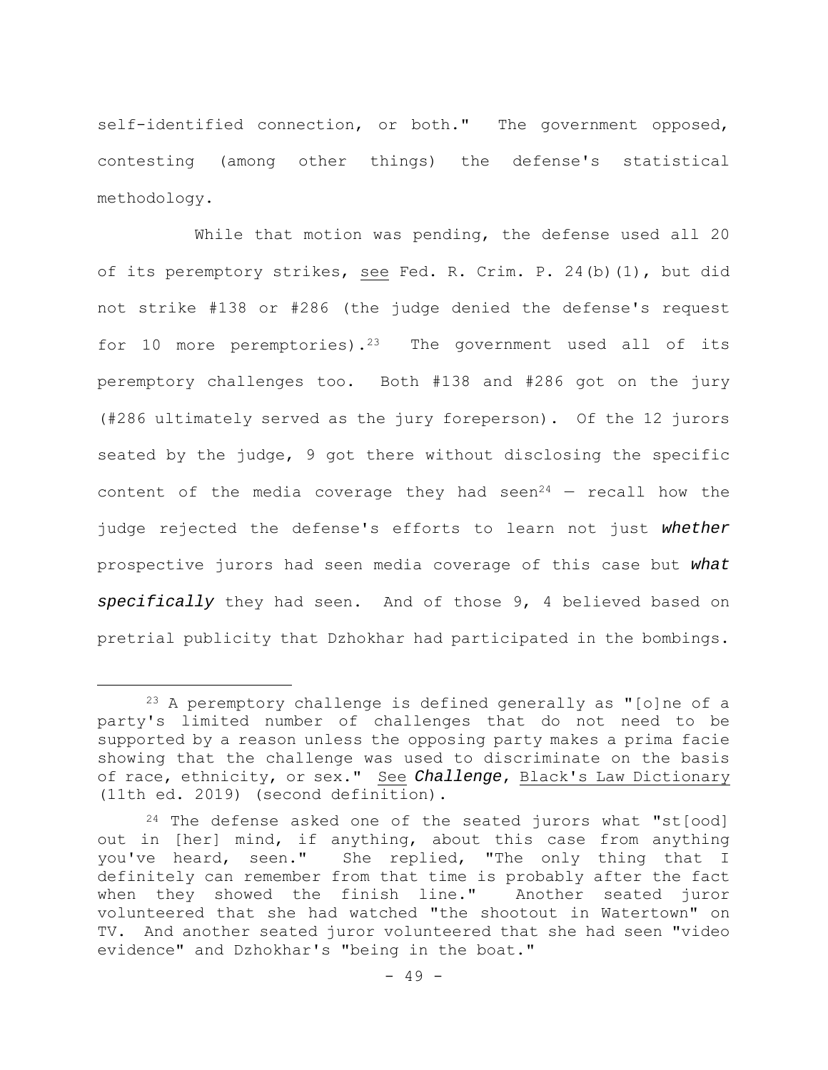self-identified connection, or both." The government opposed, contesting (among other things) the defense's statistical methodology.

While that motion was pending, the defense used all 20 of its peremptory strikes, see Fed. R. Crim. P. 24(b)(1), but did not strike #138 or #286 (the judge denied the defense's request for 10 more peremptories).[23] The government used all of its peremptory challenges too. Both #138 and #286 got on the jury (#286 ultimately served as the jury foreperson). Of the 12 jurors seated by the judge, 9 got there without disclosing the specific content of the media coverage they had seen[24] — recall how the judge rejected the defense's efforts to learn not just ***whether*** prospective jurors had seen media coverage of this case but ***what specifically*** they had seen. And of those 9, 4 believed based on pretrial publicity that Dzhokhar had participated in the bombings.

---

[23] A peremptory challenge is defined generally as "[o]ne of a party's limited number of challenges that do not need to be supported by a reason unless the opposing party makes a prima facie showing that the challenge was used to discriminate on the basis of race, ethnicity, or sex." See ***Challenge***, Black's Law Dictionary (11th ed. 2019) (second definition).

[24] The defense asked one of the seated jurors what "st[ood] out in [her] mind, if anything, about this case from anything you've heard, seen." She replied, "The only thing that I definitely can remember from that time is probably after the fact when they showed the finish line." Another seated juror volunteered that she had watched "the shootout in Watertown" on TV. And another seated juror volunteered that she had seen "video evidence" and Dzhokhar's "being in the boat."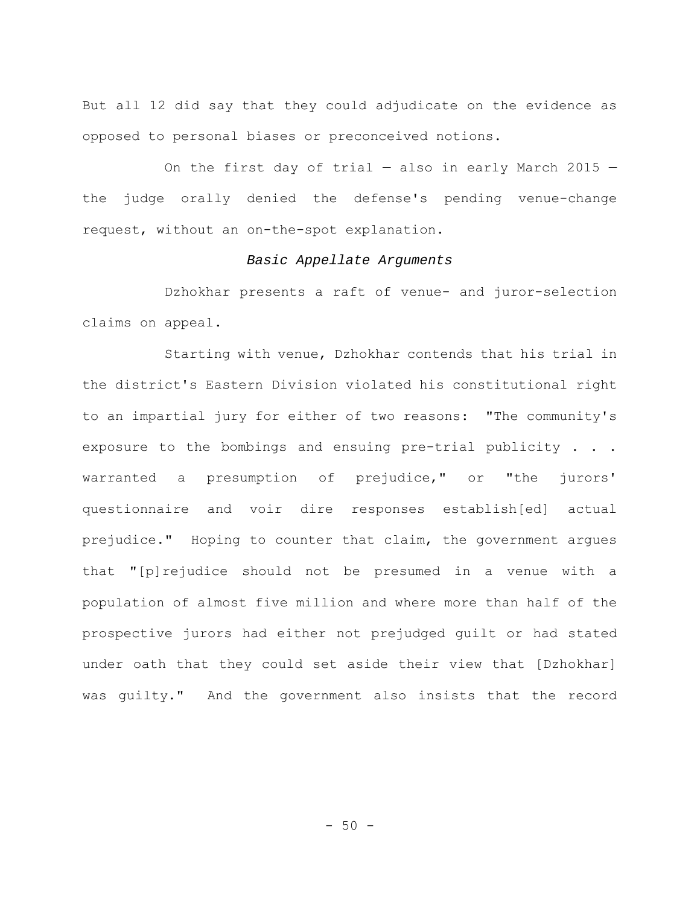But all 12 did say that they could adjudicate on the evidence as opposed to personal biases or preconceived notions.

On the first day of trial — also in early March 2015 — the judge orally denied the defense's pending venue-change request, without an on-the-spot explanation.

*Basic Appellate Arguments*

Dzhokhar presents a raft of venue- and juror-selection claims on appeal.

Starting with venue, Dzhokhar contends that his trial in the district's Eastern Division violated his constitutional right to an impartial jury for either of two reasons: "The community's exposure to the bombings and ensuing pre-trial publicity . . . warranted a presumption of prejudice," or "the jurors' questionnaire and voir dire responses establish[ed] actual prejudice." Hoping to counter that claim, the government argues that "[p]rejudice should not be presumed in a venue with a population of almost five million and where more than half of the prospective jurors had either not prejudged guilt or had stated under oath that they could set aside their view that [Dzhokhar] was guilty." And the government also insists that the record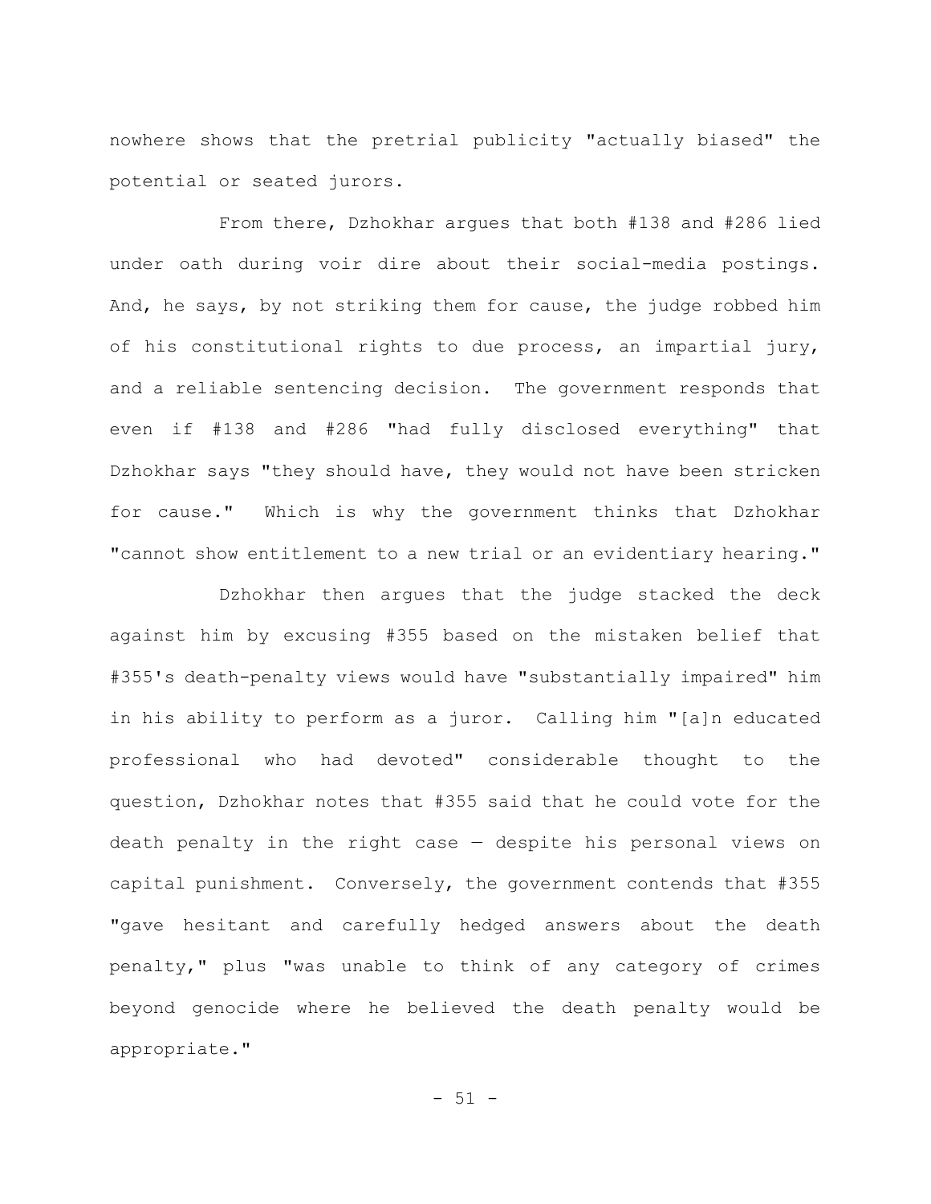nowhere shows that the pretrial publicity "actually biased" the potential or seated jurors.

From there, Dzhokhar argues that both #138 and #286 lied under oath during voir dire about their social-media postings. And, he says, by not striking them for cause, the judge robbed him of his constitutional rights to due process, an impartial jury, and a reliable sentencing decision. The government responds that even if #138 and #286 "had fully disclosed everything" that Dzhokhar says "they should have, they would not have been stricken for cause." Which is why the government thinks that Dzhokhar "cannot show entitlement to a new trial or an evidentiary hearing."

Dzhokhar then argues that the judge stacked the deck against him by excusing #355 based on the mistaken belief that #355's death-penalty views would have "substantially impaired" him in his ability to perform as a juror. Calling him "[a]n educated professional who had devoted" considerable thought to the question, Dzhokhar notes that #355 said that he could vote for the death penalty in the right case — despite his personal views on capital punishment. Conversely, the government contends that #355 "gave hesitant and carefully hedged answers about the death penalty," plus "was unable to think of any category of crimes beyond genocide where he believed the death penalty would be appropriate."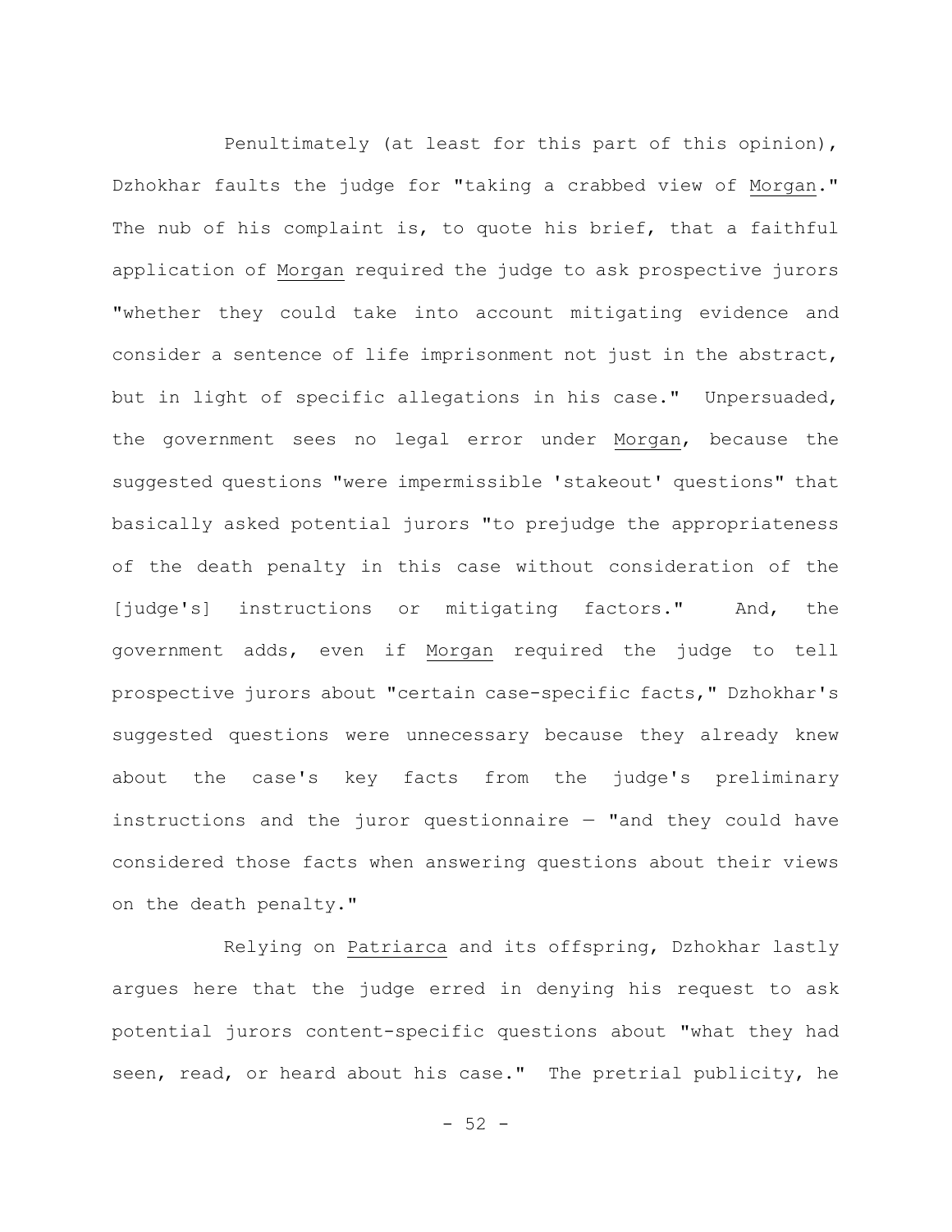Penultimately (at least for this part of this opinion), Dzhokhar faults the judge for "taking a crabbed view of Morgan." The nub of his complaint is, to quote his brief, that a faithful application of Morgan required the judge to ask prospective jurors "whether they could take into account mitigating evidence and consider a sentence of life imprisonment not just in the abstract, but in light of specific allegations in his case." Unpersuaded, the government sees no legal error under Morgan, because the suggested questions "were impermissible 'stakeout' questions" that basically asked potential jurors "to prejudge the appropriateness of the death penalty in this case without consideration of the [judge's] instructions or mitigating factors." And, the government adds, even if Morgan required the judge to tell prospective jurors about "certain case-specific facts," Dzhokhar's suggested questions were unnecessary because they already knew about the case's key facts from the judge's preliminary instructions and the juror questionnaire — "and they could have considered those facts when answering questions about their views on the death penalty."

Relying on Patriarca and its offspring, Dzhokhar lastly argues here that the judge erred in denying his request to ask potential jurors content-specific questions about "what they had seen, read, or heard about his case." The pretrial publicity, he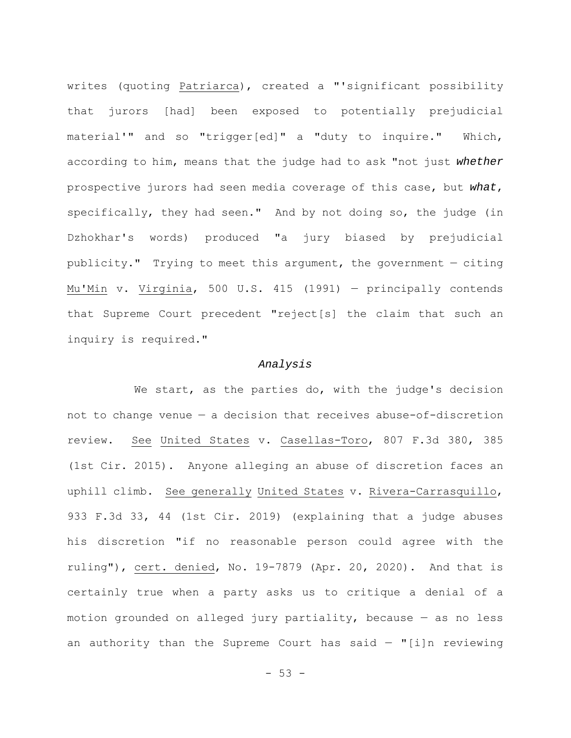writes (quoting Patriarca), created a "'significant possibility that jurors [had] been exposed to potentially prejudicial material'" and so "trigger[ed]" a "duty to inquire." Which, according to him, means that the judge had to ask "not just ***whether*** prospective jurors had seen media coverage of this case, but ***what***, specifically, they had seen." And by not doing so, the judge (in Dzhokhar's words) produced "a jury biased by prejudicial publicity." Trying to meet this argument, the government — citing Mu'Min v. Virginia, 500 U.S. 415 (1991) — principally contends that Supreme Court precedent "reject[s] the claim that such an inquiry is required."

### *Analysis*

We start, as the parties do, with the judge's decision not to change venue — a decision that receives abuse-of-discretion review. See United States v. Casellas-Toro, 807 F.3d 380, 385 (1st Cir. 2015). Anyone alleging an abuse of discretion faces an uphill climb. See generally United States v. Rivera-Carrasquillo, 933 F.3d 33, 44 (1st Cir. 2019) (explaining that a judge abuses his discretion "if no reasonable person could agree with the ruling"), cert. denied, No. 19-7879 (Apr. 20, 2020). And that is certainly true when a party asks us to critique a denial of a motion grounded on alleged jury partiality, because — as no less an authority than the Supreme Court has said — "[i]n reviewing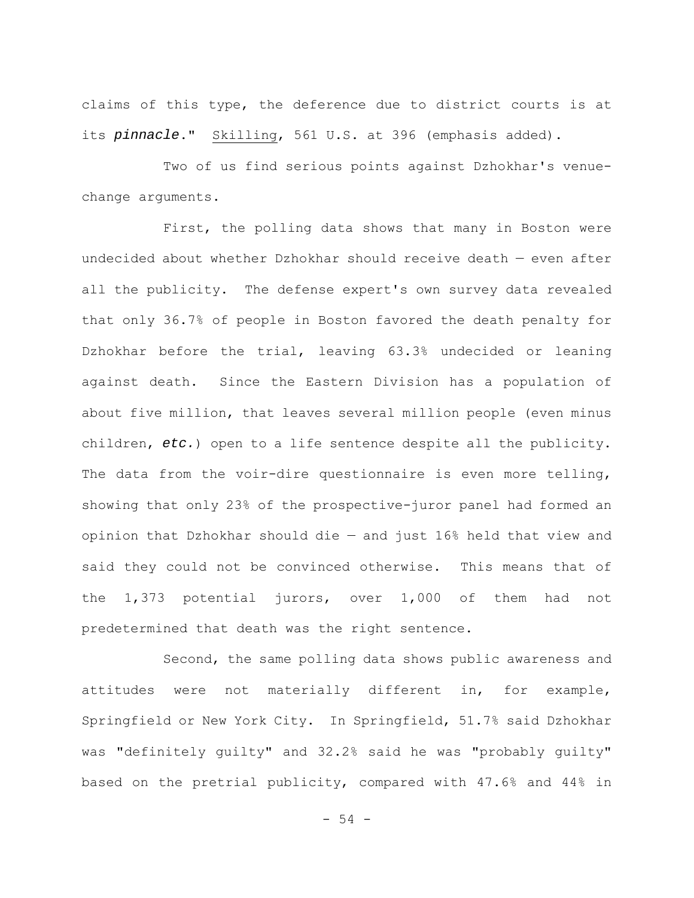claims of this type, the deference due to district courts is at its ***pinnacle***." Skilling, 561 U.S. at 396 (emphasis added).

Two of us find serious points against Dzhokhar's venue-change arguments.

First, the polling data shows that many in Boston were undecided about whether Dzhokhar should receive death — even after all the publicity. The defense expert's own survey data revealed that only 36.7% of people in Boston favored the death penalty for Dzhokhar before the trial, leaving 63.3% undecided or leaning against death. Since the Eastern Division has a population of about five million, that leaves several million people (even minus children, *etc.*) open to a life sentence despite all the publicity. The data from the voir-dire questionnaire is even more telling, showing that only 23% of the prospective-juror panel had formed an opinion that Dzhokhar should die — and just 16% held that view and said they could not be convinced otherwise. This means that of the 1,373 potential jurors, over 1,000 of them had not predetermined that death was the right sentence.

Second, the same polling data shows public awareness and attitudes were not materially different in, for example, Springfield or New York City. In Springfield, 51.7% said Dzhokhar was "definitely guilty" and 32.2% said he was "probably guilty" based on the pretrial publicity, compared with 47.6% and 44% in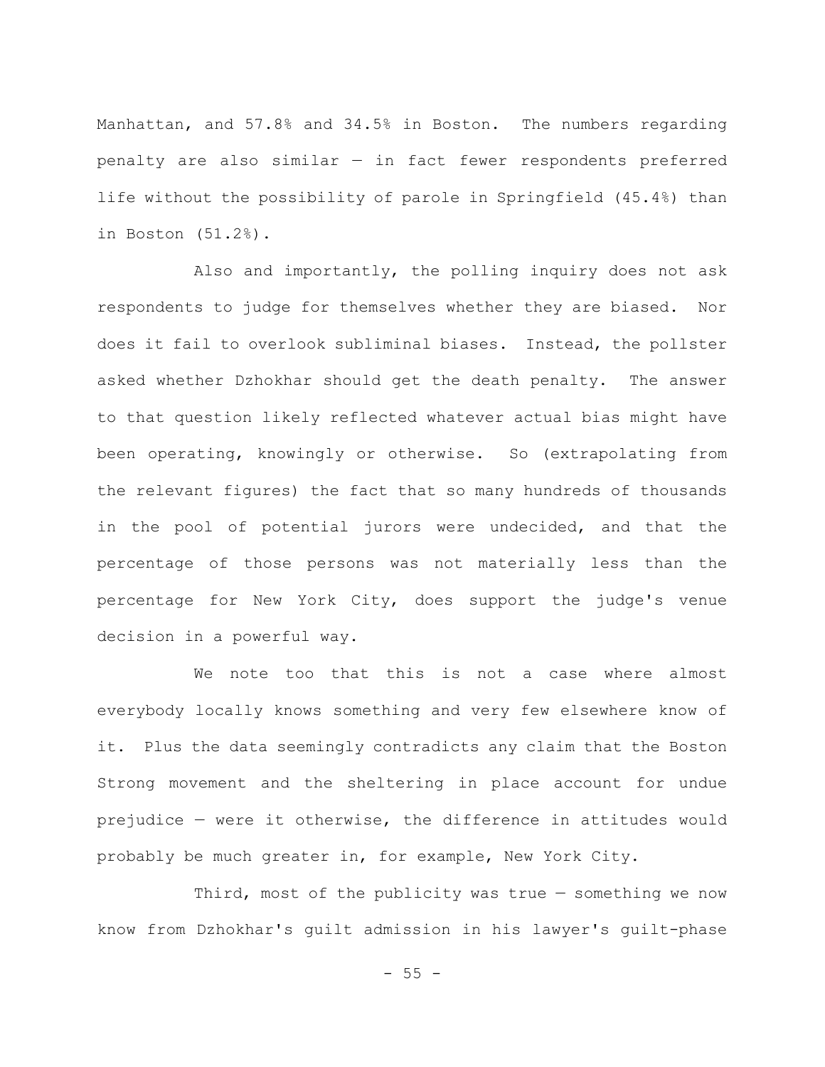Manhattan, and 57.8% and 34.5% in Boston. The numbers regarding penalty are also similar — in fact fewer respondents preferred life without the possibility of parole in Springfield (45.4%) than in Boston (51.2%).

Also and importantly, the polling inquiry does not ask respondents to judge for themselves whether they are biased. Nor does it fail to overlook subliminal biases. Instead, the pollster asked whether Dzhokhar should get the death penalty. The answer to that question likely reflected whatever actual bias might have been operating, knowingly or otherwise. So (extrapolating from the relevant figures) the fact that so many hundreds of thousands in the pool of potential jurors were undecided, and that the percentage of those persons was not materially less than the percentage for New York City, does support the judge's venue decision in a powerful way.

We note too that this is not a case where almost everybody locally knows something and very few elsewhere know of it. Plus the data seemingly contradicts any claim that the Boston Strong movement and the sheltering in place account for undue prejudice — were it otherwise, the difference in attitudes would probably be much greater in, for example, New York City.

Third, most of the publicity was true — something we now know from Dzhokhar's guilt admission in his lawyer's guilt-phase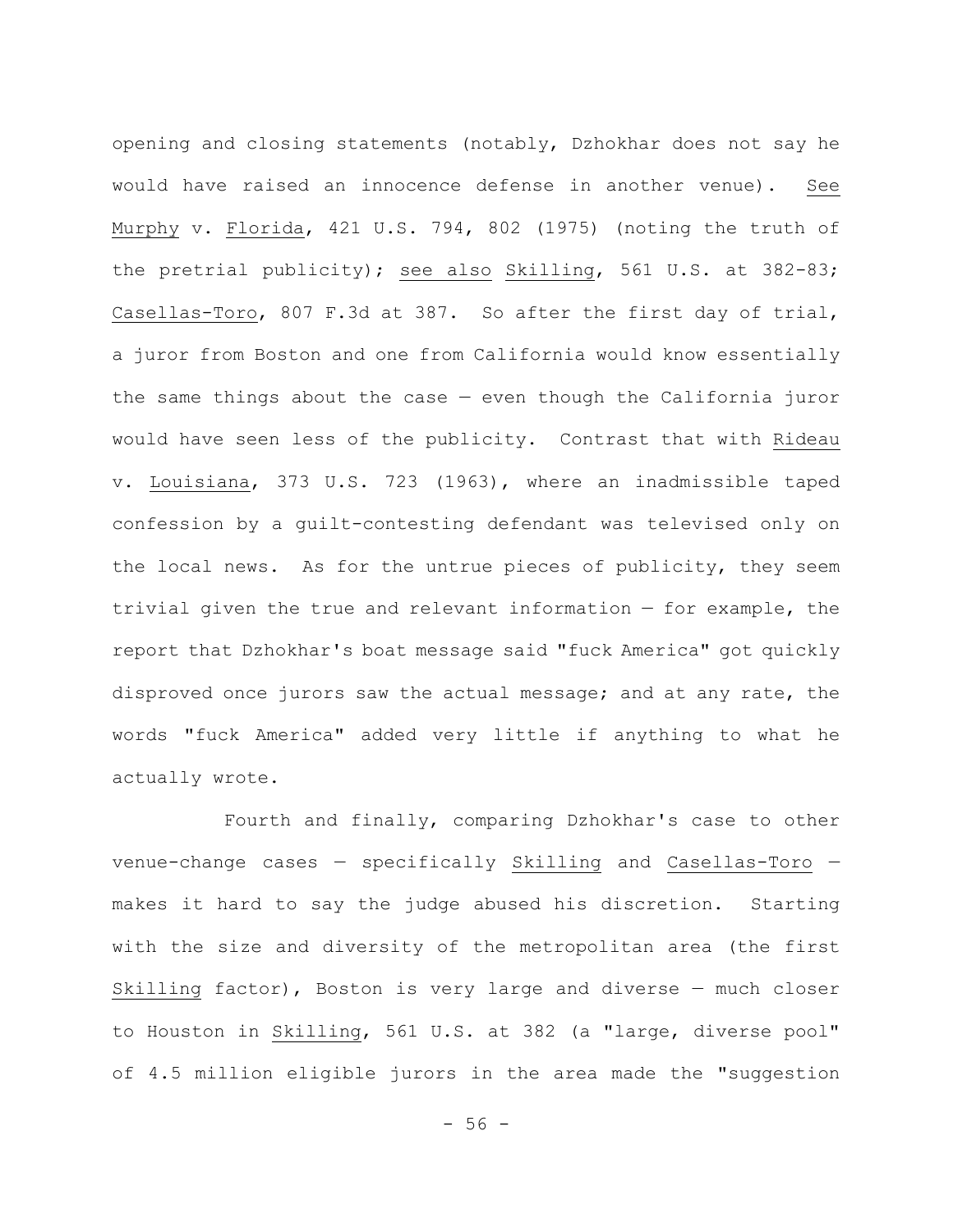opening and closing statements (notably, Dzhokhar does not say he would have raised an innocence defense in another venue). See Murphy v. Florida, 421 U.S. 794, 802 (1975) (noting the truth of the pretrial publicity); see also Skilling, 561 U.S. at 382-83; Casellas-Toro, 807 F.3d at 387. So after the first day of trial, a juror from Boston and one from California would know essentially the same things about the case — even though the California juror would have seen less of the publicity. Contrast that with Rideau v. Louisiana, 373 U.S. 723 (1963), where an inadmissible taped confession by a guilt-contesting defendant was televised only on the local news. As for the untrue pieces of publicity, they seem trivial given the true and relevant information — for example, the report that Dzhokhar's boat message said "fuck America" got quickly disproved once jurors saw the actual message; and at any rate, the words "fuck America" added very little if anything to what he actually wrote.

Fourth and finally, comparing Dzhokhar's case to other venue-change cases — specifically Skilling and Casellas-Toro — makes it hard to say the judge abused his discretion. Starting with the size and diversity of the metropolitan area (the first Skilling factor), Boston is very large and diverse — much closer to Houston in Skilling, 561 U.S. at 382 (a "large, diverse pool" of 4.5 million eligible jurors in the area made the "suggestion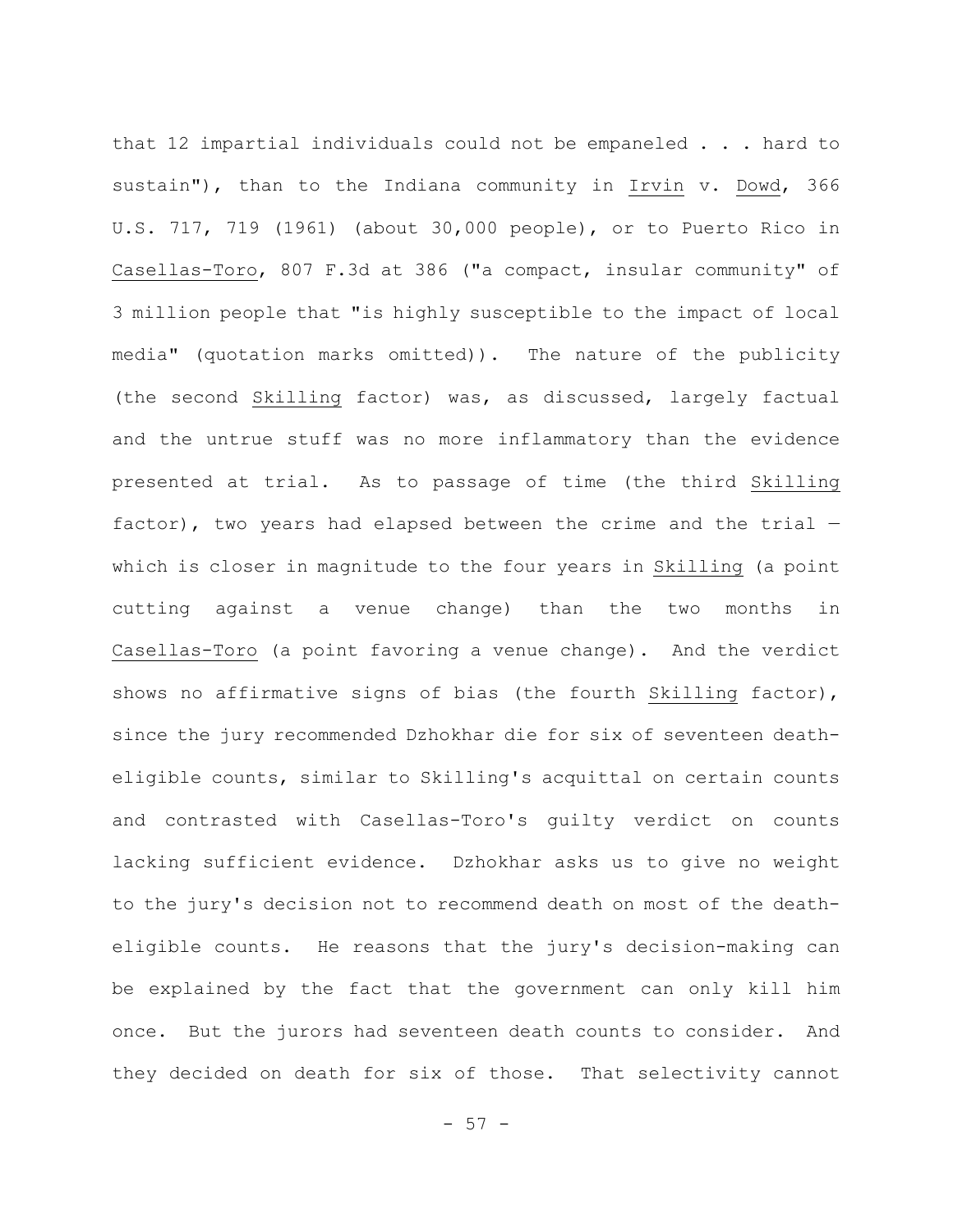that 12 impartial individuals could not be empaneled . . . hard to sustain"), than to the Indiana community in Irvin v. Dowd, 366 U.S. 717, 719 (1961) (about 30,000 people), or to Puerto Rico in Casellas-Toro, 807 F.3d at 386 ("a compact, insular community" of 3 million people that "is highly susceptible to the impact of local media" (quotation marks omitted)). The nature of the publicity (the second Skilling factor) was, as discussed, largely factual and the untrue stuff was no more inflammatory than the evidence presented at trial. As to passage of time (the third Skilling factor), two years had elapsed between the crime and the trial — which is closer in magnitude to the four years in Skilling (a point cutting against a venue change) than the two months in Casellas-Toro (a point favoring a venue change). And the verdict shows no affirmative signs of bias (the fourth Skilling factor), since the jury recommended Dzhokhar die for six of seventeen death-eligible counts, similar to Skilling's acquittal on certain counts and contrasted with Casellas-Toro's guilty verdict on counts lacking sufficient evidence. Dzhokhar asks us to give no weight to the jury's decision not to recommend death on most of the death-eligible counts. He reasons that the jury's decision-making can be explained by the fact that the government can only kill him once. But the jurors had seventeen death counts to consider. And they decided on death for six of those. That selectivity cannot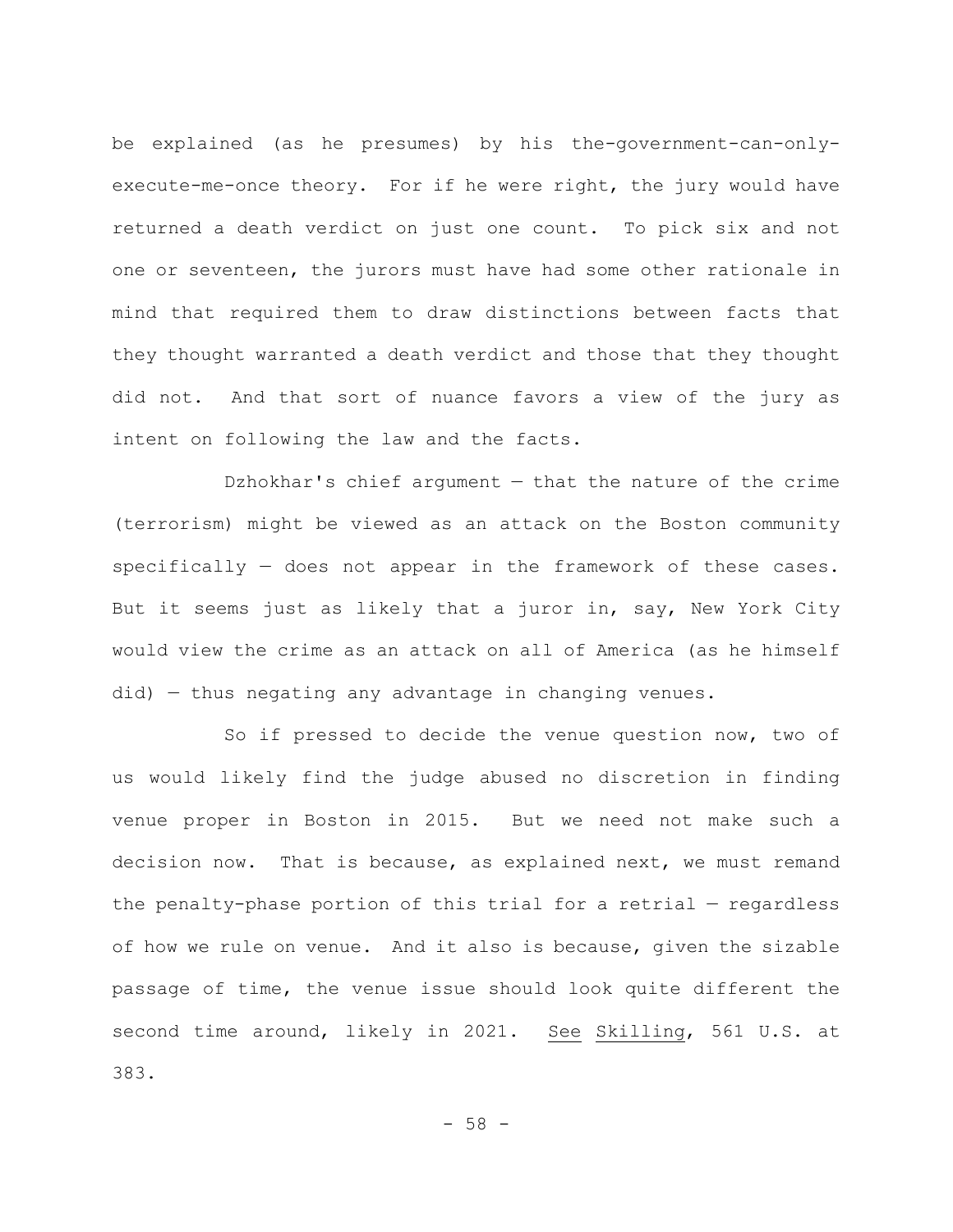be explained (as he presumes) by his the-government-can-only-execute-me-once theory. For if he were right, the jury would have returned a death verdict on just one count. To pick six and not one or seventeen, the jurors must have had some other rationale in mind that required them to draw distinctions between facts that they thought warranted a death verdict and those that they thought did not. And that sort of nuance favors a view of the jury as intent on following the law and the facts.

Dzhokhar's chief argument — that the nature of the crime (terrorism) might be viewed as an attack on the Boston community specifically — does not appear in the framework of these cases. But it seems just as likely that a juror in, say, New York City would view the crime as an attack on all of America (as he himself did) — thus negating any advantage in changing venues.

So if pressed to decide the venue question now, two of us would likely find the judge abused no discretion in finding venue proper in Boston in 2015. But we need not make such a decision now. That is because, as explained next, we must remand the penalty-phase portion of this trial for a retrial — regardless of how we rule on venue. And it also is because, given the sizable passage of time, the venue issue should look quite different the second time around, likely in 2021. _See_ _Skilling_, 561 U.S. at 383.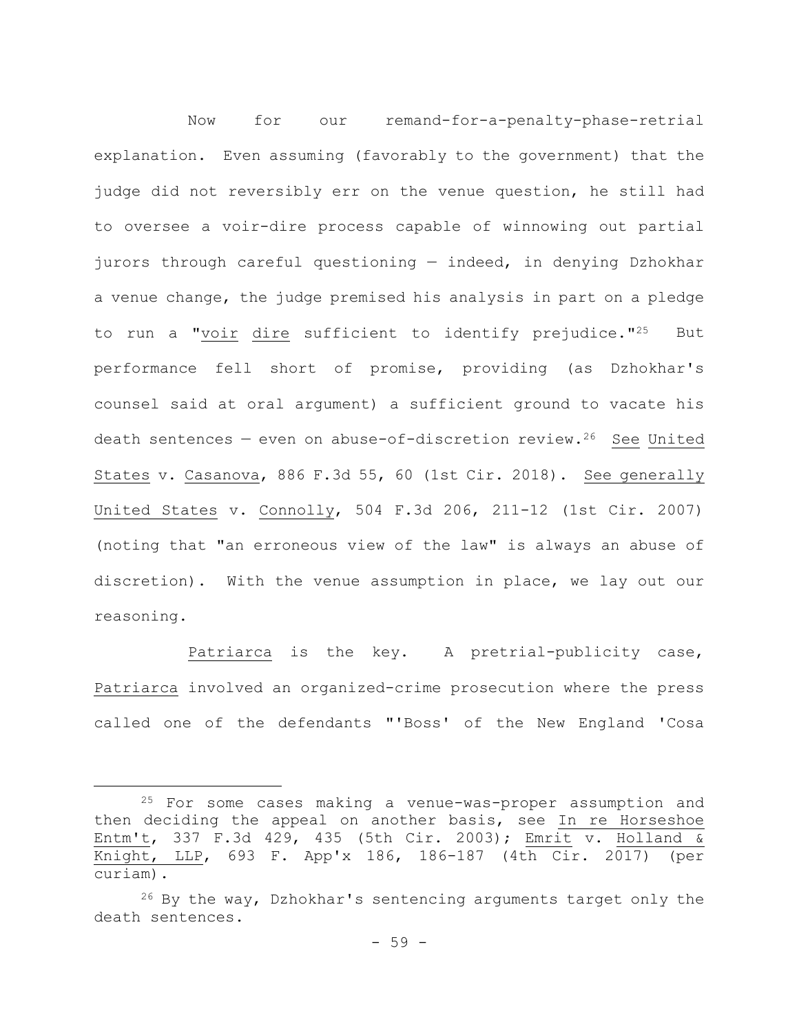Now for our remand-for-a-penalty-phase-retrial explanation. Even assuming (favorably to the government) that the judge did not reversibly err on the venue question, he still had to oversee a voir-dire process capable of winnowing out partial jurors through careful questioning — indeed, in denying Dzhokhar a venue change, the judge premised his analysis in part on a pledge to run a "voir dire sufficient to identify prejudice."[25] But performance fell short of promise, providing (as Dzhokhar's counsel said at oral argument) a sufficient ground to vacate his death sentences — even on abuse-of-discretion review.[26] See United States v. Casanova, 886 F.3d 55, 60 (1st Cir. 2018). See generally United States v. Connolly, 504 F.3d 206, 211-12 (1st Cir. 2007) (noting that "an erroneous view of the law" is always an abuse of discretion). With the venue assumption in place, we lay out our reasoning.

Patriarca is the key. A pretrial-publicity case, Patriarca involved an organized-crime prosecution where the press called one of the defendants "'Boss' of the New England 'Cosa

---

[25] For some cases making a venue-was-proper assumption and then deciding the appeal on another basis, see In re Horseshoe Entm't, 337 F.3d 429, 435 (5th Cir. 2003); Emrit v. Holland & Knight, LLP, 693 F. App'x 186, 186-187 (4th Cir. 2017) (per curiam).

[26] By the way, Dzhokhar's sentencing arguments target only the death sentences.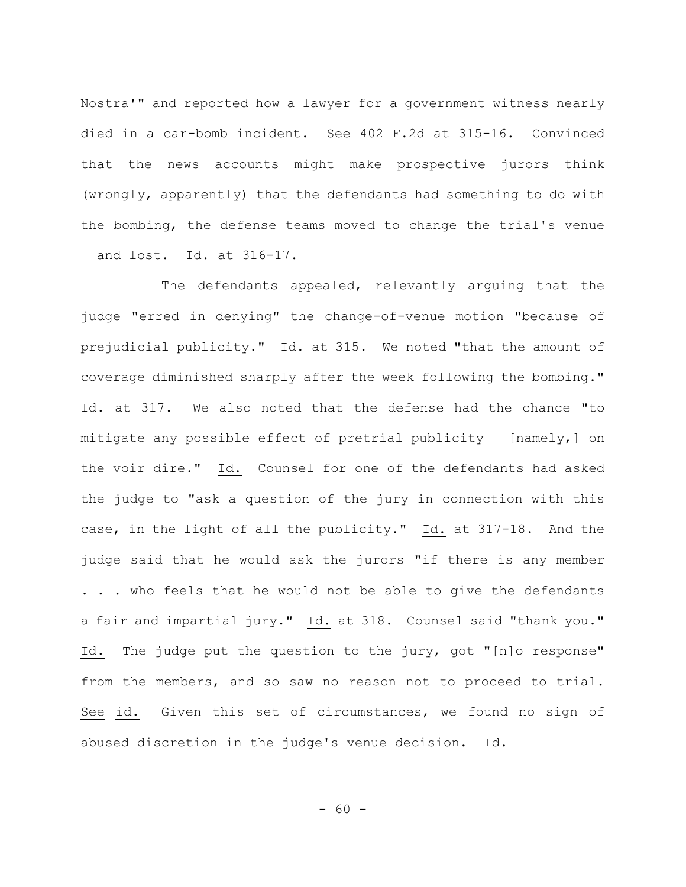Nostra'" and reported how a lawyer for a government witness nearly died in a car-bomb incident. See 402 F.2d at 315-16. Convinced that the news accounts might make prospective jurors think (wrongly, apparently) that the defendants had something to do with the bombing, the defense teams moved to change the trial's venue — and lost. Id. at 316-17.

The defendants appealed, relevantly arguing that the judge "erred in denying" the change-of-venue motion "because of prejudicial publicity." Id. at 315. We noted "that the amount of coverage diminished sharply after the week following the bombing." Id. at 317. We also noted that the defense had the chance "to mitigate any possible effect of pretrial publicity — [namely,] on the voir dire." Id. Counsel for one of the defendants had asked the judge to "ask a question of the jury in connection with this case, in the light of all the publicity." Id. at 317-18. And the judge said that he would ask the jurors "if there is any member . . . who feels that he would not be able to give the defendants a fair and impartial jury." Id. at 318. Counsel said "thank you." Id. The judge put the question to the jury, got "[n]o response" from the members, and so saw no reason not to proceed to trial. See id. Given this set of circumstances, we found no sign of abused discretion in the judge's venue decision. Id.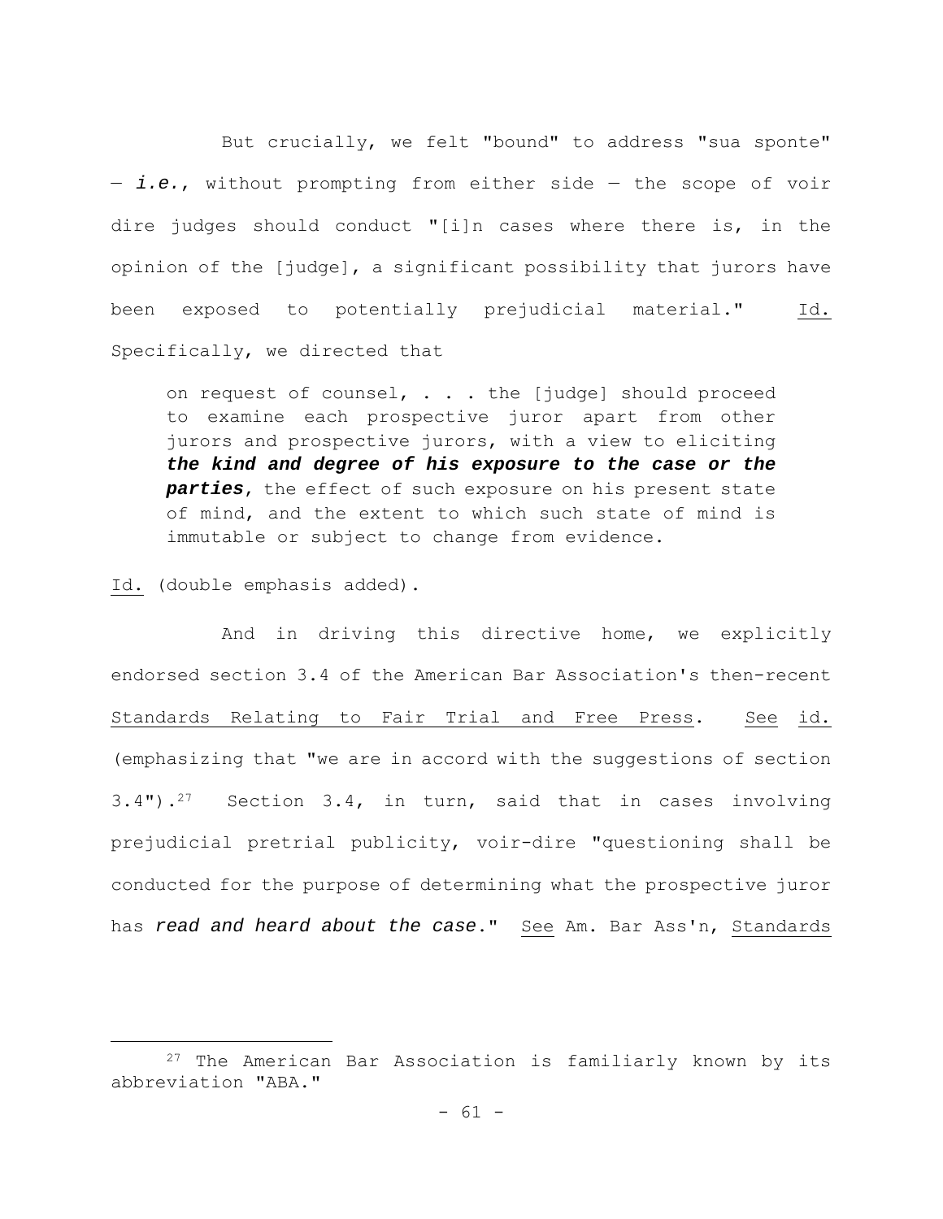But crucially, we felt "bound" to address "sua sponte" — ***i.e.***, without prompting from either side — the scope of voir dire judges should conduct "[i]n cases where there is, in the opinion of the [judge], a significant possibility that jurors have been exposed to potentially prejudicial material." Id. Specifically, we directed that

> on request of counsel, . . . the [judge] should proceed to examine each prospective juror apart from other jurors and prospective jurors, with a view to eliciting ***the kind and degree of his exposure to the case or the parties***, the effect of such exposure on his present state of mind, and the extent to which such state of mind is immutable or subject to change from evidence.

Id. (double emphasis added).

And in driving this directive home, we explicitly endorsed section 3.4 of the American Bar Association's then-recent Standards Relating to Fair Trial and Free Press. See id. (emphasizing that "we are in accord with the suggestions of section 3.4").[27] Section 3.4, in turn, said that in cases involving prejudicial pretrial publicity, voir-dire "questioning shall be conducted for the purpose of determining what the prospective juror has *read and heard about the case*." See Am. Bar Ass'n, Standards

[27] The American Bar Association is familiarly known by its abbreviation "ABA."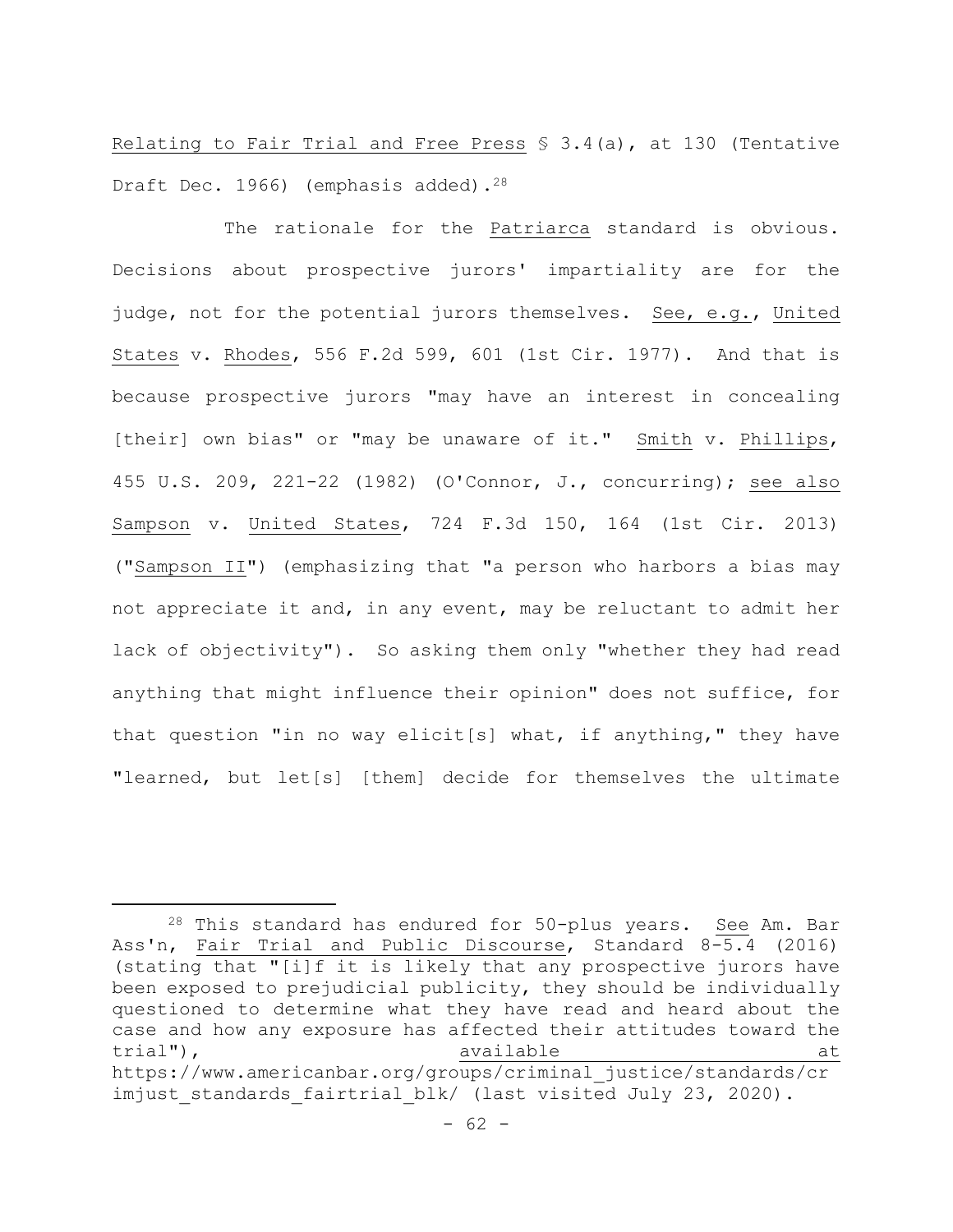Relating to Fair Trial and Free Press § 3.4(a), at 130 (Tentative Draft Dec. 1966) (emphasis added).[28]

The rationale for the Patriarca standard is obvious. Decisions about prospective jurors' impartiality are for the judge, not for the potential jurors themselves. See, e.g., United States v. Rhodes, 556 F.2d 599, 601 (1st Cir. 1977). And that is because prospective jurors "may have an interest in concealing [their] own bias" or "may be unaware of it." Smith v. Phillips, 455 U.S. 209, 221-22 (1982) (O'Connor, J., concurring); see also Sampson v. United States, 724 F.3d 150, 164 (1st Cir. 2013) ("Sampson II") (emphasizing that "a person who harbors a bias may not appreciate it and, in any event, may be reluctant to admit her lack of objectivity"). So asking them only "whether they had read anything that might influence their opinion" does not suffice, for that question "in no way elicit[s] what, if anything," they have "learned, but let[s] [them] decide for themselves the ultimate

---

[28] This standard has endured for 50-plus years. See Am. Bar Ass'n, Fair Trial and Public Discourse, Standard 8-5.4 (2016) (stating that "[i]f it is likely that any prospective jurors have been exposed to prejudicial publicity, they should be individually questioned to determine what they have read and heard about the case and how any exposure has affected their attitudes toward the trial"), available at https://www.americanbar.org/groups/criminal_justice/standards/crimjust_standards_fairtrial_blk/ (last visited July 23, 2020).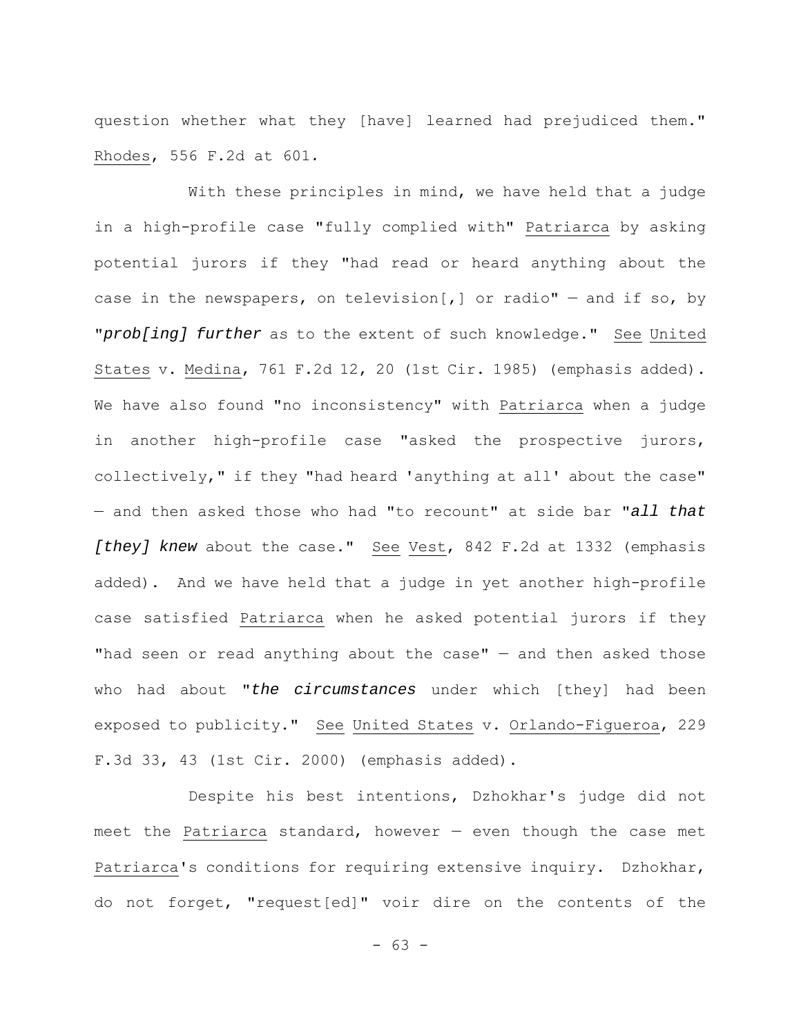question whether what they [have] learned had prejudiced them." Rhodes, 556 F.2d at 601.

With these principles in mind, we have held that a judge in a high-profile case "fully complied with" Patriarca by asking potential jurors if they "had read or heard anything about the case in the newspapers, on television[,] or radio" — and if so, by "***prob[ing] further*** as to the extent of such knowledge." See United States v. Medina, 761 F.2d 12, 20 (1st Cir. 1985) (emphasis added). We have also found "no inconsistency" with Patriarca when a judge in another high-profile case "asked the prospective jurors, collectively," if they "had heard 'anything at all' about the case" — and then asked those who had "to recount" at side bar "***all that [they] knew*** about the case." See Vest, 842 F.2d at 1332 (emphasis added). And we have held that a judge in yet another high-profile case satisfied Patriarca when he asked potential jurors if they "had seen or read anything about the case" — and then asked those who had about "***the circumstances*** under which [they] had been exposed to publicity." See United States v. Orlando-Figueroa, 229 F.3d 33, 43 (1st Cir. 2000) (emphasis added).

Despite his best intentions, Dzhokhar's judge did not meet the Patriarca standard, however — even though the case met Patriarca's conditions for requiring extensive inquiry. Dzhokhar, do not forget, "request[ed]" voir dire on the contents of the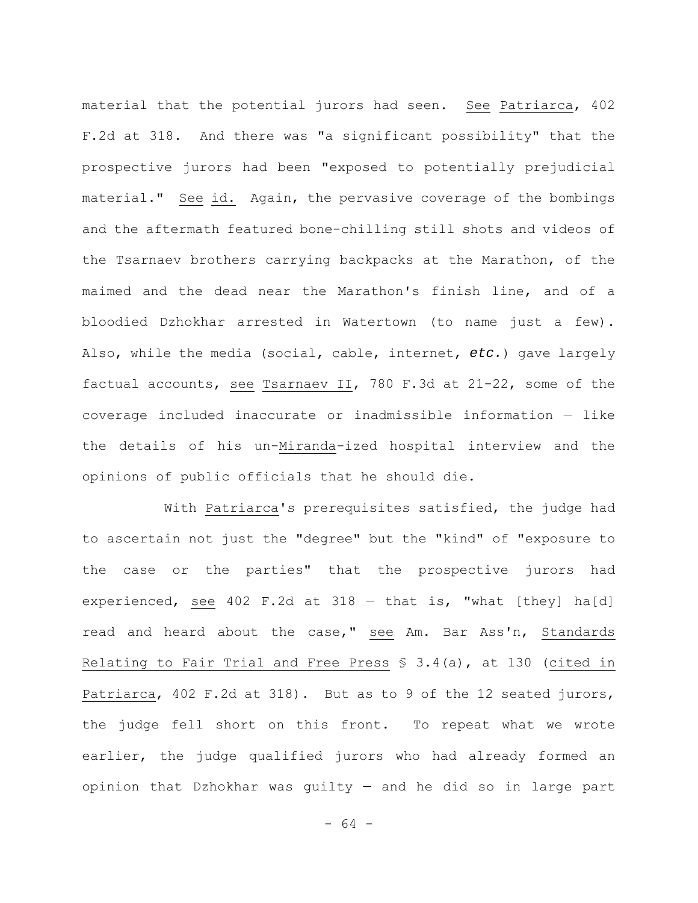material that the potential jurors had seen. See Patriarca, 402 F.2d at 318. And there was "a significant possibility" that the prospective jurors had been "exposed to potentially prejudicial material." See id. Again, the pervasive coverage of the bombings and the aftermath featured bone-chilling still shots and videos of the Tsarnaev brothers carrying backpacks at the Marathon, of the maimed and the dead near the Marathon's finish line, and of a bloodied Dzhokhar arrested in Watertown (to name just a few). Also, while the media (social, cable, internet, *etc.*) gave largely factual accounts, see Tsarnaev II, 780 F.3d at 21-22, some of the coverage included inaccurate or inadmissible information — like the details of his un-Miranda-ized hospital interview and the opinions of public officials that he should die.

With Patriarca's prerequisites satisfied, the judge had to ascertain not just the "degree" but the "kind" of "exposure to the case or the parties" that the prospective jurors had experienced, see 402 F.2d at 318 — that is, "what [they] ha[d] read and heard about the case," see Am. Bar Ass'n, Standards Relating to Fair Trial and Free Press § 3.4(a), at 130 (cited in Patriarca, 402 F.2d at 318). But as to 9 of the 12 seated jurors, the judge fell short on this front. To repeat what we wrote earlier, the judge qualified jurors who had already formed an opinion that Dzhokhar was guilty — and he did so in large part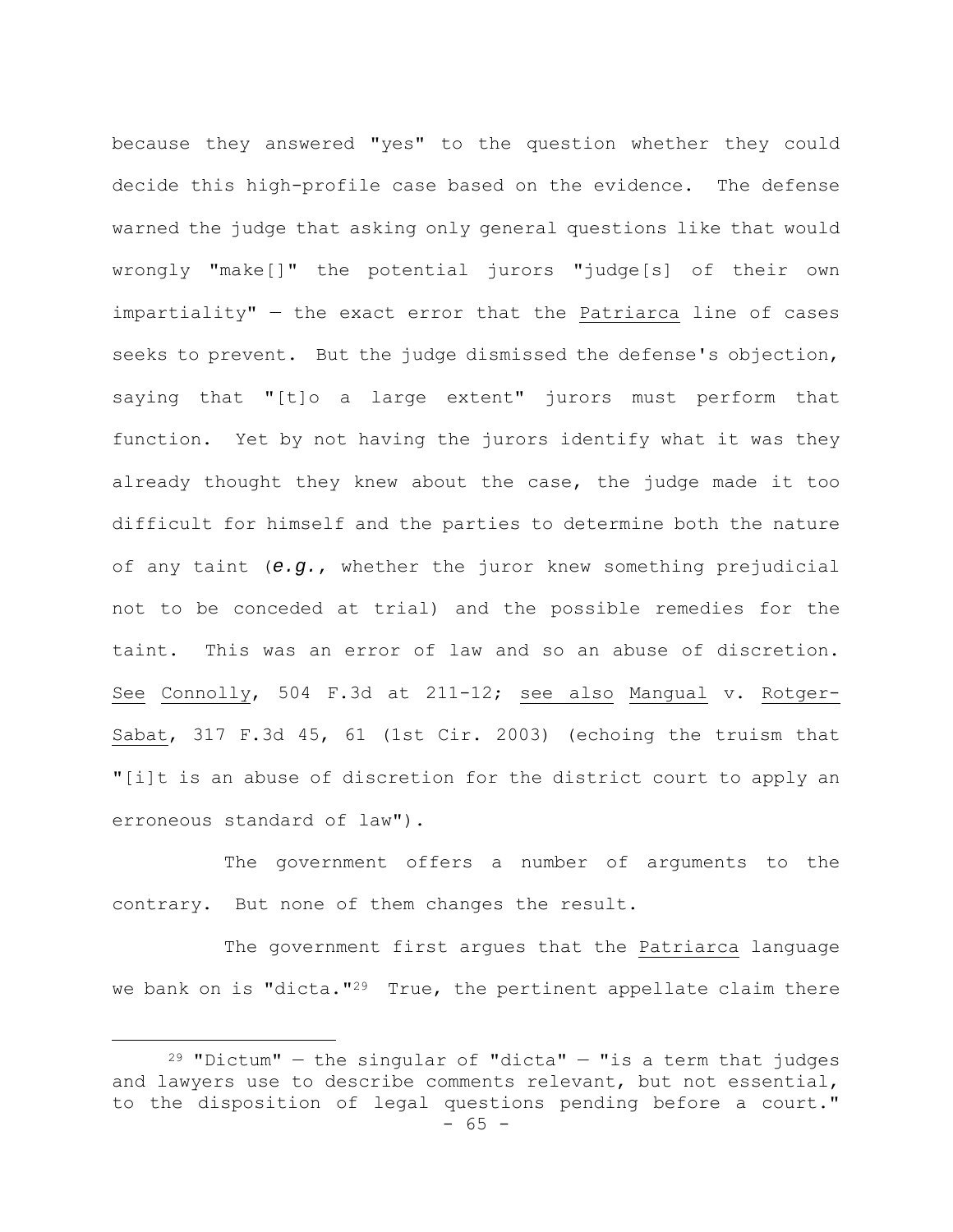because they answered "yes" to the question whether they could decide this high-profile case based on the evidence. The defense warned the judge that asking only general questions like that would wrongly "make[]" the potential jurors "judge[s] of their own impartiality" — the exact error that the Patriarca line of cases seeks to prevent. But the judge dismissed the defense's objection, saying that "[t]o a large extent" jurors must perform that function. Yet by not having the jurors identify what it was they already thought they knew about the case, the judge made it too difficult for himself and the parties to determine both the nature of any taint (*e.g.*, whether the juror knew something prejudicial not to be conceded at trial) and the possible remedies for the taint. This was an error of law and so an abuse of discretion. See Connolly, 504 F.3d at 211-12; see also Mangual v. Rotger-Sabat, 317 F.3d 45, 61 (1st Cir. 2003) (echoing the truism that "[i]t is an abuse of discretion for the district court to apply an erroneous standard of law").

The government offers a number of arguments to the contrary. But none of them changes the result.

The government first argues that the Patriarca language we bank on is "dicta."[29] True, the pertinent appellate claim there

---

[29] "Dictum" — the singular of "dicta" — "is a term that judges and lawyers use to describe comments relevant, but not essential, to the disposition of legal questions pending before a court."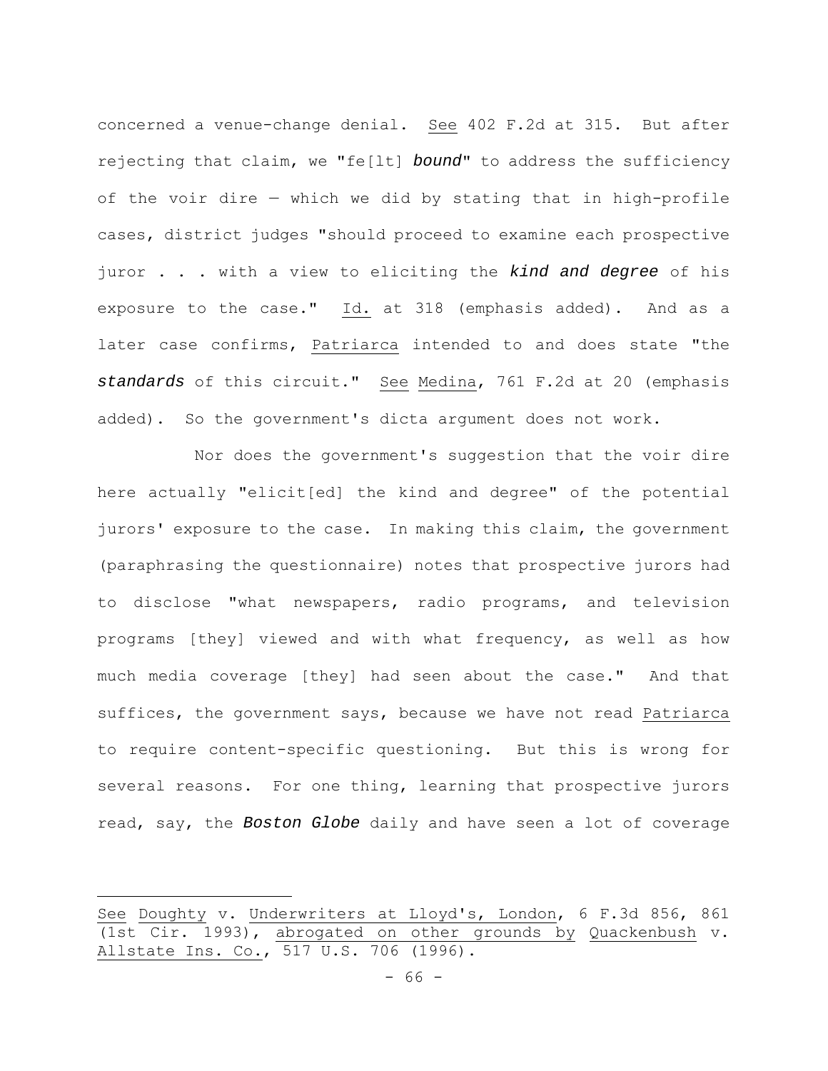concerned a venue-change denial. See 402 F.2d at 315. But after rejecting that claim, we "fe[lt] ***bound***" to address the sufficiency of the voir dire — which we did by stating that in high-profile cases, district judges "should proceed to examine each prospective juror . . . with a view to eliciting the ***kind and degree*** of his exposure to the case." Id. at 318 (emphasis added). And as a later case confirms, Patriarca intended to and does state "the ***standards*** of this circuit." See Medina, 761 F.2d at 20 (emphasis added). So the government's dicta argument does not work.

Nor does the government's suggestion that the voir dire here actually "elicit[ed] the kind and degree" of the potential jurors' exposure to the case. In making this claim, the government (paraphrasing the questionnaire) notes that prospective jurors had to disclose "what newspapers, radio programs, and television programs [they] viewed and with what frequency, as well as how much media coverage [they] had seen about the case." And that suffices, the government says, because we have not read Patriarca to require content-specific questioning. But this is wrong for several reasons. For one thing, learning that prospective jurors read, say, the ***Boston Globe*** daily and have seen a lot of coverage

---

See Doughty v. Underwriters at Lloyd's, London, 6 F.3d 856, 861 (1st Cir. 1993), abrogated on other grounds by Quackenbush v. Allstate Ins. Co., 517 U.S. 706 (1996).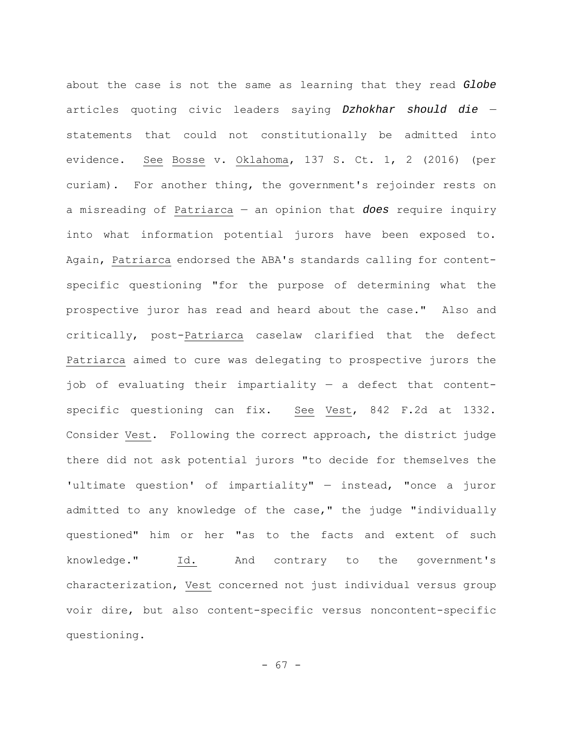about the case is not the same as learning that they read ***Globe*** articles quoting civic leaders saying ***Dzhokhar should die*** — statements that could not constitutionally be admitted into evidence. See Bosse v. Oklahoma, 137 S. Ct. 1, 2 (2016) (per curiam). For another thing, the government's rejoinder rests on a misreading of Patriarca — an opinion that ***does*** require inquiry into what information potential jurors have been exposed to. Again, Patriarca endorsed the ABA's standards calling for content-specific questioning "for the purpose of determining what the prospective juror has read and heard about the case." Also and critically, post-Patriarca caselaw clarified that the defect Patriarca aimed to cure was delegating to prospective jurors the job of evaluating their impartiality — a defect that content-specific questioning can fix. See Vest, 842 F.2d at 1332. Consider Vest. Following the correct approach, the district judge there did not ask potential jurors "to decide for themselves the 'ultimate question' of impartiality" — instead, "once a juror admitted to any knowledge of the case," the judge "individually questioned" him or her "as to the facts and extent of such knowledge." Id. And contrary to the government's characterization, Vest concerned not just individual versus group voir dire, but also content-specific versus noncontent-specific questioning.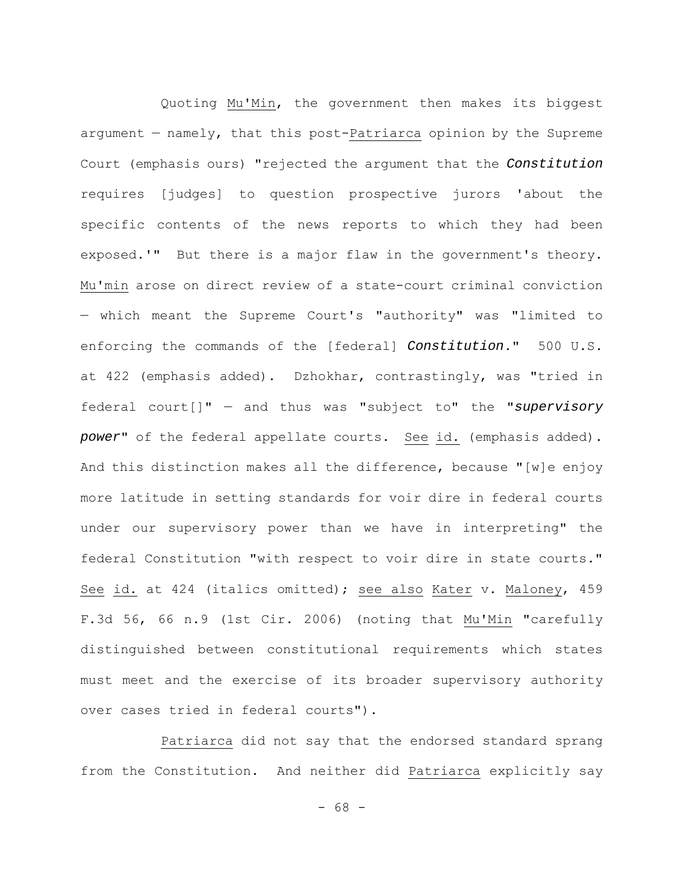Quoting Mu'Min, the government then makes its biggest argument — namely, that this post-Patriarca opinion by the Supreme Court (emphasis ours) "rejected the argument that the ***Constitution*** requires [judges] to question prospective jurors 'about the specific contents of the news reports to which they had been exposed.'" But there is a major flaw in the government's theory. Mu'min arose on direct review of a state-court criminal conviction — which meant the Supreme Court's "authority" was "limited to enforcing the commands of the [federal] ***Constitution***." 500 U.S. at 422 (emphasis added). Dzhokhar, contrastingly, was "tried in federal court[]" — and thus was "subject to" the "***supervisory power***" of the federal appellate courts. See id. (emphasis added). And this distinction makes all the difference, because "[w]e enjoy more latitude in setting standards for voir dire in federal courts under our supervisory power than we have in interpreting" the federal Constitution "with respect to voir dire in state courts." See id. at 424 (italics omitted); see also Kater v. Maloney, 459 F.3d 56, 66 n.9 (1st Cir. 2006) (noting that Mu'Min "carefully distinguished between constitutional requirements which states must meet and the exercise of its broader supervisory authority over cases tried in federal courts").

Patriarca did not say that the endorsed standard sprang from the Constitution. And neither did Patriarca explicitly say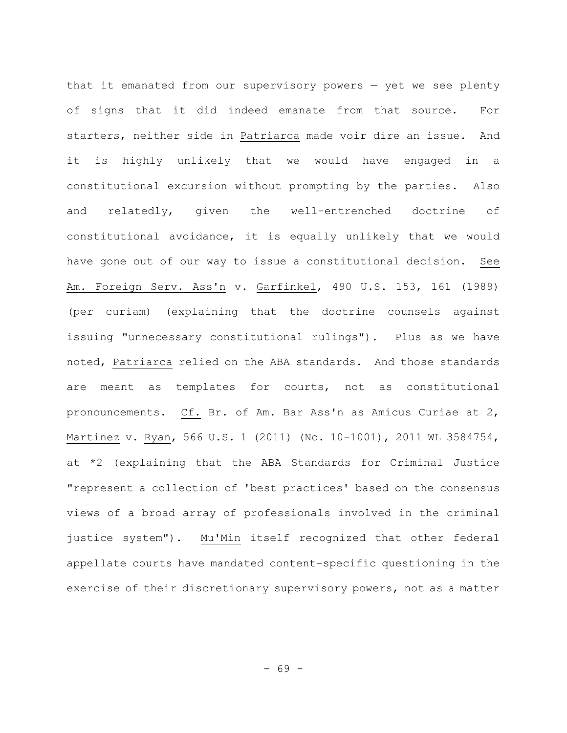that it emanated from our supervisory powers — yet we see plenty of signs that it did indeed emanate from that source. For starters, neither side in Patriarca made voir dire an issue. And it is highly unlikely that we would have engaged in a constitutional excursion without prompting by the parties. Also and relatedly, given the well-entrenched doctrine of constitutional avoidance, it is equally unlikely that we would have gone out of our way to issue a constitutional decision. See Am. Foreign Serv. Ass'n v. Garfinkel, 490 U.S. 153, 161 (1989) (per curiam) (explaining that the doctrine counsels against issuing "unnecessary constitutional rulings"). Plus as we have noted, Patriarca relied on the ABA standards. And those standards are meant as templates for courts, not as constitutional pronouncements. Cf. Br. of Am. Bar Ass'n as Amicus Curiae at 2, Martinez v. Ryan, 566 U.S. 1 (2011) (No. 10-1001), 2011 WL 3584754, at *2 (explaining that the ABA Standards for Criminal Justice "represent a collection of 'best practices' based on the consensus views of a broad array of professionals involved in the criminal justice system"). Mu'Min itself recognized that other federal appellate courts have mandated content-specific questioning in the exercise of their discretionary supervisory powers, not as a matter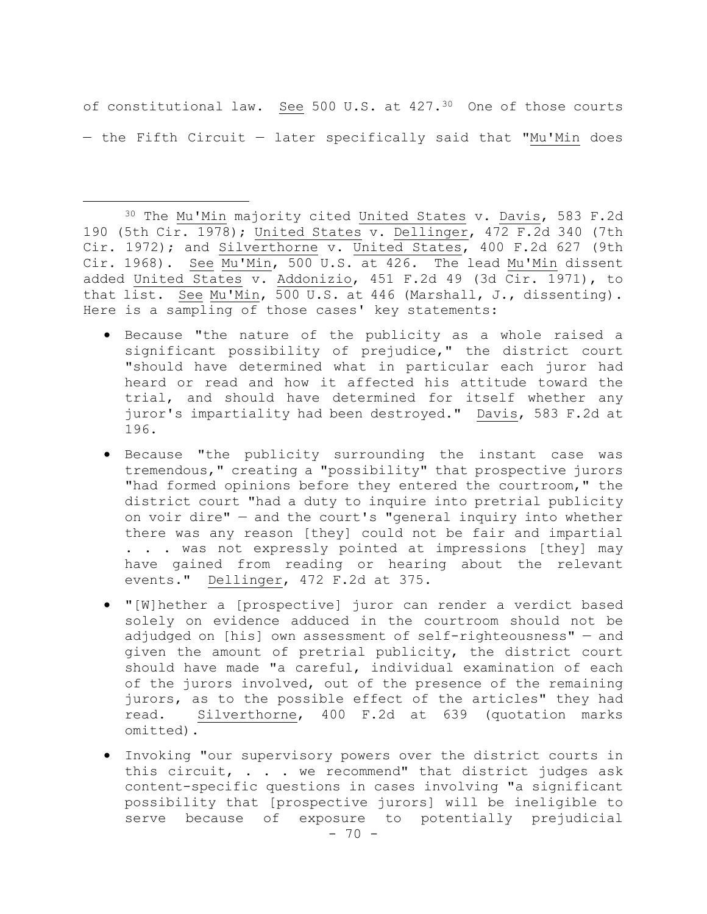of constitutional law. See 500 U.S. at 427.[30] One of those courts — the Fifth Circuit — later specifically said that "Mu'Min does

---

[30] The Mu'Min majority cited United States v. Davis, 583 F.2d 190 (5th Cir. 1978); United States v. Dellinger, 472 F.2d 340 (7th Cir. 1972); and Silverthorne v. United States, 400 F.2d 627 (9th Cir. 1968). See Mu'Min, 500 U.S. at 426. The lead Mu'Min dissent added United States v. Addonizio, 451 F.2d 49 (3d Cir. 1971), to that list. See Mu'Min, 500 U.S. at 446 (Marshall, J., dissenting). Here is a sampling of those cases' key statements:

- Because "the nature of the publicity as a whole raised a significant possibility of prejudice," the district court "should have determined what in particular each juror had heard or read and how it affected his attitude toward the trial, and should have determined for itself whether any juror's impartiality had been destroyed." Davis, 583 F.2d at 196.

- Because "the publicity surrounding the instant case was tremendous," creating a "possibility" that prospective jurors "had formed opinions before they entered the courtroom," the district court "had a duty to inquire into pretrial publicity on voir dire" — and the court's "general inquiry into whether there was any reason [they] could not be fair and impartial . . . was not expressly pointed at impressions [they] may have gained from reading or hearing about the relevant events." Dellinger, 472 F.2d at 375.

- "[W]hether a [prospective] juror can render a verdict based solely on evidence adduced in the courtroom should not be adjudged on [his] own assessment of self-righteousness" — and given the amount of pretrial publicity, the district court should have made "a careful, individual examination of each of the jurors involved, out of the presence of the remaining jurors, as to the possible effect of the articles" they had read. Silverthorne, 400 F.2d at 639 (quotation marks omitted).

- Invoking "our supervisory powers over the district courts in this circuit, . . . we recommend" that district judges ask content-specific questions in cases involving "a significant possibility that [prospective jurors] will be ineligible to serve because of exposure to potentially prejudicial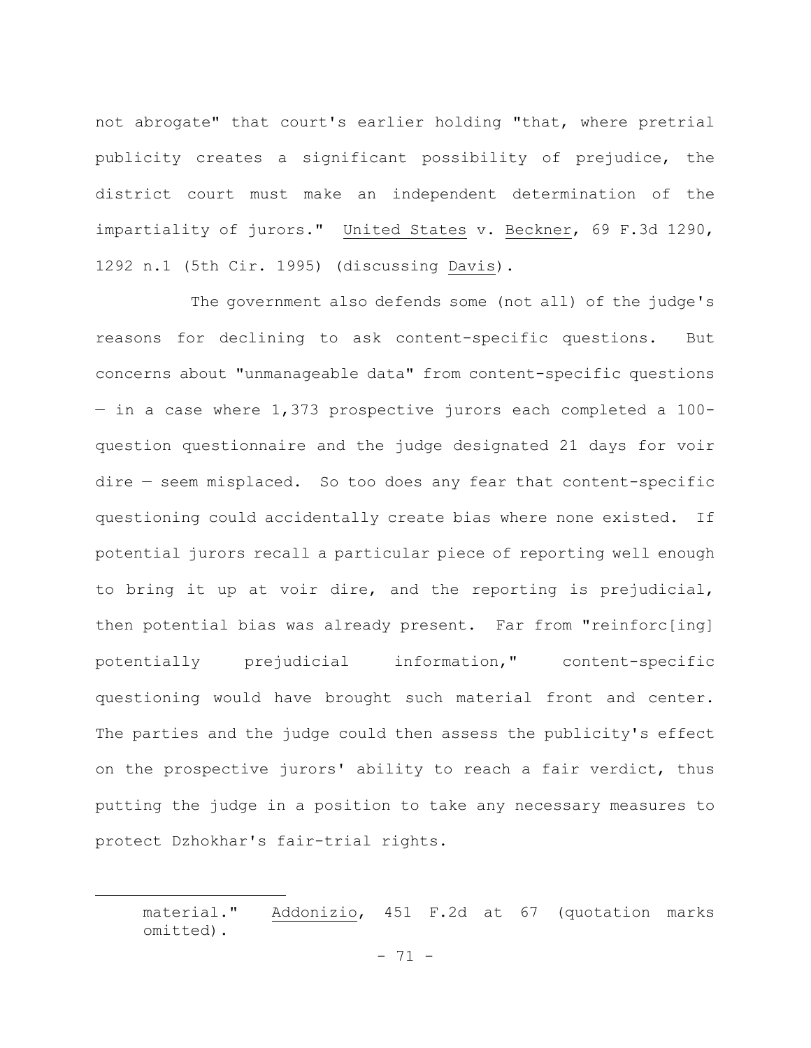not abrogate" that court's earlier holding "that, where pretrial publicity creates a significant possibility of prejudice, the district court must make an independent determination of the impartiality of jurors." United States v. Beckner, 69 F.3d 1290, 1292 n.1 (5th Cir. 1995) (discussing Davis).

The government also defends some (not all) of the judge's reasons for declining to ask content-specific questions. But concerns about "unmanageable data" from content-specific questions — in a case where 1,373 prospective jurors each completed a 100-question questionnaire and the judge designated 21 days for voir dire — seem misplaced. So too does any fear that content-specific questioning could accidentally create bias where none existed. If potential jurors recall a particular piece of reporting well enough to bring it up at voir dire, and the reporting is prejudicial, then potential bias was already present. Far from "reinforc[ing] potentially prejudicial information," content-specific questioning would have brought such material front and center. The parties and the judge could then assess the publicity's effect on the prospective jurors' ability to reach a fair verdict, thus putting the judge in a position to take any necessary measures to protect Dzhokhar's fair-trial rights.

---

material." Addonizio, 451 F.2d at 67 (quotation marks omitted).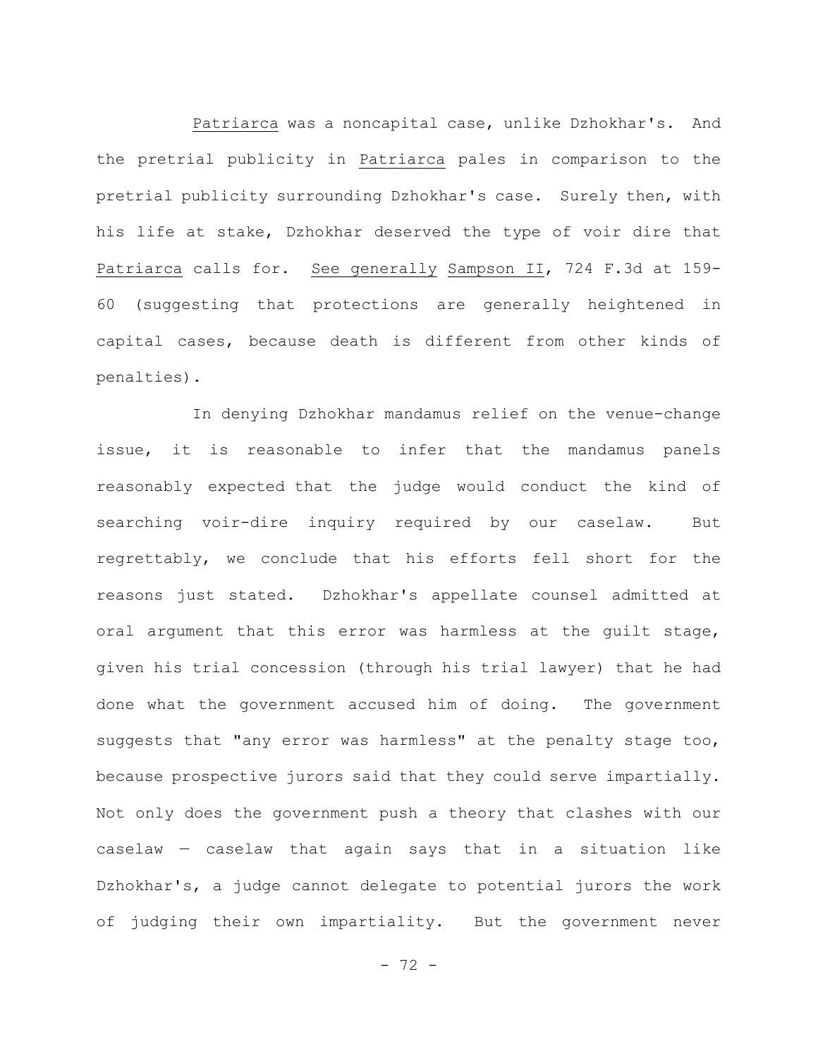Patriarca was a noncapital case, unlike Dzhokhar's. And the pretrial publicity in Patriarca pales in comparison to the pretrial publicity surrounding Dzhokhar's case. Surely then, with his life at stake, Dzhokhar deserved the type of voir dire that Patriarca calls for. See generally Sampson II, 724 F.3d at 159-60 (suggesting that protections are generally heightened in capital cases, because death is different from other kinds of penalties).

In denying Dzhokhar mandamus relief on the venue-change issue, it is reasonable to infer that the mandamus panels reasonably expected that the judge would conduct the kind of searching voir-dire inquiry required by our caselaw. But regrettably, we conclude that his efforts fell short for the reasons just stated. Dzhokhar's appellate counsel admitted at oral argument that this error was harmless at the guilt stage, given his trial concession (through his trial lawyer) that he had done what the government accused him of doing. The government suggests that "any error was harmless" at the penalty stage too, because prospective jurors said that they could serve impartially. Not only does the government push a theory that clashes with our caselaw — caselaw that again says that in a situation like Dzhokhar's, a judge cannot delegate to potential jurors the work of judging their own impartiality. But the government never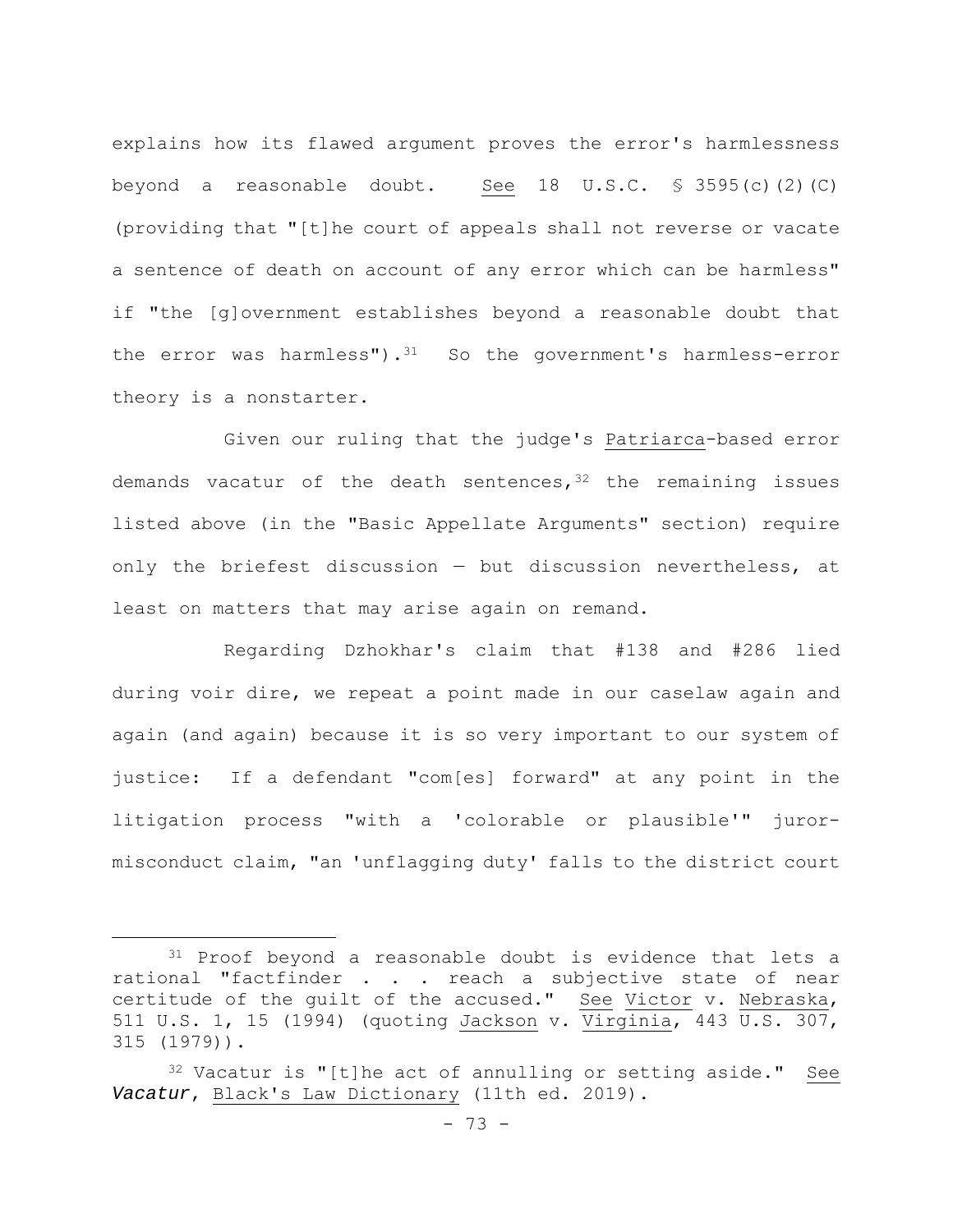explains how its flawed argument proves the error's harmlessness beyond a reasonable doubt. See 18 U.S.C. § 3595(c)(2)(C) (providing that "[t]he court of appeals shall not reverse or vacate a sentence of death on account of any error which can be harmless" if "the [g]overnment establishes beyond a reasonable doubt that the error was harmless").[31] So the government's harmless-error theory is a nonstarter.

Given our ruling that the judge's Patriarca-based error demands vacatur of the death sentences,[32] the remaining issues listed above (in the "Basic Appellate Arguments" section) require only the briefest discussion — but discussion nevertheless, at least on matters that may arise again on remand.

Regarding Dzhokhar's claim that #138 and #286 lied during voir dire, we repeat a point made in our caselaw again and again (and again) because it is so very important to our system of justice: If a defendant "com[es] forward" at any point in the litigation process "with a 'colorable or plausible'" juror-misconduct claim, "an 'unflagging duty' falls to the district court

---

[31] Proof beyond a reasonable doubt is evidence that lets a rational "factfinder . . . reach a subjective state of near certitude of the guilt of the accused." See Victor v. Nebraska, 511 U.S. 1, 15 (1994) (quoting Jackson v. Virginia, 443 U.S. 307, 315 (1979)).

[32] Vacatur is "[t]he act of annulling or setting aside." See *Vacatur*, Black's Law Dictionary (11th ed. 2019).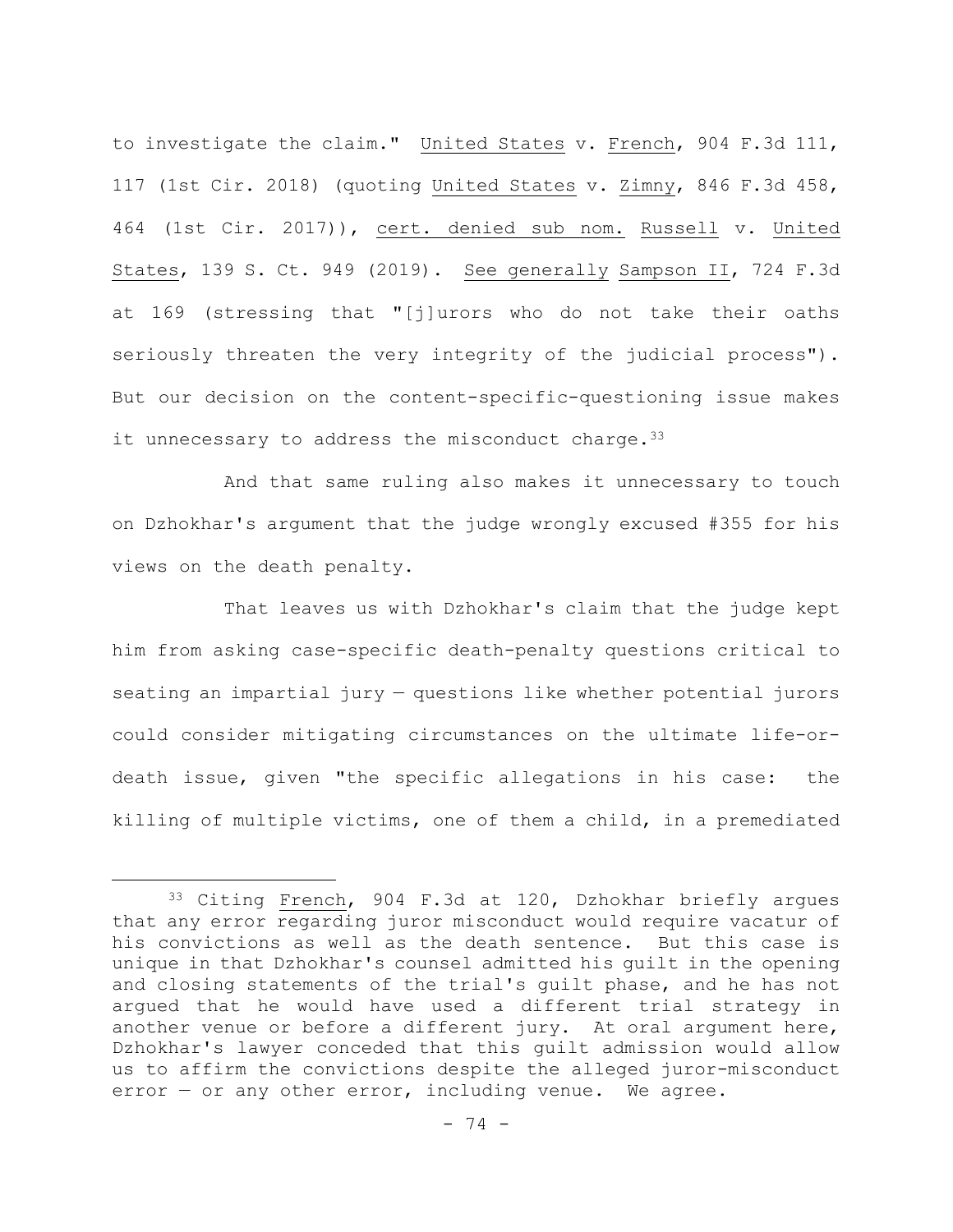to investigate the claim." United States v. French, 904 F.3d 111, 117 (1st Cir. 2018) (quoting United States v. Zimny, 846 F.3d 458, 464 (1st Cir. 2017)), cert. denied sub nom. Russell v. United States, 139 S. Ct. 949 (2019). See generally Sampson II, 724 F.3d at 169 (stressing that "[j]urors who do not take their oaths seriously threaten the very integrity of the judicial process"). But our decision on the content-specific-questioning issue makes it unnecessary to address the misconduct charge.[33]

And that same ruling also makes it unnecessary to touch on Dzhokhar's argument that the judge wrongly excused #355 for his views on the death penalty.

That leaves us with Dzhokhar's claim that the judge kept him from asking case-specific death-penalty questions critical to seating an impartial jury — questions like whether potential jurors could consider mitigating circumstances on the ultimate life-or-death issue, given "the specific allegations in his case: the killing of multiple victims, one of them a child, in a premeditated

---

[33] Citing French, 904 F.3d at 120, Dzhokhar briefly argues that any error regarding juror misconduct would require vacatur of his convictions as well as the death sentence. But this case is unique in that Dzhokhar's counsel admitted his guilt in the opening and closing statements of the trial's guilt phase, and he has not argued that he would have used a different trial strategy in another venue or before a different jury. At oral argument here, Dzhokhar's lawyer conceded that this guilt admission would allow us to affirm the convictions despite the alleged juror-misconduct error — or any other error, including venue. We agree.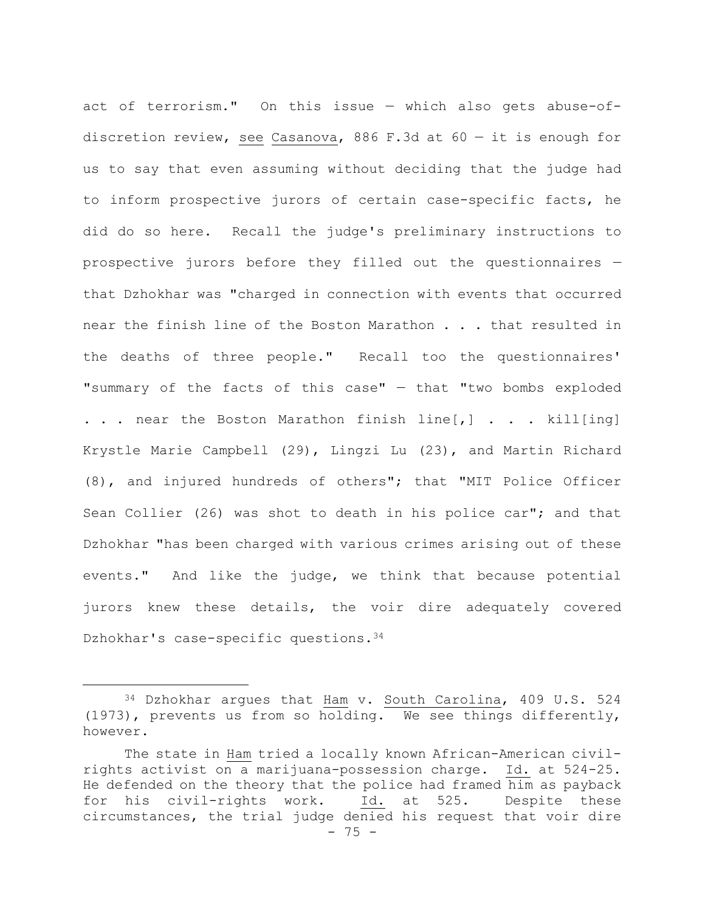act of terrorism." On this issue — which also gets abuse-of-discretion review, see Casanova, 886 F.3d at 60 — it is enough for us to say that even assuming without deciding that the judge had to inform prospective jurors of certain case-specific facts, he did do so here. Recall the judge's preliminary instructions to prospective jurors before they filled out the questionnaires — that Dzhokhar was "charged in connection with events that occurred near the finish line of the Boston Marathon . . . that resulted in the deaths of three people." Recall too the questionnaires' "summary of the facts of this case" — that "two bombs exploded . . . near the Boston Marathon finish line[,] . . . kill[ing] Krystle Marie Campbell (29), Lingzi Lu (23), and Martin Richard (8), and injured hundreds of others"; that "MIT Police Officer Sean Collier (26) was shot to death in his police car"; and that Dzhokhar "has been charged with various crimes arising out of these events." And like the judge, we think that because potential jurors knew these details, the voir dire adequately covered Dzhokhar's case-specific questions.[34]

---

[34] Dzhokhar argues that Ham v. South Carolina, 409 U.S. 524 (1973), prevents us from so holding. We see things differently, however.

The state in Ham tried a locally known African-American civil-rights activist on a marijuana-possession charge. Id. at 524-25. He defended on the theory that the police had framed him as payback for his civil-rights work. Id. at 525. Despite these circumstances, the trial judge denied his request that voir dire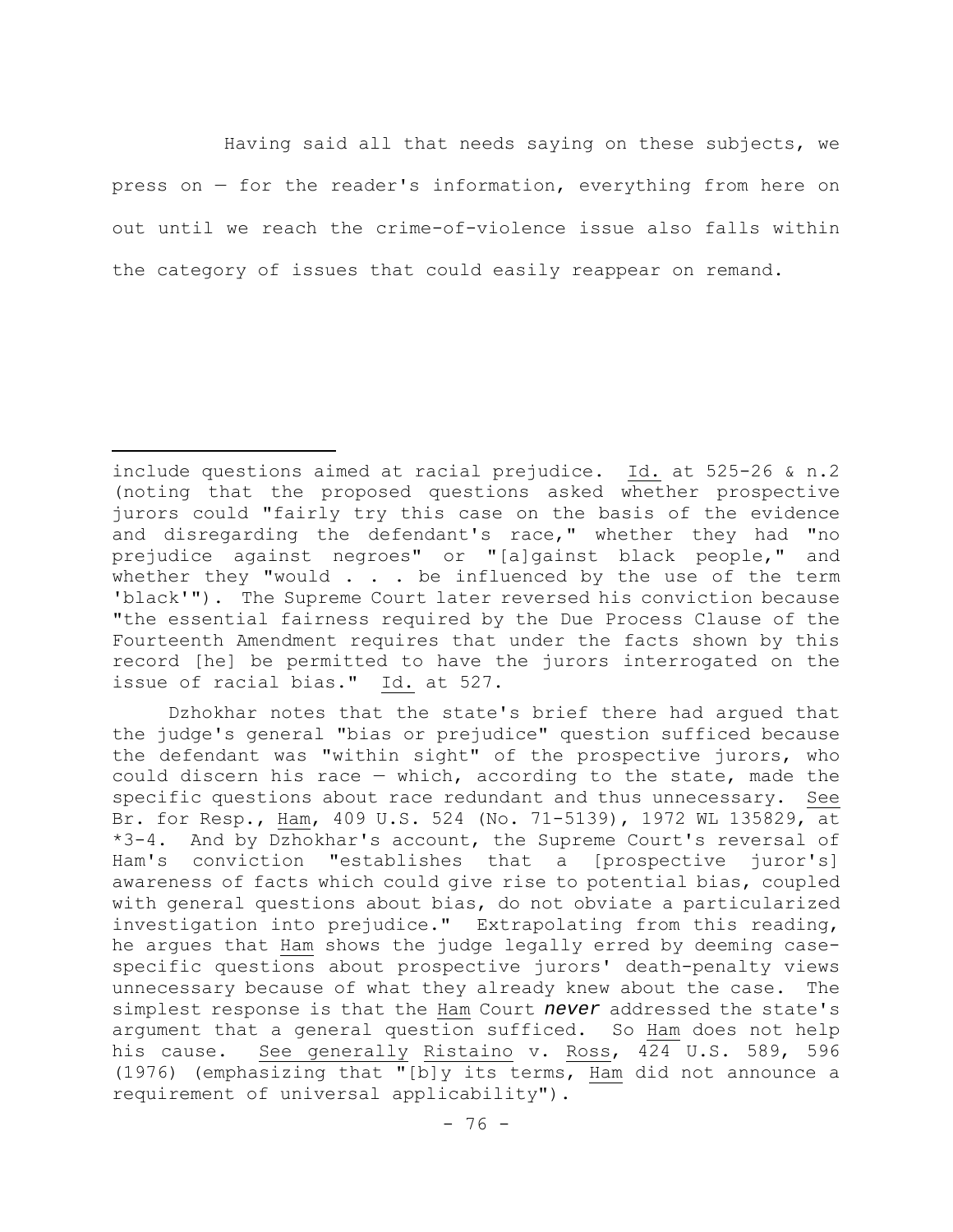Having said all that needs saying on these subjects, we press on — for the reader's information, everything from here on out until we reach the crime-of-violence issue also falls within the category of issues that could easily reappear on remand.

---

include questions aimed at racial prejudice. Id. at 525-26 & n.2 (noting that the proposed questions asked whether prospective jurors could "fairly try this case on the basis of the evidence and disregarding the defendant's race," whether they had "no prejudice against negroes" or "[a]gainst black people," and whether they "would . . . be influenced by the use of the term 'black'"). The Supreme Court later reversed his conviction because "the essential fairness required by the Due Process Clause of the Fourteenth Amendment requires that under the facts shown by this record [he] be permitted to have the jurors interrogated on the issue of racial bias." Id. at 527.

Dzhokhar notes that the state's brief there had argued that the judge's general "bias or prejudice" question sufficed because the defendant was "within sight" of the prospective jurors, who could discern his race — which, according to the state, made the specific questions about race redundant and thus unnecessary. See Br. for Resp., Ham, 409 U.S. 524 (No. 71-5139), 1972 WL 135829, at *3-4. And by Dzhokhar's account, the Supreme Court's reversal of Ham's conviction "establishes that a [prospective juror's] awareness of facts which could give rise to potential bias, coupled with general questions about bias, do not obviate a particularized investigation into prejudice." Extrapolating from this reading, he argues that Ham shows the judge legally erred by deeming case-specific questions about prospective jurors' death-penalty views unnecessary because of what they already knew about the case. The simplest response is that the Ham Court ***never*** addressed the state's argument that a general question sufficed. So Ham does not help his cause. See generally Ristaino v. Ross, 424 U.S. 589, 596 (1976) (emphasizing that "[b]y its terms, Ham did not announce a requirement of universal applicability").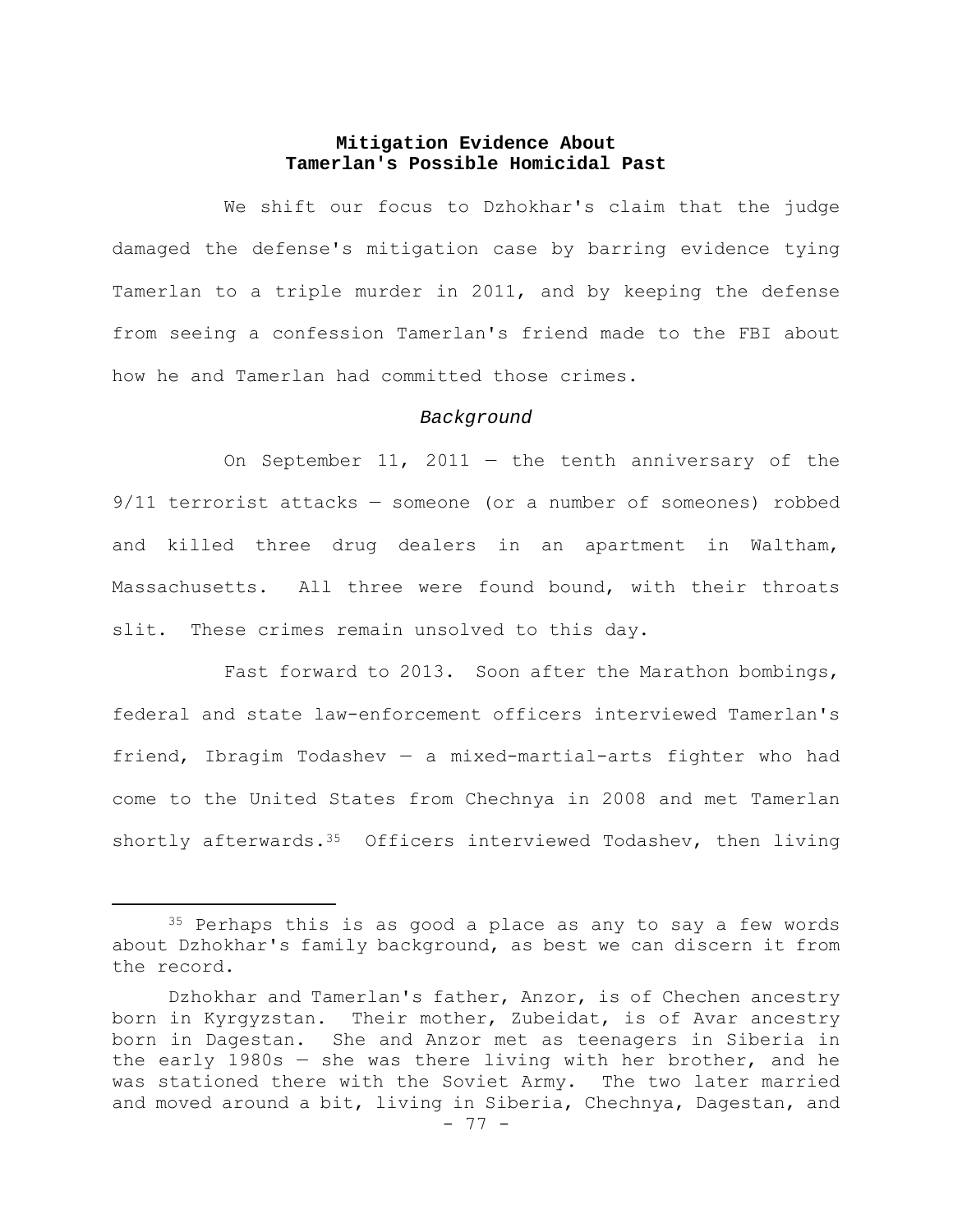## Mitigation Evidence About Tamerlan's Possible Homicidal Past

We shift our focus to Dzhokhar's claim that the judge damaged the defense's mitigation case by barring evidence tying Tamerlan to a triple murder in 2011, and by keeping the defense from seeing a confession Tamerlan's friend made to the FBI about how he and Tamerlan had committed those crimes.

### *Background*

On September 11, 2011 — the tenth anniversary of the 9/11 terrorist attacks — someone (or a number of someones) robbed and killed three drug dealers in an apartment in Waltham, Massachusetts. All three were found bound, with their throats slit. These crimes remain unsolved to this day.

Fast forward to 2013. Soon after the Marathon bombings, federal and state law-enforcement officers interviewed Tamerlan's friend, Ibragim Todashev — a mixed-martial-arts fighter who had come to the United States from Chechnya in 2008 and met Tamerlan shortly afterwards.[35] Officers interviewed Todashev, then living

---

[35] Perhaps this is as good a place as any to say a few words about Dzhokhar's family background, as best we can discern it from the record.

Dzhokhar and Tamerlan's father, Anzor, is of Chechen ancestry born in Kyrgyzstan. Their mother, Zubeidat, is of Avar ancestry born in Dagestan. She and Anzor met as teenagers in Siberia in the early 1980s — she was there living with her brother, and he was stationed there with the Soviet Army. The two later married and moved around a bit, living in Siberia, Chechnya, Dagestan, and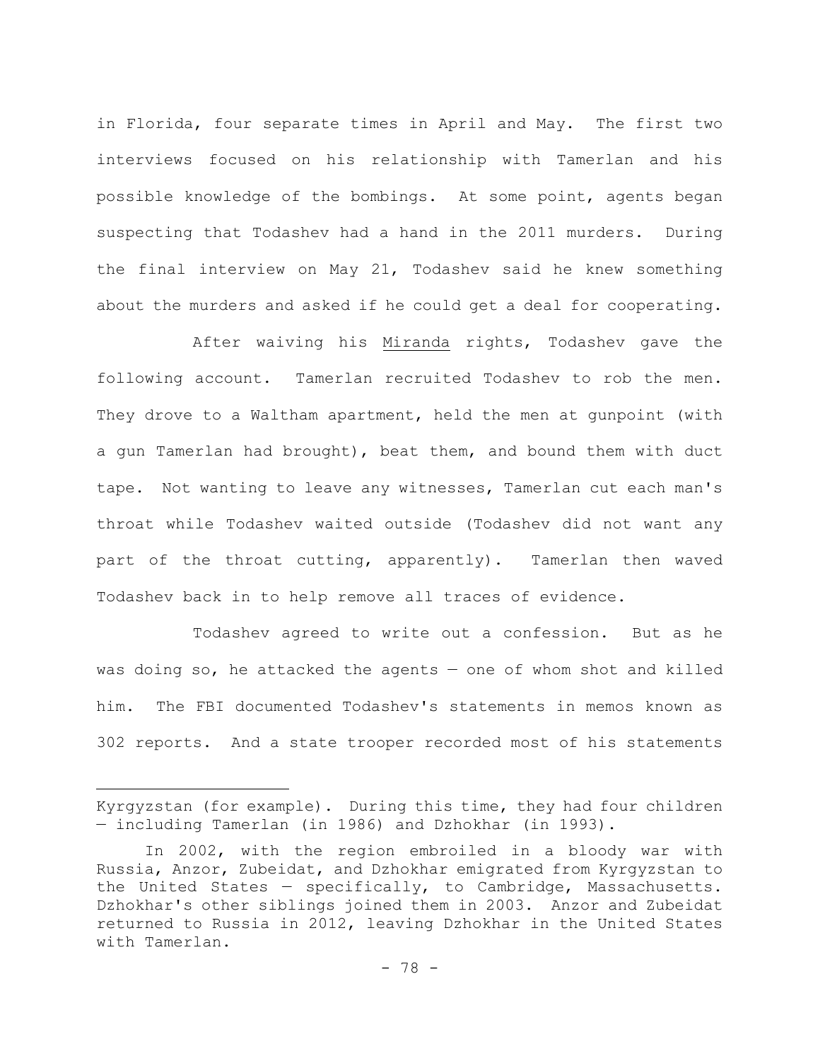in Florida, four separate times in April and May. The first two interviews focused on his relationship with Tamerlan and his possible knowledge of the bombings. At some point, agents began suspecting that Todashev had a hand in the 2011 murders. During the final interview on May 21, Todashev said he knew something about the murders and asked if he could get a deal for cooperating.

After waiving his Miranda rights, Todashev gave the following account. Tamerlan recruited Todashev to rob the men. They drove to a Waltham apartment, held the men at gunpoint (with a gun Tamerlan had brought), beat them, and bound them with duct tape. Not wanting to leave any witnesses, Tamerlan cut each man's throat while Todashev waited outside (Todashev did not want any part of the throat cutting, apparently). Tamerlan then waved Todashev back in to help remove all traces of evidence.

Todashev agreed to write out a confession. But as he was doing so, he attacked the agents — one of whom shot and killed him. The FBI documented Todashev's statements in memos known as 302 reports. And a state trooper recorded most of his statements

---

Kyrgyzstan (for example). During this time, they had four children — including Tamerlan (in 1986) and Dzhokhar (in 1993).

In 2002, with the region embroiled in a bloody war with Russia, Anzor, Zubeidat, and Dzhokhar emigrated from Kyrgyzstan to the United States — specifically, to Cambridge, Massachusetts. Dzhokhar's other siblings joined them in 2003. Anzor and Zubeidat returned to Russia in 2012, leaving Dzhokhar in the United States with Tamerlan.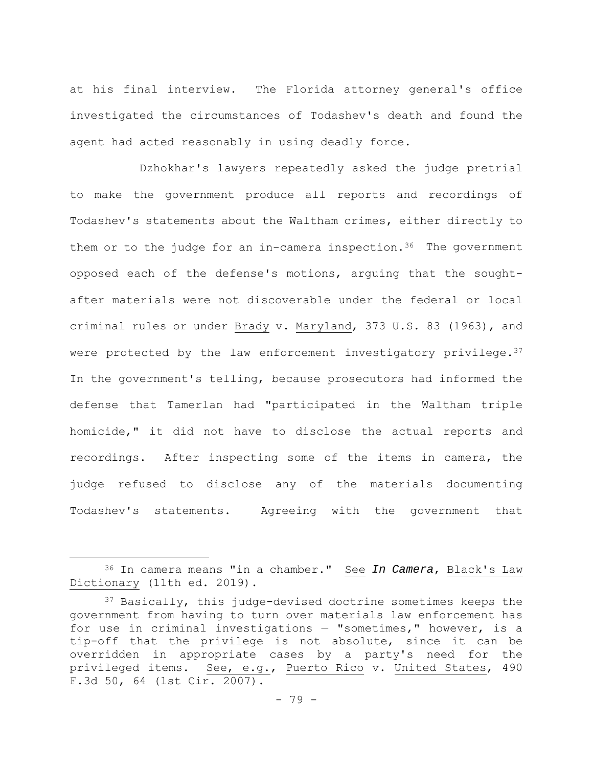at his final interview. The Florida attorney general's office investigated the circumstances of Todashev's death and found the agent had acted reasonably in using deadly force.

Dzhokhar's lawyers repeatedly asked the judge pretrial to make the government produce all reports and recordings of Todashev's statements about the Waltham crimes, either directly to them or to the judge for an in-camera inspection.[36] The government opposed each of the defense's motions, arguing that the sought-after materials were not discoverable under the federal or local criminal rules or under Brady v. Maryland, 373 U.S. 83 (1963), and were protected by the law enforcement investigatory privilege.[37] In the government's telling, because prosecutors had informed the defense that Tamerlan had "participated in the Waltham triple homicide," it did not have to disclose the actual reports and recordings. After inspecting some of the items in camera, the judge refused to disclose any of the materials documenting Todashev's statements. Agreeing with the government that

---

[36] In camera means "in a chamber." See *In Camera*, Black's Law Dictionary (11th ed. 2019).

[37] Basically, this judge-devised doctrine sometimes keeps the government from having to turn over materials law enforcement has for use in criminal investigations — "sometimes," however, is a tip-off that the privilege is not absolute, since it can be overridden in appropriate cases by a party's need for the privileged items. See, e.g., Puerto Rico v. United States, 490 F.3d 50, 64 (1st Cir. 2007).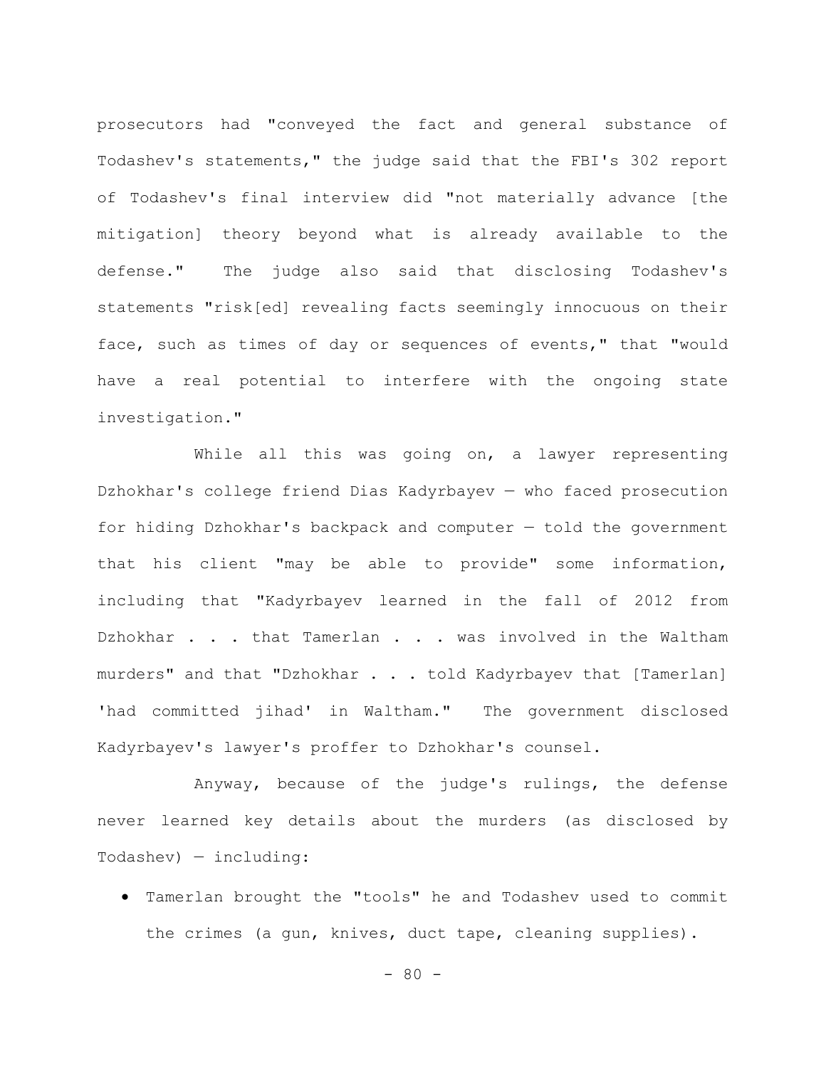prosecutors had "conveyed the fact and general substance of Todashev's statements," the judge said that the FBI's 302 report of Todashev's final interview did "not materially advance [the mitigation] theory beyond what is already available to the defense." The judge also said that disclosing Todashev's statements "risk[ed] revealing facts seemingly innocuous on their face, such as times of day or sequences of events," that "would have a real potential to interfere with the ongoing state investigation."

While all this was going on, a lawyer representing Dzhokhar's college friend Dias Kadyrbayev — who faced prosecution for hiding Dzhokhar's backpack and computer — told the government that his client "may be able to provide" some information, including that "Kadyrbayev learned in the fall of 2012 from Dzhokhar . . . that Tamerlan . . . was involved in the Waltham murders" and that "Dzhokhar . . . told Kadyrbayev that [Tamerlan] 'had committed jihad' in Waltham." The government disclosed Kadyrbayev's lawyer's proffer to Dzhokhar's counsel.

Anyway, because of the judge's rulings, the defense never learned key details about the murders (as disclosed by Todashev) — including:

- Tamerlan brought the "tools" he and Todashev used to commit the crimes (a gun, knives, duct tape, cleaning supplies).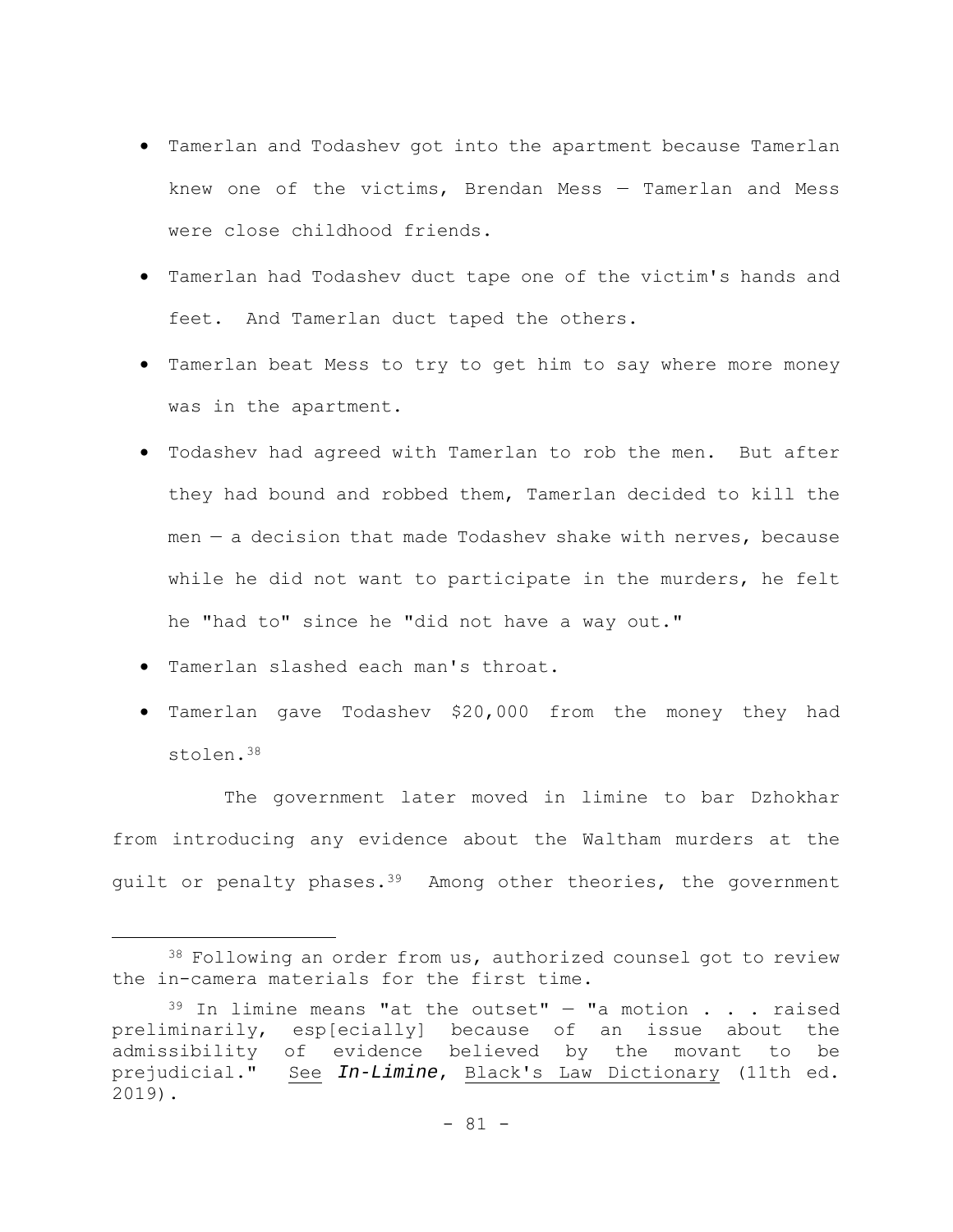- Tamerlan and Todashev got into the apartment because Tamerlan knew one of the victims, Brendan Mess — Tamerlan and Mess were close childhood friends.
- Tamerlan had Todashev duct tape one of the victim's hands and feet. And Tamerlan duct taped the others.
- Tamerlan beat Mess to try to get him to say where more money was in the apartment.
- Todashev had agreed with Tamerlan to rob the men. But after they had bound and robbed them, Tamerlan decided to kill the men — a decision that made Todashev shake with nerves, because while he did not want to participate in the murders, he felt he "had to" since he "did not have a way out."
- Tamerlan slashed each man's throat.
- Tamerlan gave Todashev $20,000 from the money they had stolen.[38]

The government later moved in limine to bar Dzhokhar from introducing any evidence about the Waltham murders at the guilt or penalty phases.[39] Among other theories, the government

---

[38] Following an order from us, authorized counsel got to review the in-camera materials for the first time.

[39] In limine means "at the outset" — "a motion . . . raised preliminarily, esp[ecially] because of an issue about the admissibility of evidence believed by the movant to be prejudicial." See ***In-Limine***, Black's Law Dictionary (11th ed. 2019).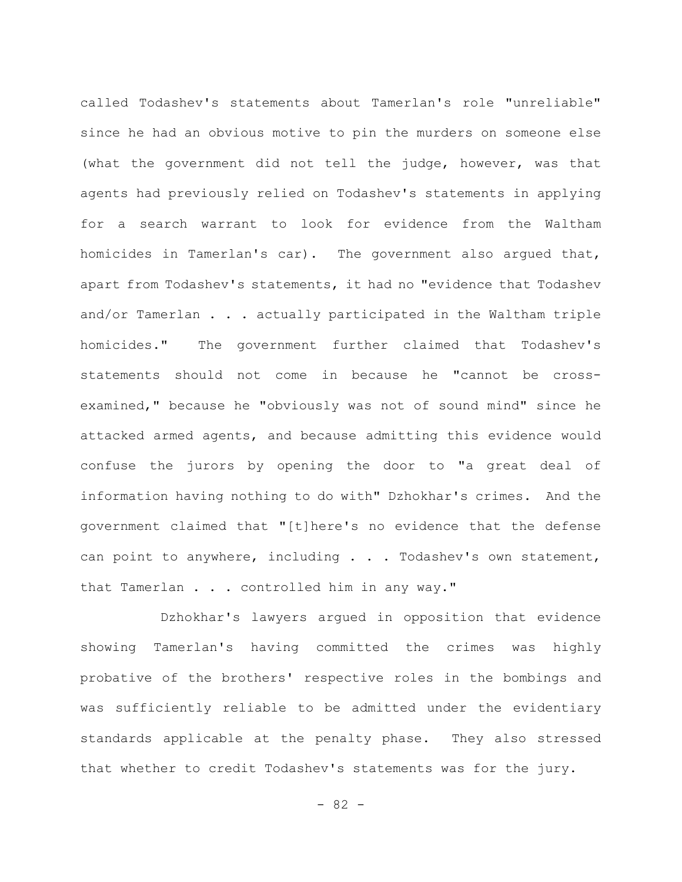called Todashev's statements about Tamerlan's role "unreliable" since he had an obvious motive to pin the murders on someone else (what the government did not tell the judge, however, was that agents had previously relied on Todashev's statements in applying for a search warrant to look for evidence from the Waltham homicides in Tamerlan's car). The government also argued that, apart from Todashev's statements, it had no "evidence that Todashev and/or Tamerlan . . . actually participated in the Waltham triple homicides." The government further claimed that Todashev's statements should not come in because he "cannot be cross-examined," because he "obviously was not of sound mind" since he attacked armed agents, and because admitting this evidence would confuse the jurors by opening the door to "a great deal of information having nothing to do with" Dzhokhar's crimes. And the government claimed that "[t]here's no evidence that the defense can point to anywhere, including . . . Todashev's own statement, that Tamerlan . . . controlled him in any way."

Dzhokhar's lawyers argued in opposition that evidence showing Tamerlan's having committed the crimes was highly probative of the brothers' respective roles in the bombings and was sufficiently reliable to be admitted under the evidentiary standards applicable at the penalty phase. They also stressed that whether to credit Todashev's statements was for the jury.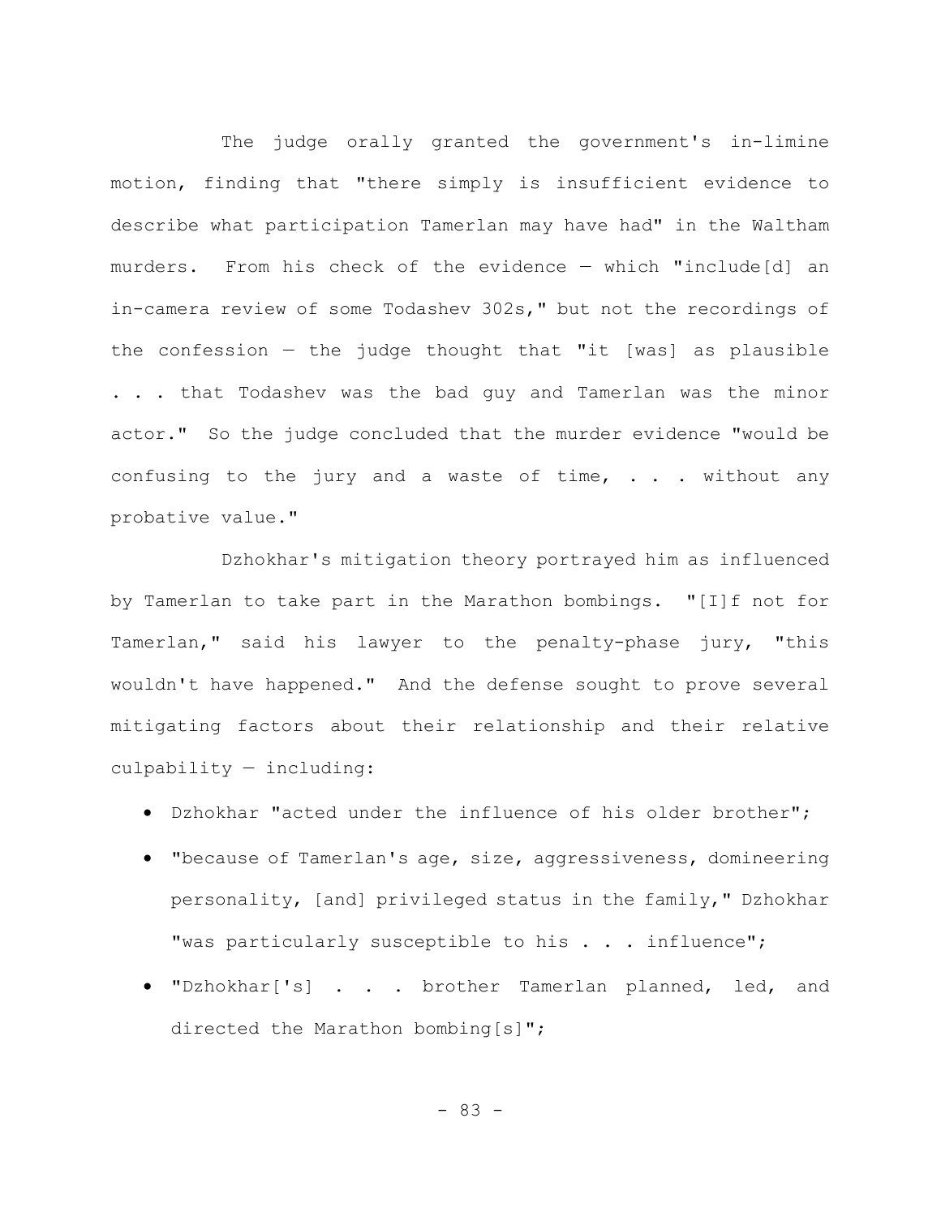The judge orally granted the government's in-limine motion, finding that "there simply is insufficient evidence to describe what participation Tamerlan may have had" in the Waltham murders. From his check of the evidence — which "include[d] an in-camera review of some Todashev 302s," but not the recordings of the confession — the judge thought that "it [was] as plausible . . . that Todashev was the bad guy and Tamerlan was the minor actor." So the judge concluded that the murder evidence "would be confusing to the jury and a waste of time, . . . without any probative value."

Dzhokhar's mitigation theory portrayed him as influenced by Tamerlan to take part in the Marathon bombings. "[I]f not for Tamerlan," said his lawyer to the penalty-phase jury, "this wouldn't have happened." And the defense sought to prove several mitigating factors about their relationship and their relative culpability — including:

- Dzhokhar "acted under the influence of his older brother";
- "because of Tamerlan's age, size, aggressiveness, domineering personality, [and] privileged status in the family," Dzhokhar "was particularly susceptible to his . . . influence";
- "Dzhokhar['s] . . . brother Tamerlan planned, led, and directed the Marathon bombing[s]";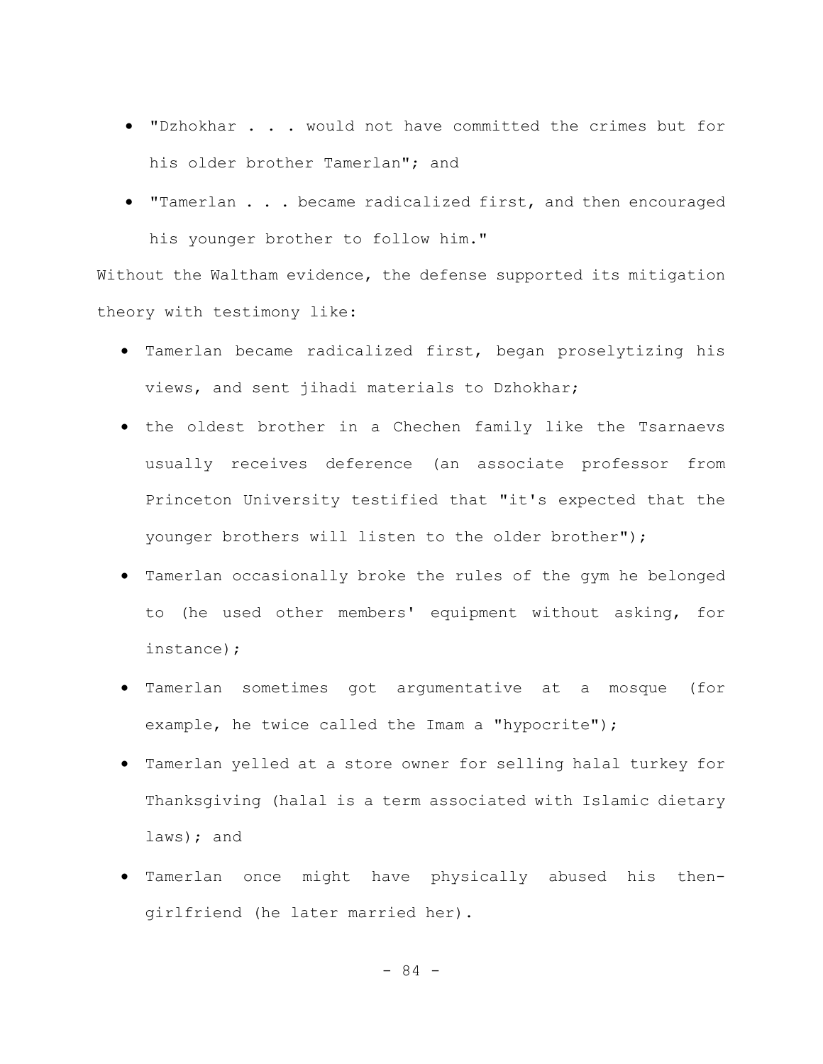- "Dzhokhar . . . would not have committed the crimes but for his older brother Tamerlan"; and
- "Tamerlan . . . became radicalized first, and then encouraged his younger brother to follow him."

Without the Waltham evidence, the defense supported its mitigation theory with testimony like:

- Tamerlan became radicalized first, began proselytizing his views, and sent jihadi materials to Dzhokhar;
- the oldest brother in a Chechen family like the Tsarnaevs usually receives deference (an associate professor from Princeton University testified that "it's expected that the younger brothers will listen to the older brother");
- Tamerlan occasionally broke the rules of the gym he belonged to (he used other members' equipment without asking, for instance);
- Tamerlan sometimes got argumentative at a mosque (for example, he twice called the Imam a "hypocrite");
- Tamerlan yelled at a store owner for selling halal turkey for Thanksgiving (halal is a term associated with Islamic dietary laws); and
- Tamerlan once might have physically abused his then-girlfriend (he later married her).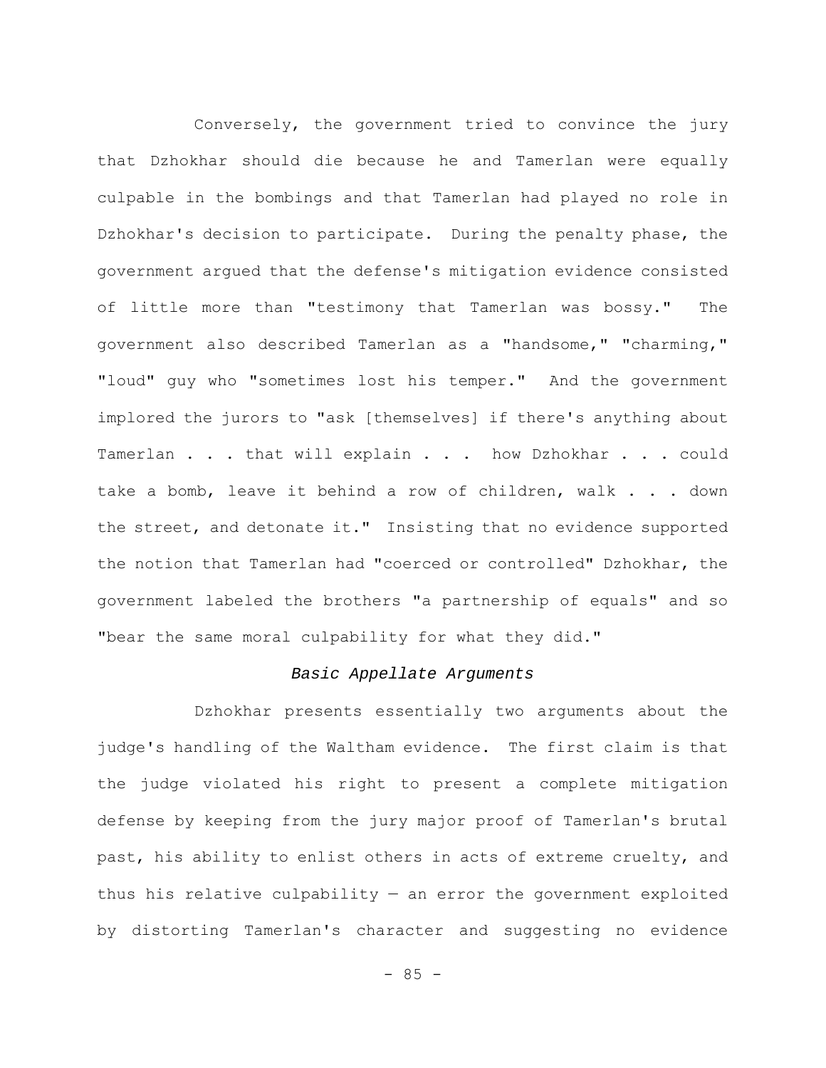Conversely, the government tried to convince the jury that Dzhokhar should die because he and Tamerlan were equally culpable in the bombings and that Tamerlan had played no role in Dzhokhar's decision to participate. During the penalty phase, the government argued that the defense's mitigation evidence consisted of little more than "testimony that Tamerlan was bossy." The government also described Tamerlan as a "handsome," "charming," "loud" guy who "sometimes lost his temper." And the government implored the jurors to "ask [themselves] if there's anything about Tamerlan . . . that will explain . . . how Dzhokhar . . . could take a bomb, leave it behind a row of children, walk . . . down the street, and detonate it." Insisting that no evidence supported the notion that Tamerlan had "coerced or controlled" Dzhokhar, the government labeled the brothers "a partnership of equals" and so "bear the same moral culpability for what they did."

### *Basic Appellate Arguments*

Dzhokhar presents essentially two arguments about the judge's handling of the Waltham evidence. The first claim is that the judge violated his right to present a complete mitigation defense by keeping from the jury major proof of Tamerlan's brutal past, his ability to enlist others in acts of extreme cruelty, and thus his relative culpability — an error the government exploited by distorting Tamerlan's character and suggesting no evidence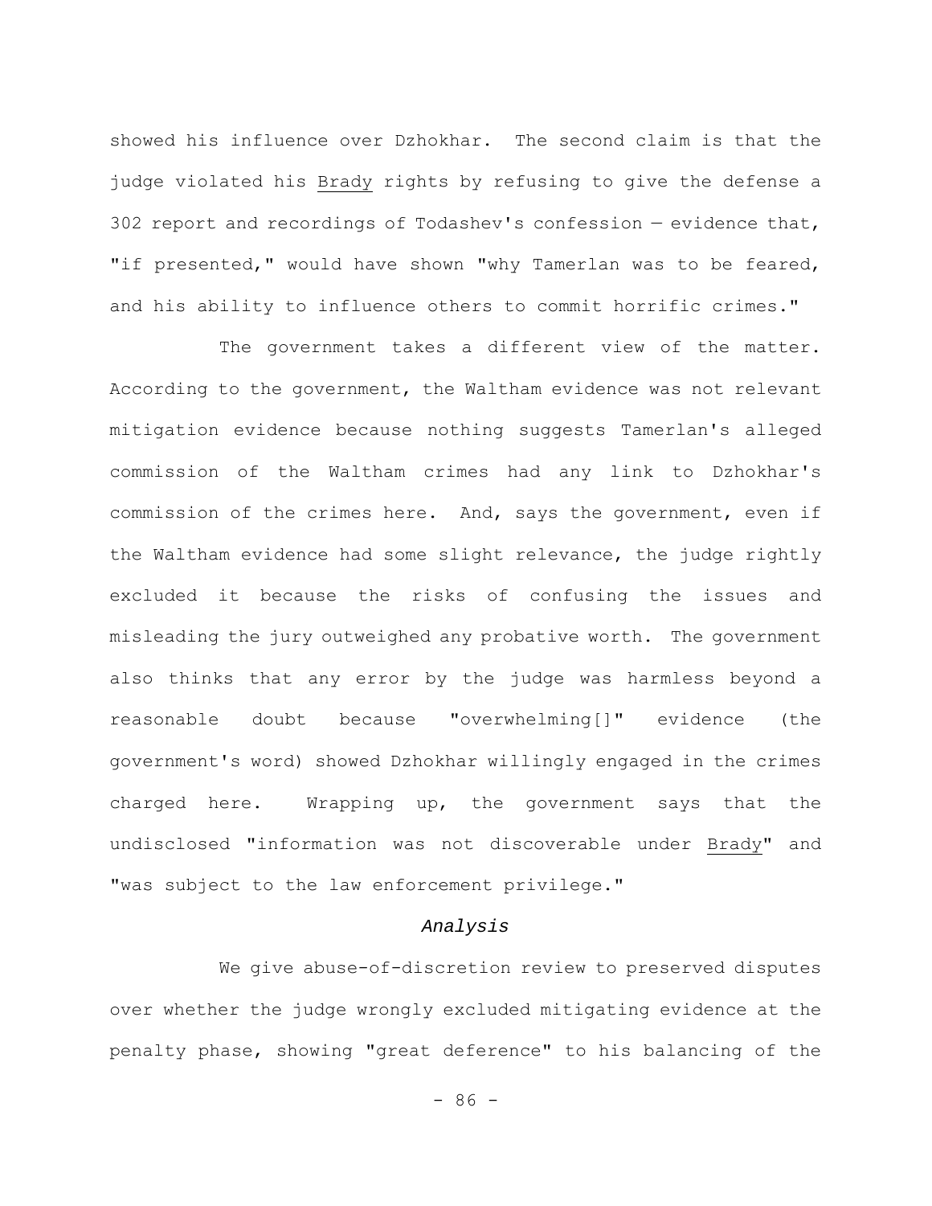showed his influence over Dzhokhar. The second claim is that the judge violated his Brady rights by refusing to give the defense a 302 report and recordings of Todashev's confession — evidence that, "if presented," would have shown "why Tamerlan was to be feared, and his ability to influence others to commit horrific crimes."

The government takes a different view of the matter. According to the government, the Waltham evidence was not relevant mitigation evidence because nothing suggests Tamerlan's alleged commission of the Waltham crimes had any link to Dzhokhar's commission of the crimes here. And, says the government, even if the Waltham evidence had some slight relevance, the judge rightly excluded it because the risks of confusing the issues and misleading the jury outweighed any probative worth. The government also thinks that any error by the judge was harmless beyond a reasonable doubt because "overwhelming[]" evidence (the government's word) showed Dzhokhar willingly engaged in the crimes charged here. Wrapping up, the government says that the undisclosed "information was not discoverable under Brady" and "was subject to the law enforcement privilege."

### *Analysis*

We give abuse-of-discretion review to preserved disputes over whether the judge wrongly excluded mitigating evidence at the penalty phase, showing "great deference" to his balancing of the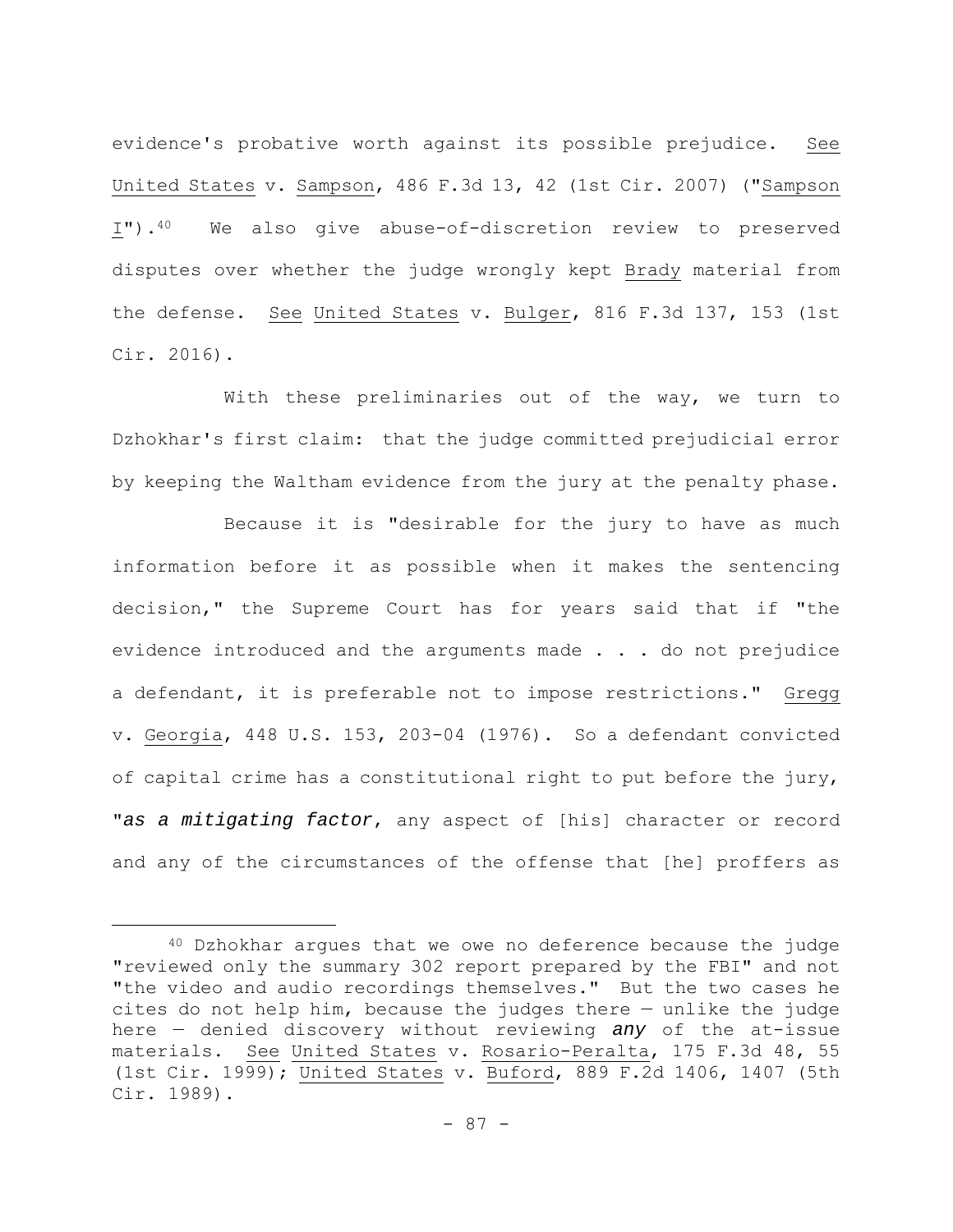evidence's probative worth against its possible prejudice. See United States v. Sampson, 486 F.3d 13, 42 (1st Cir. 2007) ("Sampson I").[40] We also give abuse-of-discretion review to preserved disputes over whether the judge wrongly kept Brady material from the defense. See United States v. Bulger, 816 F.3d 137, 153 (1st Cir. 2016).

With these preliminaries out of the way, we turn to Dzhokhar's first claim: that the judge committed prejudicial error by keeping the Waltham evidence from the jury at the penalty phase.

Because it is "desirable for the jury to have as much information before it as possible when it makes the sentencing decision," the Supreme Court has for years said that if "the evidence introduced and the arguments made . . . do not prejudice a defendant, it is preferable not to impose restrictions." Gregg v. Georgia, 448 U.S. 153, 203-04 (1976). So a defendant convicted of capital crime has a constitutional right to put before the jury, "*as a mitigating factor*, any aspect of [his] character or record and any of the circumstances of the offense that [he] proffers as

---

[40] Dzhokhar argues that we owe no deference because the judge "reviewed only the summary 302 report prepared by the FBI" and not "the video and audio recordings themselves." But the two cases he cites do not help him, because the judges there — unlike the judge here — denied discovery without reviewing ***any*** of the at-issue materials. See United States v. Rosario-Peralta, 175 F.3d 48, 55 (1st Cir. 1999); United States v. Buford, 889 F.2d 1406, 1407 (5th Cir. 1989).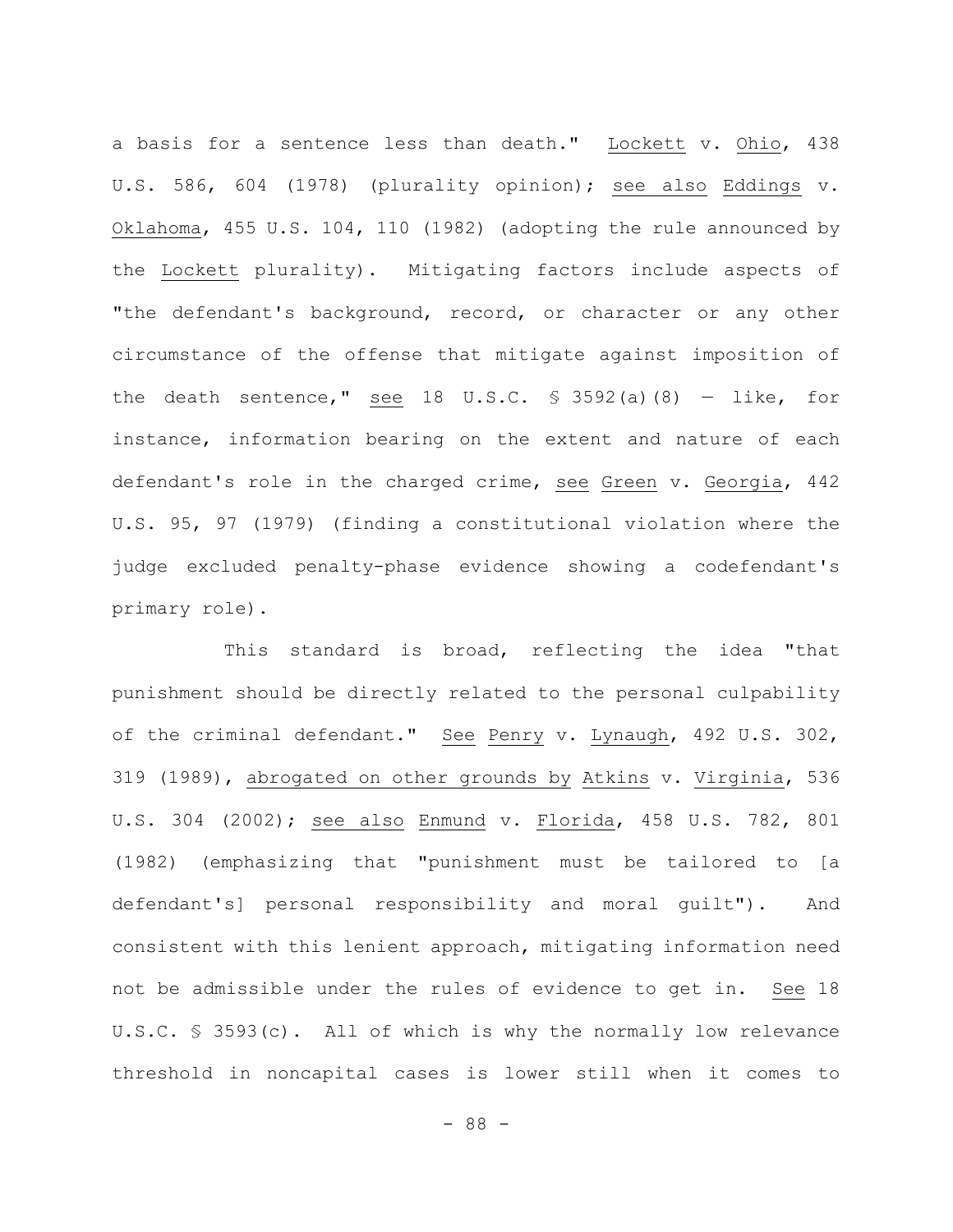a basis for a sentence less than death." Lockett v. Ohio, 438 U.S. 586, 604 (1978) (plurality opinion); see also Eddings v. Oklahoma, 455 U.S. 104, 110 (1982) (adopting the rule announced by the Lockett plurality). Mitigating factors include aspects of "the defendant's background, record, or character or any other circumstance of the offense that mitigate against imposition of the death sentence," see 18 U.S.C. § 3592(a)(8) — like, for instance, information bearing on the extent and nature of each defendant's role in the charged crime, see Green v. Georgia, 442 U.S. 95, 97 (1979) (finding a constitutional violation where the judge excluded penalty-phase evidence showing a codefendant's primary role).

This standard is broad, reflecting the idea "that punishment should be directly related to the personal culpability of the criminal defendant." See Penry v. Lynaugh, 492 U.S. 302, 319 (1989), abrogated on other grounds by Atkins v. Virginia, 536 U.S. 304 (2002); see also Enmund v. Florida, 458 U.S. 782, 801 (1982) (emphasizing that "punishment must be tailored to [a defendant's] personal responsibility and moral guilt"). And consistent with this lenient approach, mitigating information need not be admissible under the rules of evidence to get in. See 18 U.S.C. § 3593(c). All of which is why the normally low relevance threshold in noncapital cases is lower still when it comes to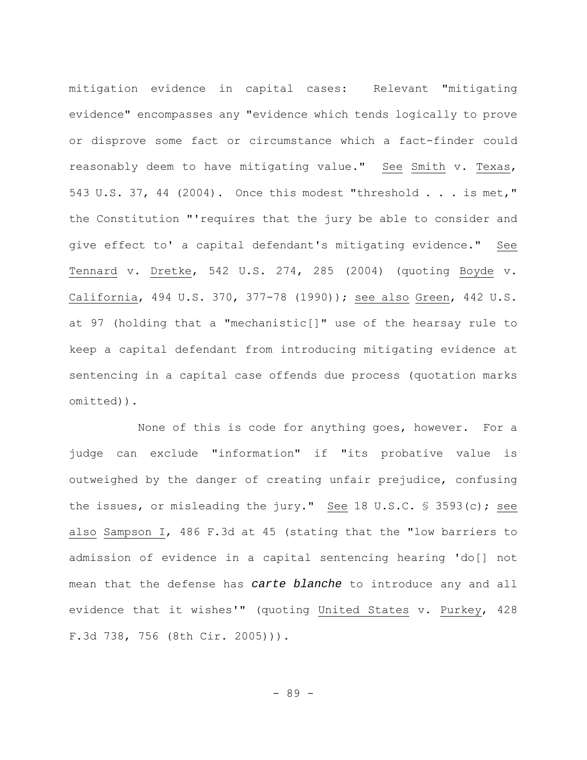mitigation evidence in capital cases: Relevant "mitigating evidence" encompasses any "evidence which tends logically to prove or disprove some fact or circumstance which a fact-finder could reasonably deem to have mitigating value." See Smith v. Texas, 543 U.S. 37, 44 (2004). Once this modest "threshold . . . is met," the Constitution "'requires that the jury be able to consider and give effect to' a capital defendant's mitigating evidence." See Tennard v. Dretke, 542 U.S. 274, 285 (2004) (quoting Boyde v. California, 494 U.S. 370, 377-78 (1990)); see also Green, 442 U.S. at 97 (holding that a "mechanistic[]" use of the hearsay rule to keep a capital defendant from introducing mitigating evidence at sentencing in a capital case offends due process (quotation marks omitted)).

None of this is code for anything goes, however. For a judge can exclude "information" if "its probative value is outweighed by the danger of creating unfair prejudice, confusing the issues, or misleading the jury." See 18 U.S.C. § 3593(c); see also Sampson I, 486 F.3d at 45 (stating that the "low barriers to admission of evidence in a capital sentencing hearing 'do[] not mean that the defense has *carte blanche* to introduce any and all evidence that it wishes'" (quoting United States v. Purkey, 428 F.3d 738, 756 (8th Cir. 2005))).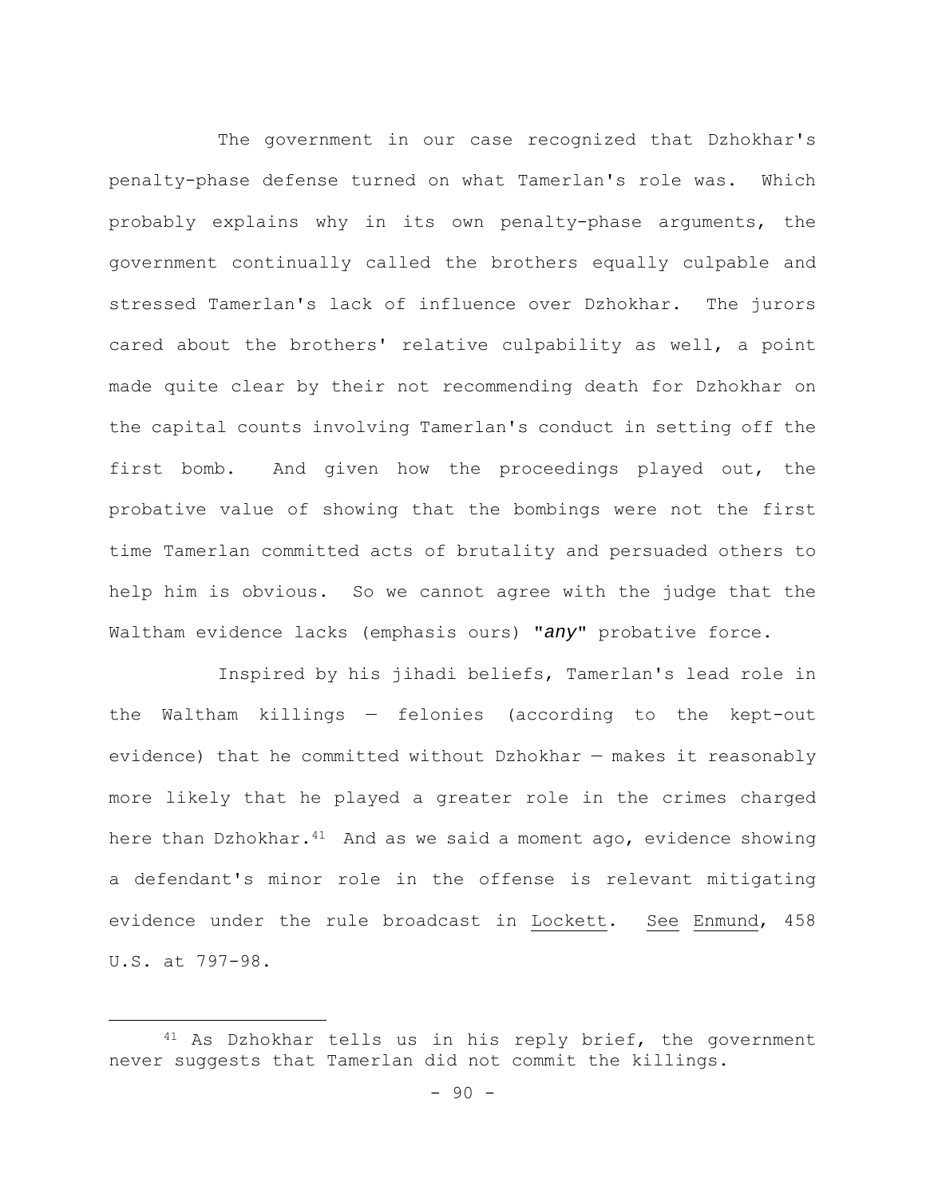The government in our case recognized that Dzhokhar's penalty-phase defense turned on what Tamerlan's role was. Which probably explains why in its own penalty-phase arguments, the government continually called the brothers equally culpable and stressed Tamerlan's lack of influence over Dzhokhar. The jurors cared about the brothers' relative culpability as well, a point made quite clear by their not recommending death for Dzhokhar on the capital counts involving Tamerlan's conduct in setting off the first bomb. And given how the proceedings played out, the probative value of showing that the bombings were not the first time Tamerlan committed acts of brutality and persuaded others to help him is obvious. So we cannot agree with the judge that the Waltham evidence lacks (emphasis ours) "*any*" probative force.

Inspired by his jihadi beliefs, Tamerlan's lead role in the Waltham killings — felonies (according to the kept-out evidence) that he committed without Dzhokhar — makes it reasonably more likely that he played a greater role in the crimes charged here than Dzhokhar.[41] And as we said a moment ago, evidence showing a defendant's minor role in the offense is relevant mitigating evidence under the rule broadcast in Lockett. See Enmund, 458 U.S. at 797-98.

[41] As Dzhokhar tells us in his reply brief, the government never suggests that Tamerlan did not commit the killings.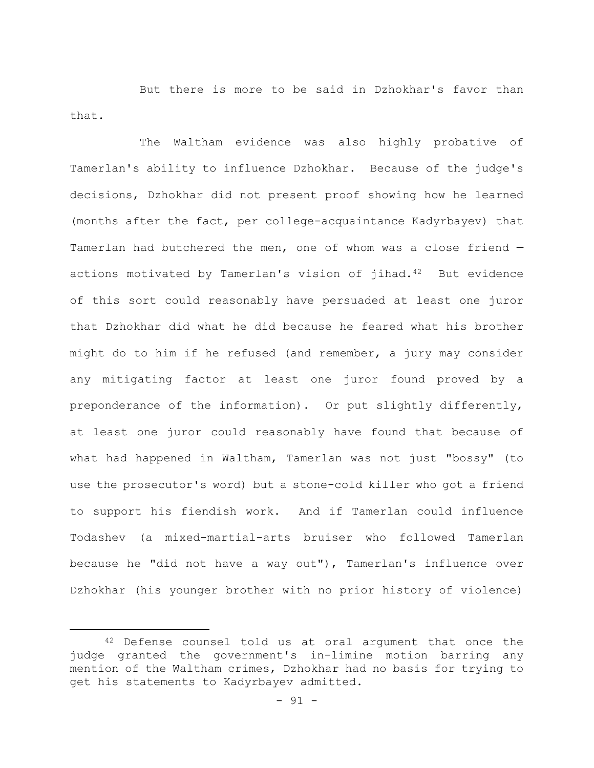But there is more to be said in Dzhokhar's favor than that.

The Waltham evidence was also highly probative of Tamerlan's ability to influence Dzhokhar. Because of the judge's decisions, Dzhokhar did not present proof showing how he learned (months after the fact, per college-acquaintance Kadyrbayev) that Tamerlan had butchered the men, one of whom was a close friend — actions motivated by Tamerlan's vision of jihad.[42] But evidence of this sort could reasonably have persuaded at least one juror that Dzhokhar did what he did because he feared what his brother might do to him if he refused (and remember, a jury may consider any mitigating factor at least one juror found proved by a preponderance of the information). Or put slightly differently, at least one juror could reasonably have found that because of what had happened in Waltham, Tamerlan was not just "bossy" (to use the prosecutor's word) but a stone-cold killer who got a friend to support his fiendish work. And if Tamerlan could influence Todashev (a mixed-martial-arts bruiser who followed Tamerlan because he "did not have a way out"), Tamerlan's influence over Dzhokhar (his younger brother with no prior history of violence)

---

[42] Defense counsel told us at oral argument that once the judge granted the government's in-limine motion barring any mention of the Waltham crimes, Dzhokhar had no basis for trying to get his statements to Kadyrbayev admitted.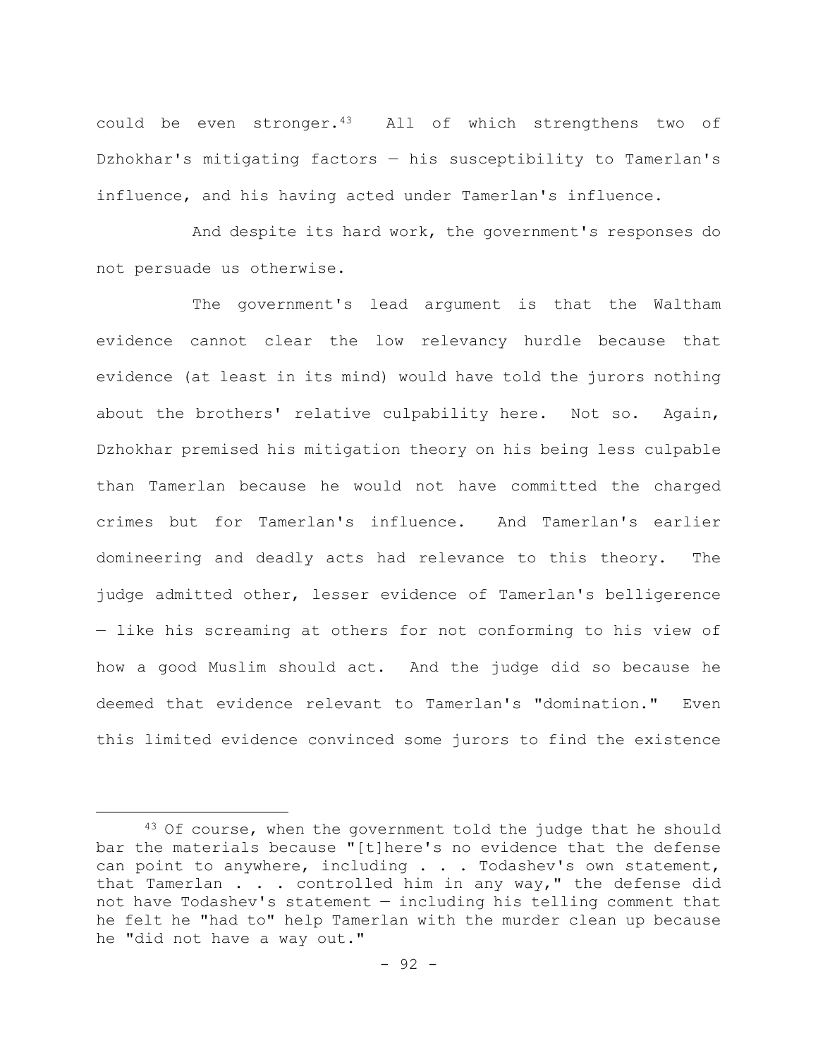could be even stronger.[43] All of which strengthens two of Dzhokhar's mitigating factors — his susceptibility to Tamerlan's influence, and his having acted under Tamerlan's influence.

And despite its hard work, the government's responses do not persuade us otherwise.

The government's lead argument is that the Waltham evidence cannot clear the low relevancy hurdle because that evidence (at least in its mind) would have told the jurors nothing about the brothers' relative culpability here. Not so. Again, Dzhokhar premised his mitigation theory on his being less culpable than Tamerlan because he would not have committed the charged crimes but for Tamerlan's influence. And Tamerlan's earlier domineering and deadly acts had relevance to this theory. The judge admitted other, lesser evidence of Tamerlan's belligerence — like his screaming at others for not conforming to his view of how a good Muslim should act. And the judge did so because he deemed that evidence relevant to Tamerlan's "domination." Even this limited evidence convinced some jurors to find the existence

---

[43] Of course, when the government told the judge that he should bar the materials because "[t]here's no evidence that the defense can point to anywhere, including . . . Todashev's own statement, that Tamerlan . . . controlled him in any way," the defense did not have Todashev's statement — including his telling comment that he felt he "had to" help Tamerlan with the murder clean up because he "did not have a way out."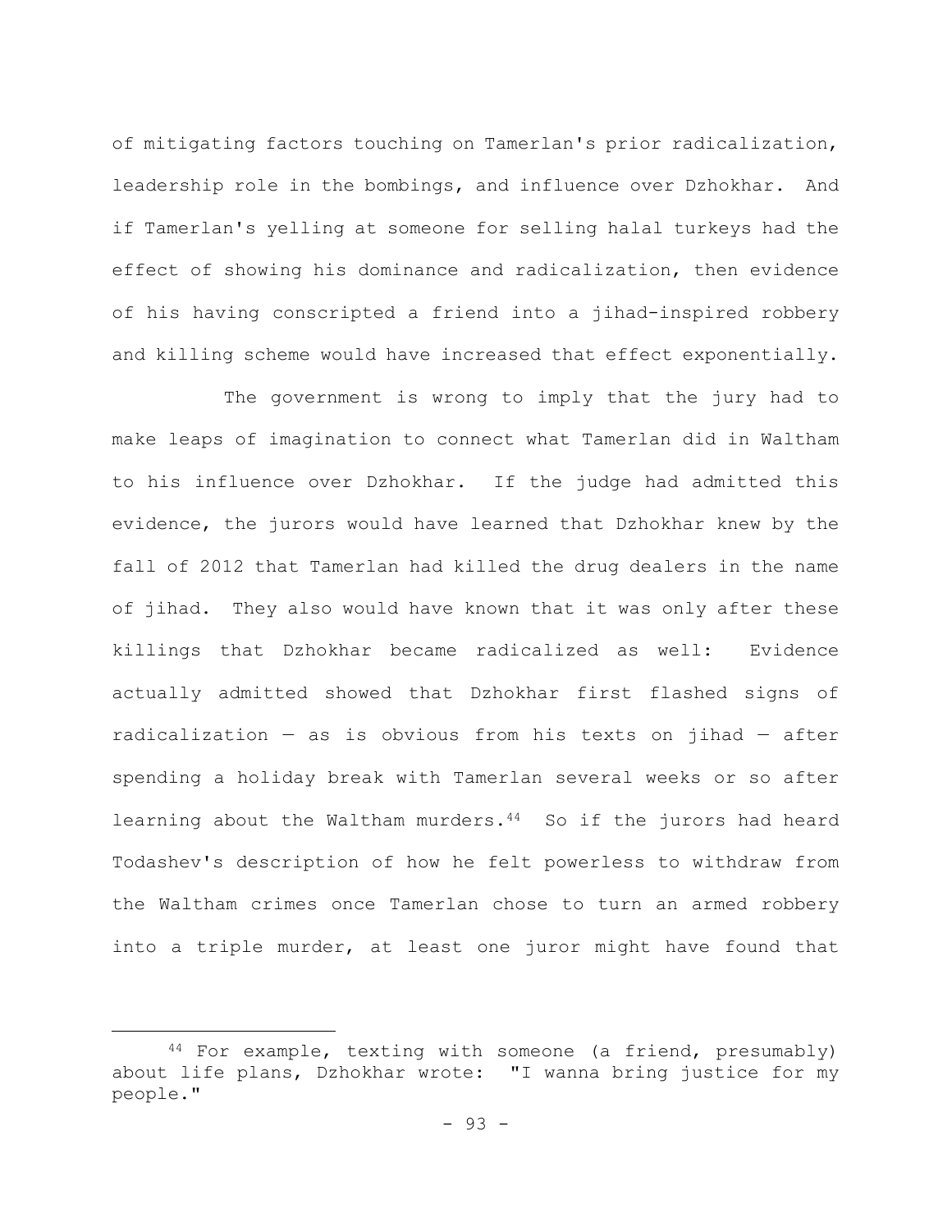of mitigating factors touching on Tamerlan's prior radicalization, leadership role in the bombings, and influence over Dzhokhar. And if Tamerlan's yelling at someone for selling halal turkeys had the effect of showing his dominance and radicalization, then evidence of his having conscripted a friend into a jihad-inspired robbery and killing scheme would have increased that effect exponentially.

The government is wrong to imply that the jury had to make leaps of imagination to connect what Tamerlan did in Waltham to his influence over Dzhokhar. If the judge had admitted this evidence, the jurors would have learned that Dzhokhar knew by the fall of 2012 that Tamerlan had killed the drug dealers in the name of jihad. They also would have known that it was only after these killings that Dzhokhar became radicalized as well: Evidence actually admitted showed that Dzhokhar first flashed signs of radicalization — as is obvious from his texts on jihad — after spending a holiday break with Tamerlan several weeks or so after learning about the Waltham murders.[44] So if the jurors had heard Todashev's description of how he felt powerless to withdraw from the Waltham crimes once Tamerlan chose to turn an armed robbery into a triple murder, at least one juror might have found that

---

[44] For example, texting with someone (a friend, presumably) about life plans, Dzhokhar wrote: "I wanna bring justice for my people."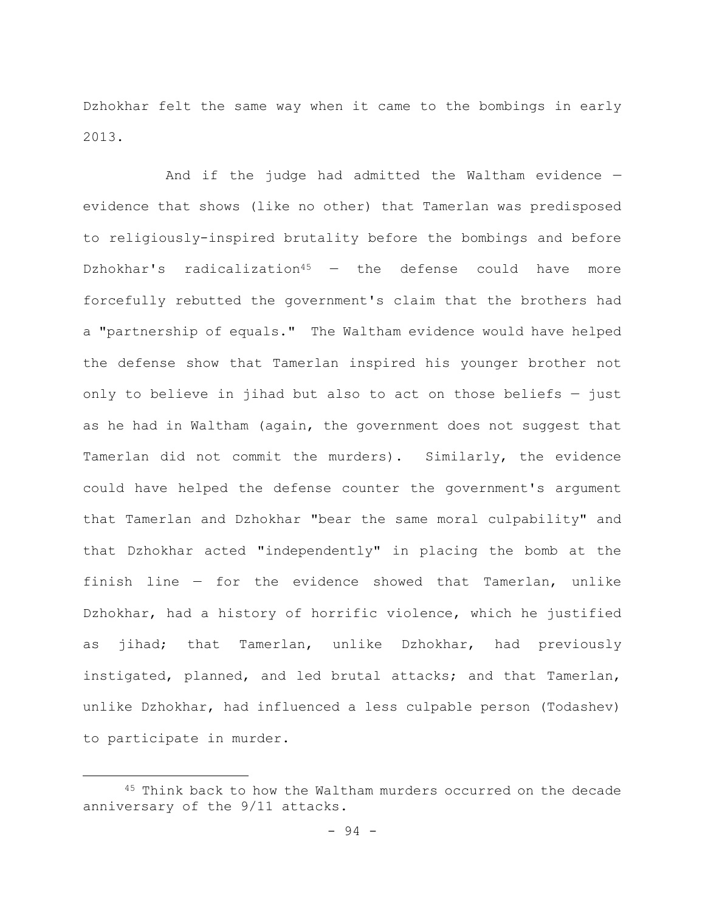Dzhokhar felt the same way when it came to the bombings in early 2013.

And if the judge had admitted the Waltham evidence — evidence that shows (like no other) that Tamerlan was predisposed to religiously-inspired brutality before the bombings and before Dzhokhar's radicalization[45] — the defense could have more forcefully rebutted the government's claim that the brothers had a "partnership of equals." The Waltham evidence would have helped the defense show that Tamerlan inspired his younger brother not only to believe in jihad but also to act on those beliefs — just as he had in Waltham (again, the government does not suggest that Tamerlan did not commit the murders). Similarly, the evidence could have helped the defense counter the government's argument that Tamerlan and Dzhokhar "bear the same moral culpability" and that Dzhokhar acted "independently" in placing the bomb at the finish line — for the evidence showed that Tamerlan, unlike Dzhokhar, had a history of horrific violence, which he justified as jihad; that Tamerlan, unlike Dzhokhar, had previously instigated, planned, and led brutal attacks; and that Tamerlan, unlike Dzhokhar, had influenced a less culpable person (Todashev) to participate in murder.

---

[45] Think back to how the Waltham murders occurred on the decade anniversary of the 9/11 attacks.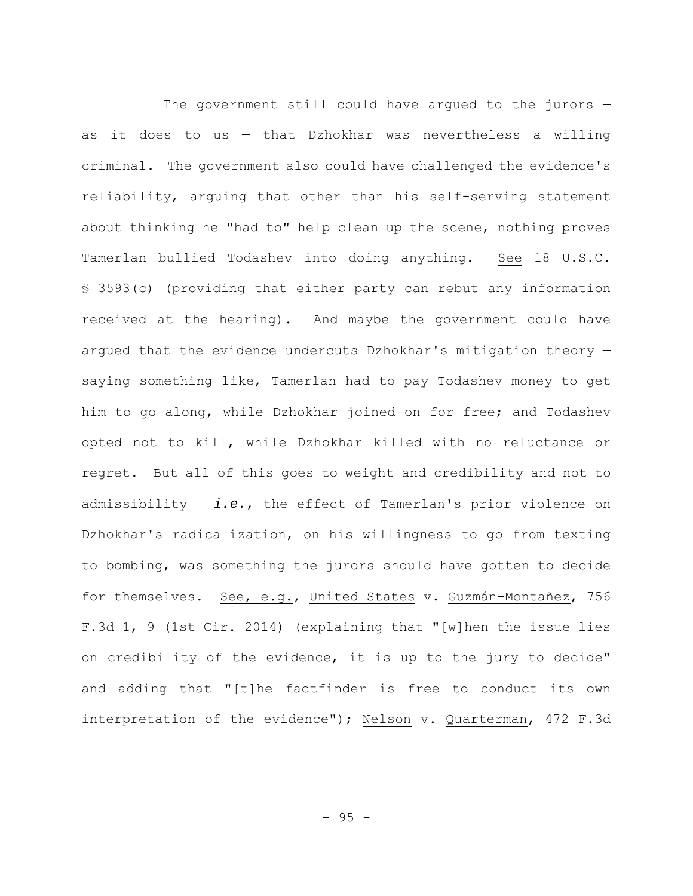The government still could have argued to the jurors — as it does to us — that Dzhokhar was nevertheless a willing criminal. The government also could have challenged the evidence's reliability, arguing that other than his self-serving statement about thinking he "had to" help clean up the scene, nothing proves Tamerlan bullied Todashev into doing anything. See 18 U.S.C. § 3593(c) (providing that either party can rebut any information received at the hearing). And maybe the government could have argued that the evidence undercuts Dzhokhar's mitigation theory — saying something like, Tamerlan had to pay Todashev money to get him to go along, while Dzhokhar joined on for free; and Todashev opted not to kill, while Dzhokhar killed with no reluctance or regret. But all of this goes to weight and credibility and not to admissibility — ***i.e.***, the effect of Tamerlan's prior violence on Dzhokhar's radicalization, on his willingness to go from texting to bombing, was something the jurors should have gotten to decide for themselves. See, e.g., United States v. Guzmán-Montañez, 756 F.3d 1, 9 (1st Cir. 2014) (explaining that "[w]hen the issue lies on credibility of the evidence, it is up to the jury to decide" and adding that "[t]he factfinder is free to conduct its own interpretation of the evidence"); Nelson v. Quarterman, 472 F.3d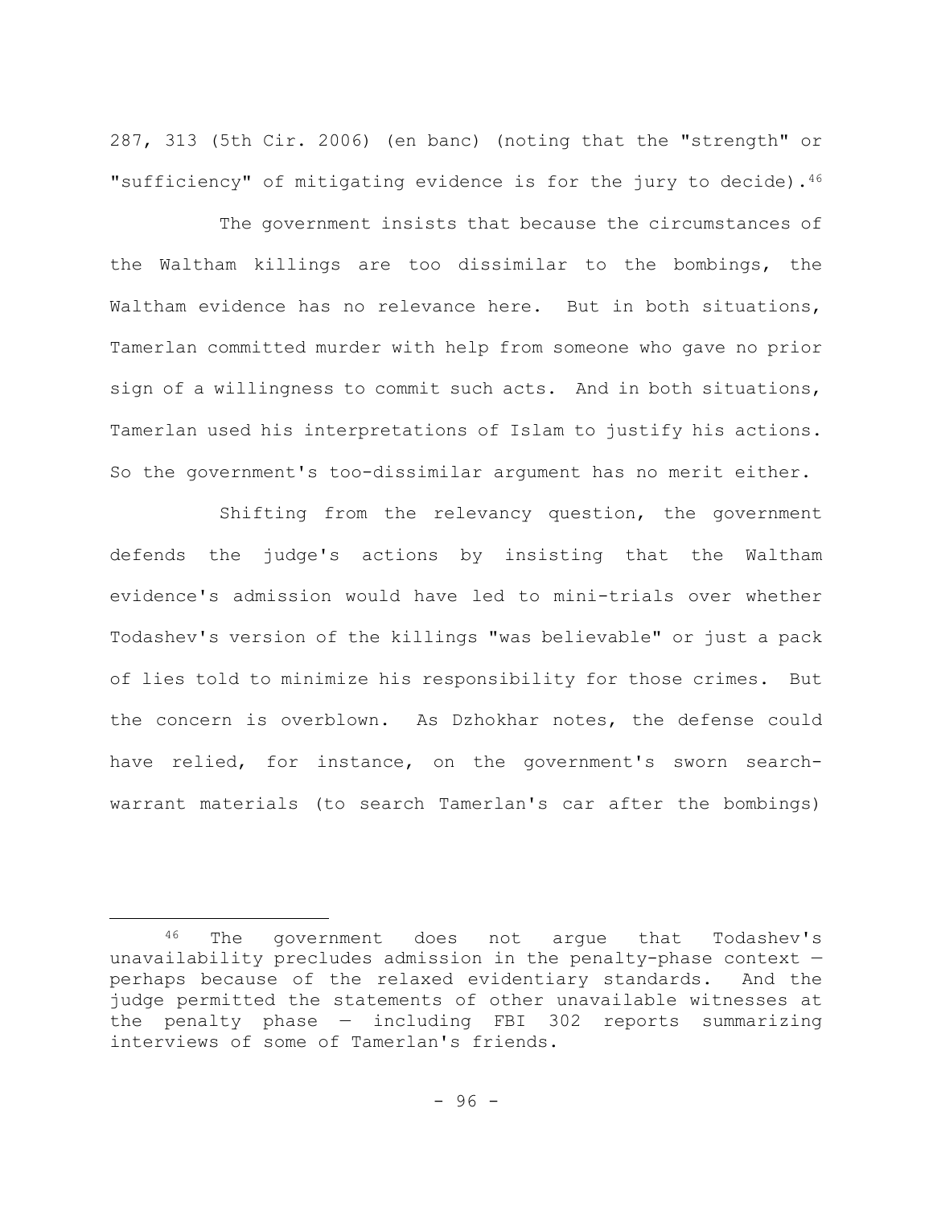287, 313 (5th Cir. 2006) (en banc) (noting that the "strength" or "sufficiency" of mitigating evidence is for the jury to decide).[46]

The government insists that because the circumstances of the Waltham killings are too dissimilar to the bombings, the Waltham evidence has no relevance here. But in both situations, Tamerlan committed murder with help from someone who gave no prior sign of a willingness to commit such acts. And in both situations, Tamerlan used his interpretations of Islam to justify his actions. So the government's too-dissimilar argument has no merit either.

Shifting from the relevancy question, the government defends the judge's actions by insisting that the Waltham evidence's admission would have led to mini-trials over whether Todashev's version of the killings "was believable" or just a pack of lies told to minimize his responsibility for those crimes. But the concern is overblown. As Dzhokhar notes, the defense could have relied, for instance, on the government's sworn search-warrant materials (to search Tamerlan's car after the bombings)

---

[46] The government does not argue that Todashev's unavailability precludes admission in the penalty-phase context — perhaps because of the relaxed evidentiary standards. And the judge permitted the statements of other unavailable witnesses at the penalty phase — including FBI 302 reports summarizing interviews of some of Tamerlan's friends.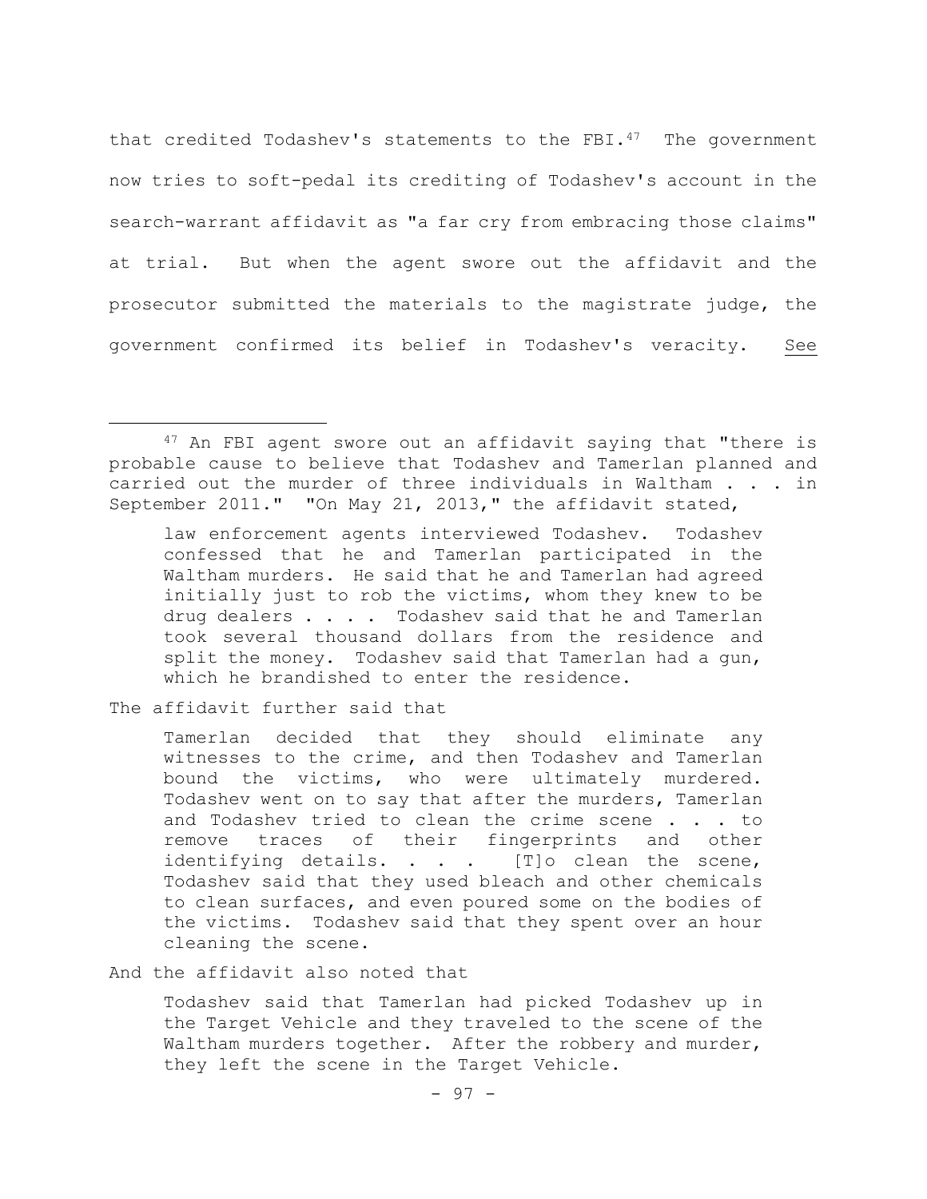that credited Todashev's statements to the FBI.[47] The government now tries to soft-pedal its crediting of Todashev's account in the search-warrant affidavit as "a far cry from embracing those claims" at trial. But when the agent swore out the affidavit and the prosecutor submitted the materials to the magistrate judge, the government confirmed its belief in Todashev's veracity. See

---

[47] An FBI agent swore out an affidavit saying that "there is probable cause to believe that Todashev and Tamerlan planned and carried out the murder of three individuals in Waltham . . . in September 2011." "On May 21, 2013," the affidavit stated,

> law enforcement agents interviewed Todashev. Todashev confessed that he and Tamerlan participated in the Waltham murders. He said that he and Tamerlan had agreed initially just to rob the victims, whom they knew to be drug dealers . . . . Todashev said that he and Tamerlan took several thousand dollars from the residence and split the money. Todashev said that Tamerlan had a gun, which he brandished to enter the residence.

The affidavit further said that

> Tamerlan decided that they should eliminate any witnesses to the crime, and then Todashev and Tamerlan bound the victims, who were ultimately murdered. Todashev went on to say that after the murders, Tamerlan and Todashev tried to clean the crime scene . . . to remove traces of their fingerprints and other identifying details. . . . [T]o clean the scene, Todashev said that they used bleach and other chemicals to clean surfaces, and even poured some on the bodies of the victims. Todashev said that they spent over an hour cleaning the scene.

And the affidavit also noted that

> Todashev said that Tamerlan had picked Todashev up in the Target Vehicle and they traveled to the scene of the Waltham murders together. After the robbery and murder, they left the scene in the Target Vehicle.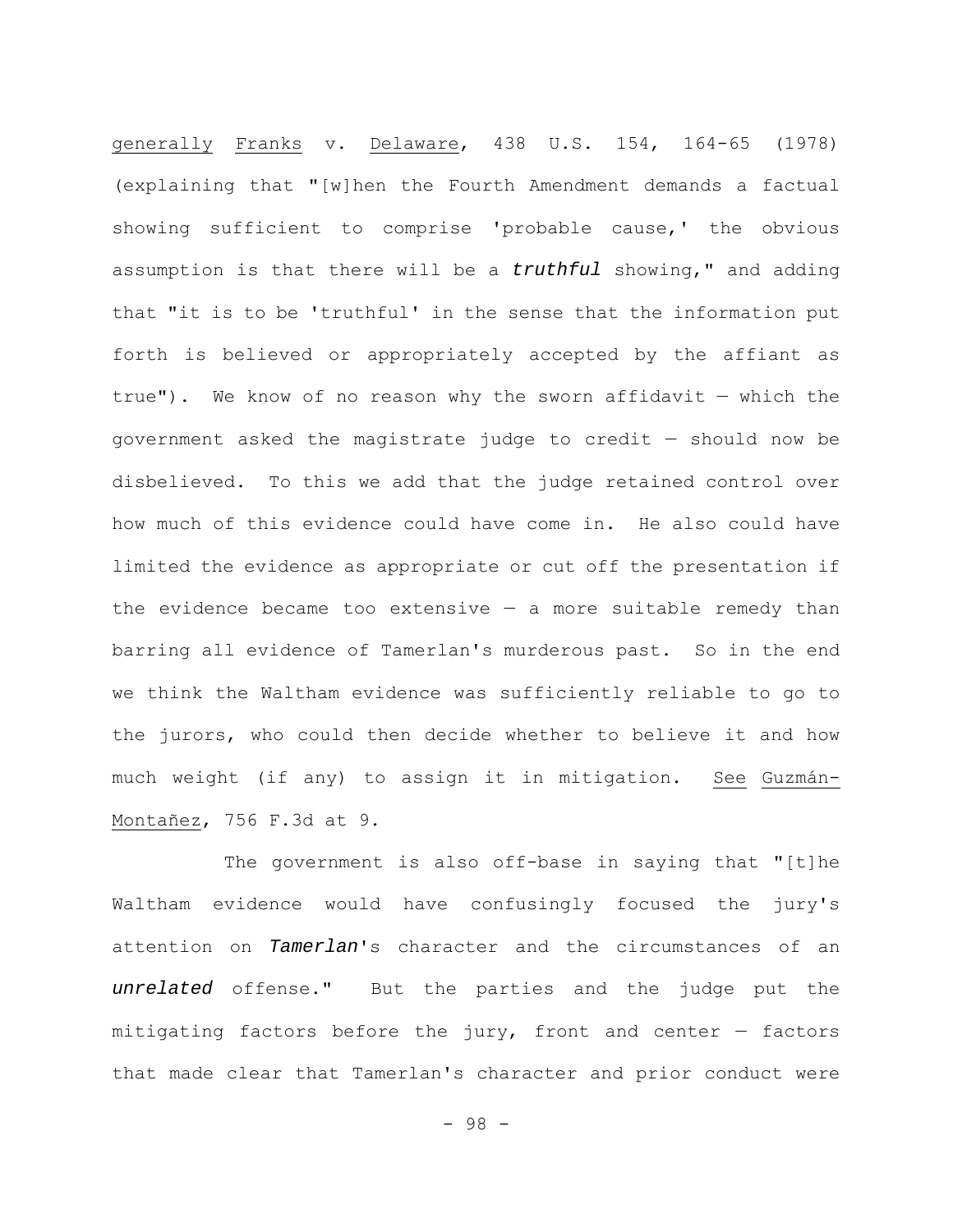generally Franks v. Delaware, 438 U.S. 154, 164-65 (1978) (explaining that "[w]hen the Fourth Amendment demands a factual showing sufficient to comprise 'probable cause,' the obvious assumption is that there will be a ***truthful*** showing," and adding that "it is to be 'truthful' in the sense that the information put forth is believed or appropriately accepted by the affiant as true"). We know of no reason why the sworn affidavit — which the government asked the magistrate judge to credit — should now be disbelieved. To this we add that the judge retained control over how much of this evidence could have come in. He also could have limited the evidence as appropriate or cut off the presentation if the evidence became too extensive — a more suitable remedy than barring all evidence of Tamerlan's murderous past. So in the end we think the Waltham evidence was sufficiently reliable to go to the jurors, who could then decide whether to believe it and how much weight (if any) to assign it in mitigation. See Guzmán-Montañez, 756 F.3d at 9.

The government is also off-base in saying that "[t]he Waltham evidence would have confusingly focused the jury's attention on ***Tamerlan***'s character and the circumstances of an ***unrelated*** offense." But the parties and the judge put the mitigating factors before the jury, front and center — factors that made clear that Tamerlan's character and prior conduct were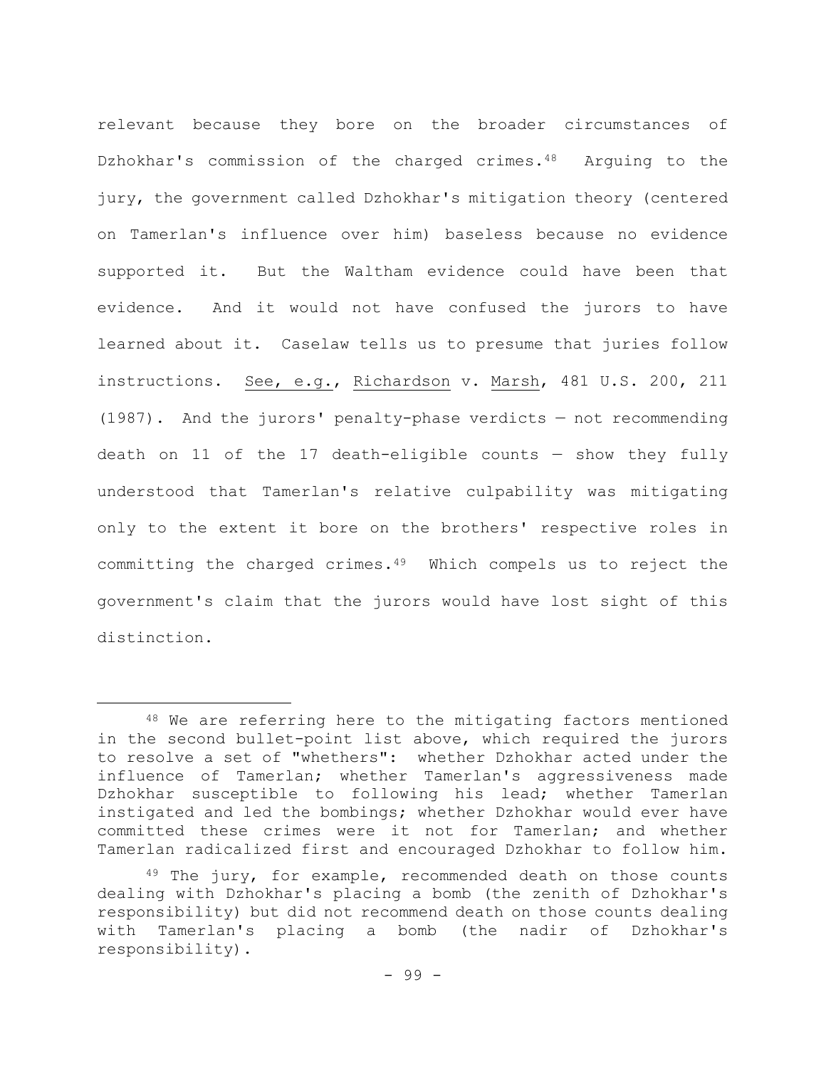relevant because they bore on the broader circumstances of Dzhokhar's commission of the charged crimes.[48] Arguing to the jury, the government called Dzhokhar's mitigation theory (centered on Tamerlan's influence over him) baseless because no evidence supported it. But the Waltham evidence could have been that evidence. And it would not have confused the jurors to have learned about it. Caselaw tells us to presume that juries follow instructions. See, e.g., Richardson v. Marsh, 481 U.S. 200, 211 (1987). And the jurors' penalty-phase verdicts — not recommending death on 11 of the 17 death-eligible counts — show they fully understood that Tamerlan's relative culpability was mitigating only to the extent it bore on the brothers' respective roles in committing the charged crimes.[49] Which compels us to reject the government's claim that the jurors would have lost sight of this distinction.

---

[48] We are referring here to the mitigating factors mentioned in the second bullet-point list above, which required the jurors to resolve a set of "whethers": whether Dzhokhar acted under the influence of Tamerlan; whether Tamerlan's aggressiveness made Dzhokhar susceptible to following his lead; whether Tamerlan instigated and led the bombings; whether Dzhokhar would ever have committed these crimes were it not for Tamerlan; and whether Tamerlan radicalized first and encouraged Dzhokhar to follow him.

[49] The jury, for example, recommended death on those counts dealing with Dzhokhar's placing a bomb (the zenith of Dzhokhar's responsibility) but did not recommend death on those counts dealing with Tamerlan's placing a bomb (the nadir of Dzhokhar's responsibility).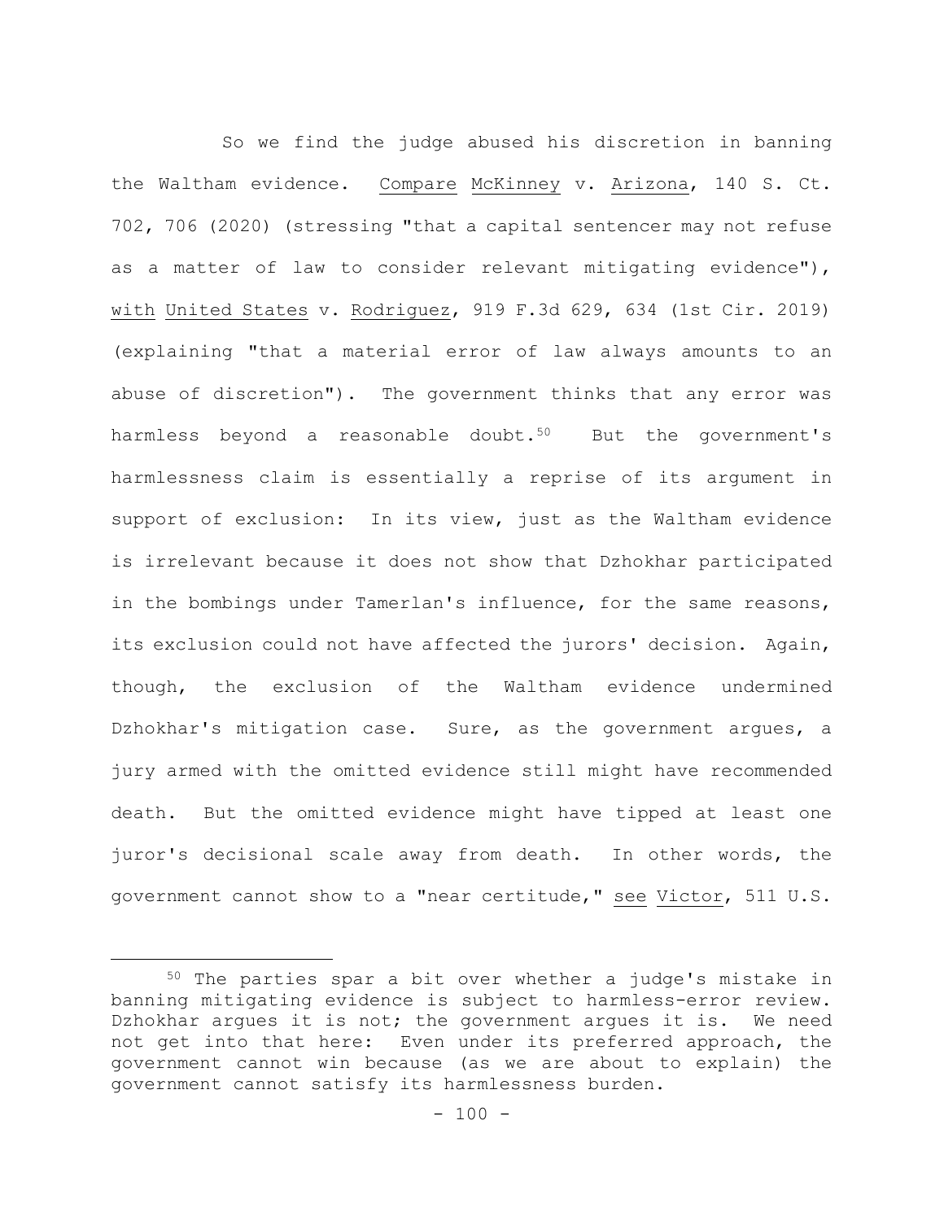So we find the judge abused his discretion in banning the Waltham evidence. Compare McKinney v. Arizona, 140 S. Ct. 702, 706 (2020) (stressing "that a capital sentencer may not refuse as a matter of law to consider relevant mitigating evidence"), with United States v. Rodriguez, 919 F.3d 629, 634 (1st Cir. 2019) (explaining "that a material error of law always amounts to an abuse of discretion"). The government thinks that any error was harmless beyond a reasonable doubt.[50] But the government's harmlessness claim is essentially a reprise of its argument in support of exclusion: In its view, just as the Waltham evidence is irrelevant because it does not show that Dzhokhar participated in the bombings under Tamerlan's influence, for the same reasons, its exclusion could not have affected the jurors' decision. Again, though, the exclusion of the Waltham evidence undermined Dzhokhar's mitigation case. Sure, as the government argues, a jury armed with the omitted evidence still might have recommended death. But the omitted evidence might have tipped at least one juror's decisional scale away from death. In other words, the government cannot show to a "near certitude," see Victor, 511 U.S.

[50] The parties spar a bit over whether a judge's mistake in banning mitigating evidence is subject to harmless-error review. Dzhokhar argues it is not; the government argues it is. We need not get into that here: Even under its preferred approach, the government cannot win because (as we are about to explain) the government cannot satisfy its harmlessness burden.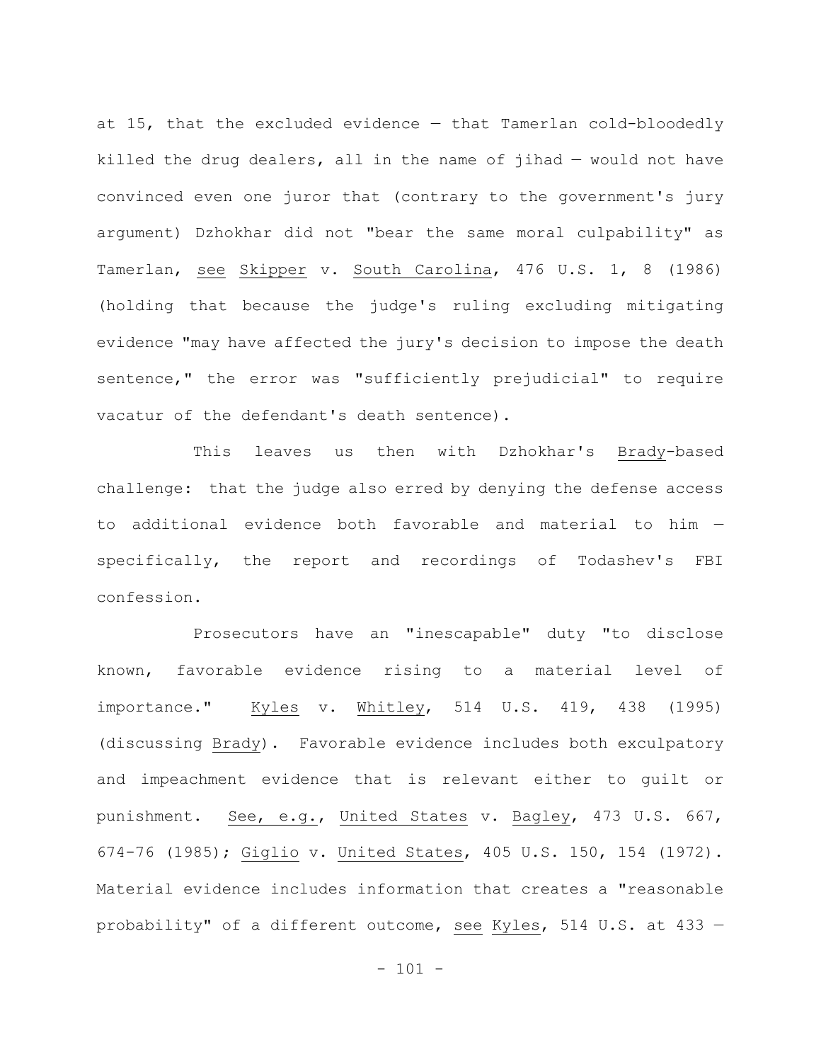at 15, that the excluded evidence — that Tamerlan cold-bloodedly killed the drug dealers, all in the name of jihad — would not have convinced even one juror that (contrary to the government's jury argument) Dzhokhar did not "bear the same moral culpability" as Tamerlan, see Skipper v. South Carolina, 476 U.S. 1, 8 (1986) (holding that because the judge's ruling excluding mitigating evidence "may have affected the jury's decision to impose the death sentence," the error was "sufficiently prejudicial" to require vacatur of the defendant's death sentence).

This leaves us then with Dzhokhar's Brady-based challenge: that the judge also erred by denying the defense access to additional evidence both favorable and material to him — specifically, the report and recordings of Todashev's FBI confession.

Prosecutors have an "inescapable" duty "to disclose known, favorable evidence rising to a material level of importance." Kyles v. Whitley, 514 U.S. 419, 438 (1995) (discussing Brady). Favorable evidence includes both exculpatory and impeachment evidence that is relevant either to guilt or punishment. See, e.g., United States v. Bagley, 473 U.S. 667, 674-76 (1985); Giglio v. United States, 405 U.S. 150, 154 (1972). Material evidence includes information that creates a "reasonable probability" of a different outcome, see Kyles, 514 U.S. at 433 —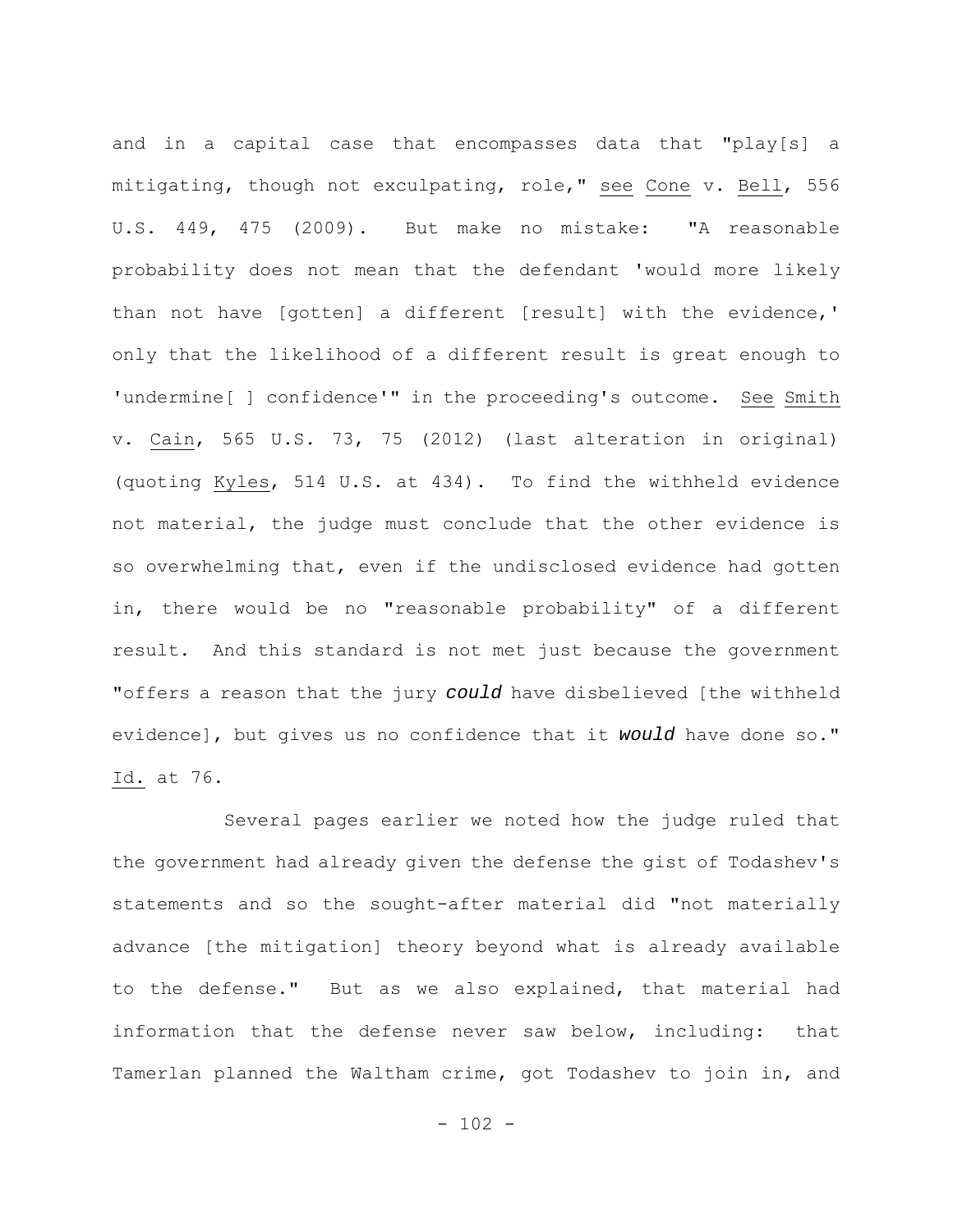and in a capital case that encompasses data that "play[s] a mitigating, though not exculpating, role," see Cone v. Bell, 556 U.S. 449, 475 (2009). But make no mistake: "A reasonable probability does not mean that the defendant 'would more likely than not have [gotten] a different [result] with the evidence,' only that the likelihood of a different result is great enough to 'undermine[ ] confidence'" in the proceeding's outcome. See Smith v. Cain, 565 U.S. 73, 75 (2012) (last alteration in original) (quoting Kyles, 514 U.S. at 434). To find the withheld evidence not material, the judge must conclude that the other evidence is so overwhelming that, even if the undisclosed evidence had gotten in, there would be no "reasonable probability" of a different result. And this standard is not met just because the government "offers a reason that the jury ***could*** have disbelieved [the withheld evidence], but gives us no confidence that it ***would*** have done so." Id. at 76.

Several pages earlier we noted how the judge ruled that the government had already given the defense the gist of Todashev's statements and so the sought-after material did "not materially advance [the mitigation] theory beyond what is already available to the defense." But as we also explained, that material had information that the defense never saw below, including: that Tamerlan planned the Waltham crime, got Todashev to join in, and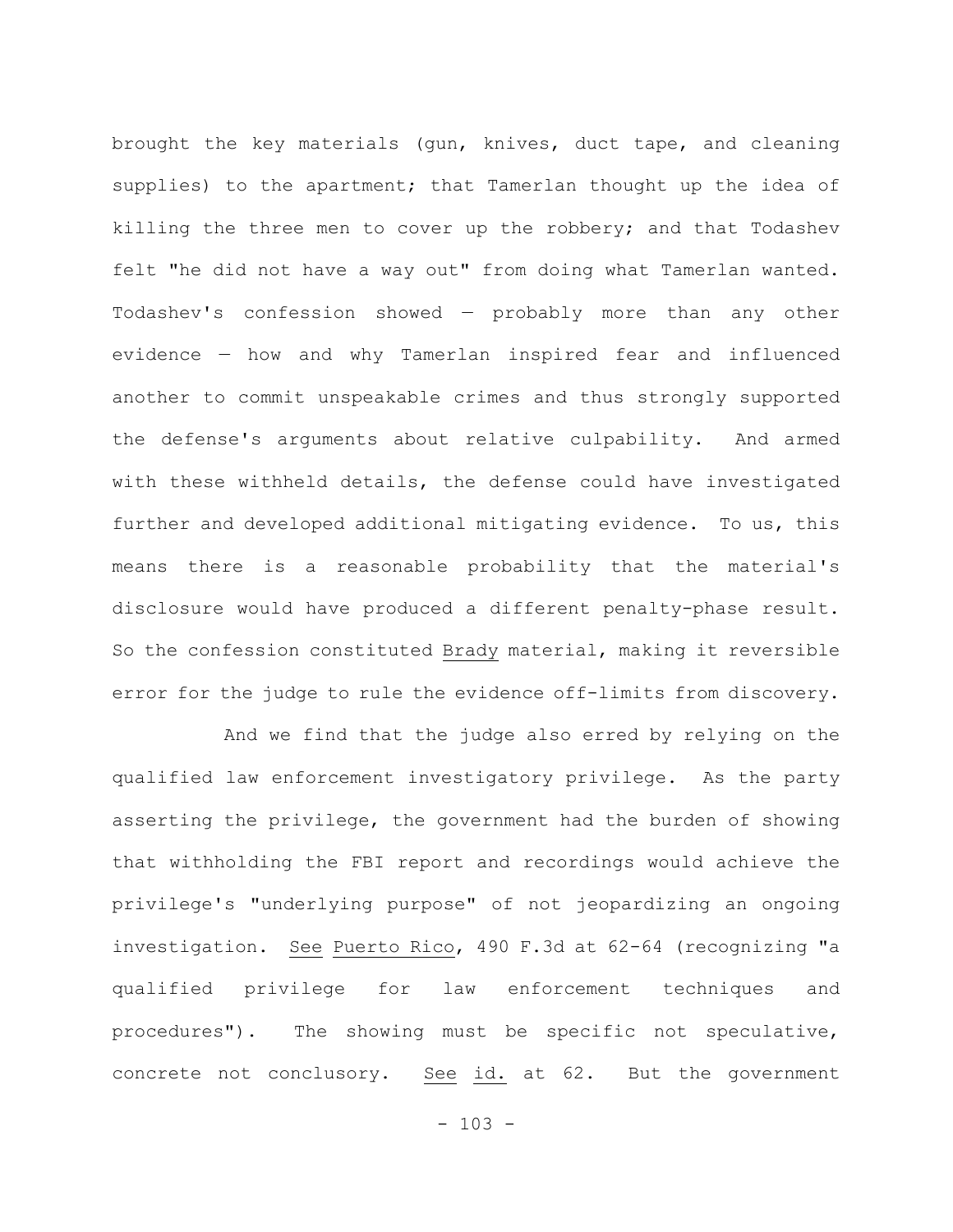brought the key materials (gun, knives, duct tape, and cleaning supplies) to the apartment; that Tamerlan thought up the idea of killing the three men to cover up the robbery; and that Todashev felt "he did not have a way out" from doing what Tamerlan wanted. Todashev's confession showed — probably more than any other evidence — how and why Tamerlan inspired fear and influenced another to commit unspeakable crimes and thus strongly supported the defense's arguments about relative culpability. And armed with these withheld details, the defense could have investigated further and developed additional mitigating evidence. To us, this means there is a reasonable probability that the material's disclosure would have produced a different penalty-phase result. So the confession constituted Brady material, making it reversible error for the judge to rule the evidence off-limits from discovery.

And we find that the judge also erred by relying on the qualified law enforcement investigatory privilege. As the party asserting the privilege, the government had the burden of showing that withholding the FBI report and recordings would achieve the privilege's "underlying purpose" of not jeopardizing an ongoing investigation. See Puerto Rico, 490 F.3d at 62-64 (recognizing "a qualified privilege for law enforcement techniques and procedures"). The showing must be specific not speculative, concrete not conclusory. See id. at 62. But the government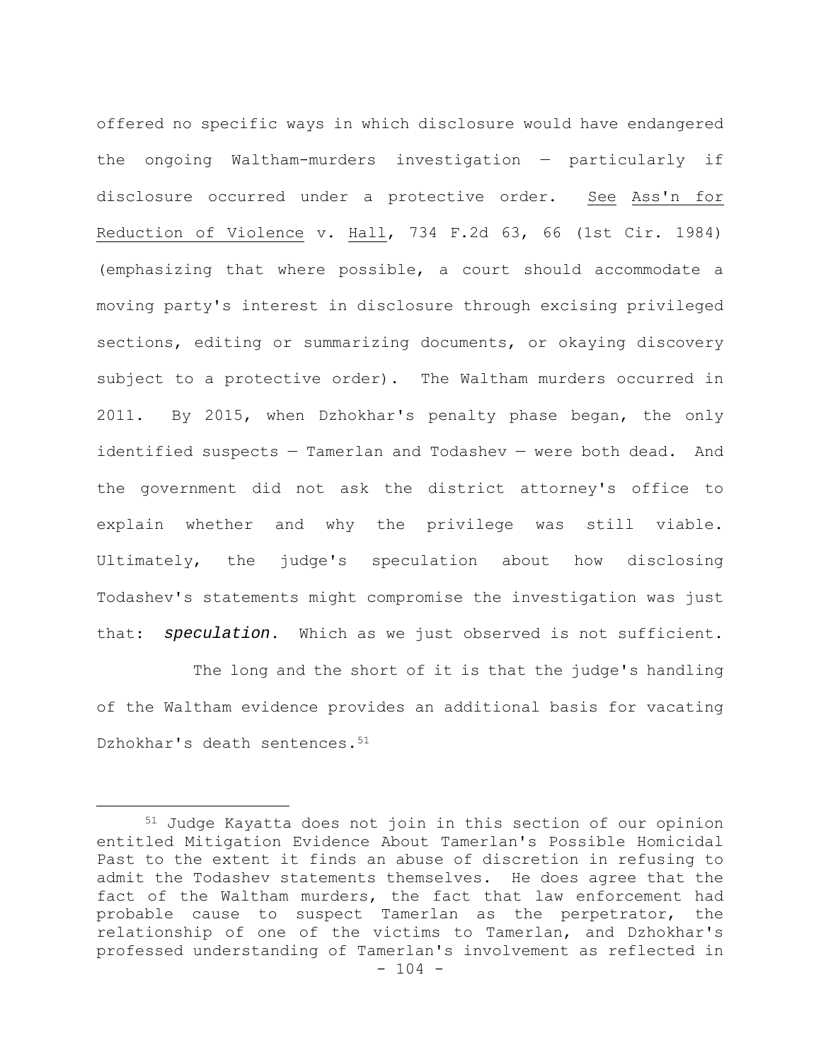offered no specific ways in which disclosure would have endangered the ongoing Waltham-murders investigation — particularly if disclosure occurred under a protective order. See Ass'n for Reduction of Violence v. Hall, 734 F.2d 63, 66 (1st Cir. 1984) (emphasizing that where possible, a court should accommodate a moving party's interest in disclosure through excising privileged sections, editing or summarizing documents, or okaying discovery subject to a protective order). The Waltham murders occurred in 2011. By 2015, when Dzhokhar's penalty phase began, the only identified suspects — Tamerlan and Todashev — were both dead. And the government did not ask the district attorney's office to explain whether and why the privilege was still viable. Ultimately, the judge's speculation about how disclosing Todashev's statements might compromise the investigation was just that: ***speculation***. Which as we just observed is not sufficient.

The long and the short of it is that the judge's handling of the Waltham evidence provides an additional basis for vacating Dzhokhar's death sentences.[51]

---

[51] Judge Kayatta does not join in this section of our opinion entitled Mitigation Evidence About Tamerlan's Possible Homicidal Past to the extent it finds an abuse of discretion in refusing to admit the Todashev statements themselves. He does agree that the fact of the Waltham murders, the fact that law enforcement had probable cause to suspect Tamerlan as the perpetrator, the relationship of one of the victims to Tamerlan, and Dzhokhar's professed understanding of Tamerlan's involvement as reflected in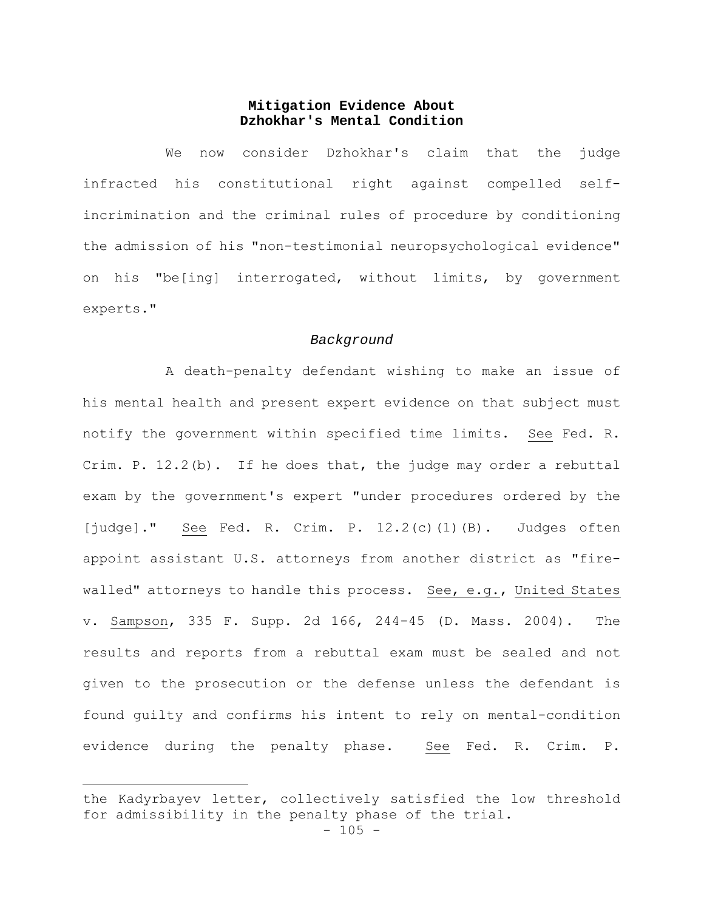**Mitigation Evidence About Dzhokhar's Mental Condition**

We now consider Dzhokhar's claim that the judge infracted his constitutional right against compelled self-incrimination and the criminal rules of procedure by conditioning the admission of his "non-testimonial neuropsychological evidence" on his "be[ing] interrogated, without limits, by government experts."

*Background*

A death-penalty defendant wishing to make an issue of his mental health and present expert evidence on that subject must notify the government within specified time limits. See Fed. R. Crim. P. 12.2(b). If he does that, the judge may order a rebuttal exam by the government's expert "under procedures ordered by the [judge]." See Fed. R. Crim. P. 12.2(c)(1)(B). Judges often appoint assistant U.S. attorneys from another district as "fire-walled" attorneys to handle this process. See, e.g., United States v. Sampson, 335 F. Supp. 2d 166, 244-45 (D. Mass. 2004). The results and reports from a rebuttal exam must be sealed and not given to the prosecution or the defense unless the defendant is found guilty and confirms his intent to rely on mental-condition evidence during the penalty phase. See Fed. R. Crim. P.

---

the Kadyrbayev letter, collectively satisfied the low threshold for admissibility in the penalty phase of the trial.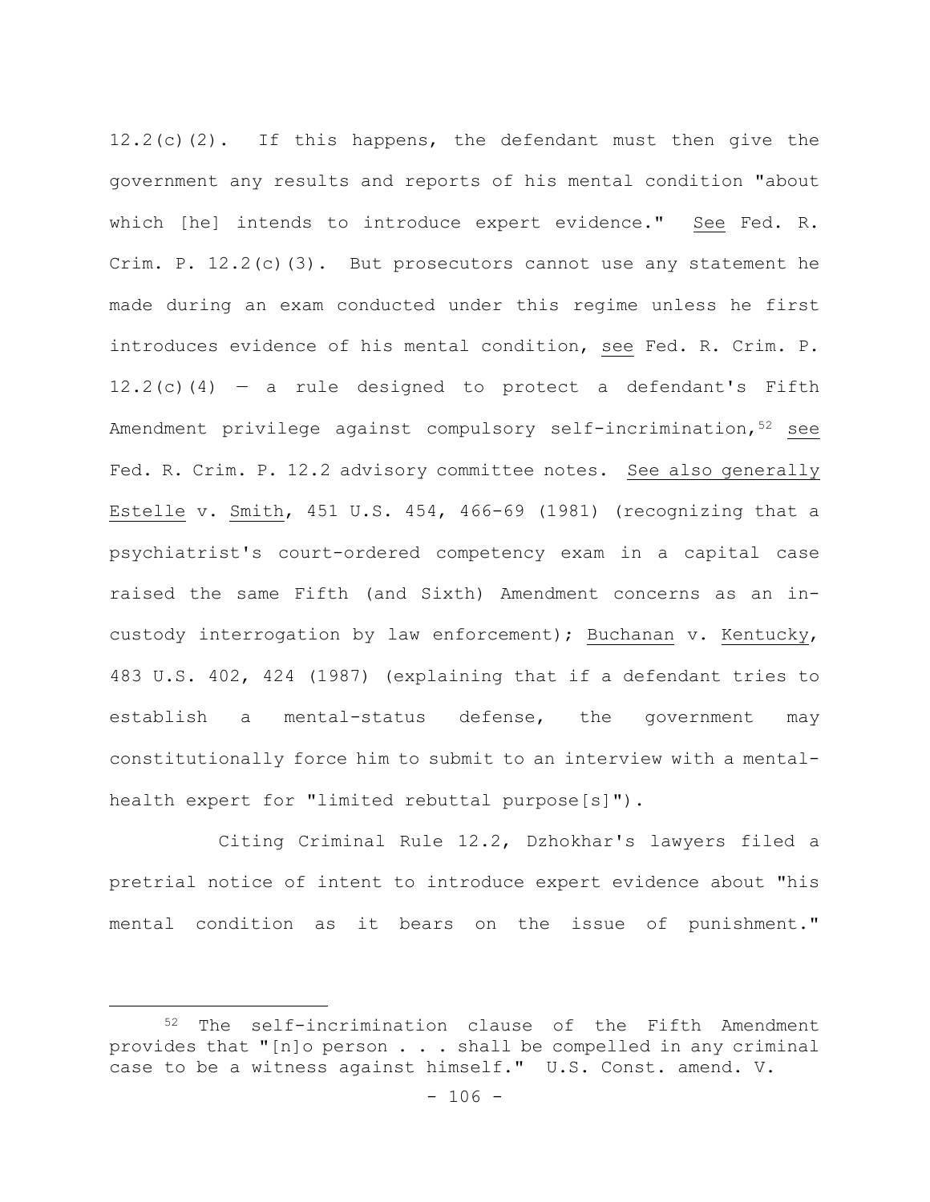12.2(c)(2). If this happens, the defendant must then give the government any results and reports of his mental condition "about which [he] intends to introduce expert evidence." See Fed. R. Crim. P. 12.2(c)(3). But prosecutors cannot use any statement he made during an exam conducted under this regime unless he first introduces evidence of his mental condition, see Fed. R. Crim. P. 12.2(c)(4) — a rule designed to protect a defendant's Fifth Amendment privilege against compulsory self-incrimination,[52] see Fed. R. Crim. P. 12.2 advisory committee notes. See also generally Estelle v. Smith, 451 U.S. 454, 466-69 (1981) (recognizing that a psychiatrist's court-ordered competency exam in a capital case raised the same Fifth (and Sixth) Amendment concerns as an in-custody interrogation by law enforcement); Buchanan v. Kentucky, 483 U.S. 402, 424 (1987) (explaining that if a defendant tries to establish a mental-status defense, the government may constitutionally force him to submit to an interview with a mental-health expert for "limited rebuttal purpose[s]").

Citing Criminal Rule 12.2, Dzhokhar's lawyers filed a pretrial notice of intent to introduce expert evidence about "his mental condition as it bears on the issue of punishment."

[52] The self-incrimination clause of the Fifth Amendment provides that "[n]o person . . . shall be compelled in any criminal case to be a witness against himself." U.S. Const. amend. V.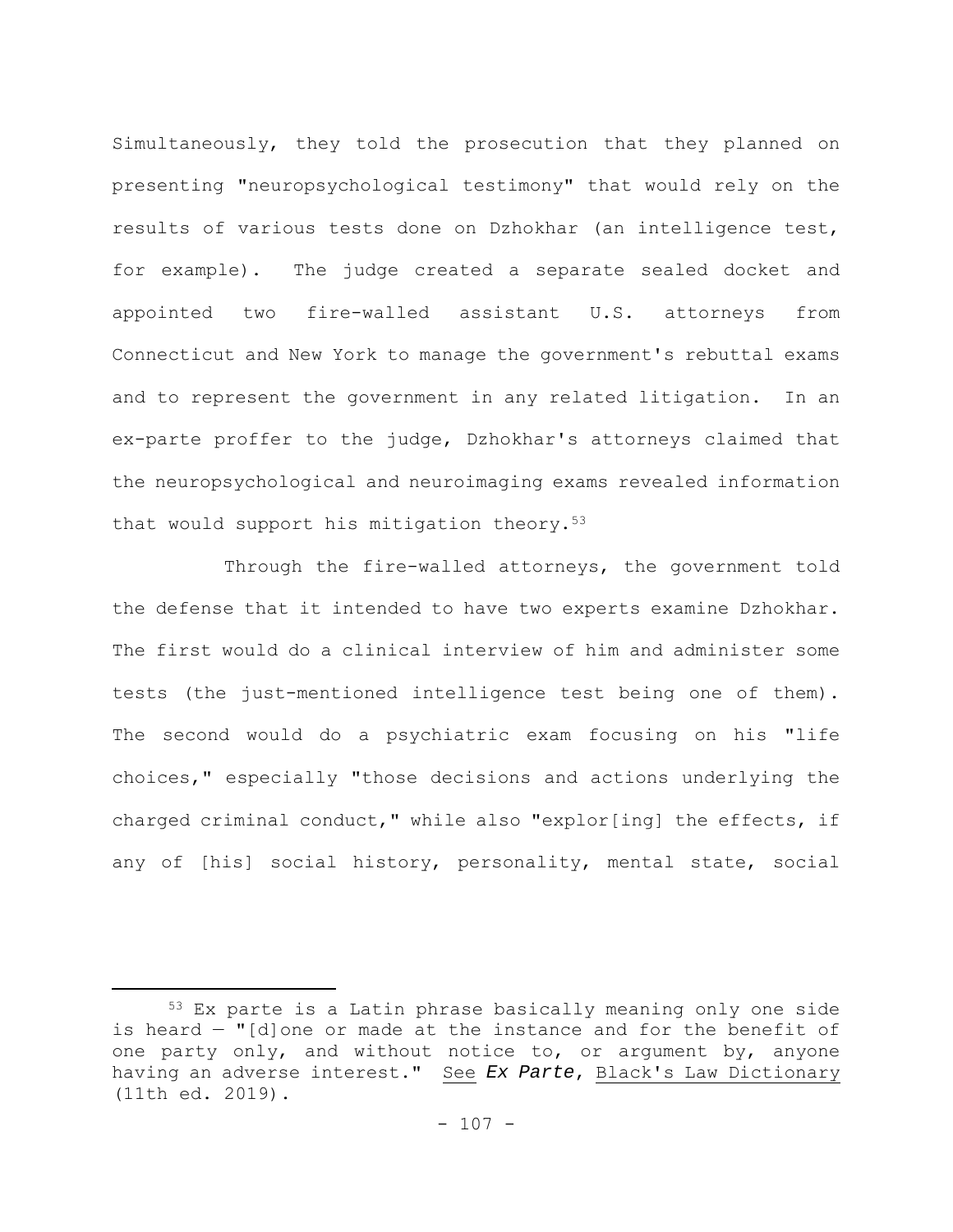Simultaneously, they told the prosecution that they planned on presenting "neuropsychological testimony" that would rely on the results of various tests done on Dzhokhar (an intelligence test, for example). The judge created a separate sealed docket and appointed two fire-walled assistant U.S. attorneys from Connecticut and New York to manage the government's rebuttal exams and to represent the government in any related litigation. In an ex-parte proffer to the judge, Dzhokhar's attorneys claimed that the neuropsychological and neuroimaging exams revealed information that would support his mitigation theory.[53]

Through the fire-walled attorneys, the government told the defense that it intended to have two experts examine Dzhokhar. The first would do a clinical interview of him and administer some tests (the just-mentioned intelligence test being one of them). The second would do a psychiatric exam focusing on his "life choices," especially "those decisions and actions underlying the charged criminal conduct," while also "explor[ing] the effects, if any of [his] social history, personality, mental state, social

---

[53] Ex parte is a Latin phrase basically meaning only one side is heard — "[d]one or made at the instance and for the benefit of one party only, and without notice to, or argument by, anyone having an adverse interest." See *Ex Parte*, Black's Law Dictionary (11th ed. 2019).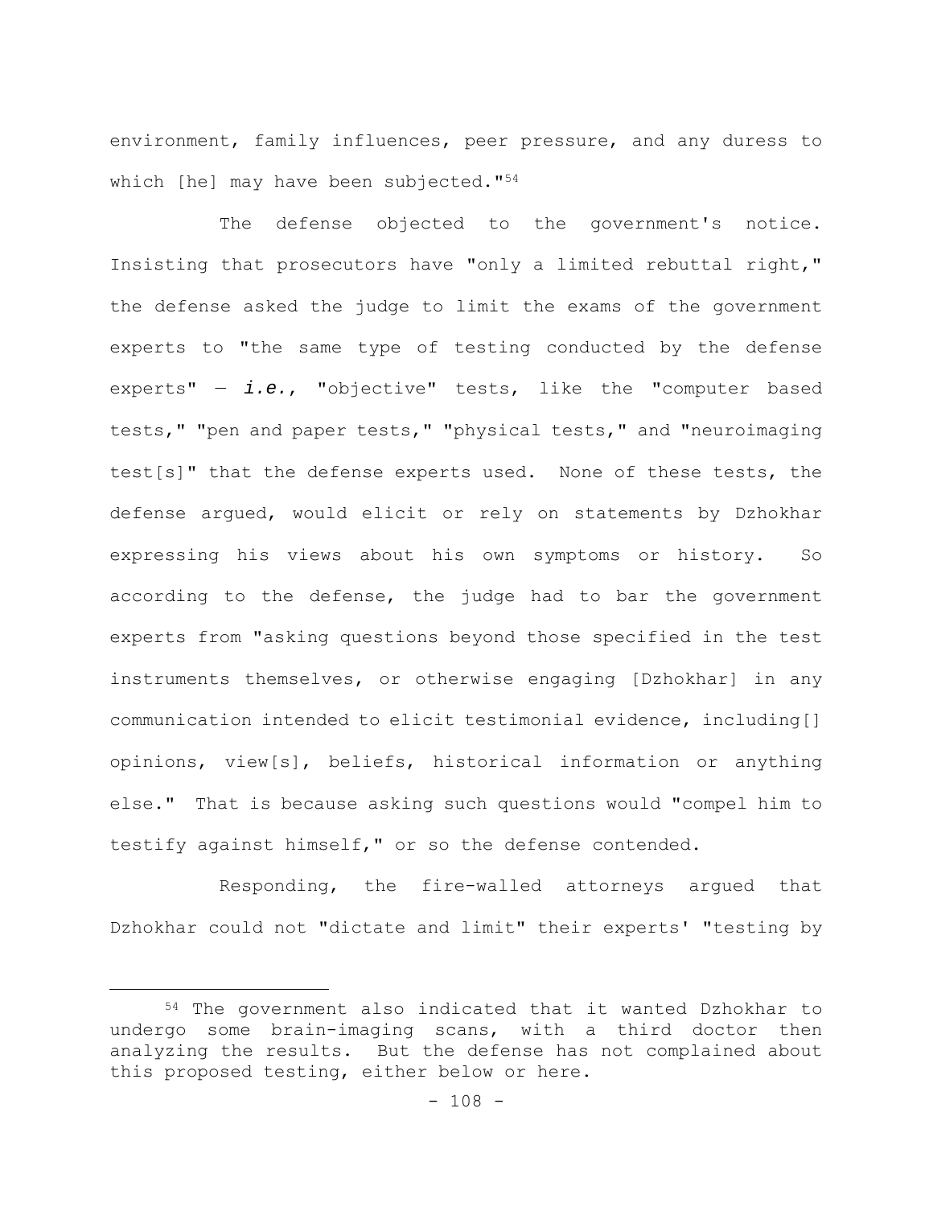environment, family influences, peer pressure, and any duress to which [he] may have been subjected."[54]

The defense objected to the government's notice. Insisting that prosecutors have "only a limited rebuttal right," the defense asked the judge to limit the exams of the government experts to "the same type of testing conducted by the defense experts" — *i.e.*, "objective" tests, like the "computer based tests," "pen and paper tests," "physical tests," and "neuroimaging test[s]" that the defense experts used. None of these tests, the defense argued, would elicit or rely on statements by Dzhokhar expressing his views about his own symptoms or history. So according to the defense, the judge had to bar the government experts from "asking questions beyond those specified in the test instruments themselves, or otherwise engaging [Dzhokhar] in any communication intended to elicit testimonial evidence, including[] opinions, view[s], beliefs, historical information or anything else." That is because asking such questions would "compel him to testify against himself," or so the defense contended.

Responding, the fire-walled attorneys argued that Dzhokhar could not "dictate and limit" their experts' "testing by

---

[54] The government also indicated that it wanted Dzhokhar to undergo some brain-imaging scans, with a third doctor then analyzing the results. But the defense has not complained about this proposed testing, either below or here.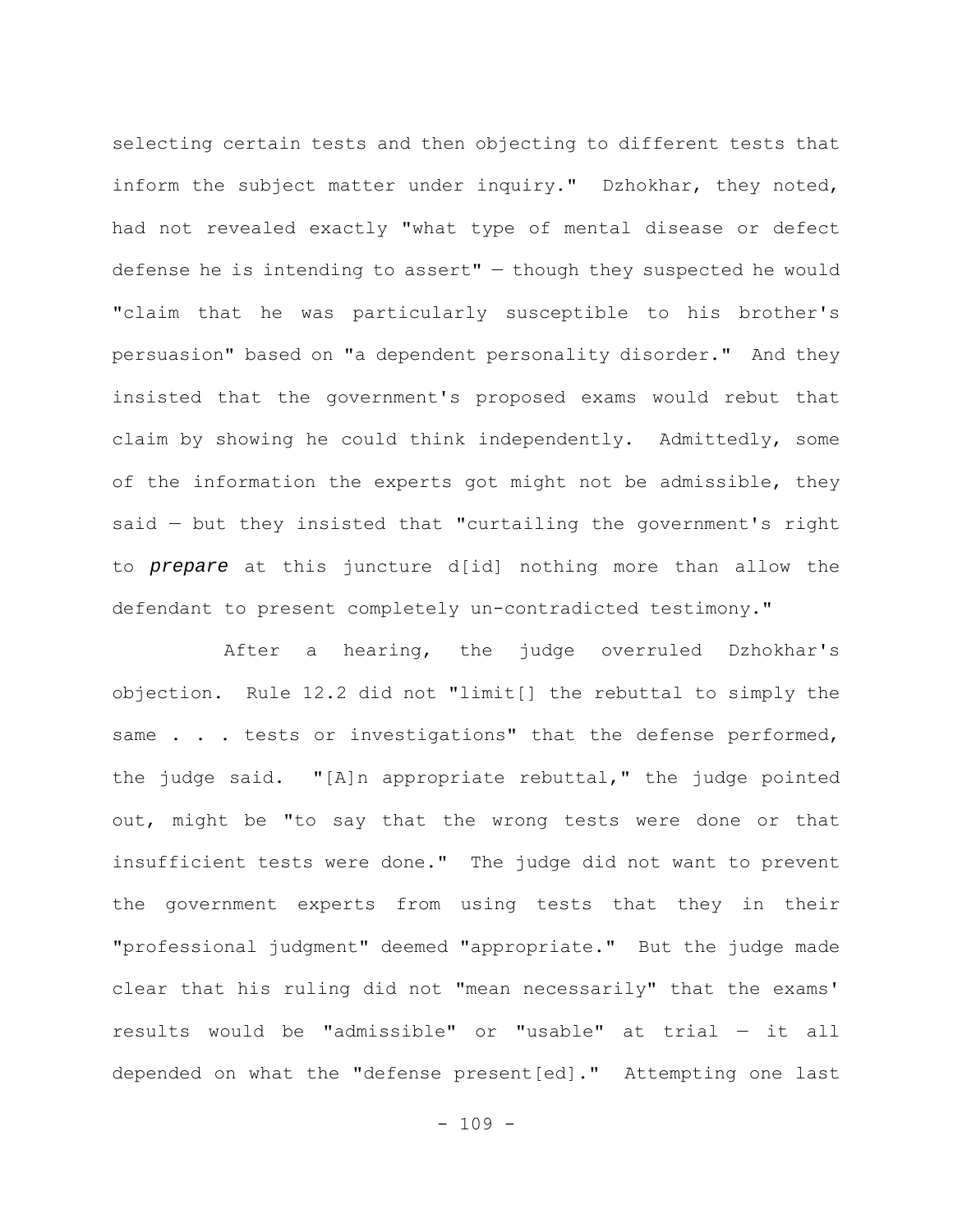selecting certain tests and then objecting to different tests that inform the subject matter under inquiry." Dzhokhar, they noted, had not revealed exactly "what type of mental disease or defect defense he is intending to assert" — though they suspected he would "claim that he was particularly susceptible to his brother's persuasion" based on "a dependent personality disorder." And they insisted that the government's proposed exams would rebut that claim by showing he could think independently. Admittedly, some of the information the experts got might not be admissible, they said — but they insisted that "curtailing the government's right to ***prepare*** at this juncture d[id] nothing more than allow the defendant to present completely un-contradicted testimony."

After a hearing, the judge overruled Dzhokhar's objection. Rule 12.2 did not "limit[] the rebuttal to simply the same . . . tests or investigations" that the defense performed, the judge said. "[A]n appropriate rebuttal," the judge pointed out, might be "to say that the wrong tests were done or that insufficient tests were done." The judge did not want to prevent the government experts from using tests that they in their "professional judgment" deemed "appropriate." But the judge made clear that his ruling did not "mean necessarily" that the exams' results would be "admissible" or "usable" at trial — it all depended on what the "defense present[ed]." Attempting one last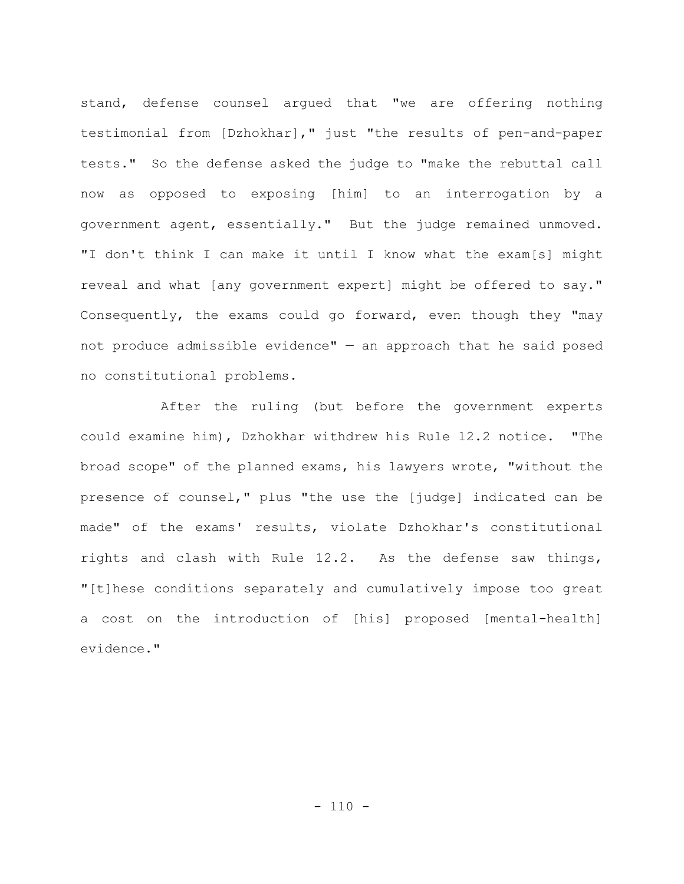stand, defense counsel argued that "we are offering nothing testimonial from [Dzhokhar]," just "the results of pen-and-paper tests." So the defense asked the judge to "make the rebuttal call now as opposed to exposing [him] to an interrogation by a government agent, essentially." But the judge remained unmoved. "I don't think I can make it until I know what the exam[s] might reveal and what [any government expert] might be offered to say." Consequently, the exams could go forward, even though they "may not produce admissible evidence" — an approach that he said posed no constitutional problems.

After the ruling (but before the government experts could examine him), Dzhokhar withdrew his Rule 12.2 notice. "The broad scope" of the planned exams, his lawyers wrote, "without the presence of counsel," plus "the use the [judge] indicated can be made" of the exams' results, violate Dzhokhar's constitutional rights and clash with Rule 12.2. As the defense saw things, "[t]hese conditions separately and cumulatively impose too great a cost on the introduction of [his] proposed [mental-health] evidence."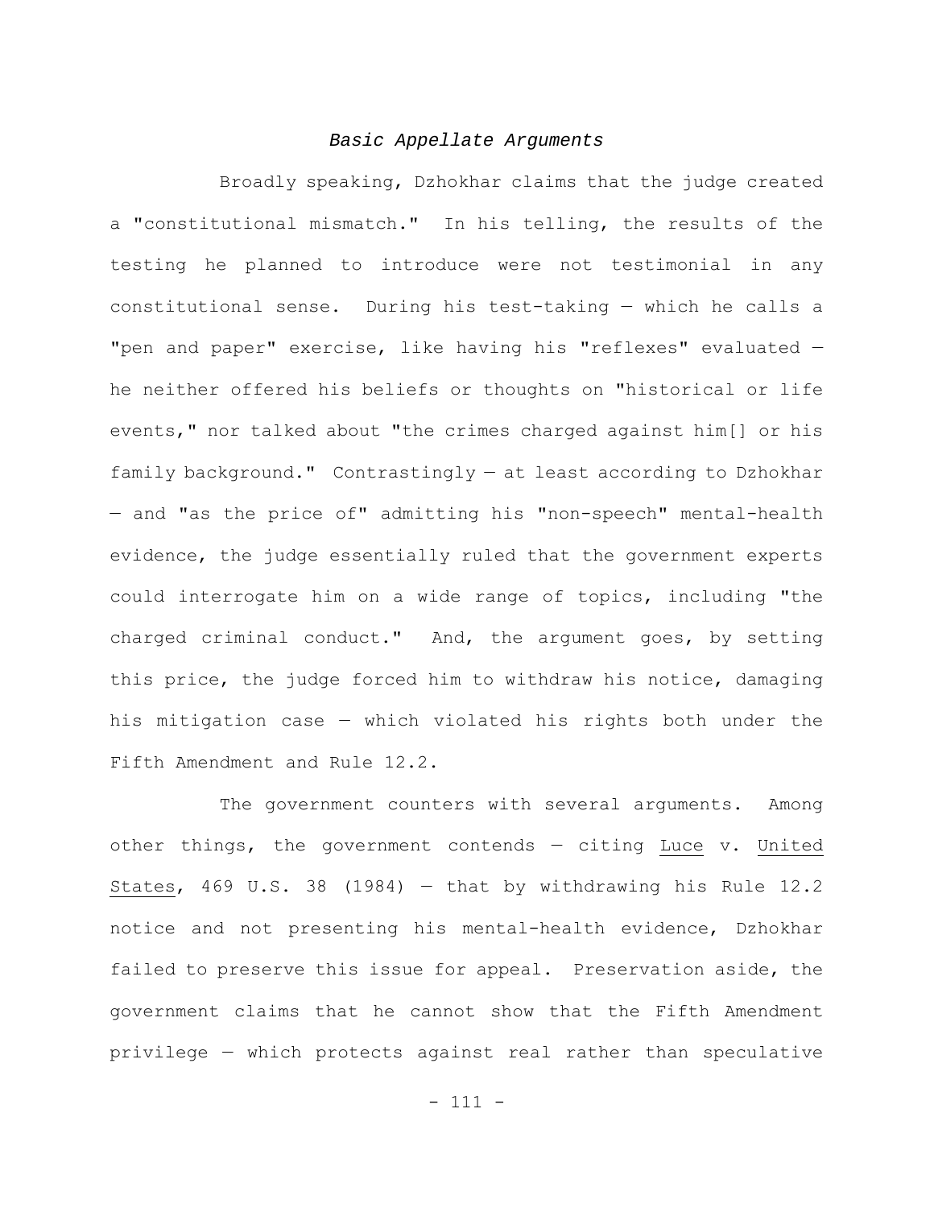*Basic Appellate Arguments*

Broadly speaking, Dzhokhar claims that the judge created a "constitutional mismatch." In his telling, the results of the testing he planned to introduce were not testimonial in any constitutional sense. During his test-taking — which he calls a "pen and paper" exercise, like having his "reflexes" evaluated — he neither offered his beliefs or thoughts on "historical or life events," nor talked about "the crimes charged against him[] or his family background." Contrastingly — at least according to Dzhokhar — and "as the price of" admitting his "non-speech" mental-health evidence, the judge essentially ruled that the government experts could interrogate him on a wide range of topics, including "the charged criminal conduct." And, the argument goes, by setting this price, the judge forced him to withdraw his notice, damaging his mitigation case — which violated his rights both under the Fifth Amendment and Rule 12.2.

The government counters with several arguments. Among other things, the government contends — citing Luce v. United States, 469 U.S. 38 (1984) — that by withdrawing his Rule 12.2 notice and not presenting his mental-health evidence, Dzhokhar failed to preserve this issue for appeal. Preservation aside, the government claims that he cannot show that the Fifth Amendment privilege — which protects against real rather than speculative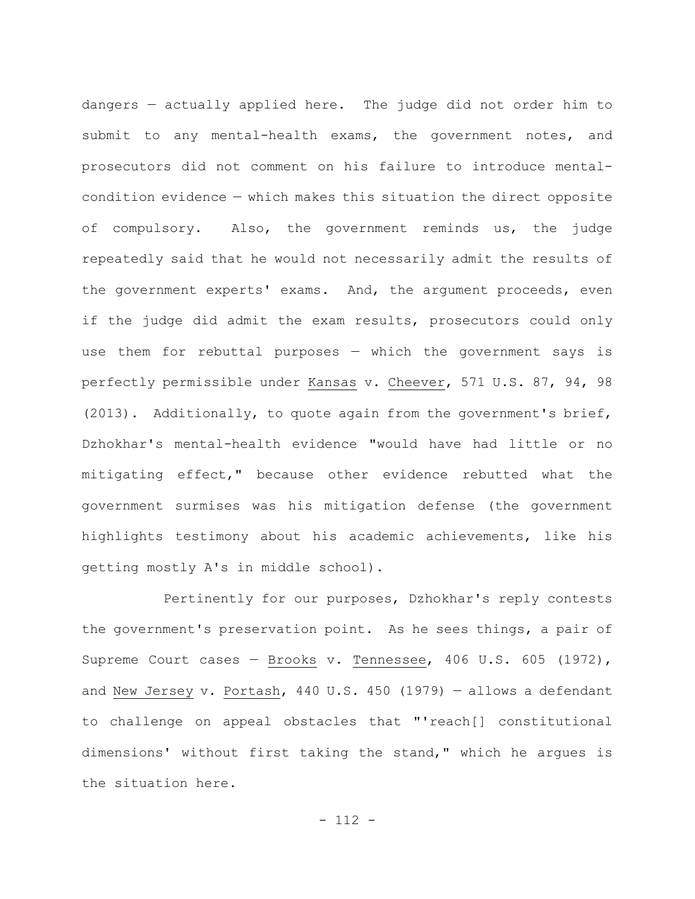dangers — actually applied here. The judge did not order him to submit to any mental-health exams, the government notes, and prosecutors did not comment on his failure to introduce mental-condition evidence — which makes this situation the direct opposite of compulsory. Also, the government reminds us, the judge repeatedly said that he would not necessarily admit the results of the government experts' exams. And, the argument proceeds, even if the judge did admit the exam results, prosecutors could only use them for rebuttal purposes — which the government says is perfectly permissible under Kansas v. Cheever, 571 U.S. 87, 94, 98 (2013). Additionally, to quote again from the government's brief, Dzhokhar's mental-health evidence "would have had little or no mitigating effect," because other evidence rebutted what the government surmises was his mitigation defense (the government highlights testimony about his academic achievements, like his getting mostly A's in middle school).

Pertinently for our purposes, Dzhokhar's reply contests the government's preservation point. As he sees things, a pair of Supreme Court cases — Brooks v. Tennessee, 406 U.S. 605 (1972), and New Jersey v. Portash, 440 U.S. 450 (1979) — allows a defendant to challenge on appeal obstacles that "'reach[] constitutional dimensions' without first taking the stand," which he argues is the situation here.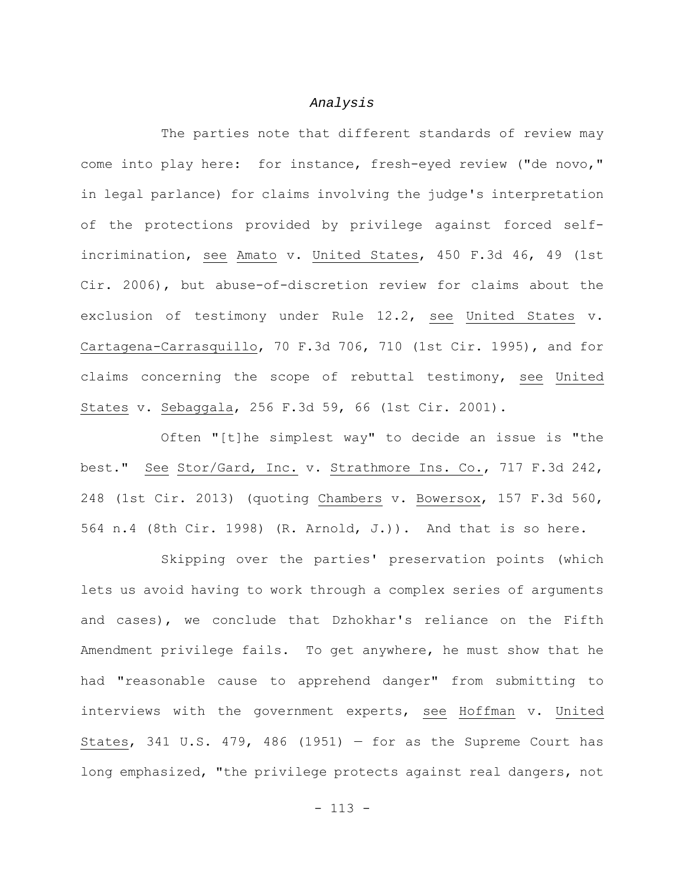### *Analysis*

The parties note that different standards of review may come into play here: for instance, fresh-eyed review ("de novo," in legal parlance) for claims involving the judge's interpretation of the protections provided by privilege against forced self-incrimination, see Amato v. United States, 450 F.3d 46, 49 (1st Cir. 2006), but abuse-of-discretion review for claims about the exclusion of testimony under Rule 12.2, see United States v. Cartagena-Carrasquillo, 70 F.3d 706, 710 (1st Cir. 1995), and for claims concerning the scope of rebuttal testimony, see United States v. Sebaggala, 256 F.3d 59, 66 (1st Cir. 2001).

Often "[t]he simplest way" to decide an issue is "the best." See Stor/Gard, Inc. v. Strathmore Ins. Co., 717 F.3d 242, 248 (1st Cir. 2013) (quoting Chambers v. Bowersox, 157 F.3d 560, 564 n.4 (8th Cir. 1998) (R. Arnold, J.)). And that is so here.

Skipping over the parties' preservation points (which lets us avoid having to work through a complex series of arguments and cases), we conclude that Dzhokhar's reliance on the Fifth Amendment privilege fails. To get anywhere, he must show that he had "reasonable cause to apprehend danger" from submitting to interviews with the government experts, see Hoffman v. United States, 341 U.S. 479, 486 (1951) — for as the Supreme Court has long emphasized, "the privilege protects against real dangers, not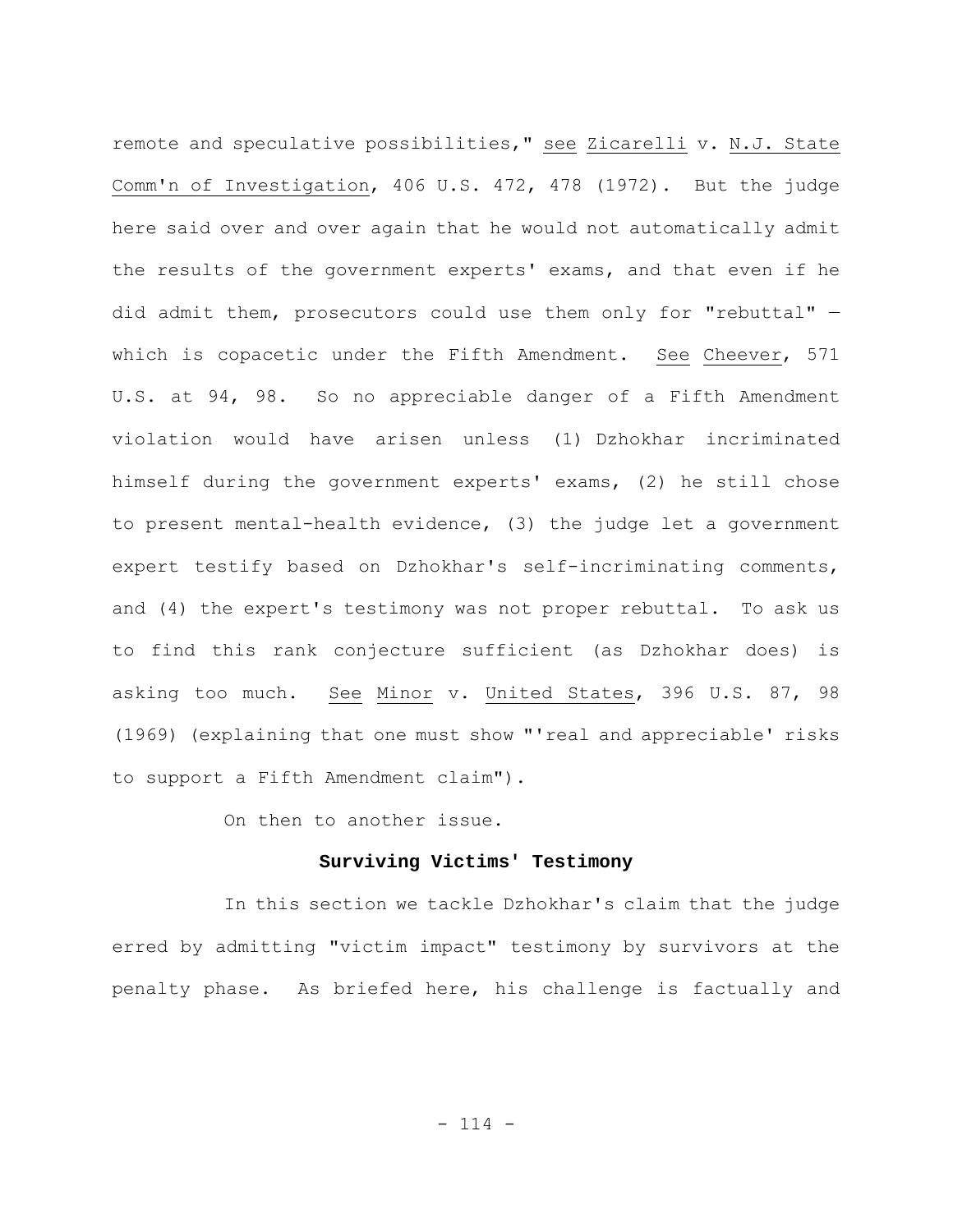remote and speculative possibilities," see Zicarelli v. N.J. State Comm'n of Investigation, 406 U.S. 472, 478 (1972). But the judge here said over and over again that he would not automatically admit the results of the government experts' exams, and that even if he did admit them, prosecutors could use them only for "rebuttal" — which is copacetic under the Fifth Amendment. See Cheever, 571 U.S. at 94, 98. So no appreciable danger of a Fifth Amendment violation would have arisen unless (1) Dzhokhar incriminated himself during the government experts' exams, (2) he still chose to present mental-health evidence, (3) the judge let a government expert testify based on Dzhokhar's self-incriminating comments, and (4) the expert's testimony was not proper rebuttal. To ask us to find this rank conjecture sufficient (as Dzhokhar does) is asking too much. See Minor v. United States, 396 U.S. 87, 98 (1969) (explaining that one must show "'real and appreciable' risks to support a Fifth Amendment claim").

On then to another issue.

**Surviving Victims' Testimony**

In this section we tackle Dzhokhar's claim that the judge erred by admitting "victim impact" testimony by survivors at the penalty phase. As briefed here, his challenge is factually and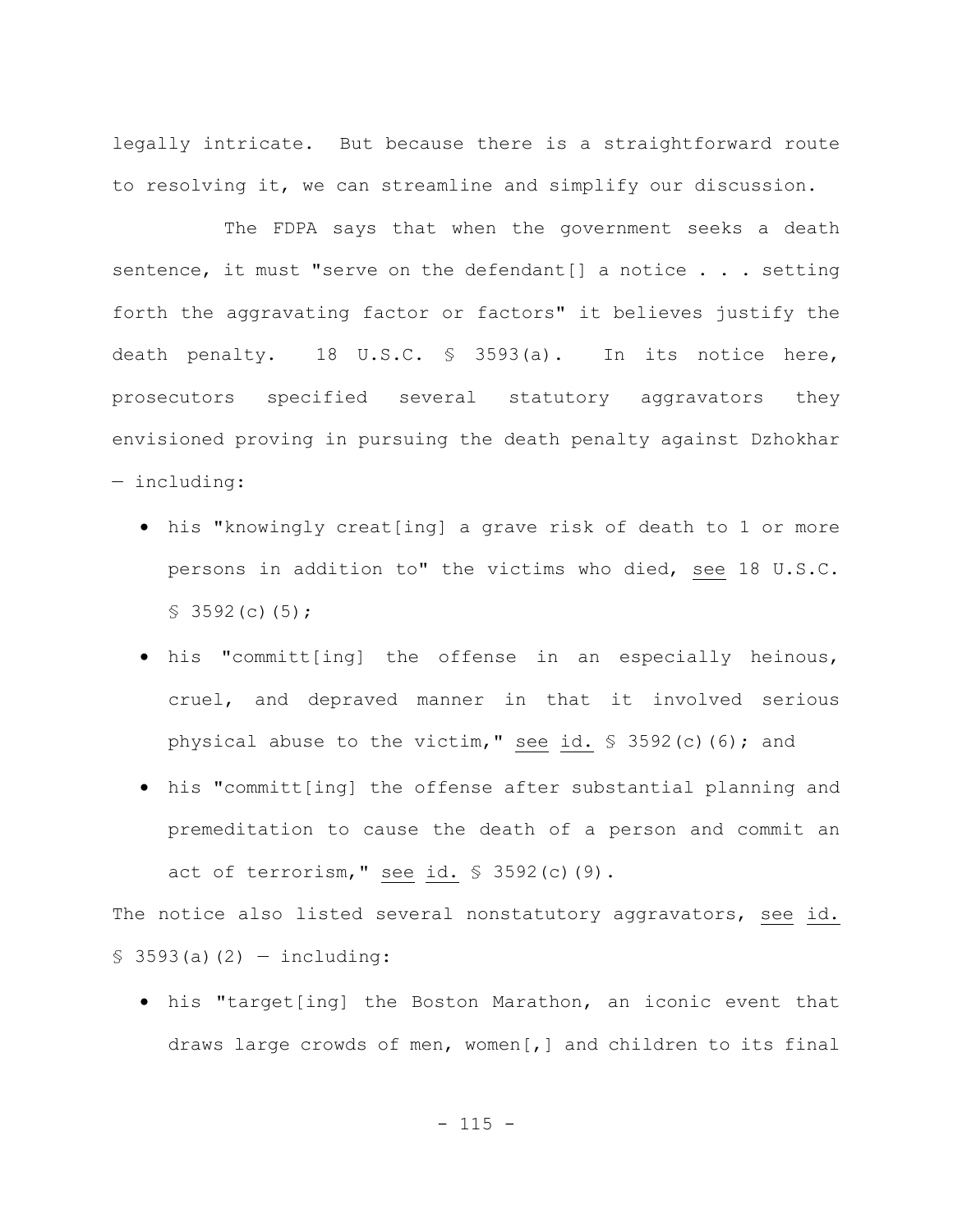legally intricate. But because there is a straightforward route to resolving it, we can streamline and simplify our discussion.

The FDPA says that when the government seeks a death sentence, it must "serve on the defendant[] a notice . . . setting forth the aggravating factor or factors" it believes justify the death penalty. 18 U.S.C. § 3593(a). In its notice here, prosecutors specified several statutory aggravators they envisioned proving in pursuing the death penalty against Dzhokhar — including:

- his "knowingly creat[ing] a grave risk of death to 1 or more persons in addition to" the victims who died, see 18 U.S.C. § 3592(c)(5);
- his "committ[ing] the offense in an especially heinous, cruel, and depraved manner in that it involved serious physical abuse to the victim," see id. § 3592(c)(6); and
- his "committ[ing] the offense after substantial planning and premeditation to cause the death of a person and commit an act of terrorism," see id. § 3592(c)(9).

The notice also listed several nonstatutory aggravators, see id. § 3593(a)(2) — including:

- his "target[ing] the Boston Marathon, an iconic event that draws large crowds of men, women[,] and children to its final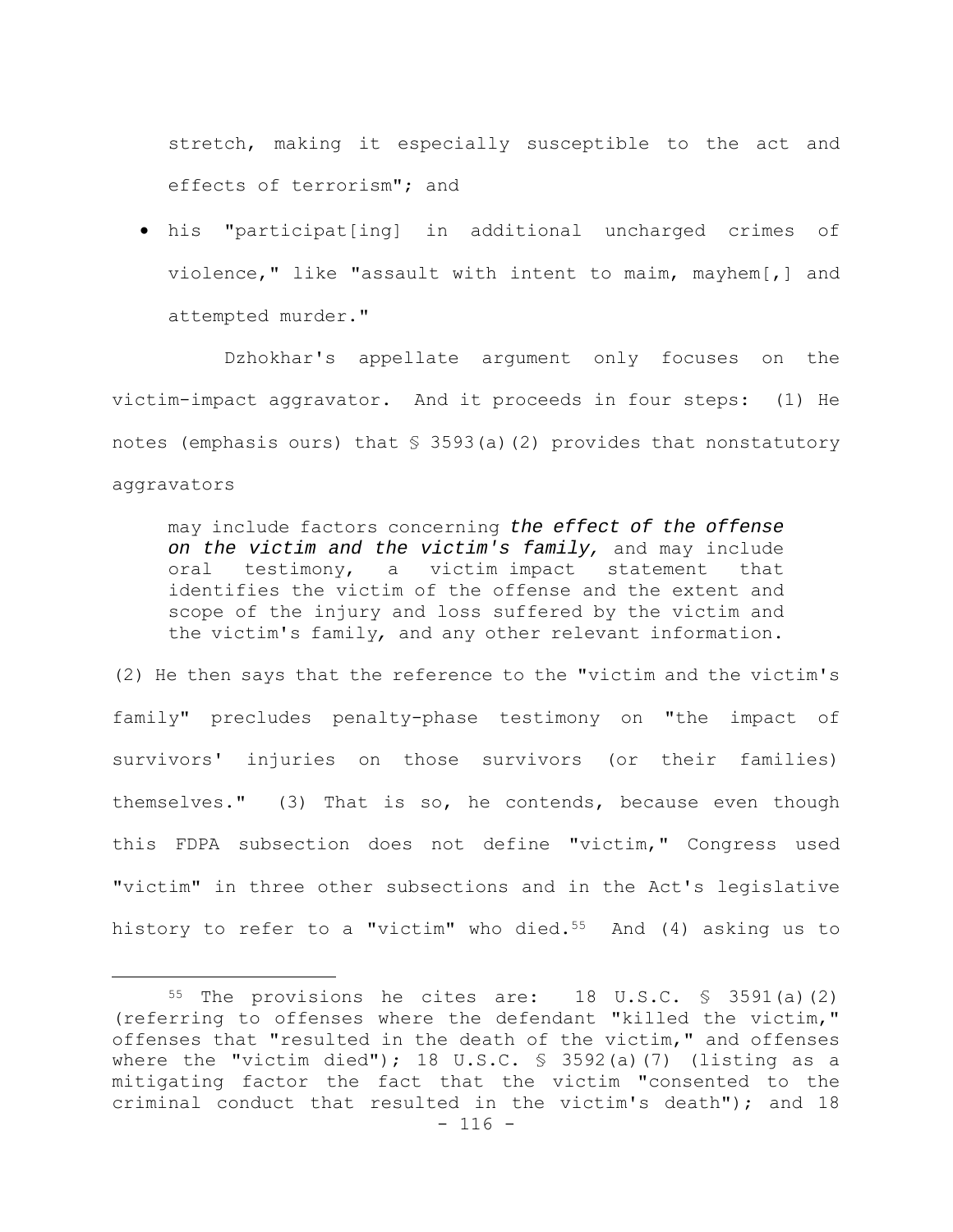stretch, making it especially susceptible to the act and effects of terrorism"; and

- his "participat[ing] in additional uncharged crimes of violence," like "assault with intent to maim, mayhem[,] and attempted murder."

Dzhokhar's appellate argument only focuses on the victim-impact aggravator. And it proceeds in four steps: (1) He notes (emphasis ours) that § 3593(a)(2) provides that nonstatutory aggravators

> may include factors concerning ***the effect of the offense on the victim and the victim's family,*** and may include oral testimony, a victim impact statement that identifies the victim of the offense and the extent and scope of the injury and loss suffered by the victim and the victim's family, and any other relevant information.

(2) He then says that the reference to the "victim and the victim's family" precludes penalty-phase testimony on "the impact of survivors' injuries on those survivors (or their families) themselves." (3) That is so, he contends, because even though this FDPA subsection does not define "victim," Congress used "victim" in three other subsections and in the Act's legislative history to refer to a "victim" who died.[55] And (4) asking us to

---

[55] The provisions he cites are: 18 U.S.C. § 3591(a)(2) (referring to offenses where the defendant "killed the victim," offenses that "resulted in the death of the victim," and offenses where the "victim died"); 18 U.S.C. § 3592(a)(7) (listing as a mitigating factor the fact that the victim "consented to the criminal conduct that resulted in the victim's death"); and 18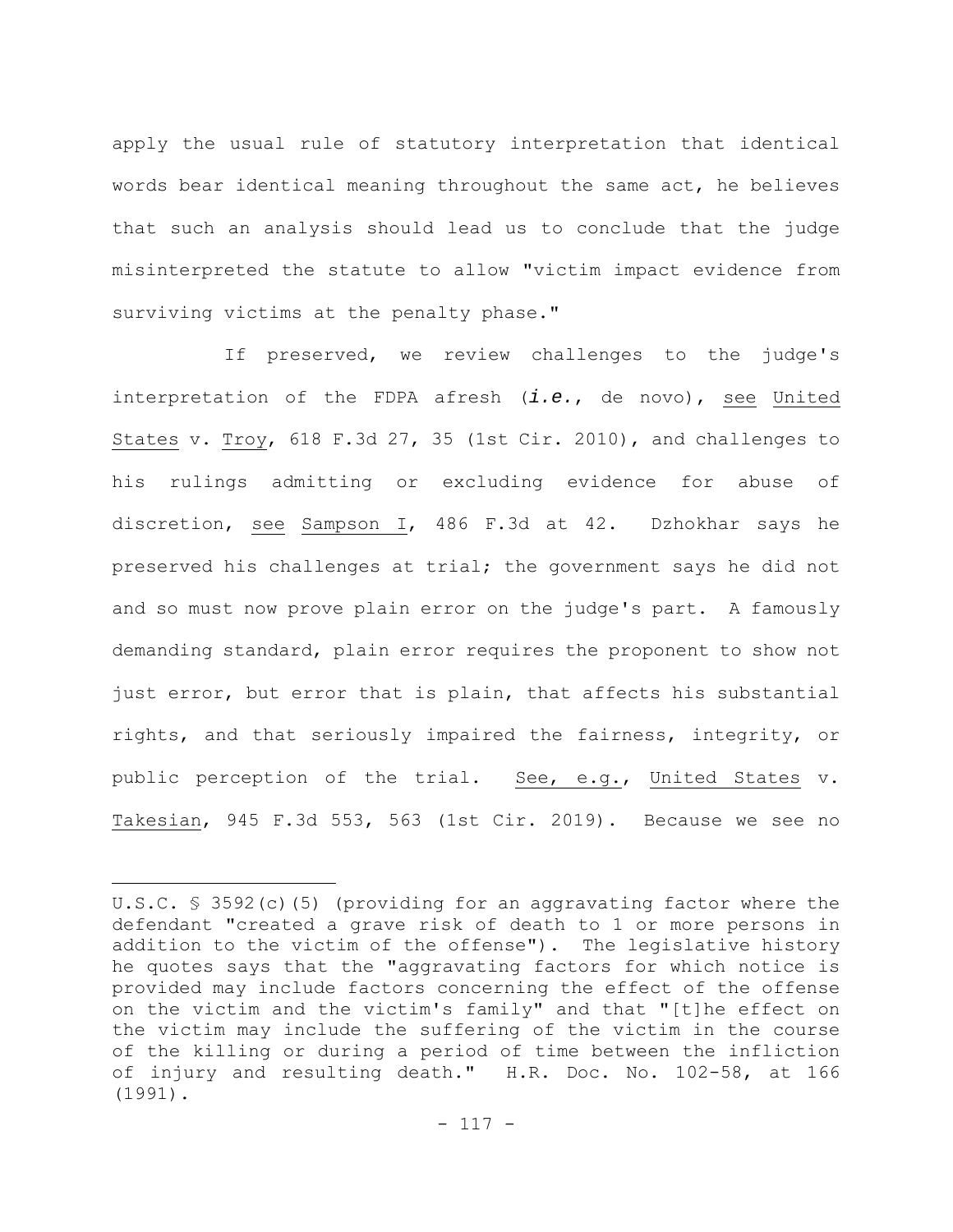apply the usual rule of statutory interpretation that identical words bear identical meaning throughout the same act, he believes that such an analysis should lead us to conclude that the judge misinterpreted the statute to allow "victim impact evidence from surviving victims at the penalty phase."

If preserved, we review challenges to the judge's interpretation of the FDPA afresh (*i.e.*, de novo), see United States v. Troy, 618 F.3d 27, 35 (1st Cir. 2010), and challenges to his rulings admitting or excluding evidence for abuse of discretion, see Sampson I, 486 F.3d at 42. Dzhokhar says he preserved his challenges at trial; the government says he did not and so must now prove plain error on the judge's part. A famously demanding standard, plain error requires the proponent to show not just error, but error that is plain, that affects his substantial rights, and that seriously impaired the fairness, integrity, or public perception of the trial. See, e.g., United States v. Takesian, 945 F.3d 553, 563 (1st Cir. 2019). Because we see no

---

U.S.C. § 3592(c)(5) (providing for an aggravating factor where the defendant "created a grave risk of death to 1 or more persons in addition to the victim of the offense"). The legislative history he quotes says that the "aggravating factors for which notice is provided may include factors concerning the effect of the offense on the victim and the victim's family" and that "[t]he effect on the victim may include the suffering of the victim in the course of the killing or during a period of time between the infliction of injury and resulting death." H.R. Doc. No. 102-58, at 166 (1991).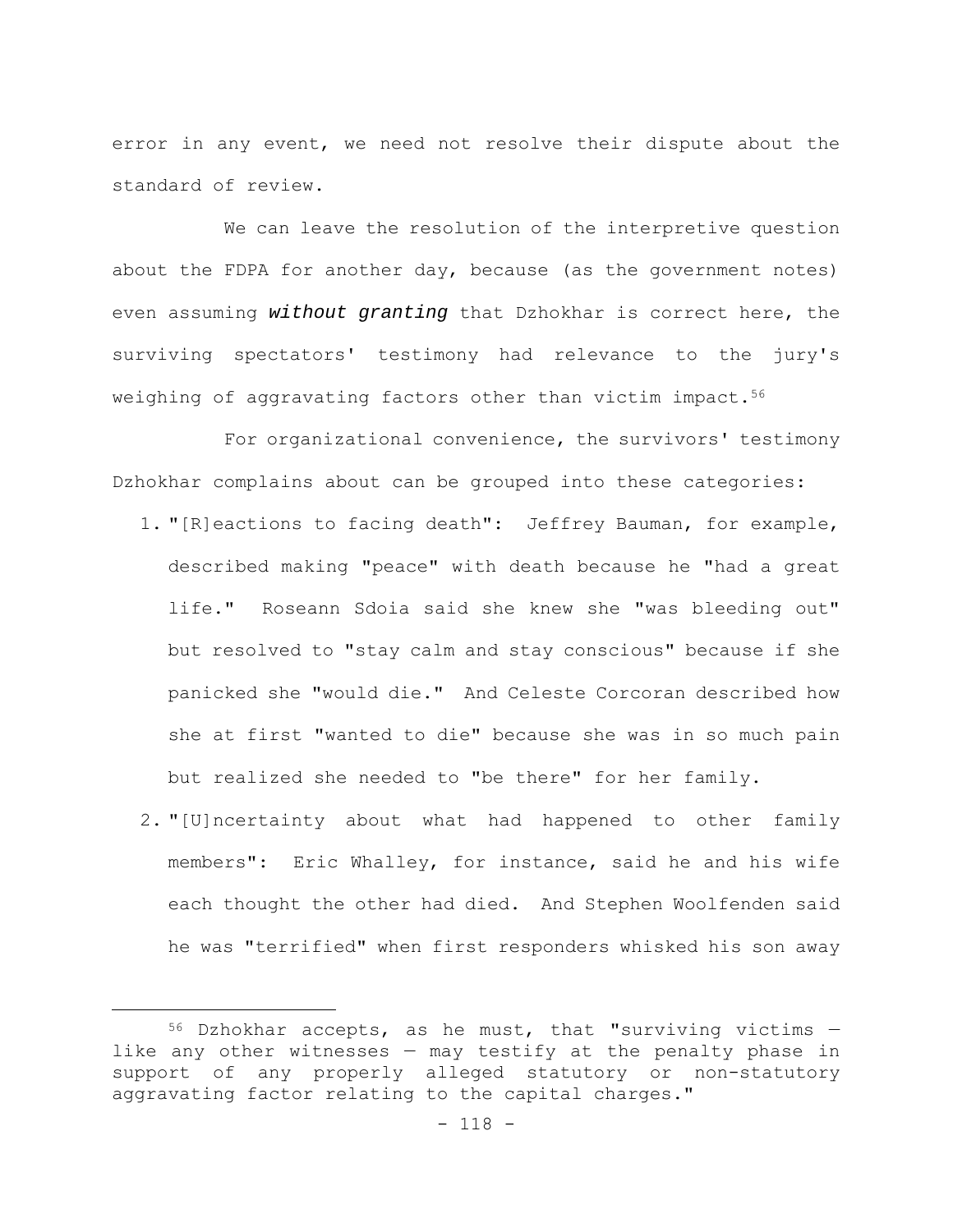error in any event, we need not resolve their dispute about the standard of review.

We can leave the resolution of the interpretive question about the FDPA for another day, because (as the government notes) even assuming ***without granting*** that Dzhokhar is correct here, the surviving spectators' testimony had relevance to the jury's weighing of aggravating factors other than victim impact.[56]

For organizational convenience, the survivors' testimony Dzhokhar complains about can be grouped into these categories:

1. "[R]eactions to facing death": Jeffrey Bauman, for example, described making "peace" with death because he "had a great life." Roseann Sdoia said she knew she "was bleeding out" but resolved to "stay calm and stay conscious" because if she panicked she "would die." And Celeste Corcoran described how she at first "wanted to die" because she was in so much pain but realized she needed to "be there" for her family.
2. "[U]ncertainty about what had happened to other family members": Eric Whalley, for instance, said he and his wife each thought the other had died. And Stephen Woolfenden said he was "terrified" when first responders whisked his son away

[56] Dzhokhar accepts, as he must, that "surviving victims — like any other witnesses — may testify at the penalty phase in support of any properly alleged statutory or non-statutory aggravating factor relating to the capital charges."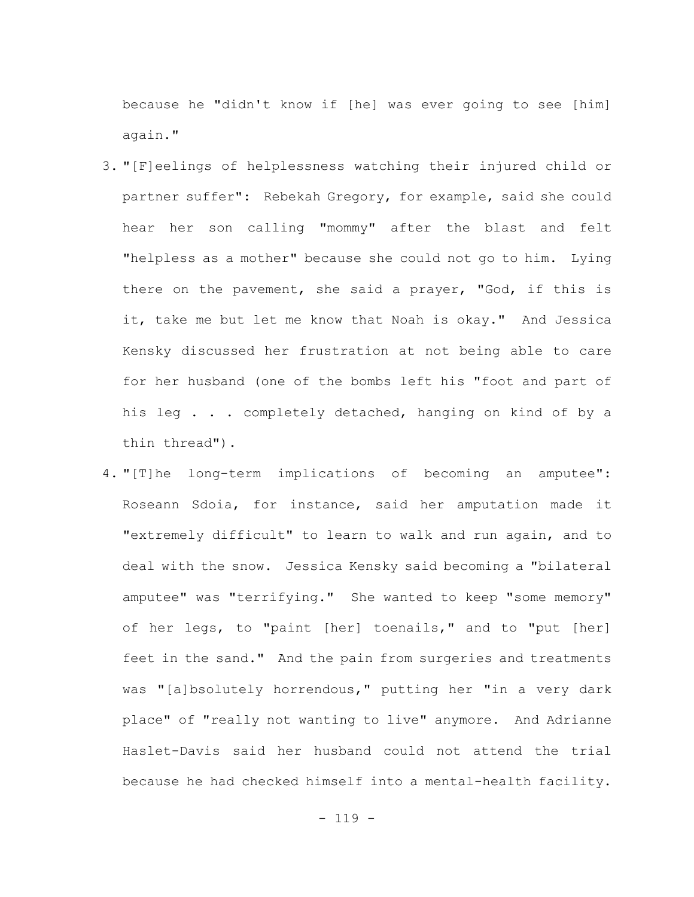because he "didn't know if [he] was ever going to see [him] again."

3. "[F]eelings of helplessness watching their injured child or partner suffer": Rebekah Gregory, for example, said she could hear her son calling "mommy" after the blast and felt "helpless as a mother" because she could not go to him. Lying there on the pavement, she said a prayer, "God, if this is it, take me but let me know that Noah is okay." And Jessica Kensky discussed her frustration at not being able to care for her husband (one of the bombs left his "foot and part of his leg . . . completely detached, hanging on kind of by a thin thread").

4. "[T]he long-term implications of becoming an amputee": Roseann Sdoia, for instance, said her amputation made it "extremely difficult" to learn to walk and run again, and to deal with the snow. Jessica Kensky said becoming a "bilateral amputee" was "terrifying." She wanted to keep "some memory" of her legs, to "paint [her] toenails," and to "put [her] feet in the sand." And the pain from surgeries and treatments was "[a]bsolutely horrendous," putting her "in a very dark place" of "really not wanting to live" anymore. And Adrianne Haslet-Davis said her husband could not attend the trial because he had checked himself into a mental-health facility.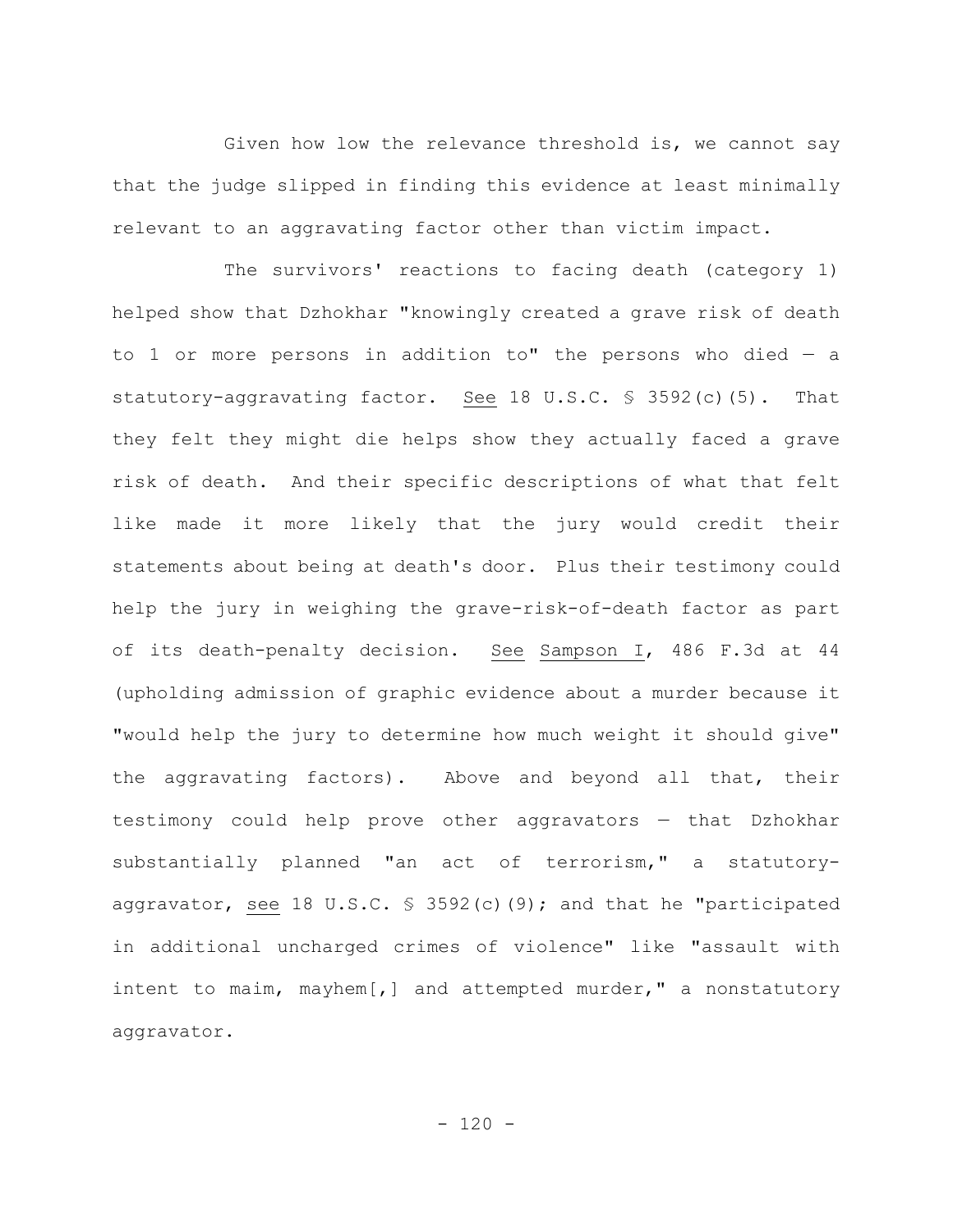Given how low the relevance threshold is, we cannot say that the judge slipped in finding this evidence at least minimally relevant to an aggravating factor other than victim impact.

The survivors' reactions to facing death (category 1) helped show that Dzhokhar "knowingly created a grave risk of death to 1 or more persons in addition to" the persons who died — a statutory-aggravating factor. See 18 U.S.C. § 3592(c)(5). That they felt they might die helps show they actually faced a grave risk of death. And their specific descriptions of what that felt like made it more likely that the jury would credit their statements about being at death's door. Plus their testimony could help the jury in weighing the grave-risk-of-death factor as part of its death-penalty decision. See Sampson I, 486 F.3d at 44 (upholding admission of graphic evidence about a murder because it "would help the jury to determine how much weight it should give" the aggravating factors). Above and beyond all that, their testimony could help prove other aggravators — that Dzhokhar substantially planned "an act of terrorism," a statutory-aggravator, see 18 U.S.C. § 3592(c)(9); and that he "participated in additional uncharged crimes of violence" like "assault with intent to maim, mayhem[,] and attempted murder," a nonstatutory aggravator.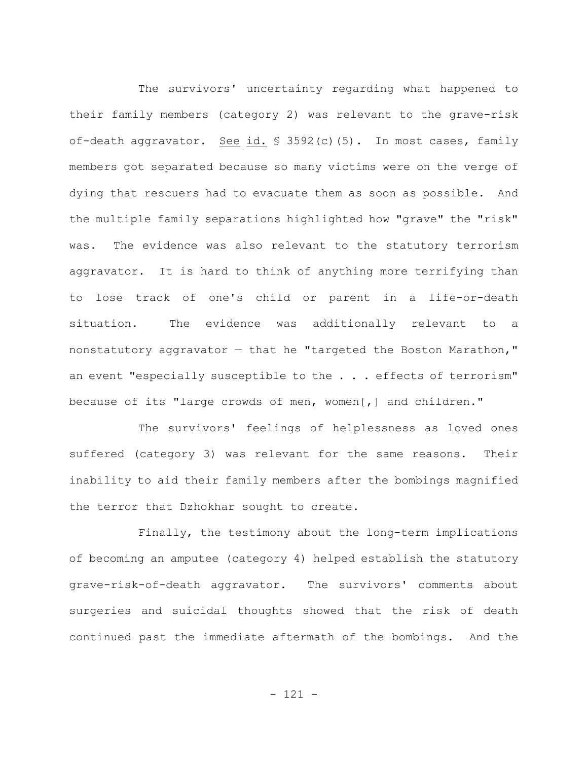The survivors' uncertainty regarding what happened to their family members (category 2) was relevant to the grave-risk-of-death aggravator. _See_ _id._ § 3592(c)(5). In most cases, family members got separated because so many victims were on the verge of dying that rescuers had to evacuate them as soon as possible. And the multiple family separations highlighted how "grave" the "risk" was. The evidence was also relevant to the statutory terrorism aggravator. It is hard to think of anything more terrifying than to lose track of one's child or parent in a life-or-death situation. The evidence was additionally relevant to a nonstatutory aggravator — that he "targeted the Boston Marathon," an event "especially susceptible to the . . . effects of terrorism" because of its "large crowds of men, women[,] and children."

The survivors' feelings of helplessness as loved ones suffered (category 3) was relevant for the same reasons. Their inability to aid their family members after the bombings magnified the terror that Dzhokhar sought to create.

Finally, the testimony about the long-term implications of becoming an amputee (category 4) helped establish the statutory grave-risk-of-death aggravator. The survivors' comments about surgeries and suicidal thoughts showed that the risk of death continued past the immediate aftermath of the bombings. And the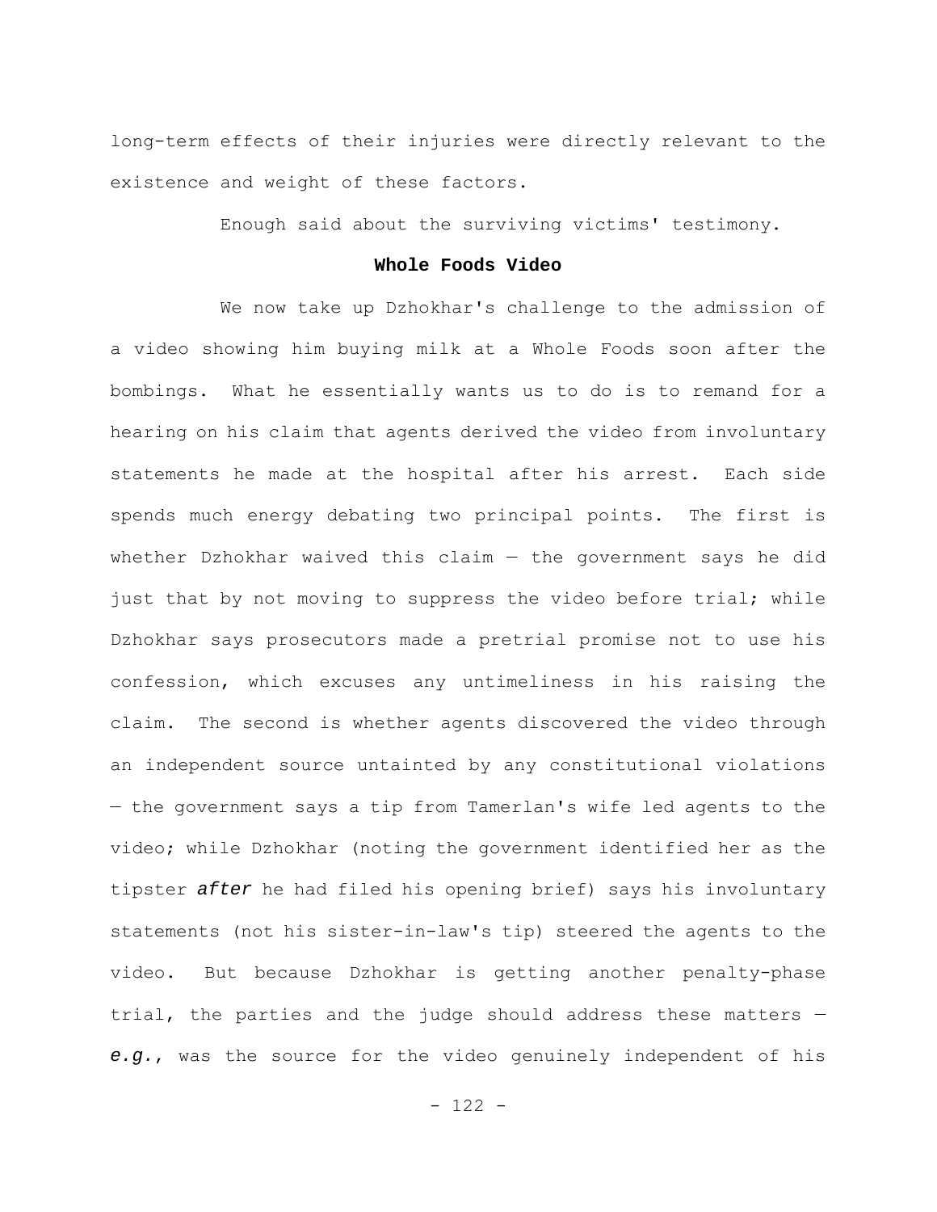long-term effects of their injuries were directly relevant to the existence and weight of these factors.

Enough said about the surviving victims' testimony.

**Whole Foods Video**

We now take up Dzhokhar's challenge to the admission of a video showing him buying milk at a Whole Foods soon after the bombings. What he essentially wants us to do is to remand for a hearing on his claim that agents derived the video from involuntary statements he made at the hospital after his arrest. Each side spends much energy debating two principal points. The first is whether Dzhokhar waived this claim — the government says he did just that by not moving to suppress the video before trial; while Dzhokhar says prosecutors made a pretrial promise not to use his confession, which excuses any untimeliness in his raising the claim. The second is whether agents discovered the video through an independent source untainted by any constitutional violations — the government says a tip from Tamerlan's wife led agents to the video; while Dzhokhar (noting the government identified her as the tipster ***after*** he had filed his opening brief) says his involuntary statements (not his sister-in-law's tip) steered the agents to the video. But because Dzhokhar is getting another penalty-phase trial, the parties and the judge should address these matters — ***e.g.***, was the source for the video genuinely independent of his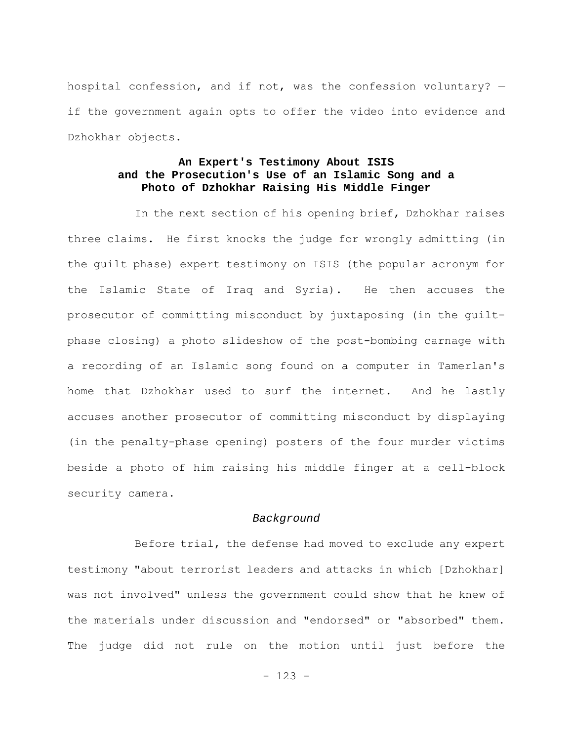hospital confession, and if not, was the confession voluntary? — if the government again opts to offer the video into evidence and Dzhokhar objects.

### An Expert's Testimony About ISIS and the Prosecution's Use of an Islamic Song and a Photo of Dzhokhar Raising His Middle Finger

In the next section of his opening brief, Dzhokhar raises three claims. He first knocks the judge for wrongly admitting (in the guilt phase) expert testimony on ISIS (the popular acronym for the Islamic State of Iraq and Syria). He then accuses the prosecutor of committing misconduct by juxtaposing (in the guilt-phase closing) a photo slideshow of the post-bombing carnage with a recording of an Islamic song found on a computer in Tamerlan's home that Dzhokhar used to surf the internet. And he lastly accuses another prosecutor of committing misconduct by displaying (in the penalty-phase opening) posters of the four murder victims beside a photo of him raising his middle finger at a cell-block security camera.

*Background*

Before trial, the defense had moved to exclude any expert testimony "about terrorist leaders and attacks in which [Dzhokhar] was not involved" unless the government could show that he knew of the materials under discussion and "endorsed" or "absorbed" them. The judge did not rule on the motion until just before the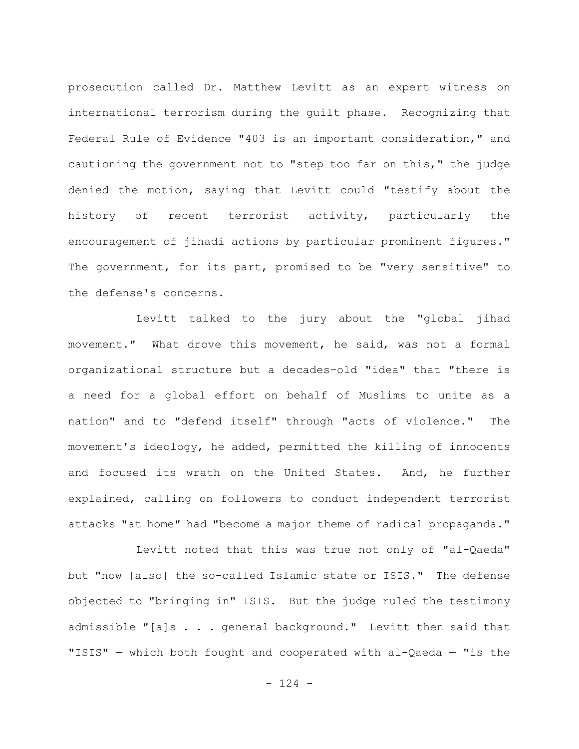prosecution called Dr. Matthew Levitt as an expert witness on international terrorism during the guilt phase. Recognizing that Federal Rule of Evidence "403 is an important consideration," and cautioning the government not to "step too far on this," the judge denied the motion, saying that Levitt could "testify about the history of recent terrorist activity, particularly the encouragement of jihadi actions by particular prominent figures." The government, for its part, promised to be "very sensitive" to the defense's concerns.

Levitt talked to the jury about the "global jihad movement." What drove this movement, he said, was not a formal organizational structure but a decades-old "idea" that "there is a need for a global effort on behalf of Muslims to unite as a nation" and to "defend itself" through "acts of violence." The movement's ideology, he added, permitted the killing of innocents and focused its wrath on the United States. And, he further explained, calling on followers to conduct independent terrorist attacks "at home" had "become a major theme of radical propaganda."

Levitt noted that this was true not only of "al-Qaeda" but "now [also] the so-called Islamic state or ISIS." The defense objected to "bringing in" ISIS. But the judge ruled the testimony admissible "[a]s . . . general background." Levitt then said that "ISIS" — which both fought and cooperated with al-Qaeda — "is the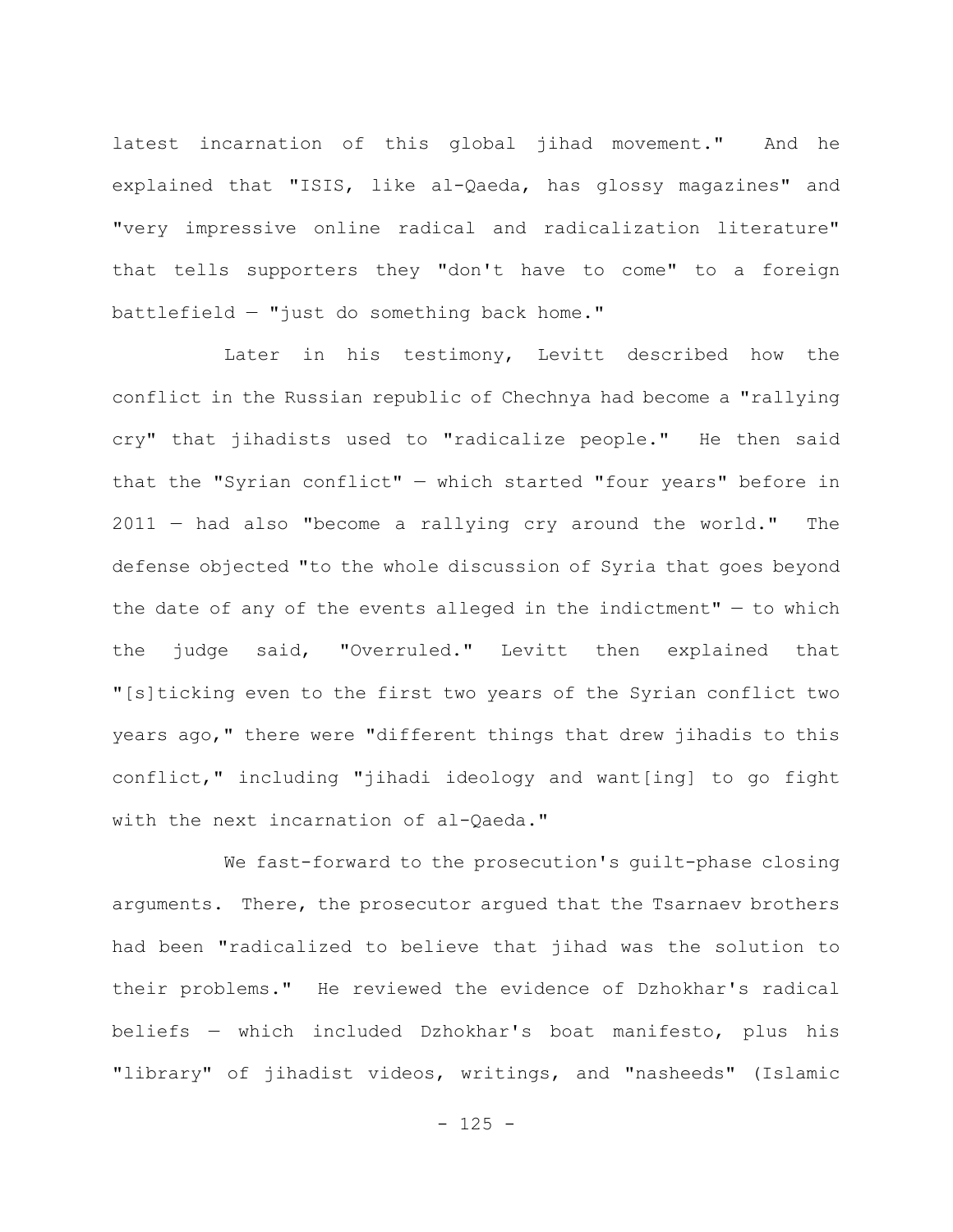latest incarnation of this global jihad movement." And he explained that "ISIS, like al-Qaeda, has glossy magazines" and "very impressive online radical and radicalization literature" that tells supporters they "don't have to come" to a foreign battlefield — "just do something back home."

Later in his testimony, Levitt described how the conflict in the Russian republic of Chechnya had become a "rallying cry" that jihadists used to "radicalize people." He then said that the "Syrian conflict" — which started "four years" before in 2011 — had also "become a rallying cry around the world." The defense objected "to the whole discussion of Syria that goes beyond the date of any of the events alleged in the indictment" — to which the judge said, "Overruled." Levitt then explained that "[s]ticking even to the first two years of the Syrian conflict two years ago," there were "different things that drew jihadis to this conflict," including "jihadi ideology and want[ing] to go fight with the next incarnation of al-Qaeda."

We fast-forward to the prosecution's guilt-phase closing arguments. There, the prosecutor argued that the Tsarnaev brothers had been "radicalized to believe that jihad was the solution to their problems." He reviewed the evidence of Dzhokhar's radical beliefs — which included Dzhokhar's boat manifesto, plus his "library" of jihadist videos, writings, and "nasheeds" (Islamic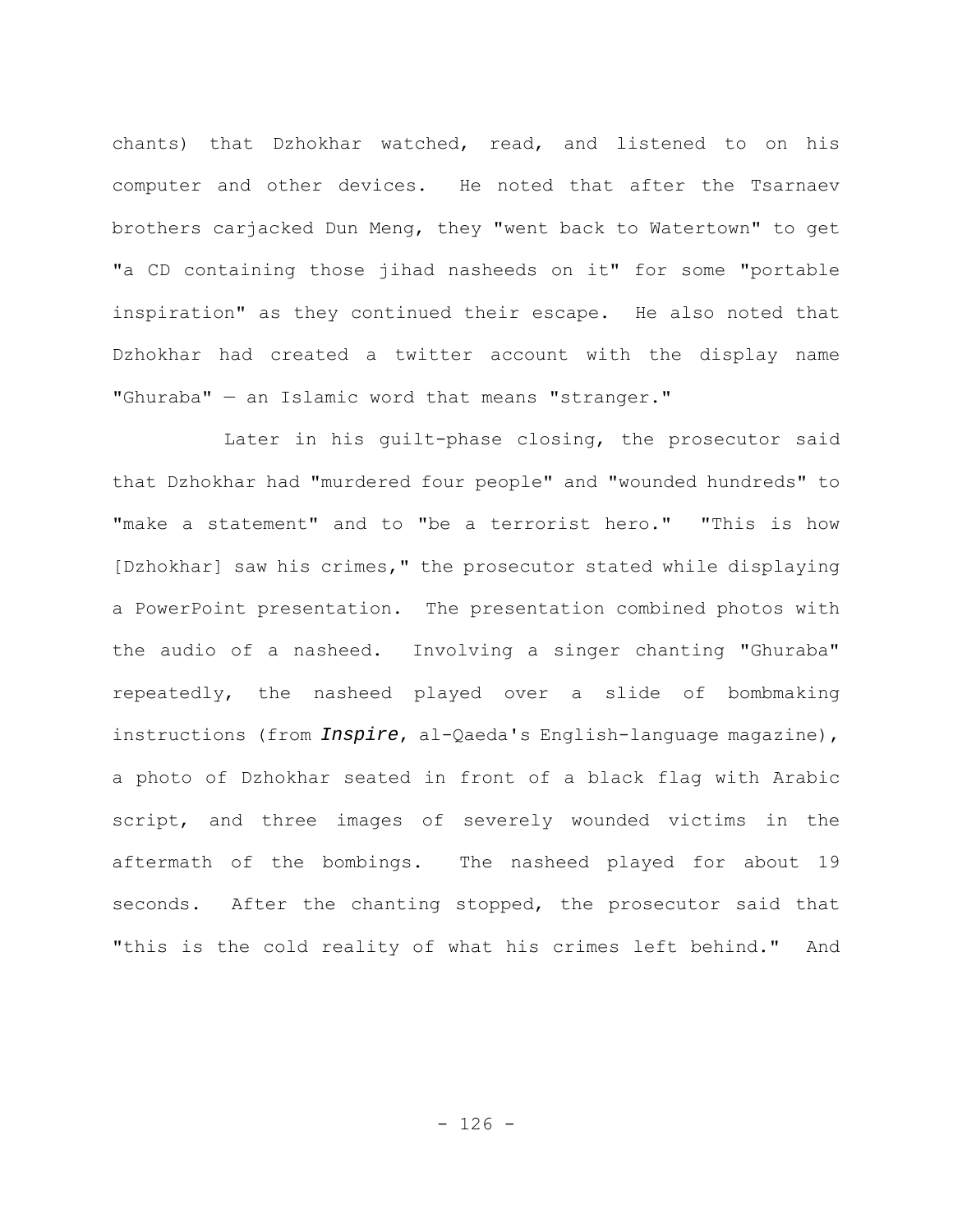chants) that Dzhokhar watched, read, and listened to on his computer and other devices. He noted that after the Tsarnaev brothers carjacked Dun Meng, they "went back to Watertown" to get "a CD containing those jihad nasheeds on it" for some "portable inspiration" as they continued their escape. He also noted that Dzhokhar had created a twitter account with the display name "Ghuraba" — an Islamic word that means "stranger."

Later in his guilt-phase closing, the prosecutor said that Dzhokhar had "murdered four people" and "wounded hundreds" to "make a statement" and to "be a terrorist hero." "This is how [Dzhokhar] saw his crimes," the prosecutor stated while displaying a PowerPoint presentation. The presentation combined photos with the audio of a nasheed. Involving a singer chanting "Ghuraba" repeatedly, the nasheed played over a slide of bombmaking instructions (from ***Inspire***, al-Qaeda's English-language magazine), a photo of Dzhokhar seated in front of a black flag with Arabic script, and three images of severely wounded victims in the aftermath of the bombings. The nasheed played for about 19 seconds. After the chanting stopped, the prosecutor said that "this is the cold reality of what his crimes left behind." And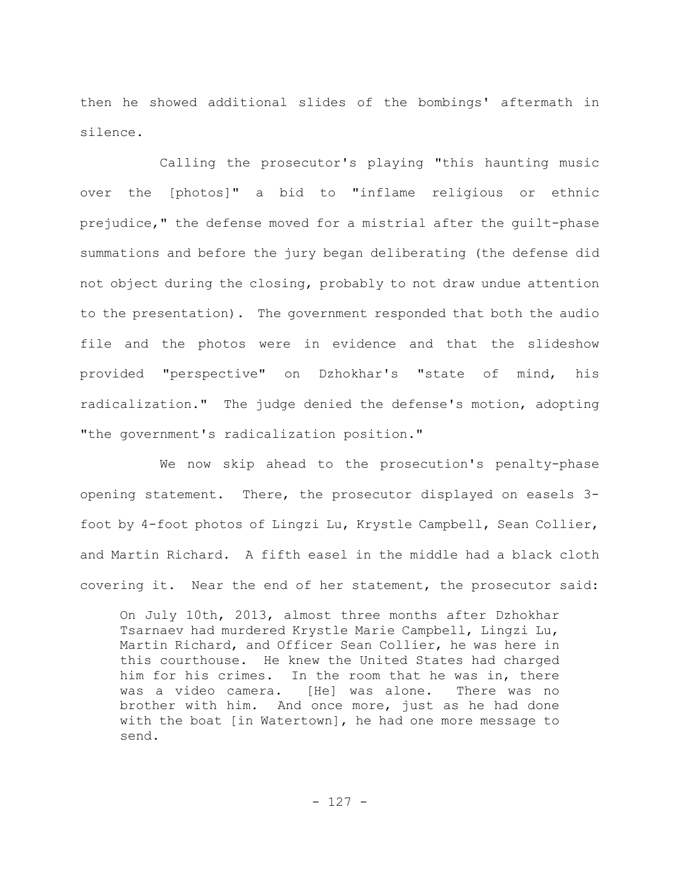then he showed additional slides of the bombings' aftermath in silence.

Calling the prosecutor's playing "this haunting music over the [photos]" a bid to "inflame religious or ethnic prejudice," the defense moved for a mistrial after the guilt-phase summations and before the jury began deliberating (the defense did not object during the closing, probably to not draw undue attention to the presentation). The government responded that both the audio file and the photos were in evidence and that the slideshow provided "perspective" on Dzhokhar's "state of mind, his radicalization." The judge denied the defense's motion, adopting "the government's radicalization position."

We now skip ahead to the prosecution's penalty-phase opening statement. There, the prosecutor displayed on easels 3-foot by 4-foot photos of Lingzi Lu, Krystle Campbell, Sean Collier, and Martin Richard. A fifth easel in the middle had a black cloth covering it. Near the end of her statement, the prosecutor said:

> On July 10th, 2013, almost three months after Dzhokhar Tsarnaev had murdered Krystle Marie Campbell, Lingzi Lu, Martin Richard, and Officer Sean Collier, he was here in this courthouse. He knew the United States had charged him for his crimes. In the room that he was in, there was a video camera. [He] was alone. There was no brother with him. And once more, just as he had done with the boat [in Watertown], he had one more message to send.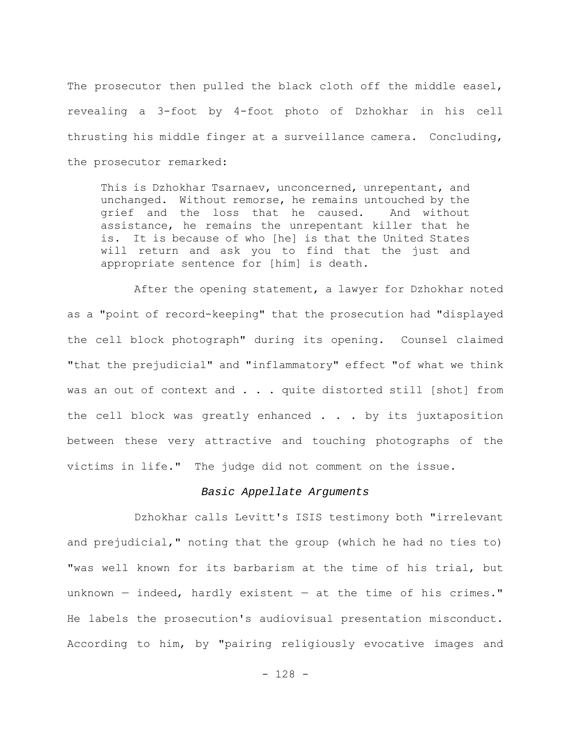The prosecutor then pulled the black cloth off the middle easel, revealing a 3-foot by 4-foot photo of Dzhokhar in his cell thrusting his middle finger at a surveillance camera. Concluding, the prosecutor remarked:

> This is Dzhokhar Tsarnaev, unconcerned, unrepentant, and unchanged. Without remorse, he remains untouched by the grief and the loss that he caused. And without assistance, he remains the unrepentant killer that he is. It is because of who [he] is that the United States will return and ask you to find that the just and appropriate sentence for [him] is death.

After the opening statement, a lawyer for Dzhokhar noted as a "point of record-keeping" that the prosecution had "displayed the cell block photograph" during its opening. Counsel claimed "that the prejudicial" and "inflammatory" effect "of what we think was an out of context and . . . quite distorted still [shot] from the cell block was greatly enhanced . . . by its juxtaposition between these very attractive and touching photographs of the victims in life." The judge did not comment on the issue.

*Basic Appellate Arguments*

Dzhokhar calls Levitt's ISIS testimony both "irrelevant and prejudicial," noting that the group (which he had no ties to) "was well known for its barbarism at the time of his trial, but unknown — indeed, hardly existent — at the time of his crimes." He labels the prosecution's audiovisual presentation misconduct. According to him, by "pairing religiously evocative images and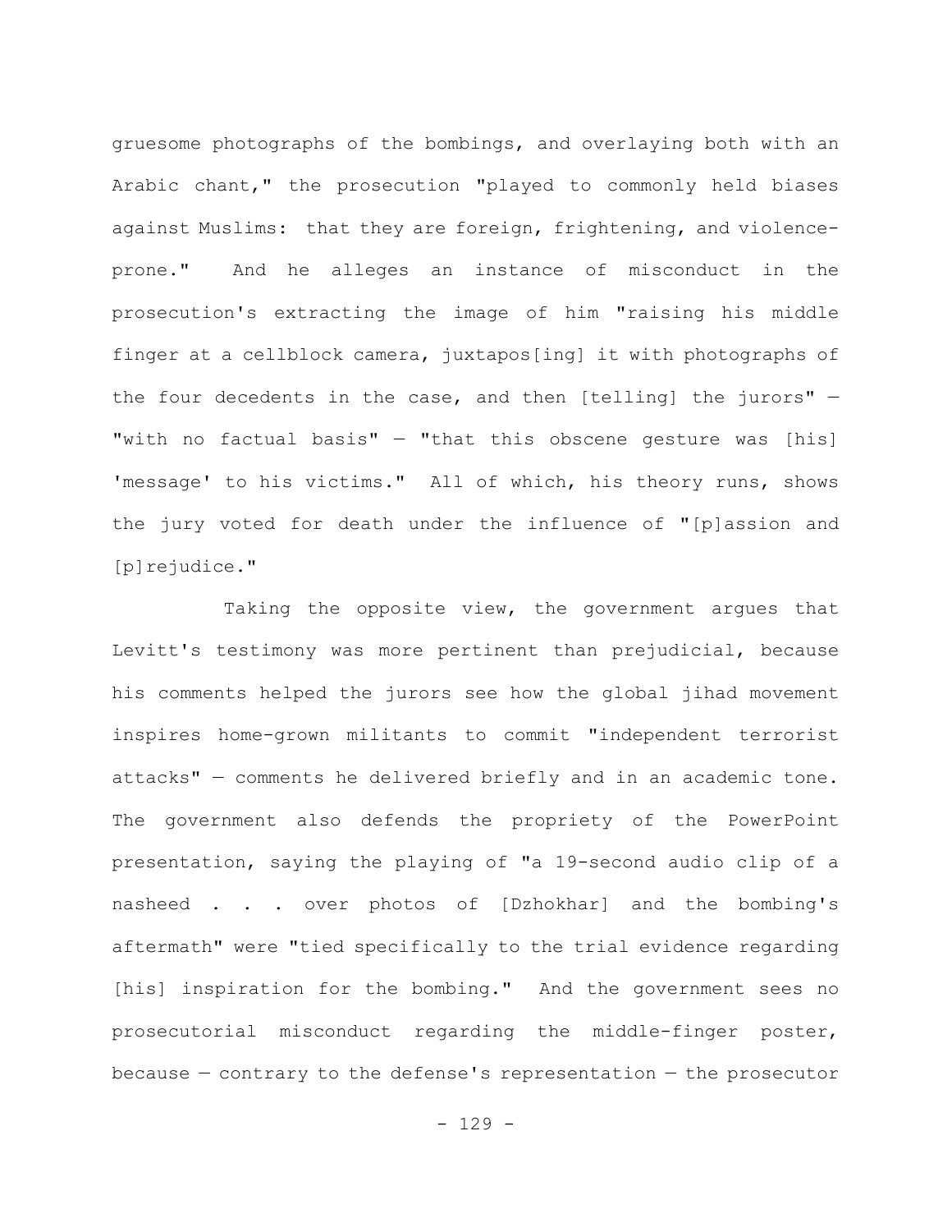gruesome photographs of the bombings, and overlaying both with an Arabic chant," the prosecution "played to commonly held biases against Muslims: that they are foreign, frightening, and violence-prone." And he alleges an instance of misconduct in the prosecution's extracting the image of him "raising his middle finger at a cellblock camera, juxtapos[ing] it with photographs of the four decedents in the case, and then [telling] the jurors" — "with no factual basis" — "that this obscene gesture was [his] 'message' to his victims." All of which, his theory runs, shows the jury voted for death under the influence of "[p]assion and [p]rejudice."

Taking the opposite view, the government argues that Levitt's testimony was more pertinent than prejudicial, because his comments helped the jurors see how the global jihad movement inspires home-grown militants to commit "independent terrorist attacks" — comments he delivered briefly and in an academic tone. The government also defends the propriety of the PowerPoint presentation, saying the playing of "a 19-second audio clip of a nasheed . . . over photos of [Dzhokhar] and the bombing's aftermath" were "tied specifically to the trial evidence regarding [his] inspiration for the bombing." And the government sees no prosecutorial misconduct regarding the middle-finger poster, because — contrary to the defense's representation — the prosecutor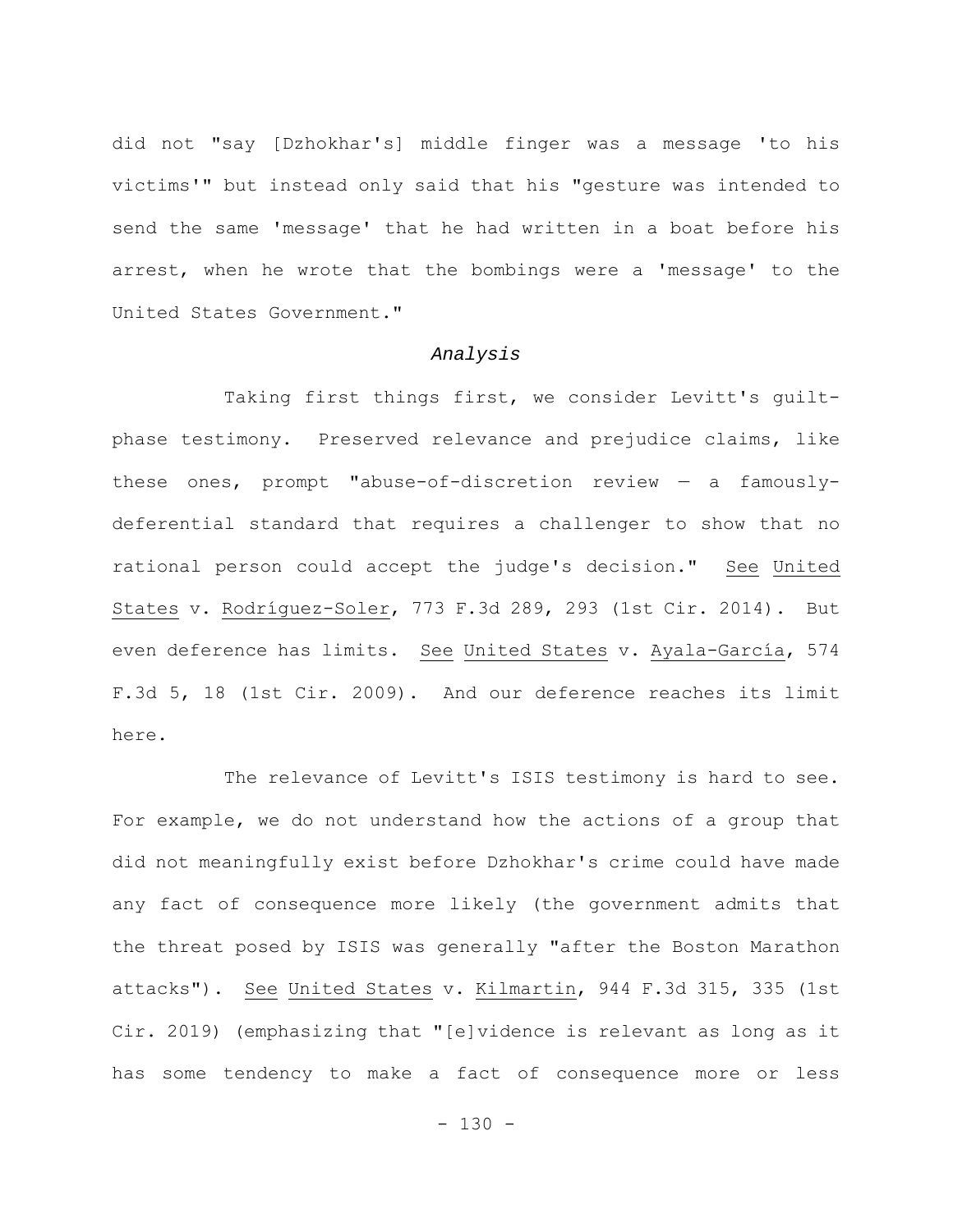did not "say [Dzhokhar's] middle finger was a message 'to his victims'" but instead only said that his "gesture was intended to send the same 'message' that he had written in a boat before his arrest, when he wrote that the bombings were a 'message' to the United States Government."

*Analysis*

Taking first things first, we consider Levitt's guilt-phase testimony. Preserved relevance and prejudice claims, like these ones, prompt "abuse-of-discretion review — a famously-deferential standard that requires a challenger to show that no rational person could accept the judge's decision." See United States v. Rodríguez-Soler, 773 F.3d 289, 293 (1st Cir. 2014). But even deference has limits. See United States v. Ayala-García, 574 F.3d 5, 18 (1st Cir. 2009). And our deference reaches its limit here.

The relevance of Levitt's ISIS testimony is hard to see. For example, we do not understand how the actions of a group that did not meaningfully exist before Dzhokhar's crime could have made any fact of consequence more likely (the government admits that the threat posed by ISIS was generally "after the Boston Marathon attacks"). See United States v. Kilmartin, 944 F.3d 315, 335 (1st Cir. 2019) (emphasizing that "[e]vidence is relevant as long as it has some tendency to make a fact of consequence more or less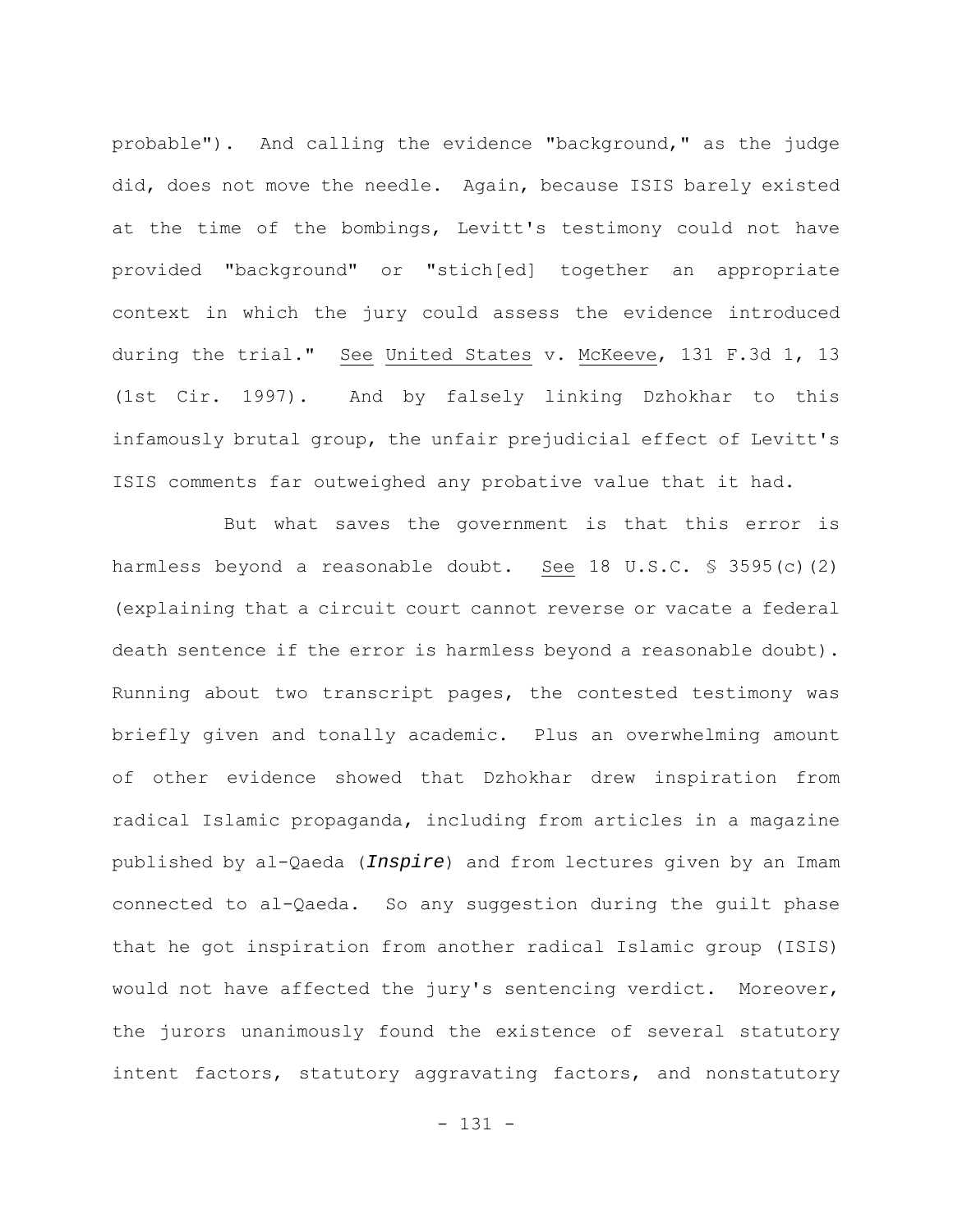probable"). And calling the evidence "background," as the judge did, does not move the needle. Again, because ISIS barely existed at the time of the bombings, Levitt's testimony could not have provided "background" or "stich[ed] together an appropriate context in which the jury could assess the evidence introduced during the trial." See United States v. McKeeve, 131 F.3d 1, 13 (1st Cir. 1997). And by falsely linking Dzhokhar to this infamously brutal group, the unfair prejudicial effect of Levitt's ISIS comments far outweighed any probative value that it had.

But what saves the government is that this error is harmless beyond a reasonable doubt. See 18 U.S.C. § 3595(c)(2) (explaining that a circuit court cannot reverse or vacate a federal death sentence if the error is harmless beyond a reasonable doubt). Running about two transcript pages, the contested testimony was briefly given and tonally academic. Plus an overwhelming amount of other evidence showed that Dzhokhar drew inspiration from radical Islamic propaganda, including from articles in a magazine published by al-Qaeda (*Inspire*) and from lectures given by an Imam connected to al-Qaeda. So any suggestion during the guilt phase that he got inspiration from another radical Islamic group (ISIS) would not have affected the jury's sentencing verdict. Moreover, the jurors unanimously found the existence of several statutory intent factors, statutory aggravating factors, and nonstatutory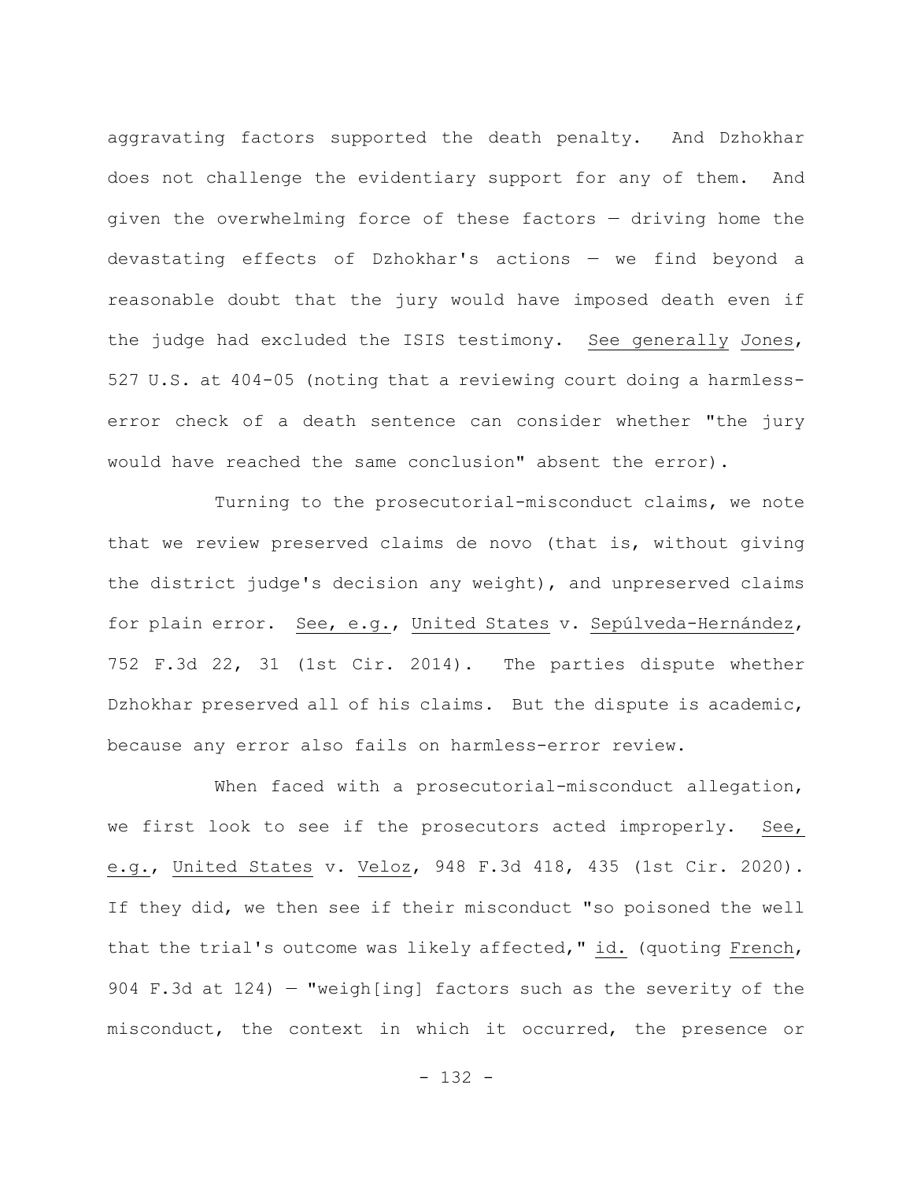aggravating factors supported the death penalty. And Dzhokhar does not challenge the evidentiary support for any of them. And given the overwhelming force of these factors — driving home the devastating effects of Dzhokhar's actions — we find beyond a reasonable doubt that the jury would have imposed death even if the judge had excluded the ISIS testimony. See generally Jones, 527 U.S. at 404-05 (noting that a reviewing court doing a harmless-error check of a death sentence can consider whether "the jury would have reached the same conclusion" absent the error).

Turning to the prosecutorial-misconduct claims, we note that we review preserved claims de novo (that is, without giving the district judge's decision any weight), and unpreserved claims for plain error. See, e.g., United States v. Sepúlveda-Hernández, 752 F.3d 22, 31 (1st Cir. 2014). The parties dispute whether Dzhokhar preserved all of his claims. But the dispute is academic, because any error also fails on harmless-error review.

When faced with a prosecutorial-misconduct allegation, we first look to see if the prosecutors acted improperly. See, e.g., United States v. Veloz, 948 F.3d 418, 435 (1st Cir. 2020). If they did, we then see if their misconduct "so poisoned the well that the trial's outcome was likely affected," id. (quoting French, 904 F.3d at 124) — "weigh[ing] factors such as the severity of the misconduct, the context in which it occurred, the presence or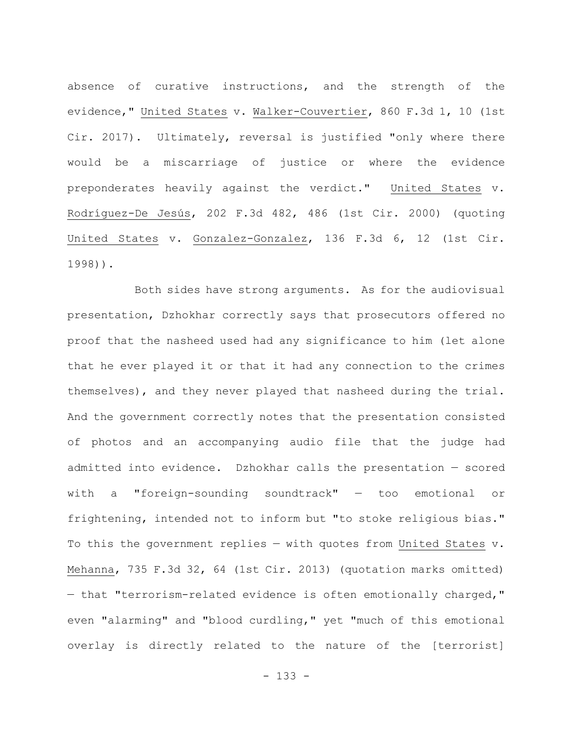absence of curative instructions, and the strength of the evidence," United States v. Walker-Couvertier, 860 F.3d 1, 10 (1st Cir. 2017). Ultimately, reversal is justified "only where there would be a miscarriage of justice or where the evidence preponderates heavily against the verdict." United States v. Rodríguez-De Jesús, 202 F.3d 482, 486 (1st Cir. 2000) (quoting United States v. Gonzalez-Gonzalez, 136 F.3d 6, 12 (1st Cir. 1998)).

Both sides have strong arguments. As for the audiovisual presentation, Dzhokhar correctly says that prosecutors offered no proof that the nasheed used had any significance to him (let alone that he ever played it or that it had any connection to the crimes themselves), and they never played that nasheed during the trial. And the government correctly notes that the presentation consisted of photos and an accompanying audio file that the judge had admitted into evidence. Dzhokhar calls the presentation — scored with a "foreign-sounding soundtrack" — too emotional or frightening, intended not to inform but "to stoke religious bias." To this the government replies — with quotes from United States v. Mehanna, 735 F.3d 32, 64 (1st Cir. 2013) (quotation marks omitted) — that "terrorism-related evidence is often emotionally charged," even "alarming" and "blood curdling," yet "much of this emotional overlay is directly related to the nature of the [terrorist]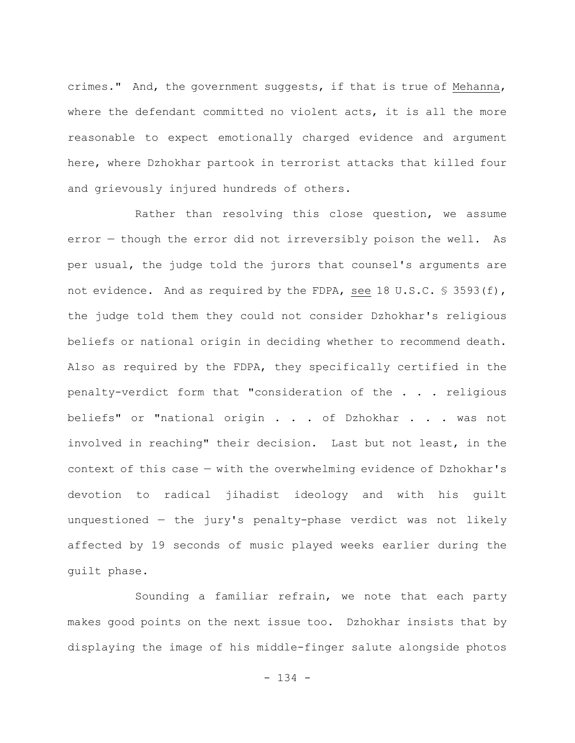crimes." And, the government suggests, if that is true of _Mehanna_, where the defendant committed no violent acts, it is all the more reasonable to expect emotionally charged evidence and argument here, where Dzhokhar partook in terrorist attacks that killed four and grievously injured hundreds of others.

Rather than resolving this close question, we assume error — though the error did not irreversibly poison the well. As per usual, the judge told the jurors that counsel's arguments are not evidence. And as required by the FDPA, _see_ 18 U.S.C. § 3593(f), the judge told them they could not consider Dzhokhar's religious beliefs or national origin in deciding whether to recommend death. Also as required by the FDPA, they specifically certified in the penalty-verdict form that "consideration of the . . . religious beliefs" or "national origin . . . of Dzhokhar . . . was not involved in reaching" their decision. Last but not least, in the context of this case — with the overwhelming evidence of Dzhokhar's devotion to radical jihadist ideology and with his guilt unquestioned — the jury's penalty-phase verdict was not likely affected by 19 seconds of music played weeks earlier during the guilt phase.

Sounding a familiar refrain, we note that each party makes good points on the next issue too. Dzhokhar insists that by displaying the image of his middle-finger salute alongside photos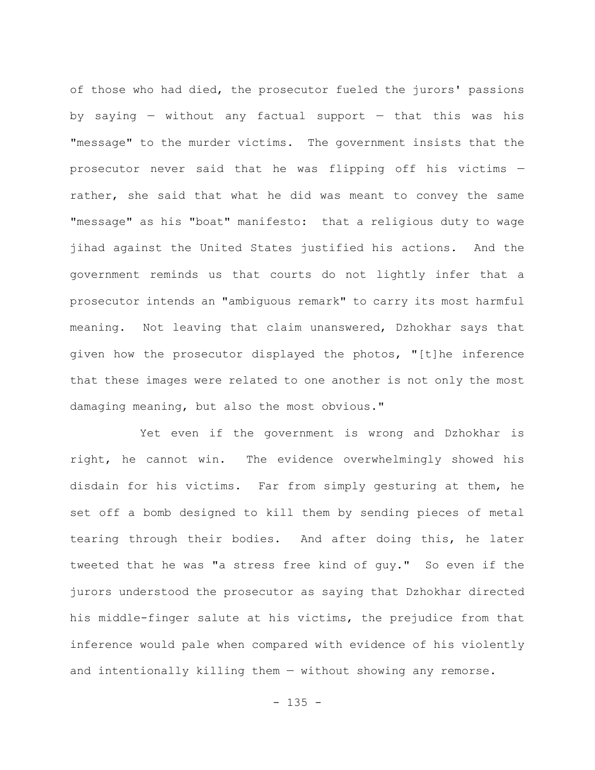of those who had died, the prosecutor fueled the jurors' passions by saying — without any factual support — that this was his "message" to the murder victims. The government insists that the prosecutor never said that he was flipping off his victims — rather, she said that what he did was meant to convey the same "message" as his "boat" manifesto: that a religious duty to wage jihad against the United States justified his actions. And the government reminds us that courts do not lightly infer that a prosecutor intends an "ambiguous remark" to carry its most harmful meaning. Not leaving that claim unanswered, Dzhokhar says that given how the prosecutor displayed the photos, "[t]he inference that these images were related to one another is not only the most damaging meaning, but also the most obvious."

Yet even if the government is wrong and Dzhokhar is right, he cannot win. The evidence overwhelmingly showed his disdain for his victims. Far from simply gesturing at them, he set off a bomb designed to kill them by sending pieces of metal tearing through their bodies. And after doing this, he later tweeted that he was "a stress free kind of guy." So even if the jurors understood the prosecutor as saying that Dzhokhar directed his middle-finger salute at his victims, the prejudice from that inference would pale when compared with evidence of his violently and intentionally killing them — without showing any remorse.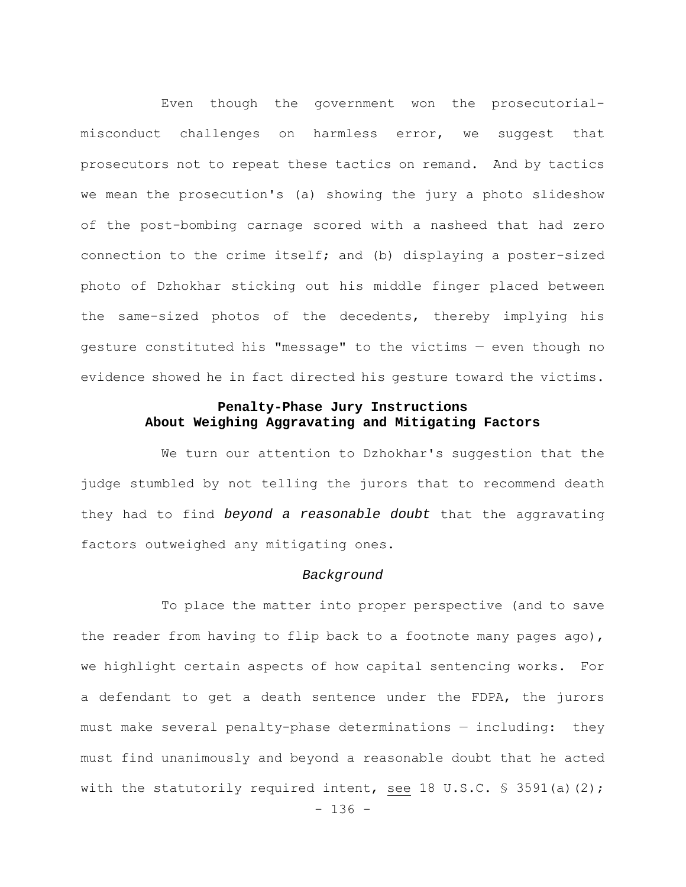Even though the government won the prosecutorial-misconduct challenges on harmless error, we suggest that prosecutors not to repeat these tactics on remand. And by tactics we mean the prosecution's (a) showing the jury a photo slideshow of the post-bombing carnage scored with a nasheed that had zero connection to the crime itself; and (b) displaying a poster-sized photo of Dzhokhar sticking out his middle finger placed between the same-sized photos of the decedents, thereby implying his gesture constituted his "message" to the victims — even though no evidence showed he in fact directed his gesture toward the victims.

### Penalty-Phase Jury Instructions About Weighing Aggravating and Mitigating Factors

We turn our attention to Dzhokhar's suggestion that the judge stumbled by not telling the jurors that to recommend death they had to find ***beyond a reasonable doubt*** that the aggravating factors outweighed any mitigating ones.

*Background*

To place the matter into proper perspective (and to save the reader from having to flip back to a footnote many pages ago), we highlight certain aspects of how capital sentencing works. For a defendant to get a death sentence under the FDPA, the jurors must make several penalty-phase determinations — including: they must find unanimously and beyond a reasonable doubt that he acted with the statutorily required intent, see 18 U.S.C. § 3591(a)(2);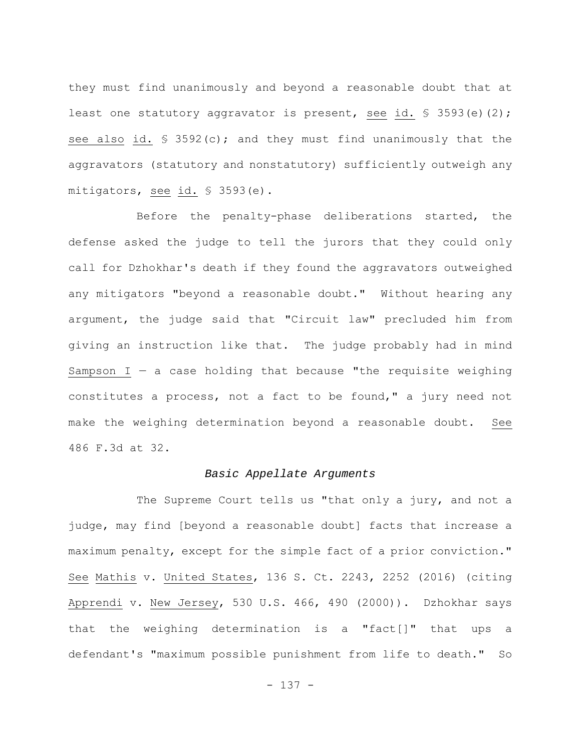they must find unanimously and beyond a reasonable doubt that at least one statutory aggravator is present, see id. § 3593(e)(2); see also id. § 3592(c); and they must find unanimously that the aggravators (statutory and nonstatutory) sufficiently outweigh any mitigators, see id. § 3593(e).

Before the penalty-phase deliberations started, the defense asked the judge to tell the jurors that they could only call for Dzhokhar's death if they found the aggravators outweighed any mitigators "beyond a reasonable doubt." Without hearing any argument, the judge said that "Circuit law" precluded him from giving an instruction like that. The judge probably had in mind Sampson I — a case holding that because "the requisite weighing constitutes a process, not a fact to be found," a jury need not make the weighing determination beyond a reasonable doubt. See 486 F.3d at 32.

### *Basic Appellate Arguments*

The Supreme Court tells us "that only a jury, and not a judge, may find [beyond a reasonable doubt] facts that increase a maximum penalty, except for the simple fact of a prior conviction." See Mathis v. United States, 136 S. Ct. 2243, 2252 (2016) (citing Apprendi v. New Jersey, 530 U.S. 466, 490 (2000)). Dzhokhar says that the weighing determination is a "fact[]" that ups a defendant's "maximum possible punishment from life to death." So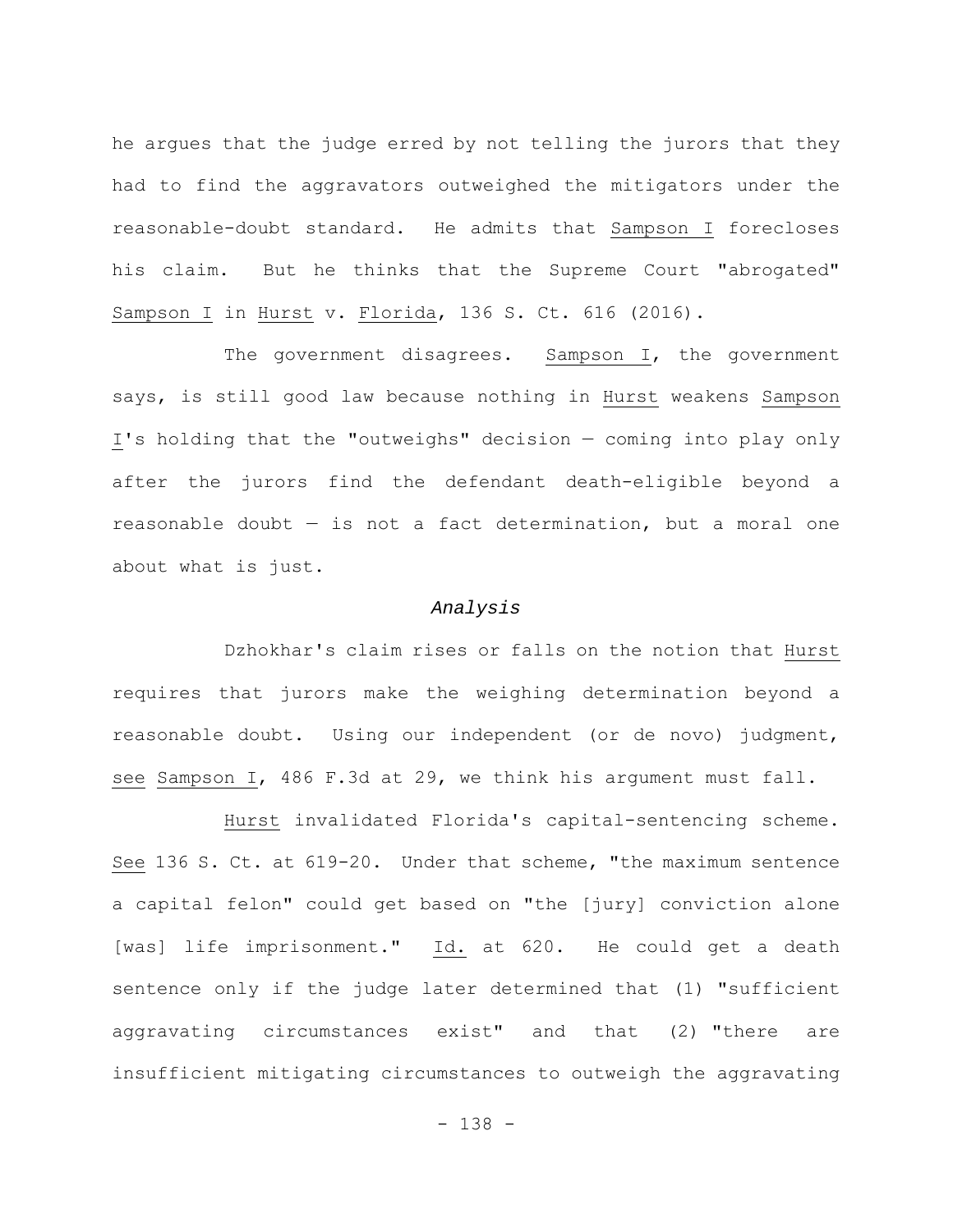he argues that the judge erred by not telling the jurors that they had to find the aggravators outweighed the mitigators under the reasonable-doubt standard. He admits that Sampson I forecloses his claim. But he thinks that the Supreme Court "abrogated" Sampson I in Hurst v. Florida, 136 S. Ct. 616 (2016).

The government disagrees. Sampson I, the government says, is still good law because nothing in Hurst weakens Sampson I's holding that the "outweighs" decision — coming into play only after the jurors find the defendant death-eligible beyond a reasonable doubt — is not a fact determination, but a moral one about what is just.

### *Analysis*

Dzhokhar's claim rises or falls on the notion that Hurst requires that jurors make the weighing determination beyond a reasonable doubt. Using our independent (or de novo) judgment, see Sampson I, 486 F.3d at 29, we think his argument must fall.

Hurst invalidated Florida's capital-sentencing scheme. See 136 S. Ct. at 619-20. Under that scheme, "the maximum sentence a capital felon" could get based on "the [jury] conviction alone [was] life imprisonment." Id. at 620. He could get a death sentence only if the judge later determined that (1) "sufficient aggravating circumstances exist" and that (2) "there are insufficient mitigating circumstances to outweigh the aggravating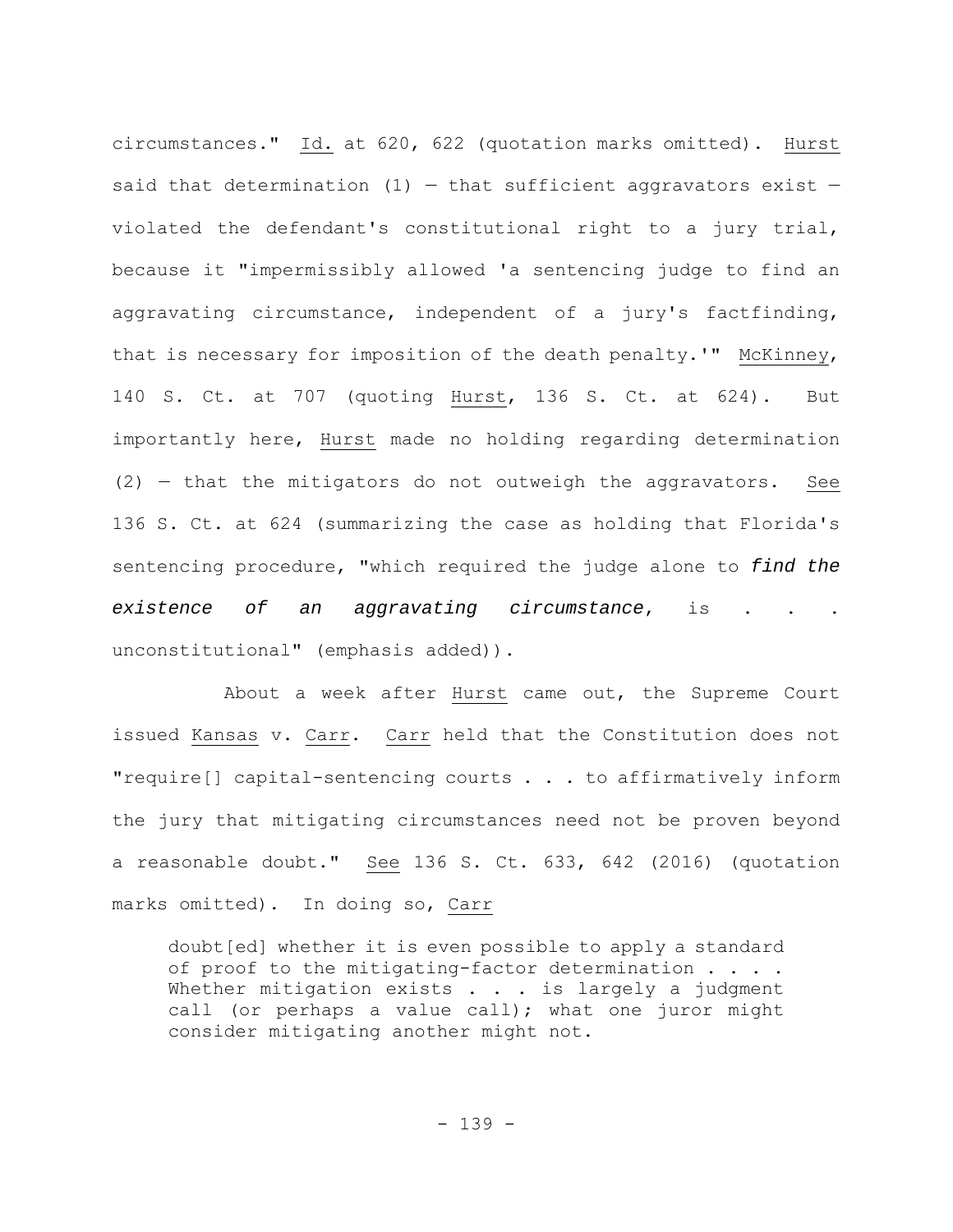circumstances." Id. at 620, 622 (quotation marks omitted). Hurst said that determination (1) — that sufficient aggravators exist — violated the defendant's constitutional right to a jury trial, because it "impermissibly allowed 'a sentencing judge to find an aggravating circumstance, independent of a jury's factfinding, that is necessary for imposition of the death penalty.'" McKinney, 140 S. Ct. at 707 (quoting Hurst, 136 S. Ct. at 624). But importantly here, Hurst made no holding regarding determination (2) — that the mitigators do not outweigh the aggravators. See 136 S. Ct. at 624 (summarizing the case as holding that Florida's sentencing procedure, "which required the judge alone to ***find the existence of an aggravating circumstance***, is . . . unconstitutional" (emphasis added)).

About a week after Hurst came out, the Supreme Court issued Kansas v. Carr. Carr held that the Constitution does not "require[] capital-sentencing courts . . . to affirmatively inform the jury that mitigating circumstances need not be proven beyond a reasonable doubt." See 136 S. Ct. 633, 642 (2016) (quotation marks omitted). In doing so, Carr

> doubt[ed] whether it is even possible to apply a standard of proof to the mitigating-factor determination . . . . Whether mitigation exists . . . is largely a judgment call (or perhaps a value call); what one juror might consider mitigating another might not.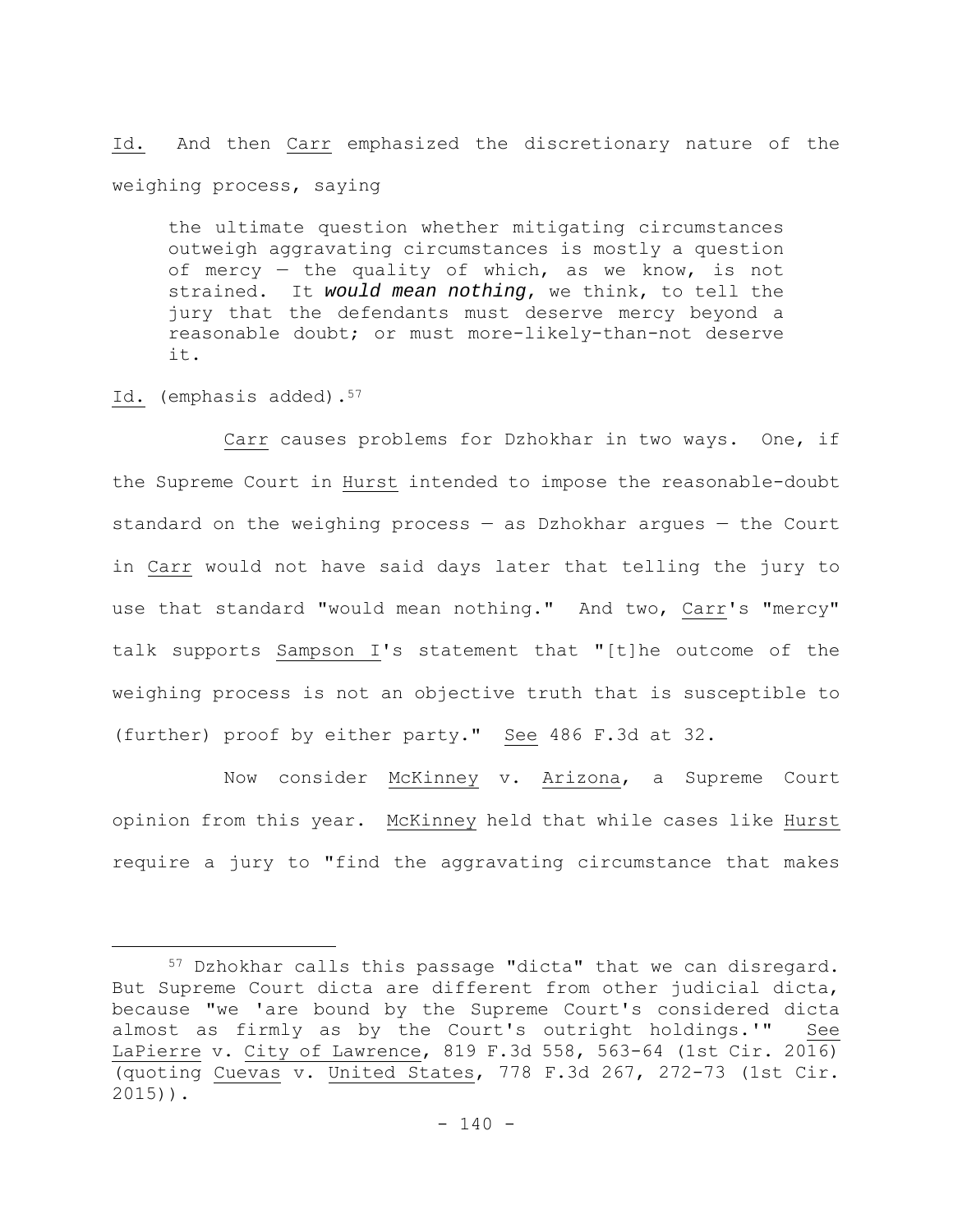Id. And then Carr emphasized the discretionary nature of the weighing process, saying

> the ultimate question whether mitigating circumstances outweigh aggravating circumstances is mostly a question of mercy — the quality of which, as we know, is not strained. It ***would mean nothing***, we think, to tell the jury that the defendants must deserve mercy beyond a reasonable doubt; or must more-likely-than-not deserve it.

Id. (emphasis added).[57]

Carr causes problems for Dzhokhar in two ways. One, if the Supreme Court in Hurst intended to impose the reasonable-doubt standard on the weighing process — as Dzhokhar argues — the Court in Carr would not have said days later that telling the jury to use that standard "would mean nothing." And two, Carr's "mercy" talk supports Sampson I's statement that "[t]he outcome of the weighing process is not an objective truth that is susceptible to (further) proof by either party." See 486 F.3d at 32.

Now consider McKinney v. Arizona, a Supreme Court opinion from this year. McKinney held that while cases like Hurst require a jury to "find the aggravating circumstance that makes

---

[57] Dzhokhar calls this passage "dicta" that we can disregard. But Supreme Court dicta are different from other judicial dicta, because "we 'are bound by the Supreme Court's considered dicta almost as firmly as by the Court's outright holdings.'" See LaPierre v. City of Lawrence, 819 F.3d 558, 563-64 (1st Cir. 2016) (quoting Cuevas v. United States, 778 F.3d 267, 272-73 (1st Cir. 2015)).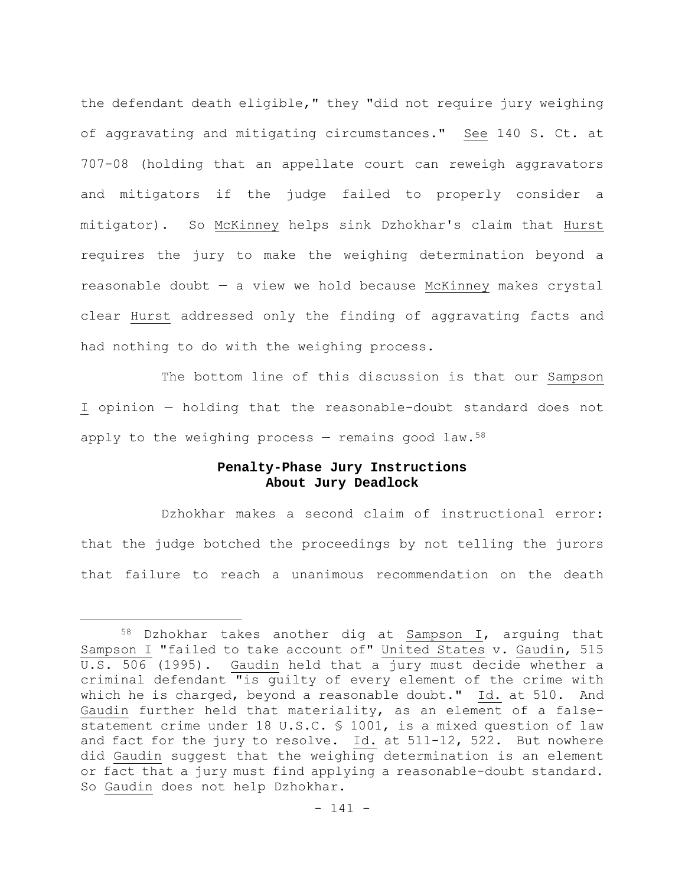the defendant death eligible," they "did not require jury weighing of aggravating and mitigating circumstances." See 140 S. Ct. at 707-08 (holding that an appellate court can reweigh aggravators and mitigators if the judge failed to properly consider a mitigator). So McKinney helps sink Dzhokhar's claim that Hurst requires the jury to make the weighing determination beyond a reasonable doubt — a view we hold because McKinney makes crystal clear Hurst addressed only the finding of aggravating facts and had nothing to do with the weighing process.

The bottom line of this discussion is that our Sampson I opinion — holding that the reasonable-doubt standard does not apply to the weighing process — remains good law.[58]

**Penalty-Phase Jury Instructions About Jury Deadlock**

Dzhokhar makes a second claim of instructional error: that the judge botched the proceedings by not telling the jurors that failure to reach a unanimous recommendation on the death

[58] Dzhokhar takes another dig at Sampson I, arguing that Sampson I "failed to take account of" United States v. Gaudin, 515 U.S. 506 (1995). Gaudin held that a jury must decide whether a criminal defendant "is guilty of every element of the crime with which he is charged, beyond a reasonable doubt." Id. at 510. And Gaudin further held that materiality, as an element of a false-statement crime under 18 U.S.C. § 1001, is a mixed question of law and fact for the jury to resolve. Id. at 511-12, 522. But nowhere did Gaudin suggest that the weighing determination is an element or fact that a jury must find applying a reasonable-doubt standard. So Gaudin does not help Dzhokhar.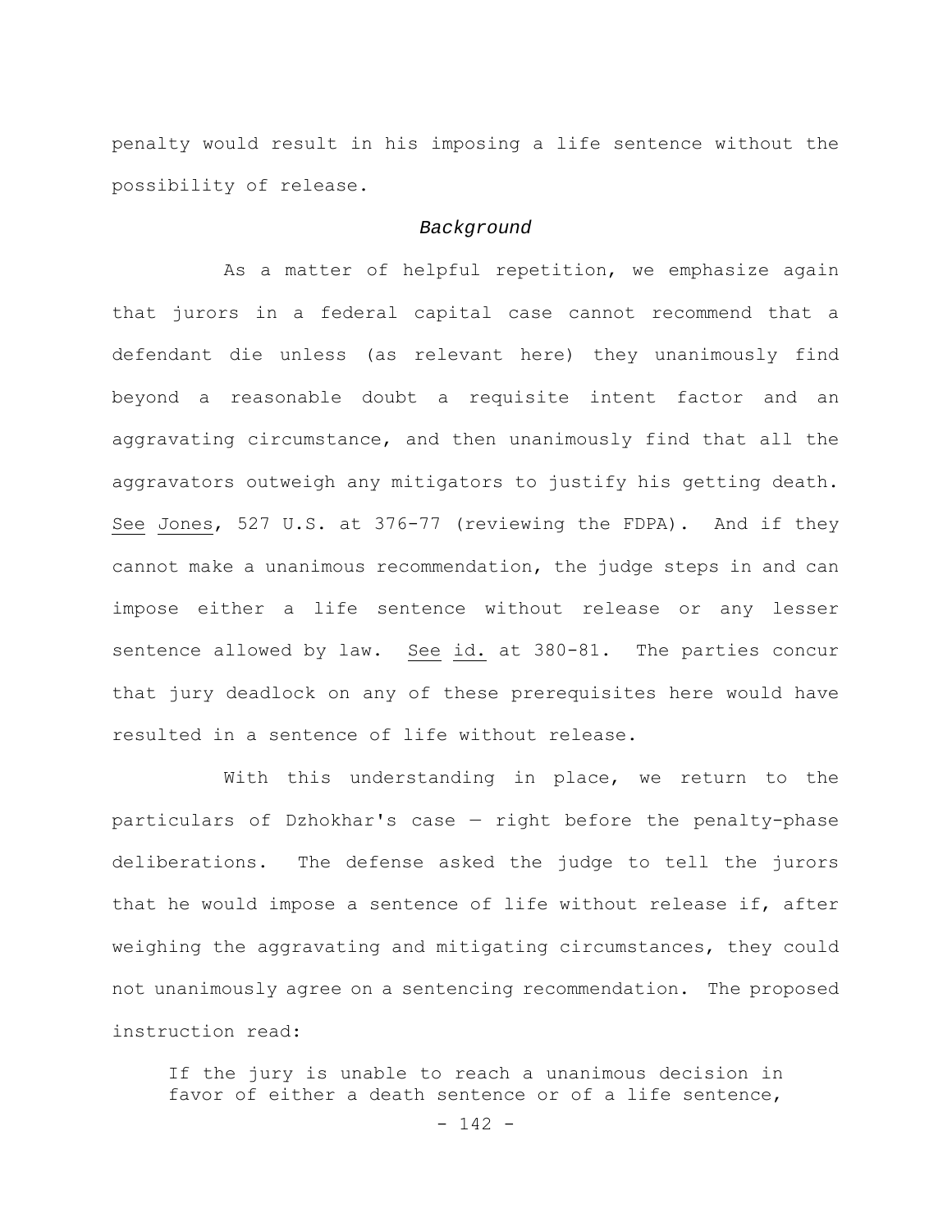penalty would result in his imposing a life sentence without the possibility of release.

### *Background*

As a matter of helpful repetition, we emphasize again that jurors in a federal capital case cannot recommend that a defendant die unless (as relevant here) they unanimously find beyond a reasonable doubt a requisite intent factor and an aggravating circumstance, and then unanimously find that all the aggravators outweigh any mitigators to justify his getting death. See Jones, 527 U.S. at 376-77 (reviewing the FDPA). And if they cannot make a unanimous recommendation, the judge steps in and can impose either a life sentence without release or any lesser sentence allowed by law. See id. at 380-81. The parties concur that jury deadlock on any of these prerequisites here would have resulted in a sentence of life without release.

With this understanding in place, we return to the particulars of Dzhokhar's case — right before the penalty-phase deliberations. The defense asked the judge to tell the jurors that he would impose a sentence of life without release if, after weighing the aggravating and mitigating circumstances, they could not unanimously agree on a sentencing recommendation. The proposed instruction read:

> If the jury is unable to reach a unanimous decision in favor of either a death sentence or of a life sentence,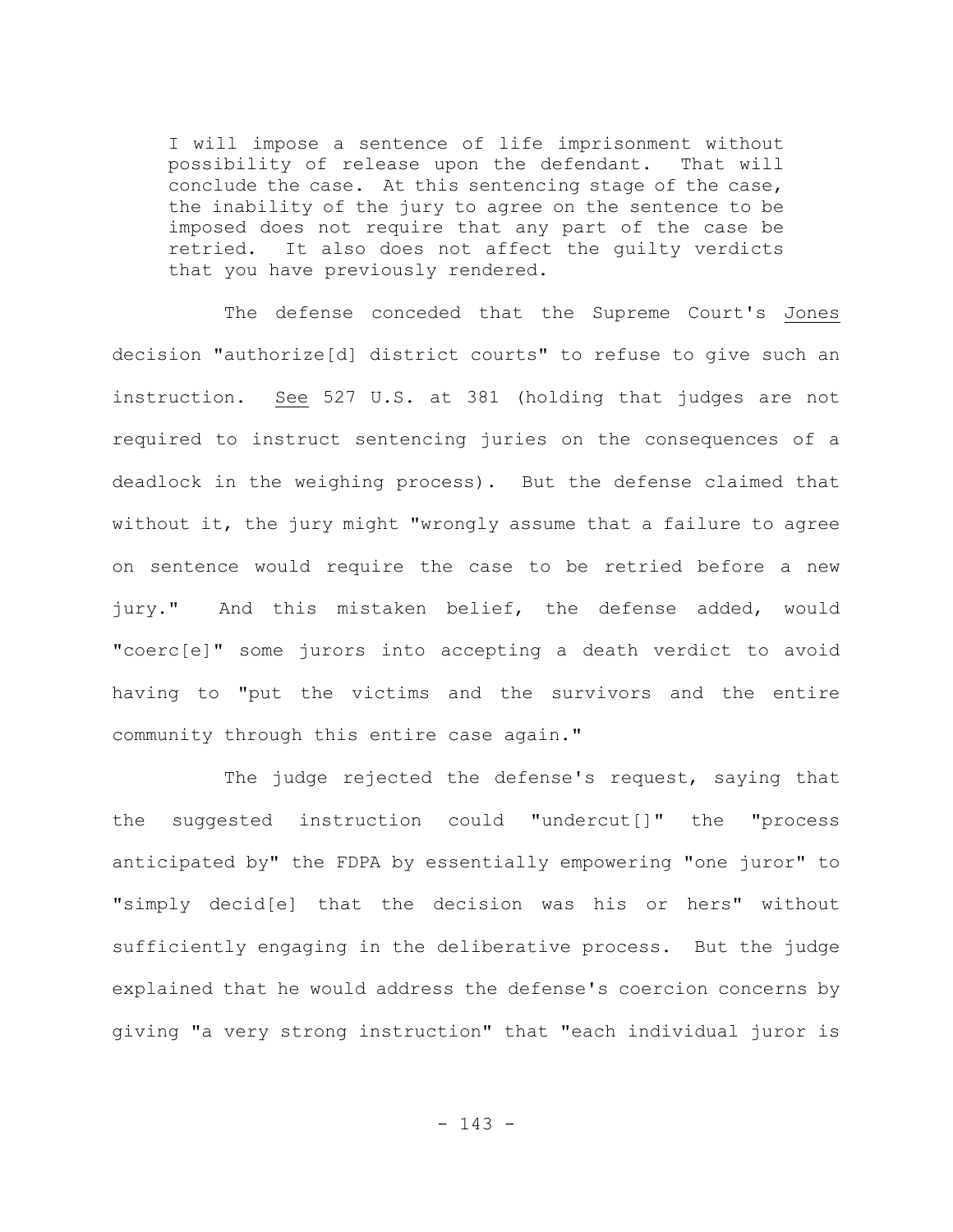> I will impose a sentence of life imprisonment without possibility of release upon the defendant. That will conclude the case. At this sentencing stage of the case, the inability of the jury to agree on the sentence to be imposed does not require that any part of the case be retried. It also does not affect the guilty verdicts that you have previously rendered.

The defense conceded that the Supreme Court's Jones decision "authorize[d] district courts" to refuse to give such an instruction. See 527 U.S. at 381 (holding that judges are not required to instruct sentencing juries on the consequences of a deadlock in the weighing process). But the defense claimed that without it, the jury might "wrongly assume that a failure to agree on sentence would require the case to be retried before a new jury." And this mistaken belief, the defense added, would "coerc[e]" some jurors into accepting a death verdict to avoid having to "put the victims and the survivors and the entire community through this entire case again."

The judge rejected the defense's request, saying that the suggested instruction could "undercut[]" the "process anticipated by" the FDPA by essentially empowering "one juror" to "simply decid[e] that the decision was his or hers" without sufficiently engaging in the deliberative process. But the judge explained that he would address the defense's coercion concerns by giving "a very strong instruction" that "each individual juror is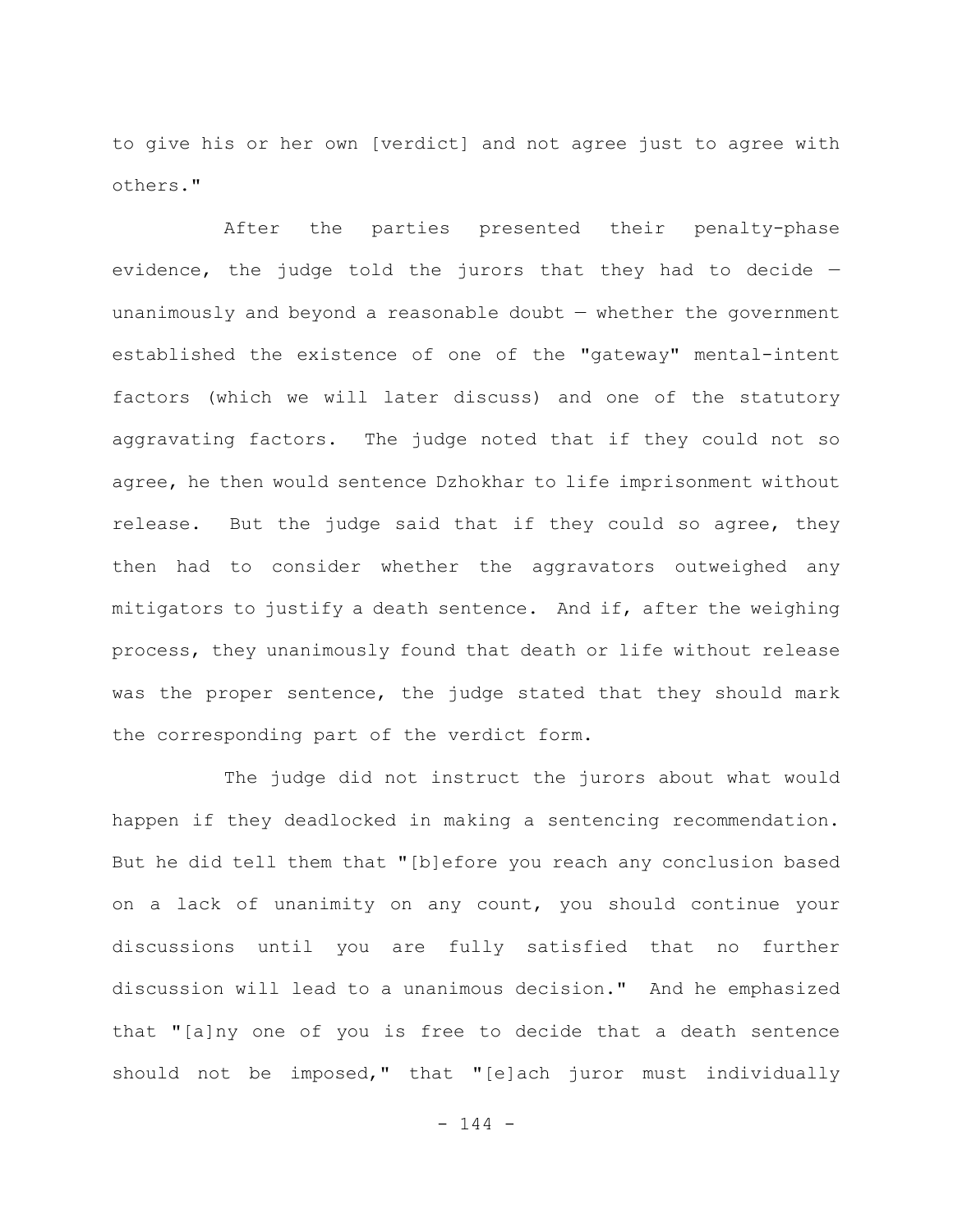to give his or her own [verdict] and not agree just to agree with others."

After the parties presented their penalty-phase evidence, the judge told the jurors that they had to decide — unanimously and beyond a reasonable doubt — whether the government established the existence of one of the "gateway" mental-intent factors (which we will later discuss) and one of the statutory aggravating factors. The judge noted that if they could not so agree, he then would sentence Dzhokhar to life imprisonment without release. But the judge said that if they could so agree, they then had to consider whether the aggravators outweighed any mitigators to justify a death sentence. And if, after the weighing process, they unanimously found that death or life without release was the proper sentence, the judge stated that they should mark the corresponding part of the verdict form.

The judge did not instruct the jurors about what would happen if they deadlocked in making a sentencing recommendation. But he did tell them that "[b]efore you reach any conclusion based on a lack of unanimity on any count, you should continue your discussions until you are fully satisfied that no further discussion will lead to a unanimous decision." And he emphasized that "[a]ny one of you is free to decide that a death sentence should not be imposed," that "[e]ach juror must individually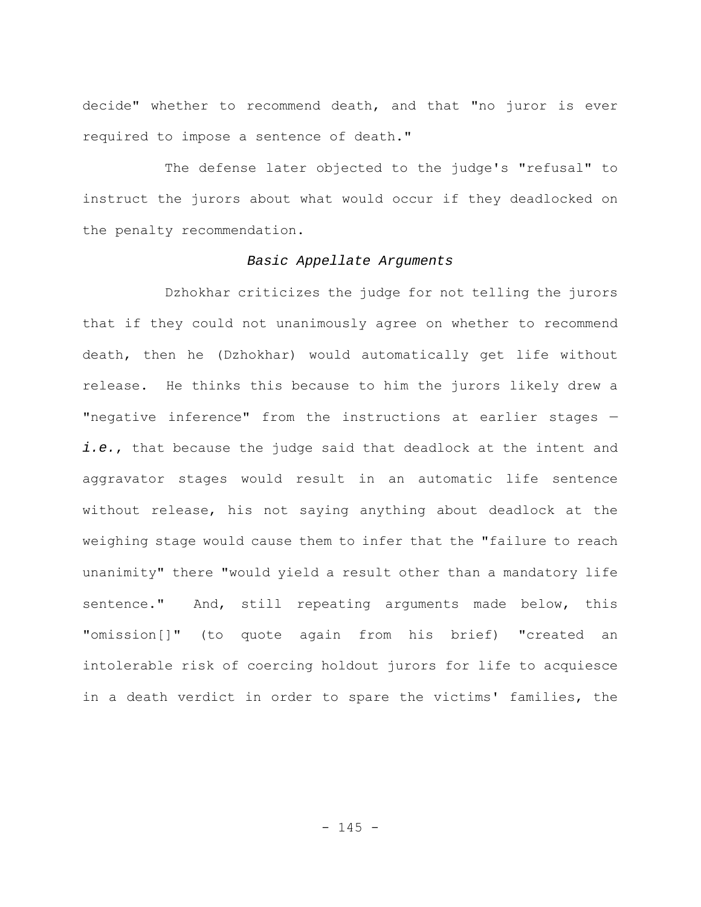decide" whether to recommend death, and that "no juror is ever required to impose a sentence of death."

The defense later objected to the judge's "refusal" to instruct the jurors about what would occur if they deadlocked on the penalty recommendation.

*Basic Appellate Arguments*

Dzhokhar criticizes the judge for not telling the jurors that if they could not unanimously agree on whether to recommend death, then he (Dzhokhar) would automatically get life without release. He thinks this because to him the jurors likely drew a "negative inference" from the instructions at earlier stages — ***i.e.***, that because the judge said that deadlock at the intent and aggravator stages would result in an automatic life sentence without release, his not saying anything about deadlock at the weighing stage would cause them to infer that the "failure to reach unanimity" there "would yield a result other than a mandatory life sentence." And, still repeating arguments made below, this "omission[]" (to quote again from his brief) "created an intolerable risk of coercing holdout jurors for life to acquiesce in a death verdict in order to spare the victims' families, the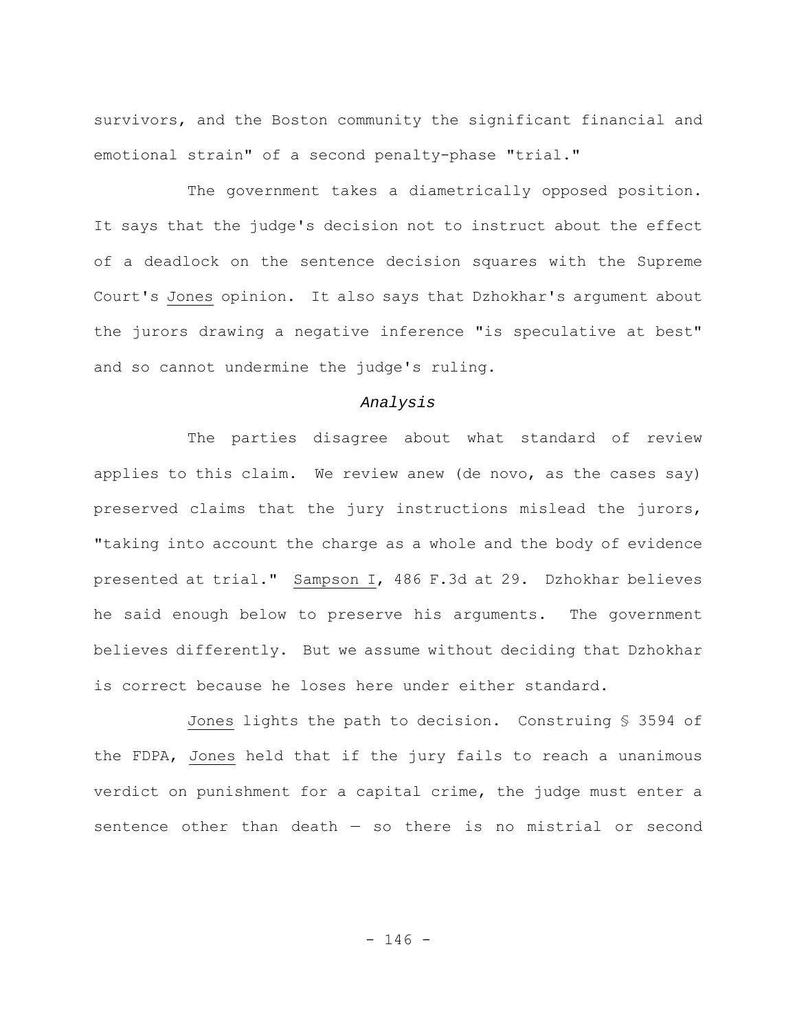survivors, and the Boston community the significant financial and emotional strain" of a second penalty-phase "trial."

The government takes a diametrically opposed position. It says that the judge's decision not to instruct about the effect of a deadlock on the sentence decision squares with the Supreme Court's Jones opinion. It also says that Dzhokhar's argument about the jurors drawing a negative inference "is speculative at best" and so cannot undermine the judge's ruling.

*Analysis*

The parties disagree about what standard of review applies to this claim. We review anew (de novo, as the cases say) preserved claims that the jury instructions mislead the jurors, "taking into account the charge as a whole and the body of evidence presented at trial." Sampson I, 486 F.3d at 29. Dzhokhar believes he said enough below to preserve his arguments. The government believes differently. But we assume without deciding that Dzhokhar is correct because he loses here under either standard.

Jones lights the path to decision. Construing § 3594 of the FDPA, Jones held that if the jury fails to reach a unanimous verdict on punishment for a capital crime, the judge must enter a sentence other than death — so there is no mistrial or second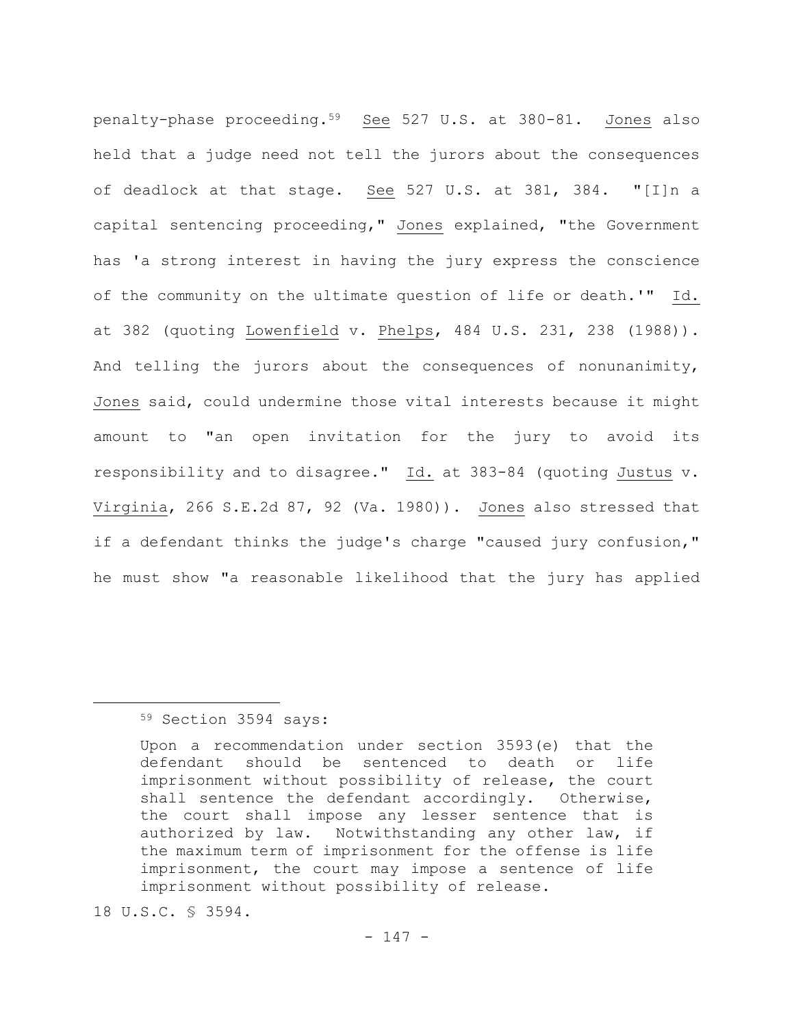penalty-phase proceeding.[59] See 527 U.S. at 380-81. Jones also held that a judge need not tell the jurors about the consequences of deadlock at that stage. See 527 U.S. at 381, 384. "[I]n a capital sentencing proceeding," Jones explained, "the Government has 'a strong interest in having the jury express the conscience of the community on the ultimate question of life or death.'" Id. at 382 (quoting Lowenfield v. Phelps, 484 U.S. 231, 238 (1988)). And telling the jurors about the consequences of nonunanimity, Jones said, could undermine those vital interests because it might amount to "an open invitation for the jury to avoid its responsibility and to disagree." Id. at 383-84 (quoting Justus v. Virginia, 266 S.E.2d 87, 92 (Va. 1980)). Jones also stressed that if a defendant thinks the judge's charge "caused jury confusion," he must show "a reasonable likelihood that the jury has applied

---

[59] Section 3594 says:

> Upon a recommendation under section 3593(e) that the defendant should be sentenced to death or life imprisonment without possibility of release, the court shall sentence the defendant accordingly. Otherwise, the court shall impose any lesser sentence that is authorized by law. Notwithstanding any other law, if the maximum term of imprisonment for the offense is life imprisonment, the court may impose a sentence of life imprisonment without possibility of release.

18 U.S.C. § 3594.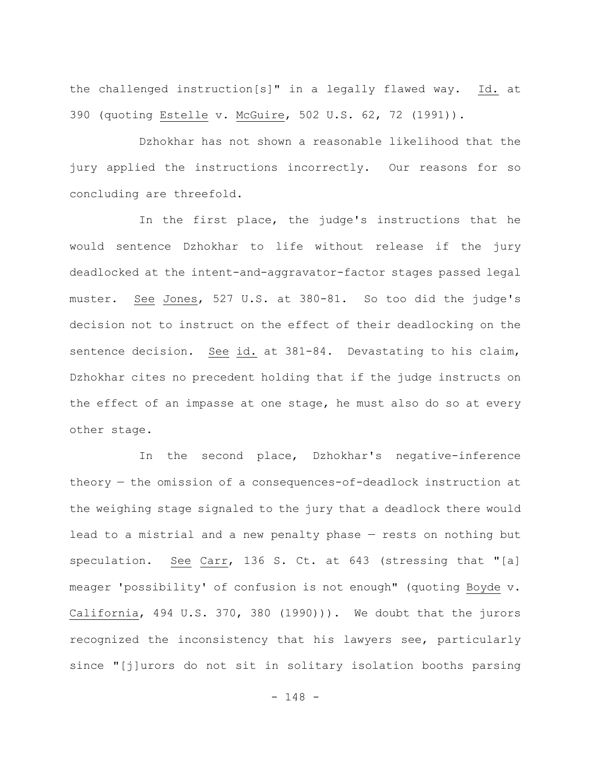the challenged instruction[s]" in a legally flawed way. Id. at 390 (quoting Estelle v. McGuire, 502 U.S. 62, 72 (1991)).

Dzhokhar has not shown a reasonable likelihood that the jury applied the instructions incorrectly. Our reasons for so concluding are threefold.

In the first place, the judge's instructions that he would sentence Dzhokhar to life without release if the jury deadlocked at the intent-and-aggravator-factor stages passed legal muster. See Jones, 527 U.S. at 380-81. So too did the judge's decision not to instruct on the effect of their deadlocking on the sentence decision. See id. at 381-84. Devastating to his claim, Dzhokhar cites no precedent holding that if the judge instructs on the effect of an impasse at one stage, he must also do so at every other stage.

In the second place, Dzhokhar's negative-inference theory — the omission of a consequences-of-deadlock instruction at the weighing stage signaled to the jury that a deadlock there would lead to a mistrial and a new penalty phase — rests on nothing but speculation. See Carr, 136 S. Ct. at 643 (stressing that "[a] meager 'possibility' of confusion is not enough" (quoting Boyde v. California, 494 U.S. 370, 380 (1990))). We doubt that the jurors recognized the inconsistency that his lawyers see, particularly since "[j]urors do not sit in solitary isolation booths parsing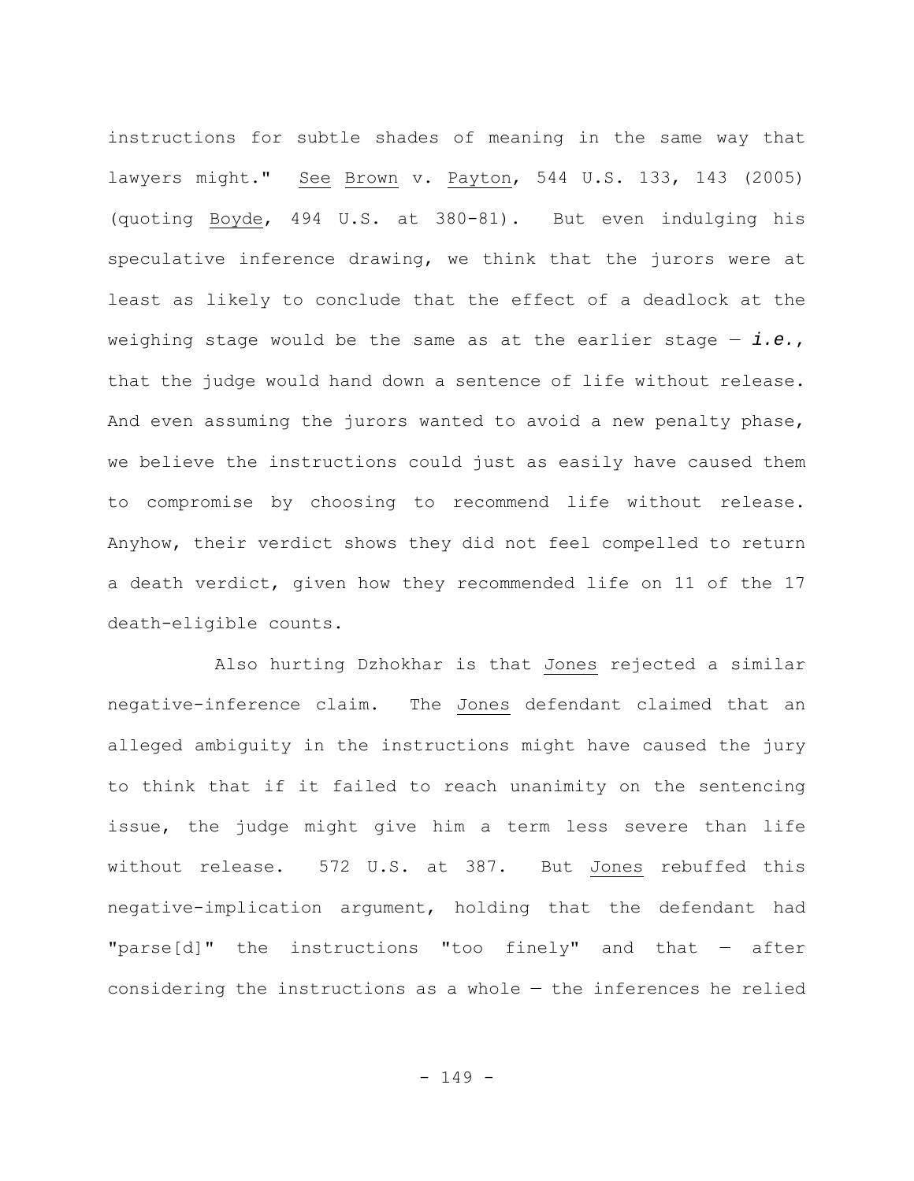instructions for subtle shades of meaning in the same way that lawyers might." See Brown v. Payton, 544 U.S. 133, 143 (2005) (quoting Boyde, 494 U.S. at 380-81). But even indulging his speculative inference drawing, we think that the jurors were at least as likely to conclude that the effect of a deadlock at the weighing stage would be the same as at the earlier stage — *i.e.*, that the judge would hand down a sentence of life without release. And even assuming the jurors wanted to avoid a new penalty phase, we believe the instructions could just as easily have caused them to compromise by choosing to recommend life without release. Anyhow, their verdict shows they did not feel compelled to return a death verdict, given how they recommended life on 11 of the 17 death-eligible counts.

Also hurting Dzhokhar is that Jones rejected a similar negative-inference claim. The Jones defendant claimed that an alleged ambiguity in the instructions might have caused the jury to think that if it failed to reach unanimity on the sentencing issue, the judge might give him a term less severe than life without release. 572 U.S. at 387. But Jones rebuffed this negative-implication argument, holding that the defendant had "parse[d]" the instructions "too finely" and that — after considering the instructions as a whole — the inferences he relied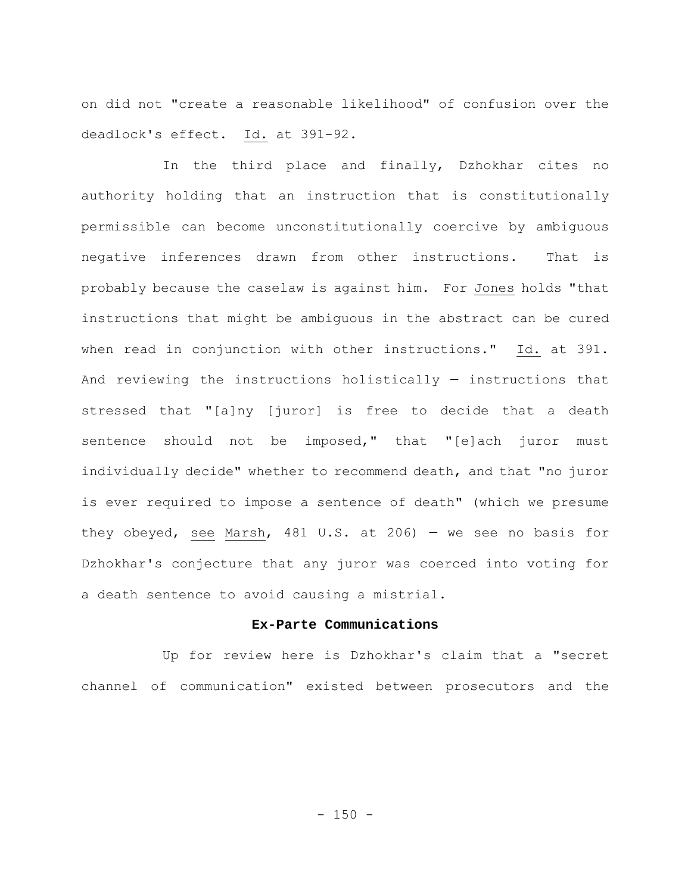on did not "create a reasonable likelihood" of confusion over the deadlock's effect. Id. at 391-92.

In the third place and finally, Dzhokhar cites no authority holding that an instruction that is constitutionally permissible can become unconstitutionally coercive by ambiguous negative inferences drawn from other instructions. That is probably because the caselaw is against him. For Jones holds "that instructions that might be ambiguous in the abstract can be cured when read in conjunction with other instructions." Id. at 391. And reviewing the instructions holistically — instructions that stressed that "[a]ny [juror] is free to decide that a death sentence should not be imposed," that "[e]ach juror must individually decide" whether to recommend death, and that "no juror is ever required to impose a sentence of death" (which we presume they obeyed, see Marsh, 481 U.S. at 206) — we see no basis for Dzhokhar's conjecture that any juror was coerced into voting for a death sentence to avoid causing a mistrial.

### Ex-Parte Communications

Up for review here is Dzhokhar's claim that a "secret channel of communication" existed between prosecutors and the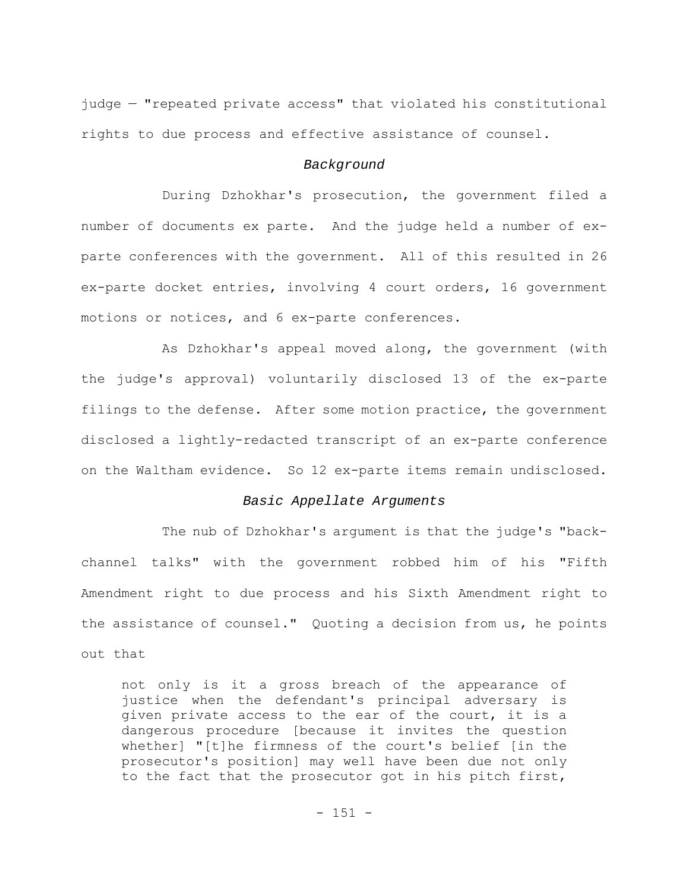judge — "repeated private access" that violated his constitutional rights to due process and effective assistance of counsel.

*Background*

During Dzhokhar's prosecution, the government filed a number of documents ex parte. And the judge held a number of ex-parte conferences with the government. All of this resulted in 26 ex-parte docket entries, involving 4 court orders, 16 government motions or notices, and 6 ex-parte conferences.

As Dzhokhar's appeal moved along, the government (with the judge's approval) voluntarily disclosed 13 of the ex-parte filings to the defense. After some motion practice, the government disclosed a lightly-redacted transcript of an ex-parte conference on the Waltham evidence. So 12 ex-parte items remain undisclosed.

*Basic Appellate Arguments*

The nub of Dzhokhar's argument is that the judge's "back-channel talks" with the government robbed him of his "Fifth Amendment right to due process and his Sixth Amendment right to the assistance of counsel." Quoting a decision from us, he points out that

> not only is it a gross breach of the appearance of justice when the defendant's principal adversary is given private access to the ear of the court, it is a dangerous procedure [because it invites the question whether] "[t]he firmness of the court's belief [in the prosecutor's position] may well have been due not only to the fact that the prosecutor got in his pitch first,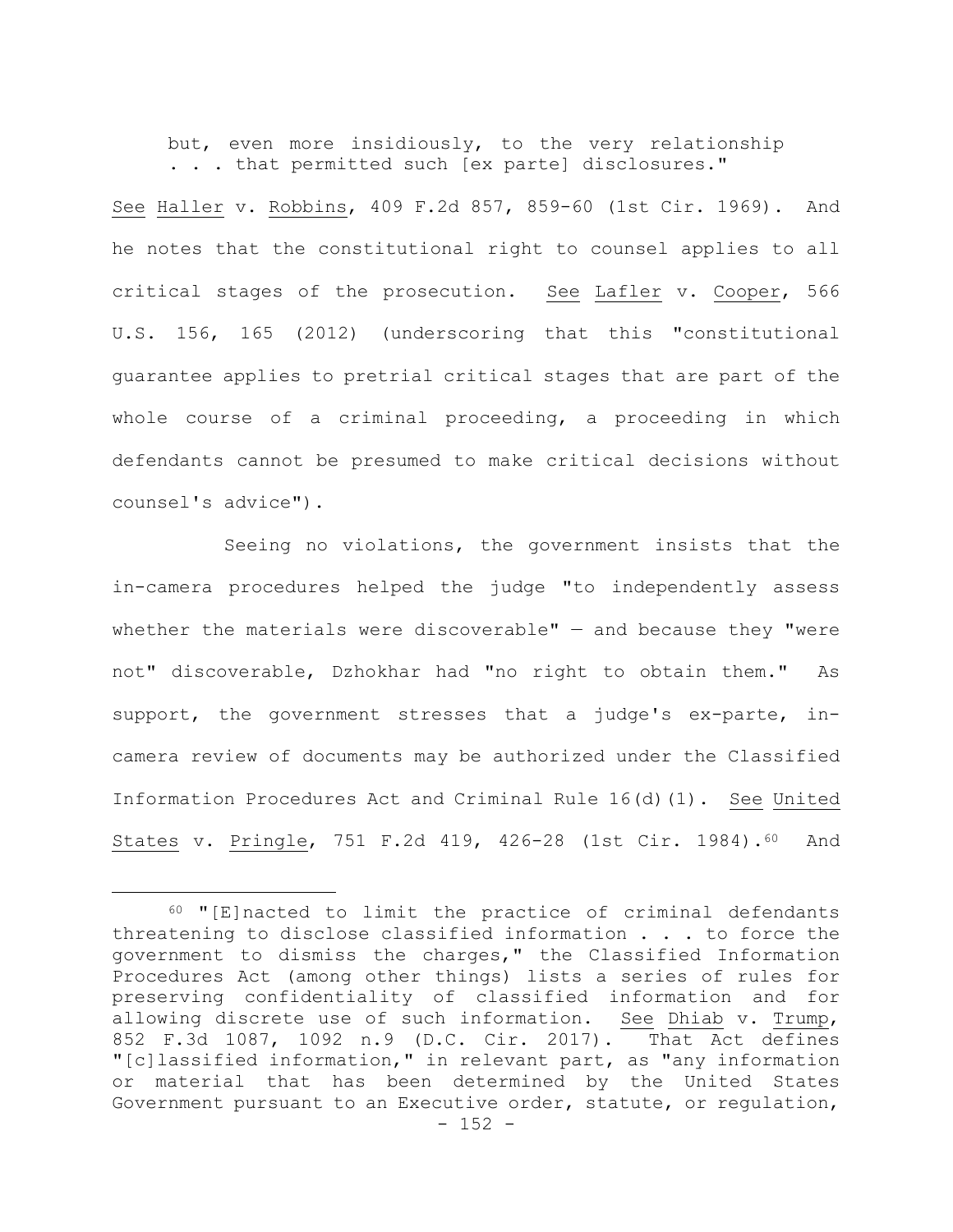> but, even more insidiously, to the very relationship . . . that permitted such [ex parte] disclosures."

See Haller v. Robbins, 409 F.2d 857, 859-60 (1st Cir. 1969). And he notes that the constitutional right to counsel applies to all critical stages of the prosecution. See Lafler v. Cooper, 566 U.S. 156, 165 (2012) (underscoring that this "constitutional guarantee applies to pretrial critical stages that are part of the whole course of a criminal proceeding, a proceeding in which defendants cannot be presumed to make critical decisions without counsel's advice").

Seeing no violations, the government insists that the in-camera procedures helped the judge "to independently assess whether the materials were discoverable" — and because they "were not" discoverable, Dzhokhar had "no right to obtain them." As support, the government stresses that a judge's ex-parte, in-camera review of documents may be authorized under the Classified Information Procedures Act and Criminal Rule 16(d)(1). See United States v. Pringle, 751 F.2d 419, 426-28 (1st Cir. 1984).[60] And

---

[60] "[E]nacted to limit the practice of criminal defendants threatening to disclose classified information . . . to force the government to dismiss the charges," the Classified Information Procedures Act (among other things) lists a series of rules for preserving confidentiality of classified information and for allowing discrete use of such information. See Dhiab v. Trump, 852 F.3d 1087, 1092 n.9 (D.C. Cir. 2017). That Act defines "[c]lassified information," in relevant part, as "any information or material that has been determined by the United States Government pursuant to an Executive order, statute, or regulation,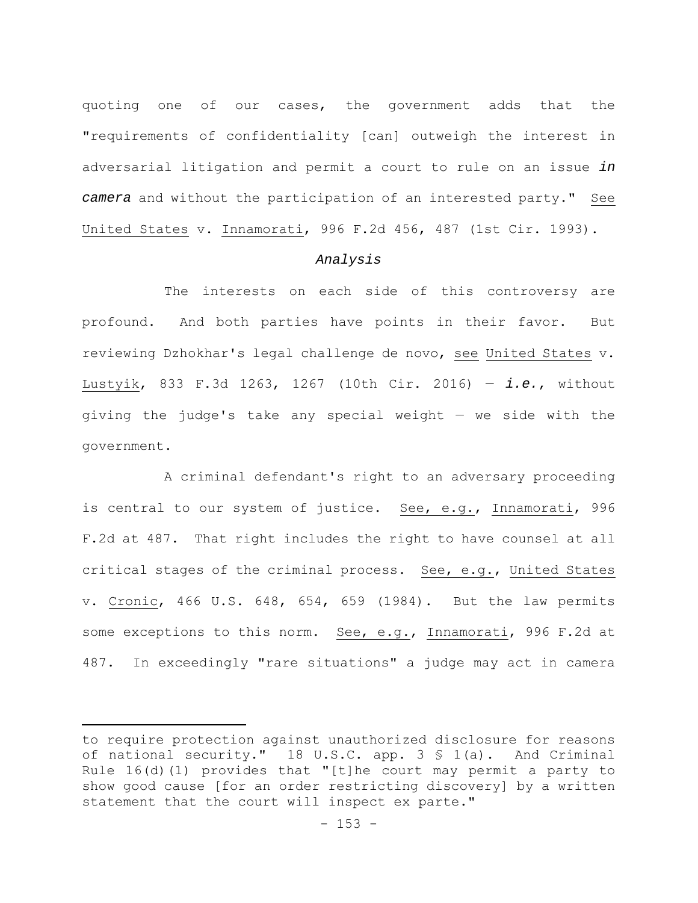quoting one of our cases, the government adds that the "requirements of confidentiality [can] outweigh the interest in adversarial litigation and permit a court to rule on an issue ***in camera*** and without the participation of an interested party." See United States v. Innamorati, 996 F.2d 456, 487 (1st Cir. 1993).

*Analysis*

The interests on each side of this controversy are profound. And both parties have points in their favor. But reviewing Dzhokhar's legal challenge de novo, see United States v. Lustyik, 833 F.3d 1263, 1267 (10th Cir. 2016) — ***i.e.***, without giving the judge's take any special weight — we side with the government.

A criminal defendant's right to an adversary proceeding is central to our system of justice. See, e.g., Innamorati, 996 F.2d at 487. That right includes the right to have counsel at all critical stages of the criminal process. See, e.g., United States v. Cronic, 466 U.S. 648, 654, 659 (1984). But the law permits some exceptions to this norm. See, e.g., Innamorati, 996 F.2d at 487. In exceedingly "rare situations" a judge may act in camera

---

to require protection against unauthorized disclosure for reasons of national security." 18 U.S.C. app. 3 § 1(a). And Criminal Rule 16(d)(1) provides that "[t]he court may permit a party to show good cause [for an order restricting discovery] by a written statement that the court will inspect ex parte."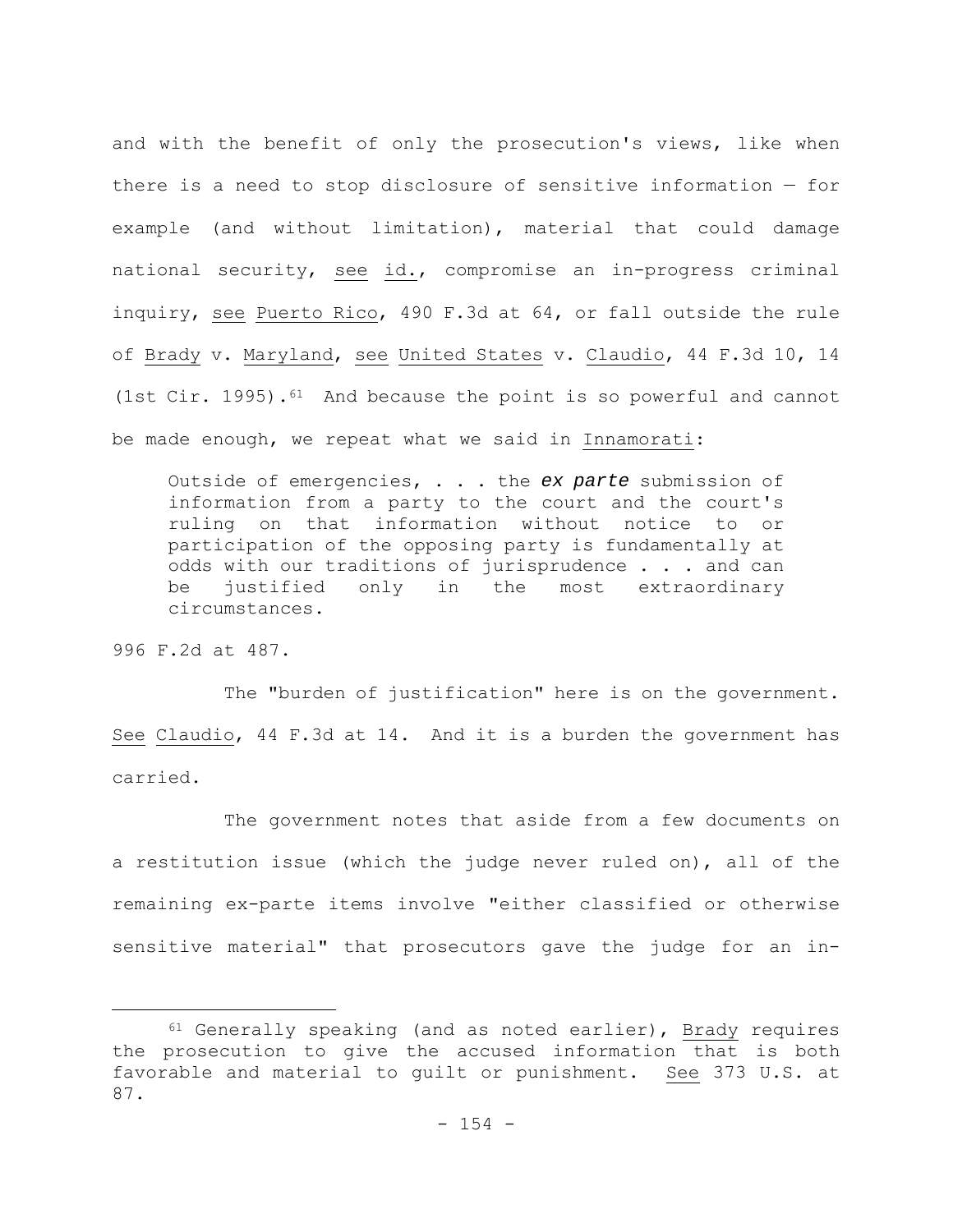and with the benefit of only the prosecution's views, like when there is a need to stop disclosure of sensitive information — for example (and without limitation), material that could damage national security, see id., compromise an in-progress criminal inquiry, see Puerto Rico, 490 F.3d at 64, or fall outside the rule of Brady v. Maryland, see United States v. Claudio, 44 F.3d 10, 14 (1st Cir. 1995).[61] And because the point is so powerful and cannot be made enough, we repeat what we said in Innamorati:

> Outside of emergencies, . . . the ***ex parte*** submission of information from a party to the court and the court's ruling on that information without notice to or participation of the opposing party is fundamentally at odds with our traditions of jurisprudence . . . and can be justified only in the most extraordinary circumstances.

996 F.2d at 487.

The "burden of justification" here is on the government. See Claudio, 44 F.3d at 14. And it is a burden the government has carried.

The government notes that aside from a few documents on a restitution issue (which the judge never ruled on), all of the remaining ex-parte items involve "either classified or otherwise sensitive material" that prosecutors gave the judge for an in-

---

[61] Generally speaking (and as noted earlier), Brady requires the prosecution to give the accused information that is both favorable and material to guilt or punishment. See 373 U.S. at 87.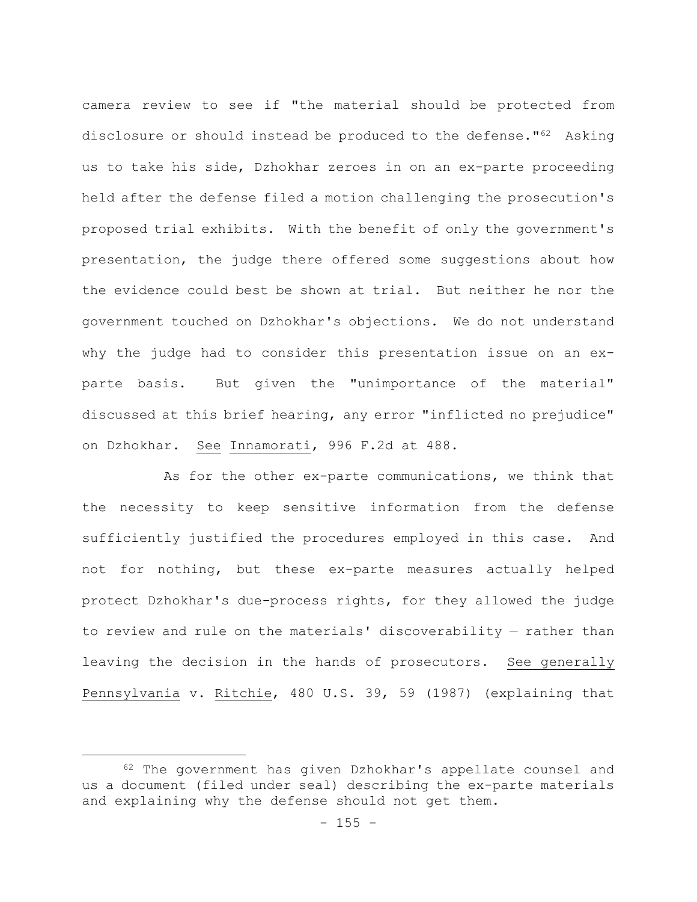camera review to see if "the material should be protected from disclosure or should instead be produced to the defense."[62] Asking us to take his side, Dzhokhar zeroes in on an ex-parte proceeding held after the defense filed a motion challenging the prosecution's proposed trial exhibits. With the benefit of only the government's presentation, the judge there offered some suggestions about how the evidence could best be shown at trial. But neither he nor the government touched on Dzhokhar's objections. We do not understand why the judge had to consider this presentation issue on an ex-parte basis. But given the "unimportance of the material" discussed at this brief hearing, any error "inflicted no prejudice" on Dzhokhar. See Innamorati, 996 F.2d at 488.

As for the other ex-parte communications, we think that the necessity to keep sensitive information from the defense sufficiently justified the procedures employed in this case. And not for nothing, but these ex-parte measures actually helped protect Dzhokhar's due-process rights, for they allowed the judge to review and rule on the materials' discoverability — rather than leaving the decision in the hands of prosecutors. See generally Pennsylvania v. Ritchie, 480 U.S. 39, 59 (1987) (explaining that

---

[62] The government has given Dzhokhar's appellate counsel and us a document (filed under seal) describing the ex-parte materials and explaining why the defense should not get them.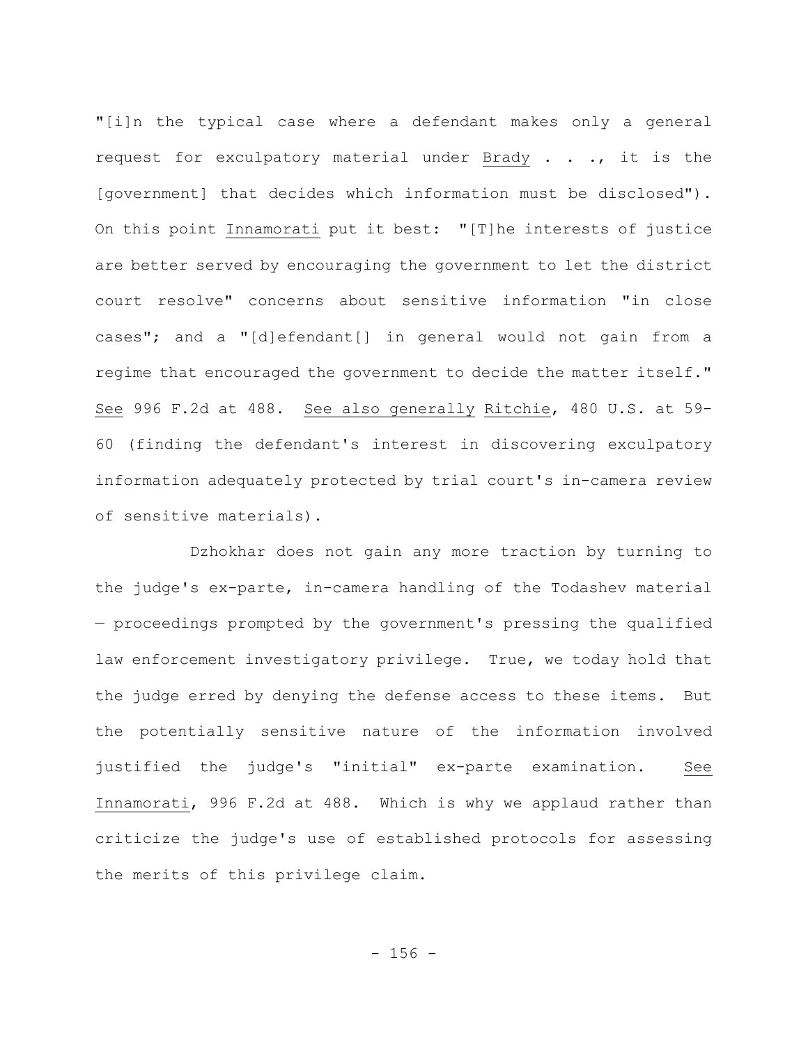"[i]n the typical case where a defendant makes only a general request for exculpatory material under Brady . . ., it is the [government] that decides which information must be disclosed"). On this point Innamorati put it best: "[T]he interests of justice are better served by encouraging the government to let the district court resolve" concerns about sensitive information "in close cases"; and a "[d]efendant[] in general would not gain from a regime that encouraged the government to decide the matter itself." See 996 F.2d at 488. See also generally Ritchie, 480 U.S. at 59-60 (finding the defendant's interest in discovering exculpatory information adequately protected by trial court's in-camera review of sensitive materials).

Dzhokhar does not gain any more traction by turning to the judge's ex-parte, in-camera handling of the Todashev material — proceedings prompted by the government's pressing the qualified law enforcement investigatory privilege. True, we today hold that the judge erred by denying the defense access to these items. But the potentially sensitive nature of the information involved justified the judge's "initial" ex-parte examination. See Innamorati, 996 F.2d at 488. Which is why we applaud rather than criticize the judge's use of established protocols for assessing the merits of this privilege claim.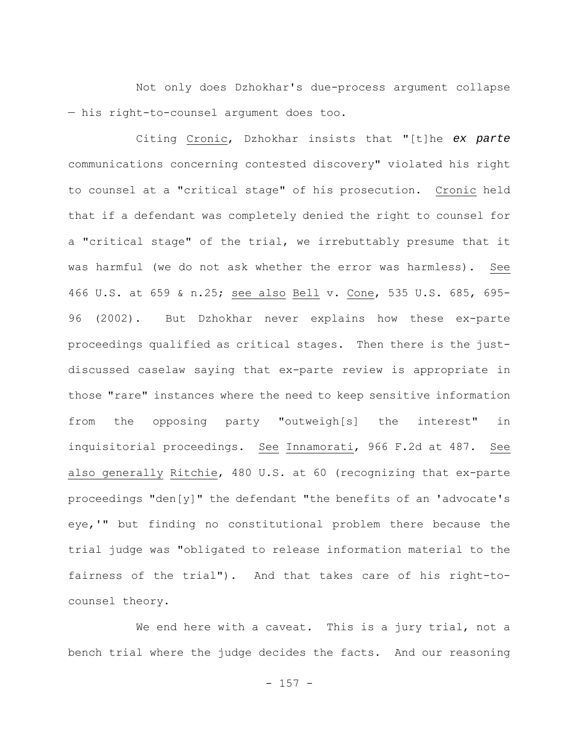Not only does Dzhokhar's due-process argument collapse — his right-to-counsel argument does too.

Citing Cronic, Dzhokhar insists that "[t]he *ex parte* communications concerning contested discovery" violated his right to counsel at a "critical stage" of his prosecution. Cronic held that if a defendant was completely denied the right to counsel for a "critical stage" of the trial, we irrebuttably presume that it was harmful (we do not ask whether the error was harmless). See 466 U.S. at 659 & n.25; see also Bell v. Cone, 535 U.S. 685, 695-96 (2002). But Dzhokhar never explains how these ex-parte proceedings qualified as critical stages. Then there is the just-discussed caselaw saying that ex-parte review is appropriate in those "rare" instances where the need to keep sensitive information from the opposing party "outweigh[s] the interest" in inquisitorial proceedings. See Innamorati, 966 F.2d at 487. See also generally Ritchie, 480 U.S. at 60 (recognizing that ex-parte proceedings "den[y]" the defendant "the benefits of an 'advocate's eye,'" but finding no constitutional problem there because the trial judge was "obligated to release information material to the fairness of the trial"). And that takes care of his right-to-counsel theory.

We end here with a caveat. This is a jury trial, not a bench trial where the judge decides the facts. And our reasoning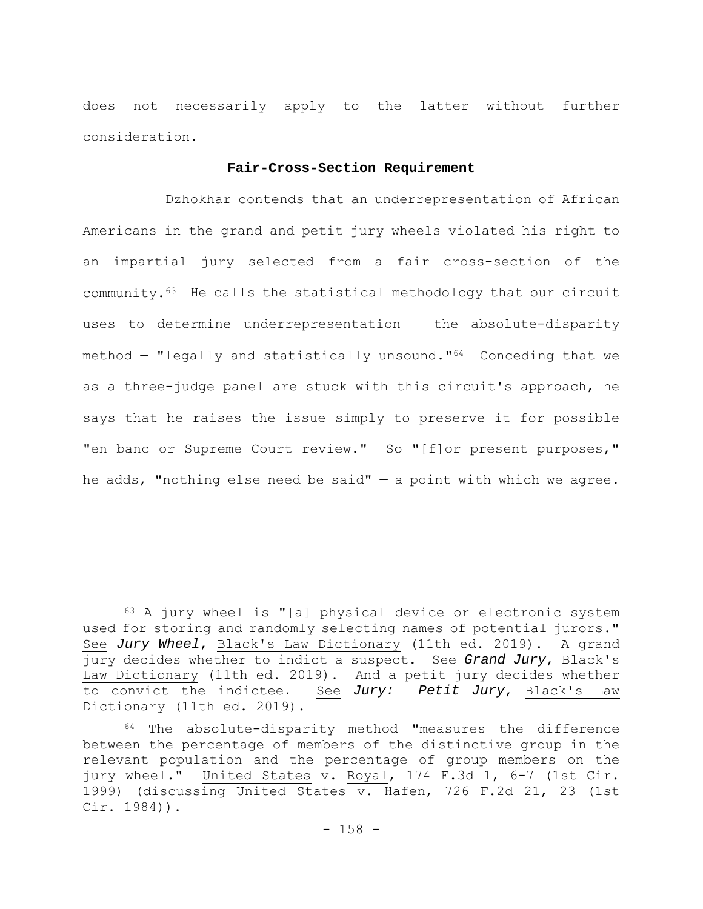does not necessarily apply to the latter without further consideration.

**Fair-Cross-Section Requirement**

Dzhokhar contends that an underrepresentation of African Americans in the grand and petit jury wheels violated his right to an impartial jury selected from a fair cross-section of the community.[63] He calls the statistical methodology that our circuit uses to determine underrepresentation — the absolute-disparity method — "legally and statistically unsound."[64] Conceding that we as a three-judge panel are stuck with this circuit's approach, he says that he raises the issue simply to preserve it for possible "en banc or Supreme Court review." So "[f]or present purposes," he adds, "nothing else need be said" — a point with which we agree.

---

[63] A jury wheel is "[a] physical device or electronic system used for storing and randomly selecting names of potential jurors." See ***Jury Wheel***, Black's Law Dictionary (11th ed. 2019). A grand jury decides whether to indict a suspect. See ***Grand Jury***, Black's Law Dictionary (11th ed. 2019). And a petit jury decides whether to convict the indictee. See ***Jury: Petit Jury***, Black's Law Dictionary (11th ed. 2019).

[64] The absolute-disparity method "measures the difference between the percentage of members of the distinctive group in the relevant population and the percentage of group members on the jury wheel." United States v. Royal, 174 F.3d 1, 6-7 (1st Cir. 1999) (discussing United States v. Hafen, 726 F.2d 21, 23 (1st Cir. 1984)).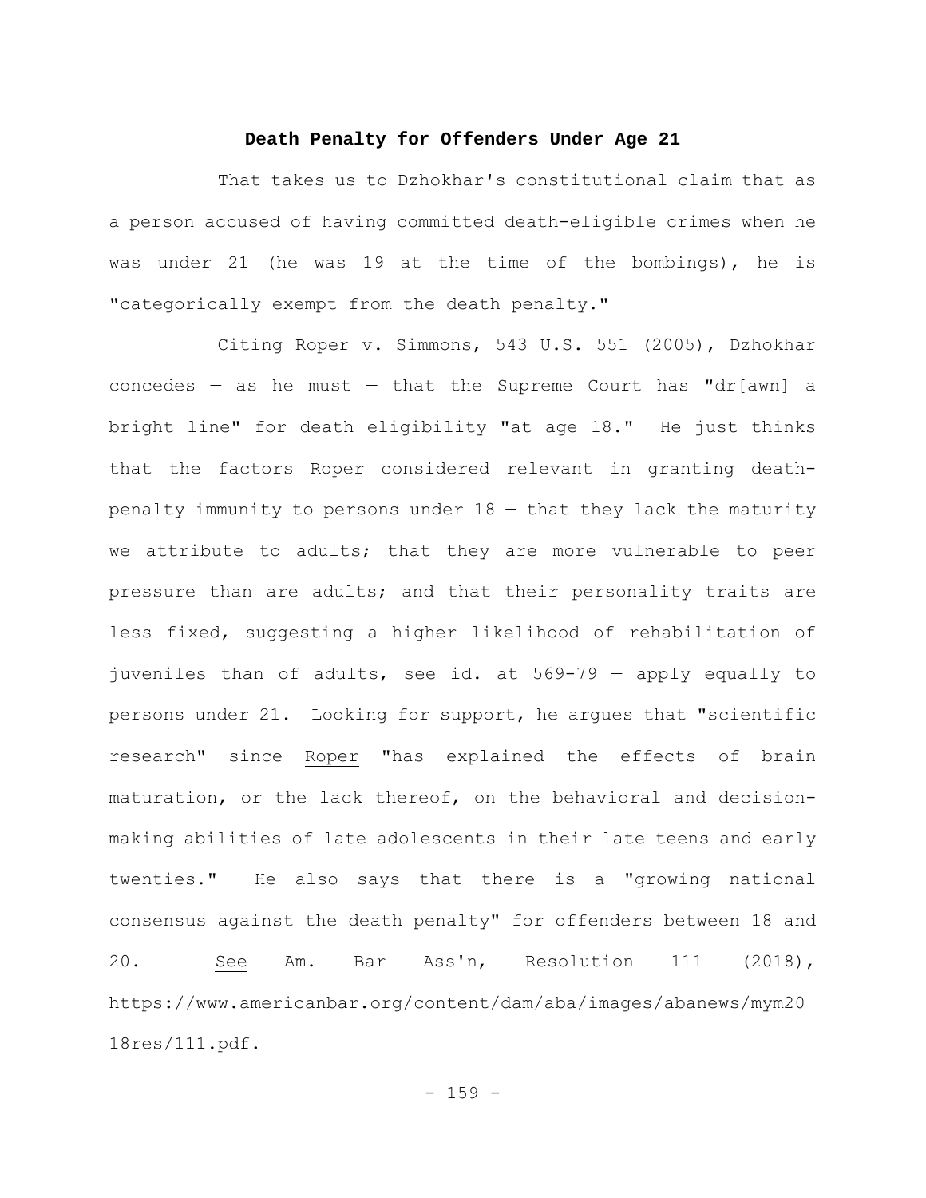## Death Penalty for Offenders Under Age 21

That takes us to Dzhokhar's constitutional claim that as a person accused of having committed death-eligible crimes when he was under 21 (he was 19 at the time of the bombings), he is "categorically exempt from the death penalty."

Citing Roper v. Simmons, 543 U.S. 551 (2005), Dzhokhar concedes — as he must — that the Supreme Court has "dr[awn] a bright line" for death eligibility "at age 18." He just thinks that the factors Roper considered relevant in granting death-penalty immunity to persons under 18 — that they lack the maturity we attribute to adults; that they are more vulnerable to peer pressure than are adults; and that their personality traits are less fixed, suggesting a higher likelihood of rehabilitation of juveniles than of adults, see id. at 569-79 — apply equally to persons under 21. Looking for support, he argues that "scientific research" since Roper "has explained the effects of brain maturation, or the lack thereof, on the behavioral and decision-making abilities of late adolescents in their late teens and early twenties." He also says that there is a "growing national consensus against the death penalty" for offenders between 18 and 20. See Am. Bar Ass'n, Resolution 111 (2018), https://www.americanbar.org/content/dam/aba/images/abanews/mym2018res/111.pdf.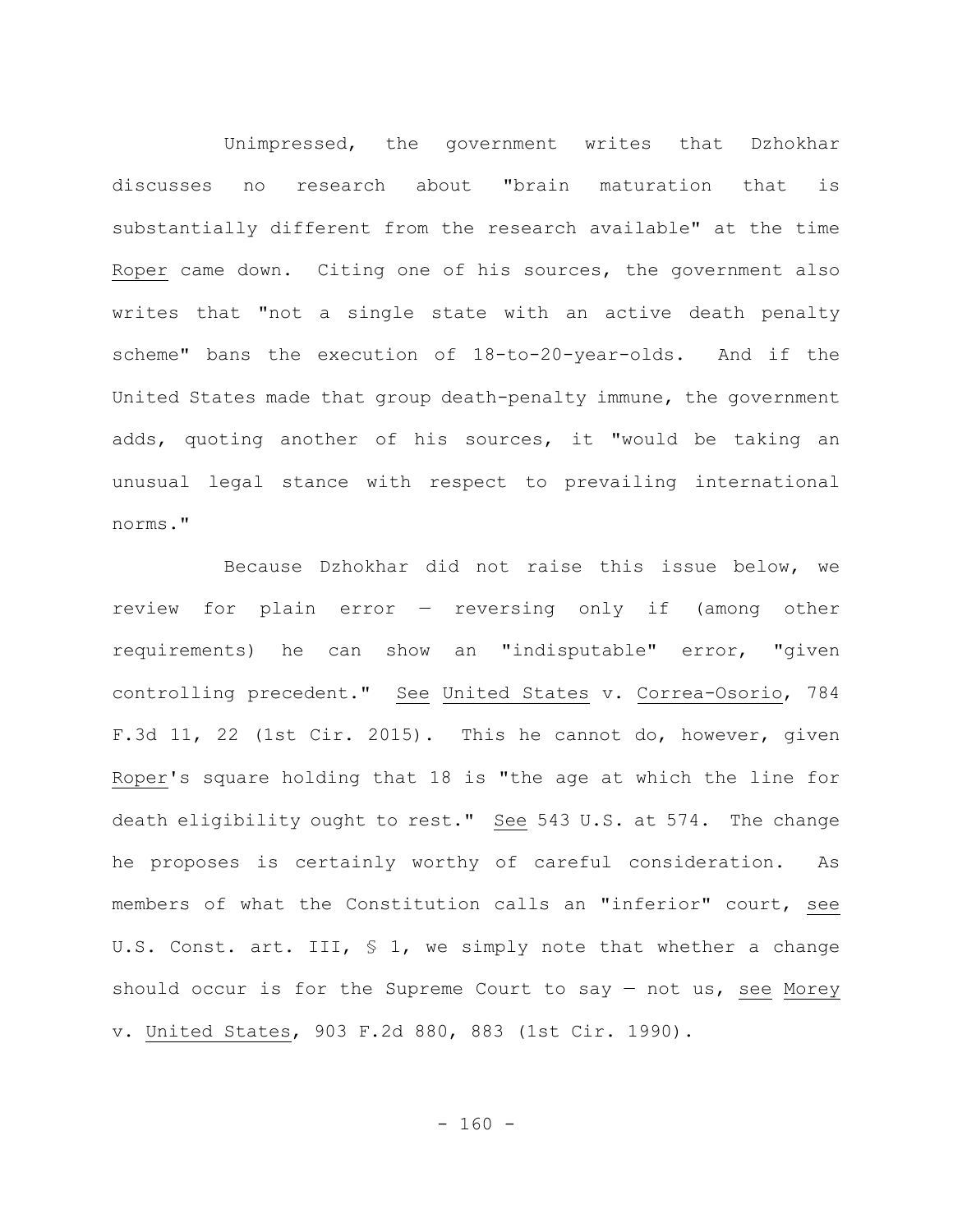Unimpressed, the government writes that Dzhokhar discusses no research about "brain maturation that is substantially different from the research available" at the time Roper came down. Citing one of his sources, the government also writes that "not a single state with an active death penalty scheme" bans the execution of 18-to-20-year-olds. And if the United States made that group death-penalty immune, the government adds, quoting another of his sources, it "would be taking an unusual legal stance with respect to prevailing international norms."

Because Dzhokhar did not raise this issue below, we review for plain error — reversing only if (among other requirements) he can show an "indisputable" error, "given controlling precedent." See United States v. Correa-Osorio, 784 F.3d 11, 22 (1st Cir. 2015). This he cannot do, however, given Roper's square holding that 18 is "the age at which the line for death eligibility ought to rest." See 543 U.S. at 574. The change he proposes is certainly worthy of careful consideration. As members of what the Constitution calls an "inferior" court, see U.S. Const. art. III, § 1, we simply note that whether a change should occur is for the Supreme Court to say — not us, see Morey v. United States, 903 F.2d 880, 883 (1st Cir. 1990).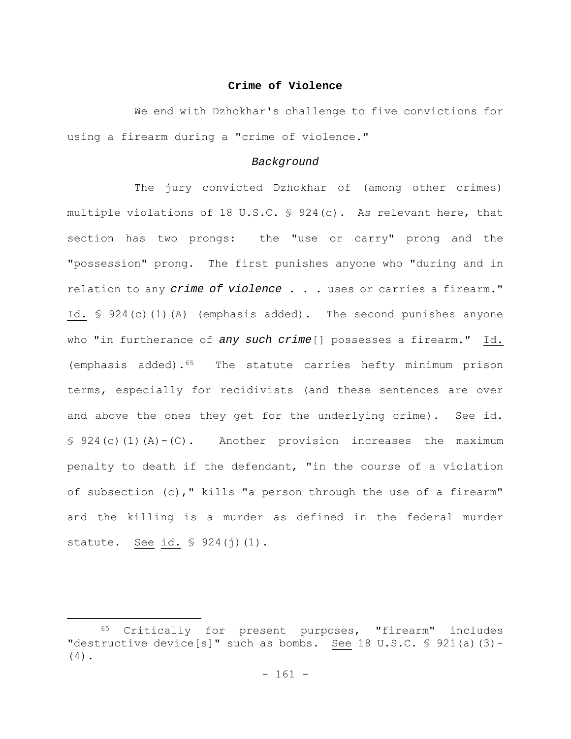## **Crime of Violence**

We end with Dzhokhar's challenge to five convictions for using a firearm during a "crime of violence."

### *Background*

The jury convicted Dzhokhar of (among other crimes) multiple violations of 18 U.S.C. § 924(c). As relevant here, that section has two prongs: the "use or carry" prong and the "possession" prong. The first punishes anyone who "during and in relation to any ***crime of violence*** . . . uses or carries a firearm." Id. § 924(c)(1)(A) (emphasis added). The second punishes anyone who "in furtherance of ***any such crime***[] possesses a firearm." Id. (emphasis added).[65] The statute carries hefty minimum prison terms, especially for recidivists (and these sentences are over and above the ones they get for the underlying crime). See id. § 924(c)(1)(A)-(C). Another provision increases the maximum penalty to death if the defendant, "in the course of a violation of subsection (c)," kills "a person through the use of a firearm" and the killing is a murder as defined in the federal murder statute. See id. § 924(j)(1).

---

[65] Critically for present purposes, "firearm" includes "destructive device[s]" such as bombs. See 18 U.S.C. § 921(a)(3)-(4).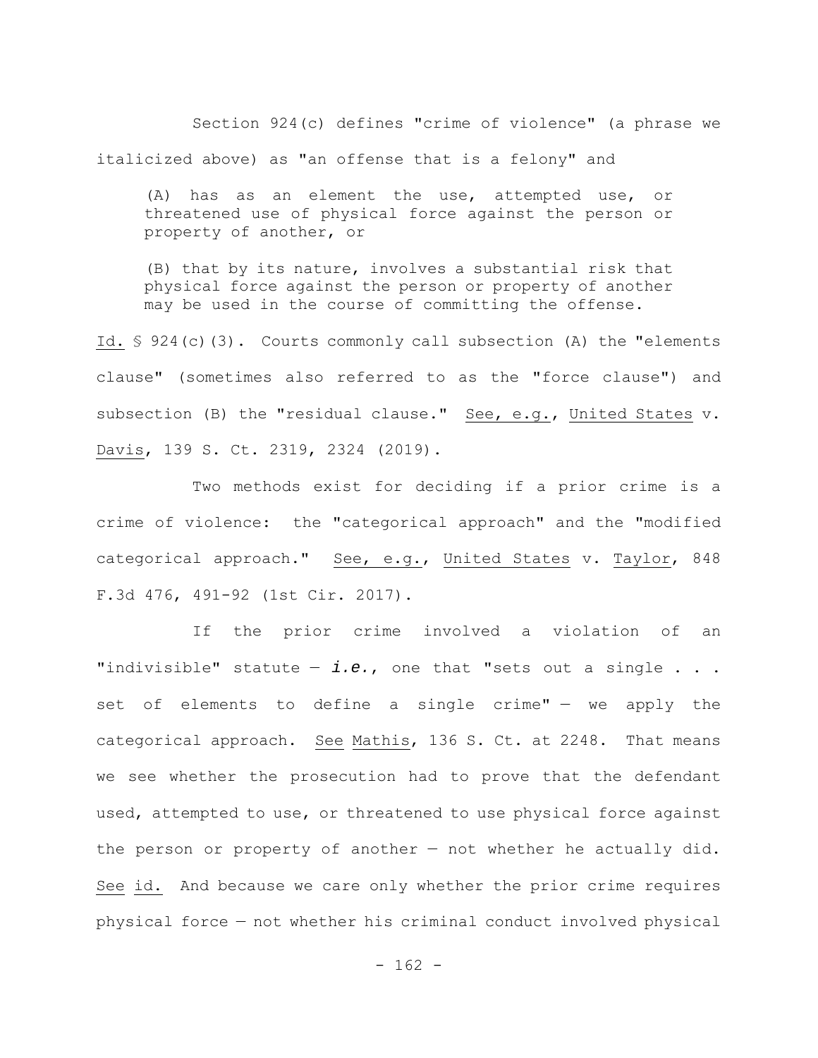Section 924(c) defines "crime of violence" (a phrase we italicized above) as "an offense that is a felony" and

> (A) has as an element the use, attempted use, or threatened use of physical force against the person or property of another, or
>
> (B) that by its nature, involves a substantial risk that physical force against the person or property of another may be used in the course of committing the offense.

Id. § 924(c)(3). Courts commonly call subsection (A) the "elements clause" (sometimes also referred to as the "force clause") and subsection (B) the "residual clause." See, e.g., United States v. Davis, 139 S. Ct. 2319, 2324 (2019).

Two methods exist for deciding if a prior crime is a crime of violence: the "categorical approach" and the "modified categorical approach." See, e.g., United States v. Taylor, 848 F.3d 476, 491-92 (1st Cir. 2017).

If the prior crime involved a violation of an "indivisible" statute — ***i.e.***, one that "sets out a single . . . set of elements to define a single crime" — we apply the categorical approach. See Mathis, 136 S. Ct. at 2248. That means we see whether the prosecution had to prove that the defendant used, attempted to use, or threatened to use physical force against the person or property of another — not whether he actually did. See id. And because we care only whether the prior crime requires physical force — not whether his criminal conduct involved physical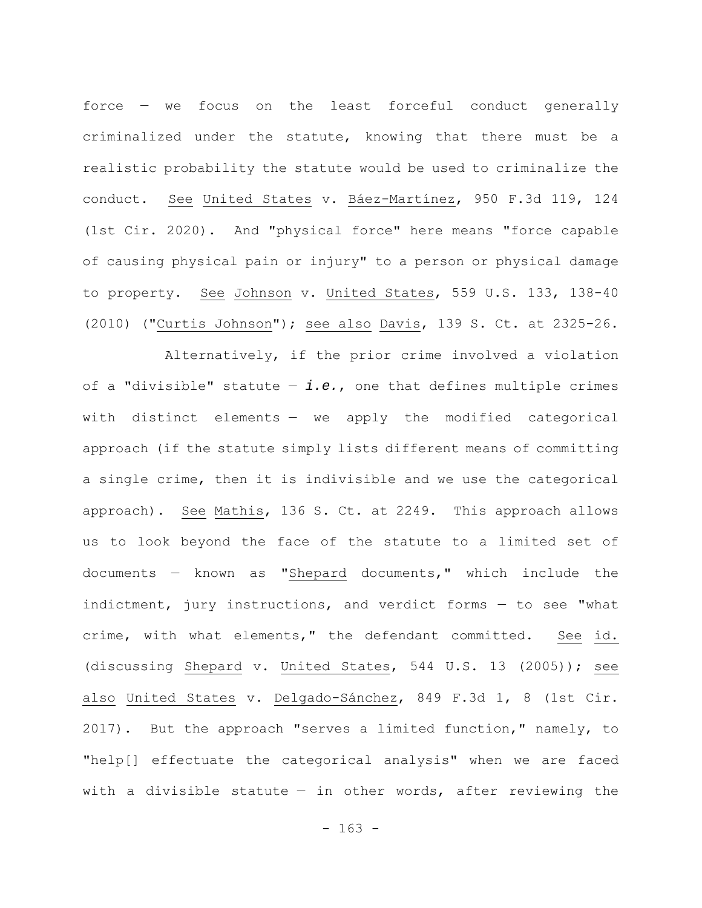force — we focus on the least forceful conduct generally criminalized under the statute, knowing that there must be a realistic probability the statute would be used to criminalize the conduct. See United States v. Báez-Martínez, 950 F.3d 119, 124 (1st Cir. 2020). And "physical force" here means "force capable of causing physical pain or injury" to a person or physical damage to property. See Johnson v. United States, 559 U.S. 133, 138-40 (2010) ("Curtis Johnson"); see also Davis, 139 S. Ct. at 2325-26.

Alternatively, if the prior crime involved a violation of a "divisible" statute — *i.e.*, one that defines multiple crimes with distinct elements — we apply the modified categorical approach (if the statute simply lists different means of committing a single crime, then it is indivisible and we use the categorical approach). See Mathis, 136 S. Ct. at 2249. This approach allows us to look beyond the face of the statute to a limited set of documents — known as "Shepard documents," which include the indictment, jury instructions, and verdict forms — to see "what crime, with what elements," the defendant committed. See id. (discussing Shepard v. United States, 544 U.S. 13 (2005)); see also United States v. Delgado-Sánchez, 849 F.3d 1, 8 (1st Cir. 2017). But the approach "serves a limited function," namely, to "help[] effectuate the categorical analysis" when we are faced with a divisible statute — in other words, after reviewing the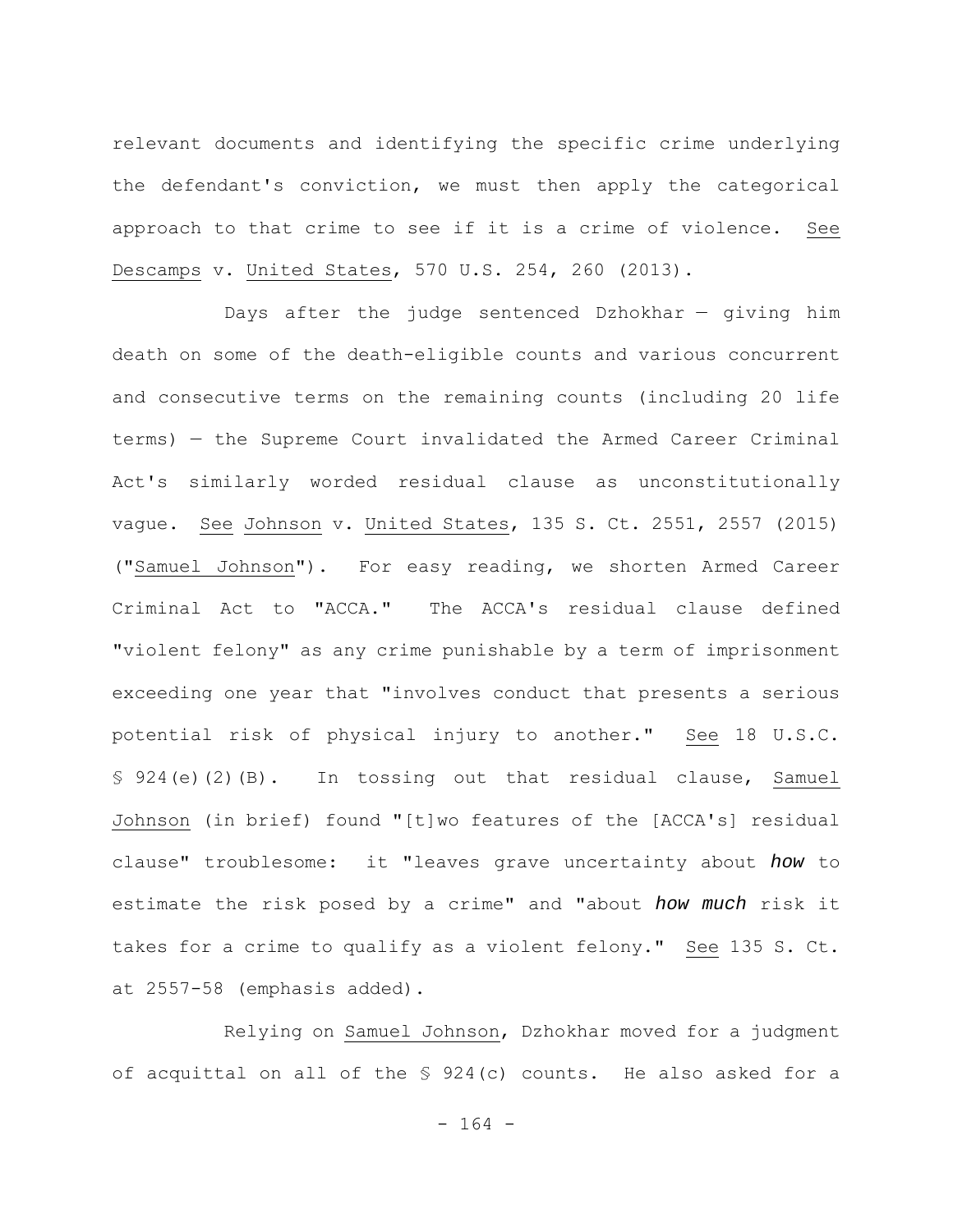relevant documents and identifying the specific crime underlying the defendant's conviction, we must then apply the categorical approach to that crime to see if it is a crime of violence. See Descamps v. United States, 570 U.S. 254, 260 (2013).

Days after the judge sentenced Dzhokhar — giving him death on some of the death-eligible counts and various concurrent and consecutive terms on the remaining counts (including 20 life terms) — the Supreme Court invalidated the Armed Career Criminal Act's similarly worded residual clause as unconstitutionally vague. See Johnson v. United States, 135 S. Ct. 2551, 2557 (2015) ("Samuel Johnson"). For easy reading, we shorten Armed Career Criminal Act to "ACCA." The ACCA's residual clause defined "violent felony" as any crime punishable by a term of imprisonment exceeding one year that "involves conduct that presents a serious potential risk of physical injury to another." See 18 U.S.C. § 924(e)(2)(B). In tossing out that residual clause, Samuel Johnson (in brief) found "[t]wo features of the [ACCA's] residual clause" troublesome: it "leaves grave uncertainty about ***how*** to estimate the risk posed by a crime" and "about ***how much*** risk it takes for a crime to qualify as a violent felony." See 135 S. Ct. at 2557-58 (emphasis added).

Relying on Samuel Johnson, Dzhokhar moved for a judgment of acquittal on all of the § 924(c) counts. He also asked for a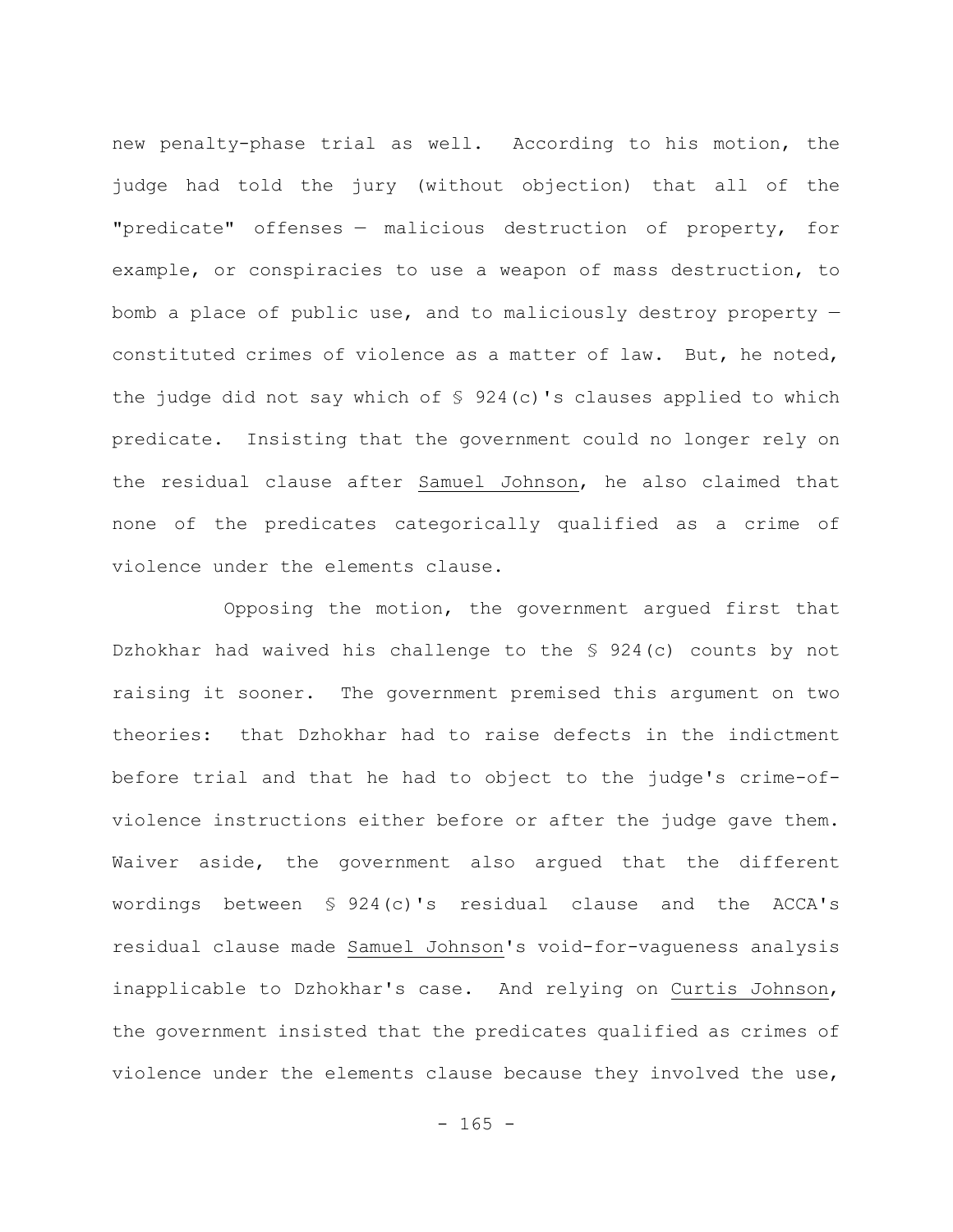new penalty-phase trial as well. According to his motion, the judge had told the jury (without objection) that all of the "predicate" offenses — malicious destruction of property, for example, or conspiracies to use a weapon of mass destruction, to bomb a place of public use, and to maliciously destroy property — constituted crimes of violence as a matter of law. But, he noted, the judge did not say which of § 924(c)'s clauses applied to which predicate. Insisting that the government could no longer rely on the residual clause after Samuel Johnson, he also claimed that none of the predicates categorically qualified as a crime of violence under the elements clause.

Opposing the motion, the government argued first that Dzhokhar had waived his challenge to the § 924(c) counts by not raising it sooner. The government premised this argument on two theories: that Dzhokhar had to raise defects in the indictment before trial and that he had to object to the judge's crime-of-violence instructions either before or after the judge gave them. Waiver aside, the government also argued that the different wordings between § 924(c)'s residual clause and the ACCA's residual clause made Samuel Johnson's void-for-vagueness analysis inapplicable to Dzhokhar's case. And relying on Curtis Johnson, the government insisted that the predicates qualified as crimes of violence under the elements clause because they involved the use,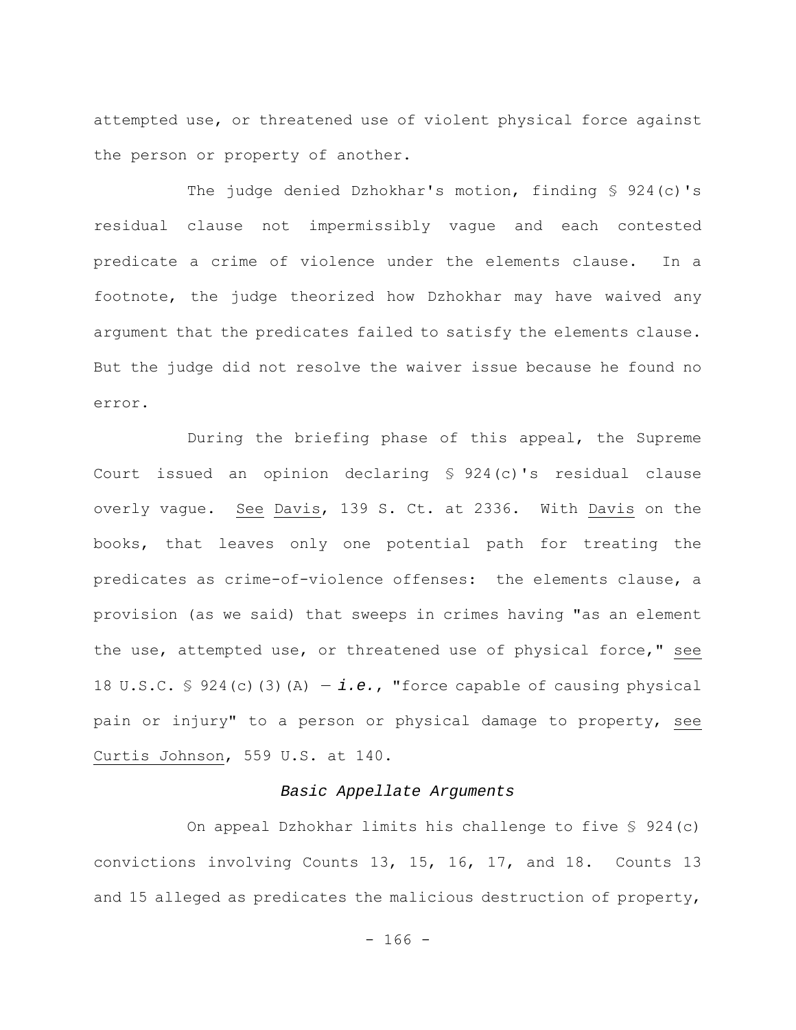attempted use, or threatened use of violent physical force against the person or property of another.

The judge denied Dzhokhar's motion, finding § 924(c)'s residual clause not impermissibly vague and each contested predicate a crime of violence under the elements clause. In a footnote, the judge theorized how Dzhokhar may have waived any argument that the predicates failed to satisfy the elements clause. But the judge did not resolve the waiver issue because he found no error.

During the briefing phase of this appeal, the Supreme Court issued an opinion declaring § 924(c)'s residual clause overly vague. See Davis, 139 S. Ct. at 2336. With Davis on the books, that leaves only one potential path for treating the predicates as crime-of-violence offenses: the elements clause, a provision (as we said) that sweeps in crimes having "as an element the use, attempted use, or threatened use of physical force," see 18 U.S.C. § 924(c)(3)(A) — ***i.e.***, "force capable of causing physical pain or injury" to a person or physical damage to property, see Curtis Johnson, 559 U.S. at 140.

### *Basic Appellate Arguments*

On appeal Dzhokhar limits his challenge to five § 924(c) convictions involving Counts 13, 15, 16, 17, and 18. Counts 13 and 15 alleged as predicates the malicious destruction of property,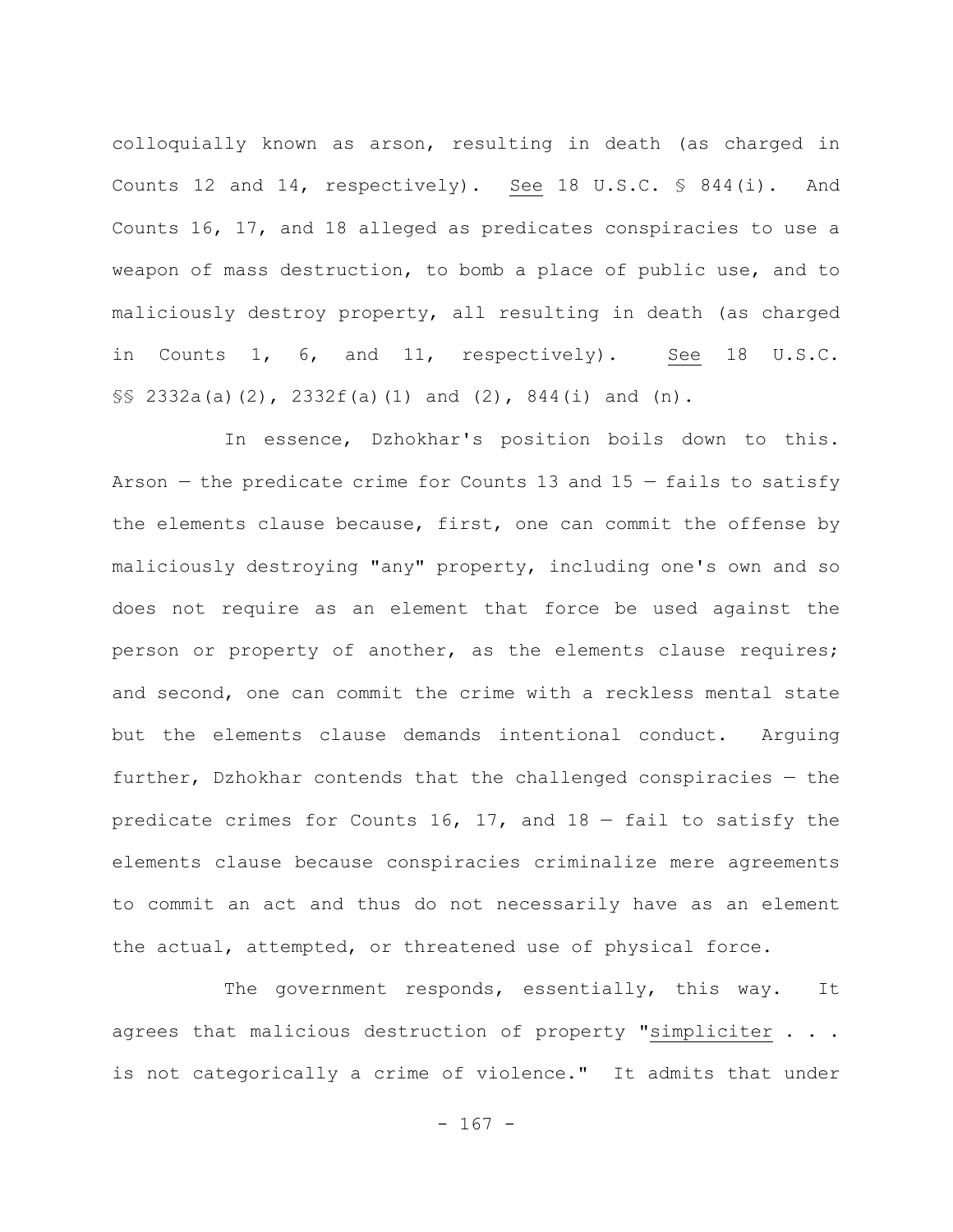colloquially known as arson, resulting in death (as charged in Counts 12 and 14, respectively). See 18 U.S.C. § 844(i). And Counts 16, 17, and 18 alleged as predicates conspiracies to use a weapon of mass destruction, to bomb a place of public use, and to maliciously destroy property, all resulting in death (as charged in Counts 1, 6, and 11, respectively). See 18 U.S.C. §§ 2332a(a)(2), 2332f(a)(1) and (2), 844(i) and (n).

In essence, Dzhokhar's position boils down to this. Arson — the predicate crime for Counts 13 and 15 — fails to satisfy the elements clause because, first, one can commit the offense by maliciously destroying "any" property, including one's own and so does not require as an element that force be used against the person or property of another, as the elements clause requires; and second, one can commit the crime with a reckless mental state but the elements clause demands intentional conduct. Arguing further, Dzhokhar contends that the challenged conspiracies — the predicate crimes for Counts 16, 17, and 18 — fail to satisfy the elements clause because conspiracies criminalize mere agreements to commit an act and thus do not necessarily have as an element the actual, attempted, or threatened use of physical force.

The government responds, essentially, this way. It agrees that malicious destruction of property "simpliciter . . . is not categorically a crime of violence." It admits that under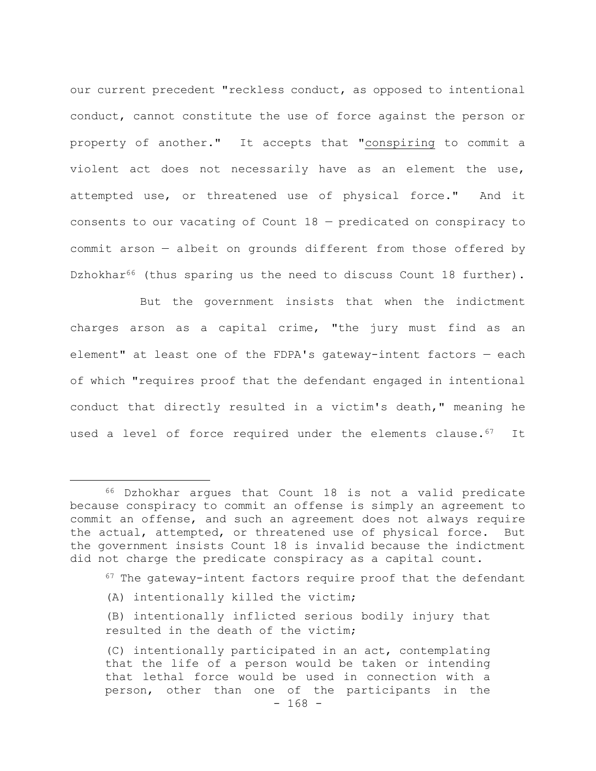our current precedent "reckless conduct, as opposed to intentional conduct, cannot constitute the use of force against the person or property of another." It accepts that "conspiring to commit a violent act does not necessarily have as an element the use, attempted use, or threatened use of physical force." And it consents to our vacating of Count 18 — predicated on conspiracy to commit arson — albeit on grounds different from those offered by Dzhokhar[66] (thus sparing us the need to discuss Count 18 further).

But the government insists that when the indictment charges arson as a capital crime, "the jury must find as an element" at least one of the FDPA's gateway-intent factors — each of which "requires proof that the defendant engaged in intentional conduct that directly resulted in a victim's death," meaning he used a level of force required under the elements clause.[67] It

---

[66] Dzhokhar argues that Count 18 is not a valid predicate because conspiracy to commit an offense is simply an agreement to commit an offense, and such an agreement does not always require the actual, attempted, or threatened use of physical force. But the government insists Count 18 is invalid because the indictment did not charge the predicate conspiracy as a capital count.

[67] The gateway-intent factors require proof that the defendant

> (A) intentionally killed the victim;
>
> (B) intentionally inflicted serious bodily injury that resulted in the death of the victim;
>
> (C) intentionally participated in an act, contemplating that the life of a person would be taken or intending that lethal force would be used in connection with a person, other than one of the participants in the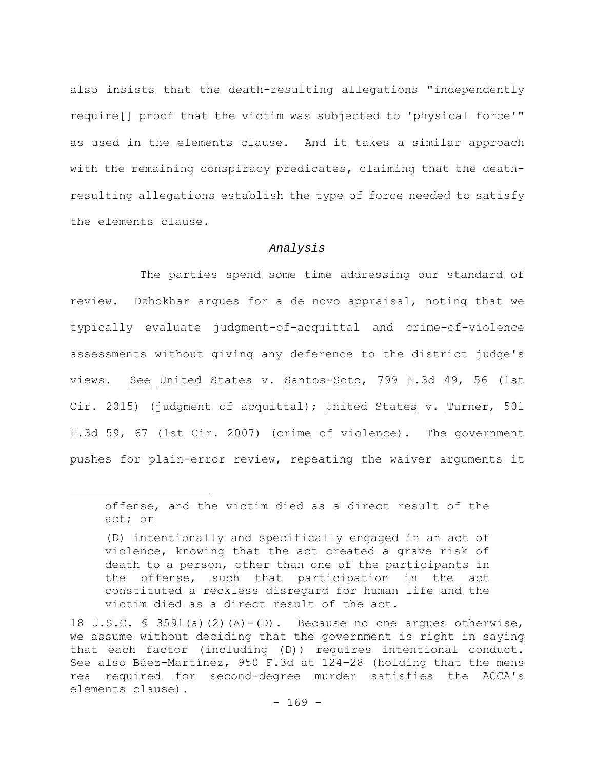also insists that the death-resulting allegations "independently require[] proof that the victim was subjected to 'physical force'" as used in the elements clause. And it takes a similar approach with the remaining conspiracy predicates, claiming that the death-resulting allegations establish the type of force needed to satisfy the elements clause.

*Analysis*

The parties spend some time addressing our standard of review. Dzhokhar argues for a de novo appraisal, noting that we typically evaluate judgment-of-acquittal and crime-of-violence assessments without giving any deference to the district judge's views. See United States v. Santos-Soto, 799 F.3d 49, 56 (1st Cir. 2015) (judgment of acquittal); United States v. Turner, 501 F.3d 59, 67 (1st Cir. 2007) (crime of violence). The government pushes for plain-error review, repeating the waiver arguments it

---

> offense, and the victim died as a direct result of the act; or
>
> (D) intentionally and specifically engaged in an act of violence, knowing that the act created a grave risk of death to a person, other than one of the participants in the offense, such that participation in the act constituted a reckless disregard for human life and the victim died as a direct result of the act.

18 U.S.C. § 3591(a)(2)(A)-(D). Because no one argues otherwise, we assume without deciding that the government is right in saying that each factor (including (D)) requires intentional conduct. See also Báez-Martínez, 950 F.3d at 124–28 (holding that the mens rea required for second-degree murder satisfies the ACCA's elements clause).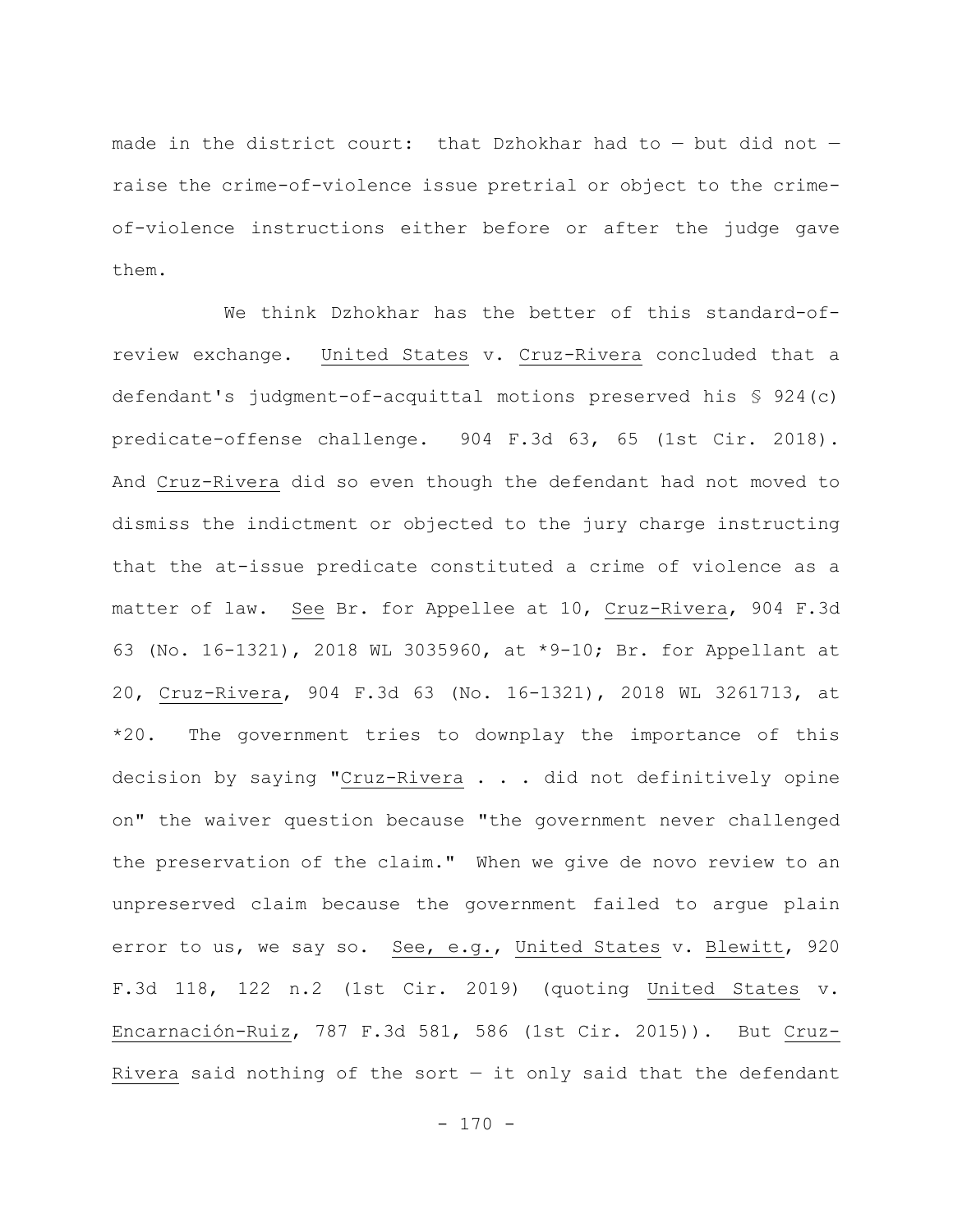made in the district court: that Dzhokhar had to — but did not — raise the crime-of-violence issue pretrial or object to the crime-of-violence instructions either before or after the judge gave them.

We think Dzhokhar has the better of this standard-of-review exchange. United States v. Cruz-Rivera concluded that a defendant's judgment-of-acquittal motions preserved his § 924(c) predicate-offense challenge. 904 F.3d 63, 65 (1st Cir. 2018). And Cruz-Rivera did so even though the defendant had not moved to dismiss the indictment or objected to the jury charge instructing that the at-issue predicate constituted a crime of violence as a matter of law. See Br. for Appellee at 10, Cruz-Rivera, 904 F.3d 63 (No. 16-1321), 2018 WL 3035960, at *9-10; Br. for Appellant at 20, Cruz-Rivera, 904 F.3d 63 (No. 16-1321), 2018 WL 3261713, at *20. The government tries to downplay the importance of this decision by saying "Cruz-Rivera . . . did not definitively opine on" the waiver question because "the government never challenged the preservation of the claim." When we give de novo review to an unpreserved claim because the government failed to argue plain error to us, we say so. See, e.g., United States v. Blewitt, 920 F.3d 118, 122 n.2 (1st Cir. 2019) (quoting United States v. Encarnación-Ruiz, 787 F.3d 581, 586 (1st Cir. 2015)). But Cruz-Rivera said nothing of the sort — it only said that the defendant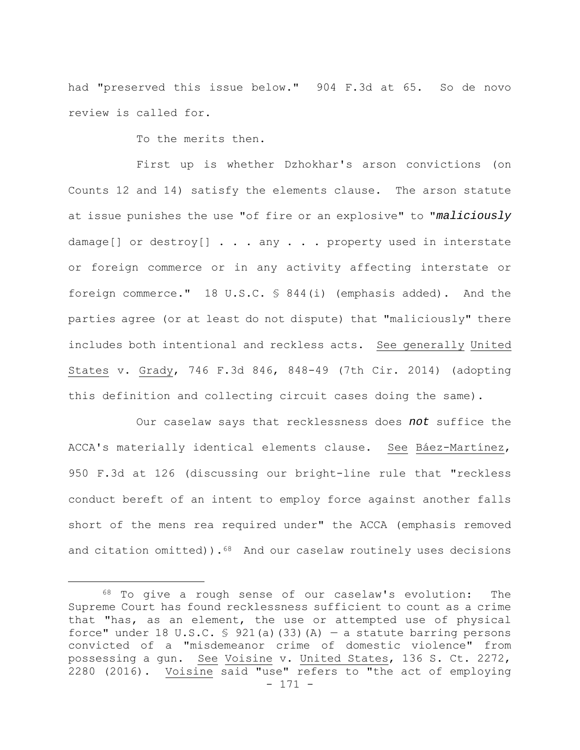had "preserved this issue below." 904 F.3d at 65. So de novo review is called for.

To the merits then.

First up is whether Dzhokhar's arson convictions (on Counts 12 and 14) satisfy the elements clause. The arson statute at issue punishes the use "of fire or an explosive" to "***maliciously*** damage[] or destroy[] . . . any . . . property used in interstate or foreign commerce or in any activity affecting interstate or foreign commerce." 18 U.S.C. § 844(i) (emphasis added). And the parties agree (or at least do not dispute) that "maliciously" there includes both intentional and reckless acts. See generally United States v. Grady, 746 F.3d 846, 848-49 (7th Cir. 2014) (adopting this definition and collecting circuit cases doing the same).

Our caselaw says that recklessness does ***not*** suffice the ACCA's materially identical elements clause. See Báez-Martínez, 950 F.3d at 126 (discussing our bright-line rule that "reckless conduct bereft of an intent to employ force against another falls short of the mens rea required under" the ACCA (emphasis removed and citation omitted)).[68] And our caselaw routinely uses decisions

[68] To give a rough sense of our caselaw's evolution: The Supreme Court has found recklessness sufficient to count as a crime that "has, as an element, the use or attempted use of physical force" under 18 U.S.C. § 921(a)(33)(A) — a statute barring persons convicted of a "misdemeanor crime of domestic violence" from possessing a gun. See Voisine v. United States, 136 S. Ct. 2272, 2280 (2016). Voisine said "use" refers to "the act of employing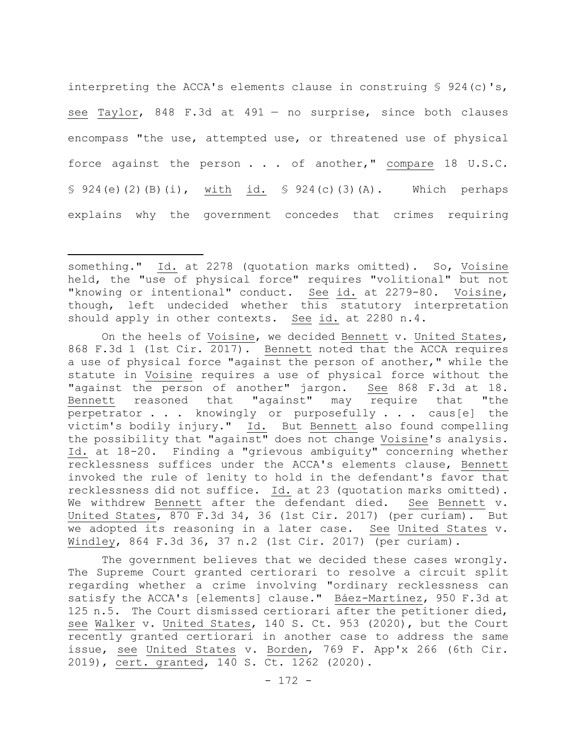interpreting the ACCA's elements clause in construing § 924(c)'s, see Taylor, 848 F.3d at 491 — no surprise, since both clauses encompass "the use, attempted use, or threatened use of physical force against the person . . . of another," compare 18 U.S.C. § 924(e)(2)(B)(i), with id. § 924(c)(3)(A). Which perhaps explains why the government concedes that crimes requiring

---

something." Id. at 2278 (quotation marks omitted). So, Voisine held, the "use of physical force" requires "volitional" but not "knowing or intentional" conduct. See id. at 2279-80. Voisine, though, left undecided whether this statutory interpretation should apply in other contexts. See id. at 2280 n.4.

On the heels of Voisine, we decided Bennett v. United States, 868 F.3d 1 (1st Cir. 2017). Bennett noted that the ACCA requires a use of physical force "against the person of another," while the statute in Voisine requires a use of physical force without the "against the person of another" jargon. See 868 F.3d at 18. Bennett reasoned that "against" may require that "the perpetrator . . . knowingly or purposefully . . . caus[e] the victim's bodily injury." Id. But Bennett also found compelling the possibility that "against" does not change Voisine's analysis. Id. at 18-20. Finding a "grievous ambiguity" concerning whether recklessness suffices under the ACCA's elements clause, Bennett invoked the rule of lenity to hold in the defendant's favor that recklessness did not suffice. Id. at 23 (quotation marks omitted). We withdrew Bennett after the defendant died. See Bennett v. United States, 870 F.3d 34, 36 (1st Cir. 2017) (per curiam). But we adopted its reasoning in a later case. See United States v. Windley, 864 F.3d 36, 37 n.2 (1st Cir. 2017) (per curiam).

The government believes that we decided these cases wrongly. The Supreme Court granted certiorari to resolve a circuit split regarding whether a crime involving "ordinary recklessness can satisfy the ACCA's [elements] clause." Báez-Martínez, 950 F.3d at 125 n.5. The Court dismissed certiorari after the petitioner died, see Walker v. United States, 140 S. Ct. 953 (2020), but the Court recently granted certiorari in another case to address the same issue, see United States v. Borden, 769 F. App'x 266 (6th Cir. 2019), cert. granted, 140 S. Ct. 1262 (2020).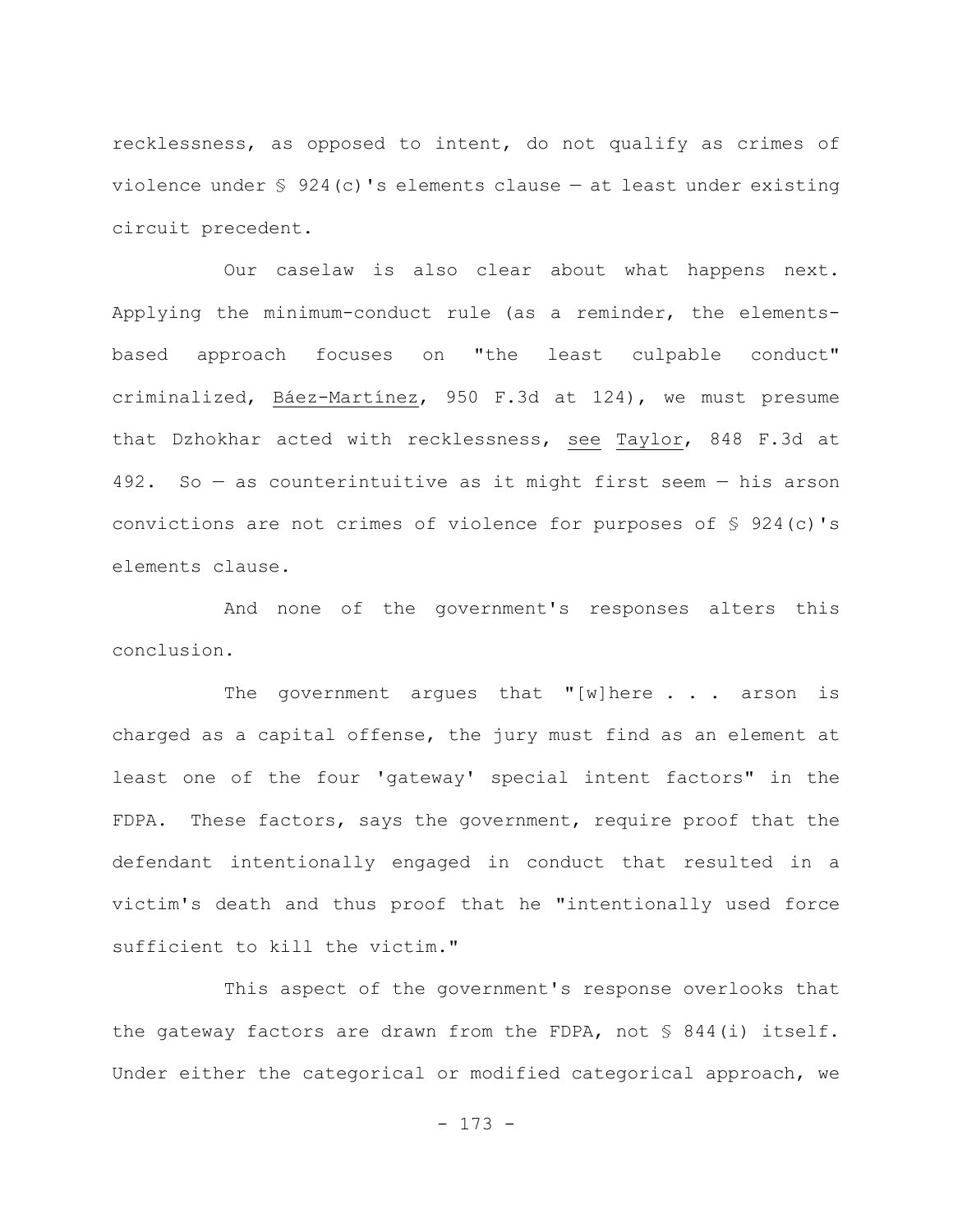recklessness, as opposed to intent, do not qualify as crimes of violence under § 924(c)'s elements clause — at least under existing circuit precedent.

Our caselaw is also clear about what happens next. Applying the minimum-conduct rule (as a reminder, the elements-based approach focuses on "the least culpable conduct" criminalized, Báez-Martínez, 950 F.3d at 124), we must presume that Dzhokhar acted with recklessness, see Taylor, 848 F.3d at 492. So — as counterintuitive as it might first seem — his arson convictions are not crimes of violence for purposes of § 924(c)'s elements clause.

And none of the government's responses alters this conclusion.

The government argues that "[w]here . . . arson is charged as a capital offense, the jury must find as an element at least one of the four 'gateway' special intent factors" in the FDPA. These factors, says the government, require proof that the defendant intentionally engaged in conduct that resulted in a victim's death and thus proof that he "intentionally used force sufficient to kill the victim."

This aspect of the government's response overlooks that the gateway factors are drawn from the FDPA, not § 844(i) itself. Under either the categorical or modified categorical approach, we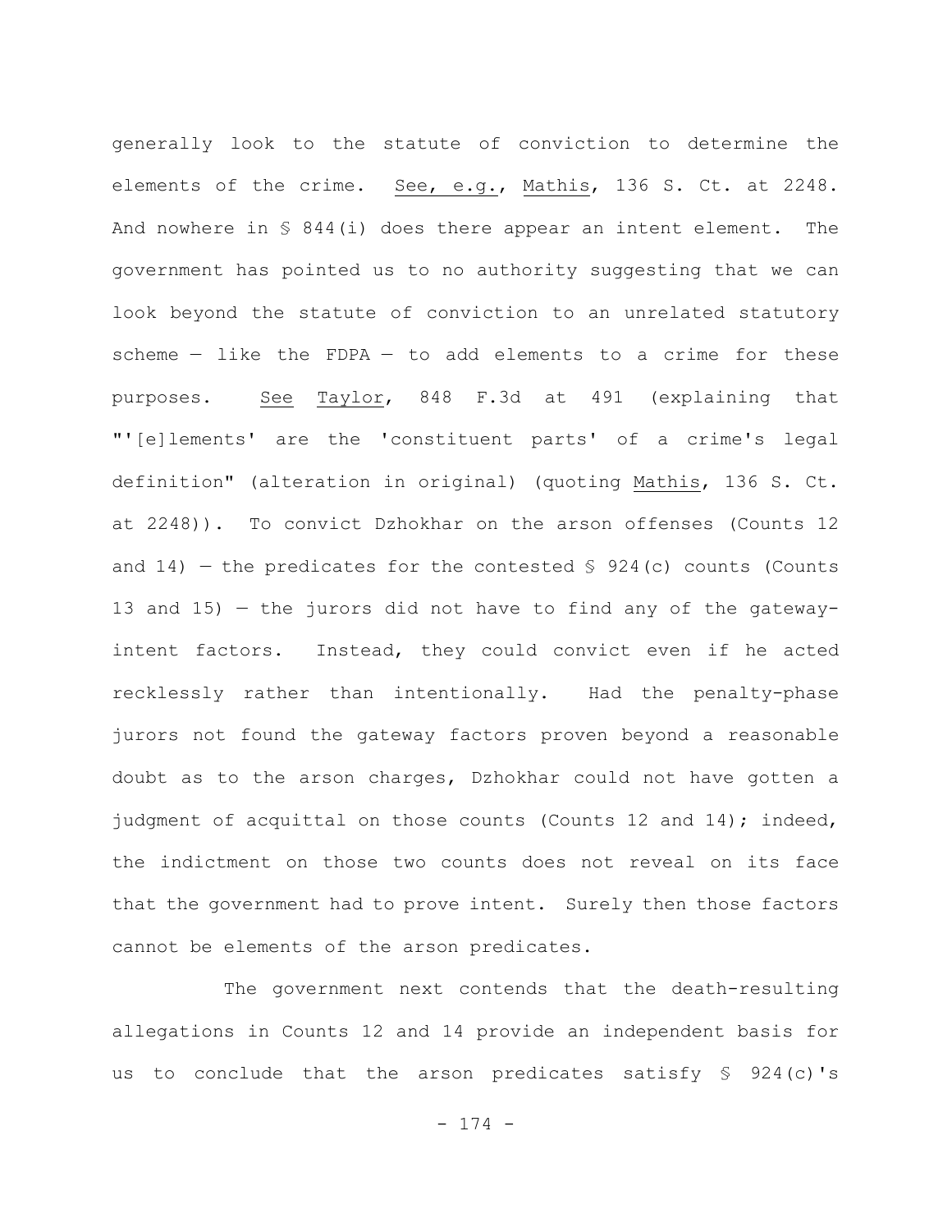generally look to the statute of conviction to determine the elements of the crime. See, e.g., Mathis, 136 S. Ct. at 2248. And nowhere in § 844(i) does there appear an intent element. The government has pointed us to no authority suggesting that we can look beyond the statute of conviction to an unrelated statutory scheme — like the FDPA — to add elements to a crime for these purposes. See Taylor, 848 F.3d at 491 (explaining that "'[e]lements' are the 'constituent parts' of a crime's legal definition" (alteration in original) (quoting Mathis, 136 S. Ct. at 2248)). To convict Dzhokhar on the arson offenses (Counts 12 and 14) — the predicates for the contested § 924(c) counts (Counts 13 and 15) — the jurors did not have to find any of the gateway-intent factors. Instead, they could convict even if he acted recklessly rather than intentionally. Had the penalty-phase jurors not found the gateway factors proven beyond a reasonable doubt as to the arson charges, Dzhokhar could not have gotten a judgment of acquittal on those counts (Counts 12 and 14); indeed, the indictment on those two counts does not reveal on its face that the government had to prove intent. Surely then those factors cannot be elements of the arson predicates.

The government next contends that the death-resulting allegations in Counts 12 and 14 provide an independent basis for us to conclude that the arson predicates satisfy § 924(c)'s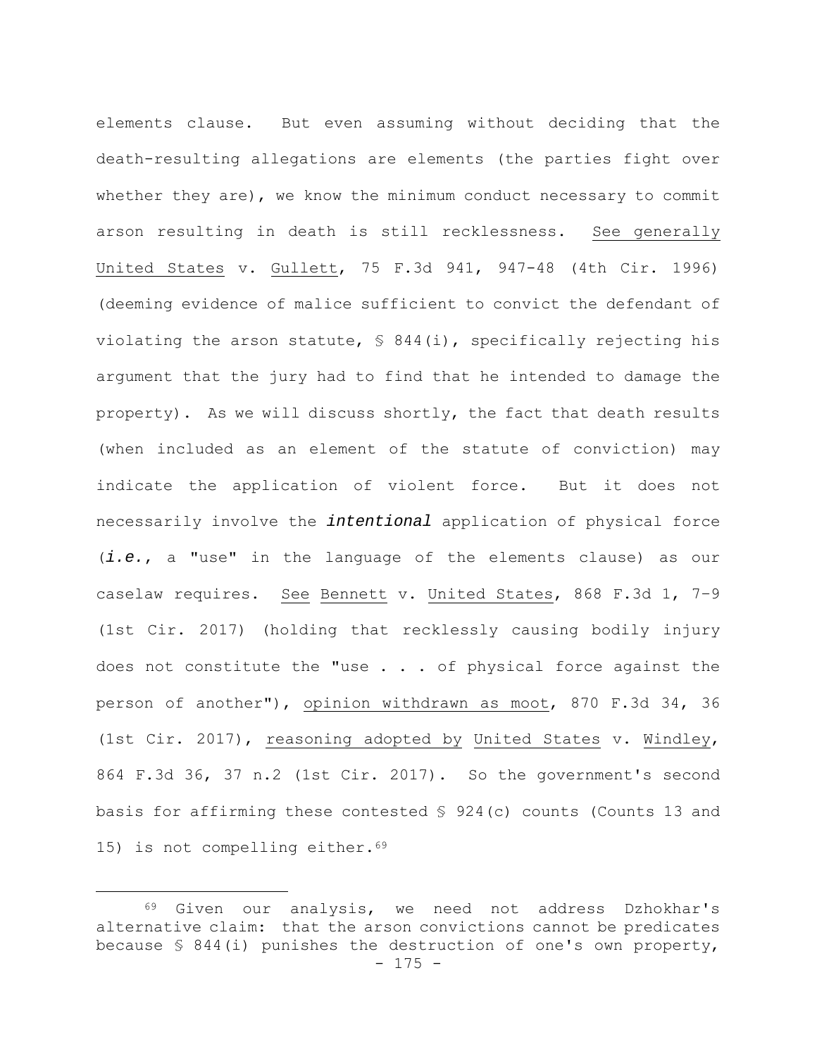elements clause. But even assuming without deciding that the death-resulting allegations are elements (the parties fight over whether they are), we know the minimum conduct necessary to commit arson resulting in death is still recklessness. See generally United States v. Gullett, 75 F.3d 941, 947-48 (4th Cir. 1996) (deeming evidence of malice sufficient to convict the defendant of violating the arson statute, § 844(i), specifically rejecting his argument that the jury had to find that he intended to damage the property). As we will discuss shortly, the fact that death results (when included as an element of the statute of conviction) may indicate the application of violent force. But it does not necessarily involve the ***intentional*** application of physical force (***i.e.***, a "use" in the language of the elements clause) as our caselaw requires. See Bennett v. United States, 868 F.3d 1, 7–9 (1st Cir. 2017) (holding that recklessly causing bodily injury does not constitute the "use . . . of physical force against the person of another"), opinion withdrawn as moot, 870 F.3d 34, 36 (1st Cir. 2017), reasoning adopted by United States v. Windley, 864 F.3d 36, 37 n.2 (1st Cir. 2017). So the government's second basis for affirming these contested § 924(c) counts (Counts 13 and 15) is not compelling either.[69]

[69] Given our analysis, we need not address Dzhokhar's alternative claim: that the arson convictions cannot be predicates because § 844(i) punishes the destruction of one's own property,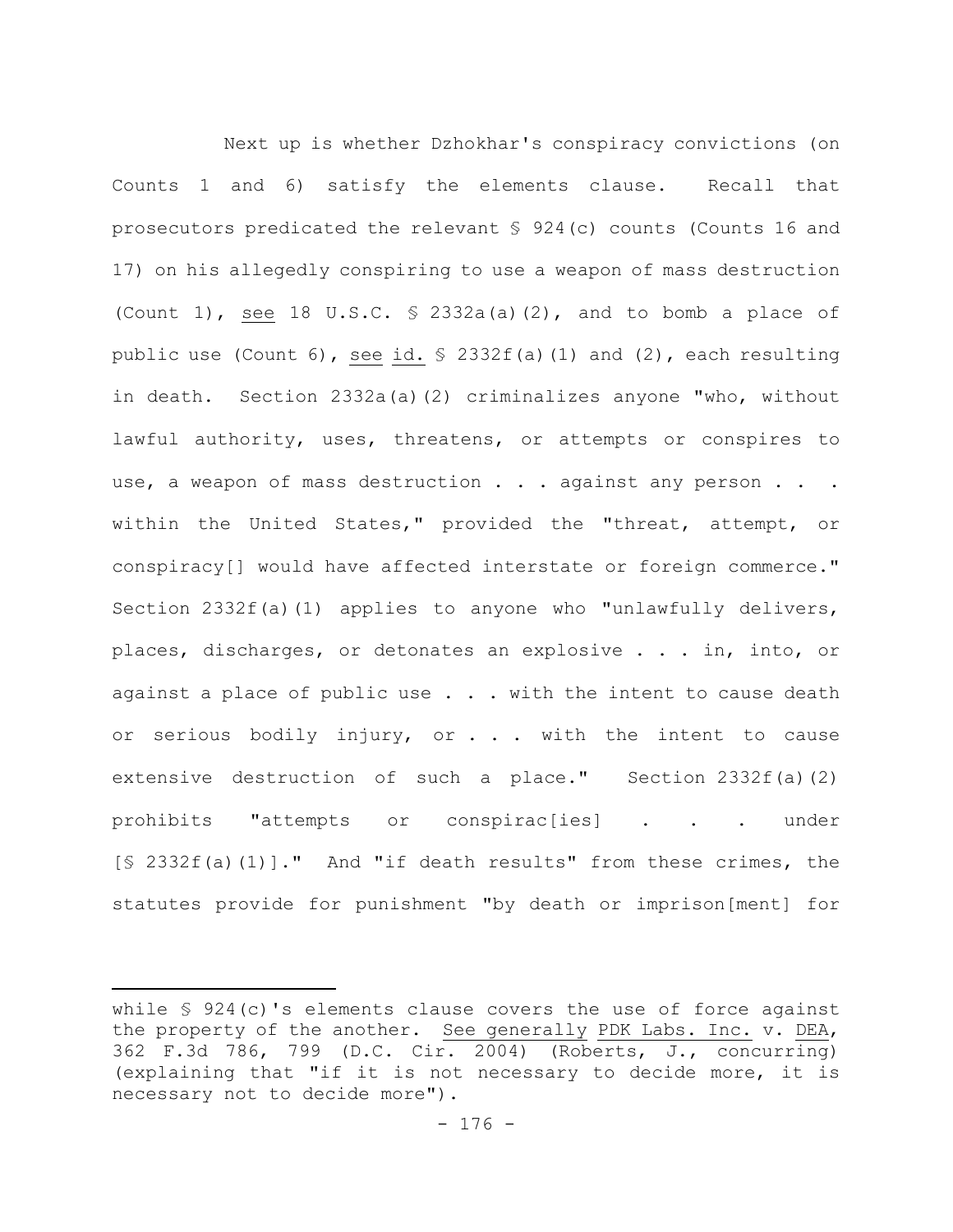Next up is whether Dzhokhar's conspiracy convictions (on Counts 1 and 6) satisfy the elements clause. Recall that prosecutors predicated the relevant § 924(c) counts (Counts 16 and 17) on his allegedly conspiring to use a weapon of mass destruction (Count 1), see 18 U.S.C. § 2332a(a)(2), and to bomb a place of public use (Count 6), see id. § 2332f(a)(1) and (2), each resulting in death. Section 2332a(a)(2) criminalizes anyone "who, without lawful authority, uses, threatens, or attempts or conspires to use, a weapon of mass destruction . . . against any person . . . within the United States," provided the "threat, attempt, or conspiracy[] would have affected interstate or foreign commerce." Section 2332f(a)(1) applies to anyone who "unlawfully delivers, places, discharges, or detonates an explosive . . . in, into, or against a place of public use . . . with the intent to cause death or serious bodily injury, or . . . with the intent to cause extensive destruction of such a place." Section 2332f(a)(2) prohibits "attempts or conspirac[ies] . . . under [§ 2332f(a)(1)]." And "if death results" from these crimes, the statutes provide for punishment "by death or imprison[ment] for

while § 924(c)'s elements clause covers the use of force against the property of the another. See generally PDK Labs. Inc. v. DEA, 362 F.3d 786, 799 (D.C. Cir. 2004) (Roberts, J., concurring) (explaining that "if it is not necessary to decide more, it is necessary not to decide more").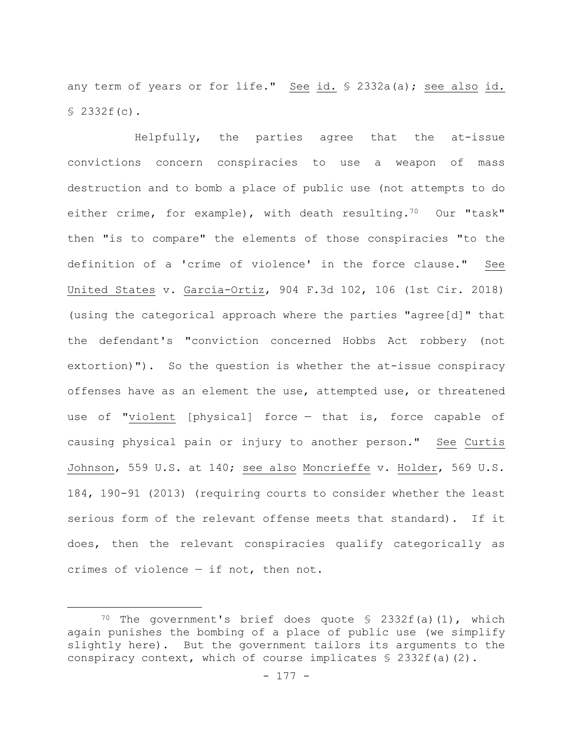any term of years or for life." See id. § 2332a(a); see also id. § 2332f(c).

Helpfully, the parties agree that the at-issue convictions concern conspiracies to use a weapon of mass destruction and to bomb a place of public use (not attempts to do either crime, for example), with death resulting.[70] Our "task" then "is to compare" the elements of those conspiracies "to the definition of a 'crime of violence' in the force clause." See United States v. García-Ortiz, 904 F.3d 102, 106 (1st Cir. 2018) (using the categorical approach where the parties "agree[d]" that the defendant's "conviction concerned Hobbs Act robbery (not extortion)"). So the question is whether the at-issue conspiracy offenses have as an element the use, attempted use, or threatened use of "violent [physical] force — that is, force capable of causing physical pain or injury to another person." See Curtis Johnson, 559 U.S. at 140; see also Moncrieffe v. Holder, 569 U.S. 184, 190-91 (2013) (requiring courts to consider whether the least serious form of the relevant offense meets that standard). If it does, then the relevant conspiracies qualify categorically as crimes of violence — if not, then not.

---

[70] The government's brief does quote § 2332f(a)(1), which again punishes the bombing of a place of public use (we simplify slightly here). But the government tailors its arguments to the conspiracy context, which of course implicates § 2332f(a)(2).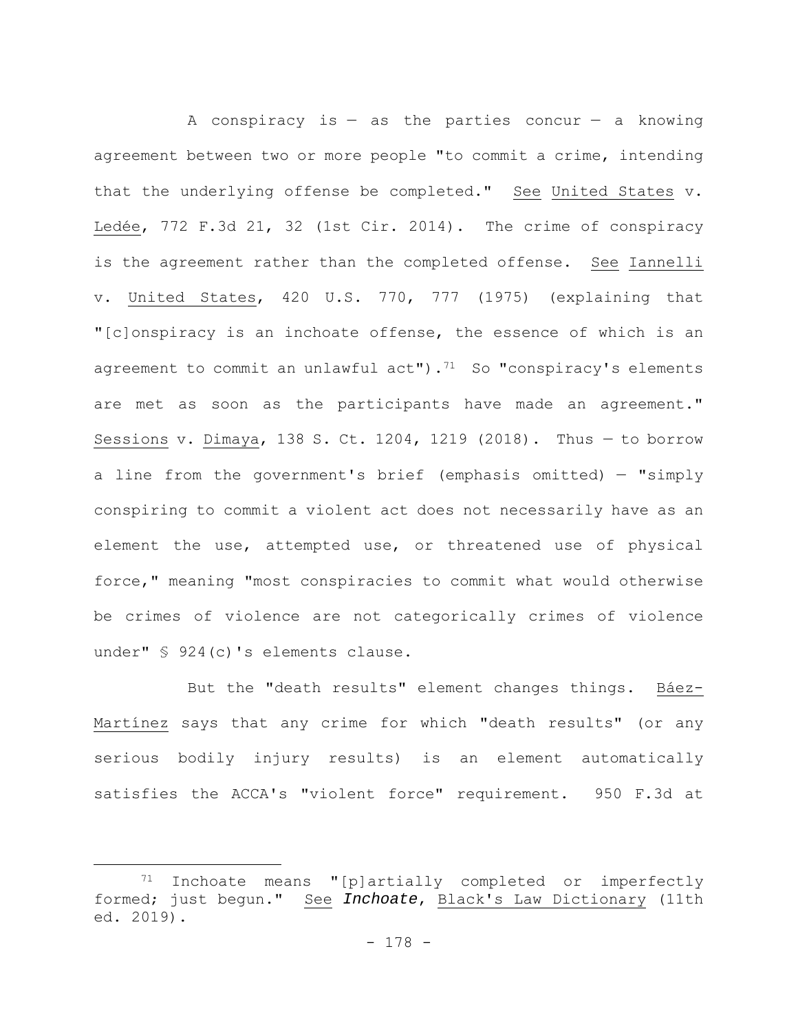A conspiracy is — as the parties concur — a knowing agreement between two or more people "to commit a crime, intending that the underlying offense be completed." See United States v. Ledée, 772 F.3d 21, 32 (1st Cir. 2014). The crime of conspiracy is the agreement rather than the completed offense. See Iannelli v. United States, 420 U.S. 770, 777 (1975) (explaining that "[c]onspiracy is an inchoate offense, the essence of which is an agreement to commit an unlawful act").[71] So "conspiracy's elements are met as soon as the participants have made an agreement." Sessions v. Dimaya, 138 S. Ct. 1204, 1219 (2018). Thus — to borrow a line from the government's brief (emphasis omitted) — "simply conspiring to commit a violent act does not necessarily have as an element the use, attempted use, or threatened use of physical force," meaning "most conspiracies to commit what would otherwise be crimes of violence are not categorically crimes of violence under" § 924(c)'s elements clause.

But the "death results" element changes things. Báez-Martínez says that any crime for which "death results" (or any serious bodily injury results) is an element automatically satisfies the ACCA's "violent force" requirement. 950 F.3d at

---

[71] Inchoate means "[p]artially completed or imperfectly formed; just begun." See *Inchoate*, Black's Law Dictionary (11th ed. 2019).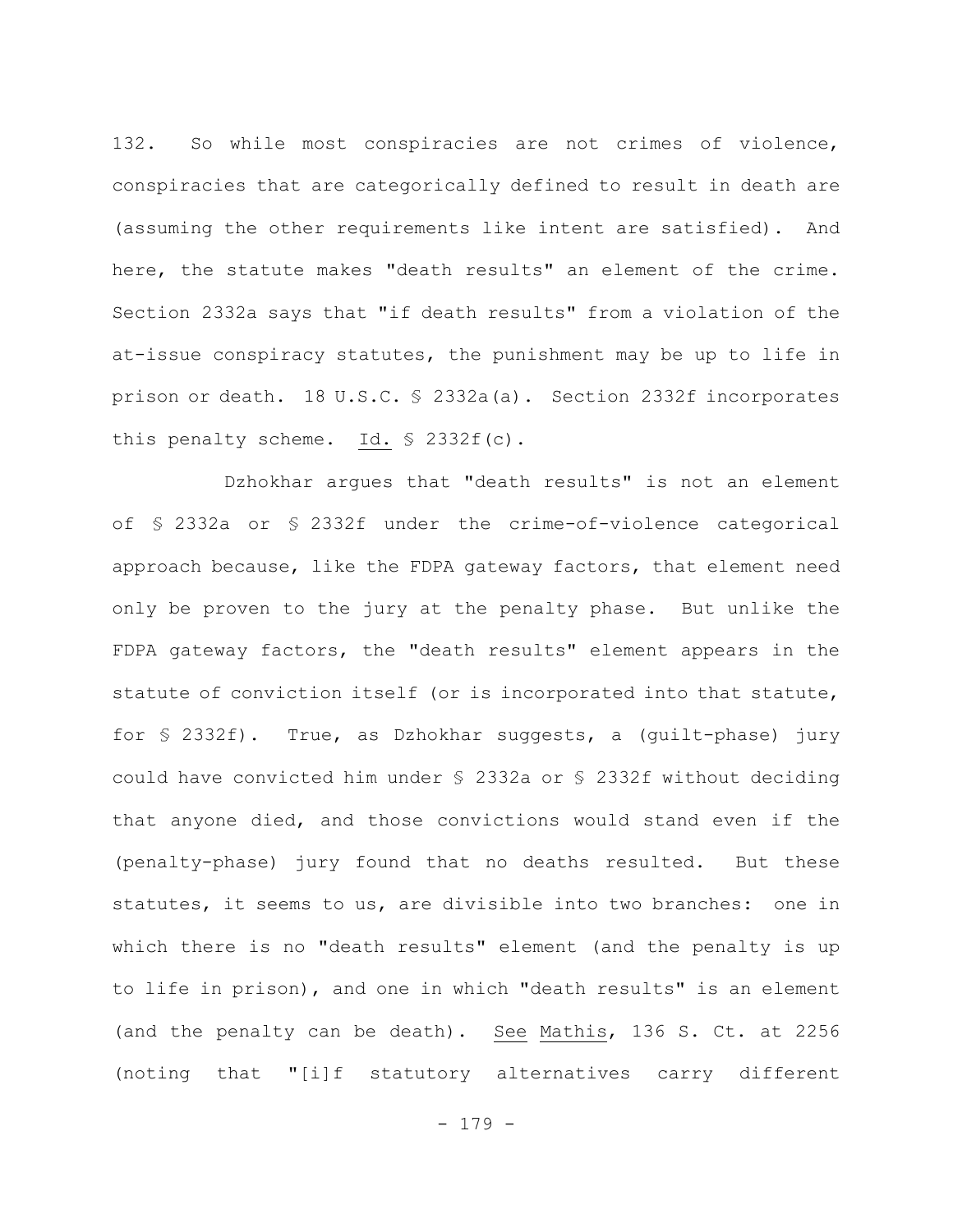132. So while most conspiracies are not crimes of violence, conspiracies that are categorically defined to result in death are (assuming the other requirements like intent are satisfied). And here, the statute makes "death results" an element of the crime. Section 2332a says that "if death results" from a violation of the at-issue conspiracy statutes, the punishment may be up to life in prison or death. 18 U.S.C. § 2332a(a). Section 2332f incorporates this penalty scheme. Id. § 2332f(c).

Dzhokhar argues that "death results" is not an element of § 2332a or § 2332f under the crime-of-violence categorical approach because, like the FDPA gateway factors, that element need only be proven to the jury at the penalty phase. But unlike the FDPA gateway factors, the "death results" element appears in the statute of conviction itself (or is incorporated into that statute, for § 2332f). True, as Dzhokhar suggests, a (guilt-phase) jury could have convicted him under § 2332a or § 2332f without deciding that anyone died, and those convictions would stand even if the (penalty-phase) jury found that no deaths resulted. But these statutes, it seems to us, are divisible into two branches: one in which there is no "death results" element (and the penalty is up to life in prison), and one in which "death results" is an element (and the penalty can be death). See Mathis, 136 S. Ct. at 2256 (noting that "[i]f statutory alternatives carry different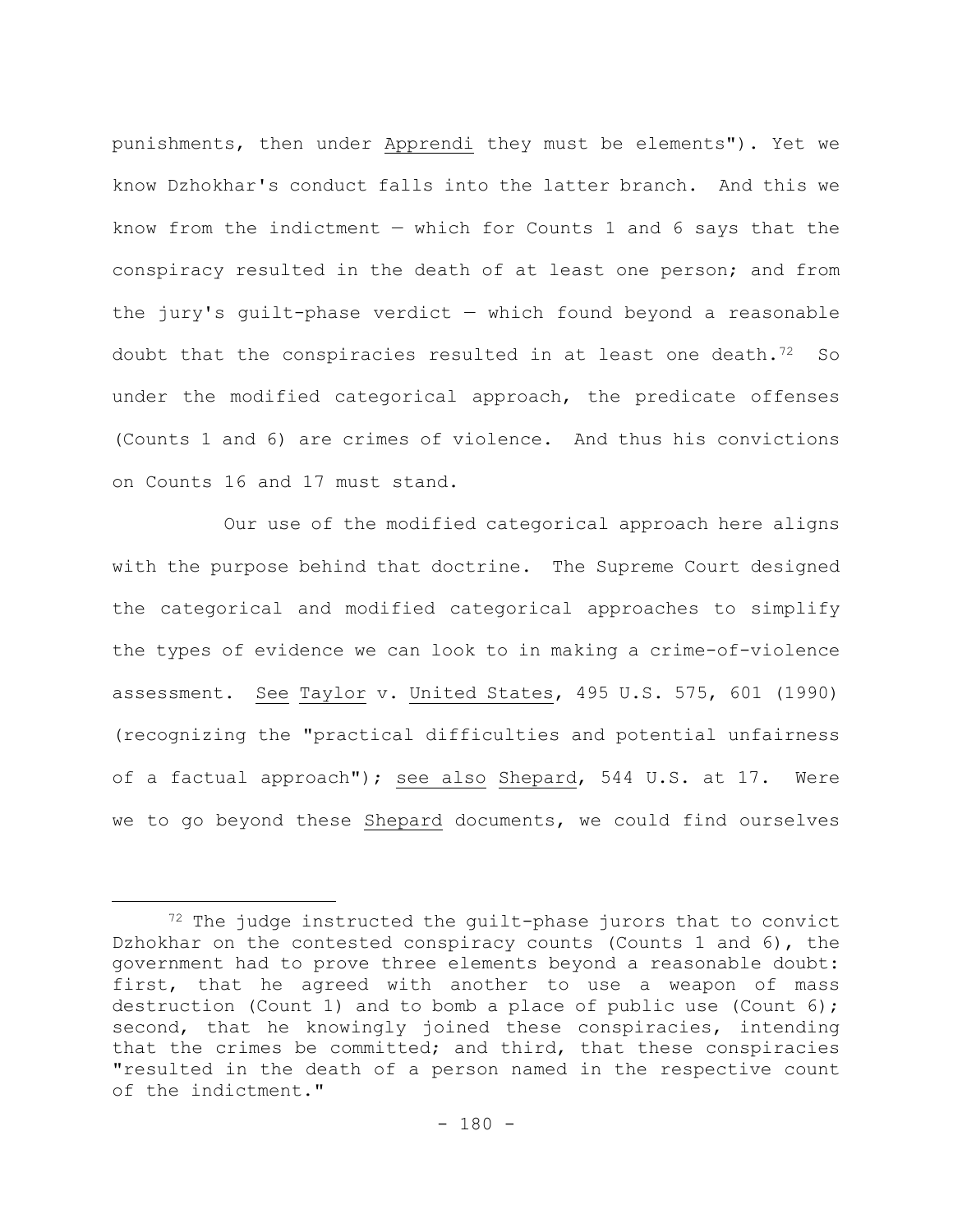punishments, then under Apprendi they must be elements"). Yet we know Dzhokhar's conduct falls into the latter branch. And this we know from the indictment — which for Counts 1 and 6 says that the conspiracy resulted in the death of at least one person; and from the jury's guilt-phase verdict — which found beyond a reasonable doubt that the conspiracies resulted in at least one death.[72] So under the modified categorical approach, the predicate offenses (Counts 1 and 6) are crimes of violence. And thus his convictions on Counts 16 and 17 must stand.

Our use of the modified categorical approach here aligns with the purpose behind that doctrine. The Supreme Court designed the categorical and modified categorical approaches to simplify the types of evidence we can look to in making a crime-of-violence assessment. See Taylor v. United States, 495 U.S. 575, 601 (1990) (recognizing the "practical difficulties and potential unfairness of a factual approach"); see also Shepard, 544 U.S. at 17. Were we to go beyond these Shepard documents, we could find ourselves

---

[72] The judge instructed the guilt-phase jurors that to convict Dzhokhar on the contested conspiracy counts (Counts 1 and 6), the government had to prove three elements beyond a reasonable doubt: first, that he agreed with another to use a weapon of mass destruction (Count 1) and to bomb a place of public use (Count 6); second, that he knowingly joined these conspiracies, intending that the crimes be committed; and third, that these conspiracies "resulted in the death of a person named in the respective count of the indictment."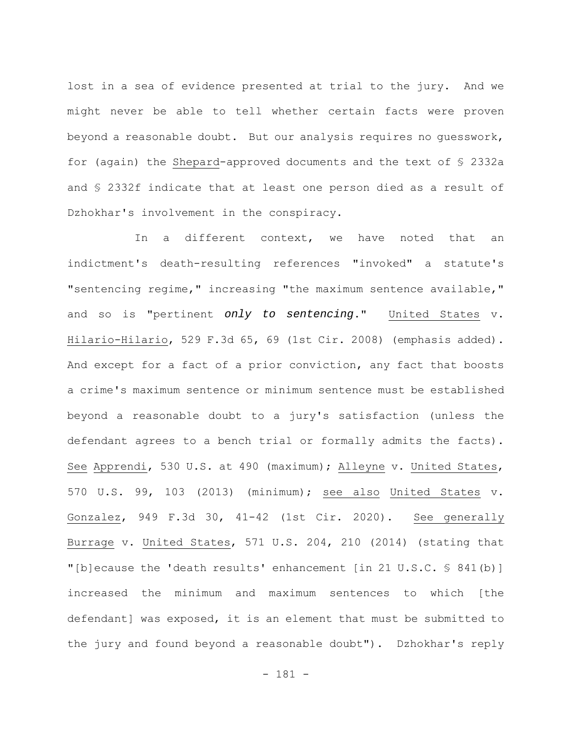lost in a sea of evidence presented at trial to the jury. And we might never be able to tell whether certain facts were proven beyond a reasonable doubt. But our analysis requires no guesswork, for (again) the Shepard-approved documents and the text of § 2332a and § 2332f indicate that at least one person died as a result of Dzhokhar's involvement in the conspiracy.

In a different context, we have noted that an indictment's death-resulting references "invoked" a statute's "sentencing regime," increasing "the maximum sentence available," and so is "pertinent ***only to sentencing***." United States v. Hilario-Hilario, 529 F.3d 65, 69 (1st Cir. 2008) (emphasis added). And except for a fact of a prior conviction, any fact that boosts a crime's maximum sentence or minimum sentence must be established beyond a reasonable doubt to a jury's satisfaction (unless the defendant agrees to a bench trial or formally admits the facts). See Apprendi, 530 U.S. at 490 (maximum); Alleyne v. United States, 570 U.S. 99, 103 (2013) (minimum); see also United States v. Gonzalez, 949 F.3d 30, 41-42 (1st Cir. 2020). See generally Burrage v. United States, 571 U.S. 204, 210 (2014) (stating that "[b]ecause the 'death results' enhancement [in 21 U.S.C. § 841(b)] increased the minimum and maximum sentences to which [the defendant] was exposed, it is an element that must be submitted to the jury and found beyond a reasonable doubt"). Dzhokhar's reply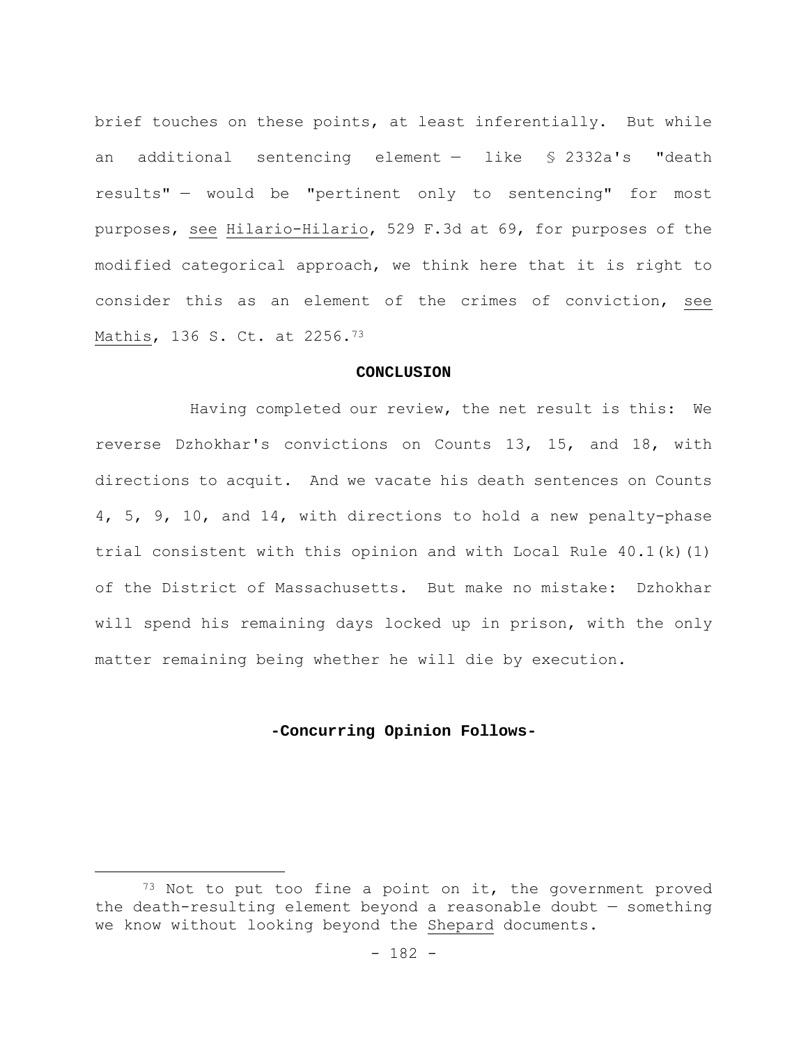brief touches on these points, at least inferentially. But while an additional sentencing element — like § 2332a's "death results" — would be "pertinent only to sentencing" for most purposes, see Hilario-Hilario, 529 F.3d at 69, for purposes of the modified categorical approach, we think here that it is right to consider this as an element of the crimes of conviction, see Mathis, 136 S. Ct. at 2256.[73]

**CONCLUSION**

Having completed our review, the net result is this: We reverse Dzhokhar's convictions on Counts 13, 15, and 18, with directions to acquit. And we vacate his death sentences on Counts 4, 5, 9, 10, and 14, with directions to hold a new penalty-phase trial consistent with this opinion and with Local Rule 40.1(k)(1) of the District of Massachusetts. But make no mistake: Dzhokhar will spend his remaining days locked up in prison, with the only matter remaining being whether he will die by execution.

**-Concurring Opinion Follows-**

[73] Not to put too fine a point on it, the government proved the death-resulting element beyond a reasonable doubt — something we know without looking beyond the Shepard documents.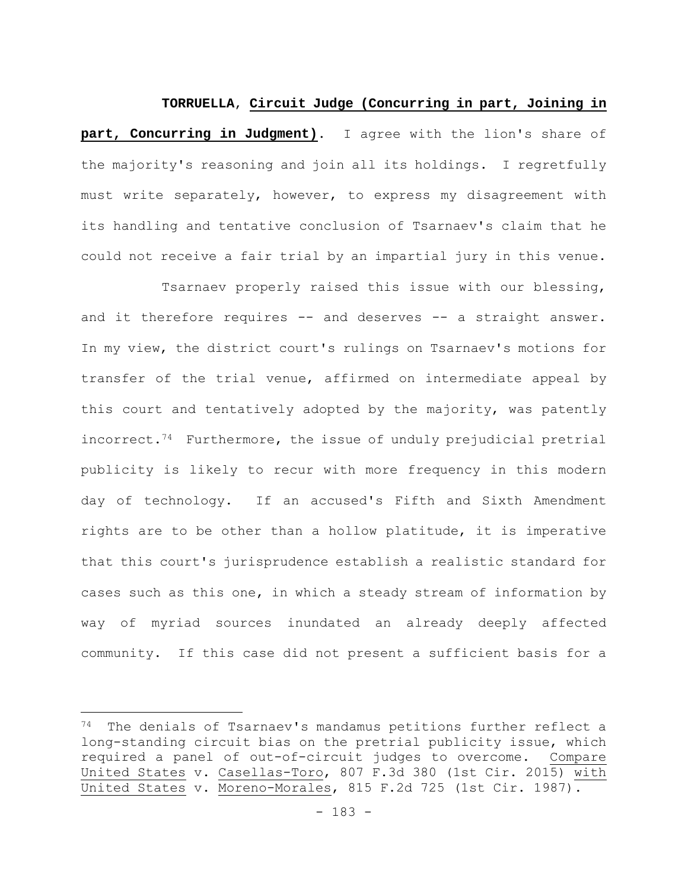**TORRUELLA**, **Circuit Judge (Concurring in part, Joining in part, Concurring in Judgment)**. I agree with the lion's share of the majority's reasoning and join all its holdings. I regretfully must write separately, however, to express my disagreement with its handling and tentative conclusion of Tsarnaev's claim that he could not receive a fair trial by an impartial jury in this venue.

Tsarnaev properly raised this issue with our blessing, and it therefore requires -- and deserves -- a straight answer. In my view, the district court's rulings on Tsarnaev's motions for transfer of the trial venue, affirmed on intermediate appeal by this court and tentatively adopted by the majority, was patently incorrect.[74] Furthermore, the issue of unduly prejudicial pretrial publicity is likely to recur with more frequency in this modern day of technology. If an accused's Fifth and Sixth Amendment rights are to be other than a hollow platitude, it is imperative that this court's jurisprudence establish a realistic standard for cases such as this one, in which a steady stream of information by way of myriad sources inundated an already deeply affected community. If this case did not present a sufficient basis for a

---

[74] The denials of Tsarnaev's mandamus petitions further reflect a long-standing circuit bias on the pretrial publicity issue, which required a panel of out-of-circuit judges to overcome. Compare United States v. Casellas-Toro, 807 F.3d 380 (1st Cir. 2015) with United States v. Moreno-Morales, 815 F.2d 725 (1st Cir. 1987).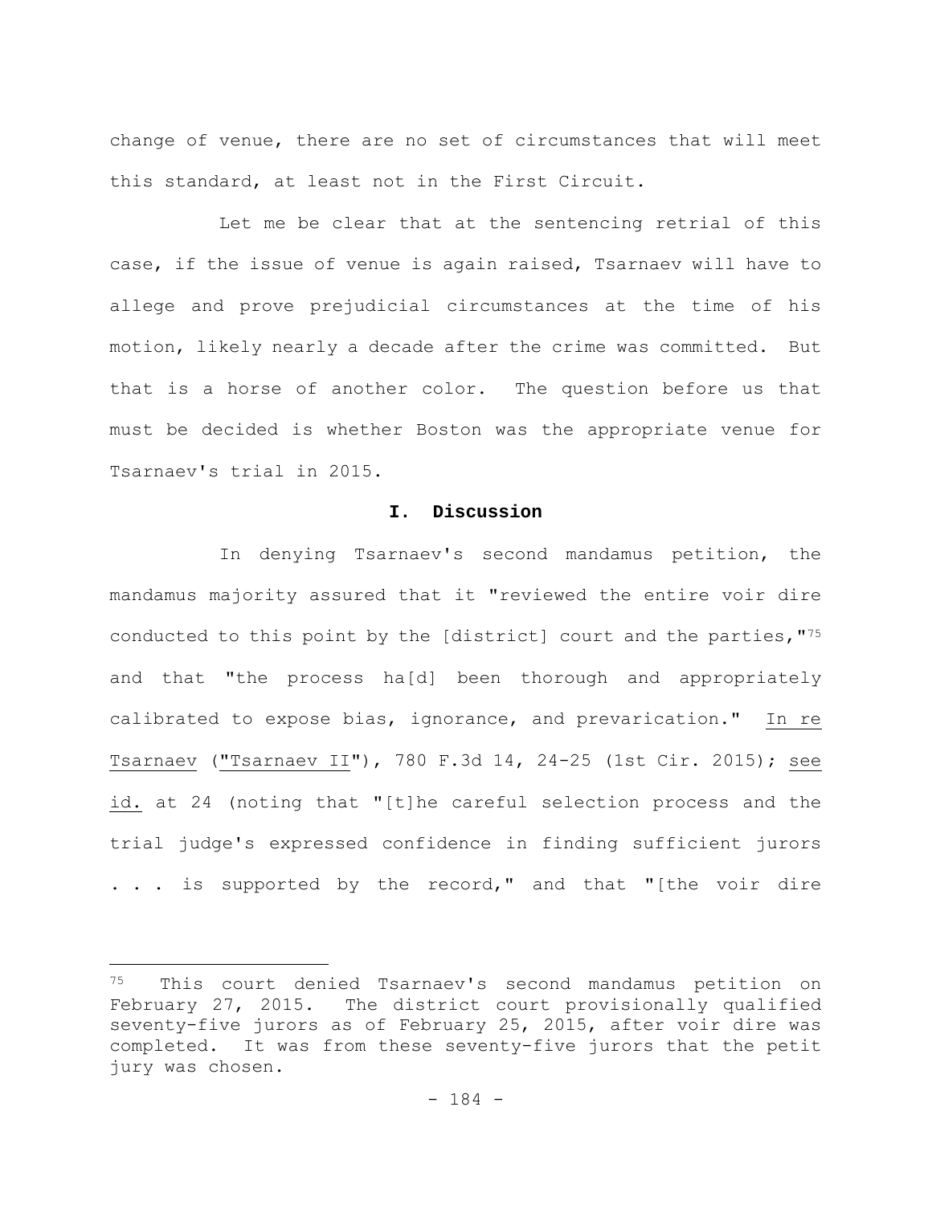change of venue, there are no set of circumstances that will meet this standard, at least not in the First Circuit.

Let me be clear that at the sentencing retrial of this case, if the issue of venue is again raised, Tsarnaev will have to allege and prove prejudicial circumstances at the time of his motion, likely nearly a decade after the crime was committed. But that is a horse of another color. The question before us that must be decided is whether Boston was the appropriate venue for Tsarnaev's trial in 2015.

## I. Discussion

In denying Tsarnaev's second mandamus petition, the mandamus majority assured that it "reviewed the entire voir dire conducted to this point by the [district] court and the parties,"[75] and that "the process ha[d] been thorough and appropriately calibrated to expose bias, ignorance, and prevarication." In re Tsarnaev ("Tsarnaev II"), 780 F.3d 14, 24-25 (1st Cir. 2015); see id. at 24 (noting that "[t]he careful selection process and the trial judge's expressed confidence in finding sufficient jurors . . . is supported by the record," and that "[the voir dire

---

[75] This court denied Tsarnaev's second mandamus petition on February 27, 2015. The district court provisionally qualified seventy-five jurors as of February 25, 2015, after voir dire was completed. It was from these seventy-five jurors that the petit jury was chosen.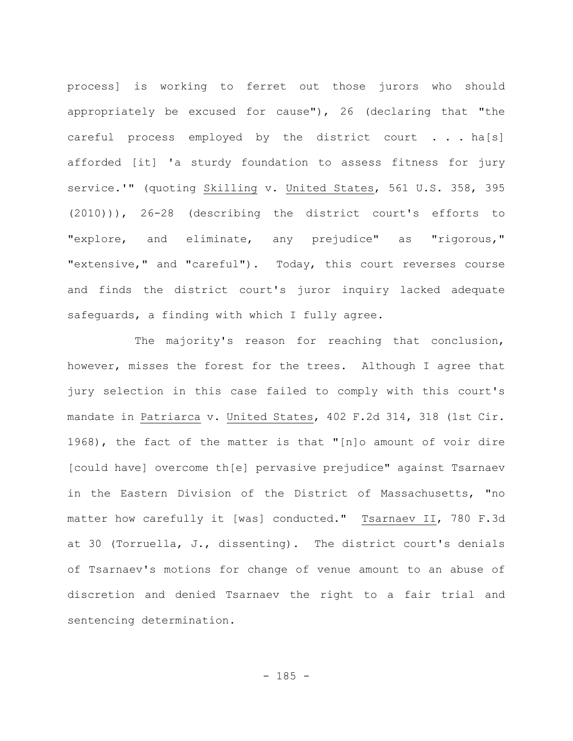process] is working to ferret out those jurors who should appropriately be excused for cause"), 26 (declaring that "the careful process employed by the district court . . . ha[s] afforded [it] 'a sturdy foundation to assess fitness for jury service.'" (quoting Skilling v. United States, 561 U.S. 358, 395 (2010))), 26-28 (describing the district court's efforts to "explore, and eliminate, any prejudice" as "rigorous," "extensive," and "careful"). Today, this court reverses course and finds the district court's juror inquiry lacked adequate safeguards, a finding with which I fully agree.

The majority's reason for reaching that conclusion, however, misses the forest for the trees. Although I agree that jury selection in this case failed to comply with this court's mandate in Patriarca v. United States, 402 F.2d 314, 318 (1st Cir. 1968), the fact of the matter is that "[n]o amount of voir dire [could have] overcome th[e] pervasive prejudice" against Tsarnaev in the Eastern Division of the District of Massachusetts, "no matter how carefully it [was] conducted." Tsarnaev II, 780 F.3d at 30 (Torruella, J., dissenting). The district court's denials of Tsarnaev's motions for change of venue amount to an abuse of discretion and denied Tsarnaev the right to a fair trial and sentencing determination.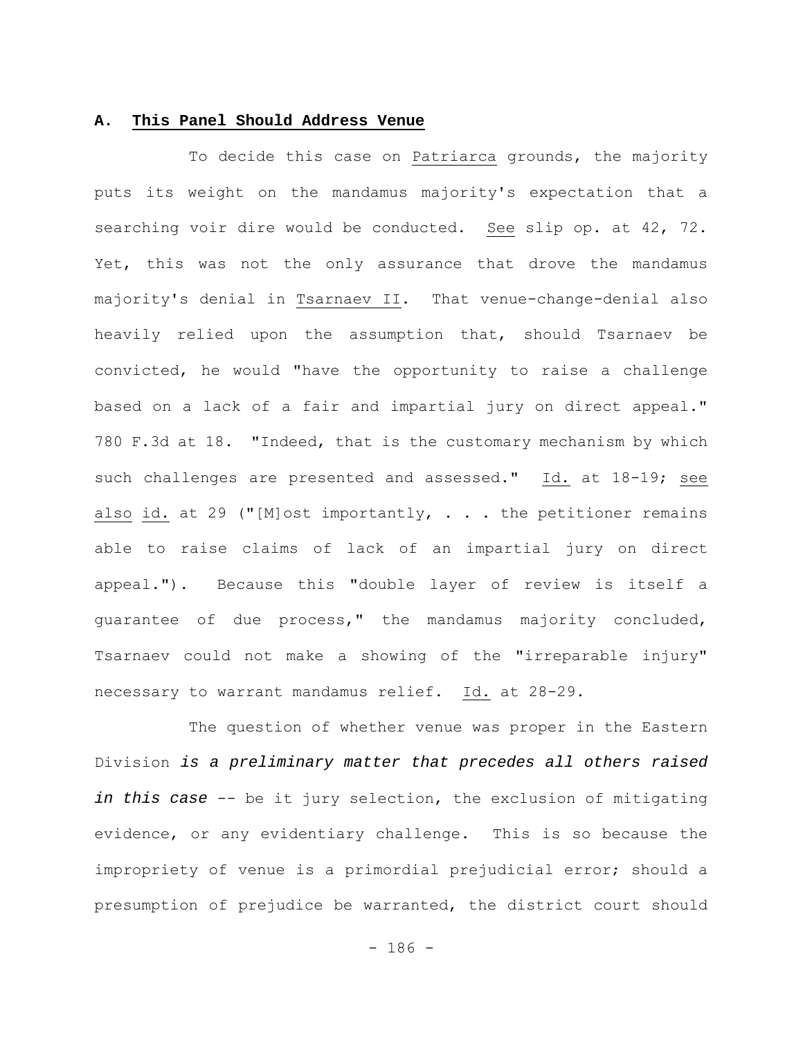### A. <u>This Panel Should Address Venue</u>

To decide this case on <u>Patriarca</u> grounds, the majority puts its weight on the mandamus majority's expectation that a searching voir dire would be conducted. <u>See</u> slip op. at 42, 72. Yet, this was not the only assurance that drove the mandamus majority's denial in <u>Tsarnaev II</u>. That venue-change-denial also heavily relied upon the assumption that, should Tsarnaev be convicted, he would "have the opportunity to raise a challenge based on a lack of a fair and impartial jury on direct appeal." 780 F.3d at 18. "Indeed, that is the customary mechanism by which such challenges are presented and assessed." <u>Id.</u> at 18-19; <u>see also</u> <u>id.</u> at 29 ("[M]ost importantly, . . . the petitioner remains able to raise claims of lack of an impartial jury on direct appeal."). Because this "double layer of review is itself a guarantee of due process," the mandamus majority concluded, Tsarnaev could not make a showing of the "irreparable injury" necessary to warrant mandamus relief. <u>Id.</u> at 28-29.

The question of whether venue was proper in the Eastern Division ***is a preliminary matter that precedes all others raised in this case*** -- be it jury selection, the exclusion of mitigating evidence, or any evidentiary challenge. This is so because the impropriety of venue is a primordial prejudicial error; should a presumption of prejudice be warranted, the district court should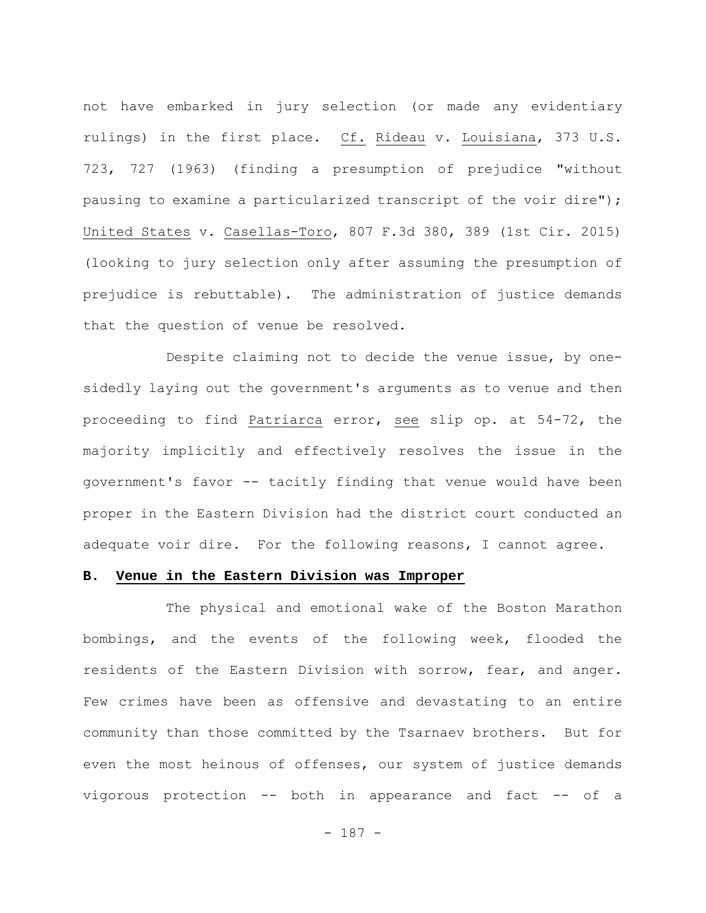not have embarked in jury selection (or made any evidentiary rulings) in the first place. Cf. Rideau v. Louisiana, 373 U.S. 723, 727 (1963) (finding a presumption of prejudice "without pausing to examine a particularized transcript of the voir dire"); United States v. Casellas-Toro, 807 F.3d 380, 389 (1st Cir. 2015) (looking to jury selection only after assuming the presumption of prejudice is rebuttable). The administration of justice demands that the question of venue be resolved.

Despite claiming not to decide the venue issue, by one-sidedly laying out the government's arguments as to venue and then proceeding to find Patriarca error, see slip op. at 54-72, the majority implicitly and effectively resolves the issue in the government's favor -- tacitly finding that venue would have been proper in the Eastern Division had the district court conducted an adequate voir dire. For the following reasons, I cannot agree.

### B. Venue in the Eastern Division was Improper

The physical and emotional wake of the Boston Marathon bombings, and the events of the following week, flooded the residents of the Eastern Division with sorrow, fear, and anger. Few crimes have been as offensive and devastating to an entire community than those committed by the Tsarnaev brothers. But for even the most heinous of offenses, our system of justice demands vigorous protection -- both in appearance and fact -- of a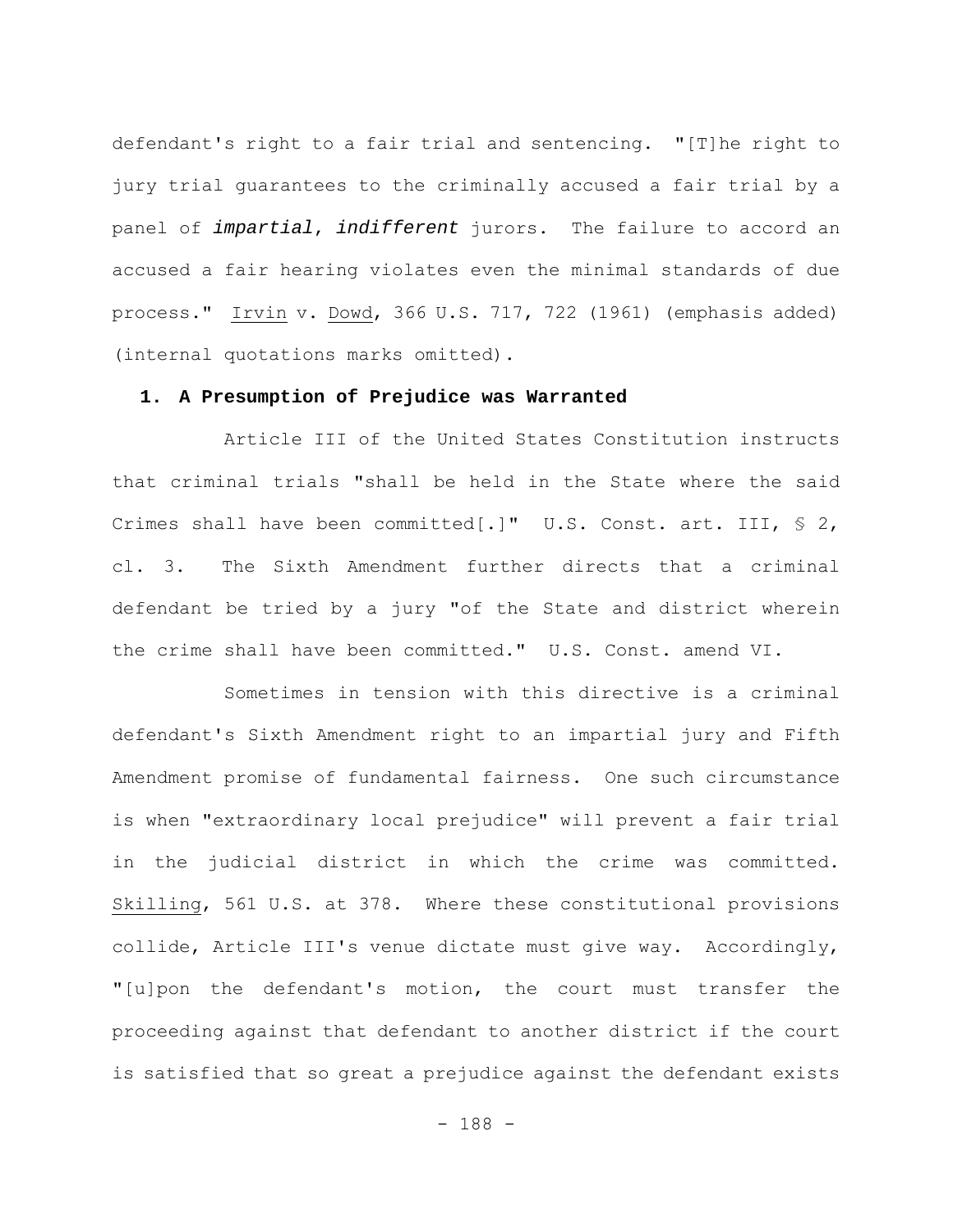defendant's right to a fair trial and sentencing. "[T]he right to jury trial guarantees to the criminally accused a fair trial by a panel of ***impartial, indifferent*** jurors. The failure to accord an accused a fair hearing violates even the minimal standards of due process." Irvin v. Dowd, 366 U.S. 717, 722 (1961) (emphasis added) (internal quotations marks omitted).

**1. A Presumption of Prejudice was Warranted**

Article III of the United States Constitution instructs that criminal trials "shall be held in the State where the said Crimes shall have been committed[.]" U.S. Const. art. III, § 2, cl. 3. The Sixth Amendment further directs that a criminal defendant be tried by a jury "of the State and district wherein the crime shall have been committed." U.S. Const. amend VI.

Sometimes in tension with this directive is a criminal defendant's Sixth Amendment right to an impartial jury and Fifth Amendment promise of fundamental fairness. One such circumstance is when "extraordinary local prejudice" will prevent a fair trial in the judicial district in which the crime was committed. Skilling, 561 U.S. at 378. Where these constitutional provisions collide, Article III's venue dictate must give way. Accordingly, "[u]pon the defendant's motion, the court must transfer the proceeding against that defendant to another district if the court is satisfied that so great a prejudice against the defendant exists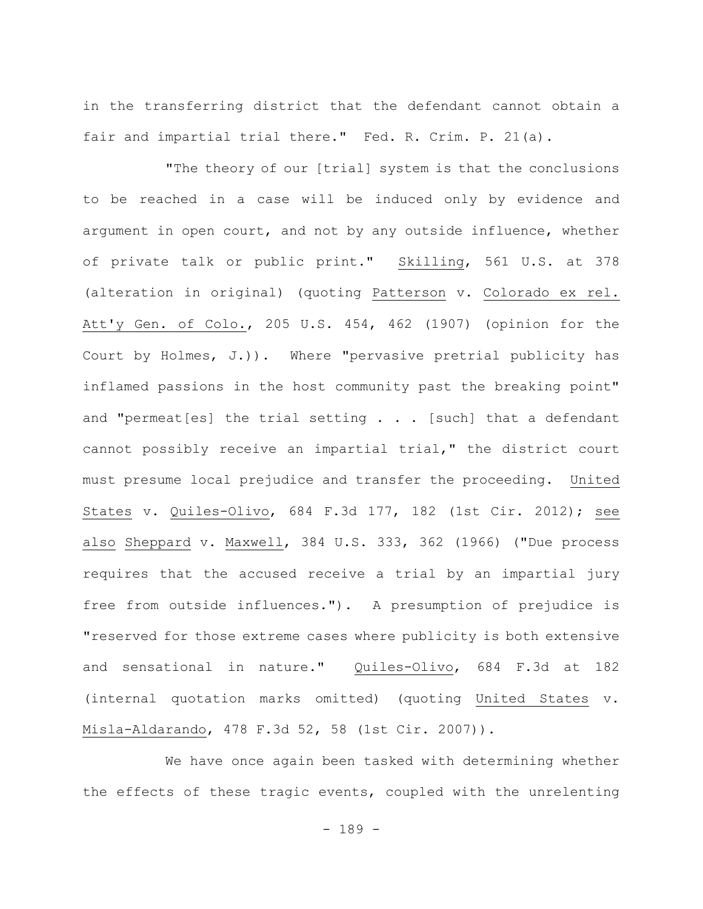in the transferring district that the defendant cannot obtain a fair and impartial trial there." Fed. R. Crim. P. 21(a).

"The theory of our [trial] system is that the conclusions to be reached in a case will be induced only by evidence and argument in open court, and not by any outside influence, whether of private talk or public print." Skilling, 561 U.S. at 378 (alteration in original) (quoting Patterson v. Colorado ex rel. Att'y Gen. of Colo., 205 U.S. 454, 462 (1907) (opinion for the Court by Holmes, J.)). Where "pervasive pretrial publicity has inflamed passions in the host community past the breaking point" and "permeat[es] the trial setting . . . [such] that a defendant cannot possibly receive an impartial trial," the district court must presume local prejudice and transfer the proceeding. United States v. Quiles-Olivo, 684 F.3d 177, 182 (1st Cir. 2012); see also Sheppard v. Maxwell, 384 U.S. 333, 362 (1966) ("Due process requires that the accused receive a trial by an impartial jury free from outside influences."). A presumption of prejudice is "reserved for those extreme cases where publicity is both extensive and sensational in nature." Quiles-Olivo, 684 F.3d at 182 (internal quotation marks omitted) (quoting United States v. Misla-Aldarando, 478 F.3d 52, 58 (1st Cir. 2007)).

We have once again been tasked with determining whether the effects of these tragic events, coupled with the unrelenting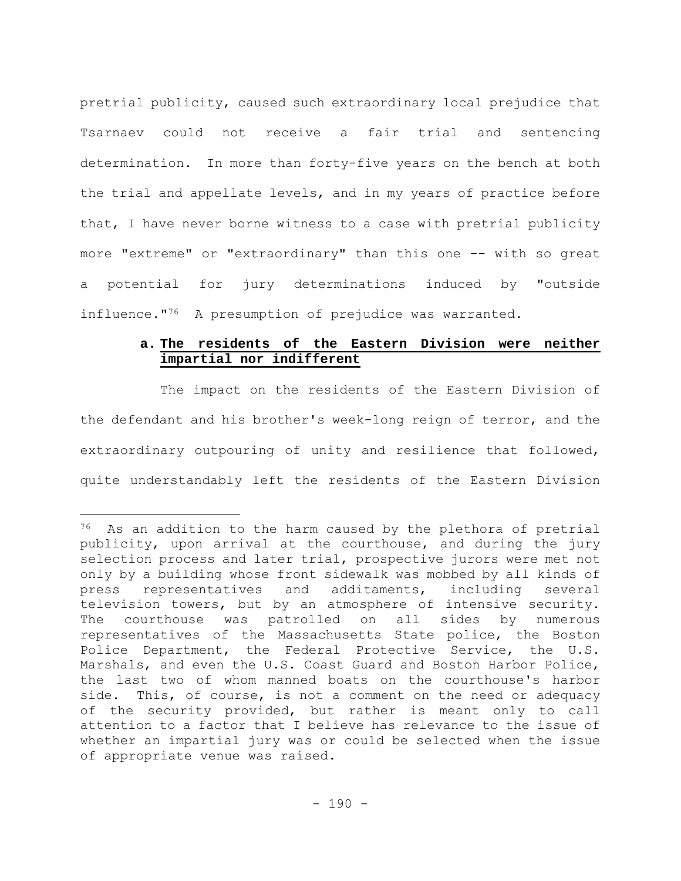pretrial publicity, caused such extraordinary local prejudice that Tsarnaev could not receive a fair trial and sentencing determination. In more than forty-five years on the bench at both the trial and appellate levels, and in my years of practice before that, I have never borne witness to a case with pretrial publicity more "extreme" or "extraordinary" than this one -- with so great a potential for jury determinations induced by "outside influence."[76] A presumption of prejudice was warranted.

#### a. The residents of the Eastern Division were neither impartial nor indifferent

The impact on the residents of the Eastern Division of the defendant and his brother's week-long reign of terror, and the extraordinary outpouring of unity and resilience that followed, quite understandably left the residents of the Eastern Division

---

[76] As an addition to the harm caused by the plethora of pretrial publicity, upon arrival at the courthouse, and during the jury selection process and later trial, prospective jurors were met not only by a building whose front sidewalk was mobbed by all kinds of press representatives and additaments, including several television towers, but by an atmosphere of intensive security. The courthouse was patrolled on all sides by numerous representatives of the Massachusetts State police, the Boston Police Department, the Federal Protective Service, the U.S. Marshals, and even the U.S. Coast Guard and Boston Harbor Police, the last two of whom manned boats on the courthouse's harbor side. This, of course, is not a comment on the need or adequacy of the security provided, but rather is meant only to call attention to a factor that I believe has relevance to the issue of whether an impartial jury was or could be selected when the issue of appropriate venue was raised.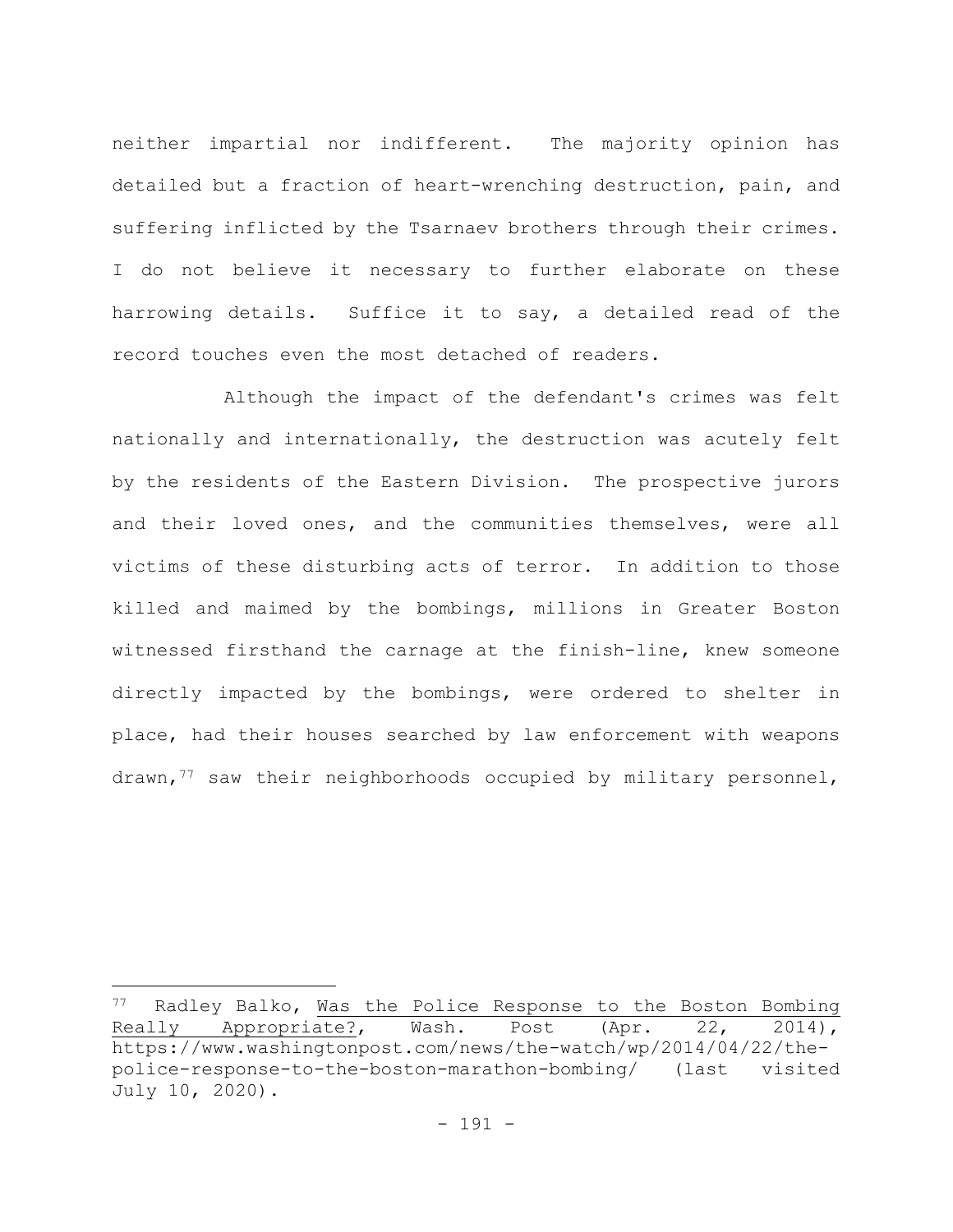neither impartial nor indifferent. The majority opinion has detailed but a fraction of heart-wrenching destruction, pain, and suffering inflicted by the Tsarnaev brothers through their crimes. I do not believe it necessary to further elaborate on these harrowing details. Suffice it to say, a detailed read of the record touches even the most detached of readers.

Although the impact of the defendant's crimes was felt nationally and internationally, the destruction was acutely felt by the residents of the Eastern Division. The prospective jurors and their loved ones, and the communities themselves, were all victims of these disturbing acts of terror. In addition to those killed and maimed by the bombings, millions in Greater Boston witnessed firsthand the carnage at the finish-line, knew someone directly impacted by the bombings, were ordered to shelter in place, had their houses searched by law enforcement with weapons drawn,[77] saw their neighborhoods occupied by military personnel,

---

[77] Radley Balko, Was the Police Response to the Boston Bombing Really Appropriate?, Wash. Post (Apr. 22, 2014), https://www.washingtonpost.com/news/the-watch/wp/2014/04/22/the-police-response-to-the-boston-marathon-bombing/ (last visited July 10, 2020).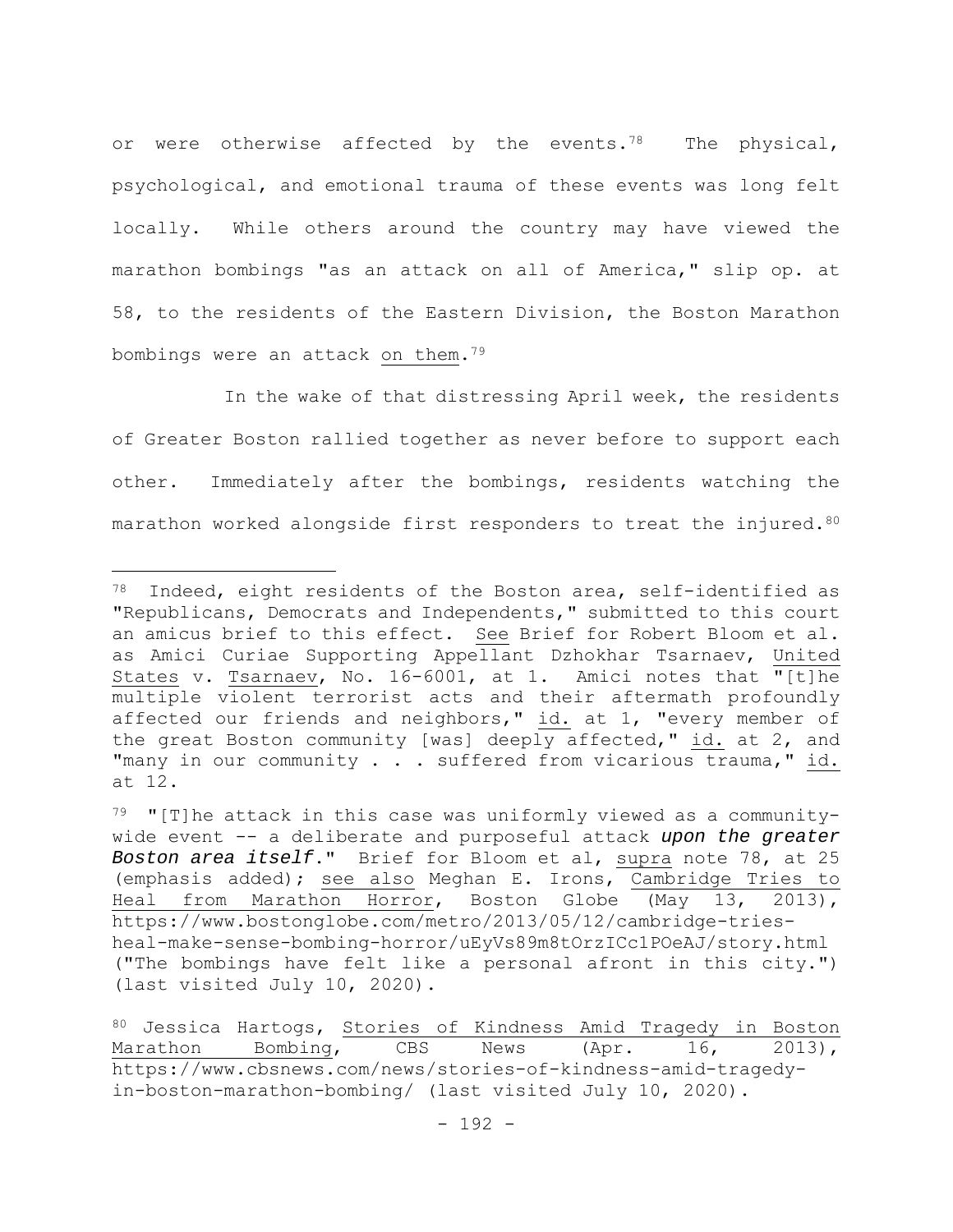or were otherwise affected by the events.[78] The physical, psychological, and emotional trauma of these events was long felt locally. While others around the country may have viewed the marathon bombings "as an attack on all of America," slip op. at 58, to the residents of the Eastern Division, the Boston Marathon bombings were an attack on them.[79]

In the wake of that distressing April week, the residents of Greater Boston rallied together as never before to support each other. Immediately after the bombings, residents watching the marathon worked alongside first responders to treat the injured.[80]

---

[78] Indeed, eight residents of the Boston area, self-identified as "Republicans, Democrats and Independents," submitted to this court an amicus brief to this effect. See Brief for Robert Bloom et al. as Amici Curiae Supporting Appellant Dzhokhar Tsarnaev, United States v. Tsarnaev, No. 16-6001, at 1. Amici notes that "[t]he multiple violent terrorist acts and their aftermath profoundly affected our friends and neighbors," id. at 1, "every member of the great Boston community [was] deeply affected," id. at 2, and "many in our community . . . suffered from vicarious trauma," id. at 12.

[79] "[T]he attack in this case was uniformly viewed as a community-wide event -- a deliberate and purposeful attack ***upon the greater Boston area itself***." Brief for Bloom et al, supra note 78, at 25 (emphasis added); see also Meghan E. Irons, Cambridge Tries to Heal from Marathon Horror, Boston Globe (May 13, 2013), https://www.bostonglobe.com/metro/2013/05/12/cambridge-tries-heal-make-sense-bombing-horror/uEyVs89m8tOrzICc1POeAJ/story.html ("The bombings have felt like a personal afront in this city.") (last visited July 10, 2020).

[80] Jessica Hartogs, Stories of Kindness Amid Tragedy in Boston Marathon Bombing, CBS News (Apr. 16, 2013), https://www.cbsnews.com/news/stories-of-kindness-amid-tragedy-in-boston-marathon-bombing/ (last visited July 10, 2020).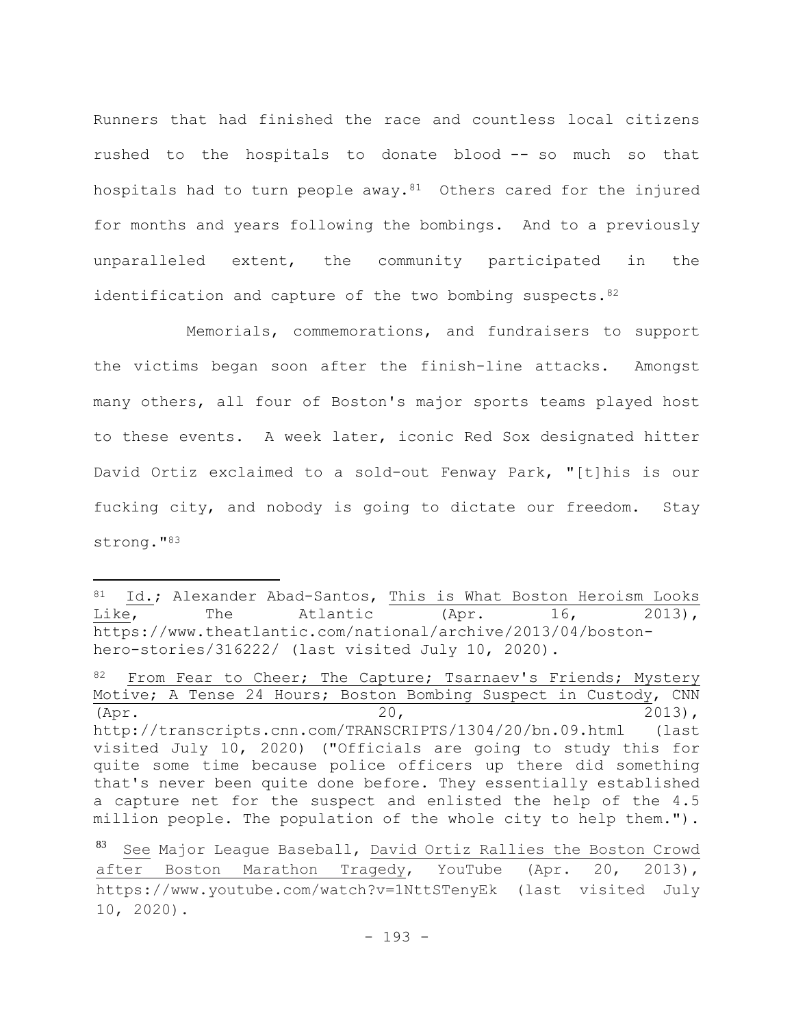Runners that had finished the race and countless local citizens rushed to the hospitals to donate blood -- so much so that hospitals had to turn people away.[81] Others cared for the injured for months and years following the bombings. And to a previously unparalleled extent, the community participated in the identification and capture of the two bombing suspects.[82]

Memorials, commemorations, and fundraisers to support the victims began soon after the finish-line attacks. Amongst many others, all four of Boston's major sports teams played host to these events. A week later, iconic Red Sox designated hitter David Ortiz exclaimed to a sold-out Fenway Park, "[t]his is our fucking city, and nobody is going to dictate our freedom. Stay strong."[83]

---

[81] Id.; Alexander Abad-Santos, This is What Boston Heroism Looks Like, The Atlantic (Apr. 16, 2013), https://www.theatlantic.com/national/archive/2013/04/boston-hero-stories/316222/ (last visited July 10, 2020).

[82] From Fear to Cheer; The Capture; Tsarnaev's Friends; Mystery Motive; A Tense 24 Hours; Boston Bombing Suspect in Custody, CNN (Apr. 20, 2013), http://transcripts.cnn.com/TRANSCRIPTS/1304/20/bn.09.html (last visited July 10, 2020) ("Officials are going to study this for quite some time because police officers up there did something that's never been quite done before. They essentially established a capture net for the suspect and enlisted the help of the 4.5 million people. The population of the whole city to help them.").

[83] See Major League Baseball, David Ortiz Rallies the Boston Crowd after Boston Marathon Tragedy, YouTube (Apr. 20, 2013), https://www.youtube.com/watch?v=1NttSTenyEk (last visited July 10, 2020).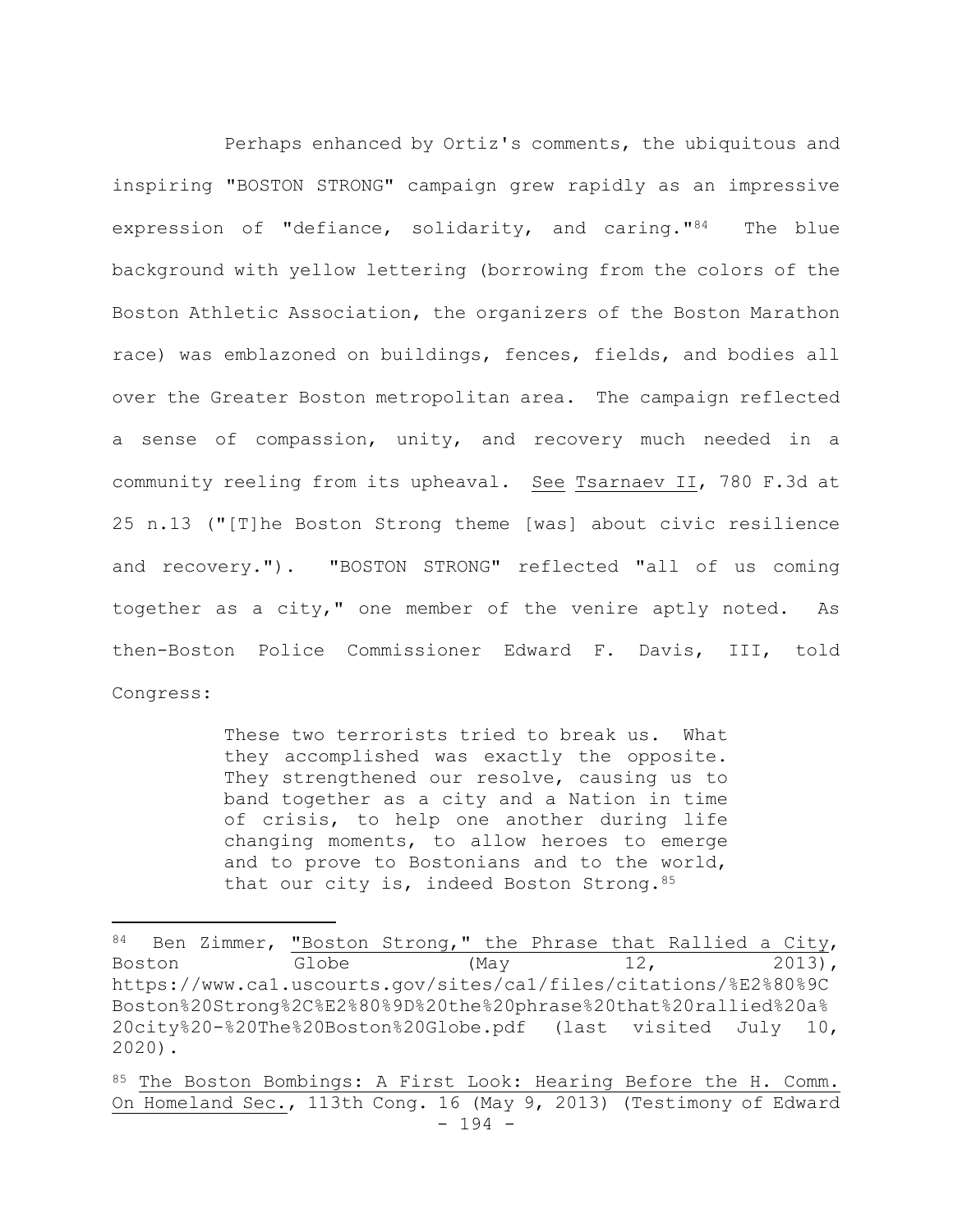Perhaps enhanced by Ortiz's comments, the ubiquitous and inspiring "BOSTON STRONG" campaign grew rapidly as an impressive expression of "defiance, solidarity, and caring."[84] The blue background with yellow lettering (borrowing from the colors of the Boston Athletic Association, the organizers of the Boston Marathon race) was emblazoned on buildings, fences, fields, and bodies all over the Greater Boston metropolitan area. The campaign reflected a sense of compassion, unity, and recovery much needed in a community reeling from its upheaval. See Tsarnaev II, 780 F.3d at 25 n.13 ("[T]he Boston Strong theme [was] about civic resilience and recovery."). "BOSTON STRONG" reflected "all of us coming together as a city," one member of the venire aptly noted. As then-Boston Police Commissioner Edward F. Davis, III, told Congress:

> These two terrorists tried to break us. What they accomplished was exactly the opposite. They strengthened our resolve, causing us to band together as a city and a Nation in time of crisis, to help one another during life changing moments, to allow heroes to emerge and to prove to Bostonians and to the world, that our city is, indeed Boston Strong.[85]

---

[84] Ben Zimmer, "Boston Strong," the Phrase that Rallied a City, Boston Globe (May 12, 2013), https://www.ca1.uscourts.gov/sites/ca1/files/citations/%E2%80%9CBoston%20Strong%2C%E2%80%9D%20the%20phrase%20that%20rallied%20a%20city%20-%20The%20Boston%20Globe.pdf (last visited July 10, 2020).

[85] The Boston Bombings: A First Look: Hearing Before the H. Comm. On Homeland Sec., 113th Cong. 16 (May 9, 2013) (Testimony of Edward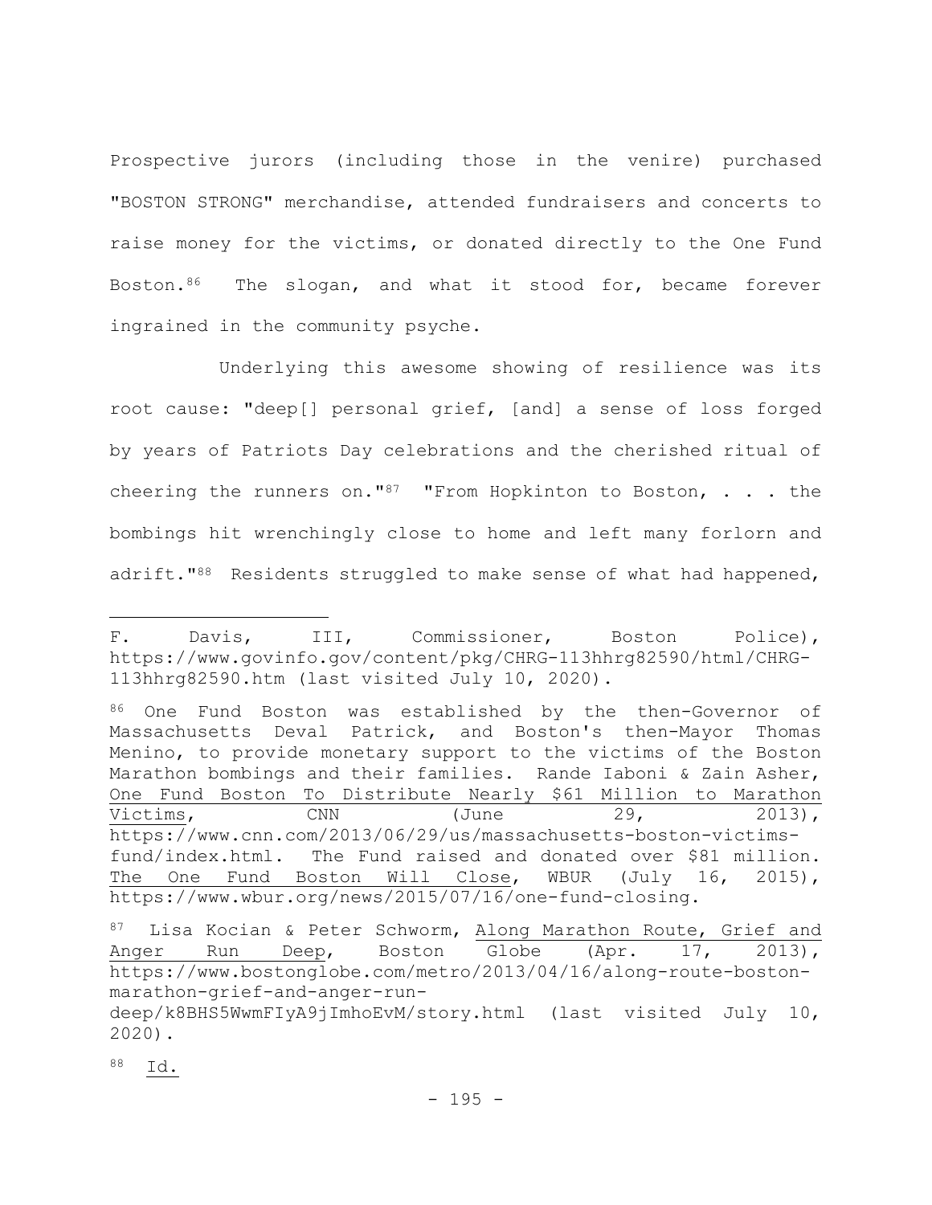Prospective jurors (including those in the venire) purchased "BOSTON STRONG" merchandise, attended fundraisers and concerts to raise money for the victims, or donated directly to the One Fund Boston.[86] The slogan, and what it stood for, became forever ingrained in the community psyche.

Underlying this awesome showing of resilience was its root cause: "deep[] personal grief, [and] a sense of loss forged by years of Patriots Day celebrations and the cherished ritual of cheering the runners on."[87] "From Hopkinton to Boston, . . . the bombings hit wrenchingly close to home and left many forlorn and adrift."[88] Residents struggled to make sense of what had happened,

---

F. Davis, III, Commissioner, Boston Police), https://www.govinfo.gov/content/pkg/CHRG-113hhrg82590/html/CHRG-113hhrg82590.htm (last visited July 10, 2020).

[86] One Fund Boston was established by the then-Governor of Massachusetts Deval Patrick, and Boston's then-Mayor Thomas Menino, to provide monetary support to the victims of the Boston Marathon bombings and their families. Rande Iaboni & Zain Asher, One Fund Boston To Distribute Nearly $61 Million to Marathon Victims, CNN (June 29, 2013), https://www.cnn.com/2013/06/29/us/massachusetts-boston-victims-fund/index.html. The Fund raised and donated over $81 million. The One Fund Boston Will Close, WBUR (July 16, 2015), https://www.wbur.org/news/2015/07/16/one-fund-closing.

[87] Lisa Kocian & Peter Schworm, Along Marathon Route, Grief and Anger Run Deep, Boston Globe (Apr. 17, 2013), https://www.bostonglobe.com/metro/2013/04/16/along-route-boston-marathon-grief-and-anger-run-deep/k8BHS5WwmFIyA9jImhoEvM/story.html (last visited July 10, 2020).

[88] Id.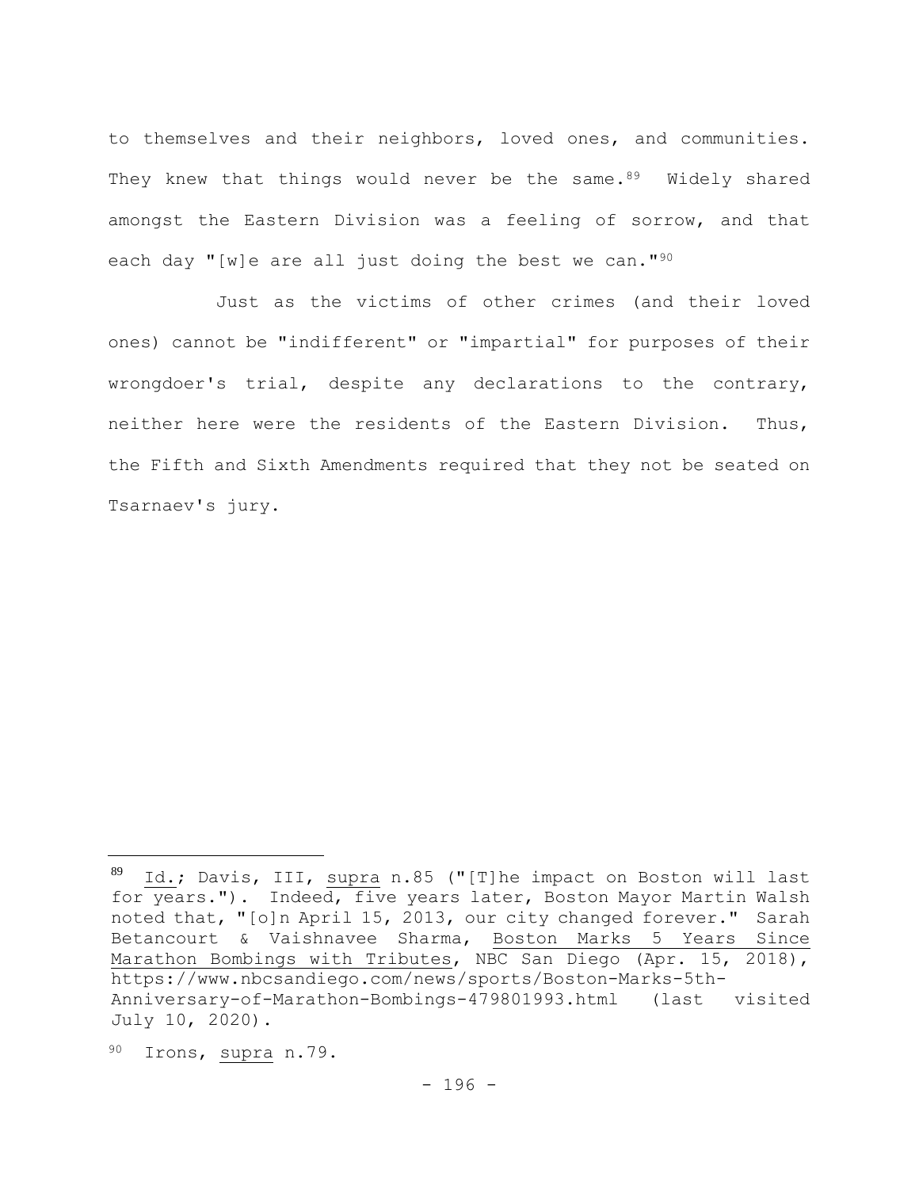to themselves and their neighbors, loved ones, and communities. They knew that things would never be the same.[89] Widely shared amongst the Eastern Division was a feeling of sorrow, and that each day "[w]e are all just doing the best we can."[90]

Just as the victims of other crimes (and their loved ones) cannot be "indifferent" or "impartial" for purposes of their wrongdoer's trial, despite any declarations to the contrary, neither here were the residents of the Eastern Division. Thus, the Fifth and Sixth Amendments required that they not be seated on Tsarnaev's jury.

---

[89] Id.; Davis, III, supra n.85 ("[T]he impact on Boston will last for years."). Indeed, five years later, Boston Mayor Martin Walsh noted that, "[o]n April 15, 2013, our city changed forever." Sarah Betancourt & Vaishnavee Sharma, Boston Marks 5 Years Since Marathon Bombings with Tributes, NBC San Diego (Apr. 15, 2018), https://www.nbcsandiego.com/news/sports/Boston-Marks-5th-Anniversary-of-Marathon-Bombings-479801993.html (last visited July 10, 2020).

[90] Irons, supra n.79.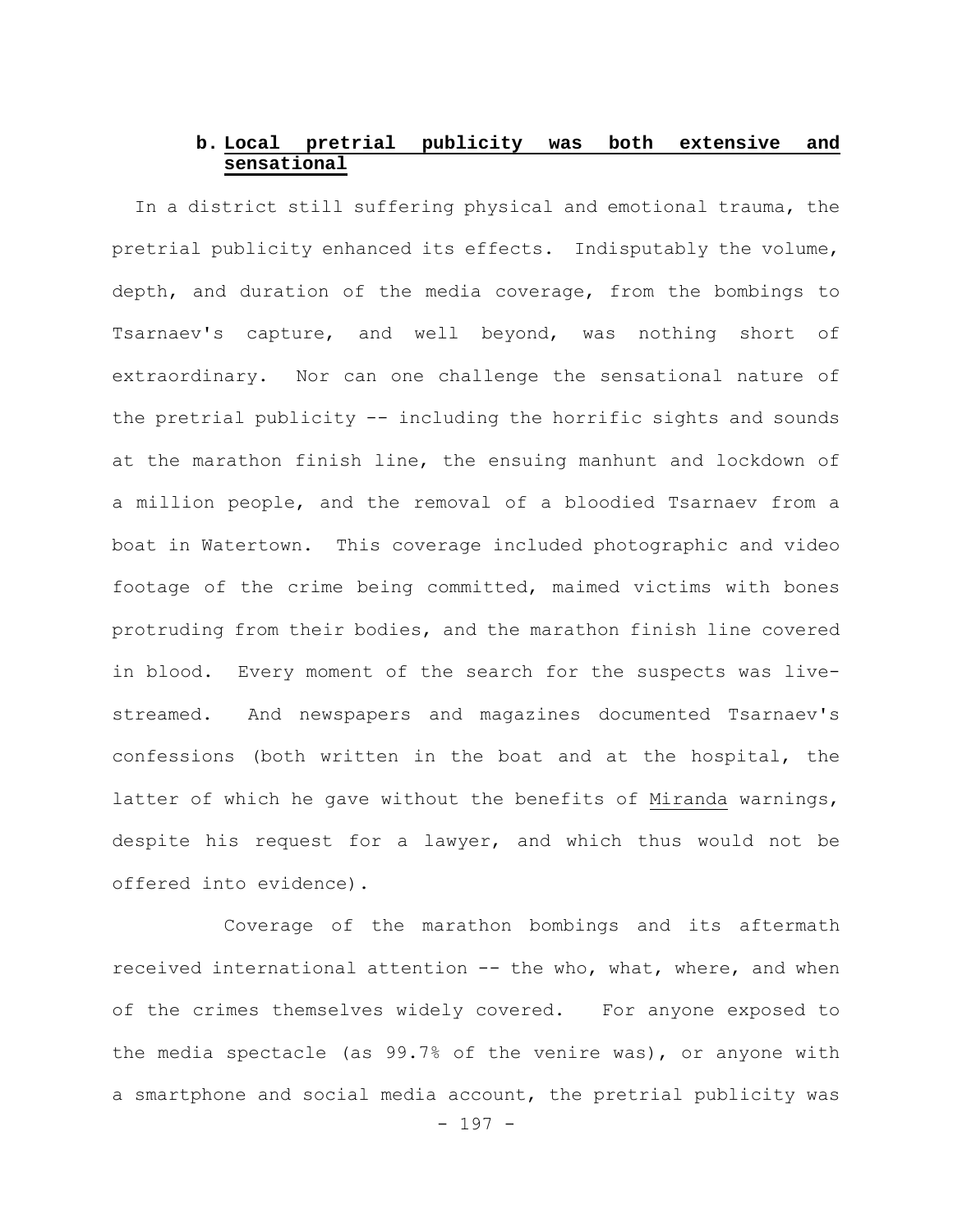**b. Local pretrial publicity was both extensive and sensational**

In a district still suffering physical and emotional trauma, the pretrial publicity enhanced its effects. Indisputably the volume, depth, and duration of the media coverage, from the bombings to Tsarnaev's capture, and well beyond, was nothing short of extraordinary. Nor can one challenge the sensational nature of the pretrial publicity -- including the horrific sights and sounds at the marathon finish line, the ensuing manhunt and lockdown of a million people, and the removal of a bloodied Tsarnaev from a boat in Watertown. This coverage included photographic and video footage of the crime being committed, maimed victims with bones protruding from their bodies, and the marathon finish line covered in blood. Every moment of the search for the suspects was live-streamed. And newspapers and magazines documented Tsarnaev's confessions (both written in the boat and at the hospital, the latter of which he gave without the benefits of Miranda warnings, despite his request for a lawyer, and which thus would not be offered into evidence).

Coverage of the marathon bombings and its aftermath received international attention -- the who, what, where, and when of the crimes themselves widely covered. For anyone exposed to the media spectacle (as 99.7% of the venire was), or anyone with a smartphone and social media account, the pretrial publicity was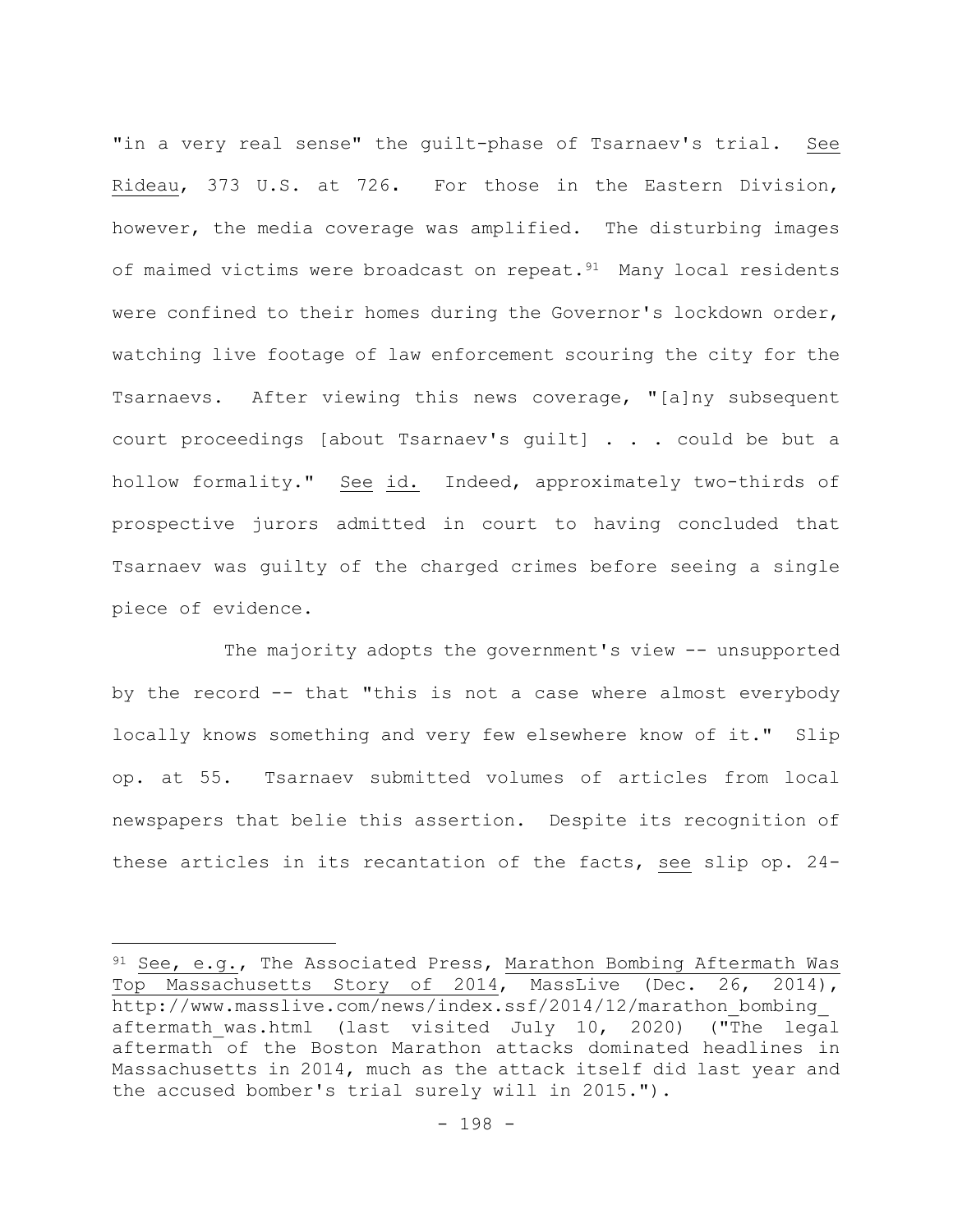"in a very real sense" the guilt-phase of Tsarnaev's trial. See Rideau, 373 U.S. at 726. For those in the Eastern Division, however, the media coverage was amplified. The disturbing images of maimed victims were broadcast on repeat.[91] Many local residents were confined to their homes during the Governor's lockdown order, watching live footage of law enforcement scouring the city for the Tsarnaevs. After viewing this news coverage, "[a]ny subsequent court proceedings [about Tsarnaev's guilt] . . . could be but a hollow formality." See id. Indeed, approximately two-thirds of prospective jurors admitted in court to having concluded that Tsarnaev was guilty of the charged crimes before seeing a single piece of evidence.

The majority adopts the government's view -- unsupported by the record -- that "this is not a case where almost everybody locally knows something and very few elsewhere know of it." Slip op. at 55. Tsarnaev submitted volumes of articles from local newspapers that belie this assertion. Despite its recognition of these articles in its recantation of the facts, see slip op. 24-

---

[91] See, e.g., The Associated Press, Marathon Bombing Aftermath Was Top Massachusetts Story of 2014, MassLive (Dec. 26, 2014), http://www.masslive.com/news/index.ssf/2014/12/marathon_bombing_aftermath_was.html (last visited July 10, 2020) ("The legal aftermath of the Boston Marathon attacks dominated headlines in Massachusetts in 2014, much as the attack itself did last year and the accused bomber's trial surely will in 2015.").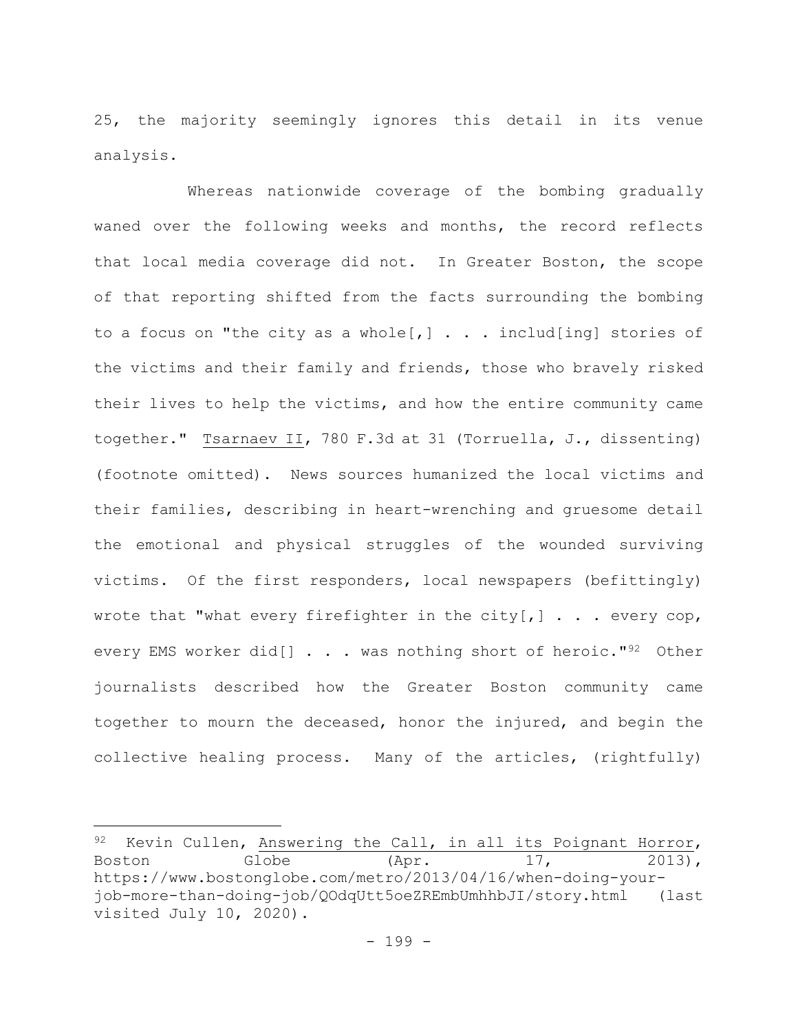25, the majority seemingly ignores this detail in its venue analysis.

Whereas nationwide coverage of the bombing gradually waned over the following weeks and months, the record reflects that local media coverage did not. In Greater Boston, the scope of that reporting shifted from the facts surrounding the bombing to a focus on "the city as a whole[,] . . . includ[ing] stories of the victims and their family and friends, those who bravely risked their lives to help the victims, and how the entire community came together." Tsarnaev II, 780 F.3d at 31 (Torruella, J., dissenting) (footnote omitted). News sources humanized the local victims and their families, describing in heart-wrenching and gruesome detail the emotional and physical struggles of the wounded surviving victims. Of the first responders, local newspapers (befittingly) wrote that "what every firefighter in the city[,] . . . every cop, every EMS worker did[] . . . was nothing short of heroic."[92] Other journalists described how the Greater Boston community came together to mourn the deceased, honor the injured, and begin the collective healing process. Many of the articles, (rightfully)

---

[92] Kevin Cullen, Answering the Call, in all its Poignant Horror, Boston Globe (Apr. 17, 2013), https://www.bostonglobe.com/metro/2013/04/16/when-doing-your-job-more-than-doing-job/QOdqUtt5oeZREmbUmhhbJI/story.html (last visited July 10, 2020).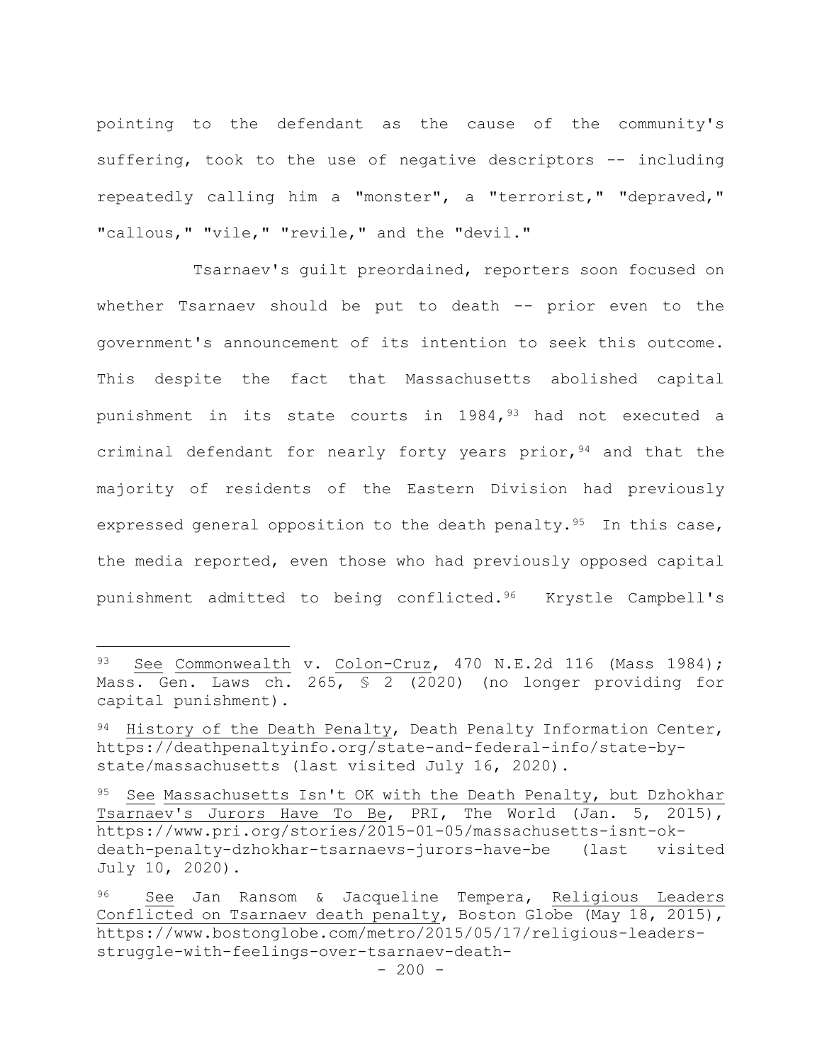pointing to the defendant as the cause of the community's suffering, took to the use of negative descriptors -- including repeatedly calling him a "monster", a "terrorist," "depraved," "callous," "vile," "revile," and the "devil."

Tsarnaev's guilt preordained, reporters soon focused on whether Tsarnaev should be put to death -- prior even to the government's announcement of its intention to seek this outcome. This despite the fact that Massachusetts abolished capital punishment in its state courts in 1984,[93] had not executed a criminal defendant for nearly forty years prior,[94] and that the majority of residents of the Eastern Division had previously expressed general opposition to the death penalty.[95] In this case, the media reported, even those who had previously opposed capital punishment admitted to being conflicted.[96] Krystle Campbell's

---

[93] See Commonwealth v. Colon-Cruz, 470 N.E.2d 116 (Mass 1984); Mass. Gen. Laws ch. 265, § 2 (2020) (no longer providing for capital punishment).

[94] History of the Death Penalty, Death Penalty Information Center, https://deathpenaltyinfo.org/state-and-federal-info/state-by-state/massachusetts (last visited July 16, 2020).

[95] See Massachusetts Isn't OK with the Death Penalty, but Dzhokhar Tsarnaev's Jurors Have To Be, PRI, The World (Jan. 5, 2015), https://www.pri.org/stories/2015-01-05/massachusetts-isnt-ok-death-penalty-dzhokhar-tsarnaevs-jurors-have-be (last visited July 10, 2020).

[96] See Jan Ransom & Jacqueline Tempera, Religious Leaders Conflicted on Tsarnaev death penalty, Boston Globe (May 18, 2015), https://www.bostonglobe.com/metro/2015/05/17/religious-leaders-struggle-with-feelings-over-tsarnaev-death-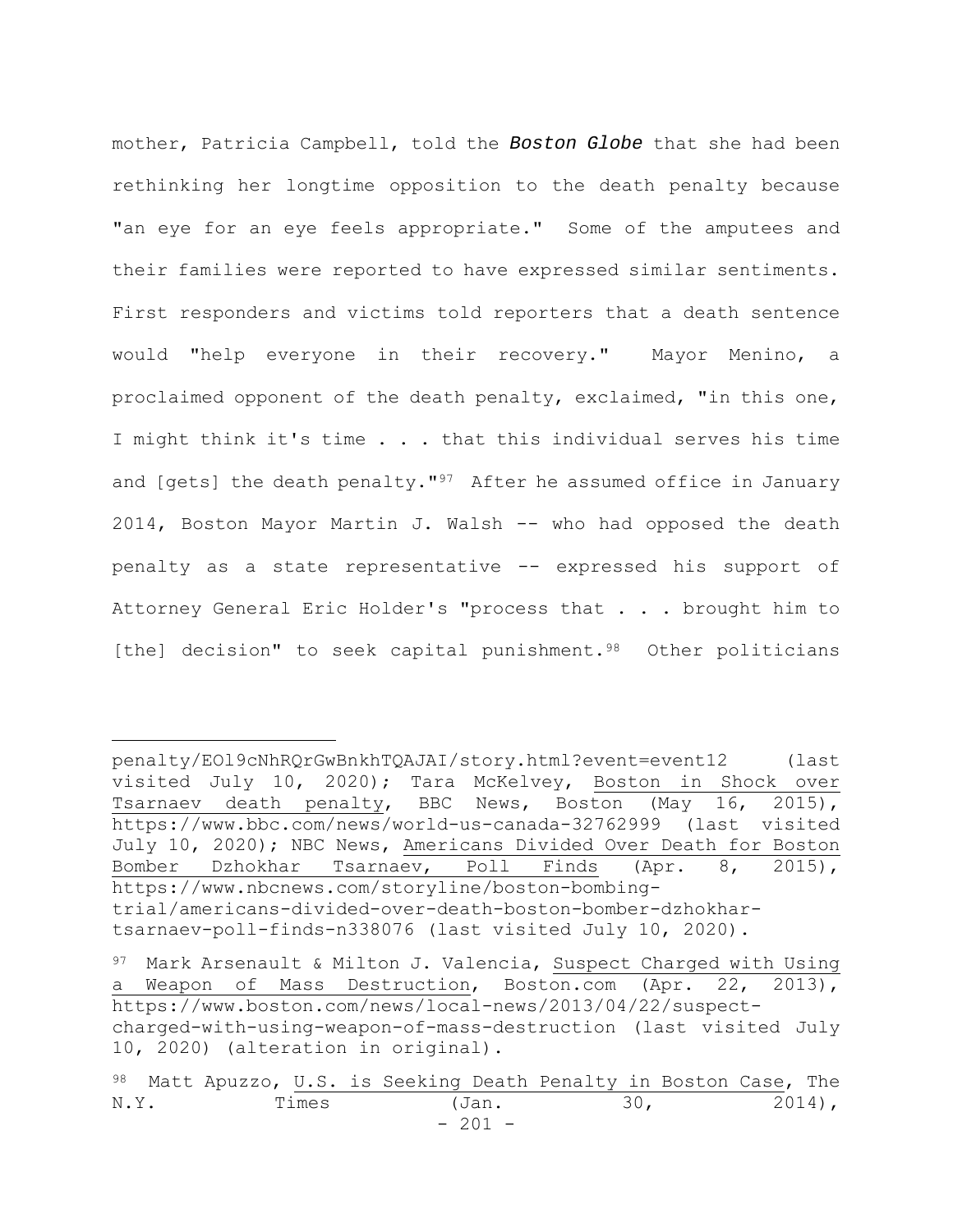mother, Patricia Campbell, told the ***Boston Globe*** that she had been rethinking her longtime opposition to the death penalty because "an eye for an eye feels appropriate." Some of the amputees and their families were reported to have expressed similar sentiments. First responders and victims told reporters that a death sentence would "help everyone in their recovery." Mayor Menino, a proclaimed opponent of the death penalty, exclaimed, "in this one, I might think it's time . . . that this individual serves his time and [gets] the death penalty."[97] After he assumed office in January 2014, Boston Mayor Martin J. Walsh -- who had opposed the death penalty as a state representative -- expressed his support of Attorney General Eric Holder's "process that . . . brought him to [the] decision" to seek capital punishment.[98] Other politicians

---

penalty/EOl9cNhRQrGwBnkhTQAJAI/story.html?event=event12 (last visited July 10, 2020); Tara McKelvey, Boston in Shock over Tsarnaev death penalty, BBC News, Boston (May 16, 2015), https://www.bbc.com/news/world-us-canada-32762999 (last visited July 10, 2020); NBC News, Americans Divided Over Death for Boston Bomber Dzhokhar Tsarnaev, Poll Finds (Apr. 8, 2015), https://www.nbcnews.com/storyline/boston-bombing-trial/americans-divided-over-death-boston-bomber-dzhokhar-tsarnaev-poll-finds-n338076 (last visited July 10, 2020).

[97] Mark Arsenault & Milton J. Valencia, Suspect Charged with Using a Weapon of Mass Destruction, Boston.com (Apr. 22, 2013), https://www.boston.com/news/local-news/2013/04/22/suspect-charged-with-using-weapon-of-mass-destruction (last visited July 10, 2020) (alteration in original).

[98] Matt Apuzzo, U.S. is Seeking Death Penalty in Boston Case, The N.Y. Times (Jan. 30, 2014),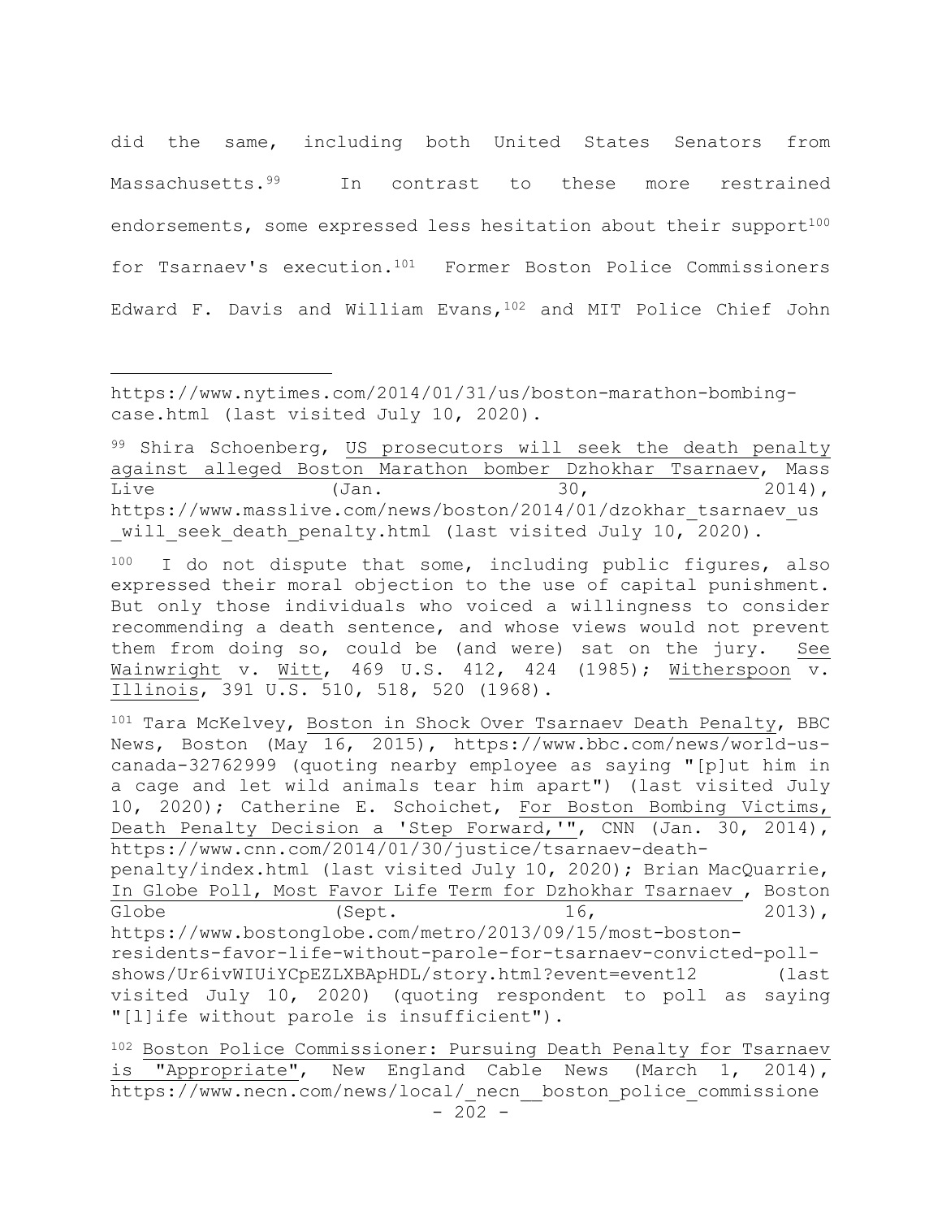did the same, including both United States Senators from Massachusetts.[99] In contrast to these more restrained endorsements, some expressed less hesitation about their support[100] for Tsarnaev's execution.[101] Former Boston Police Commissioners Edward F. Davis and William Evans,[102] and MIT Police Chief John

---

https://www.nytimes.com/2014/01/31/us/boston-marathon-bombing-case.html (last visited July 10, 2020).

[99] Shira Schoenberg, US prosecutors will seek the death penalty against alleged Boston Marathon bomber Dzhokhar Tsarnaev, Mass Live (Jan. 30, 2014), https://www.masslive.com/news/boston/2014/01/dzokhar_tsarnaev_us_will_seek_death_penalty.html (last visited July 10, 2020).

[100] I do not dispute that some, including public figures, also expressed their moral objection to the use of capital punishment. But only those individuals who voiced a willingness to consider recommending a death sentence, and whose views would not prevent them from doing so, could be (and were) sat on the jury. See Wainwright v. Witt, 469 U.S. 412, 424 (1985); Witherspoon v. Illinois, 391 U.S. 510, 518, 520 (1968).

[101] Tara McKelvey, Boston in Shock Over Tsarnaev Death Penalty, BBC News, Boston (May 16, 2015), https://www.bbc.com/news/world-us-canada-32762999 (quoting nearby employee as saying "[p]ut him in a cage and let wild animals tear him apart") (last visited July 10, 2020); Catherine E. Schoichet, For Boston Bombing Victims, Death Penalty Decision a 'Step Forward,'", CNN (Jan. 30, 2014), https://www.cnn.com/2014/01/30/justice/tsarnaev-death-penalty/index.html (last visited July 10, 2020); Brian MacQuarrie, In Globe Poll, Most Favor Life Term for Dzhokhar Tsarnaev , Boston Globe (Sept. 16, 2013), https://www.bostonglobe.com/metro/2013/09/15/most-boston-residents-favor-life-without-parole-for-tsarnaev-convicted-poll-shows/Ur6ivWIUiYCpEZLXBApHDL/story.html?event=event12 (last visited July 10, 2020) (quoting respondent to poll as saying "[l]ife without parole is insufficient").

[102] Boston Police Commissioner: Pursuing Death Penalty for Tsarnaev is "Appropriate", New England Cable News (March 1, 2014), https://www.necn.com/news/local/_necn__boston_police_commissione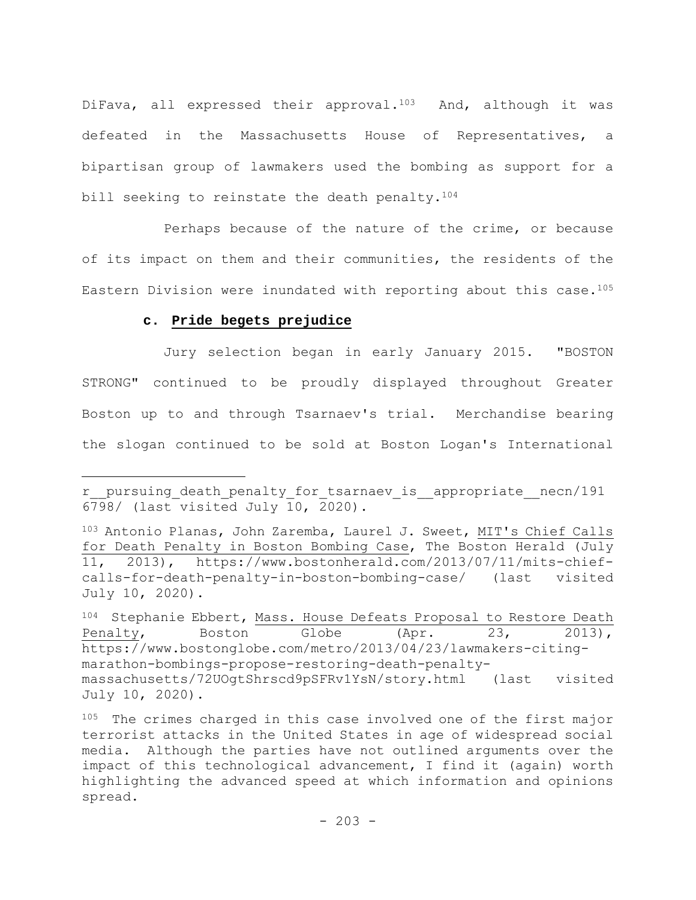DiFava, all expressed their approval.[103] And, although it was defeated in the Massachusetts House of Representatives, a bipartisan group of lawmakers used the bombing as support for a bill seeking to reinstate the death penalty.[104]

Perhaps because of the nature of the crime, or because of its impact on them and their communities, the residents of the Eastern Division were inundated with reporting about this case.[105]

**c. <u>Pride begets prejudice</u>**

Jury selection began in early January 2015. "BOSTON STRONG" continued to be proudly displayed throughout Greater Boston up to and through Tsarnaev's trial. Merchandise bearing the slogan continued to be sold at Boston Logan's International

---

r__pursuing_death_penalty_for_tsarnaev_is__appropriate__necn/1916798/ (last visited July 10, 2020).

[103] Antonio Planas, John Zaremba, Laurel J. Sweet, <u>MIT's Chief Calls for Death Penalty in Boston Bombing Case</u>, The Boston Herald (July 11, 2013), https://www.bostonherald.com/2013/07/11/mits-chief-calls-for-death-penalty-in-boston-bombing-case/ (last visited July 10, 2020).

[104] Stephanie Ebbert, <u>Mass. House Defeats Proposal to Restore Death Penalty</u>, Boston Globe (Apr. 23, 2013), https://www.bostonglobe.com/metro/2013/04/23/lawmakers-citing-marathon-bombings-propose-restoring-death-penalty-massachusetts/72UOgtShrscd9pSFRv1YsN/story.html (last visited July 10, 2020).

[105] The crimes charged in this case involved one of the first major terrorist attacks in the United States in age of widespread social media. Although the parties have not outlined arguments over the impact of this technological advancement, I find it (again) worth highlighting the advanced speed at which information and opinions spread.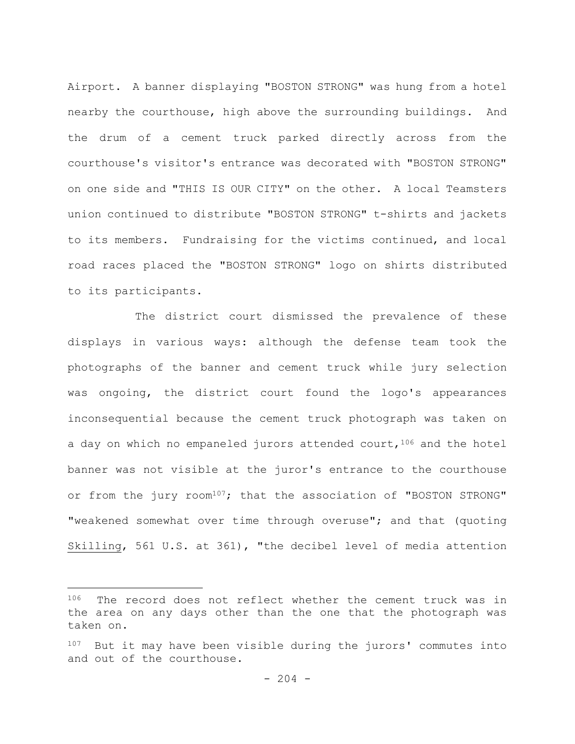Airport. A banner displaying "BOSTON STRONG" was hung from a hotel nearby the courthouse, high above the surrounding buildings. And the drum of a cement truck parked directly across from the courthouse's visitor's entrance was decorated with "BOSTON STRONG" on one side and "THIS IS OUR CITY" on the other. A local Teamsters union continued to distribute "BOSTON STRONG" t-shirts and jackets to its members. Fundraising for the victims continued, and local road races placed the "BOSTON STRONG" logo on shirts distributed to its participants.

The district court dismissed the prevalence of these displays in various ways: although the defense team took the photographs of the banner and cement truck while jury selection was ongoing, the district court found the logo's appearances inconsequential because the cement truck photograph was taken on a day on which no empaneled jurors attended court,[106] and the hotel banner was not visible at the juror's entrance to the courthouse or from the jury room[107]; that the association of "BOSTON STRONG" "weakened somewhat over time through overuse"; and that (quoting Skilling, 561 U.S. at 361), "the decibel level of media attention

---

[106] The record does not reflect whether the cement truck was in the area on any days other than the one that the photograph was taken on.

[107] But it may have been visible during the jurors' commutes into and out of the courthouse.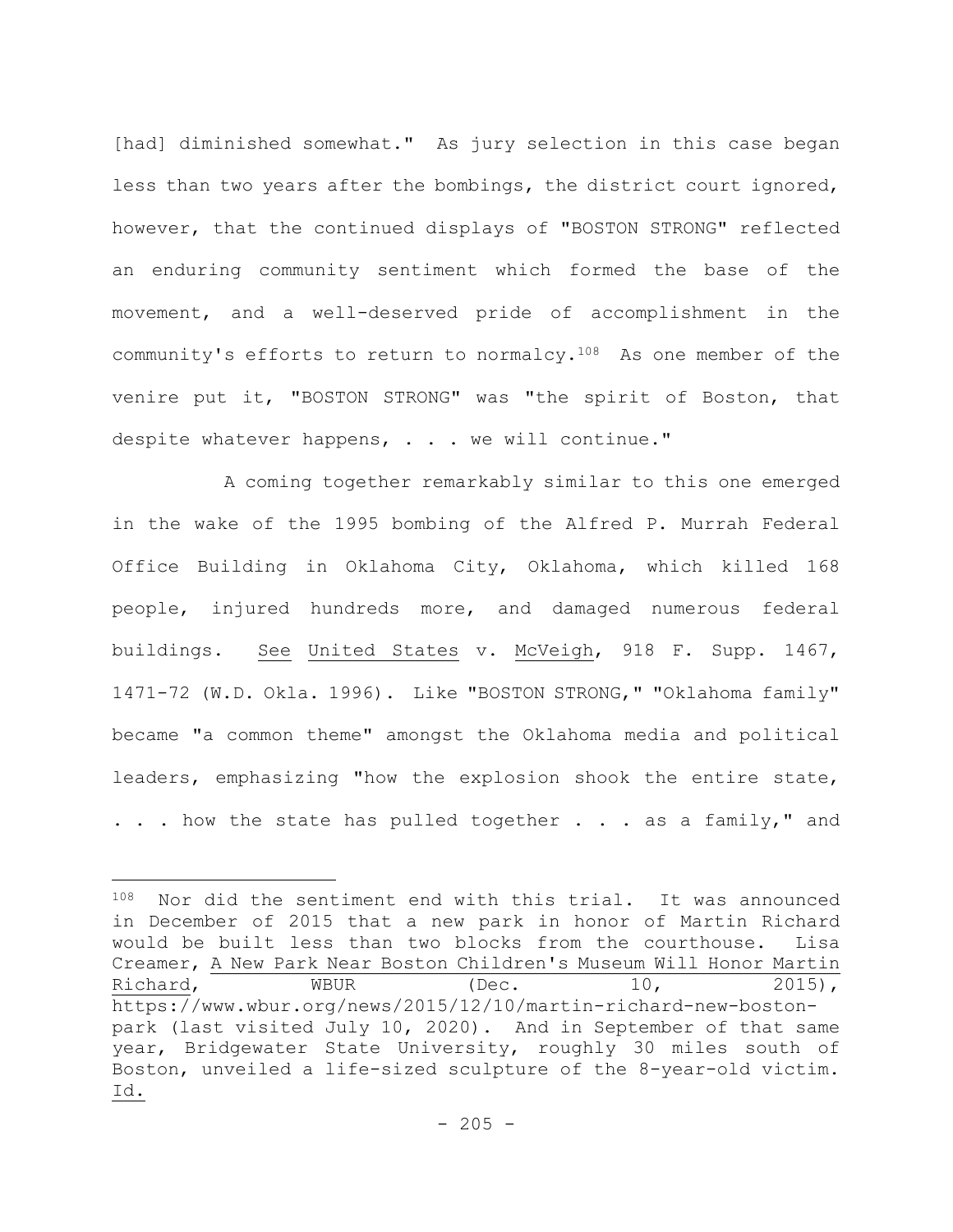[had] diminished somewhat." As jury selection in this case began less than two years after the bombings, the district court ignored, however, that the continued displays of "BOSTON STRONG" reflected an enduring community sentiment which formed the base of the movement, and a well-deserved pride of accomplishment in the community's efforts to return to normalcy.[108] As one member of the venire put it, "BOSTON STRONG" was "the spirit of Boston, that despite whatever happens, . . . we will continue."

A coming together remarkably similar to this one emerged in the wake of the 1995 bombing of the Alfred P. Murrah Federal Office Building in Oklahoma City, Oklahoma, which killed 168 people, injured hundreds more, and damaged numerous federal buildings. See United States v. McVeigh, 918 F. Supp. 1467, 1471-72 (W.D. Okla. 1996). Like "BOSTON STRONG," "Oklahoma family" became "a common theme" amongst the Oklahoma media and political leaders, emphasizing "how the explosion shook the entire state, . . . how the state has pulled together . . . as a family," and

---

[108] Nor did the sentiment end with this trial. It was announced in December of 2015 that a new park in honor of Martin Richard would be built less than two blocks from the courthouse. Lisa Creamer, A New Park Near Boston Children's Museum Will Honor Martin Richard, WBUR (Dec. 10, 2015), https://www.wbur.org/news/2015/12/10/martin-richard-new-boston-park (last visited July 10, 2020). And in September of that same year, Bridgewater State University, roughly 30 miles south of Boston, unveiled a life-sized sculpture of the 8-year-old victim. Id.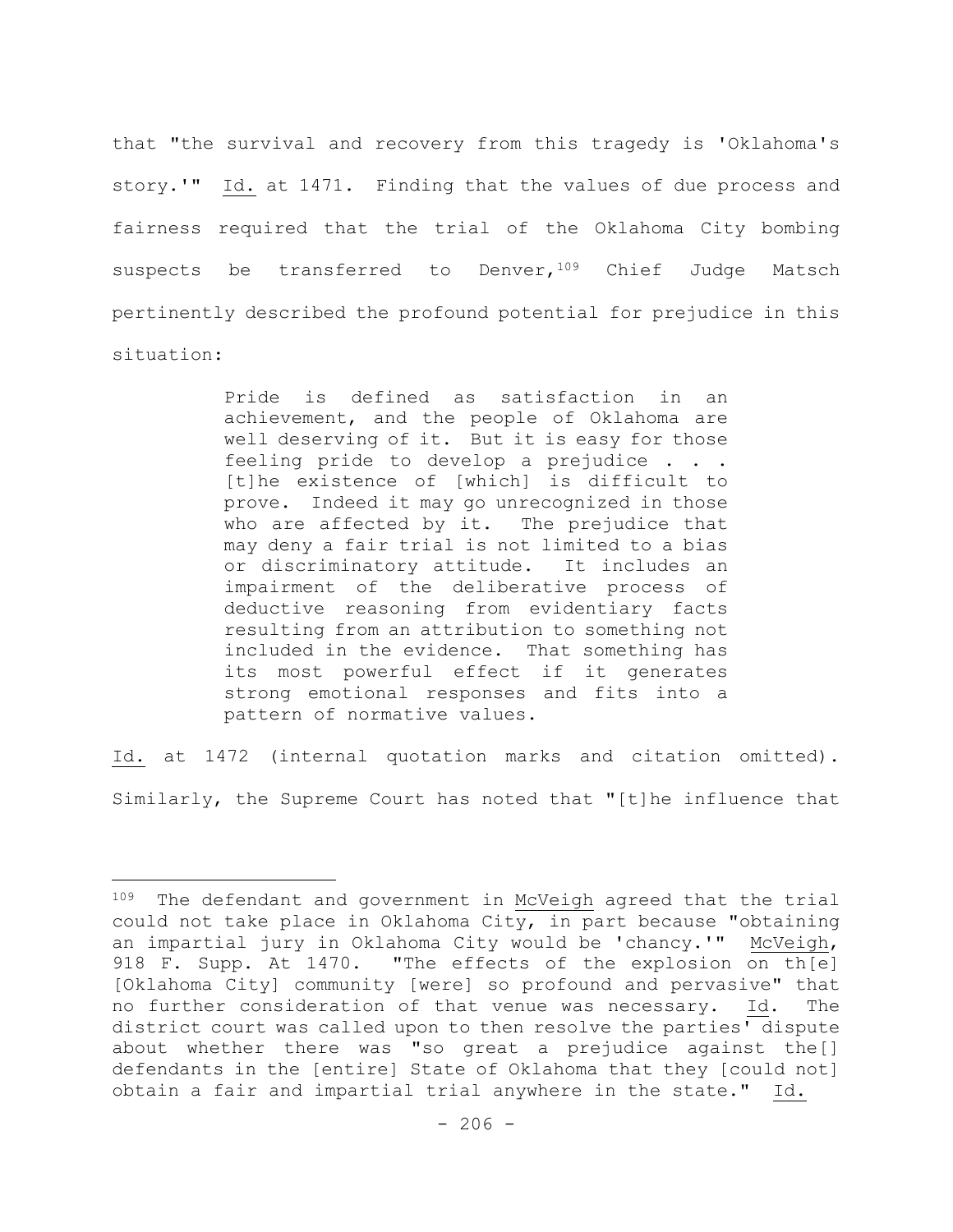that "the survival and recovery from this tragedy is 'Oklahoma's story.'" Id. at 1471. Finding that the values of due process and fairness required that the trial of the Oklahoma City bombing suspects be transferred to Denver,[109] Chief Judge Matsch pertinently described the profound potential for prejudice in this situation:

> Pride is defined as satisfaction in an achievement, and the people of Oklahoma are well deserving of it. But it is easy for those feeling pride to develop a prejudice . . . [t]he existence of [which] is difficult to prove. Indeed it may go unrecognized in those who are affected by it. The prejudice that may deny a fair trial is not limited to a bias or discriminatory attitude. It includes an impairment of the deliberative process of deductive reasoning from evidentiary facts resulting from an attribution to something not included in the evidence. That something has its most powerful effect if it generates strong emotional responses and fits into a pattern of normative values.

Id. at 1472 (internal quotation marks and citation omitted). Similarly, the Supreme Court has noted that "[t]he influence that

---

[109] The defendant and government in McVeigh agreed that the trial could not take place in Oklahoma City, in part because "obtaining an impartial jury in Oklahoma City would be 'chancy.'" McVeigh, 918 F. Supp. At 1470. "The effects of the explosion on th[e] [Oklahoma City] community [were] so profound and pervasive" that no further consideration of that venue was necessary. Id. The district court was called upon to then resolve the parties' dispute about whether there was "so great a prejudice against the[] defendants in the [entire] State of Oklahoma that they [could not] obtain a fair and impartial trial anywhere in the state." Id.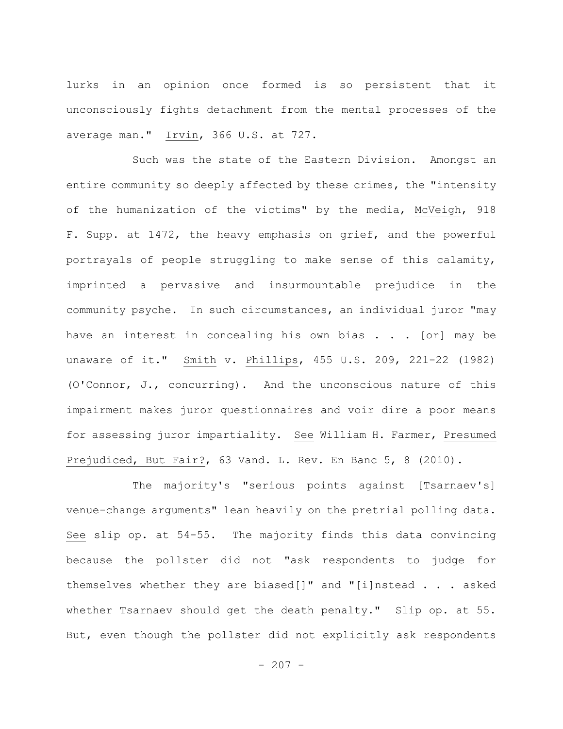lurks in an opinion once formed is so persistent that it unconsciously fights detachment from the mental processes of the average man." Irvin, 366 U.S. at 727.

Such was the state of the Eastern Division. Amongst an entire community so deeply affected by these crimes, the "intensity of the humanization of the victims" by the media, McVeigh, 918 F. Supp. at 1472, the heavy emphasis on grief, and the powerful portrayals of people struggling to make sense of this calamity, imprinted a pervasive and insurmountable prejudice in the community psyche. In such circumstances, an individual juror "may have an interest in concealing his own bias . . . [or] may be unaware of it." Smith v. Phillips, 455 U.S. 209, 221-22 (1982) (O'Connor, J., concurring). And the unconscious nature of this impairment makes juror questionnaires and voir dire a poor means for assessing juror impartiality. See William H. Farmer, Presumed Prejudiced, But Fair?, 63 Vand. L. Rev. En Banc 5, 8 (2010).

The majority's "serious points against [Tsarnaev's] venue-change arguments" lean heavily on the pretrial polling data. See slip op. at 54-55. The majority finds this data convincing because the pollster did not "ask respondents to judge for themselves whether they are biased[]" and "[i]nstead . . . asked whether Tsarnaev should get the death penalty." Slip op. at 55. But, even though the pollster did not explicitly ask respondents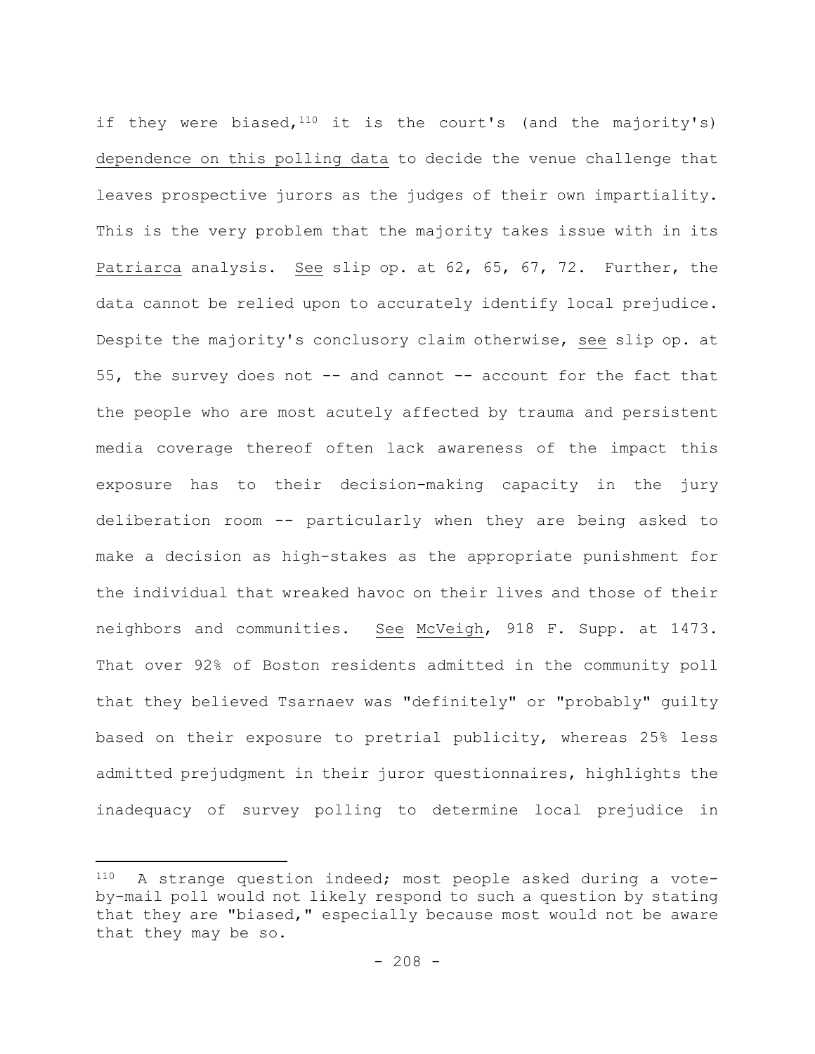if they were biased,[110] it is the court's (and the majority's) dependence on this polling data to decide the venue challenge that leaves prospective jurors as the judges of their own impartiality. This is the very problem that the majority takes issue with in its Patriarca analysis. See slip op. at 62, 65, 67, 72. Further, the data cannot be relied upon to accurately identify local prejudice. Despite the majority's conclusory claim otherwise, see slip op. at 55, the survey does not -- and cannot -- account for the fact that the people who are most acutely affected by trauma and persistent media coverage thereof often lack awareness of the impact this exposure has to their decision-making capacity in the jury deliberation room -- particularly when they are being asked to make a decision as high-stakes as the appropriate punishment for the individual that wreaked havoc on their lives and those of their neighbors and communities. See McVeigh, 918 F. Supp. at 1473. That over 92% of Boston residents admitted in the community poll that they believed Tsarnaev was "definitely" or "probably" guilty based on their exposure to pretrial publicity, whereas 25% less admitted prejudgment in their juror questionnaires, highlights the inadequacy of survey polling to determine local prejudice in

---

[110] A strange question indeed; most people asked during a vote-by-mail poll would not likely respond to such a question by stating that they are "biased," especially because most would not be aware that they may be so.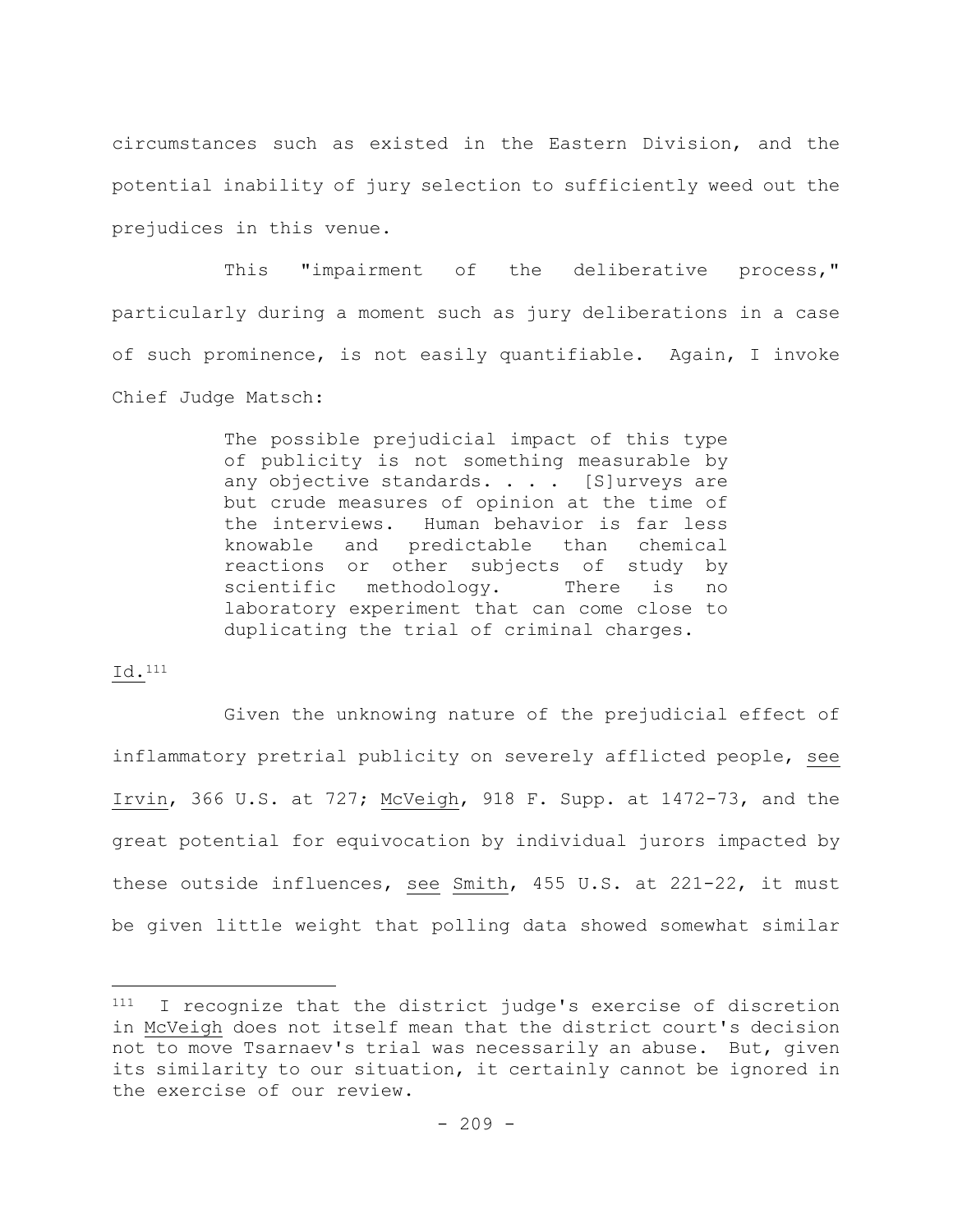circumstances such as existed in the Eastern Division, and the potential inability of jury selection to sufficiently weed out the prejudices in this venue.

This "impairment of the deliberative process," particularly during a moment such as jury deliberations in a case of such prominence, is not easily quantifiable. Again, I invoke Chief Judge Matsch:

> The possible prejudicial impact of this type of publicity is not something measurable by any objective standards. . . . [S]urveys are but crude measures of opinion at the time of the interviews. Human behavior is far less knowable and predictable than chemical reactions or other subjects of study by scientific methodology. There is no laboratory experiment that can come close to duplicating the trial of criminal charges.

Id.[111]

Given the unknowing nature of the prejudicial effect of inflammatory pretrial publicity on severely afflicted people, see Irvin, 366 U.S. at 727; McVeigh, 918 F. Supp. at 1472-73, and the great potential for equivocation by individual jurors impacted by these outside influences, see Smith, 455 U.S. at 221-22, it must be given little weight that polling data showed somewhat similar

---

[111] I recognize that the district judge's exercise of discretion in McVeigh does not itself mean that the district court's decision not to move Tsarnaev's trial was necessarily an abuse. But, given its similarity to our situation, it certainly cannot be ignored in the exercise of our review.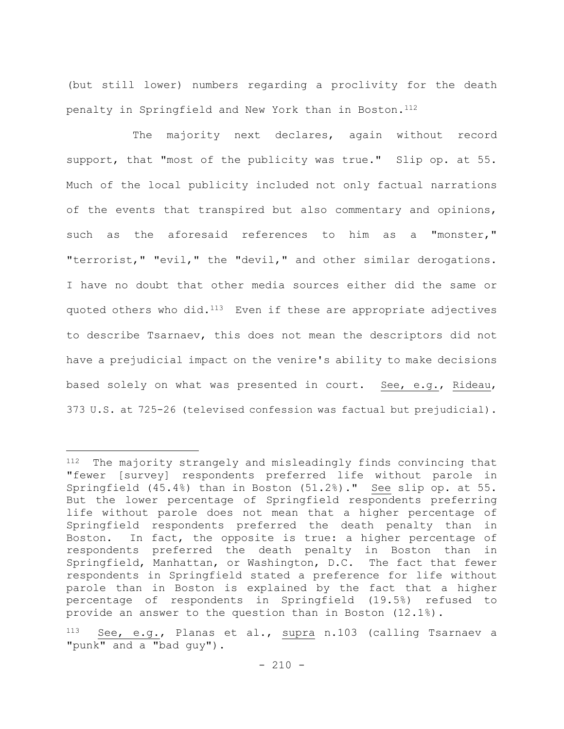(but still lower) numbers regarding a proclivity for the death penalty in Springfield and New York than in Boston.[112]

The majority next declares, again without record support, that "most of the publicity was true." Slip op. at 55. Much of the local publicity included not only factual narrations of the events that transpired but also commentary and opinions, such as the aforesaid references to him as a "monster," "terrorist," "evil," the "devil," and other similar derogations. I have no doubt that other media sources either did the same or quoted others who did.[113] Even if these are appropriate adjectives to describe Tsarnaev, this does not mean the descriptors did not have a prejudicial impact on the venire's ability to make decisions based solely on what was presented in court. See, e.g., Rideau, 373 U.S. at 725-26 (televised confession was factual but prejudicial).

---

[112] The majority strangely and misleadingly finds convincing that "fewer [survey] respondents preferred life without parole in Springfield (45.4%) than in Boston (51.2%)." See slip op. at 55. But the lower percentage of Springfield respondents preferring life without parole does not mean that a higher percentage of Springfield respondents preferred the death penalty than in Boston. In fact, the opposite is true: a higher percentage of respondents preferred the death penalty in Boston than in Springfield, Manhattan, or Washington, D.C. The fact that fewer respondents in Springfield stated a preference for life without parole than in Boston is explained by the fact that a higher percentage of respondents in Springfield (19.5%) refused to provide an answer to the question than in Boston (12.1%).

[113] See, e.g., Planas et al., supra n.103 (calling Tsarnaev a "punk" and a "bad guy").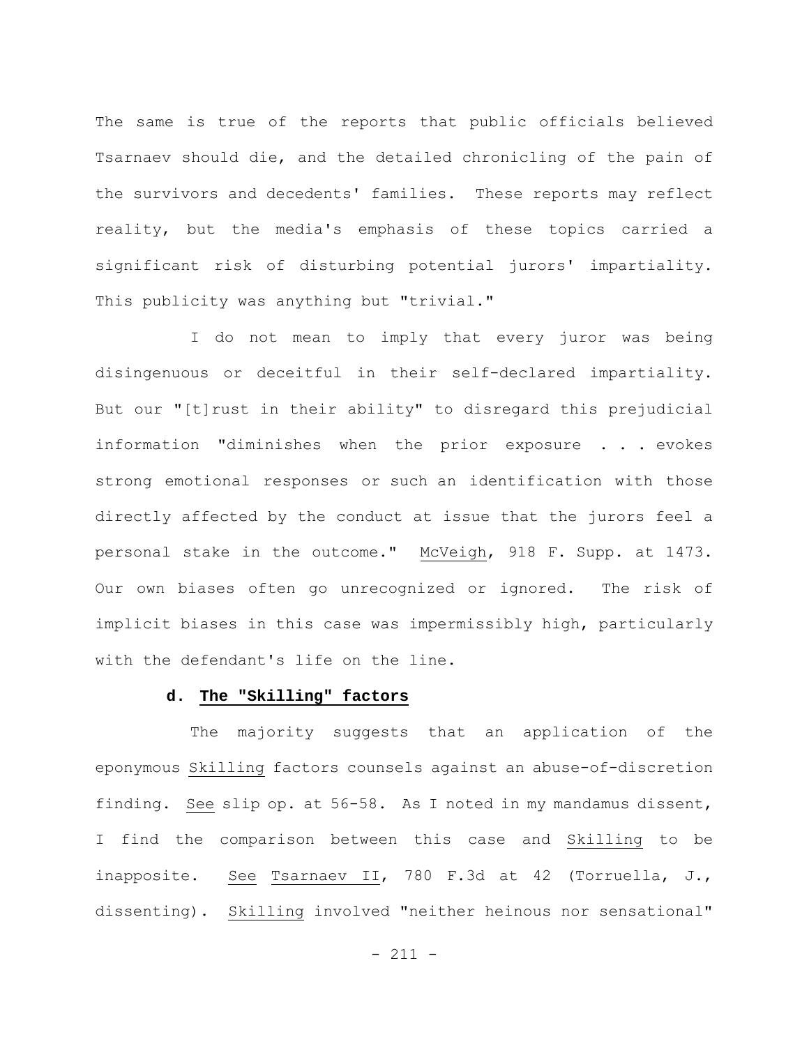The same is true of the reports that public officials believed Tsarnaev should die, and the detailed chronicling of the pain of the survivors and decedents' families. These reports may reflect reality, but the media's emphasis of these topics carried a significant risk of disturbing potential jurors' impartiality. This publicity was anything but "trivial."

I do not mean to imply that every juror was being disingenuous or deceitful in their self-declared impartiality. But our "[t]rust in their ability" to disregard this prejudicial information "diminishes when the prior exposure . . . evokes strong emotional responses or such an identification with those directly affected by the conduct at issue that the jurors feel a personal stake in the outcome." <u>McVeigh</u>, 918 F. Supp. at 1473. Our own biases often go unrecognized or ignored. The risk of implicit biases in this case was impermissibly high, particularly with the defendant's life on the line.

#### d. The "Skilling" factors

The majority suggests that an application of the eponymous <u>Skilling</u> factors counsels against an abuse-of-discretion finding. <u>See</u> slip op. at 56-58. As I noted in my mandamus dissent, I find the comparison between this case and <u>Skilling</u> to be inapposite. <u>See</u> <u>Tsarnaev II</u>, 780 F.3d at 42 (Torruella, J., dissenting). <u>Skilling</u> involved "neither heinous nor sensational"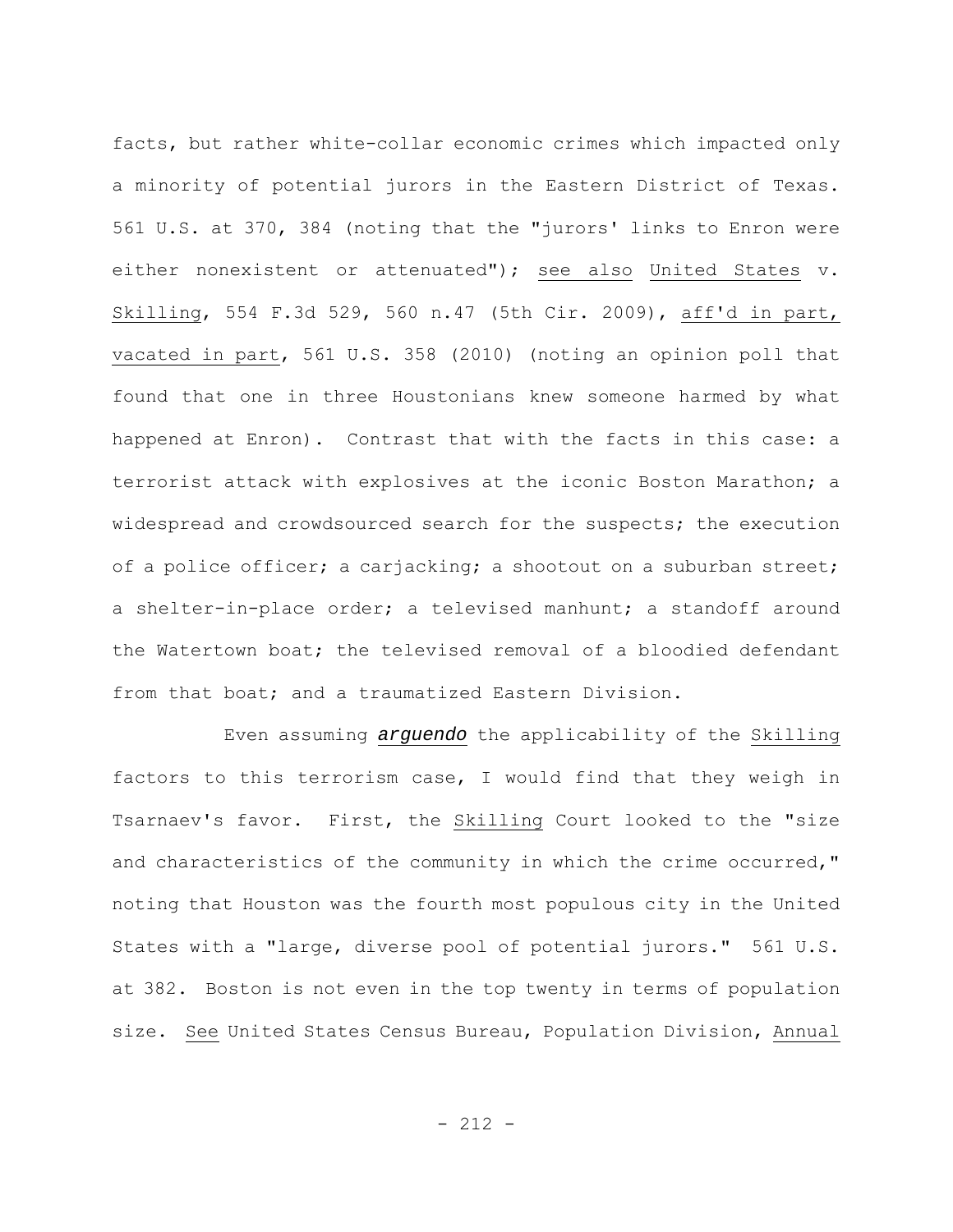facts, but rather white-collar economic crimes which impacted only a minority of potential jurors in the Eastern District of Texas. 561 U.S. at 370, 384 (noting that the "jurors' links to Enron were either nonexistent or attenuated"); see also United States v. Skilling, 554 F.3d 529, 560 n.47 (5th Cir. 2009), aff'd in part, vacated in part, 561 U.S. 358 (2010) (noting an opinion poll that found that one in three Houstonians knew someone harmed by what happened at Enron). Contrast that with the facts in this case: a terrorist attack with explosives at the iconic Boston Marathon; a widespread and crowdsourced search for the suspects; the execution of a police officer; a carjacking; a shootout on a suburban street; a shelter-in-place order; a televised manhunt; a standoff around the Watertown boat; the televised removal of a bloodied defendant from that boat; and a traumatized Eastern Division.

Even assuming ***arguendo*** the applicability of the Skilling factors to this terrorism case, I would find that they weigh in Tsarnaev's favor. First, the Skilling Court looked to the "size and characteristics of the community in which the crime occurred," noting that Houston was the fourth most populous city in the United States with a "large, diverse pool of potential jurors." 561 U.S. at 382. Boston is not even in the top twenty in terms of population size. See United States Census Bureau, Population Division, Annual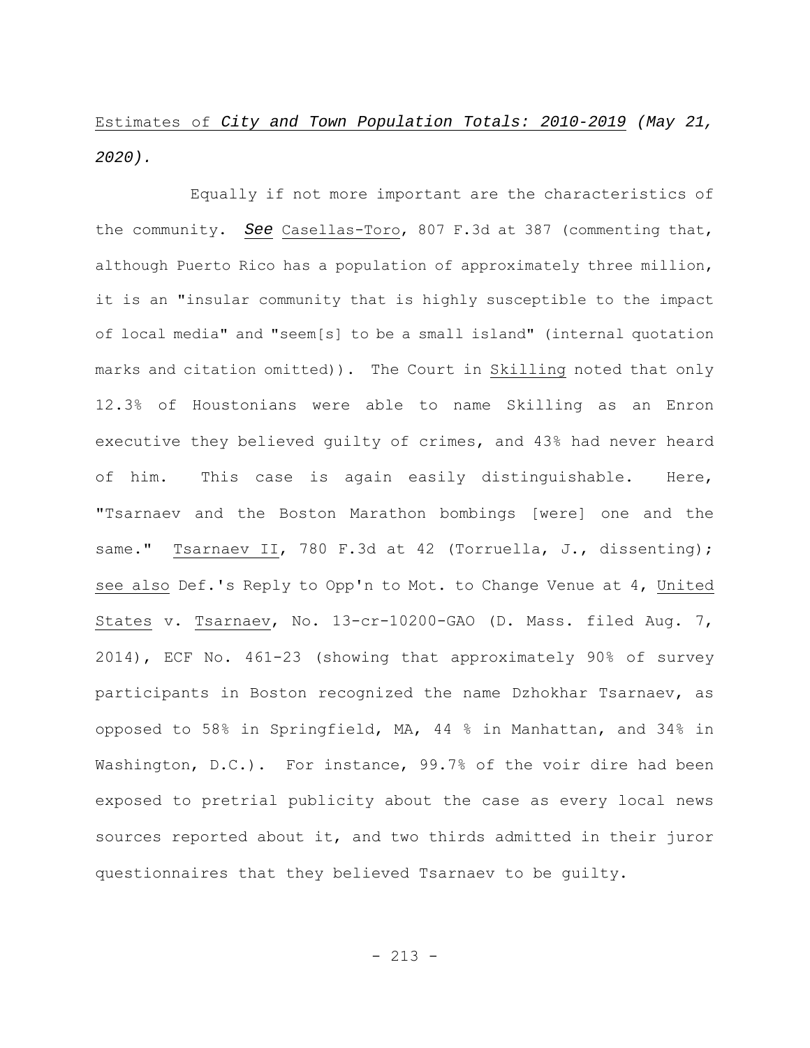Estimates of *City and Town Population Totals: 2010-2019 (May 21, 2020).*

Equally if not more important are the characteristics of the community. *See* Casellas-Toro, 807 F.3d at 387 (commenting that, although Puerto Rico has a population of approximately three million, it is an "insular community that is highly susceptible to the impact of local media" and "seem[s] to be a small island" (internal quotation marks and citation omitted)). The Court in Skilling noted that only 12.3% of Houstonians were able to name Skilling as an Enron executive they believed guilty of crimes, and 43% had never heard of him. This case is again easily distinguishable. Here, "Tsarnaev and the Boston Marathon bombings [were] one and the same." Tsarnaev II, 780 F.3d at 42 (Torruella, J., dissenting); see also Def.'s Reply to Opp'n to Mot. to Change Venue at 4, United States v. Tsarnaev, No. 13-cr-10200-GAO (D. Mass. filed Aug. 7, 2014), ECF No. 461-23 (showing that approximately 90% of survey participants in Boston recognized the name Dzhokhar Tsarnaev, as opposed to 58% in Springfield, MA, 44 % in Manhattan, and 34% in Washington, D.C.). For instance, 99.7% of the voir dire had been exposed to pretrial publicity about the case as every local news sources reported about it, and two thirds admitted in their juror questionnaires that they believed Tsarnaev to be guilty.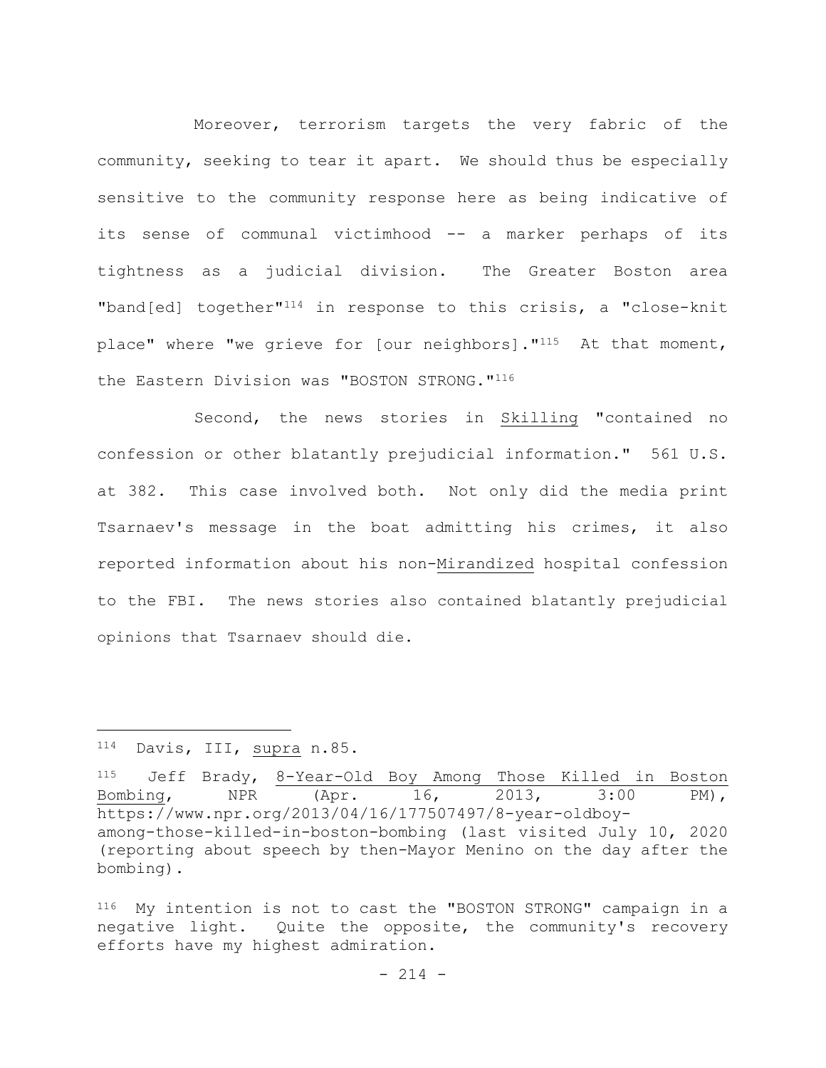Moreover, terrorism targets the very fabric of the community, seeking to tear it apart. We should thus be especially sensitive to the community response here as being indicative of its sense of communal victimhood -- a marker perhaps of its tightness as a judicial division. The Greater Boston area "band[ed] together"[114] in response to this crisis, a "close-knit place" where "we grieve for [our neighbors]."[115] At that moment, the Eastern Division was "BOSTON STRONG."[116]

Second, the news stories in Skilling "contained no confession or other blatantly prejudicial information." 561 U.S. at 382. This case involved both. Not only did the media print Tsarnaev's message in the boat admitting his crimes, it also reported information about his non-Mirandized hospital confession to the FBI. The news stories also contained blatantly prejudicial opinions that Tsarnaev should die.

---

[114] Davis, III, supra n.85.

[115] Jeff Brady, 8-Year-Old Boy Among Those Killed in Boston Bombing, NPR (Apr. 16, 2013, 3:00 PM), https://www.npr.org/2013/04/16/177507497/8-year-oldboy-among-those-killed-in-boston-bombing (last visited July 10, 2020 (reporting about speech by then-Mayor Menino on the day after the bombing).

[116] My intention is not to cast the "BOSTON STRONG" campaign in a negative light. Quite the opposite, the community's recovery efforts have my highest admiration.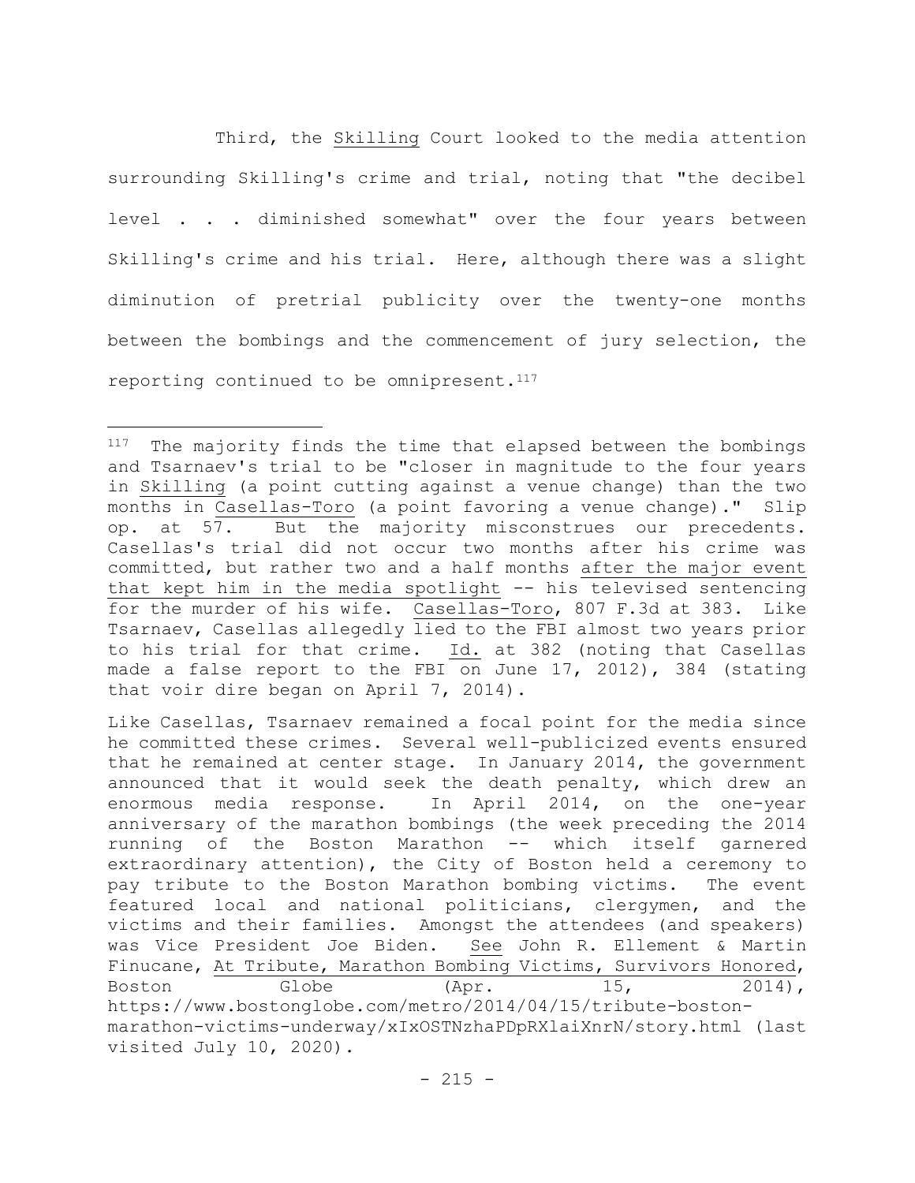Third, the Skilling Court looked to the media attention surrounding Skilling's crime and trial, noting that "the decibel level . . . diminished somewhat" over the four years between Skilling's crime and his trial. Here, although there was a slight diminution of pretrial publicity over the twenty-one months between the bombings and the commencement of jury selection, the reporting continued to be omnipresent.[117]

---

[117] The majority finds the time that elapsed between the bombings and Tsarnaev's trial to be "closer in magnitude to the four years in Skilling (a point cutting against a venue change) than the two months in Casellas-Toro (a point favoring a venue change)." Slip op. at 57. But the majority misconstrues our precedents. Casellas's trial did not occur two months after his crime was committed, but rather two and a half months after the major event that kept him in the media spotlight -- his televised sentencing for the murder of his wife. Casellas-Toro, 807 F.3d at 383. Like Tsarnaev, Casellas allegedly lied to the FBI almost two years prior to his trial for that crime. Id. at 382 (noting that Casellas made a false report to the FBI on June 17, 2012), 384 (stating that voir dire began on April 7, 2014).

Like Casellas, Tsarnaev remained a focal point for the media since he committed these crimes. Several well-publicized events ensured that he remained at center stage. In January 2014, the government announced that it would seek the death penalty, which drew an enormous media response. In April 2014, on the one-year anniversary of the marathon bombings (the week preceding the 2014 running of the Boston Marathon -- which itself garnered extraordinary attention), the City of Boston held a ceremony to pay tribute to the Boston Marathon bombing victims. The event featured local and national politicians, clergymen, and the victims and their families. Amongst the attendees (and speakers) was Vice President Joe Biden. See John R. Ellement & Martin Finucane, At Tribute, Marathon Bombing Victims, Survivors Honored, Boston Globe (Apr. 15, 2014), https://www.bostonglobe.com/metro/2014/04/15/tribute-boston-marathon-victims-underway/xIxOSTNzhaPDpRXlaiXnrN/story.html (last visited July 10, 2020).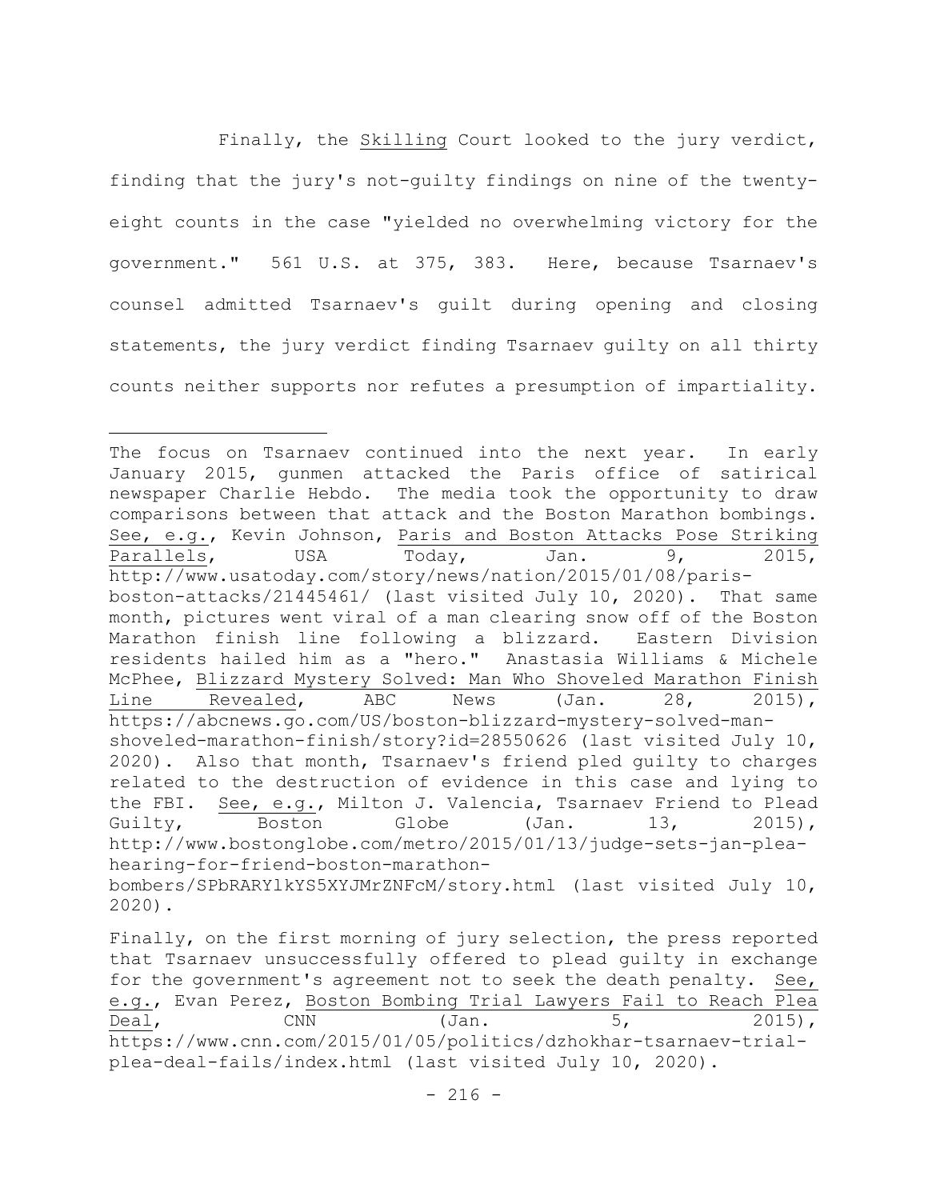Finally, the Skilling Court looked to the jury verdict, finding that the jury's not-guilty findings on nine of the twenty-eight counts in the case "yielded no overwhelming victory for the government." 561 U.S. at 375, 383. Here, because Tsarnaev's counsel admitted Tsarnaev's guilt during opening and closing statements, the jury verdict finding Tsarnaev guilty on all thirty counts neither supports nor refutes a presumption of impartiality.

---

The focus on Tsarnaev continued into the next year. In early January 2015, gunmen attacked the Paris office of satirical newspaper Charlie Hebdo. The media took the opportunity to draw comparisons between that attack and the Boston Marathon bombings. See, e.g., Kevin Johnson, Paris and Boston Attacks Pose Striking Parallels, USA Today, Jan. 9, 2015, http://www.usatoday.com/story/news/nation/2015/01/08/paris-boston-attacks/21445461/ (last visited July 10, 2020). That same month, pictures went viral of a man clearing snow off of the Boston Marathon finish line following a blizzard. Eastern Division residents hailed him as a "hero." Anastasia Williams & Michele McPhee, Blizzard Mystery Solved: Man Who Shoveled Marathon Finish Line Revealed, ABC News (Jan. 28, 2015), https://abcnews.go.com/US/boston-blizzard-mystery-solved-man-shoveled-marathon-finish/story?id=28550626 (last visited July 10, 2020). Also that month, Tsarnaev's friend pled guilty to charges related to the destruction of evidence in this case and lying to the FBI. See, e.g., Milton J. Valencia, Tsarnaev Friend to Plead Guilty, Boston Globe (Jan. 13, 2015), http://www.bostonglobe.com/metro/2015/01/13/judge-sets-jan-plea-hearing-for-friend-boston-marathon-bombers/SPbRARYlkYS5XYJMrZNFcM/story.html (last visited July 10, 2020).

Finally, on the first morning of jury selection, the press reported that Tsarnaev unsuccessfully offered to plead guilty in exchange for the government's agreement not to seek the death penalty. See, e.g., Evan Perez, Boston Bombing Trial Lawyers Fail to Reach Plea Deal, CNN (Jan. 5, 2015), https://www.cnn.com/2015/01/05/politics/dzhokhar-tsarnaev-trial-plea-deal-fails/index.html (last visited July 10, 2020).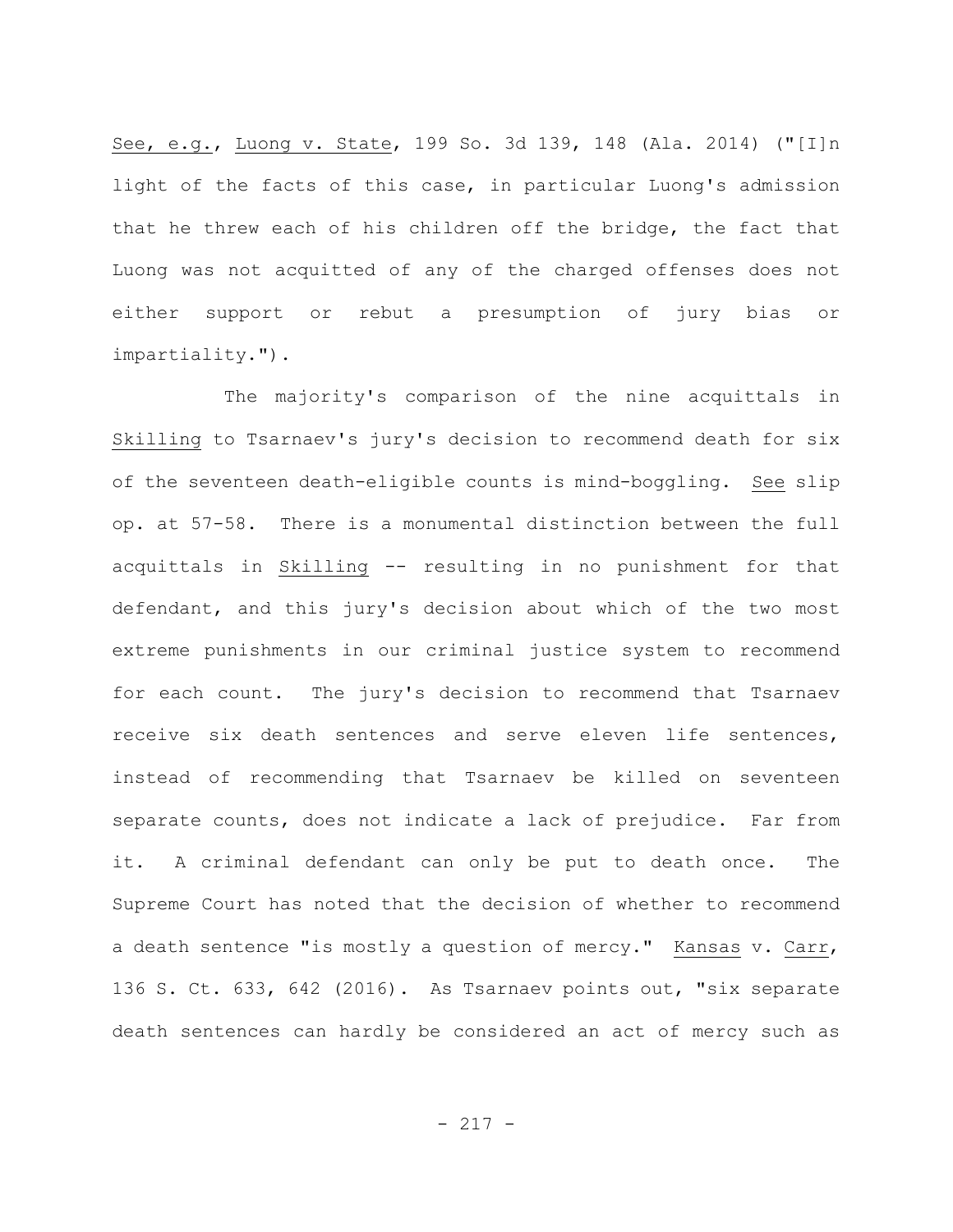See, e.g., Luong v. State, 199 So. 3d 139, 148 (Ala. 2014) ("[I]n light of the facts of this case, in particular Luong's admission that he threw each of his children off the bridge, the fact that Luong was not acquitted of any of the charged offenses does not either support or rebut a presumption of jury bias or impartiality.").

The majority's comparison of the nine acquittals in Skilling to Tsarnaev's jury's decision to recommend death for six of the seventeen death-eligible counts is mind-boggling. See slip op. at 57-58. There is a monumental distinction between the full acquittals in Skilling -- resulting in no punishment for that defendant, and this jury's decision about which of the two most extreme punishments in our criminal justice system to recommend for each count. The jury's decision to recommend that Tsarnaev receive six death sentences and serve eleven life sentences, instead of recommending that Tsarnaev be killed on seventeen separate counts, does not indicate a lack of prejudice. Far from it. A criminal defendant can only be put to death once. The Supreme Court has noted that the decision of whether to recommend a death sentence "is mostly a question of mercy." Kansas v. Carr, 136 S. Ct. 633, 642 (2016). As Tsarnaev points out, "six separate death sentences can hardly be considered an act of mercy such as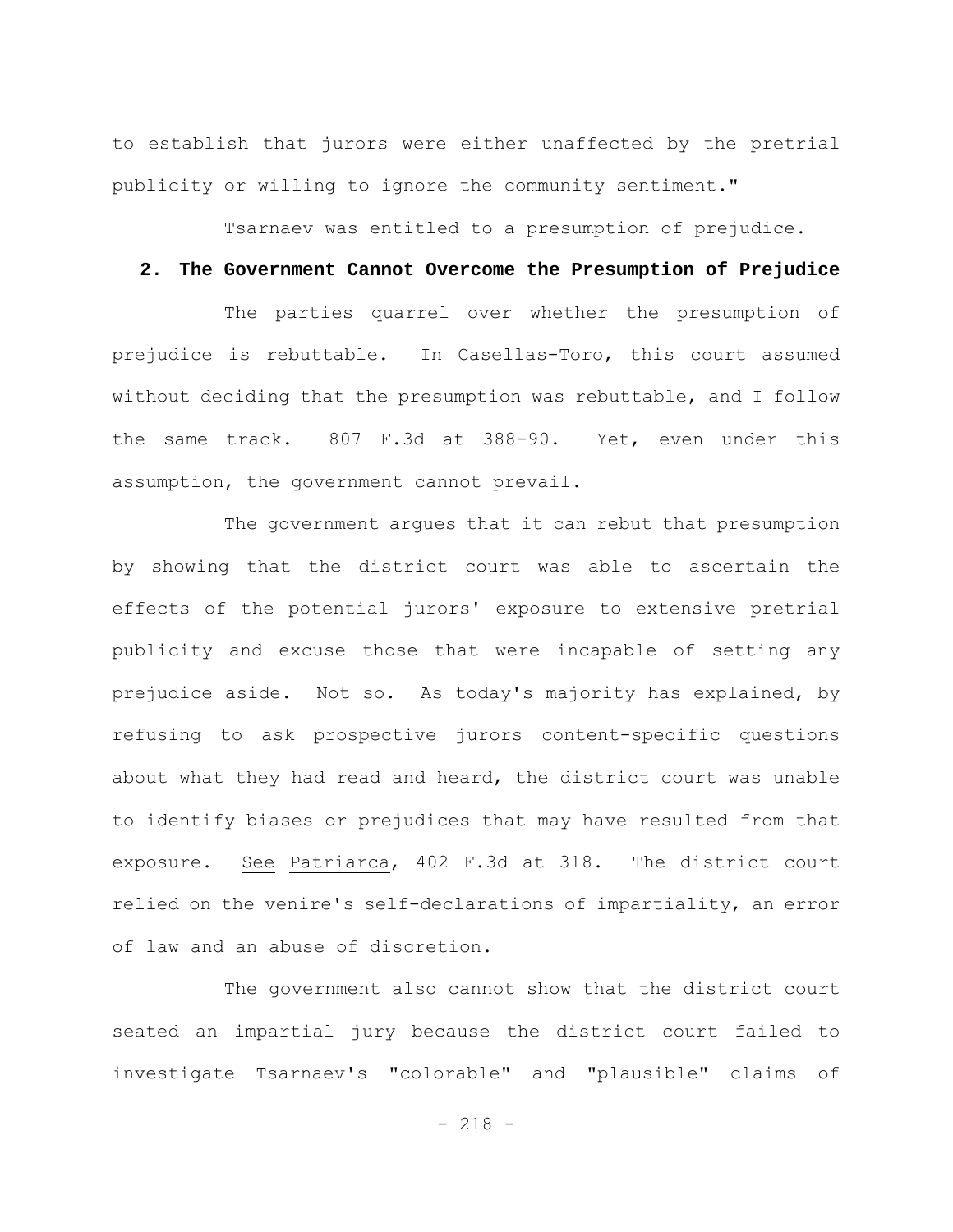to establish that jurors were either unaffected by the pretrial publicity or willing to ignore the community sentiment."

Tsarnaev was entitled to a presumption of prejudice.

### 2. The Government Cannot Overcome the Presumption of Prejudice

The parties quarrel over whether the presumption of prejudice is rebuttable. In Casellas-Toro, this court assumed without deciding that the presumption was rebuttable, and I follow the same track. 807 F.3d at 388-90. Yet, even under this assumption, the government cannot prevail.

The government argues that it can rebut that presumption by showing that the district court was able to ascertain the effects of the potential jurors' exposure to extensive pretrial publicity and excuse those that were incapable of setting any prejudice aside. Not so. As today's majority has explained, by refusing to ask prospective jurors content-specific questions about what they had read and heard, the district court was unable to identify biases or prejudices that may have resulted from that exposure. See Patriarca, 402 F.3d at 318. The district court relied on the venire's self-declarations of impartiality, an error of law and an abuse of discretion.

The government also cannot show that the district court seated an impartial jury because the district court failed to investigate Tsarnaev's "colorable" and "plausible" claims of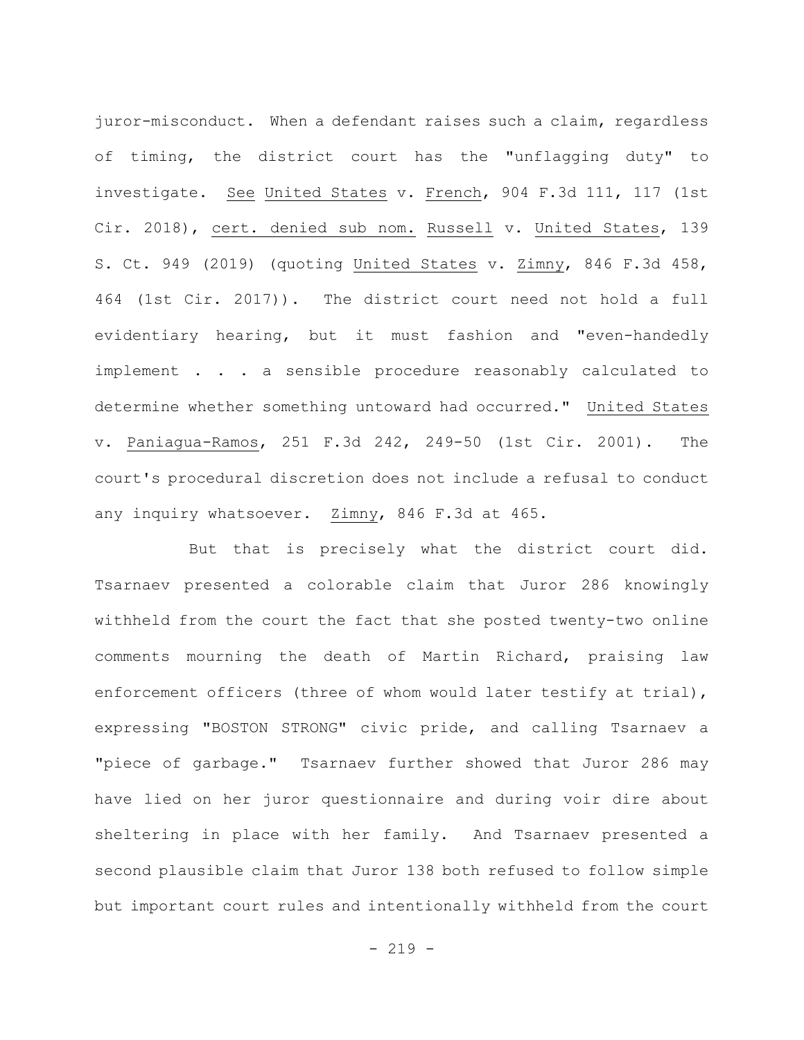juror-misconduct. When a defendant raises such a claim, regardless of timing, the district court has the "unflagging duty" to investigate. See United States v. French, 904 F.3d 111, 117 (1st Cir. 2018), cert. denied sub nom. Russell v. United States, 139 S. Ct. 949 (2019) (quoting United States v. Zimny, 846 F.3d 458, 464 (1st Cir. 2017)). The district court need not hold a full evidentiary hearing, but it must fashion and "even-handedly implement . . . a sensible procedure reasonably calculated to determine whether something untoward had occurred." United States v. Paniagua-Ramos, 251 F.3d 242, 249-50 (1st Cir. 2001). The court's procedural discretion does not include a refusal to conduct any inquiry whatsoever. Zimny, 846 F.3d at 465.

But that is precisely what the district court did. Tsarnaev presented a colorable claim that Juror 286 knowingly withheld from the court the fact that she posted twenty-two online comments mourning the death of Martin Richard, praising law enforcement officers (three of whom would later testify at trial), expressing "BOSTON STRONG" civic pride, and calling Tsarnaev a "piece of garbage." Tsarnaev further showed that Juror 286 may have lied on her juror questionnaire and during voir dire about sheltering in place with her family. And Tsarnaev presented a second plausible claim that Juror 138 both refused to follow simple but important court rules and intentionally withheld from the court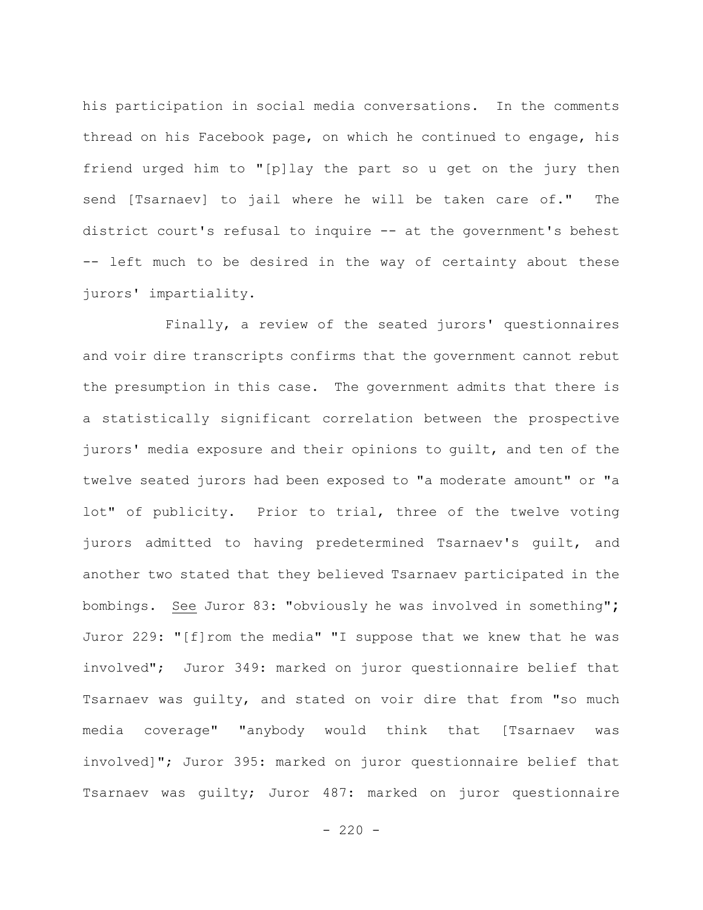his participation in social media conversations. In the comments thread on his Facebook page, on which he continued to engage, his friend urged him to "[p]lay the part so u get on the jury then send [Tsarnaev] to jail where he will be taken care of." The district court's refusal to inquire -- at the government's behest -- left much to be desired in the way of certainty about these jurors' impartiality.

Finally, a review of the seated jurors' questionnaires and voir dire transcripts confirms that the government cannot rebut the presumption in this case. The government admits that there is a statistically significant correlation between the prospective jurors' media exposure and their opinions to guilt, and ten of the twelve seated jurors had been exposed to "a moderate amount" or "a lot" of publicity. Prior to trial, three of the twelve voting jurors admitted to having predetermined Tsarnaev's guilt, and another two stated that they believed Tsarnaev participated in the bombings. See Juror 83: "obviously he was involved in something"; Juror 229: "[f]rom the media" "I suppose that we knew that he was involved"; Juror 349: marked on juror questionnaire belief that Tsarnaev was guilty, and stated on voir dire that from "so much media coverage" "anybody would think that [Tsarnaev was involved]"; Juror 395: marked on juror questionnaire belief that Tsarnaev was guilty; Juror 487: marked on juror questionnaire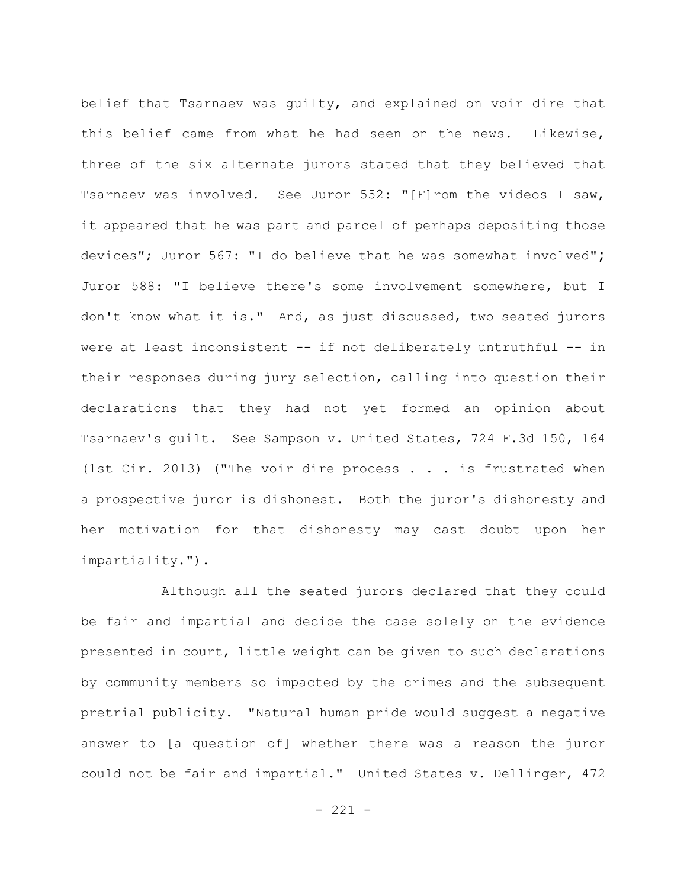belief that Tsarnaev was guilty, and explained on voir dire that this belief came from what he had seen on the news. Likewise, three of the six alternate jurors stated that they believed that Tsarnaev was involved. See Juror 552: "[F]rom the videos I saw, it appeared that he was part and parcel of perhaps depositing those devices"; Juror 567: "I do believe that he was somewhat involved"; Juror 588: "I believe there's some involvement somewhere, but I don't know what it is." And, as just discussed, two seated jurors were at least inconsistent -- if not deliberately untruthful -- in their responses during jury selection, calling into question their declarations that they had not yet formed an opinion about Tsarnaev's guilt. See Sampson v. United States, 724 F.3d 150, 164 (1st Cir. 2013) ("The voir dire process . . . is frustrated when a prospective juror is dishonest. Both the juror's dishonesty and her motivation for that dishonesty may cast doubt upon her impartiality.").

Although all the seated jurors declared that they could be fair and impartial and decide the case solely on the evidence presented in court, little weight can be given to such declarations by community members so impacted by the crimes and the subsequent pretrial publicity. "Natural human pride would suggest a negative answer to [a question of] whether there was a reason the juror could not be fair and impartial." United States v. Dellinger, 472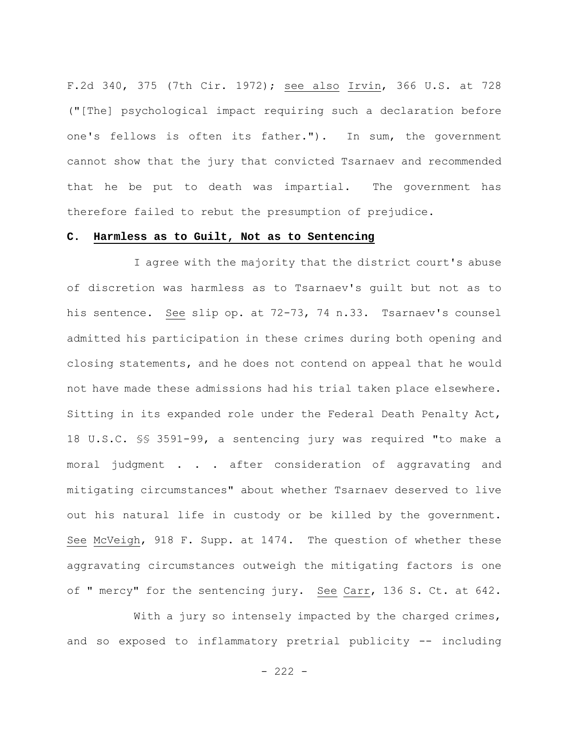F.2d 340, 375 (7th Cir. 1972); see also Irvin, 366 U.S. at 728 ("[The] psychological impact requiring such a declaration before one's fellows is often its father."). In sum, the government cannot show that the jury that convicted Tsarnaev and recommended that he be put to death was impartial. The government has therefore failed to rebut the presumption of prejudice.

### C. Harmless as to Guilt, Not as to Sentencing

I agree with the majority that the district court's abuse of discretion was harmless as to Tsarnaev's guilt but not as to his sentence. See slip op. at 72-73, 74 n.33. Tsarnaev's counsel admitted his participation in these crimes during both opening and closing statements, and he does not contend on appeal that he would not have made these admissions had his trial taken place elsewhere. Sitting in its expanded role under the Federal Death Penalty Act, 18 U.S.C. §§ 3591-99, a sentencing jury was required "to make a moral judgment . . . after consideration of aggravating and mitigating circumstances" about whether Tsarnaev deserved to live out his natural life in custody or be killed by the government. See McVeigh, 918 F. Supp. at 1474. The question of whether these aggravating circumstances outweigh the mitigating factors is one of " mercy" for the sentencing jury. See Carr, 136 S. Ct. at 642.

With a jury so intensely impacted by the charged crimes, and so exposed to inflammatory pretrial publicity -- including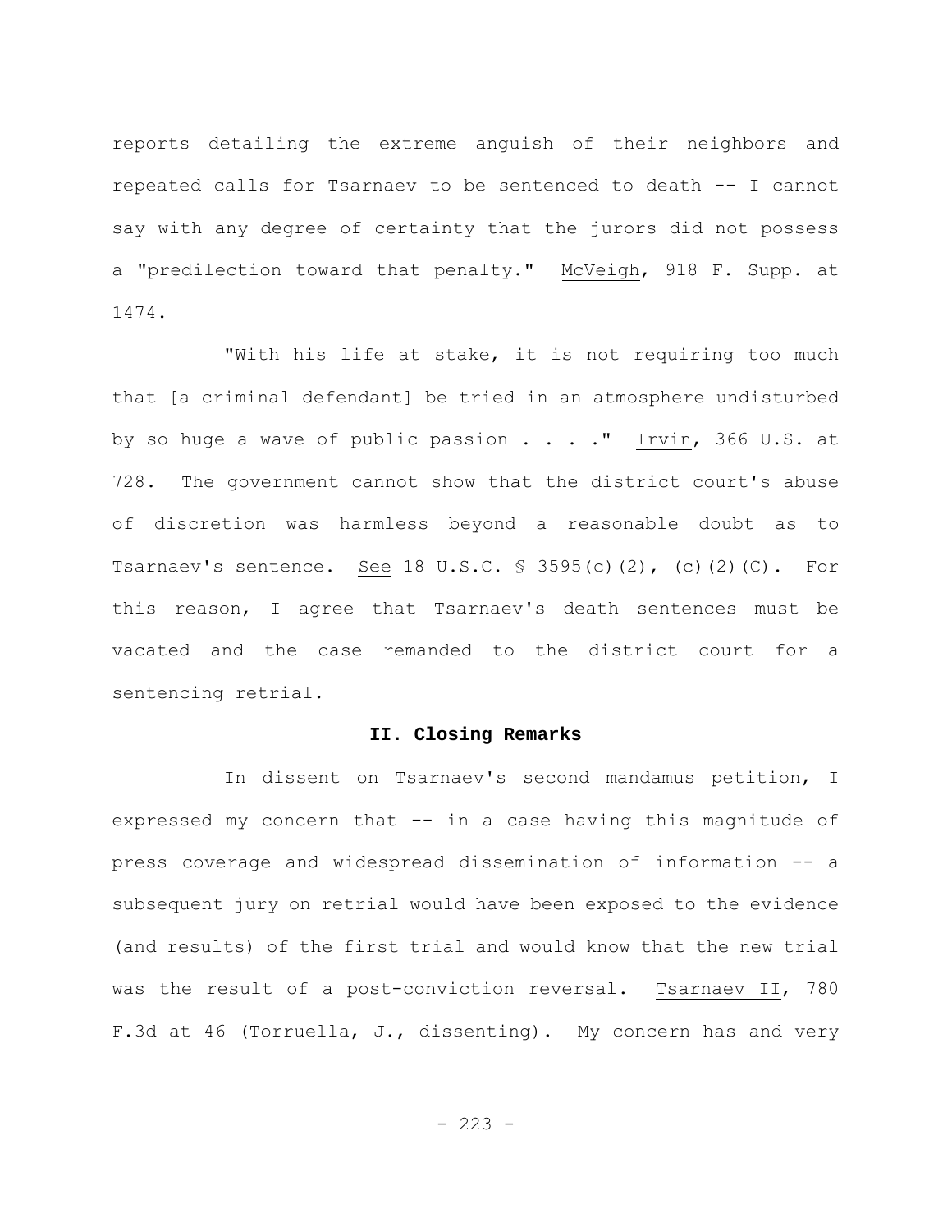reports detailing the extreme anguish of their neighbors and repeated calls for Tsarnaev to be sentenced to death -- I cannot say with any degree of certainty that the jurors did not possess a "predilection toward that penalty." McVeigh, 918 F. Supp. at 1474.

"With his life at stake, it is not requiring too much that [a criminal defendant] be tried in an atmosphere undisturbed by so huge a wave of public passion . . . ." Irvin, 366 U.S. at 728. The government cannot show that the district court's abuse of discretion was harmless beyond a reasonable doubt as to Tsarnaev's sentence. See 18 U.S.C. § 3595(c)(2), (c)(2)(C). For this reason, I agree that Tsarnaev's death sentences must be vacated and the case remanded to the district court for a sentencing retrial.

## II. Closing Remarks

In dissent on Tsarnaev's second mandamus petition, I expressed my concern that -- in a case having this magnitude of press coverage and widespread dissemination of information -- a subsequent jury on retrial would have been exposed to the evidence (and results) of the first trial and would know that the new trial was the result of a post-conviction reversal. Tsarnaev II, 780 F.3d at 46 (Torruella, J., dissenting). My concern has and very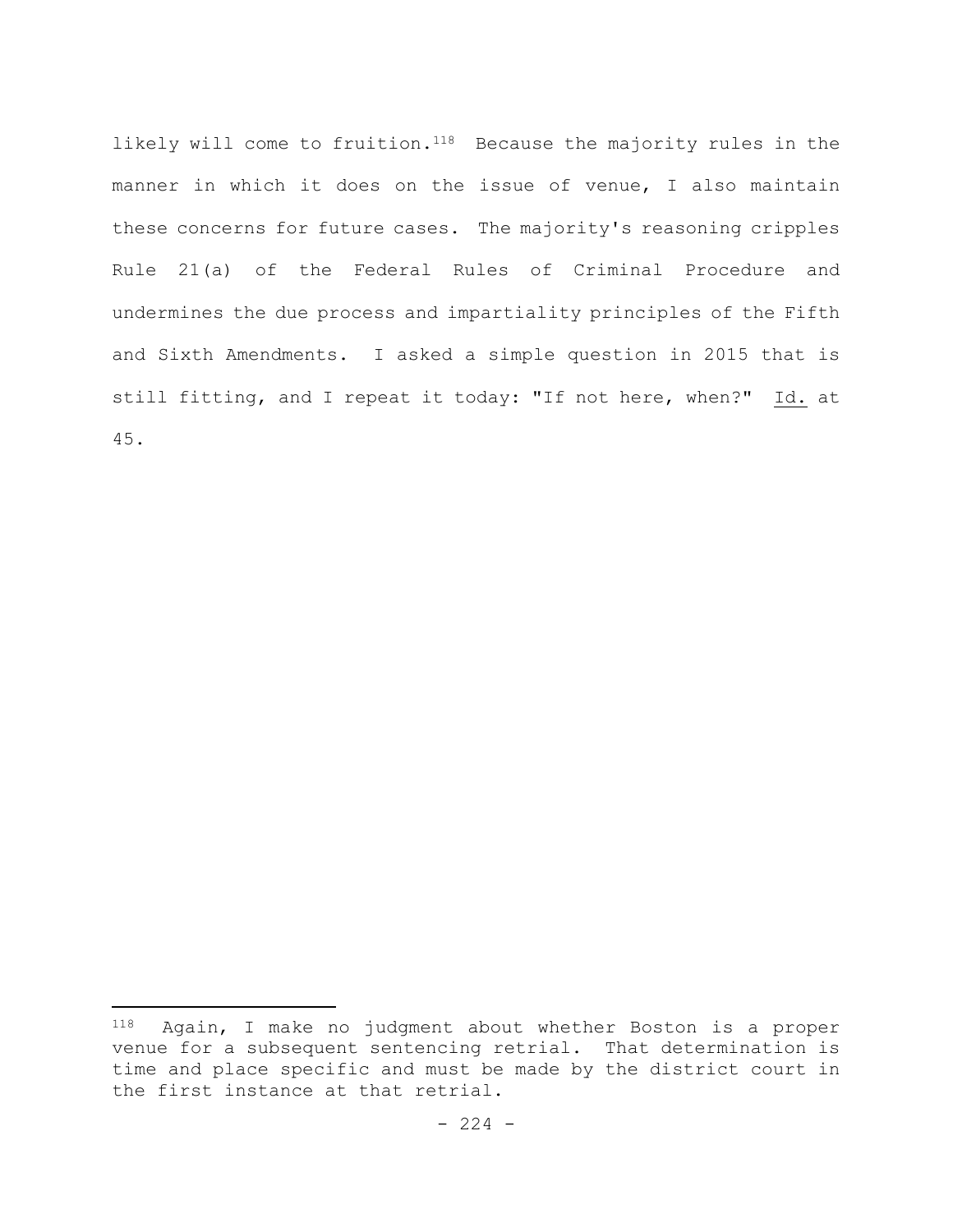likely will come to fruition.[118] Because the majority rules in the manner in which it does on the issue of venue, I also maintain these concerns for future cases. The majority's reasoning cripples Rule 21(a) of the Federal Rules of Criminal Procedure and undermines the due process and impartiality principles of the Fifth and Sixth Amendments. I asked a simple question in 2015 that is still fitting, and I repeat it today: "If not here, when?" Id. at 45.

---

[118] Again, I make no judgment about whether Boston is a proper venue for a subsequent sentencing retrial. That determination is time and place specific and must be made by the district court in the first instance at that retrial.